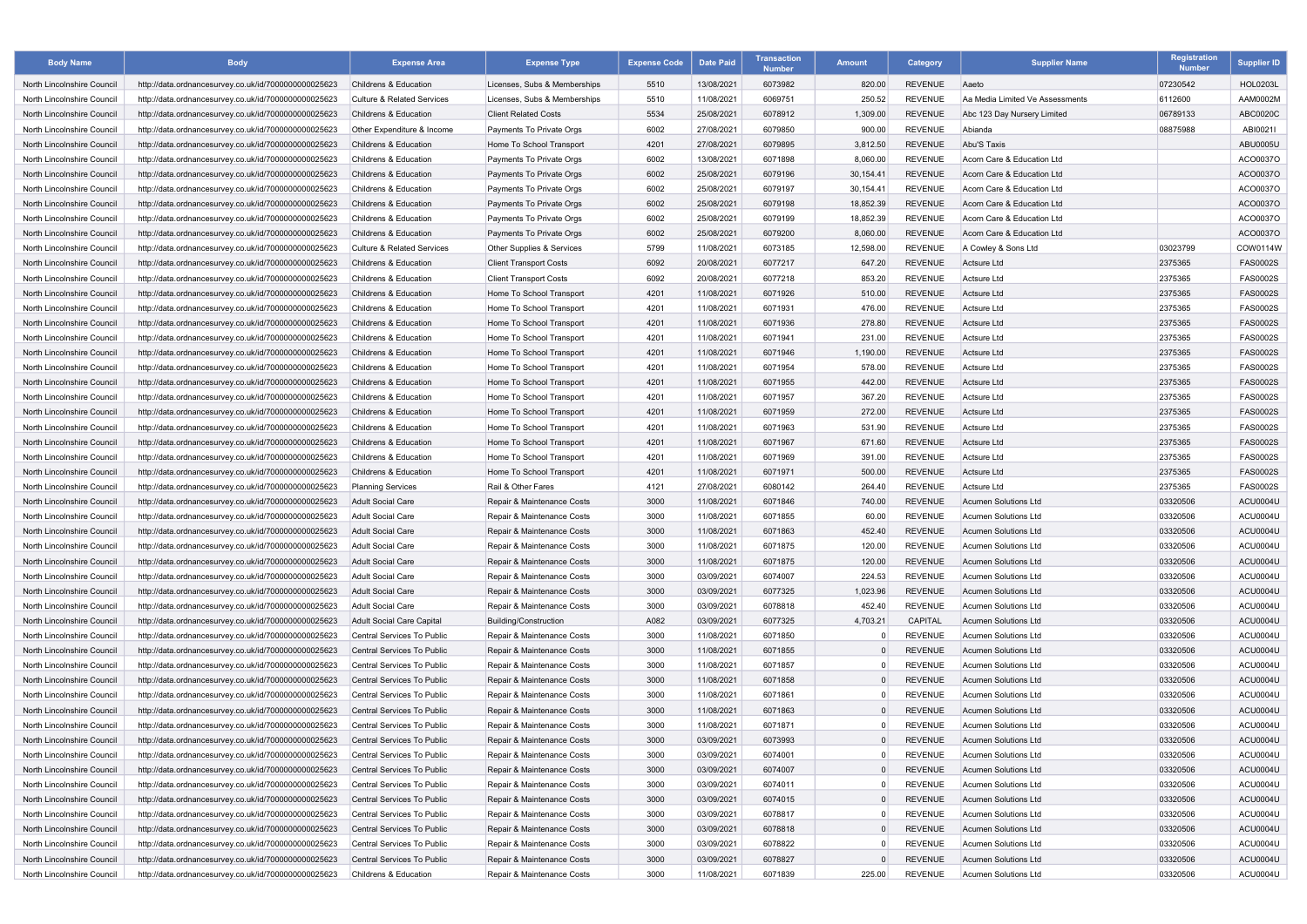| Body Name | Body | Expense Area | Expense Type | Expense Code | Date Paid | Transaction Number | Amount | Category | Supplier Name | Registration Number | Supplier ID |
|---|---|---|---|---|---|---|---|---|---|---|---|
| North Lincolnshire Council | http://data.ordnancesurvey.co.uk/id/7000000000025623 | Childrens & Education | Licenses, Subs & Memberships | 5510 | 13/08/2021 | 6073982 | 820.00 | REVENUE | Aaeto | 07230542 | HOL0203L |
| North Lincolnshire Council | http://data.ordnancesurvey.co.uk/id/7000000000025623 | Culture & Related Services | Licenses, Subs & Memberships | 5510 | 11/08/2021 | 6069751 | 250.52 | REVENUE | Aa Media Limited Ve Assessments | 6112600 | AAM0002M |
| North Lincolnshire Council | http://data.ordnancesurvey.co.uk/id/7000000000025623 | Childrens & Education | Client Related Costs | 5534 | 25/08/2021 | 6078912 | 1,309.00 | REVENUE | Abc 123 Day Nursery Limited | 06789133 | ABC0020C |
| North Lincolnshire Council | http://data.ordnancesurvey.co.uk/id/7000000000025623 | Other Expenditure & Income | Payments To Private Orgs | 6002 | 27/08/2021 | 6079850 | 900.00 | REVENUE | Abianda | 08875988 | ABI0021I |
| North Lincolnshire Council | http://data.ordnancesurvey.co.uk/id/7000000000025623 | Childrens & Education | Home To School Transport | 4201 | 27/08/2021 | 6079895 | 3,812.50 | REVENUE | Abu'S Taxis | | ABU0005U |
| North Lincolnshire Council | http://data.ordnancesurvey.co.uk/id/7000000000025623 | Childrens & Education | Payments To Private Orgs | 6002 | 13/08/2021 | 6071898 | 8,060.00 | REVENUE | Acorn Care & Education Ltd | | ACO0037O |
| North Lincolnshire Council | http://data.ordnancesurvey.co.uk/id/7000000000025623 | Childrens & Education | Payments To Private Orgs | 6002 | 25/08/2021 | 6079196 | 30,154.41 | REVENUE | Acorn Care & Education Ltd | | ACO0037O |
| North Lincolnshire Council | http://data.ordnancesurvey.co.uk/id/7000000000025623 | Childrens & Education | Payments To Private Orgs | 6002 | 25/08/2021 | 6079197 | 30,154.41 | REVENUE | Acorn Care & Education Ltd | | ACO0037O |
| North Lincolnshire Council | http://data.ordnancesurvey.co.uk/id/7000000000025623 | Childrens & Education | Payments To Private Orgs | 6002 | 25/08/2021 | 6079198 | 18,852.39 | REVENUE | Acorn Care & Education Ltd | | ACO0037O |
| North Lincolnshire Council | http://data.ordnancesurvey.co.uk/id/7000000000025623 | Childrens & Education | Payments To Private Orgs | 6002 | 25/08/2021 | 6079199 | 18,852.39 | REVENUE | Acorn Care & Education Ltd | | ACO0037O |
| North Lincolnshire Council | http://data.ordnancesurvey.co.uk/id/7000000000025623 | Childrens & Education | Payments To Private Orgs | 6002 | 25/08/2021 | 6079200 | 8,060.00 | REVENUE | Acorn Care & Education Ltd | | ACO0037O |
| North Lincolnshire Council | http://data.ordnancesurvey.co.uk/id/7000000000025623 | Culture & Related Services | Other Supplies & Services | 5799 | 11/08/2021 | 6073185 | 12,598.00 | REVENUE | A Cowley & Sons Ltd | 03023799 | COW0114W |
| North Lincolnshire Council | http://data.ordnancesurvey.co.uk/id/7000000000025623 | Childrens & Education | Client Transport Costs | 6092 | 20/08/2021 | 6077217 | 647.20 | REVENUE | Actsure Ltd | 2375365 | FAS0002S |
| North Lincolnshire Council | http://data.ordnancesurvey.co.uk/id/7000000000025623 | Childrens & Education | Client Transport Costs | 6092 | 20/08/2021 | 6077218 | 853.20 | REVENUE | Actsure Ltd | 2375365 | FAS0002S |
| North Lincolnshire Council | http://data.ordnancesurvey.co.uk/id/7000000000025623 | Childrens & Education | Home To School Transport | 4201 | 11/08/2021 | 6071926 | 510.00 | REVENUE | Actsure Ltd | 2375365 | FAS0002S |
| North Lincolnshire Council | http://data.ordnancesurvey.co.uk/id/7000000000025623 | Childrens & Education | Home To School Transport | 4201 | 11/08/2021 | 6071931 | 476.00 | REVENUE | Actsure Ltd | 2375365 | FAS0002S |
| North Lincolnshire Council | http://data.ordnancesurvey.co.uk/id/7000000000025623 | Childrens & Education | Home To School Transport | 4201 | 11/08/2021 | 6071936 | 278.80 | REVENUE | Actsure Ltd | 2375365 | FAS0002S |
| North Lincolnshire Council | http://data.ordnancesurvey.co.uk/id/7000000000025623 | Childrens & Education | Home To School Transport | 4201 | 11/08/2021 | 6071941 | 231.00 | REVENUE | Actsure Ltd | 2375365 | FAS0002S |
| North Lincolnshire Council | http://data.ordnancesurvey.co.uk/id/7000000000025623 | Childrens & Education | Home To School Transport | 4201 | 11/08/2021 | 6071946 | 1,190.00 | REVENUE | Actsure Ltd | 2375365 | FAS0002S |
| North Lincolnshire Council | http://data.ordnancesurvey.co.uk/id/7000000000025623 | Childrens & Education | Home To School Transport | 4201 | 11/08/2021 | 6071954 | 578.00 | REVENUE | Actsure Ltd | 2375365 | FAS0002S |
| North Lincolnshire Council | http://data.ordnancesurvey.co.uk/id/7000000000025623 | Childrens & Education | Home To School Transport | 4201 | 11/08/2021 | 6071955 | 442.00 | REVENUE | Actsure Ltd | 2375365 | FAS0002S |
| North Lincolnshire Council | http://data.ordnancesurvey.co.uk/id/7000000000025623 | Childrens & Education | Home To School Transport | 4201 | 11/08/2021 | 6071957 | 367.20 | REVENUE | Actsure Ltd | 2375365 | FAS0002S |
| North Lincolnshire Council | http://data.ordnancesurvey.co.uk/id/7000000000025623 | Childrens & Education | Home To School Transport | 4201 | 11/08/2021 | 6071959 | 272.00 | REVENUE | Actsure Ltd | 2375365 | FAS0002S |
| North Lincolnshire Council | http://data.ordnancesurvey.co.uk/id/7000000000025623 | Childrens & Education | Home To School Transport | 4201 | 11/08/2021 | 6071963 | 531.90 | REVENUE | Actsure Ltd | 2375365 | FAS0002S |
| North Lincolnshire Council | http://data.ordnancesurvey.co.uk/id/7000000000025623 | Childrens & Education | Home To School Transport | 4201 | 11/08/2021 | 6071967 | 671.60 | REVENUE | Actsure Ltd | 2375365 | FAS0002S |
| North Lincolnshire Council | http://data.ordnancesurvey.co.uk/id/7000000000025623 | Childrens & Education | Home To School Transport | 4201 | 11/08/2021 | 6071969 | 391.00 | REVENUE | Actsure Ltd | 2375365 | FAS0002S |
| North Lincolnshire Council | http://data.ordnancesurvey.co.uk/id/7000000000025623 | Childrens & Education | Home To School Transport | 4201 | 11/08/2021 | 6071971 | 500.00 | REVENUE | Actsure Ltd | 2375365 | FAS0002S |
| North Lincolnshire Council | http://data.ordnancesurvey.co.uk/id/7000000000025623 | Planning Services | Rail & Other Fares | 4121 | 27/08/2021 | 6080142 | 264.40 | REVENUE | Actsure Ltd | 2375365 | FAS0002S |
| North Lincolnshire Council | http://data.ordnancesurvey.co.uk/id/7000000000025623 | Adult Social Care | Repair & Maintenance Costs | 3000 | 11/08/2021 | 6071846 | 740.00 | REVENUE | Acumen Solutions Ltd | 03320506 | ACU0004U |
| North Lincolnshire Council | http://data.ordnancesurvey.co.uk/id/7000000000025623 | Adult Social Care | Repair & Maintenance Costs | 3000 | 11/08/2021 | 6071855 | 60.00 | REVENUE | Acumen Solutions Ltd | 03320506 | ACU0004U |
| North Lincolnshire Council | http://data.ordnancesurvey.co.uk/id/7000000000025623 | Adult Social Care | Repair & Maintenance Costs | 3000 | 11/08/2021 | 6071863 | 452.40 | REVENUE | Acumen Solutions Ltd | 03320506 | ACU0004U |
| North Lincolnshire Council | http://data.ordnancesurvey.co.uk/id/7000000000025623 | Adult Social Care | Repair & Maintenance Costs | 3000 | 11/08/2021 | 6071875 | 120.00 | REVENUE | Acumen Solutions Ltd | 03320506 | ACU0004U |
| North Lincolnshire Council | http://data.ordnancesurvey.co.uk/id/7000000000025623 | Adult Social Care | Repair & Maintenance Costs | 3000 | 11/08/2021 | 6071875 | 120.00 | REVENUE | Acumen Solutions Ltd | 03320506 | ACU0004U |
| North Lincolnshire Council | http://data.ordnancesurvey.co.uk/id/7000000000025623 | Adult Social Care | Repair & Maintenance Costs | 3000 | 03/09/2021 | 6074007 | 224.53 | REVENUE | Acumen Solutions Ltd | 03320506 | ACU0004U |
| North Lincolnshire Council | http://data.ordnancesurvey.co.uk/id/7000000000025623 | Adult Social Care | Repair & Maintenance Costs | 3000 | 03/09/2021 | 6077325 | 1,023.96 | REVENUE | Acumen Solutions Ltd | 03320506 | ACU0004U |
| North Lincolnshire Council | http://data.ordnancesurvey.co.uk/id/7000000000025623 | Adult Social Care | Repair & Maintenance Costs | 3000 | 03/09/2021 | 6078818 | 452.40 | REVENUE | Acumen Solutions Ltd | 03320506 | ACU0004U |
| North Lincolnshire Council | http://data.ordnancesurvey.co.uk/id/7000000000025623 | Adult Social Care Capital | Building/Construction | A082 | 03/09/2021 | 6077325 | 4,703.21 | CAPITAL | Acumen Solutions Ltd | 03320506 | ACU0004U |
| North Lincolnshire Council | http://data.ordnancesurvey.co.uk/id/7000000000025623 | Central Services To Public | Repair & Maintenance Costs | 3000 | 11/08/2021 | 6071850 | 0 | REVENUE | Acumen Solutions Ltd | 03320506 | ACU0004U |
| North Lincolnshire Council | http://data.ordnancesurvey.co.uk/id/7000000000025623 | Central Services To Public | Repair & Maintenance Costs | 3000 | 11/08/2021 | 6071855 | 0 | REVENUE | Acumen Solutions Ltd | 03320506 | ACU0004U |
| North Lincolnshire Council | http://data.ordnancesurvey.co.uk/id/7000000000025623 | Central Services To Public | Repair & Maintenance Costs | 3000 | 11/08/2021 | 6071857 | 0 | REVENUE | Acumen Solutions Ltd | 03320506 | ACU0004U |
| North Lincolnshire Council | http://data.ordnancesurvey.co.uk/id/7000000000025623 | Central Services To Public | Repair & Maintenance Costs | 3000 | 11/08/2021 | 6071858 | 0 | REVENUE | Acumen Solutions Ltd | 03320506 | ACU0004U |
| North Lincolnshire Council | http://data.ordnancesurvey.co.uk/id/7000000000025623 | Central Services To Public | Repair & Maintenance Costs | 3000 | 11/08/2021 | 6071861 | 0 | REVENUE | Acumen Solutions Ltd | 03320506 | ACU0004U |
| North Lincolnshire Council | http://data.ordnancesurvey.co.uk/id/7000000000025623 | Central Services To Public | Repair & Maintenance Costs | 3000 | 11/08/2021 | 6071863 | 0 | REVENUE | Acumen Solutions Ltd | 03320506 | ACU0004U |
| North Lincolnshire Council | http://data.ordnancesurvey.co.uk/id/7000000000025623 | Central Services To Public | Repair & Maintenance Costs | 3000 | 11/08/2021 | 6071871 | 0 | REVENUE | Acumen Solutions Ltd | 03320506 | ACU0004U |
| North Lincolnshire Council | http://data.ordnancesurvey.co.uk/id/7000000000025623 | Central Services To Public | Repair & Maintenance Costs | 3000 | 03/09/2021 | 6073993 | 0 | REVENUE | Acumen Solutions Ltd | 03320506 | ACU0004U |
| North Lincolnshire Council | http://data.ordnancesurvey.co.uk/id/7000000000025623 | Central Services To Public | Repair & Maintenance Costs | 3000 | 03/09/2021 | 6074001 | 0 | REVENUE | Acumen Solutions Ltd | 03320506 | ACU0004U |
| North Lincolnshire Council | http://data.ordnancesurvey.co.uk/id/7000000000025623 | Central Services To Public | Repair & Maintenance Costs | 3000 | 03/09/2021 | 6074007 | 0 | REVENUE | Acumen Solutions Ltd | 03320506 | ACU0004U |
| North Lincolnshire Council | http://data.ordnancesurvey.co.uk/id/7000000000025623 | Central Services To Public | Repair & Maintenance Costs | 3000 | 03/09/2021 | 6074011 | 0 | REVENUE | Acumen Solutions Ltd | 03320506 | ACU0004U |
| North Lincolnshire Council | http://data.ordnancesurvey.co.uk/id/7000000000025623 | Central Services To Public | Repair & Maintenance Costs | 3000 | 03/09/2021 | 6074015 | 0 | REVENUE | Acumen Solutions Ltd | 03320506 | ACU0004U |
| North Lincolnshire Council | http://data.ordnancesurvey.co.uk/id/7000000000025623 | Central Services To Public | Repair & Maintenance Costs | 3000 | 03/09/2021 | 6078817 | 0 | REVENUE | Acumen Solutions Ltd | 03320506 | ACU0004U |
| North Lincolnshire Council | http://data.ordnancesurvey.co.uk/id/7000000000025623 | Central Services To Public | Repair & Maintenance Costs | 3000 | 03/09/2021 | 6078818 | 0 | REVENUE | Acumen Solutions Ltd | 03320506 | ACU0004U |
| North Lincolnshire Council | http://data.ordnancesurvey.co.uk/id/7000000000025623 | Central Services To Public | Repair & Maintenance Costs | 3000 | 03/09/2021 | 6078822 | 0 | REVENUE | Acumen Solutions Ltd | 03320506 | ACU0004U |
| North Lincolnshire Council | http://data.ordnancesurvey.co.uk/id/7000000000025623 | Central Services To Public | Repair & Maintenance Costs | 3000 | 03/09/2021 | 6078827 | 0 | REVENUE | Acumen Solutions Ltd | 03320506 | ACU0004U |
| North Lincolnshire Council | http://data.ordnancesurvey.co.uk/id/7000000000025623 | Childrens & Education | Repair & Maintenance Costs | 3000 | 11/08/2021 | 6071839 | 225.00 | REVENUE | Acumen Solutions Ltd | 03320506 | ACU0004U |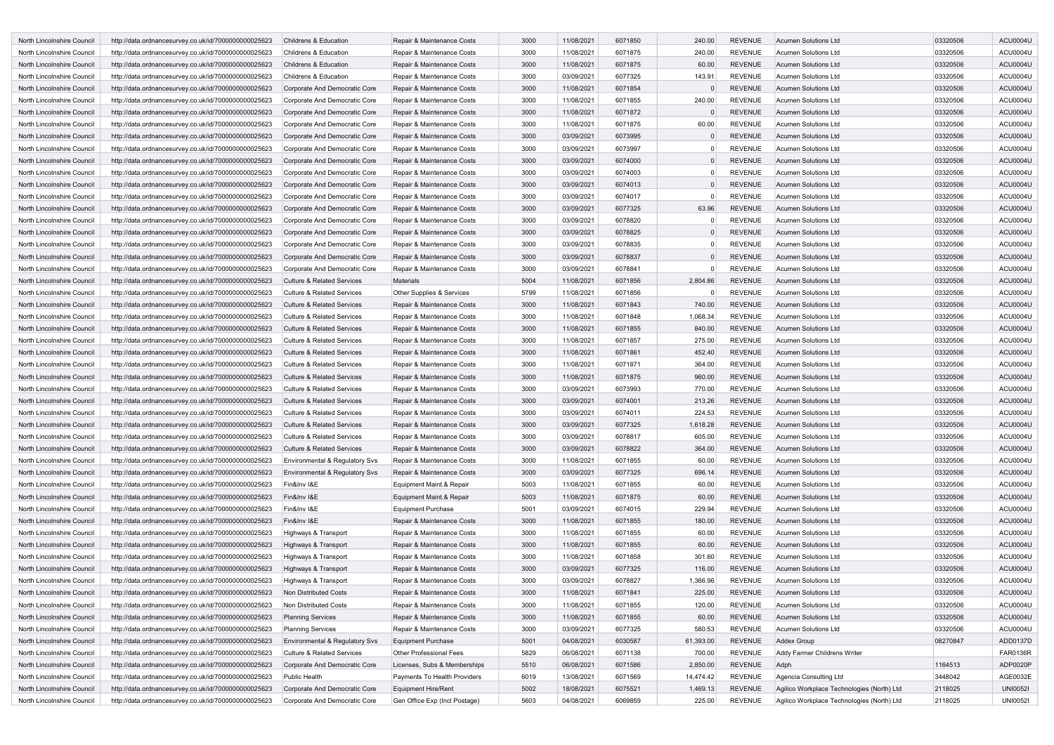| North Lincolnshire Council | http://data.ordnancesurvey.co.uk/id/7000000000025623 | Childrens & Education | Repair & Maintenance Costs | 3000 | 11/08/2021 | 6071850 | 240.00 | REVENUE | Acumen Solutions Ltd | 03320506 | ACU0004U |
|---|---|---|---|---|---|---|---|---|---|---|---|
| North Lincolnshire Council | http://data.ordnancesurvey.co.uk/id/7000000000025623 | Childrens & Education | Repair & Maintenance Costs | 3000 | 11/08/2021 | 6071875 | 240.00 | REVENUE | Acumen Solutions Ltd | 03320506 | ACU0004U |
| North Lincolnshire Council | http://data.ordnancesurvey.co.uk/id/7000000000025623 | Childrens & Education | Repair & Maintenance Costs | 3000 | 11/08/2021 | 6071875 | 60.00 | REVENUE | Acumen Solutions Ltd | 03320506 | ACU0004U |
| North Lincolnshire Council | http://data.ordnancesurvey.co.uk/id/7000000000025623 | Childrens & Education | Repair & Maintenance Costs | 3000 | 03/09/2021 | 6077325 | 143.91 | REVENUE | Acumen Solutions Ltd | 03320506 | ACU0004U |
| North Lincolnshire Council | http://data.ordnancesurvey.co.uk/id/7000000000025623 | Corporate And Democratic Core | Repair & Maintenance Costs | 3000 | 11/08/2021 | 6071854 | 0 | REVENUE | Acumen Solutions Ltd | 03320506 | ACU0004U |
| North Lincolnshire Council | http://data.ordnancesurvey.co.uk/id/7000000000025623 | Corporate And Democratic Core | Repair & Maintenance Costs | 3000 | 11/08/2021 | 6071855 | 240.00 | REVENUE | Acumen Solutions Ltd | 03320506 | ACU0004U |
| North Lincolnshire Council | http://data.ordnancesurvey.co.uk/id/7000000000025623 | Corporate And Democratic Core | Repair & Maintenance Costs | 3000 | 11/08/2021 | 6071872 | 0 | REVENUE | Acumen Solutions Ltd | 03320506 | ACU0004U |
| North Lincolnshire Council | http://data.ordnancesurvey.co.uk/id/7000000000025623 | Corporate And Democratic Core | Repair & Maintenance Costs | 3000 | 11/08/2021 | 6071875 | 60.00 | REVENUE | Acumen Solutions Ltd | 03320506 | ACU0004U |
| North Lincolnshire Council | http://data.ordnancesurvey.co.uk/id/7000000000025623 | Corporate And Democratic Core | Repair & Maintenance Costs | 3000 | 03/09/2021 | 6073995 | 0 | REVENUE | Acumen Solutions Ltd | 03320506 | ACU0004U |
| North Lincolnshire Council | http://data.ordnancesurvey.co.uk/id/7000000000025623 | Corporate And Democratic Core | Repair & Maintenance Costs | 3000 | 03/09/2021 | 6073997 | 0 | REVENUE | Acumen Solutions Ltd | 03320506 | ACU0004U |
| North Lincolnshire Council | http://data.ordnancesurvey.co.uk/id/7000000000025623 | Corporate And Democratic Core | Repair & Maintenance Costs | 3000 | 03/09/2021 | 6074000 | 0 | REVENUE | Acumen Solutions Ltd | 03320506 | ACU0004U |
| North Lincolnshire Council | http://data.ordnancesurvey.co.uk/id/7000000000025623 | Corporate And Democratic Core | Repair & Maintenance Costs | 3000 | 03/09/2021 | 6074003 | 0 | REVENUE | Acumen Solutions Ltd | 03320506 | ACU0004U |
| North Lincolnshire Council | http://data.ordnancesurvey.co.uk/id/7000000000025623 | Corporate And Democratic Core | Repair & Maintenance Costs | 3000 | 03/09/2021 | 6074013 | 0 | REVENUE | Acumen Solutions Ltd | 03320506 | ACU0004U |
| North Lincolnshire Council | http://data.ordnancesurvey.co.uk/id/7000000000025623 | Corporate And Democratic Core | Repair & Maintenance Costs | 3000 | 03/09/2021 | 6074017 | 0 | REVENUE | Acumen Solutions Ltd | 03320506 | ACU0004U |
| North Lincolnshire Council | http://data.ordnancesurvey.co.uk/id/7000000000025623 | Corporate And Democratic Core | Repair & Maintenance Costs | 3000 | 03/09/2021 | 6077325 | 63.96 | REVENUE | Acumen Solutions Ltd | 03320506 | ACU0004U |
| North Lincolnshire Council | http://data.ordnancesurvey.co.uk/id/7000000000025623 | Corporate And Democratic Core | Repair & Maintenance Costs | 3000 | 03/09/2021 | 6078820 | 0 | REVENUE | Acumen Solutions Ltd | 03320506 | ACU0004U |
| North Lincolnshire Council | http://data.ordnancesurvey.co.uk/id/7000000000025623 | Corporate And Democratic Core | Repair & Maintenance Costs | 3000 | 03/09/2021 | 6078825 | 0 | REVENUE | Acumen Solutions Ltd | 03320506 | ACU0004U |
| North Lincolnshire Council | http://data.ordnancesurvey.co.uk/id/7000000000025623 | Corporate And Democratic Core | Repair & Maintenance Costs | 3000 | 03/09/2021 | 6078835 | 0 | REVENUE | Acumen Solutions Ltd | 03320506 | ACU0004U |
| North Lincolnshire Council | http://data.ordnancesurvey.co.uk/id/7000000000025623 | Corporate And Democratic Core | Repair & Maintenance Costs | 3000 | 03/09/2021 | 6078837 | 0 | REVENUE | Acumen Solutions Ltd | 03320506 | ACU0004U |
| North Lincolnshire Council | http://data.ordnancesurvey.co.uk/id/7000000000025623 | Corporate And Democratic Core | Repair & Maintenance Costs | 3000 | 03/09/2021 | 6078841 | 0 | REVENUE | Acumen Solutions Ltd | 03320506 | ACU0004U |
| North Lincolnshire Council | http://data.ordnancesurvey.co.uk/id/7000000000025623 | Culture & Related Services | Materials | 5004 | 11/08/2021 | 6071856 | 2,804.86 | REVENUE | Acumen Solutions Ltd | 03320506 | ACU0004U |
| North Lincolnshire Council | http://data.ordnancesurvey.co.uk/id/7000000000025623 | Culture & Related Services | Other Supplies & Services | 5799 | 11/08/2021 | 6071856 | 0 | REVENUE | Acumen Solutions Ltd | 03320506 | ACU0004U |
| North Lincolnshire Council | http://data.ordnancesurvey.co.uk/id/7000000000025623 | Culture & Related Services | Repair & Maintenance Costs | 3000 | 11/08/2021 | 6071843 | 740.00 | REVENUE | Acumen Solutions Ltd | 03320506 | ACU0004U |
| North Lincolnshire Council | http://data.ordnancesurvey.co.uk/id/7000000000025623 | Culture & Related Services | Repair & Maintenance Costs | 3000 | 11/08/2021 | 6071848 | 1,068.34 | REVENUE | Acumen Solutions Ltd | 03320506 | ACU0004U |
| North Lincolnshire Council | http://data.ordnancesurvey.co.uk/id/7000000000025623 | Culture & Related Services | Repair & Maintenance Costs | 3000 | 11/08/2021 | 6071855 | 840.00 | REVENUE | Acumen Solutions Ltd | 03320506 | ACU0004U |
| North Lincolnshire Council | http://data.ordnancesurvey.co.uk/id/7000000000025623 | Culture & Related Services | Repair & Maintenance Costs | 3000 | 11/08/2021 | 6071857 | 275.00 | REVENUE | Acumen Solutions Ltd | 03320506 | ACU0004U |
| North Lincolnshire Council | http://data.ordnancesurvey.co.uk/id/7000000000025623 | Culture & Related Services | Repair & Maintenance Costs | 3000 | 11/08/2021 | 6071861 | 452.40 | REVENUE | Acumen Solutions Ltd | 03320506 | ACU0004U |
| North Lincolnshire Council | http://data.ordnancesurvey.co.uk/id/7000000000025623 | Culture & Related Services | Repair & Maintenance Costs | 3000 | 11/08/2021 | 6071871 | 364.00 | REVENUE | Acumen Solutions Ltd | 03320506 | ACU0004U |
| North Lincolnshire Council | http://data.ordnancesurvey.co.uk/id/7000000000025623 | Culture & Related Services | Repair & Maintenance Costs | 3000 | 11/08/2021 | 6071875 | 960.00 | REVENUE | Acumen Solutions Ltd | 03320506 | ACU0004U |
| North Lincolnshire Council | http://data.ordnancesurvey.co.uk/id/7000000000025623 | Culture & Related Services | Repair & Maintenance Costs | 3000 | 03/09/2021 | 6073993 | 770.00 | REVENUE | Acumen Solutions Ltd | 03320506 | ACU0004U |
| North Lincolnshire Council | http://data.ordnancesurvey.co.uk/id/7000000000025623 | Culture & Related Services | Repair & Maintenance Costs | 3000 | 03/09/2021 | 6074001 | 213.26 | REVENUE | Acumen Solutions Ltd | 03320506 | ACU0004U |
| North Lincolnshire Council | http://data.ordnancesurvey.co.uk/id/7000000000025623 | Culture & Related Services | Repair & Maintenance Costs | 3000 | 03/09/2021 | 6074011 | 224.53 | REVENUE | Acumen Solutions Ltd | 03320506 | ACU0004U |
| North Lincolnshire Council | http://data.ordnancesurvey.co.uk/id/7000000000025623 | Culture & Related Services | Repair & Maintenance Costs | 3000 | 03/09/2021 | 6077325 | 1,618.28 | REVENUE | Acumen Solutions Ltd | 03320506 | ACU0004U |
| North Lincolnshire Council | http://data.ordnancesurvey.co.uk/id/7000000000025623 | Culture & Related Services | Repair & Maintenance Costs | 3000 | 03/09/2021 | 6078817 | 605.00 | REVENUE | Acumen Solutions Ltd | 03320506 | ACU0004U |
| North Lincolnshire Council | http://data.ordnancesurvey.co.uk/id/7000000000025623 | Culture & Related Services | Repair & Maintenance Costs | 3000 | 03/09/2021 | 6078822 | 364.00 | REVENUE | Acumen Solutions Ltd | 03320506 | ACU0004U |
| North Lincolnshire Council | http://data.ordnancesurvey.co.uk/id/7000000000025623 | Environmental & Regulatory Svs | Repair & Maintenance Costs | 3000 | 11/08/2021 | 6071855 | 60.00 | REVENUE | Acumen Solutions Ltd | 03320506 | ACU0004U |
| North Lincolnshire Council | http://data.ordnancesurvey.co.uk/id/7000000000025623 | Environmental & Regulatory Svs | Repair & Maintenance Costs | 3000 | 03/09/2021 | 6077325 | 696.14 | REVENUE | Acumen Solutions Ltd | 03320506 | ACU0004U |
| North Lincolnshire Council | http://data.ordnancesurvey.co.uk/id/7000000000025623 | Fin&Inv I&E | Equipment Maint.& Repair | 5003 | 11/08/2021 | 6071855 | 60.00 | REVENUE | Acumen Solutions Ltd | 03320506 | ACU0004U |
| North Lincolnshire Council | http://data.ordnancesurvey.co.uk/id/7000000000025623 | Fin&Inv I&E | Equipment Maint.& Repair | 5003 | 11/08/2021 | 6071875 | 60.00 | REVENUE | Acumen Solutions Ltd | 03320506 | ACU0004U |
| North Lincolnshire Council | http://data.ordnancesurvey.co.uk/id/7000000000025623 | Fin&Inv I&E | Equipment Purchase | 5001 | 03/09/2021 | 6074015 | 229.94 | REVENUE | Acumen Solutions Ltd | 03320506 | ACU0004U |
| North Lincolnshire Council | http://data.ordnancesurvey.co.uk/id/7000000000025623 | Fin&Inv I&E | Repair & Maintenance Costs | 3000 | 11/08/2021 | 6071855 | 180.00 | REVENUE | Acumen Solutions Ltd | 03320506 | ACU0004U |
| North Lincolnshire Council | http://data.ordnancesurvey.co.uk/id/7000000000025623 | Highways & Transport | Repair & Maintenance Costs | 3000 | 11/08/2021 | 6071855 | 60.00 | REVENUE | Acumen Solutions Ltd | 03320506 | ACU0004U |
| North Lincolnshire Council | http://data.ordnancesurvey.co.uk/id/7000000000025623 | Highways & Transport | Repair & Maintenance Costs | 3000 | 11/08/2021 | 6071855 | 60.00 | REVENUE | Acumen Solutions Ltd | 03320506 | ACU0004U |
| North Lincolnshire Council | http://data.ordnancesurvey.co.uk/id/7000000000025623 | Highways & Transport | Repair & Maintenance Costs | 3000 | 11/08/2021 | 6071858 | 301.60 | REVENUE | Acumen Solutions Ltd | 03320506 | ACU0004U |
| North Lincolnshire Council | http://data.ordnancesurvey.co.uk/id/7000000000025623 | Highways & Transport | Repair & Maintenance Costs | 3000 | 03/09/2021 | 6077325 | 116.00 | REVENUE | Acumen Solutions Ltd | 03320506 | ACU0004U |
| North Lincolnshire Council | http://data.ordnancesurvey.co.uk/id/7000000000025623 | Highways & Transport | Repair & Maintenance Costs | 3000 | 03/09/2021 | 6078827 | 1,366.96 | REVENUE | Acumen Solutions Ltd | 03320506 | ACU0004U |
| North Lincolnshire Council | http://data.ordnancesurvey.co.uk/id/7000000000025623 | Non Distributed Costs | Repair & Maintenance Costs | 3000 | 11/08/2021 | 6071841 | 225.00 | REVENUE | Acumen Solutions Ltd | 03320506 | ACU0004U |
| North Lincolnshire Council | http://data.ordnancesurvey.co.uk/id/7000000000025623 | Non Distributed Costs | Repair & Maintenance Costs | 3000 | 11/08/2021 | 6071855 | 120.00 | REVENUE | Acumen Solutions Ltd | 03320506 | ACU0004U |
| North Lincolnshire Council | http://data.ordnancesurvey.co.uk/id/7000000000025623 | Planning Services | Repair & Maintenance Costs | 3000 | 11/08/2021 | 6071855 | 60.00 | REVENUE | Acumen Solutions Ltd | 03320506 | ACU0004U |
| North Lincolnshire Council | http://data.ordnancesurvey.co.uk/id/7000000000025623 | Planning Services | Repair & Maintenance Costs | 3000 | 03/09/2021 | 6077325 | 580.53 | REVENUE | Acumen Solutions Ltd | 03320506 | ACU0004U |
| North Lincolnshire Council | http://data.ordnancesurvey.co.uk/id/7000000000025623 | Environmental & Regulatory Svs | Equipment Purchase | 5001 | 04/08/2021 | 6030587 | 61,393.00 | REVENUE | Addex Group | 08270847 | ADD0137D |
| North Lincolnshire Council | http://data.ordnancesurvey.co.uk/id/7000000000025623 | Culture & Related Services | Other Professional Fees | 5829 | 06/08/2021 | 6071138 | 700.00 | REVENUE | Addy Farmer Childrens Writer | | FAR0136R |
| North Lincolnshire Council | http://data.ordnancesurvey.co.uk/id/7000000000025623 | Corporate And Democratic Core | Licenses, Subs & Memberships | 5510 | 06/08/2021 | 6071586 | 2,850.00 | REVENUE | Adph | 1164513 | ADP0020P |
| North Lincolnshire Council | http://data.ordnancesurvey.co.uk/id/7000000000025623 | Public Health | Payments To Health Providers | 6019 | 13/08/2021 | 6071569 | 14,474.42 | REVENUE | Agencia Consulting Ltd | 3448042 | AGE0032E |
| North Lincolnshire Council | http://data.ordnancesurvey.co.uk/id/7000000000025623 | Corporate And Democratic Core | Equipment Hire/Rent | 5002 | 18/08/2021 | 6075521 | 1,469.13 | REVENUE | Agilico Workplace Technologies (North) Ltd | 2118025 | UNI0052I |
| North Lincolnshire Council | http://data.ordnancesurvey.co.uk/id/7000000000025623 | Corporate And Democratic Core | Gen Office Exp (Incl Postage) | 5603 | 04/08/2021 | 6069859 | 225.00 | REVENUE | Agilico Workplace Technologies (North) Ltd | 2118025 | UNI0052I |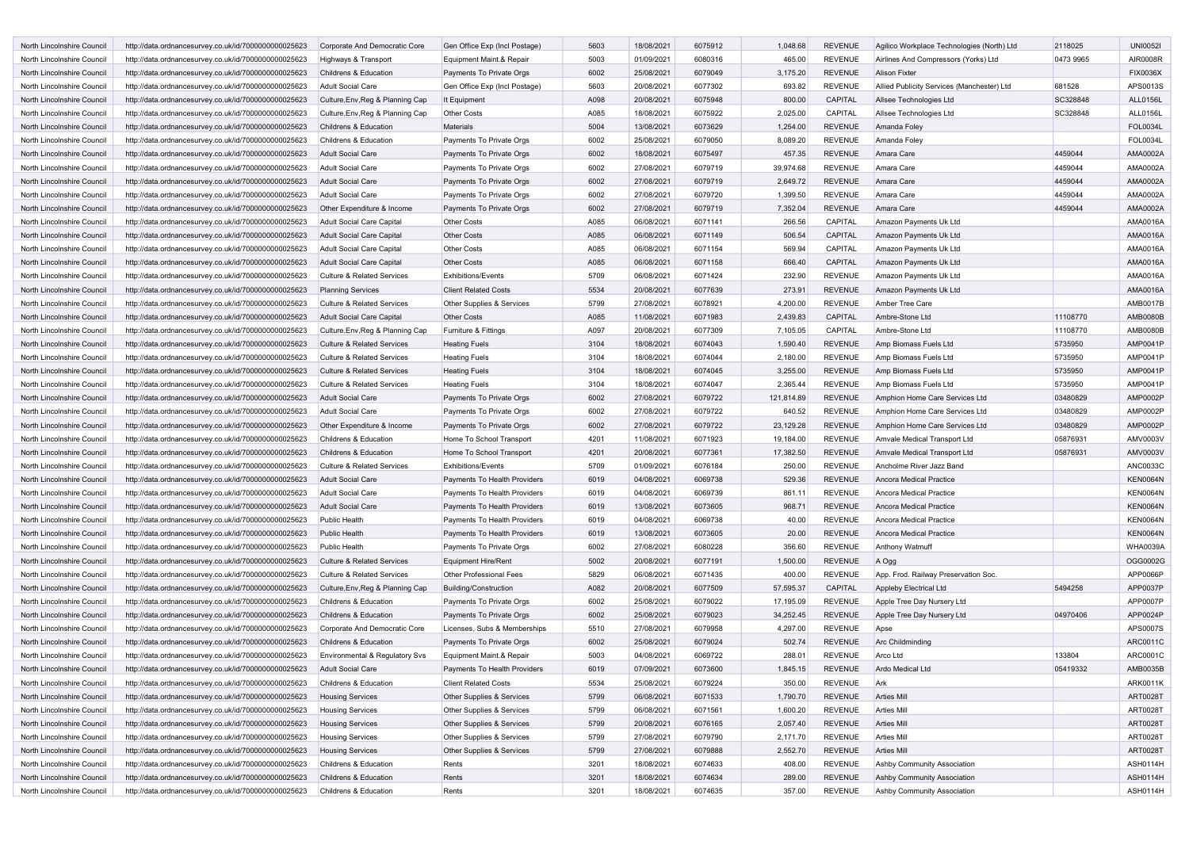| | | | | | | | | | | | |
|---|---|---|---|---|---|---|---|---|---|---|---|
| North Lincolnshire Council | http://data.ordnancesurvey.co.uk/id/7000000000025623 | Corporate And Democratic Core | Gen Office Exp (Incl Postage) | 5603 | 18/08/2021 | 6075912 | 1,048.68 | REVENUE | Agilico Workplace Technologies (North) Ltd | 2118025 | UNI0052I |
| North Lincolnshire Council | http://data.ordnancesurvey.co.uk/id/7000000000025623 | Highways & Transport | Equipment Maint.& Repair | 5003 | 01/09/2021 | 6080316 | 465.00 | REVENUE | Airlines And Compressors (Yorks) Ltd | 0473 9965 | AIR0008R |
| North Lincolnshire Council | http://data.ordnancesurvey.co.uk/id/7000000000025623 | Childrens & Education | Payments To Private Orgs | 6002 | 25/08/2021 | 6079049 | 3,175.20 | REVENUE | Alison Fixter | | FIX0036X |
| North Lincolnshire Council | http://data.ordnancesurvey.co.uk/id/7000000000025623 | Adult Social Care | Gen Office Exp (Incl Postage) | 5603 | 20/08/2021 | 6077302 | 693.82 | REVENUE | Allied Publicity Services (Manchester) Ltd | 681528 | APS0013S |
| North Lincolnshire Council | http://data.ordnancesurvey.co.uk/id/7000000000025623 | Culture,Env,Reg & Planning Cap | It Equipment | A098 | 20/08/2021 | 6075948 | 800.00 | CAPITAL | Allsee Technologies Ltd | SC328848 | ALL0156L |
| North Lincolnshire Council | http://data.ordnancesurvey.co.uk/id/7000000000025623 | Culture,Env,Reg & Planning Cap | Other Costs | A085 | 18/08/2021 | 6075922 | 2,025.00 | CAPITAL | Allsee Technologies Ltd | SC328848 | ALL0156L |
| North Lincolnshire Council | http://data.ordnancesurvey.co.uk/id/7000000000025623 | Childrens & Education | Materials | 5004 | 13/08/2021 | 6073629 | 1,254.00 | REVENUE | Amanda Foley | | FOL0034L |
| North Lincolnshire Council | http://data.ordnancesurvey.co.uk/id/7000000000025623 | Childrens & Education | Payments To Private Orgs | 6002 | 25/08/2021 | 6079050 | 8,089.20 | REVENUE | Amanda Foley | | FOL0034L |
| North Lincolnshire Council | http://data.ordnancesurvey.co.uk/id/7000000000025623 | Adult Social Care | Payments To Private Orgs | 6002 | 18/08/2021 | 6075497 | 457.35 | REVENUE | Amara Care | 4459044 | AMA0002A |
| North Lincolnshire Council | http://data.ordnancesurvey.co.uk/id/7000000000025623 | Adult Social Care | Payments To Private Orgs | 6002 | 27/08/2021 | 6079719 | 39,974.68 | REVENUE | Amara Care | 4459044 | AMA0002A |
| North Lincolnshire Council | http://data.ordnancesurvey.co.uk/id/7000000000025623 | Adult Social Care | Payments To Private Orgs | 6002 | 27/08/2021 | 6079719 | 2,649.72 | REVENUE | Amara Care | 4459044 | AMA0002A |
| North Lincolnshire Council | http://data.ordnancesurvey.co.uk/id/7000000000025623 | Adult Social Care | Payments To Private Orgs | 6002 | 27/08/2021 | 6079720 | 1,399.50 | REVENUE | Amara Care | 4459044 | AMA0002A |
| North Lincolnshire Council | http://data.ordnancesurvey.co.uk/id/7000000000025623 | Other Expenditure & Income | Payments To Private Orgs | 6002 | 27/08/2021 | 6079719 | 7,352.04 | REVENUE | Amara Care | 4459044 | AMA0002A |
| North Lincolnshire Council | http://data.ordnancesurvey.co.uk/id/7000000000025623 | Adult Social Care Capital | Other Costs | A085 | 06/08/2021 | 6071141 | 266.56 | CAPITAL | Amazon Payments Uk Ltd | | AMA0016A |
| North Lincolnshire Council | http://data.ordnancesurvey.co.uk/id/7000000000025623 | Adult Social Care Capital | Other Costs | A085 | 06/08/2021 | 6071149 | 506.54 | CAPITAL | Amazon Payments Uk Ltd | | AMA0016A |
| North Lincolnshire Council | http://data.ordnancesurvey.co.uk/id/7000000000025623 | Adult Social Care Capital | Other Costs | A085 | 06/08/2021 | 6071154 | 569.94 | CAPITAL | Amazon Payments Uk Ltd | | AMA0016A |
| North Lincolnshire Council | http://data.ordnancesurvey.co.uk/id/7000000000025623 | Adult Social Care Capital | Other Costs | A085 | 06/08/2021 | 6071158 | 666.40 | CAPITAL | Amazon Payments Uk Ltd | | AMA0016A |
| North Lincolnshire Council | http://data.ordnancesurvey.co.uk/id/7000000000025623 | Culture & Related Services | Exhibitions/Events | 5709 | 06/08/2021 | 6071424 | 232.90 | REVENUE | Amazon Payments Uk Ltd | | AMA0016A |
| North Lincolnshire Council | http://data.ordnancesurvey.co.uk/id/7000000000025623 | Planning Services | Client Related Costs | 5534 | 20/08/2021 | 6077639 | 273.91 | REVENUE | Amazon Payments Uk Ltd | | AMA0016A |
| North Lincolnshire Council | http://data.ordnancesurvey.co.uk/id/7000000000025623 | Culture & Related Services | Other Supplies & Services | 5799 | 27/08/2021 | 6078921 | 4,200.00 | REVENUE | Amber Tree Care | | AMB0017B |
| North Lincolnshire Council | http://data.ordnancesurvey.co.uk/id/7000000000025623 | Adult Social Care Capital | Other Costs | A085 | 11/08/2021 | 6071983 | 2,439.83 | CAPITAL | Ambre-Stone Ltd | 11108770 | AMB0080B |
| North Lincolnshire Council | http://data.ordnancesurvey.co.uk/id/7000000000025623 | Culture,Env,Reg & Planning Cap | Furniture & Fittings | A097 | 20/08/2021 | 6077309 | 7,105.05 | CAPITAL | Ambre-Stone Ltd | 11108770 | AMB0080B |
| North Lincolnshire Council | http://data.ordnancesurvey.co.uk/id/7000000000025623 | Culture & Related Services | Heating Fuels | 3104 | 18/08/2021 | 6074043 | 1,590.40 | REVENUE | Amp Biomass Fuels Ltd | 5735950 | AMP0041P |
| North Lincolnshire Council | http://data.ordnancesurvey.co.uk/id/7000000000025623 | Culture & Related Services | Heating Fuels | 3104 | 18/08/2021 | 6074044 | 2,180.00 | REVENUE | Amp Biomass Fuels Ltd | 5735950 | AMP0041P |
| North Lincolnshire Council | http://data.ordnancesurvey.co.uk/id/7000000000025623 | Culture & Related Services | Heating Fuels | 3104 | 18/08/2021 | 6074045 | 3,255.00 | REVENUE | Amp Biomass Fuels Ltd | 5735950 | AMP0041P |
| North Lincolnshire Council | http://data.ordnancesurvey.co.uk/id/7000000000025623 | Culture & Related Services | Heating Fuels | 3104 | 18/08/2021 | 6074047 | 2,365.44 | REVENUE | Amp Biomass Fuels Ltd | 5735950 | AMP0041P |
| North Lincolnshire Council | http://data.ordnancesurvey.co.uk/id/7000000000025623 | Adult Social Care | Payments To Private Orgs | 6002 | 27/08/2021 | 6079722 | 121,814.89 | REVENUE | Amphion Home Care Services Ltd | 03480829 | AMP0002P |
| North Lincolnshire Council | http://data.ordnancesurvey.co.uk/id/7000000000025623 | Adult Social Care | Payments To Private Orgs | 6002 | 27/08/2021 | 6079722 | 640.52 | REVENUE | Amphion Home Care Services Ltd | 03480829 | AMP0002P |
| North Lincolnshire Council | http://data.ordnancesurvey.co.uk/id/7000000000025623 | Other Expenditure & Income | Payments To Private Orgs | 6002 | 27/08/2021 | 6079722 | 23,129.28 | REVENUE | Amphion Home Care Services Ltd | 03480829 | AMP0002P |
| North Lincolnshire Council | http://data.ordnancesurvey.co.uk/id/7000000000025623 | Childrens & Education | Home To School Transport | 4201 | 11/08/2021 | 6071923 | 19,184.00 | REVENUE | Amvale Medical Transport Ltd | 05876931 | AMV0003V |
| North Lincolnshire Council | http://data.ordnancesurvey.co.uk/id/7000000000025623 | Childrens & Education | Home To School Transport | 4201 | 20/08/2021 | 6077361 | 17,382.50 | REVENUE | Amvale Medical Transport Ltd | 05876931 | AMV0003V |
| North Lincolnshire Council | http://data.ordnancesurvey.co.uk/id/7000000000025623 | Culture & Related Services | Exhibitions/Events | 5709 | 01/09/2021 | 6076184 | 250.00 | REVENUE | Ancholme River Jazz Band | | ANC0033C |
| North Lincolnshire Council | http://data.ordnancesurvey.co.uk/id/7000000000025623 | Adult Social Care | Payments To Health Providers | 6019 | 04/08/2021 | 6069738 | 529.36 | REVENUE | Ancora Medical Practice | | KEN0064N |
| North Lincolnshire Council | http://data.ordnancesurvey.co.uk/id/7000000000025623 | Adult Social Care | Payments To Health Providers | 6019 | 04/08/2021 | 6069739 | 861.11 | REVENUE | Ancora Medical Practice | | KEN0064N |
| North Lincolnshire Council | http://data.ordnancesurvey.co.uk/id/7000000000025623 | Adult Social Care | Payments To Health Providers | 6019 | 13/08/2021 | 6073605 | 968.71 | REVENUE | Ancora Medical Practice | | KEN0064N |
| North Lincolnshire Council | http://data.ordnancesurvey.co.uk/id/7000000000025623 | Public Health | Payments To Health Providers | 6019 | 04/08/2021 | 6069738 | 40.00 | REVENUE | Ancora Medical Practice | | KEN0064N |
| North Lincolnshire Council | http://data.ordnancesurvey.co.uk/id/7000000000025623 | Public Health | Payments To Health Providers | 6019 | 13/08/2021 | 6073605 | 20.00 | REVENUE | Ancora Medical Practice | | KEN0064N |
| North Lincolnshire Council | http://data.ordnancesurvey.co.uk/id/7000000000025623 | Public Health | Payments To Private Orgs | 6002 | 27/08/2021 | 6080228 | 356.60 | REVENUE | Anthony Watmuff | | WHA0039A |
| North Lincolnshire Council | http://data.ordnancesurvey.co.uk/id/7000000000025623 | Culture & Related Services | Equipment Hire/Rent | 5002 | 20/08/2021 | 6077191 | 1,500.00 | REVENUE | A Ogg | | OGG0002G |
| North Lincolnshire Council | http://data.ordnancesurvey.co.uk/id/7000000000025623 | Culture & Related Services | Other Professional Fees | 5829 | 06/08/2021 | 6071435 | 400.00 | REVENUE | App. Frod. Railway Preservation Soc. | | APP0066P |
| North Lincolnshire Council | http://data.ordnancesurvey.co.uk/id/7000000000025623 | Culture,Env,Reg & Planning Cap | Building/Construction | A082 | 20/08/2021 | 6077509 | 57,595.37 | CAPITAL | Appleby Electrical Ltd | 5494258 | APP0037P |
| North Lincolnshire Council | http://data.ordnancesurvey.co.uk/id/7000000000025623 | Childrens & Education | Payments To Private Orgs | 6002 | 25/08/2021 | 6079022 | 17,195.09 | REVENUE | Apple Tree Day Nursery Ltd | | APP0007P |
| North Lincolnshire Council | http://data.ordnancesurvey.co.uk/id/7000000000025623 | Childrens & Education | Payments To Private Orgs | 6002 | 25/08/2021 | 6079023 | 34,252.45 | REVENUE | Apple Tree Day Nursery Ltd | 04970406 | APP0024P |
| North Lincolnshire Council | http://data.ordnancesurvey.co.uk/id/7000000000025623 | Corporate And Democratic Core | Licenses, Subs & Memberships | 5510 | 27/08/2021 | 6079958 | 4,297.00 | REVENUE | Apse | | APS0007S |
| North Lincolnshire Council | http://data.ordnancesurvey.co.uk/id/7000000000025623 | Childrens & Education | Payments To Private Orgs | 6002 | 25/08/2021 | 6079024 | 502.74 | REVENUE | Arc Childminding | | ARC0011C |
| North Lincolnshire Council | http://data.ordnancesurvey.co.uk/id/7000000000025623 | Environmental & Regulatory Svs | Equipment Maint.& Repair | 5003 | 04/08/2021 | 6069722 | 288.01 | REVENUE | Arco Ltd | 133804 | ARC0001C |
| North Lincolnshire Council | http://data.ordnancesurvey.co.uk/id/7000000000025623 | Adult Social Care | Payments To Health Providers | 6019 | 07/09/2021 | 6073600 | 1,845.15 | REVENUE | Ardo Medical Ltd | 05419332 | AMB0035B |
| North Lincolnshire Council | http://data.ordnancesurvey.co.uk/id/7000000000025623 | Childrens & Education | Client Related Costs | 5534 | 25/08/2021 | 6079224 | 350.00 | REVENUE | Ark | | ARK0011K |
| North Lincolnshire Council | http://data.ordnancesurvey.co.uk/id/7000000000025623 | Housing Services | Other Supplies & Services | 5799 | 06/08/2021 | 6071533 | 1,790.70 | REVENUE | Arties Mill | | ART0028T |
| North Lincolnshire Council | http://data.ordnancesurvey.co.uk/id/7000000000025623 | Housing Services | Other Supplies & Services | 5799 | 06/08/2021 | 6071561 | 1,600.20 | REVENUE | Arties Mill | | ART0028T |
| North Lincolnshire Council | http://data.ordnancesurvey.co.uk/id/7000000000025623 | Housing Services | Other Supplies & Services | 5799 | 20/08/2021 | 6076165 | 2,057.40 | REVENUE | Arties Mill | | ART0028T |
| North Lincolnshire Council | http://data.ordnancesurvey.co.uk/id/7000000000025623 | Housing Services | Other Supplies & Services | 5799 | 27/08/2021 | 6079790 | 2,171.70 | REVENUE | Arties Mill | | ART0028T |
| North Lincolnshire Council | http://data.ordnancesurvey.co.uk/id/7000000000025623 | Housing Services | Other Supplies & Services | 5799 | 27/08/2021 | 6079888 | 2,552.70 | REVENUE | Arties Mill | | ART0028T |
| North Lincolnshire Council | http://data.ordnancesurvey.co.uk/id/7000000000025623 | Childrens & Education | Rents | 3201 | 18/08/2021 | 6074633 | 408.00 | REVENUE | Ashby Community Association | | ASH0114H |
| North Lincolnshire Council | http://data.ordnancesurvey.co.uk/id/7000000000025623 | Childrens & Education | Rents | 3201 | 18/08/2021 | 6074634 | 289.00 | REVENUE | Ashby Community Association | | ASH0114H |
| North Lincolnshire Council | http://data.ordnancesurvey.co.uk/id/7000000000025623 | Childrens & Education | Rents | 3201 | 18/08/2021 | 6074635 | 357.00 | REVENUE | Ashby Community Association | | ASH0114H |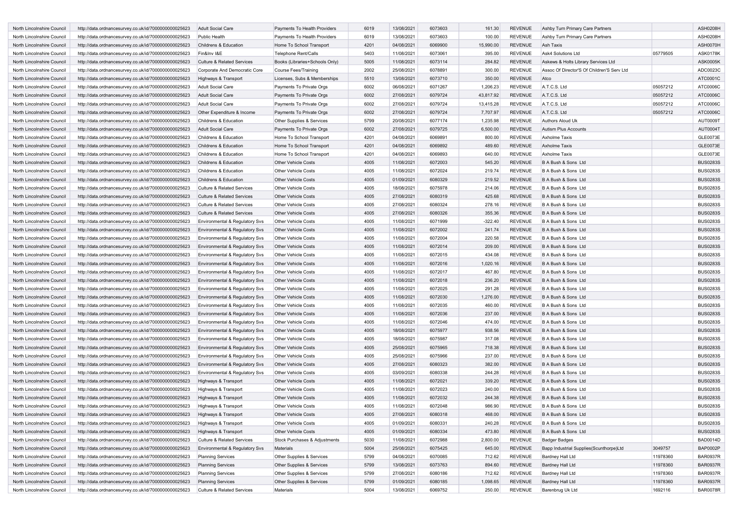| | | | | | | | | | | | |
|---|---|---|---|---|---|---|---|---|---|---|---|
| North Lincolnshire Council | http://data.ordnancesurvey.co.uk/id/7000000000025623 | Adult Social Care | Payments To Health Providers | 6019 | 13/08/2021 | 6073603 | 161.30 | REVENUE | Ashby Turn Primary Care Partners | | ASH0208H |
| North Lincolnshire Council | http://data.ordnancesurvey.co.uk/id/7000000000025623 | Public Health | Payments To Health Providers | 6019 | 13/08/2021 | 6073603 | 100.00 | REVENUE | Ashby Turn Primary Care Partners | | ASH0208H |
| North Lincolnshire Council | http://data.ordnancesurvey.co.uk/id/7000000000025623 | Childrens & Education | Home To School Transport | 4201 | 04/08/2021 | 6069900 | 15,990.00 | REVENUE | Ash Taxis | | ASH0070H |
| North Lincolnshire Council | http://data.ordnancesurvey.co.uk/id/7000000000025623 | Fin&Inv I&E | Telephone Rent/Calls | 5403 | 11/08/2021 | 6073061 | 395.00 | REVENUE | Ask4 Solutions Ltd | 05779505 | ASK0178K |
| North Lincolnshire Council | http://data.ordnancesurvey.co.uk/id/7000000000025623 | Culture & Related Services | Books (Libraries+Schools Only) | 5005 | 11/08/2021 | 6073114 | 284.82 | REVENUE | Askews & Holts Library Services Ltd | | ASK0005K |
| North Lincolnshire Council | http://data.ordnancesurvey.co.uk/id/7000000000025623 | Corporate And Democratic Core | Course Fees/Training | 2002 | 25/08/2021 | 6078891 | 300.00 | REVENUE | Assoc Of Director'S Of Children'S Serv Ltd | | ADC0023C |
| North Lincolnshire Council | http://data.ordnancesurvey.co.uk/id/7000000000025623 | Highways & Transport | Licenses, Subs & Memberships | 5510 | 13/08/2021 | 6073710 | 350.00 | REVENUE | Atco | | ATC0001C |
| North Lincolnshire Council | http://data.ordnancesurvey.co.uk/id/7000000000025623 | Adult Social Care | Payments To Private Orgs | 6002 | 06/08/2021 | 6071267 | 1,206.23 | REVENUE | A.T.C.S. Ltd | 05057212 | ATC0006C |
| North Lincolnshire Council | http://data.ordnancesurvey.co.uk/id/7000000000025623 | Adult Social Care | Payments To Private Orgs | 6002 | 27/08/2021 | 6079724 | 43,817.92 | REVENUE | A.T.C.S. Ltd | 05057212 | ATC0006C |
| North Lincolnshire Council | http://data.ordnancesurvey.co.uk/id/7000000000025623 | Adult Social Care | Payments To Private Orgs | 6002 | 27/08/2021 | 6079724 | 13,415.28 | REVENUE | A.T.C.S. Ltd | 05057212 | ATC0006C |
| North Lincolnshire Council | http://data.ordnancesurvey.co.uk/id/7000000000025623 | Other Expenditure & Income | Payments To Private Orgs | 6002 | 27/08/2021 | 6079724 | 7,707.97 | REVENUE | A.T.C.S. Ltd | 05057212 | ATC0006C |
| North Lincolnshire Council | http://data.ordnancesurvey.co.uk/id/7000000000025623 | Childrens & Education | Other Supplies & Services | 5799 | 20/08/2021 | 6077174 | 1,235.98 | REVENUE | Authors Aloud Uk | | AUT0009T |
| North Lincolnshire Council | http://data.ordnancesurvey.co.uk/id/7000000000025623 | Adult Social Care | Payments To Private Orgs | 6002 | 27/08/2021 | 6079725 | 6,500.00 | REVENUE | Autism Plus Accounts | | AUT0004T |
| North Lincolnshire Council | http://data.ordnancesurvey.co.uk/id/7000000000025623 | Childrens & Education | Home To School Transport | 4201 | 04/08/2021 | 6069891 | 800.00 | REVENUE | Axholme Taxis | | GLE0073E |
| North Lincolnshire Council | http://data.ordnancesurvey.co.uk/id/7000000000025623 | Childrens & Education | Home To School Transport | 4201 | 04/08/2021 | 6069892 | 489.60 | REVENUE | Axholme Taxis | | GLE0073E |
| North Lincolnshire Council | http://data.ordnancesurvey.co.uk/id/7000000000025623 | Childrens & Education | Home To School Transport | 4201 | 04/08/2021 | 6069893 | 640.00 | REVENUE | Axholme Taxis | | GLE0073E |
| North Lincolnshire Council | http://data.ordnancesurvey.co.uk/id/7000000000025623 | Childrens & Education | Other Vehicle Costs | 4005 | 11/08/2021 | 6072003 | 545.20 | REVENUE | B A Bush & Sons Ltd | | BUS0283S |
| North Lincolnshire Council | http://data.ordnancesurvey.co.uk/id/7000000000025623 | Childrens & Education | Other Vehicle Costs | 4005 | 11/08/2021 | 6072024 | 219.74 | REVENUE | B A Bush & Sons Ltd | | BUS0283S |
| North Lincolnshire Council | http://data.ordnancesurvey.co.uk/id/7000000000025623 | Childrens & Education | Other Vehicle Costs | 4005 | 01/09/2021 | 6080329 | 219.52 | REVENUE | B A Bush & Sons Ltd | | BUS0283S |
| North Lincolnshire Council | http://data.ordnancesurvey.co.uk/id/7000000000025623 | Culture & Related Services | Other Vehicle Costs | 4005 | 18/08/2021 | 6075978 | 214.06 | REVENUE | B A Bush & Sons Ltd | | BUS0283S |
| North Lincolnshire Council | http://data.ordnancesurvey.co.uk/id/7000000000025623 | Culture & Related Services | Other Vehicle Costs | 4005 | 27/08/2021 | 6080319 | 425.68 | REVENUE | B A Bush & Sons Ltd | | BUS0283S |
| North Lincolnshire Council | http://data.ordnancesurvey.co.uk/id/7000000000025623 | Culture & Related Services | Other Vehicle Costs | 4005 | 27/08/2021 | 6080324 | 278.16 | REVENUE | B A Bush & Sons Ltd | | BUS0283S |
| North Lincolnshire Council | http://data.ordnancesurvey.co.uk/id/7000000000025623 | Culture & Related Services | Other Vehicle Costs | 4005 | 27/08/2021 | 6080326 | 355.36 | REVENUE | B A Bush & Sons Ltd | | BUS0283S |
| North Lincolnshire Council | http://data.ordnancesurvey.co.uk/id/7000000000025623 | Environmental & Regulatory Svs | Other Vehicle Costs | 4005 | 11/08/2021 | 6071999 | -322.40 | REVENUE | B A Bush & Sons Ltd | | BUS0283S |
| North Lincolnshire Council | http://data.ordnancesurvey.co.uk/id/7000000000025623 | Environmental & Regulatory Svs | Other Vehicle Costs | 4005 | 11/08/2021 | 6072002 | 241.74 | REVENUE | B A Bush & Sons Ltd | | BUS0283S |
| North Lincolnshire Council | http://data.ordnancesurvey.co.uk/id/7000000000025623 | Environmental & Regulatory Svs | Other Vehicle Costs | 4005 | 11/08/2021 | 6072004 | 220.58 | REVENUE | B A Bush & Sons Ltd | | BUS0283S |
| North Lincolnshire Council | http://data.ordnancesurvey.co.uk/id/7000000000025623 | Environmental & Regulatory Svs | Other Vehicle Costs | 4005 | 11/08/2021 | 6072014 | 209.00 | REVENUE | B A Bush & Sons Ltd | | BUS0283S |
| North Lincolnshire Council | http://data.ordnancesurvey.co.uk/id/7000000000025623 | Environmental & Regulatory Svs | Other Vehicle Costs | 4005 | 11/08/2021 | 6072015 | 434.08 | REVENUE | B A Bush & Sons Ltd | | BUS0283S |
| North Lincolnshire Council | http://data.ordnancesurvey.co.uk/id/7000000000025623 | Environmental & Regulatory Svs | Other Vehicle Costs | 4005 | 11/08/2021 | 6072016 | 1,020.16 | REVENUE | B A Bush & Sons Ltd | | BUS0283S |
| North Lincolnshire Council | http://data.ordnancesurvey.co.uk/id/7000000000025623 | Environmental & Regulatory Svs | Other Vehicle Costs | 4005 | 11/08/2021 | 6072017 | 467.80 | REVENUE | B A Bush & Sons Ltd | | BUS0283S |
| North Lincolnshire Council | http://data.ordnancesurvey.co.uk/id/7000000000025623 | Environmental & Regulatory Svs | Other Vehicle Costs | 4005 | 11/08/2021 | 6072018 | 236.20 | REVENUE | B A Bush & Sons Ltd | | BUS0283S |
| North Lincolnshire Council | http://data.ordnancesurvey.co.uk/id/7000000000025623 | Environmental & Regulatory Svs | Other Vehicle Costs | 4005 | 11/08/2021 | 6072025 | 291.28 | REVENUE | B A Bush & Sons Ltd | | BUS0283S |
| North Lincolnshire Council | http://data.ordnancesurvey.co.uk/id/7000000000025623 | Environmental & Regulatory Svs | Other Vehicle Costs | 4005 | 11/08/2021 | 6072030 | 1,276.00 | REVENUE | B A Bush & Sons Ltd | | BUS0283S |
| North Lincolnshire Council | http://data.ordnancesurvey.co.uk/id/7000000000025623 | Environmental & Regulatory Svs | Other Vehicle Costs | 4005 | 11/08/2021 | 6072035 | 460.00 | REVENUE | B A Bush & Sons Ltd | | BUS0283S |
| North Lincolnshire Council | http://data.ordnancesurvey.co.uk/id/7000000000025623 | Environmental & Regulatory Svs | Other Vehicle Costs | 4005 | 11/08/2021 | 6072036 | 237.00 | REVENUE | B A Bush & Sons Ltd | | BUS0283S |
| North Lincolnshire Council | http://data.ordnancesurvey.co.uk/id/7000000000025623 | Environmental & Regulatory Svs | Other Vehicle Costs | 4005 | 11/08/2021 | 6072046 | 474.00 | REVENUE | B A Bush & Sons Ltd | | BUS0283S |
| North Lincolnshire Council | http://data.ordnancesurvey.co.uk/id/7000000000025623 | Environmental & Regulatory Svs | Other Vehicle Costs | 4005 | 18/08/2021 | 6075977 | 938.56 | REVENUE | B A Bush & Sons Ltd | | BUS0283S |
| North Lincolnshire Council | http://data.ordnancesurvey.co.uk/id/7000000000025623 | Environmental & Regulatory Svs | Other Vehicle Costs | 4005 | 18/08/2021 | 6075987 | 317.08 | REVENUE | B A Bush & Sons Ltd | | BUS0283S |
| North Lincolnshire Council | http://data.ordnancesurvey.co.uk/id/7000000000025623 | Environmental & Regulatory Svs | Other Vehicle Costs | 4005 | 25/08/2021 | 6075965 | 718.38 | REVENUE | B A Bush & Sons Ltd | | BUS0283S |
| North Lincolnshire Council | http://data.ordnancesurvey.co.uk/id/7000000000025623 | Environmental & Regulatory Svs | Other Vehicle Costs | 4005 | 25/08/2021 | 6075966 | 237.00 | REVENUE | B A Bush & Sons Ltd | | BUS0283S |
| North Lincolnshire Council | http://data.ordnancesurvey.co.uk/id/7000000000025623 | Environmental & Regulatory Svs | Other Vehicle Costs | 4005 | 27/08/2021 | 6080323 | 382.00 | REVENUE | B A Bush & Sons Ltd | | BUS0283S |
| North Lincolnshire Council | http://data.ordnancesurvey.co.uk/id/7000000000025623 | Environmental & Regulatory Svs | Other Vehicle Costs | 4005 | 03/09/2021 | 6080338 | 244.28 | REVENUE | B A Bush & Sons Ltd | | BUS0283S |
| North Lincolnshire Council | http://data.ordnancesurvey.co.uk/id/7000000000025623 | Highways & Transport | Other Vehicle Costs | 4005 | 11/08/2021 | 6072021 | 339.20 | REVENUE | B A Bush & Sons Ltd | | BUS0283S |
| North Lincolnshire Council | http://data.ordnancesurvey.co.uk/id/7000000000025623 | Highways & Transport | Other Vehicle Costs | 4005 | 11/08/2021 | 6072023 | 240.00 | REVENUE | B A Bush & Sons Ltd | | BUS0283S |
| North Lincolnshire Council | http://data.ordnancesurvey.co.uk/id/7000000000025623 | Highways & Transport | Other Vehicle Costs | 4005 | 11/08/2021 | 6072032 | 244.38 | REVENUE | B A Bush & Sons Ltd | | BUS0283S |
| North Lincolnshire Council | http://data.ordnancesurvey.co.uk/id/7000000000025623 | Highways & Transport | Other Vehicle Costs | 4005 | 11/08/2021 | 6072048 | 986.90 | REVENUE | B A Bush & Sons Ltd | | BUS0283S |
| North Lincolnshire Council | http://data.ordnancesurvey.co.uk/id/7000000000025623 | Highways & Transport | Other Vehicle Costs | 4005 | 27/08/2021 | 6080318 | 468.00 | REVENUE | B A Bush & Sons Ltd | | BUS0283S |
| North Lincolnshire Council | http://data.ordnancesurvey.co.uk/id/7000000000025623 | Highways & Transport | Other Vehicle Costs | 4005 | 01/09/2021 | 6080331 | 240.28 | REVENUE | B A Bush & Sons Ltd | | BUS0283S |
| North Lincolnshire Council | http://data.ordnancesurvey.co.uk/id/7000000000025623 | Highways & Transport | Other Vehicle Costs | 4005 | 01/09/2021 | 6080334 | 473.80 | REVENUE | B A Bush & Sons Ltd | | BUS0283S |
| North Lincolnshire Council | http://data.ordnancesurvey.co.uk/id/7000000000025623 | Culture & Related Services | Stock Purchases & Adjustments | 5030 | 11/08/2021 | 6072988 | 2,800.00 | REVENUE | Badger Badges | | BAD0014D |
| North Lincolnshire Council | http://data.ordnancesurvey.co.uk/id/7000000000025623 | Environmental & Regulatory Svs | Materials | 5004 | 25/08/2021 | 6075425 | 645.00 | REVENUE | Bapp Industrial Supplies(Scunthorpe)Ltd | 3049757 | BAP0002P |
| North Lincolnshire Council | http://data.ordnancesurvey.co.uk/id/7000000000025623 | Planning Services | Other Supplies & Services | 5799 | 04/08/2021 | 6070085 | 712.62 | REVENUE | Bardney Hall Ltd | 11978360 | BAR0937R |
| North Lincolnshire Council | http://data.ordnancesurvey.co.uk/id/7000000000025623 | Planning Services | Other Supplies & Services | 5799 | 13/08/2021 | 6073763 | 894.60 | REVENUE | Bardney Hall Ltd | 11978360 | BAR0937R |
| North Lincolnshire Council | http://data.ordnancesurvey.co.uk/id/7000000000025623 | Planning Services | Other Supplies & Services | 5799 | 27/08/2021 | 6080186 | 712.62 | REVENUE | Bardney Hall Ltd | 11978360 | BAR0937R |
| North Lincolnshire Council | http://data.ordnancesurvey.co.uk/id/7000000000025623 | Planning Services | Other Supplies & Services | 5799 | 01/09/2021 | 6080185 | 1,098.65 | REVENUE | Bardney Hall Ltd | 11978360 | BAR0937R |
| North Lincolnshire Council | http://data.ordnancesurvey.co.uk/id/7000000000025623 | Culture & Related Services | Materials | 5004 | 13/08/2021 | 6069752 | 250.00 | REVENUE | Barenbrug Uk Ltd | 1692116 | BAR0078R |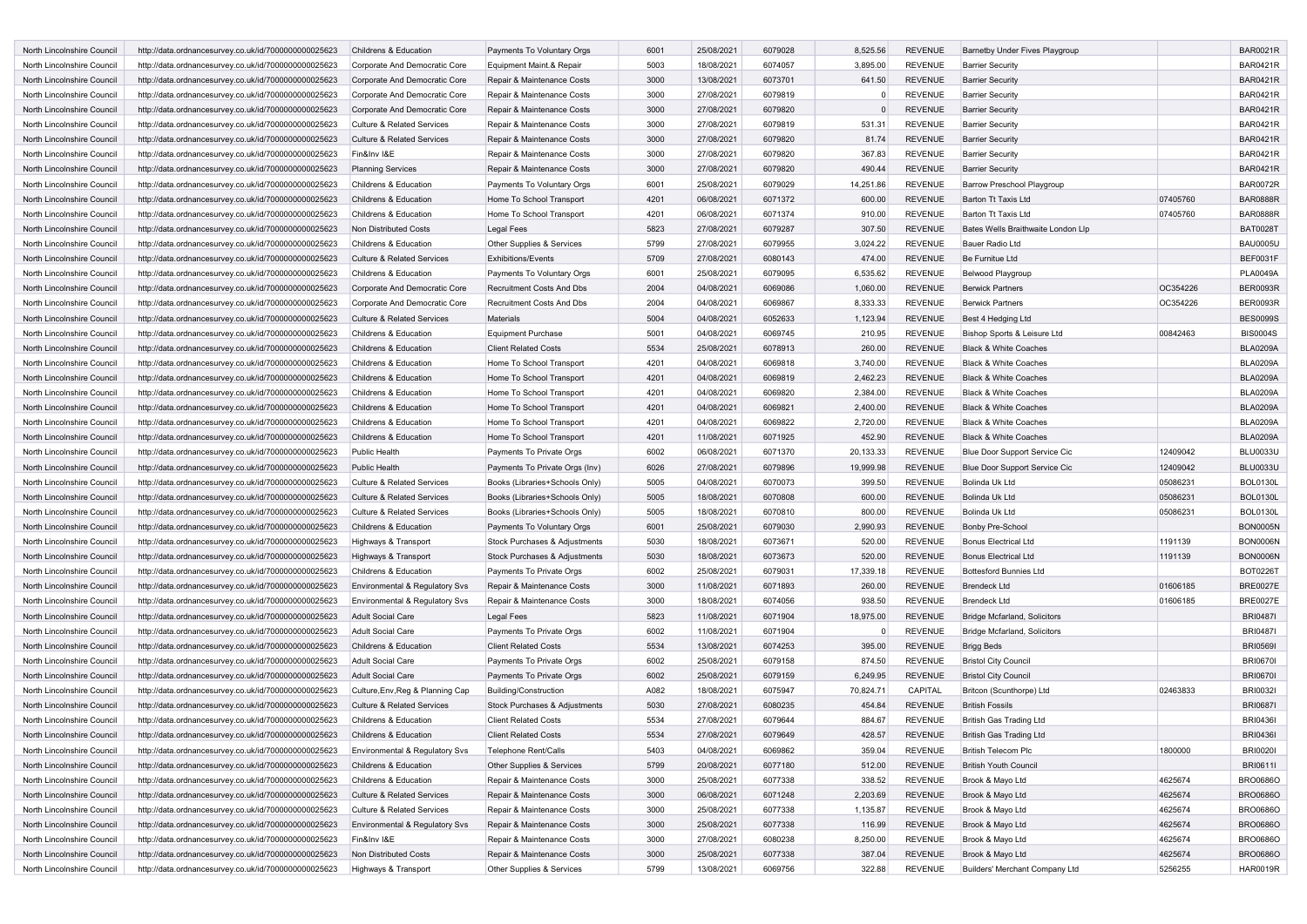| North Lincolnshire Council | http://data.ordnancesurvey.co.uk/id/7000000000025623 | Childrens & Education | Payments To Voluntary Orgs | 6001 | 25/08/2021 | 6079028 | 8,525.56 | REVENUE | Barnetby Under Fives Playgroup | | BAR0021R |
|---|---|---|---|---|---|---|---|---|---|---|---|
| North Lincolnshire Council | http://data.ordnancesurvey.co.uk/id/7000000000025623 | Corporate And Democratic Core | Equipment Maint.& Repair | 5003 | 18/08/2021 | 6074057 | 3,895.00 | REVENUE | Barrier Security | | BAR0421R |
| North Lincolnshire Council | http://data.ordnancesurvey.co.uk/id/7000000000025623 | Corporate And Democratic Core | Repair & Maintenance Costs | 3000 | 13/08/2021 | 6073701 | 641.50 | REVENUE | Barrier Security | | BAR0421R |
| North Lincolnshire Council | http://data.ordnancesurvey.co.uk/id/7000000000025623 | Corporate And Democratic Core | Repair & Maintenance Costs | 3000 | 27/08/2021 | 6079819 | 0 | REVENUE | Barrier Security | | BAR0421R |
| North Lincolnshire Council | http://data.ordnancesurvey.co.uk/id/7000000000025623 | Corporate And Democratic Core | Repair & Maintenance Costs | 3000 | 27/08/2021 | 6079820 | 0 | REVENUE | Barrier Security | | BAR0421R |
| North Lincolnshire Council | http://data.ordnancesurvey.co.uk/id/7000000000025623 | Culture & Related Services | Repair & Maintenance Costs | 3000 | 27/08/2021 | 6079819 | 531.31 | REVENUE | Barrier Security | | BAR0421R |
| North Lincolnshire Council | http://data.ordnancesurvey.co.uk/id/7000000000025623 | Culture & Related Services | Repair & Maintenance Costs | 3000 | 27/08/2021 | 6079820 | 81.74 | REVENUE | Barrier Security | | BAR0421R |
| North Lincolnshire Council | http://data.ordnancesurvey.co.uk/id/7000000000025623 | Fin&Inv I&E | Repair & Maintenance Costs | 3000 | 27/08/2021 | 6079820 | 367.83 | REVENUE | Barrier Security | | BAR0421R |
| North Lincolnshire Council | http://data.ordnancesurvey.co.uk/id/7000000000025623 | Planning Services | Repair & Maintenance Costs | 3000 | 27/08/2021 | 6079820 | 490.44 | REVENUE | Barrier Security | | BAR0421R |
| North Lincolnshire Council | http://data.ordnancesurvey.co.uk/id/7000000000025623 | Childrens & Education | Payments To Voluntary Orgs | 6001 | 25/08/2021 | 6079029 | 14,251.86 | REVENUE | Barrow Preschool Playgroup | | BAR0072R |
| North Lincolnshire Council | http://data.ordnancesurvey.co.uk/id/7000000000025623 | Childrens & Education | Home To School Transport | 4201 | 06/08/2021 | 6071372 | 600.00 | REVENUE | Barton Tt Taxis Ltd | 07405760 | BAR0888R |
| North Lincolnshire Council | http://data.ordnancesurvey.co.uk/id/7000000000025623 | Childrens & Education | Home To School Transport | 4201 | 06/08/2021 | 6071374 | 910.00 | REVENUE | Barton Tt Taxis Ltd | 07405760 | BAR0888R |
| North Lincolnshire Council | http://data.ordnancesurvey.co.uk/id/7000000000025623 | Non Distributed Costs | Legal Fees | 5823 | 27/08/2021 | 6079287 | 307.50 | REVENUE | Bates Wells Braithwaite London Llp | | BAT0028T |
| North Lincolnshire Council | http://data.ordnancesurvey.co.uk/id/7000000000025623 | Childrens & Education | Other Supplies & Services | 5799 | 27/08/2021 | 6079955 | 3,024.22 | REVENUE | Bauer Radio Ltd | | BAU0005U |
| North Lincolnshire Council | http://data.ordnancesurvey.co.uk/id/7000000000025623 | Culture & Related Services | Exhibitions/Events | 5709 | 27/08/2021 | 6080143 | 474.00 | REVENUE | Be Furnitue Ltd | | BEF0031F |
| North Lincolnshire Council | http://data.ordnancesurvey.co.uk/id/7000000000025623 | Childrens & Education | Payments To Voluntary Orgs | 6001 | 25/08/2021 | 6079095 | 6,535.62 | REVENUE | Belwood Playgroup | | PLA0049A |
| North Lincolnshire Council | http://data.ordnancesurvey.co.uk/id/7000000000025623 | Corporate And Democratic Core | Recruitment Costs And Dbs | 2004 | 04/08/2021 | 6069086 | 1,060.00 | REVENUE | Berwick Partners | OC354226 | BER0093R |
| North Lincolnshire Council | http://data.ordnancesurvey.co.uk/id/7000000000025623 | Corporate And Democratic Core | Recruitment Costs And Dbs | 2004 | 04/08/2021 | 6069867 | 8,333.33 | REVENUE | Berwick Partners | OC354226 | BER0093R |
| North Lincolnshire Council | http://data.ordnancesurvey.co.uk/id/7000000000025623 | Culture & Related Services | Materials | 5004 | 04/08/2021 | 6052633 | 1,123.94 | REVENUE | Best 4 Hedging Ltd | | BES0099S |
| North Lincolnshire Council | http://data.ordnancesurvey.co.uk/id/7000000000025623 | Childrens & Education | Equipment Purchase | 5001 | 04/08/2021 | 6069745 | 210.95 | REVENUE | Bishop Sports & Leisure Ltd | 00842463 | BIS0004S |
| North Lincolnshire Council | http://data.ordnancesurvey.co.uk/id/7000000000025623 | Childrens & Education | Client Related Costs | 5534 | 25/08/2021 | 6078913 | 260.00 | REVENUE | Black & White Coaches | | BLA0209A |
| North Lincolnshire Council | http://data.ordnancesurvey.co.uk/id/7000000000025623 | Childrens & Education | Home To School Transport | 4201 | 04/08/2021 | 6069818 | 3,740.00 | REVENUE | Black & White Coaches | | BLA0209A |
| North Lincolnshire Council | http://data.ordnancesurvey.co.uk/id/7000000000025623 | Childrens & Education | Home To School Transport | 4201 | 04/08/2021 | 6069819 | 2,462.23 | REVENUE | Black & White Coaches | | BLA0209A |
| North Lincolnshire Council | http://data.ordnancesurvey.co.uk/id/7000000000025623 | Childrens & Education | Home To School Transport | 4201 | 04/08/2021 | 6069820 | 2,384.00 | REVENUE | Black & White Coaches | | BLA0209A |
| North Lincolnshire Council | http://data.ordnancesurvey.co.uk/id/7000000000025623 | Childrens & Education | Home To School Transport | 4201 | 04/08/2021 | 6069821 | 2,400.00 | REVENUE | Black & White Coaches | | BLA0209A |
| North Lincolnshire Council | http://data.ordnancesurvey.co.uk/id/7000000000025623 | Childrens & Education | Home To School Transport | 4201 | 04/08/2021 | 6069822 | 2,720.00 | REVENUE | Black & White Coaches | | BLA0209A |
| North Lincolnshire Council | http://data.ordnancesurvey.co.uk/id/7000000000025623 | Childrens & Education | Home To School Transport | 4201 | 11/08/2021 | 6071925 | 452.90 | REVENUE | Black & White Coaches | | BLA0209A |
| North Lincolnshire Council | http://data.ordnancesurvey.co.uk/id/7000000000025623 | Public Health | Payments To Private Orgs | 6002 | 06/08/2021 | 6071370 | 20,133.33 | REVENUE | Blue Door Support Service Cic | 12409042 | BLU0033U |
| North Lincolnshire Council | http://data.ordnancesurvey.co.uk/id/7000000000025623 | Public Health | Payments To Private Orgs (Inv) | 6026 | 27/08/2021 | 6079896 | 19,999.98 | REVENUE | Blue Door Support Service Cic | 12409042 | BLU0033U |
| North Lincolnshire Council | http://data.ordnancesurvey.co.uk/id/7000000000025623 | Culture & Related Services | Books (Libraries+Schools Only) | 5005 | 04/08/2021 | 6070073 | 399.50 | REVENUE | Bolinda Uk Ltd | 05086231 | BOL0130L |
| North Lincolnshire Council | http://data.ordnancesurvey.co.uk/id/7000000000025623 | Culture & Related Services | Books (Libraries+Schools Only) | 5005 | 18/08/2021 | 6070808 | 600.00 | REVENUE | Bolinda Uk Ltd | 05086231 | BOL0130L |
| North Lincolnshire Council | http://data.ordnancesurvey.co.uk/id/7000000000025623 | Culture & Related Services | Books (Libraries+Schools Only) | 5005 | 18/08/2021 | 6070810 | 800.00 | REVENUE | Bolinda Uk Ltd | 05086231 | BOL0130L |
| North Lincolnshire Council | http://data.ordnancesurvey.co.uk/id/7000000000025623 | Childrens & Education | Payments To Voluntary Orgs | 6001 | 25/08/2021 | 6079030 | 2,990.93 | REVENUE | Bonby Pre-School | | BON0005N |
| North Lincolnshire Council | http://data.ordnancesurvey.co.uk/id/7000000000025623 | Highways & Transport | Stock Purchases & Adjustments | 5030 | 18/08/2021 | 6073671 | 520.00 | REVENUE | Bonus Electrical Ltd | 1191139 | BON0006N |
| North Lincolnshire Council | http://data.ordnancesurvey.co.uk/id/7000000000025623 | Highways & Transport | Stock Purchases & Adjustments | 5030 | 18/08/2021 | 6073673 | 520.00 | REVENUE | Bonus Electrical Ltd | 1191139 | BON0006N |
| North Lincolnshire Council | http://data.ordnancesurvey.co.uk/id/7000000000025623 | Childrens & Education | Payments To Private Orgs | 6002 | 25/08/2021 | 6079031 | 17,339.18 | REVENUE | Bottesford Bunnies Ltd | | BOT0226T |
| North Lincolnshire Council | http://data.ordnancesurvey.co.uk/id/7000000000025623 | Environmental & Regulatory Svs | Repair & Maintenance Costs | 3000 | 11/08/2021 | 6071893 | 260.00 | REVENUE | Brendeck Ltd | 01606185 | BRE0027E |
| North Lincolnshire Council | http://data.ordnancesurvey.co.uk/id/7000000000025623 | Environmental & Regulatory Svs | Repair & Maintenance Costs | 3000 | 18/08/2021 | 6074056 | 938.50 | REVENUE | Brendeck Ltd | 01606185 | BRE0027E |
| North Lincolnshire Council | http://data.ordnancesurvey.co.uk/id/7000000000025623 | Adult Social Care | Legal Fees | 5823 | 11/08/2021 | 6071904 | 18,975.00 | REVENUE | Bridge Mcfarland, Solicitors | | BRI0487I |
| North Lincolnshire Council | http://data.ordnancesurvey.co.uk/id/7000000000025623 | Adult Social Care | Payments To Private Orgs | 6002 | 11/08/2021 | 6071904 | 0 | REVENUE | Bridge Mcfarland, Solicitors | | BRI0487I |
| North Lincolnshire Council | http://data.ordnancesurvey.co.uk/id/7000000000025623 | Childrens & Education | Client Related Costs | 5534 | 13/08/2021 | 6074253 | 395.00 | REVENUE | Brigg Beds | | BRI0569I |
| North Lincolnshire Council | http://data.ordnancesurvey.co.uk/id/7000000000025623 | Adult Social Care | Payments To Private Orgs | 6002 | 25/08/2021 | 6079158 | 874.50 | REVENUE | Bristol City Council | | BRI0670I |
| North Lincolnshire Council | http://data.ordnancesurvey.co.uk/id/7000000000025623 | Adult Social Care | Payments To Private Orgs | 6002 | 25/08/2021 | 6079159 | 6,249.95 | REVENUE | Bristol City Council | | BRI0670I |
| North Lincolnshire Council | http://data.ordnancesurvey.co.uk/id/7000000000025623 | Culture,Env,Reg & Planning Cap | Building/Construction | A082 | 18/08/2021 | 6075947 | 70,824.71 | CAPITAL | Britcon (Scunthorpe) Ltd | 02463833 | BRI0032I |
| North Lincolnshire Council | http://data.ordnancesurvey.co.uk/id/7000000000025623 | Culture & Related Services | Stock Purchases & Adjustments | 5030 | 27/08/2021 | 6080235 | 454.84 | REVENUE | British Fossils | | BRI0687I |
| North Lincolnshire Council | http://data.ordnancesurvey.co.uk/id/7000000000025623 | Childrens & Education | Client Related Costs | 5534 | 27/08/2021 | 6079644 | 884.67 | REVENUE | British Gas Trading Ltd | | BRI0436I |
| North Lincolnshire Council | http://data.ordnancesurvey.co.uk/id/7000000000025623 | Childrens & Education | Client Related Costs | 5534 | 27/08/2021 | 6079649 | 428.57 | REVENUE | British Gas Trading Ltd | | BRI0436I |
| North Lincolnshire Council | http://data.ordnancesurvey.co.uk/id/7000000000025623 | Environmental & Regulatory Svs | Telephone Rent/Calls | 5403 | 04/08/2021 | 6069862 | 359.04 | REVENUE | British Telecom Plc | 1800000 | BRI0020I |
| North Lincolnshire Council | http://data.ordnancesurvey.co.uk/id/7000000000025623 | Childrens & Education | Other Supplies & Services | 5799 | 20/08/2021 | 6077180 | 512.00 | REVENUE | British Youth Council | | BRI0611I |
| North Lincolnshire Council | http://data.ordnancesurvey.co.uk/id/7000000000025623 | Childrens & Education | Repair & Maintenance Costs | 3000 | 25/08/2021 | 6077338 | 338.52 | REVENUE | Brook & Mayo Ltd | 4625674 | BRO0686O |
| North Lincolnshire Council | http://data.ordnancesurvey.co.uk/id/7000000000025623 | Culture & Related Services | Repair & Maintenance Costs | 3000 | 06/08/2021 | 6071248 | 2,203.69 | REVENUE | Brook & Mayo Ltd | 4625674 | BRO0686O |
| North Lincolnshire Council | http://data.ordnancesurvey.co.uk/id/7000000000025623 | Culture & Related Services | Repair & Maintenance Costs | 3000 | 25/08/2021 | 6077338 | 1,135.87 | REVENUE | Brook & Mayo Ltd | 4625674 | BRO0686O |
| North Lincolnshire Council | http://data.ordnancesurvey.co.uk/id/7000000000025623 | Environmental & Regulatory Svs | Repair & Maintenance Costs | 3000 | 25/08/2021 | 6077338 | 116.99 | REVENUE | Brook & Mayo Ltd | 4625674 | BRO0686O |
| North Lincolnshire Council | http://data.ordnancesurvey.co.uk/id/7000000000025623 | Fin&Inv I&E | Repair & Maintenance Costs | 3000 | 27/08/2021 | 6080238 | 8,250.00 | REVENUE | Brook & Mayo Ltd | 4625674 | BRO0686O |
| North Lincolnshire Council | http://data.ordnancesurvey.co.uk/id/7000000000025623 | Non Distributed Costs | Repair & Maintenance Costs | 3000 | 25/08/2021 | 6077338 | 387.04 | REVENUE | Brook & Mayo Ltd | 4625674 | BRO0686O |
| North Lincolnshire Council | http://data.ordnancesurvey.co.uk/id/7000000000025623 | Highways & Transport | Other Supplies & Services | 5799 | 13/08/2021 | 6069756 | 322.88 | REVENUE | Builders' Merchant Company Ltd | 5256255 | HAR0019R |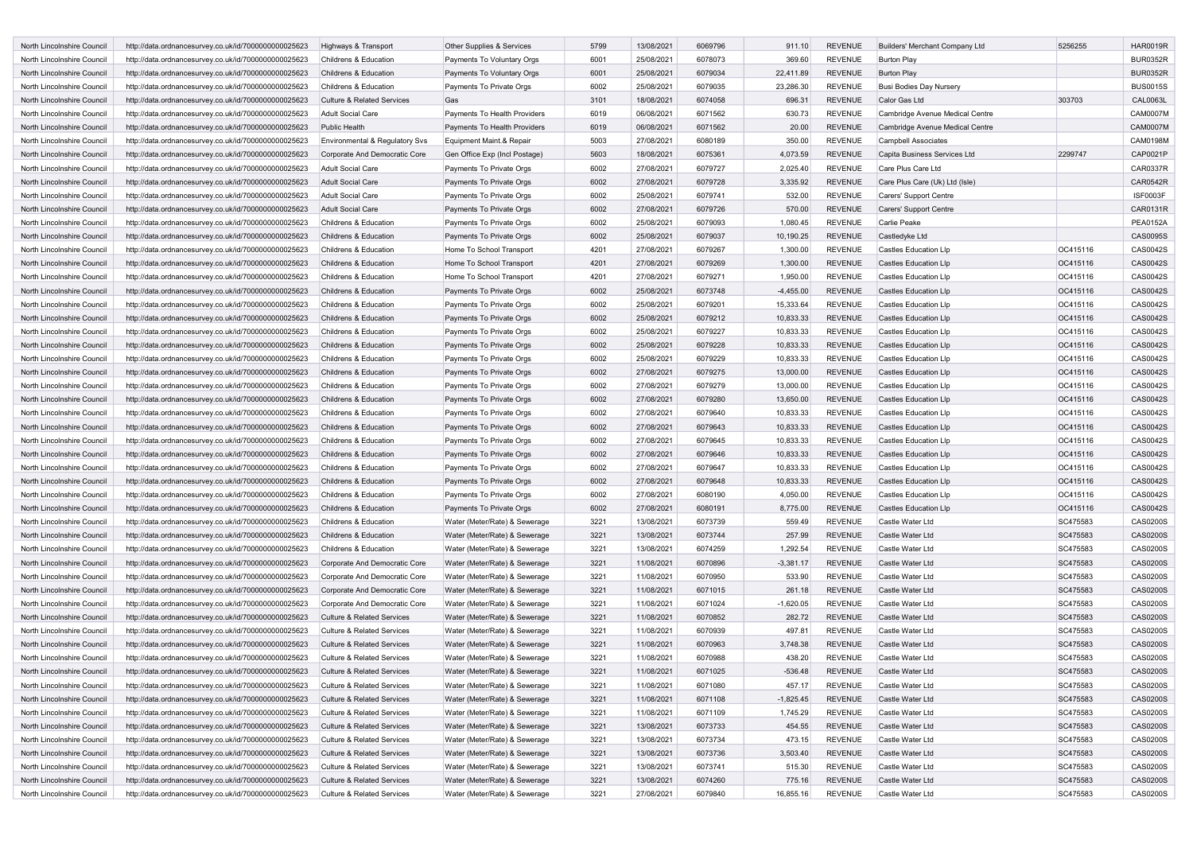| | | | | | | | | | | | |
|---|---|---|---|---|---|---|---|---|---|---|---|
| North Lincolnshire Council | http://data.ordnancesurvey.co.uk/id/7000000000025623 | Highways & Transport | Other Supplies & Services | 5799 | 13/08/2021 | 6069796 | 911.10 | REVENUE | Builders' Merchant Company Ltd | 5256255 | HAR0019R |
| North Lincolnshire Council | http://data.ordnancesurvey.co.uk/id/7000000000025623 | Childrens & Education | Payments To Voluntary Orgs | 6001 | 25/08/2021 | 6078073 | 369.60 | REVENUE | Burton Play | | BUR0352R |
| North Lincolnshire Council | http://data.ordnancesurvey.co.uk/id/7000000000025623 | Childrens & Education | Payments To Voluntary Orgs | 6001 | 25/08/2021 | 6079034 | 22,411.89 | REVENUE | Burton Play | | BUR0352R |
| North Lincolnshire Council | http://data.ordnancesurvey.co.uk/id/7000000000025623 | Childrens & Education | Payments To Private Orgs | 6002 | 25/08/2021 | 6079035 | 23,286.30 | REVENUE | Busi Bodies Day Nursery | | BUS0015S |
| North Lincolnshire Council | http://data.ordnancesurvey.co.uk/id/7000000000025623 | Culture & Related Services | Gas | 3101 | 18/08/2021 | 6074058 | 696.31 | REVENUE | Calor Gas Ltd | 303703 | CAL0063L |
| North Lincolnshire Council | http://data.ordnancesurvey.co.uk/id/7000000000025623 | Adult Social Care | Payments To Health Providers | 6019 | 06/08/2021 | 6071562 | 630.73 | REVENUE | Cambridge Avenue Medical Centre | | CAM0007M |
| North Lincolnshire Council | http://data.ordnancesurvey.co.uk/id/7000000000025623 | Public Health | Payments To Health Providers | 6019 | 06/08/2021 | 6071562 | 20.00 | REVENUE | Cambridge Avenue Medical Centre | | CAM0007M |
| North Lincolnshire Council | http://data.ordnancesurvey.co.uk/id/7000000000025623 | Environmental & Regulatory Svs | Equipment Maint.& Repair | 5003 | 27/08/2021 | 6080189 | 350.00 | REVENUE | Campbell Associates | | CAM0198M |
| North Lincolnshire Council | http://data.ordnancesurvey.co.uk/id/7000000000025623 | Corporate And Democratic Core | Gen Office Exp (Incl Postage) | 5603 | 18/08/2021 | 6075361 | 4,073.59 | REVENUE | Capita Business Services Ltd | 2299747 | CAP0021P |
| North Lincolnshire Council | http://data.ordnancesurvey.co.uk/id/7000000000025623 | Adult Social Care | Payments To Private Orgs | 6002 | 27/08/2021 | 6079727 | 2,025.40 | REVENUE | Care Plus Care Ltd | | CAR0337R |
| North Lincolnshire Council | http://data.ordnancesurvey.co.uk/id/7000000000025623 | Adult Social Care | Payments To Private Orgs | 6002 | 27/08/2021 | 6079728 | 3,335.92 | REVENUE | Care Plus Care (Uk) Ltd (Isle) | | CAR0542R |
| North Lincolnshire Council | http://data.ordnancesurvey.co.uk/id/7000000000025623 | Adult Social Care | Payments To Private Orgs | 6002 | 25/08/2021 | 6079741 | 532.00 | REVENUE | Carers' Support Centre | | ISF0003F |
| North Lincolnshire Council | http://data.ordnancesurvey.co.uk/id/7000000000025623 | Adult Social Care | Payments To Private Orgs | 6002 | 27/08/2021 | 6079726 | 570.00 | REVENUE | Carers' Support Centre | | CAR0131R |
| North Lincolnshire Council | http://data.ordnancesurvey.co.uk/id/7000000000025623 | Childrens & Education | Payments To Private Orgs | 6002 | 25/08/2021 | 6079093 | 1,080.45 | REVENUE | Carlie Peake | | PEA0152A |
| North Lincolnshire Council | http://data.ordnancesurvey.co.uk/id/7000000000025623 | Childrens & Education | Payments To Private Orgs | 6002 | 25/08/2021 | 6079037 | 10,190.25 | REVENUE | Castledyke Ltd | | CAS0095S |
| North Lincolnshire Council | http://data.ordnancesurvey.co.uk/id/7000000000025623 | Childrens & Education | Home To School Transport | 4201 | 27/08/2021 | 6079267 | 1,300.00 | REVENUE | Castles Education Llp | OC415116 | CAS0042S |
| North Lincolnshire Council | http://data.ordnancesurvey.co.uk/id/7000000000025623 | Childrens & Education | Home To School Transport | 4201 | 27/08/2021 | 6079269 | 1,300.00 | REVENUE | Castles Education Llp | OC415116 | CAS0042S |
| North Lincolnshire Council | http://data.ordnancesurvey.co.uk/id/7000000000025623 | Childrens & Education | Home To School Transport | 4201 | 27/08/2021 | 6079271 | 1,950.00 | REVENUE | Castles Education Llp | OC415116 | CAS0042S |
| North Lincolnshire Council | http://data.ordnancesurvey.co.uk/id/7000000000025623 | Childrens & Education | Payments To Private Orgs | 6002 | 25/08/2021 | 6073748 | -4,455.00 | REVENUE | Castles Education Llp | OC415116 | CAS0042S |
| North Lincolnshire Council | http://data.ordnancesurvey.co.uk/id/7000000000025623 | Childrens & Education | Payments To Private Orgs | 6002 | 25/08/2021 | 6079201 | 15,333.64 | REVENUE | Castles Education Llp | OC415116 | CAS0042S |
| North Lincolnshire Council | http://data.ordnancesurvey.co.uk/id/7000000000025623 | Childrens & Education | Payments To Private Orgs | 6002 | 25/08/2021 | 6079212 | 10,833.33 | REVENUE | Castles Education Llp | OC415116 | CAS0042S |
| North Lincolnshire Council | http://data.ordnancesurvey.co.uk/id/7000000000025623 | Childrens & Education | Payments To Private Orgs | 6002 | 25/08/2021 | 6079227 | 10,833.33 | REVENUE | Castles Education Llp | OC415116 | CAS0042S |
| North Lincolnshire Council | http://data.ordnancesurvey.co.uk/id/7000000000025623 | Childrens & Education | Payments To Private Orgs | 6002 | 25/08/2021 | 6079228 | 10,833.33 | REVENUE | Castles Education Llp | OC415116 | CAS0042S |
| North Lincolnshire Council | http://data.ordnancesurvey.co.uk/id/7000000000025623 | Childrens & Education | Payments To Private Orgs | 6002 | 25/08/2021 | 6079229 | 10,833.33 | REVENUE | Castles Education Llp | OC415116 | CAS0042S |
| North Lincolnshire Council | http://data.ordnancesurvey.co.uk/id/7000000000025623 | Childrens & Education | Payments To Private Orgs | 6002 | 27/08/2021 | 6079275 | 13,000.00 | REVENUE | Castles Education Llp | OC415116 | CAS0042S |
| North Lincolnshire Council | http://data.ordnancesurvey.co.uk/id/7000000000025623 | Childrens & Education | Payments To Private Orgs | 6002 | 27/08/2021 | 6079279 | 13,000.00 | REVENUE | Castles Education Llp | OC415116 | CAS0042S |
| North Lincolnshire Council | http://data.ordnancesurvey.co.uk/id/7000000000025623 | Childrens & Education | Payments To Private Orgs | 6002 | 27/08/2021 | 6079280 | 13,650.00 | REVENUE | Castles Education Llp | OC415116 | CAS0042S |
| North Lincolnshire Council | http://data.ordnancesurvey.co.uk/id/7000000000025623 | Childrens & Education | Payments To Private Orgs | 6002 | 27/08/2021 | 6079640 | 10,833.33 | REVENUE | Castles Education Llp | OC415116 | CAS0042S |
| North Lincolnshire Council | http://data.ordnancesurvey.co.uk/id/7000000000025623 | Childrens & Education | Payments To Private Orgs | 6002 | 27/08/2021 | 6079643 | 10,833.33 | REVENUE | Castles Education Llp | OC415116 | CAS0042S |
| North Lincolnshire Council | http://data.ordnancesurvey.co.uk/id/7000000000025623 | Childrens & Education | Payments To Private Orgs | 6002 | 27/08/2021 | 6079645 | 10,833.33 | REVENUE | Castles Education Llp | OC415116 | CAS0042S |
| North Lincolnshire Council | http://data.ordnancesurvey.co.uk/id/7000000000025623 | Childrens & Education | Payments To Private Orgs | 6002 | 27/08/2021 | 6079646 | 10,833.33 | REVENUE | Castles Education Llp | OC415116 | CAS0042S |
| North Lincolnshire Council | http://data.ordnancesurvey.co.uk/id/7000000000025623 | Childrens & Education | Payments To Private Orgs | 6002 | 27/08/2021 | 6079647 | 10,833.33 | REVENUE | Castles Education Llp | OC415116 | CAS0042S |
| North Lincolnshire Council | http://data.ordnancesurvey.co.uk/id/7000000000025623 | Childrens & Education | Payments To Private Orgs | 6002 | 27/08/2021 | 6079648 | 10,833.33 | REVENUE | Castles Education Llp | OC415116 | CAS0042S |
| North Lincolnshire Council | http://data.ordnancesurvey.co.uk/id/7000000000025623 | Childrens & Education | Payments To Private Orgs | 6002 | 27/08/2021 | 6080190 | 4,050.00 | REVENUE | Castles Education Llp | OC415116 | CAS0042S |
| North Lincolnshire Council | http://data.ordnancesurvey.co.uk/id/7000000000025623 | Childrens & Education | Payments To Private Orgs | 6002 | 27/08/2021 | 6080191 | 8,775.00 | REVENUE | Castles Education Llp | OC415116 | CAS0042S |
| North Lincolnshire Council | http://data.ordnancesurvey.co.uk/id/7000000000025623 | Childrens & Education | Water (Meter/Rate) & Sewerage | 3221 | 13/08/2021 | 6073739 | 559.49 | REVENUE | Castle Water Ltd | SC475583 | CAS0200S |
| North Lincolnshire Council | http://data.ordnancesurvey.co.uk/id/7000000000025623 | Childrens & Education | Water (Meter/Rate) & Sewerage | 3221 | 13/08/2021 | 6073744 | 257.99 | REVENUE | Castle Water Ltd | SC475583 | CAS0200S |
| North Lincolnshire Council | http://data.ordnancesurvey.co.uk/id/7000000000025623 | Childrens & Education | Water (Meter/Rate) & Sewerage | 3221 | 13/08/2021 | 6074259 | 1,292.54 | REVENUE | Castle Water Ltd | SC475583 | CAS0200S |
| North Lincolnshire Council | http://data.ordnancesurvey.co.uk/id/7000000000025623 | Corporate And Democratic Core | Water (Meter/Rate) & Sewerage | 3221 | 11/08/2021 | 6070896 | -3,381.17 | REVENUE | Castle Water Ltd | SC475583 | CAS0200S |
| North Lincolnshire Council | http://data.ordnancesurvey.co.uk/id/7000000000025623 | Corporate And Democratic Core | Water (Meter/Rate) & Sewerage | 3221 | 11/08/2021 | 6070950 | 533.90 | REVENUE | Castle Water Ltd | SC475583 | CAS0200S |
| North Lincolnshire Council | http://data.ordnancesurvey.co.uk/id/7000000000025623 | Corporate And Democratic Core | Water (Meter/Rate) & Sewerage | 3221 | 11/08/2021 | 6071015 | 261.18 | REVENUE | Castle Water Ltd | SC475583 | CAS0200S |
| North Lincolnshire Council | http://data.ordnancesurvey.co.uk/id/7000000000025623 | Corporate And Democratic Core | Water (Meter/Rate) & Sewerage | 3221 | 11/08/2021 | 6071024 | -1,620.05 | REVENUE | Castle Water Ltd | SC475583 | CAS0200S |
| North Lincolnshire Council | http://data.ordnancesurvey.co.uk/id/7000000000025623 | Culture & Related Services | Water (Meter/Rate) & Sewerage | 3221 | 11/08/2021 | 6070852 | 282.72 | REVENUE | Castle Water Ltd | SC475583 | CAS0200S |
| North Lincolnshire Council | http://data.ordnancesurvey.co.uk/id/7000000000025623 | Culture & Related Services | Water (Meter/Rate) & Sewerage | 3221 | 11/08/2021 | 6070939 | 497.81 | REVENUE | Castle Water Ltd | SC475583 | CAS0200S |
| North Lincolnshire Council | http://data.ordnancesurvey.co.uk/id/7000000000025623 | Culture & Related Services | Water (Meter/Rate) & Sewerage | 3221 | 11/08/2021 | 6070963 | 3,748.38 | REVENUE | Castle Water Ltd | SC475583 | CAS0200S |
| North Lincolnshire Council | http://data.ordnancesurvey.co.uk/id/7000000000025623 | Culture & Related Services | Water (Meter/Rate) & Sewerage | 3221 | 11/08/2021 | 6070988 | 438.20 | REVENUE | Castle Water Ltd | SC475583 | CAS0200S |
| North Lincolnshire Council | http://data.ordnancesurvey.co.uk/id/7000000000025623 | Culture & Related Services | Water (Meter/Rate) & Sewerage | 3221 | 11/08/2021 | 6071025 | -536.48 | REVENUE | Castle Water Ltd | SC475583 | CAS0200S |
| North Lincolnshire Council | http://data.ordnancesurvey.co.uk/id/7000000000025623 | Culture & Related Services | Water (Meter/Rate) & Sewerage | 3221 | 11/08/2021 | 6071080 | 457.17 | REVENUE | Castle Water Ltd | SC475583 | CAS0200S |
| North Lincolnshire Council | http://data.ordnancesurvey.co.uk/id/7000000000025623 | Culture & Related Services | Water (Meter/Rate) & Sewerage | 3221 | 11/08/2021 | 6071108 | -1,825.45 | REVENUE | Castle Water Ltd | SC475583 | CAS0200S |
| North Lincolnshire Council | http://data.ordnancesurvey.co.uk/id/7000000000025623 | Culture & Related Services | Water (Meter/Rate) & Sewerage | 3221 | 11/08/2021 | 6071109 | 1,745.29 | REVENUE | Castle Water Ltd | SC475583 | CAS0200S |
| North Lincolnshire Council | http://data.ordnancesurvey.co.uk/id/7000000000025623 | Culture & Related Services | Water (Meter/Rate) & Sewerage | 3221 | 13/08/2021 | 6073733 | 454.55 | REVENUE | Castle Water Ltd | SC475583 | CAS0200S |
| North Lincolnshire Council | http://data.ordnancesurvey.co.uk/id/7000000000025623 | Culture & Related Services | Water (Meter/Rate) & Sewerage | 3221 | 13/08/2021 | 6073734 | 473.15 | REVENUE | Castle Water Ltd | SC475583 | CAS0200S |
| North Lincolnshire Council | http://data.ordnancesurvey.co.uk/id/7000000000025623 | Culture & Related Services | Water (Meter/Rate) & Sewerage | 3221 | 13/08/2021 | 6073736 | 3,503.40 | REVENUE | Castle Water Ltd | SC475583 | CAS0200S |
| North Lincolnshire Council | http://data.ordnancesurvey.co.uk/id/7000000000025623 | Culture & Related Services | Water (Meter/Rate) & Sewerage | 3221 | 13/08/2021 | 6073741 | 515.30 | REVENUE | Castle Water Ltd | SC475583 | CAS0200S |
| North Lincolnshire Council | http://data.ordnancesurvey.co.uk/id/7000000000025623 | Culture & Related Services | Water (Meter/Rate) & Sewerage | 3221 | 13/08/2021 | 6074260 | 775.16 | REVENUE | Castle Water Ltd | SC475583 | CAS0200S |
| North Lincolnshire Council | http://data.ordnancesurvey.co.uk/id/7000000000025623 | Culture & Related Services | Water (Meter/Rate) & Sewerage | 3221 | 27/08/2021 | 6079840 | 16,855.16 | REVENUE | Castle Water Ltd | SC475583 | CAS0200S |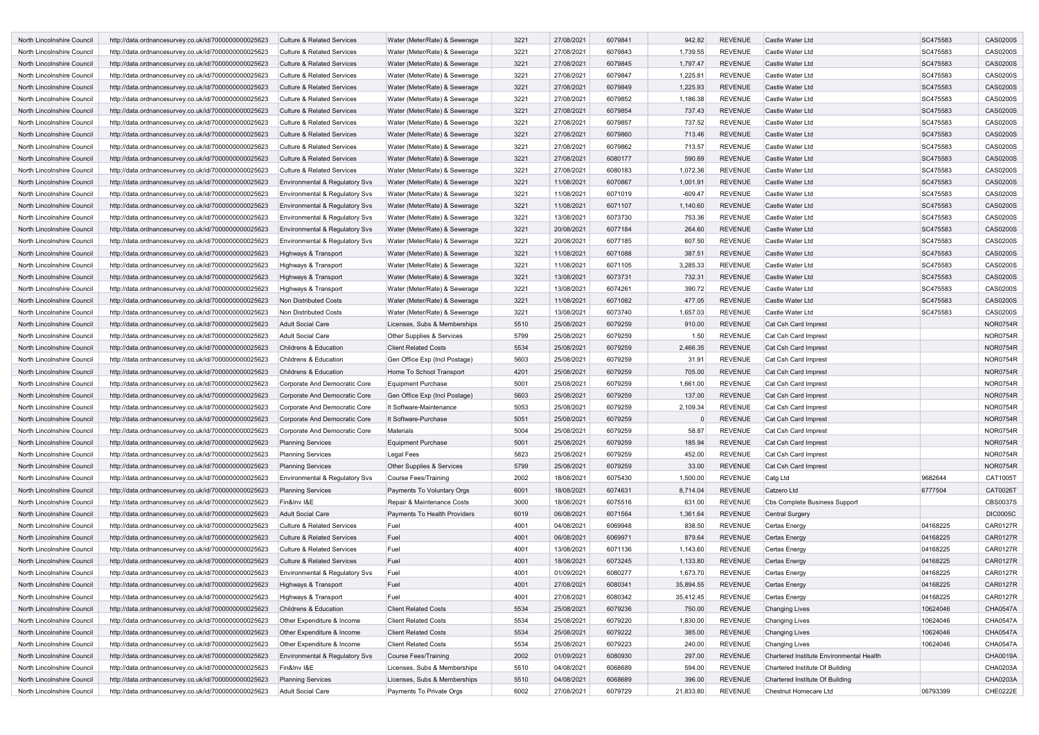| North Lincolnshire Council | http://data.ordnancesurvey.co.uk/id/7000000000025623 | Culture & Related Services | Water (Meter/Rate) & Sewerage | 3221 | 27/08/2021 | 6079841 | 942.82 | REVENUE | Castle Water Ltd | SC475583 | CAS0200S |
|---|---|---|---|---|---|---|---|---|---|---|---|
| North Lincolnshire Council | http://data.ordnancesurvey.co.uk/id/7000000000025623 | Culture & Related Services | Water (Meter/Rate) & Sewerage | 3221 | 27/08/2021 | 6079843 | 1,739.55 | REVENUE | Castle Water Ltd | SC475583 | CAS0200S |
| North Lincolnshire Council | http://data.ordnancesurvey.co.uk/id/7000000000025623 | Culture & Related Services | Water (Meter/Rate) & Sewerage | 3221 | 27/08/2021 | 6079845 | 1,797.47 | REVENUE | Castle Water Ltd | SC475583 | CAS0200S |
| North Lincolnshire Council | http://data.ordnancesurvey.co.uk/id/7000000000025623 | Culture & Related Services | Water (Meter/Rate) & Sewerage | 3221 | 27/08/2021 | 6079847 | 1,225.81 | REVENUE | Castle Water Ltd | SC475583 | CAS0200S |
| North Lincolnshire Council | http://data.ordnancesurvey.co.uk/id/7000000000025623 | Culture & Related Services | Water (Meter/Rate) & Sewerage | 3221 | 27/08/2021 | 6079849 | 1,225.93 | REVENUE | Castle Water Ltd | SC475583 | CAS0200S |
| North Lincolnshire Council | http://data.ordnancesurvey.co.uk/id/7000000000025623 | Culture & Related Services | Water (Meter/Rate) & Sewerage | 3221 | 27/08/2021 | 6079852 | 1,186.38 | REVENUE | Castle Water Ltd | SC475583 | CAS0200S |
| North Lincolnshire Council | http://data.ordnancesurvey.co.uk/id/7000000000025623 | Culture & Related Services | Water (Meter/Rate) & Sewerage | 3221 | 27/08/2021 | 6079854 | 737.43 | REVENUE | Castle Water Ltd | SC475583 | CAS0200S |
| North Lincolnshire Council | http://data.ordnancesurvey.co.uk/id/7000000000025623 | Culture & Related Services | Water (Meter/Rate) & Sewerage | 3221 | 27/08/2021 | 6079857 | 737.52 | REVENUE | Castle Water Ltd | SC475583 | CAS0200S |
| North Lincolnshire Council | http://data.ordnancesurvey.co.uk/id/7000000000025623 | Culture & Related Services | Water (Meter/Rate) & Sewerage | 3221 | 27/08/2021 | 6079860 | 713.46 | REVENUE | Castle Water Ltd | SC475583 | CAS0200S |
| North Lincolnshire Council | http://data.ordnancesurvey.co.uk/id/7000000000025623 | Culture & Related Services | Water (Meter/Rate) & Sewerage | 3221 | 27/08/2021 | 6079862 | 713.57 | REVENUE | Castle Water Ltd | SC475583 | CAS0200S |
| North Lincolnshire Council | http://data.ordnancesurvey.co.uk/id/7000000000025623 | Culture & Related Services | Water (Meter/Rate) & Sewerage | 3221 | 27/08/2021 | 6080177 | 590.69 | REVENUE | Castle Water Ltd | SC475583 | CAS0200S |
| North Lincolnshire Council | http://data.ordnancesurvey.co.uk/id/7000000000025623 | Culture & Related Services | Water (Meter/Rate) & Sewerage | 3221 | 27/08/2021 | 6080183 | 1,072.36 | REVENUE | Castle Water Ltd | SC475583 | CAS0200S |
| North Lincolnshire Council | http://data.ordnancesurvey.co.uk/id/7000000000025623 | Environmental & Regulatory Svs | Water (Meter/Rate) & Sewerage | 3221 | 11/08/2021 | 6070867 | 1,001.91 | REVENUE | Castle Water Ltd | SC475583 | CAS0200S |
| North Lincolnshire Council | http://data.ordnancesurvey.co.uk/id/7000000000025623 | Environmental & Regulatory Svs | Water (Meter/Rate) & Sewerage | 3221 | 11/08/2021 | 6071019 | -609.47 | REVENUE | Castle Water Ltd | SC475583 | CAS0200S |
| North Lincolnshire Council | http://data.ordnancesurvey.co.uk/id/7000000000025623 | Environmental & Regulatory Svs | Water (Meter/Rate) & Sewerage | 3221 | 11/08/2021 | 6071107 | 1,140.60 | REVENUE | Castle Water Ltd | SC475583 | CAS0200S |
| North Lincolnshire Council | http://data.ordnancesurvey.co.uk/id/7000000000025623 | Environmental & Regulatory Svs | Water (Meter/Rate) & Sewerage | 3221 | 13/08/2021 | 6073730 | 753.36 | REVENUE | Castle Water Ltd | SC475583 | CAS0200S |
| North Lincolnshire Council | http://data.ordnancesurvey.co.uk/id/7000000000025623 | Environmental & Regulatory Svs | Water (Meter/Rate) & Sewerage | 3221 | 20/08/2021 | 6077184 | 264.60 | REVENUE | Castle Water Ltd | SC475583 | CAS0200S |
| North Lincolnshire Council | http://data.ordnancesurvey.co.uk/id/7000000000025623 | Environmental & Regulatory Svs | Water (Meter/Rate) & Sewerage | 3221 | 20/08/2021 | 6077185 | 607.50 | REVENUE | Castle Water Ltd | SC475583 | CAS0200S |
| North Lincolnshire Council | http://data.ordnancesurvey.co.uk/id/7000000000025623 | Highways & Transport | Water (Meter/Rate) & Sewerage | 3221 | 11/08/2021 | 6071088 | 387.51 | REVENUE | Castle Water Ltd | SC475583 | CAS0200S |
| North Lincolnshire Council | http://data.ordnancesurvey.co.uk/id/7000000000025623 | Highways & Transport | Water (Meter/Rate) & Sewerage | 3221 | 11/08/2021 | 6071105 | 3,285.33 | REVENUE | Castle Water Ltd | SC475583 | CAS0200S |
| North Lincolnshire Council | http://data.ordnancesurvey.co.uk/id/7000000000025623 | Highways & Transport | Water (Meter/Rate) & Sewerage | 3221 | 13/08/2021 | 6073731 | 732.31 | REVENUE | Castle Water Ltd | SC475583 | CAS0200S |
| North Lincolnshire Council | http://data.ordnancesurvey.co.uk/id/7000000000025623 | Highways & Transport | Water (Meter/Rate) & Sewerage | 3221 | 13/08/2021 | 6074261 | 390.72 | REVENUE | Castle Water Ltd | SC475583 | CAS0200S |
| North Lincolnshire Council | http://data.ordnancesurvey.co.uk/id/7000000000025623 | Non Distributed Costs | Water (Meter/Rate) & Sewerage | 3221 | 11/08/2021 | 6071082 | 477.05 | REVENUE | Castle Water Ltd | SC475583 | CAS0200S |
| North Lincolnshire Council | http://data.ordnancesurvey.co.uk/id/7000000000025623 | Non Distributed Costs | Water (Meter/Rate) & Sewerage | 3221 | 13/08/2021 | 6073740 | 1,657.03 | REVENUE | Castle Water Ltd | SC475583 | CAS0200S |
| North Lincolnshire Council | http://data.ordnancesurvey.co.uk/id/7000000000025623 | Adult Social Care | Licenses, Subs & Memberships | 5510 | 25/08/2021 | 6079259 | 910.00 | REVENUE | Cat Csh Card Imprest | | NOR0754R |
| North Lincolnshire Council | http://data.ordnancesurvey.co.uk/id/7000000000025623 | Adult Social Care | Other Supplies & Services | 5799 | 25/08/2021 | 6079259 | 1.50 | REVENUE | Cat Csh Card Imprest | | NOR0754R |
| North Lincolnshire Council | http://data.ordnancesurvey.co.uk/id/7000000000025623 | Childrens & Education | Client Related Costs | 5534 | 25/08/2021 | 6079259 | 2,466.35 | REVENUE | Cat Csh Card Imprest | | NOR0754R |
| North Lincolnshire Council | http://data.ordnancesurvey.co.uk/id/7000000000025623 | Childrens & Education | Gen Office Exp (Incl Postage) | 5603 | 25/08/2021 | 6079259 | 31.91 | REVENUE | Cat Csh Card Imprest | | NOR0754R |
| North Lincolnshire Council | http://data.ordnancesurvey.co.uk/id/7000000000025623 | Childrens & Education | Home To School Transport | 4201 | 25/08/2021 | 6079259 | 705.00 | REVENUE | Cat Csh Card Imprest | | NOR0754R |
| North Lincolnshire Council | http://data.ordnancesurvey.co.uk/id/7000000000025623 | Corporate And Democratic Core | Equipment Purchase | 5001 | 25/08/2021 | 6079259 | 1,661.00 | REVENUE | Cat Csh Card Imprest | | NOR0754R |
| North Lincolnshire Council | http://data.ordnancesurvey.co.uk/id/7000000000025623 | Corporate And Democratic Core | Gen Office Exp (Incl Postage) | 5603 | 25/08/2021 | 6079259 | 137.00 | REVENUE | Cat Csh Card Imprest | | NOR0754R |
| North Lincolnshire Council | http://data.ordnancesurvey.co.uk/id/7000000000025623 | Corporate And Democratic Core | It Software-Maintenance | 5053 | 25/08/2021 | 6079259 | 2,109.34 | REVENUE | Cat Csh Card Imprest | | NOR0754R |
| North Lincolnshire Council | http://data.ordnancesurvey.co.uk/id/7000000000025623 | Corporate And Democratic Core | It Software-Purchase | 5051 | 25/08/2021 | 6079259 | 0 | REVENUE | Cat Csh Card Imprest | | NOR0754R |
| North Lincolnshire Council | http://data.ordnancesurvey.co.uk/id/7000000000025623 | Corporate And Democratic Core | Materials | 5004 | 25/08/2021 | 6079259 | 58.87 | REVENUE | Cat Csh Card Imprest | | NOR0754R |
| North Lincolnshire Council | http://data.ordnancesurvey.co.uk/id/7000000000025623 | Planning Services | Equipment Purchase | 5001 | 25/08/2021 | 6079259 | 185.94 | REVENUE | Cat Csh Card Imprest | | NOR0754R |
| North Lincolnshire Council | http://data.ordnancesurvey.co.uk/id/7000000000025623 | Planning Services | Legal Fees | 5823 | 25/08/2021 | 6079259 | 452.00 | REVENUE | Cat Csh Card Imprest | | NOR0754R |
| North Lincolnshire Council | http://data.ordnancesurvey.co.uk/id/7000000000025623 | Planning Services | Other Supplies & Services | 5799 | 25/08/2021 | 6079259 | 33.00 | REVENUE | Cat Csh Card Imprest | | NOR0754R |
| North Lincolnshire Council | http://data.ordnancesurvey.co.uk/id/7000000000025623 | Environmental & Regulatory Svs | Course Fees/Training | 2002 | 18/08/2021 | 6075430 | 1,500.00 | REVENUE | Catg Ltd | 9682644 | CAT1005T |
| North Lincolnshire Council | http://data.ordnancesurvey.co.uk/id/7000000000025623 | Planning Services | Payments To Voluntary Orgs | 6001 | 18/08/2021 | 6074631 | 8,714.04 | REVENUE | Catzero Ltd | 6777504 | CAT0026T |
| North Lincolnshire Council | http://data.ordnancesurvey.co.uk/id/7000000000025623 | Fin&Inv I&E | Repair & Maintenance Costs | 3000 | 18/08/2021 | 6075516 | 631.00 | REVENUE | Cbs Complete Business Support | | CBS0037S |
| North Lincolnshire Council | http://data.ordnancesurvey.co.uk/id/7000000000025623 | Adult Social Care | Payments To Health Providers | 6019 | 06/08/2021 | 6071564 | 1,361.64 | REVENUE | Central Surgery | | DIC0005C |
| North Lincolnshire Council | http://data.ordnancesurvey.co.uk/id/7000000000025623 | Culture & Related Services | Fuel | 4001 | 04/08/2021 | 6069948 | 838.50 | REVENUE | Certas Energy | 04168225 | CAR0127R |
| North Lincolnshire Council | http://data.ordnancesurvey.co.uk/id/7000000000025623 | Culture & Related Services | Fuel | 4001 | 06/08/2021 | 6069971 | 879.64 | REVENUE | Certas Energy | 04168225 | CAR0127R |
| North Lincolnshire Council | http://data.ordnancesurvey.co.uk/id/7000000000025623 | Culture & Related Services | Fuel | 4001 | 13/08/2021 | 6071136 | 1,143.60 | REVENUE | Certas Energy | 04168225 | CAR0127R |
| North Lincolnshire Council | http://data.ordnancesurvey.co.uk/id/7000000000025623 | Culture & Related Services | Fuel | 4001 | 18/08/2021 | 6073245 | 1,133.80 | REVENUE | Certas Energy | 04168225 | CAR0127R |
| North Lincolnshire Council | http://data.ordnancesurvey.co.uk/id/7000000000025623 | Environmental & Regulatory Svs | Fuel | 4001 | 01/09/2021 | 6080277 | 1,673.70 | REVENUE | Certas Energy | 04168225 | CAR0127R |
| North Lincolnshire Council | http://data.ordnancesurvey.co.uk/id/7000000000025623 | Highways & Transport | Fuel | 4001 | 27/08/2021 | 6080341 | 35,894.55 | REVENUE | Certas Energy | 04168225 | CAR0127R |
| North Lincolnshire Council | http://data.ordnancesurvey.co.uk/id/7000000000025623 | Highways & Transport | Fuel | 4001 | 27/08/2021 | 6080342 | 35,412.45 | REVENUE | Certas Energy | 04168225 | CAR0127R |
| North Lincolnshire Council | http://data.ordnancesurvey.co.uk/id/7000000000025623 | Childrens & Education | Client Related Costs | 5534 | 25/08/2021 | 6079236 | 750.00 | REVENUE | Changing Lives | 10624046 | CHA0547A |
| North Lincolnshire Council | http://data.ordnancesurvey.co.uk/id/7000000000025623 | Other Expenditure & Income | Client Related Costs | 5534 | 25/08/2021 | 6079220 | 1,830.00 | REVENUE | Changing Lives | 10624046 | CHA0547A |
| North Lincolnshire Council | http://data.ordnancesurvey.co.uk/id/7000000000025623 | Other Expenditure & Income | Client Related Costs | 5534 | 25/08/2021 | 6079222 | 385.00 | REVENUE | Changing Lives | 10624046 | CHA0547A |
| North Lincolnshire Council | http://data.ordnancesurvey.co.uk/id/7000000000025623 | Other Expenditure & Income | Client Related Costs | 5534 | 25/08/2021 | 6079223 | 240.00 | REVENUE | Changing Lives | 10624046 | CHA0547A |
| North Lincolnshire Council | http://data.ordnancesurvey.co.uk/id/7000000000025623 | Environmental & Regulatory Svs | Course Fees/Training | 2002 | 01/09/2021 | 6080930 | 297.00 | REVENUE | Chartered Institute Environmental Health | | CHA0019A |
| North Lincolnshire Council | http://data.ordnancesurvey.co.uk/id/7000000000025623 | Fin&Inv I&E | Licenses, Subs & Memberships | 5510 | 04/08/2021 | 6068689 | 594.00 | REVENUE | Chartered Institute Of Building | | CHA0203A |
| North Lincolnshire Council | http://data.ordnancesurvey.co.uk/id/7000000000025623 | Planning Services | Licenses, Subs & Memberships | 5510 | 04/08/2021 | 6068689 | 396.00 | REVENUE | Chartered Institute Of Building | | CHA0203A |
| North Lincolnshire Council | http://data.ordnancesurvey.co.uk/id/7000000000025623 | Adult Social Care | Payments To Private Orgs | 6002 | 27/08/2021 | 6079729 | 21,833.80 | REVENUE | Chestnut Homecare Ltd | 06793399 | CHE0222E |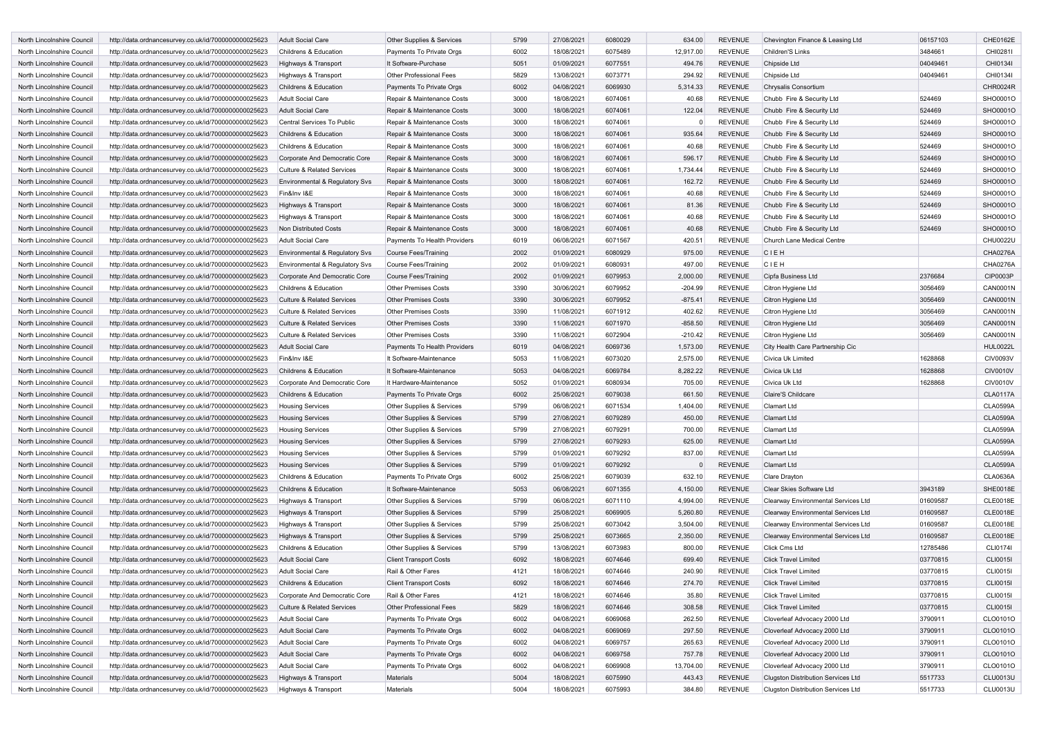| | | | | | | | | | | | |
|---|---|---|---|---|---|---|---|---|---|---|---|
| North Lincolnshire Council | http://data.ordnancesurvey.co.uk/id/7000000000025623 | Adult Social Care | Other Supplies & Services | 5799 | 27/08/2021 | 6080029 | 634.00 | REVENUE | Chevington Finance & Leasing Ltd | 06157103 | CHE0162E |
| North Lincolnshire Council | http://data.ordnancesurvey.co.uk/id/7000000000025623 | Childrens & Education | Payments To Private Orgs | 6002 | 18/08/2021 | 6075489 | 12,917.00 | REVENUE | Children'S Links | 3484661 | CHI0281I |
| North Lincolnshire Council | http://data.ordnancesurvey.co.uk/id/7000000000025623 | Highways & Transport | It Software-Purchase | 5051 | 01/09/2021 | 6077551 | 494.76 | REVENUE | Chipside Ltd | 04049461 | CHI0134I |
| North Lincolnshire Council | http://data.ordnancesurvey.co.uk/id/7000000000025623 | Highways & Transport | Other Professional Fees | 5829 | 13/08/2021 | 6073771 | 294.92 | REVENUE | Chipside Ltd | 04049461 | CHI0134I |
| North Lincolnshire Council | http://data.ordnancesurvey.co.uk/id/7000000000025623 | Childrens & Education | Payments To Private Orgs | 6002 | 04/08/2021 | 6069930 | 5,314.33 | REVENUE | Chrysalis Consortium | | CHR0024R |
| North Lincolnshire Council | http://data.ordnancesurvey.co.uk/id/7000000000025623 | Adult Social Care | Repair & Maintenance Costs | 3000 | 18/08/2021 | 6074061 | 40.68 | REVENUE | Chubb Fire & Security Ltd | 524469 | SHO0001O |
| North Lincolnshire Council | http://data.ordnancesurvey.co.uk/id/7000000000025623 | Adult Social Care | Repair & Maintenance Costs | 3000 | 18/08/2021 | 6074061 | 122.04 | REVENUE | Chubb Fire & Security Ltd | 524469 | SHO0001O |
| North Lincolnshire Council | http://data.ordnancesurvey.co.uk/id/7000000000025623 | Central Services To Public | Repair & Maintenance Costs | 3000 | 18/08/2021 | 6074061 | 0 | REVENUE | Chubb Fire & Security Ltd | 524469 | SHO0001O |
| North Lincolnshire Council | http://data.ordnancesurvey.co.uk/id/7000000000025623 | Childrens & Education | Repair & Maintenance Costs | 3000 | 18/08/2021 | 6074061 | 935.64 | REVENUE | Chubb Fire & Security Ltd | 524469 | SHO0001O |
| North Lincolnshire Council | http://data.ordnancesurvey.co.uk/id/7000000000025623 | Childrens & Education | Repair & Maintenance Costs | 3000 | 18/08/2021 | 6074061 | 40.68 | REVENUE | Chubb Fire & Security Ltd | 524469 | SHO0001O |
| North Lincolnshire Council | http://data.ordnancesurvey.co.uk/id/7000000000025623 | Corporate And Democratic Core | Repair & Maintenance Costs | 3000 | 18/08/2021 | 6074061 | 596.17 | REVENUE | Chubb Fire & Security Ltd | 524469 | SHO0001O |
| North Lincolnshire Council | http://data.ordnancesurvey.co.uk/id/7000000000025623 | Culture & Related Services | Repair & Maintenance Costs | 3000 | 18/08/2021 | 6074061 | 1,734.44 | REVENUE | Chubb Fire & Security Ltd | 524469 | SHO0001O |
| North Lincolnshire Council | http://data.ordnancesurvey.co.uk/id/7000000000025623 | Environmental & Regulatory Svs | Repair & Maintenance Costs | 3000 | 18/08/2021 | 6074061 | 162.72 | REVENUE | Chubb Fire & Security Ltd | 524469 | SHO0001O |
| North Lincolnshire Council | http://data.ordnancesurvey.co.uk/id/7000000000025623 | Fin&Inv I&E | Repair & Maintenance Costs | 3000 | 18/08/2021 | 6074061 | 40.68 | REVENUE | Chubb Fire & Security Ltd | 524469 | SHO0001O |
| North Lincolnshire Council | http://data.ordnancesurvey.co.uk/id/7000000000025623 | Highways & Transport | Repair & Maintenance Costs | 3000 | 18/08/2021 | 6074061 | 81.36 | REVENUE | Chubb Fire & Security Ltd | 524469 | SHO0001O |
| North Lincolnshire Council | http://data.ordnancesurvey.co.uk/id/7000000000025623 | Highways & Transport | Repair & Maintenance Costs | 3000 | 18/08/2021 | 6074061 | 40.68 | REVENUE | Chubb Fire & Security Ltd | 524469 | SHO0001O |
| North Lincolnshire Council | http://data.ordnancesurvey.co.uk/id/7000000000025623 | Non Distributed Costs | Repair & Maintenance Costs | 3000 | 18/08/2021 | 6074061 | 40.68 | REVENUE | Chubb Fire & Security Ltd | 524469 | SHO0001O |
| North Lincolnshire Council | http://data.ordnancesurvey.co.uk/id/7000000000025623 | Adult Social Care | Payments To Health Providers | 6019 | 06/08/2021 | 6071567 | 420.51 | REVENUE | Church Lane Medical Centre | | CHU0022U |
| North Lincolnshire Council | http://data.ordnancesurvey.co.uk/id/7000000000025623 | Environmental & Regulatory Svs | Course Fees/Training | 2002 | 01/09/2021 | 6080929 | 975.00 | REVENUE | C I E H | | CHA0276A |
| North Lincolnshire Council | http://data.ordnancesurvey.co.uk/id/7000000000025623 | Environmental & Regulatory Svs | Course Fees/Training | 2002 | 01/09/2021 | 6080931 | 497.00 | REVENUE | C I E H | | CHA0276A |
| North Lincolnshire Council | http://data.ordnancesurvey.co.uk/id/7000000000025623 | Corporate And Democratic Core | Course Fees/Training | 2002 | 01/09/2021 | 6079953 | 2,000.00 | REVENUE | Cipfa Business Ltd | 2376684 | CIP0003P |
| North Lincolnshire Council | http://data.ordnancesurvey.co.uk/id/7000000000025623 | Childrens & Education | Other Premises Costs | 3390 | 30/06/2021 | 6079952 | -204.99 | REVENUE | Citron Hygiene Ltd | 3056469 | CAN0001N |
| North Lincolnshire Council | http://data.ordnancesurvey.co.uk/id/7000000000025623 | Culture & Related Services | Other Premises Costs | 3390 | 30/06/2021 | 6079952 | -875.41 | REVENUE | Citron Hygiene Ltd | 3056469 | CAN0001N |
| North Lincolnshire Council | http://data.ordnancesurvey.co.uk/id/7000000000025623 | Culture & Related Services | Other Premises Costs | 3390 | 11/08/2021 | 6071912 | 402.62 | REVENUE | Citron Hygiene Ltd | 3056469 | CAN0001N |
| North Lincolnshire Council | http://data.ordnancesurvey.co.uk/id/7000000000025623 | Culture & Related Services | Other Premises Costs | 3390 | 11/08/2021 | 6071970 | -858.50 | REVENUE | Citron Hygiene Ltd | 3056469 | CAN0001N |
| North Lincolnshire Council | http://data.ordnancesurvey.co.uk/id/7000000000025623 | Culture & Related Services | Other Premises Costs | 3390 | 11/08/2021 | 6072904 | -210.42 | REVENUE | Citron Hygiene Ltd | 3056469 | CAN0001N |
| North Lincolnshire Council | http://data.ordnancesurvey.co.uk/id/7000000000025623 | Adult Social Care | Payments To Health Providers | 6019 | 04/08/2021 | 6069736 | 1,573.00 | REVENUE | City Health Care Partnership Cic | | HUL0022L |
| North Lincolnshire Council | http://data.ordnancesurvey.co.uk/id/7000000000025623 | Fin&Inv I&E | It Software-Maintenance | 5053 | 11/08/2021 | 6073020 | 2,575.00 | REVENUE | Civica Uk Limited | 1628868 | CIV0093V |
| North Lincolnshire Council | http://data.ordnancesurvey.co.uk/id/7000000000025623 | Childrens & Education | It Software-Maintenance | 5053 | 04/08/2021 | 6069784 | 8,282.22 | REVENUE | Civica Uk Ltd | 1628868 | CIV0010V |
| North Lincolnshire Council | http://data.ordnancesurvey.co.uk/id/7000000000025623 | Corporate And Democratic Core | It Hardware-Maintenance | 5052 | 01/09/2021 | 6080934 | 705.00 | REVENUE | Civica Uk Ltd | 1628868 | CIV0010V |
| North Lincolnshire Council | http://data.ordnancesurvey.co.uk/id/7000000000025623 | Childrens & Education | Payments To Private Orgs | 6002 | 25/08/2021 | 6079038 | 661.50 | REVENUE | Claire'S Childcare | | CLA0117A |
| North Lincolnshire Council | http://data.ordnancesurvey.co.uk/id/7000000000025623 | Housing Services | Other Supplies & Services | 5799 | 06/08/2021 | 6071534 | 1,404.00 | REVENUE | Clamart Ltd | | CLA0599A |
| North Lincolnshire Council | http://data.ordnancesurvey.co.uk/id/7000000000025623 | Housing Services | Other Supplies & Services | 5799 | 27/08/2021 | 6079289 | 450.00 | REVENUE | Clamart Ltd | | CLA0599A |
| North Lincolnshire Council | http://data.ordnancesurvey.co.uk/id/7000000000025623 | Housing Services | Other Supplies & Services | 5799 | 27/08/2021 | 6079291 | 700.00 | REVENUE | Clamart Ltd | | CLA0599A |
| North Lincolnshire Council | http://data.ordnancesurvey.co.uk/id/7000000000025623 | Housing Services | Other Supplies & Services | 5799 | 27/08/2021 | 6079293 | 625.00 | REVENUE | Clamart Ltd | | CLA0599A |
| North Lincolnshire Council | http://data.ordnancesurvey.co.uk/id/7000000000025623 | Housing Services | Other Supplies & Services | 5799 | 01/09/2021 | 6079292 | 837.00 | REVENUE | Clamart Ltd | | CLA0599A |
| North Lincolnshire Council | http://data.ordnancesurvey.co.uk/id/7000000000025623 | Housing Services | Other Supplies & Services | 5799 | 01/09/2021 | 6079292 | 0 | REVENUE | Clamart Ltd | | CLA0599A |
| North Lincolnshire Council | http://data.ordnancesurvey.co.uk/id/7000000000025623 | Childrens & Education | Payments To Private Orgs | 6002 | 25/08/2021 | 6079039 | 632.10 | REVENUE | Clare Drayton | | CLA0636A |
| North Lincolnshire Council | http://data.ordnancesurvey.co.uk/id/7000000000025623 | Childrens & Education | It Software-Maintenance | 5053 | 06/08/2021 | 6071355 | 4,150.00 | REVENUE | Clear Skies Software Ltd | 3943189 | SHE0018E |
| North Lincolnshire Council | http://data.ordnancesurvey.co.uk/id/7000000000025623 | Highways & Transport | Other Supplies & Services | 5799 | 06/08/2021 | 6071110 | 4,994.00 | REVENUE | Clearway Environmental Services Ltd | 01609587 | CLE0018E |
| North Lincolnshire Council | http://data.ordnancesurvey.co.uk/id/7000000000025623 | Highways & Transport | Other Supplies & Services | 5799 | 25/08/2021 | 6069905 | 5,260.80 | REVENUE | Clearway Environmental Services Ltd | 01609587 | CLE0018E |
| North Lincolnshire Council | http://data.ordnancesurvey.co.uk/id/7000000000025623 | Highways & Transport | Other Supplies & Services | 5799 | 25/08/2021 | 6073042 | 3,504.00 | REVENUE | Clearway Environmental Services Ltd | 01609587 | CLE0018E |
| North Lincolnshire Council | http://data.ordnancesurvey.co.uk/id/7000000000025623 | Highways & Transport | Other Supplies & Services | 5799 | 25/08/2021 | 6073665 | 2,350.00 | REVENUE | Clearway Environmental Services Ltd | 01609587 | CLE0018E |
| North Lincolnshire Council | http://data.ordnancesurvey.co.uk/id/7000000000025623 | Childrens & Education | Other Supplies & Services | 5799 | 13/08/2021 | 6073983 | 800.00 | REVENUE | Click Cms Ltd | 12785486 | CLI0174I |
| North Lincolnshire Council | http://data.ordnancesurvey.co.uk/id/7000000000025623 | Adult Social Care | Client Transport Costs | 6092 | 18/08/2021 | 6074646 | 699.40 | REVENUE | Click Travel Limited | 03770815 | CLI0015I |
| North Lincolnshire Council | http://data.ordnancesurvey.co.uk/id/7000000000025623 | Adult Social Care | Rail & Other Fares | 4121 | 18/08/2021 | 6074646 | 240.90 | REVENUE | Click Travel Limited | 03770815 | CLI0015I |
| North Lincolnshire Council | http://data.ordnancesurvey.co.uk/id/7000000000025623 | Childrens & Education | Client Transport Costs | 6092 | 18/08/2021 | 6074646 | 274.70 | REVENUE | Click Travel Limited | 03770815 | CLI0015I |
| North Lincolnshire Council | http://data.ordnancesurvey.co.uk/id/7000000000025623 | Corporate And Democratic Core | Rail & Other Fares | 4121 | 18/08/2021 | 6074646 | 35.80 | REVENUE | Click Travel Limited | 03770815 | CLI0015I |
| North Lincolnshire Council | http://data.ordnancesurvey.co.uk/id/7000000000025623 | Culture & Related Services | Other Professional Fees | 5829 | 18/08/2021 | 6074646 | 308.58 | REVENUE | Click Travel Limited | 03770815 | CLI0015I |
| North Lincolnshire Council | http://data.ordnancesurvey.co.uk/id/7000000000025623 | Adult Social Care | Payments To Private Orgs | 6002 | 04/08/2021 | 6069068 | 262.50 | REVENUE | Cloverleaf Advocacy 2000 Ltd | 3790911 | CLO0101O |
| North Lincolnshire Council | http://data.ordnancesurvey.co.uk/id/7000000000025623 | Adult Social Care | Payments To Private Orgs | 6002 | 04/08/2021 | 6069069 | 297.50 | REVENUE | Cloverleaf Advocacy 2000 Ltd | 3790911 | CLO0101O |
| North Lincolnshire Council | http://data.ordnancesurvey.co.uk/id/7000000000025623 | Adult Social Care | Payments To Private Orgs | 6002 | 04/08/2021 | 6069757 | 265.63 | REVENUE | Cloverleaf Advocacy 2000 Ltd | 3790911 | CLO0101O |
| North Lincolnshire Council | http://data.ordnancesurvey.co.uk/id/7000000000025623 | Adult Social Care | Payments To Private Orgs | 6002 | 04/08/2021 | 6069758 | 757.78 | REVENUE | Cloverleaf Advocacy 2000 Ltd | 3790911 | CLO0101O |
| North Lincolnshire Council | http://data.ordnancesurvey.co.uk/id/7000000000025623 | Adult Social Care | Payments To Private Orgs | 6002 | 04/08/2021 | 6069908 | 13,704.00 | REVENUE | Cloverleaf Advocacy 2000 Ltd | 3790911 | CLO0101O |
| North Lincolnshire Council | http://data.ordnancesurvey.co.uk/id/7000000000025623 | Highways & Transport | Materials | 5004 | 18/08/2021 | 6075990 | 443.43 | REVENUE | Clugston Distribution Services Ltd | 5517733 | CLU0013U |
| North Lincolnshire Council | http://data.ordnancesurvey.co.uk/id/7000000000025623 | Highways & Transport | Materials | 5004 | 18/08/2021 | 6075993 | 384.80 | REVENUE | Clugston Distribution Services Ltd | 5517733 | CLU0013U |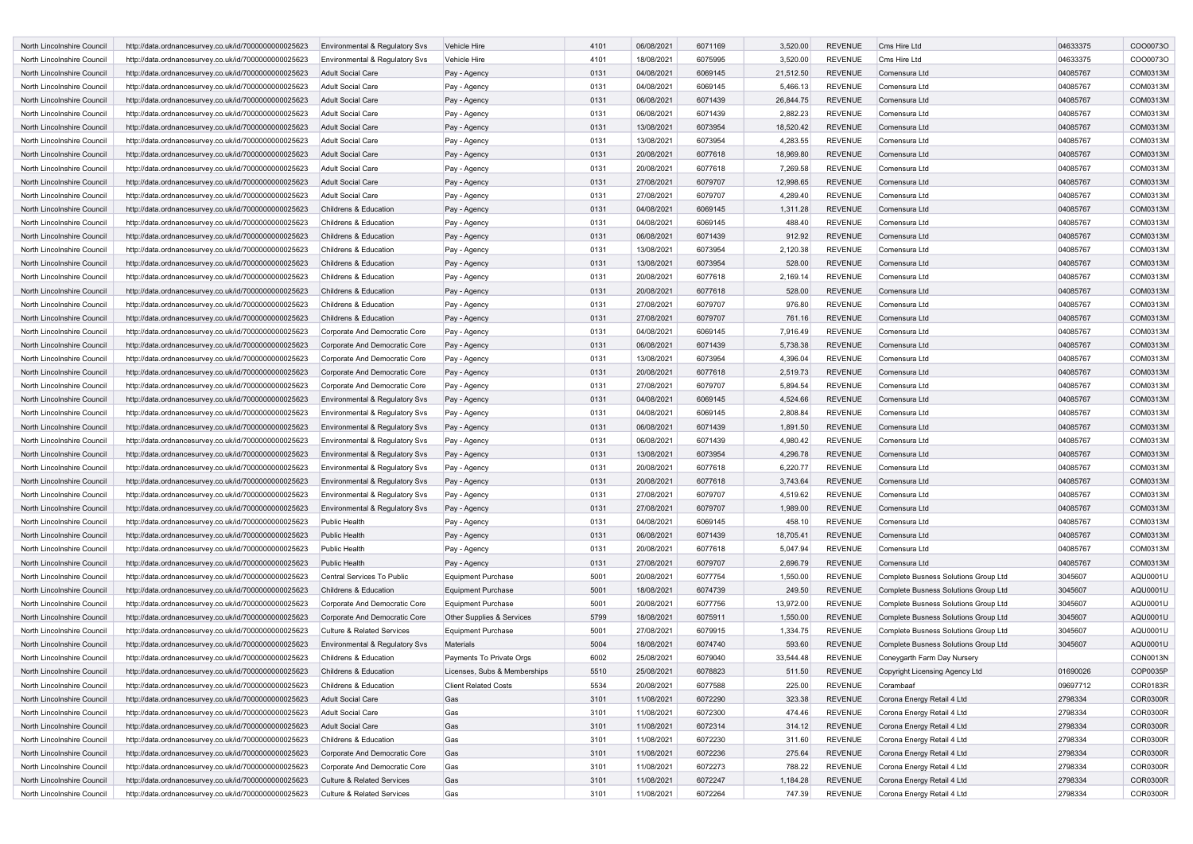| North Lincolnshire Council | http://data.ordnancesurvey.co.uk/id/7000000000025623 | Environmental & Regulatory Svs | Vehicle Hire | 4101 | 06/08/2021 | 6071169 | 3,520.00 | REVENUE | Cms Hire Ltd | 04633375 | COO0073O |
|---|---|---|---|---|---|---|---|---|---|---|---|
| North Lincolnshire Council | http://data.ordnancesurvey.co.uk/id/7000000000025623 | Environmental & Regulatory Svs | Vehicle Hire | 4101 | 18/08/2021 | 6075995 | 3,520.00 | REVENUE | Cms Hire Ltd | 04633375 | COO0073O |
| North Lincolnshire Council | http://data.ordnancesurvey.co.uk/id/7000000000025623 | Adult Social Care | Pay - Agency | 0131 | 04/08/2021 | 6069145 | 21,512.50 | REVENUE | Comensura Ltd | 04085767 | COM0313M |
| North Lincolnshire Council | http://data.ordnancesurvey.co.uk/id/7000000000025623 | Adult Social Care | Pay - Agency | 0131 | 04/08/2021 | 6069145 | 5,466.13 | REVENUE | Comensura Ltd | 04085767 | COM0313M |
| North Lincolnshire Council | http://data.ordnancesurvey.co.uk/id/7000000000025623 | Adult Social Care | Pay - Agency | 0131 | 06/08/2021 | 6071439 | 26,844.75 | REVENUE | Comensura Ltd | 04085767 | COM0313M |
| North Lincolnshire Council | http://data.ordnancesurvey.co.uk/id/7000000000025623 | Adult Social Care | Pay - Agency | 0131 | 06/08/2021 | 6071439 | 2,882.23 | REVENUE | Comensura Ltd | 04085767 | COM0313M |
| North Lincolnshire Council | http://data.ordnancesurvey.co.uk/id/7000000000025623 | Adult Social Care | Pay - Agency | 0131 | 13/08/2021 | 6073954 | 18,520.42 | REVENUE | Comensura Ltd | 04085767 | COM0313M |
| North Lincolnshire Council | http://data.ordnancesurvey.co.uk/id/7000000000025623 | Adult Social Care | Pay - Agency | 0131 | 13/08/2021 | 6073954 | 4,283.55 | REVENUE | Comensura Ltd | 04085767 | COM0313M |
| North Lincolnshire Council | http://data.ordnancesurvey.co.uk/id/7000000000025623 | Adult Social Care | Pay - Agency | 0131 | 20/08/2021 | 6077618 | 18,969.80 | REVENUE | Comensura Ltd | 04085767 | COM0313M |
| North Lincolnshire Council | http://data.ordnancesurvey.co.uk/id/7000000000025623 | Adult Social Care | Pay - Agency | 0131 | 20/08/2021 | 6077618 | 7,269.58 | REVENUE | Comensura Ltd | 04085767 | COM0313M |
| North Lincolnshire Council | http://data.ordnancesurvey.co.uk/id/7000000000025623 | Adult Social Care | Pay - Agency | 0131 | 27/08/2021 | 6079707 | 12,998.65 | REVENUE | Comensura Ltd | 04085767 | COM0313M |
| North Lincolnshire Council | http://data.ordnancesurvey.co.uk/id/7000000000025623 | Adult Social Care | Pay - Agency | 0131 | 27/08/2021 | 6079707 | 4,289.40 | REVENUE | Comensura Ltd | 04085767 | COM0313M |
| North Lincolnshire Council | http://data.ordnancesurvey.co.uk/id/7000000000025623 | Childrens & Education | Pay - Agency | 0131 | 04/08/2021 | 6069145 | 1,311.28 | REVENUE | Comensura Ltd | 04085767 | COM0313M |
| North Lincolnshire Council | http://data.ordnancesurvey.co.uk/id/7000000000025623 | Childrens & Education | Pay - Agency | 0131 | 04/08/2021 | 6069145 | 488.40 | REVENUE | Comensura Ltd | 04085767 | COM0313M |
| North Lincolnshire Council | http://data.ordnancesurvey.co.uk/id/7000000000025623 | Childrens & Education | Pay - Agency | 0131 | 06/08/2021 | 6071439 | 912.92 | REVENUE | Comensura Ltd | 04085767 | COM0313M |
| North Lincolnshire Council | http://data.ordnancesurvey.co.uk/id/7000000000025623 | Childrens & Education | Pay - Agency | 0131 | 13/08/2021 | 6073954 | 2,120.38 | REVENUE | Comensura Ltd | 04085767 | COM0313M |
| North Lincolnshire Council | http://data.ordnancesurvey.co.uk/id/7000000000025623 | Childrens & Education | Pay - Agency | 0131 | 13/08/2021 | 6073954 | 528.00 | REVENUE | Comensura Ltd | 04085767 | COM0313M |
| North Lincolnshire Council | http://data.ordnancesurvey.co.uk/id/7000000000025623 | Childrens & Education | Pay - Agency | 0131 | 20/08/2021 | 6077618 | 2,169.14 | REVENUE | Comensura Ltd | 04085767 | COM0313M |
| North Lincolnshire Council | http://data.ordnancesurvey.co.uk/id/7000000000025623 | Childrens & Education | Pay - Agency | 0131 | 20/08/2021 | 6077618 | 528.00 | REVENUE | Comensura Ltd | 04085767 | COM0313M |
| North Lincolnshire Council | http://data.ordnancesurvey.co.uk/id/7000000000025623 | Childrens & Education | Pay - Agency | 0131 | 27/08/2021 | 6079707 | 976.80 | REVENUE | Comensura Ltd | 04085767 | COM0313M |
| North Lincolnshire Council | http://data.ordnancesurvey.co.uk/id/7000000000025623 | Childrens & Education | Pay - Agency | 0131 | 27/08/2021 | 6079707 | 761.16 | REVENUE | Comensura Ltd | 04085767 | COM0313M |
| North Lincolnshire Council | http://data.ordnancesurvey.co.uk/id/7000000000025623 | Corporate And Democratic Core | Pay - Agency | 0131 | 04/08/2021 | 6069145 | 7,916.49 | REVENUE | Comensura Ltd | 04085767 | COM0313M |
| North Lincolnshire Council | http://data.ordnancesurvey.co.uk/id/7000000000025623 | Corporate And Democratic Core | Pay - Agency | 0131 | 06/08/2021 | 6071439 | 5,738.38 | REVENUE | Comensura Ltd | 04085767 | COM0313M |
| North Lincolnshire Council | http://data.ordnancesurvey.co.uk/id/7000000000025623 | Corporate And Democratic Core | Pay - Agency | 0131 | 13/08/2021 | 6073954 | 4,396.04 | REVENUE | Comensura Ltd | 04085767 | COM0313M |
| North Lincolnshire Council | http://data.ordnancesurvey.co.uk/id/7000000000025623 | Corporate And Democratic Core | Pay - Agency | 0131 | 20/08/2021 | 6077618 | 2,519.73 | REVENUE | Comensura Ltd | 04085767 | COM0313M |
| North Lincolnshire Council | http://data.ordnancesurvey.co.uk/id/7000000000025623 | Corporate And Democratic Core | Pay - Agency | 0131 | 27/08/2021 | 6079707 | 5,894.54 | REVENUE | Comensura Ltd | 04085767 | COM0313M |
| North Lincolnshire Council | http://data.ordnancesurvey.co.uk/id/7000000000025623 | Environmental & Regulatory Svs | Pay - Agency | 0131 | 04/08/2021 | 6069145 | 4,524.66 | REVENUE | Comensura Ltd | 04085767 | COM0313M |
| North Lincolnshire Council | http://data.ordnancesurvey.co.uk/id/7000000000025623 | Environmental & Regulatory Svs | Pay - Agency | 0131 | 04/08/2021 | 6069145 | 2,808.84 | REVENUE | Comensura Ltd | 04085767 | COM0313M |
| North Lincolnshire Council | http://data.ordnancesurvey.co.uk/id/7000000000025623 | Environmental & Regulatory Svs | Pay - Agency | 0131 | 06/08/2021 | 6071439 | 1,891.50 | REVENUE | Comensura Ltd | 04085767 | COM0313M |
| North Lincolnshire Council | http://data.ordnancesurvey.co.uk/id/7000000000025623 | Environmental & Regulatory Svs | Pay - Agency | 0131 | 06/08/2021 | 6071439 | 4,980.42 | REVENUE | Comensura Ltd | 04085767 | COM0313M |
| North Lincolnshire Council | http://data.ordnancesurvey.co.uk/id/7000000000025623 | Environmental & Regulatory Svs | Pay - Agency | 0131 | 13/08/2021 | 6073954 | 4,296.78 | REVENUE | Comensura Ltd | 04085767 | COM0313M |
| North Lincolnshire Council | http://data.ordnancesurvey.co.uk/id/7000000000025623 | Environmental & Regulatory Svs | Pay - Agency | 0131 | 20/08/2021 | 6077618 | 6,220.77 | REVENUE | Comensura Ltd | 04085767 | COM0313M |
| North Lincolnshire Council | http://data.ordnancesurvey.co.uk/id/7000000000025623 | Environmental & Regulatory Svs | Pay - Agency | 0131 | 20/08/2021 | 6077618 | 3,743.64 | REVENUE | Comensura Ltd | 04085767 | COM0313M |
| North Lincolnshire Council | http://data.ordnancesurvey.co.uk/id/7000000000025623 | Environmental & Regulatory Svs | Pay - Agency | 0131 | 27/08/2021 | 6079707 | 4,519.62 | REVENUE | Comensura Ltd | 04085767 | COM0313M |
| North Lincolnshire Council | http://data.ordnancesurvey.co.uk/id/7000000000025623 | Environmental & Regulatory Svs | Pay - Agency | 0131 | 27/08/2021 | 6079707 | 1,989.00 | REVENUE | Comensura Ltd | 04085767 | COM0313M |
| North Lincolnshire Council | http://data.ordnancesurvey.co.uk/id/7000000000025623 | Public Health | Pay - Agency | 0131 | 04/08/2021 | 6069145 | 458.10 | REVENUE | Comensura Ltd | 04085767 | COM0313M |
| North Lincolnshire Council | http://data.ordnancesurvey.co.uk/id/7000000000025623 | Public Health | Pay - Agency | 0131 | 06/08/2021 | 6071439 | 18,705.41 | REVENUE | Comensura Ltd | 04085767 | COM0313M |
| North Lincolnshire Council | http://data.ordnancesurvey.co.uk/id/7000000000025623 | Public Health | Pay - Agency | 0131 | 20/08/2021 | 6077618 | 5,047.94 | REVENUE | Comensura Ltd | 04085767 | COM0313M |
| North Lincolnshire Council | http://data.ordnancesurvey.co.uk/id/7000000000025623 | Public Health | Pay - Agency | 0131 | 27/08/2021 | 6079707 | 2,696.79 | REVENUE | Comensura Ltd | 04085767 | COM0313M |
| North Lincolnshire Council | http://data.ordnancesurvey.co.uk/id/7000000000025623 | Central Services To Public | Equipment Purchase | 5001 | 20/08/2021 | 6077754 | 1,550.00 | REVENUE | Complete Busness Solutions Group Ltd | 3045607 | AQU0001U |
| North Lincolnshire Council | http://data.ordnancesurvey.co.uk/id/7000000000025623 | Childrens & Education | Equipment Purchase | 5001 | 18/08/2021 | 6074739 | 249.50 | REVENUE | Complete Busness Solutions Group Ltd | 3045607 | AQU0001U |
| North Lincolnshire Council | http://data.ordnancesurvey.co.uk/id/7000000000025623 | Corporate And Democratic Core | Equipment Purchase | 5001 | 20/08/2021 | 6077756 | 13,972.00 | REVENUE | Complete Busness Solutions Group Ltd | 3045607 | AQU0001U |
| North Lincolnshire Council | http://data.ordnancesurvey.co.uk/id/7000000000025623 | Corporate And Democratic Core | Other Supplies & Services | 5799 | 18/08/2021 | 6075911 | 1,550.00 | REVENUE | Complete Busness Solutions Group Ltd | 3045607 | AQU0001U |
| North Lincolnshire Council | http://data.ordnancesurvey.co.uk/id/7000000000025623 | Culture & Related Services | Equipment Purchase | 5001 | 27/08/2021 | 6079915 | 1,334.75 | REVENUE | Complete Busness Solutions Group Ltd | 3045607 | AQU0001U |
| North Lincolnshire Council | http://data.ordnancesurvey.co.uk/id/7000000000025623 | Environmental & Regulatory Svs | Materials | 5004 | 18/08/2021 | 6074740 | 593.60 | REVENUE | Complete Busness Solutions Group Ltd | 3045607 | AQU0001U |
| North Lincolnshire Council | http://data.ordnancesurvey.co.uk/id/7000000000025623 | Childrens & Education | Payments To Private Orgs | 6002 | 25/08/2021 | 6079040 | 33,544.48 | REVENUE | Coneygarth Farm Day Nursery | | CON0013N |
| North Lincolnshire Council | http://data.ordnancesurvey.co.uk/id/7000000000025623 | Childrens & Education | Licenses, Subs & Memberships | 5510 | 25/08/2021 | 6078823 | 511.50 | REVENUE | Copyright Licensing Agency Ltd | 01690026 | COP0035P |
| North Lincolnshire Council | http://data.ordnancesurvey.co.uk/id/7000000000025623 | Childrens & Education | Client Related Costs | 5534 | 20/08/2021 | 6077588 | 225.00 | REVENUE | Corambaaf | 09697712 | COR0183R |
| North Lincolnshire Council | http://data.ordnancesurvey.co.uk/id/7000000000025623 | Adult Social Care | Gas | 3101 | 11/08/2021 | 6072290 | 323.38 | REVENUE | Corona Energy Retail 4 Ltd | 2798334 | COR0300R |
| North Lincolnshire Council | http://data.ordnancesurvey.co.uk/id/7000000000025623 | Adult Social Care | Gas | 3101 | 11/08/2021 | 6072300 | 474.46 | REVENUE | Corona Energy Retail 4 Ltd | 2798334 | COR0300R |
| North Lincolnshire Council | http://data.ordnancesurvey.co.uk/id/7000000000025623 | Adult Social Care | Gas | 3101 | 11/08/2021 | 6072314 | 314.12 | REVENUE | Corona Energy Retail 4 Ltd | 2798334 | COR0300R |
| North Lincolnshire Council | http://data.ordnancesurvey.co.uk/id/7000000000025623 | Childrens & Education | Gas | 3101 | 11/08/2021 | 6072230 | 311.60 | REVENUE | Corona Energy Retail 4 Ltd | 2798334 | COR0300R |
| North Lincolnshire Council | http://data.ordnancesurvey.co.uk/id/7000000000025623 | Corporate And Democratic Core | Gas | 3101 | 11/08/2021 | 6072236 | 275.64 | REVENUE | Corona Energy Retail 4 Ltd | 2798334 | COR0300R |
| North Lincolnshire Council | http://data.ordnancesurvey.co.uk/id/7000000000025623 | Corporate And Democratic Core | Gas | 3101 | 11/08/2021 | 6072273 | 788.22 | REVENUE | Corona Energy Retail 4 Ltd | 2798334 | COR0300R |
| North Lincolnshire Council | http://data.ordnancesurvey.co.uk/id/7000000000025623 | Culture & Related Services | Gas | 3101 | 11/08/2021 | 6072247 | 1,184.28 | REVENUE | Corona Energy Retail 4 Ltd | 2798334 | COR0300R |
| North Lincolnshire Council | http://data.ordnancesurvey.co.uk/id/7000000000025623 | Culture & Related Services | Gas | 3101 | 11/08/2021 | 6072264 | 747.39 | REVENUE | Corona Energy Retail 4 Ltd | 2798334 | COR0300R |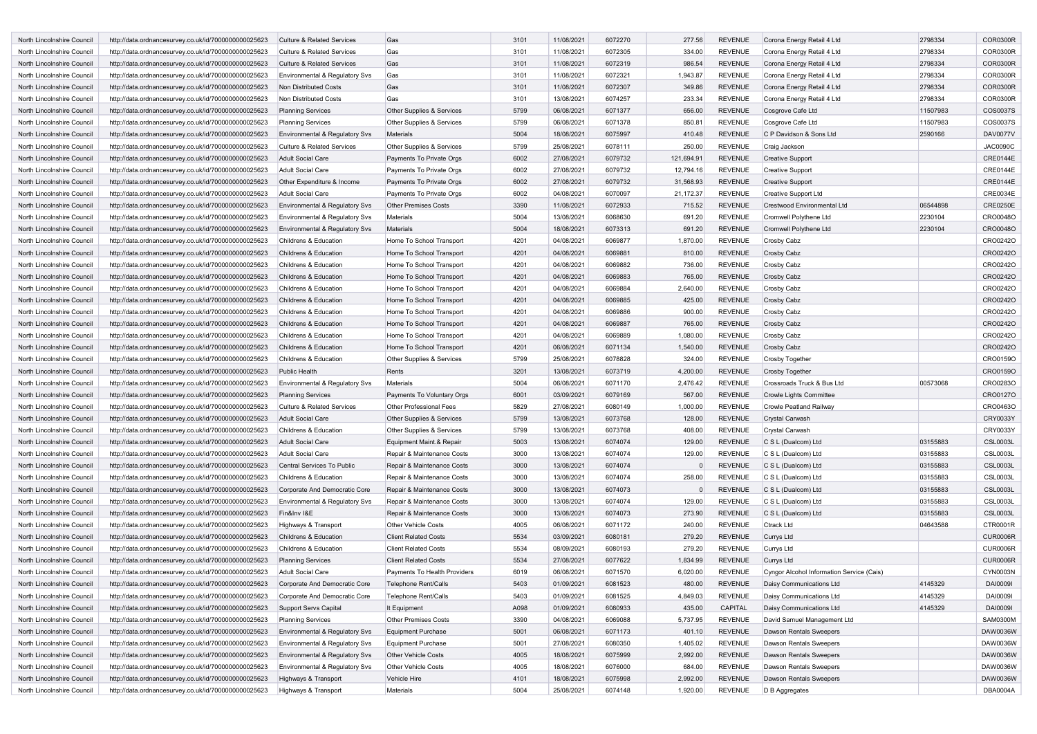| | | | | | | | | | | | |
|---|---|---|---|---|---|---|---|---|---|---|---|
| North Lincolnshire Council | http://data.ordnancesurvey.co.uk/id/7000000000025623 | Culture & Related Services | Gas | 3101 | 11/08/2021 | 6072270 | 277.56 | REVENUE | Corona Energy Retail 4 Ltd | 2798334 | COR0300R |
| North Lincolnshire Council | http://data.ordnancesurvey.co.uk/id/7000000000025623 | Culture & Related Services | Gas | 3101 | 11/08/2021 | 6072305 | 334.00 | REVENUE | Corona Energy Retail 4 Ltd | 2798334 | COR0300R |
| North Lincolnshire Council | http://data.ordnancesurvey.co.uk/id/7000000000025623 | Culture & Related Services | Gas | 3101 | 11/08/2021 | 6072319 | 986.54 | REVENUE | Corona Energy Retail 4 Ltd | 2798334 | COR0300R |
| North Lincolnshire Council | http://data.ordnancesurvey.co.uk/id/7000000000025623 | Environmental & Regulatory Svs | Gas | 3101 | 11/08/2021 | 6072321 | 1,943.87 | REVENUE | Corona Energy Retail 4 Ltd | 2798334 | COR0300R |
| North Lincolnshire Council | http://data.ordnancesurvey.co.uk/id/7000000000025623 | Non Distributed Costs | Gas | 3101 | 11/08/2021 | 6072307 | 349.86 | REVENUE | Corona Energy Retail 4 Ltd | 2798334 | COR0300R |
| North Lincolnshire Council | http://data.ordnancesurvey.co.uk/id/7000000000025623 | Non Distributed Costs | Gas | 3101 | 13/08/2021 | 6074257 | 233.34 | REVENUE | Corona Energy Retail 4 Ltd | 2798334 | COR0300R |
| North Lincolnshire Council | http://data.ordnancesurvey.co.uk/id/7000000000025623 | Planning Services | Other Supplies & Services | 5799 | 06/08/2021 | 6071377 | 656.00 | REVENUE | Cosgrove Cafe Ltd | 11507983 | COS0037S |
| North Lincolnshire Council | http://data.ordnancesurvey.co.uk/id/7000000000025623 | Planning Services | Other Supplies & Services | 5799 | 06/08/2021 | 6071378 | 850.81 | REVENUE | Cosgrove Cafe Ltd | 11507983 | COS0037S |
| North Lincolnshire Council | http://data.ordnancesurvey.co.uk/id/7000000000025623 | Environmental & Regulatory Svs | Materials | 5004 | 18/08/2021 | 6075997 | 410.48 | REVENUE | C P Davidson & Sons Ltd | 2590166 | DAV0077V |
| North Lincolnshire Council | http://data.ordnancesurvey.co.uk/id/7000000000025623 | Culture & Related Services | Other Supplies & Services | 5799 | 25/08/2021 | 6078111 | 250.00 | REVENUE | Craig Jackson | | JAC0090C |
| North Lincolnshire Council | http://data.ordnancesurvey.co.uk/id/7000000000025623 | Adult Social Care | Payments To Private Orgs | 6002 | 27/08/2021 | 6079732 | 121,694.91 | REVENUE | Creative Support | | CRE0144E |
| North Lincolnshire Council | http://data.ordnancesurvey.co.uk/id/7000000000025623 | Adult Social Care | Payments To Private Orgs | 6002 | 27/08/2021 | 6079732 | 12,794.16 | REVENUE | Creative Support | | CRE0144E |
| North Lincolnshire Council | http://data.ordnancesurvey.co.uk/id/7000000000025623 | Other Expenditure & Income | Payments To Private Orgs | 6002 | 27/08/2021 | 6079732 | 31,568.93 | REVENUE | Creative Support | | CRE0144E |
| North Lincolnshire Council | http://data.ordnancesurvey.co.uk/id/7000000000025623 | Adult Social Care | Payments To Private Orgs | 6002 | 04/08/2021 | 6070097 | 21,172.37 | REVENUE | Creative Support Ltd | | CRE0034E |
| North Lincolnshire Council | http://data.ordnancesurvey.co.uk/id/7000000000025623 | Environmental & Regulatory Svs | Other Premises Costs | 3390 | 11/08/2021 | 6072933 | 715.52 | REVENUE | Crestwood Environmental Ltd | 06544898 | CRE0250E |
| North Lincolnshire Council | http://data.ordnancesurvey.co.uk/id/7000000000025623 | Environmental & Regulatory Svs | Materials | 5004 | 13/08/2021 | 6068630 | 691.20 | REVENUE | Cromwell Polythene Ltd | 2230104 | CRO0048O |
| North Lincolnshire Council | http://data.ordnancesurvey.co.uk/id/7000000000025623 | Environmental & Regulatory Svs | Materials | 5004 | 18/08/2021 | 6073313 | 691.20 | REVENUE | Cromwell Polythene Ltd | 2230104 | CRO0048O |
| North Lincolnshire Council | http://data.ordnancesurvey.co.uk/id/7000000000025623 | Childrens & Education | Home To School Transport | 4201 | 04/08/2021 | 6069877 | 1,870.00 | REVENUE | Crosby Cabz | | CRO0242O |
| North Lincolnshire Council | http://data.ordnancesurvey.co.uk/id/7000000000025623 | Childrens & Education | Home To School Transport | 4201 | 04/08/2021 | 6069881 | 810.00 | REVENUE | Crosby Cabz | | CRO0242O |
| North Lincolnshire Council | http://data.ordnancesurvey.co.uk/id/7000000000025623 | Childrens & Education | Home To School Transport | 4201 | 04/08/2021 | 6069882 | 736.00 | REVENUE | Crosby Cabz | | CRO0242O |
| North Lincolnshire Council | http://data.ordnancesurvey.co.uk/id/7000000000025623 | Childrens & Education | Home To School Transport | 4201 | 04/08/2021 | 6069883 | 765.00 | REVENUE | Crosby Cabz | | CRO0242O |
| North Lincolnshire Council | http://data.ordnancesurvey.co.uk/id/7000000000025623 | Childrens & Education | Home To School Transport | 4201 | 04/08/2021 | 6069884 | 2,640.00 | REVENUE | Crosby Cabz | | CRO0242O |
| North Lincolnshire Council | http://data.ordnancesurvey.co.uk/id/7000000000025623 | Childrens & Education | Home To School Transport | 4201 | 04/08/2021 | 6069885 | 425.00 | REVENUE | Crosby Cabz | | CRO0242O |
| North Lincolnshire Council | http://data.ordnancesurvey.co.uk/id/7000000000025623 | Childrens & Education | Home To School Transport | 4201 | 04/08/2021 | 6069886 | 900.00 | REVENUE | Crosby Cabz | | CRO0242O |
| North Lincolnshire Council | http://data.ordnancesurvey.co.uk/id/7000000000025623 | Childrens & Education | Home To School Transport | 4201 | 04/08/2021 | 6069887 | 765.00 | REVENUE | Crosby Cabz | | CRO0242O |
| North Lincolnshire Council | http://data.ordnancesurvey.co.uk/id/7000000000025623 | Childrens & Education | Home To School Transport | 4201 | 04/08/2021 | 6069889 | 1,080.00 | REVENUE | Crosby Cabz | | CRO0242O |
| North Lincolnshire Council | http://data.ordnancesurvey.co.uk/id/7000000000025623 | Childrens & Education | Home To School Transport | 4201 | 06/08/2021 | 6071134 | 1,540.00 | REVENUE | Crosby Cabz | | CRO0242O |
| North Lincolnshire Council | http://data.ordnancesurvey.co.uk/id/7000000000025623 | Childrens & Education | Other Supplies & Services | 5799 | 25/08/2021 | 6078828 | 324.00 | REVENUE | Crosby Together | | CRO0159O |
| North Lincolnshire Council | http://data.ordnancesurvey.co.uk/id/7000000000025623 | Public Health | Rents | 3201 | 13/08/2021 | 6073719 | 4,200.00 | REVENUE | Crosby Together | | CRO0159O |
| North Lincolnshire Council | http://data.ordnancesurvey.co.uk/id/7000000000025623 | Environmental & Regulatory Svs | Materials | 5004 | 06/08/2021 | 6071170 | 2,476.42 | REVENUE | Crossroads Truck & Bus Ltd | 00573068 | CRO0283O |
| North Lincolnshire Council | http://data.ordnancesurvey.co.uk/id/7000000000025623 | Planning Services | Payments To Voluntary Orgs | 6001 | 03/09/2021 | 6079169 | 567.00 | REVENUE | Crowle Lights Committee | | CRO0127O |
| North Lincolnshire Council | http://data.ordnancesurvey.co.uk/id/7000000000025623 | Culture & Related Services | Other Professional Fees | 5829 | 27/08/2021 | 6080149 | 1,000.00 | REVENUE | Crowle Peatland Railway | | CRO0463O |
| North Lincolnshire Council | http://data.ordnancesurvey.co.uk/id/7000000000025623 | Adult Social Care | Other Supplies & Services | 5799 | 13/08/2021 | 6073768 | 128.00 | REVENUE | Crystal Carwash | | CRY0033Y |
| North Lincolnshire Council | http://data.ordnancesurvey.co.uk/id/7000000000025623 | Childrens & Education | Other Supplies & Services | 5799 | 13/08/2021 | 6073768 | 408.00 | REVENUE | Crystal Carwash | | CRY0033Y |
| North Lincolnshire Council | http://data.ordnancesurvey.co.uk/id/7000000000025623 | Adult Social Care | Equipment Maint.& Repair | 5003 | 13/08/2021 | 6074074 | 129.00 | REVENUE | C S L (Dualcom) Ltd | 03155883 | CSL0003L |
| North Lincolnshire Council | http://data.ordnancesurvey.co.uk/id/7000000000025623 | Adult Social Care | Repair & Maintenance Costs | 3000 | 13/08/2021 | 6074074 | 129.00 | REVENUE | C S L (Dualcom) Ltd | 03155883 | CSL0003L |
| North Lincolnshire Council | http://data.ordnancesurvey.co.uk/id/7000000000025623 | Central Services To Public | Repair & Maintenance Costs | 3000 | 13/08/2021 | 6074074 | 0 | REVENUE | C S L (Dualcom) Ltd | 03155883 | CSL0003L |
| North Lincolnshire Council | http://data.ordnancesurvey.co.uk/id/7000000000025623 | Childrens & Education | Repair & Maintenance Costs | 3000 | 13/08/2021 | 6074074 | 258.00 | REVENUE | C S L (Dualcom) Ltd | 03155883 | CSL0003L |
| North Lincolnshire Council | http://data.ordnancesurvey.co.uk/id/7000000000025623 | Corporate And Democratic Core | Repair & Maintenance Costs | 3000 | 13/08/2021 | 6074073 | 0 | REVENUE | C S L (Dualcom) Ltd | 03155883 | CSL0003L |
| North Lincolnshire Council | http://data.ordnancesurvey.co.uk/id/7000000000025623 | Environmental & Regulatory Svs | Repair & Maintenance Costs | 3000 | 13/08/2021 | 6074074 | 129.00 | REVENUE | C S L (Dualcom) Ltd | 03155883 | CSL0003L |
| North Lincolnshire Council | http://data.ordnancesurvey.co.uk/id/7000000000025623 | Fin&Inv I&E | Repair & Maintenance Costs | 3000 | 13/08/2021 | 6074073 | 273.90 | REVENUE | C S L (Dualcom) Ltd | 03155883 | CSL0003L |
| North Lincolnshire Council | http://data.ordnancesurvey.co.uk/id/7000000000025623 | Highways & Transport | Other Vehicle Costs | 4005 | 06/08/2021 | 6071172 | 240.00 | REVENUE | Ctrack Ltd | 04643588 | CTR0001R |
| North Lincolnshire Council | http://data.ordnancesurvey.co.uk/id/7000000000025623 | Childrens & Education | Client Related Costs | 5534 | 03/09/2021 | 6080181 | 279.20 | REVENUE | Currys Ltd | | CUR0006R |
| North Lincolnshire Council | http://data.ordnancesurvey.co.uk/id/7000000000025623 | Childrens & Education | Client Related Costs | 5534 | 08/09/2021 | 6080193 | 279.20 | REVENUE | Currys Ltd | | CUR0006R |
| North Lincolnshire Council | http://data.ordnancesurvey.co.uk/id/7000000000025623 | Planning Services | Client Related Costs | 5534 | 27/08/2021 | 6077622 | 1,834.99 | REVENUE | Currys Ltd | | CUR0006R |
| North Lincolnshire Council | http://data.ordnancesurvey.co.uk/id/7000000000025623 | Adult Social Care | Payments To Health Providers | 6019 | 06/08/2021 | 6071570 | 6,020.00 | REVENUE | Cyngor Alcohol Information Service (Cais) | | CYN0003N |
| North Lincolnshire Council | http://data.ordnancesurvey.co.uk/id/7000000000025623 | Corporate And Democratic Core | Telephone Rent/Calls | 5403 | 01/09/2021 | 6081523 | 480.00 | REVENUE | Daisy Communications Ltd | 4145329 | DAI0009I |
| North Lincolnshire Council | http://data.ordnancesurvey.co.uk/id/7000000000025623 | Corporate And Democratic Core | Telephone Rent/Calls | 5403 | 01/09/2021 | 6081525 | 4,849.03 | REVENUE | Daisy Communications Ltd | 4145329 | DAI0009I |
| North Lincolnshire Council | http://data.ordnancesurvey.co.uk/id/7000000000025623 | Support Servs Capital | It Equipment | A098 | 01/09/2021 | 6080933 | 435.00 | CAPITAL | Daisy Communications Ltd | 4145329 | DAI0009I |
| North Lincolnshire Council | http://data.ordnancesurvey.co.uk/id/7000000000025623 | Planning Services | Other Premises Costs | 3390 | 04/08/2021 | 6069088 | 5,737.95 | REVENUE | David Samuel Management Ltd | | SAM0300M |
| North Lincolnshire Council | http://data.ordnancesurvey.co.uk/id/7000000000025623 | Environmental & Regulatory Svs | Equipment Purchase | 5001 | 06/08/2021 | 6071173 | 401.10 | REVENUE | Dawson Rentals Sweepers | | DAW0036W |
| North Lincolnshire Council | http://data.ordnancesurvey.co.uk/id/7000000000025623 | Environmental & Regulatory Svs | Equipment Purchase | 5001 | 27/08/2021 | 6080350 | 1,405.02 | REVENUE | Dawson Rentals Sweepers | | DAW0036W |
| North Lincolnshire Council | http://data.ordnancesurvey.co.uk/id/7000000000025623 | Environmental & Regulatory Svs | Other Vehicle Costs | 4005 | 18/08/2021 | 6075999 | 2,992.00 | REVENUE | Dawson Rentals Sweepers | | DAW0036W |
| North Lincolnshire Council | http://data.ordnancesurvey.co.uk/id/7000000000025623 | Environmental & Regulatory Svs | Other Vehicle Costs | 4005 | 18/08/2021 | 6076000 | 684.00 | REVENUE | Dawson Rentals Sweepers | | DAW0036W |
| North Lincolnshire Council | http://data.ordnancesurvey.co.uk/id/7000000000025623 | Highways & Transport | Vehicle Hire | 4101 | 18/08/2021 | 6075998 | 2,992.00 | REVENUE | Dawson Rentals Sweepers | | DAW0036W |
| North Lincolnshire Council | http://data.ordnancesurvey.co.uk/id/7000000000025623 | Highways & Transport | Materials | 5004 | 25/08/2021 | 6074148 | 1,920.00 | REVENUE | D B Aggregates | | DBA0004A |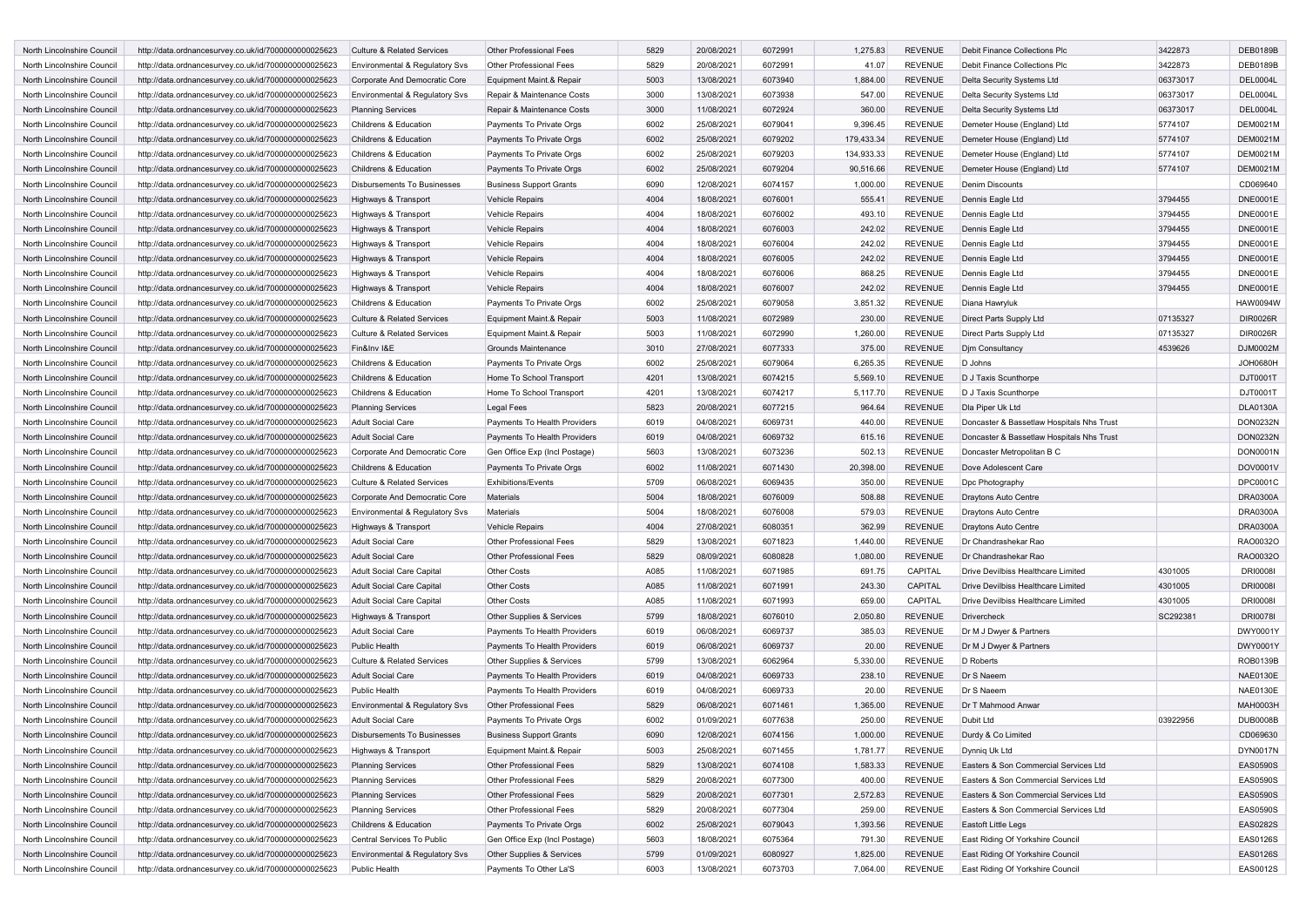| | | | | | | | | | | | |
|---|---|---|---|---|---|---|---|---|---|---|---|
| North Lincolnshire Council | http://data.ordnancesurvey.co.uk/id/7000000000025623 | Culture & Related Services | Other Professional Fees | 5829 | 20/08/2021 | 6072991 | 1,275.83 | REVENUE | Debit Finance Collections Plc | 3422873 | DEB0189B |
| North Lincolnshire Council | http://data.ordnancesurvey.co.uk/id/7000000000025623 | Environmental & Regulatory Svs | Other Professional Fees | 5829 | 20/08/2021 | 6072991 | 41.07 | REVENUE | Debit Finance Collections Plc | 3422873 | DEB0189B |
| North Lincolnshire Council | http://data.ordnancesurvey.co.uk/id/7000000000025623 | Corporate And Democratic Core | Equipment Maint.& Repair | 5003 | 13/08/2021 | 6073940 | 1,884.00 | REVENUE | Delta Security Systems Ltd | 06373017 | DEL0004L |
| North Lincolnshire Council | http://data.ordnancesurvey.co.uk/id/7000000000025623 | Environmental & Regulatory Svs | Repair & Maintenance Costs | 3000 | 13/08/2021 | 6073938 | 547.00 | REVENUE | Delta Security Systems Ltd | 06373017 | DEL0004L |
| North Lincolnshire Council | http://data.ordnancesurvey.co.uk/id/7000000000025623 | Planning Services | Repair & Maintenance Costs | 3000 | 11/08/2021 | 6072924 | 360.00 | REVENUE | Delta Security Systems Ltd | 06373017 | DEL0004L |
| North Lincolnshire Council | http://data.ordnancesurvey.co.uk/id/7000000000025623 | Childrens & Education | Payments To Private Orgs | 6002 | 25/08/2021 | 6079041 | 9,396.45 | REVENUE | Demeter House (England) Ltd | 5774107 | DEM0021M |
| North Lincolnshire Council | http://data.ordnancesurvey.co.uk/id/7000000000025623 | Childrens & Education | Payments To Private Orgs | 6002 | 25/08/2021 | 6079202 | 179,433.34 | REVENUE | Demeter House (England) Ltd | 5774107 | DEM0021M |
| North Lincolnshire Council | http://data.ordnancesurvey.co.uk/id/7000000000025623 | Childrens & Education | Payments To Private Orgs | 6002 | 25/08/2021 | 6079203 | 134,933.33 | REVENUE | Demeter House (England) Ltd | 5774107 | DEM0021M |
| North Lincolnshire Council | http://data.ordnancesurvey.co.uk/id/7000000000025623 | Childrens & Education | Payments To Private Orgs | 6002 | 25/08/2021 | 6079204 | 90,516.66 | REVENUE | Demeter House (England) Ltd | 5774107 | DEM0021M |
| North Lincolnshire Council | http://data.ordnancesurvey.co.uk/id/7000000000025623 | Disbursements To Businesses | Business Support Grants | 6090 | 12/08/2021 | 6074157 | 1,000.00 | REVENUE | Denim Discounts | | CD069640 |
| North Lincolnshire Council | http://data.ordnancesurvey.co.uk/id/7000000000025623 | Highways & Transport | Vehicle Repairs | 4004 | 18/08/2021 | 6076001 | 555.41 | REVENUE | Dennis Eagle Ltd | 3794455 | DNE0001E |
| North Lincolnshire Council | http://data.ordnancesurvey.co.uk/id/7000000000025623 | Highways & Transport | Vehicle Repairs | 4004 | 18/08/2021 | 6076002 | 493.10 | REVENUE | Dennis Eagle Ltd | 3794455 | DNE0001E |
| North Lincolnshire Council | http://data.ordnancesurvey.co.uk/id/7000000000025623 | Highways & Transport | Vehicle Repairs | 4004 | 18/08/2021 | 6076003 | 242.02 | REVENUE | Dennis Eagle Ltd | 3794455 | DNE0001E |
| North Lincolnshire Council | http://data.ordnancesurvey.co.uk/id/7000000000025623 | Highways & Transport | Vehicle Repairs | 4004 | 18/08/2021 | 6076004 | 242.02 | REVENUE | Dennis Eagle Ltd | 3794455 | DNE0001E |
| North Lincolnshire Council | http://data.ordnancesurvey.co.uk/id/7000000000025623 | Highways & Transport | Vehicle Repairs | 4004 | 18/08/2021 | 6076005 | 242.02 | REVENUE | Dennis Eagle Ltd | 3794455 | DNE0001E |
| North Lincolnshire Council | http://data.ordnancesurvey.co.uk/id/7000000000025623 | Highways & Transport | Vehicle Repairs | 4004 | 18/08/2021 | 6076006 | 868.25 | REVENUE | Dennis Eagle Ltd | 3794455 | DNE0001E |
| North Lincolnshire Council | http://data.ordnancesurvey.co.uk/id/7000000000025623 | Highways & Transport | Vehicle Repairs | 4004 | 18/08/2021 | 6076007 | 242.02 | REVENUE | Dennis Eagle Ltd | 3794455 | DNE0001E |
| North Lincolnshire Council | http://data.ordnancesurvey.co.uk/id/7000000000025623 | Childrens & Education | Payments To Private Orgs | 6002 | 25/08/2021 | 6079058 | 3,851.32 | REVENUE | Diana Hawryluk | | HAW0094W |
| North Lincolnshire Council | http://data.ordnancesurvey.co.uk/id/7000000000025623 | Culture & Related Services | Equipment Maint.& Repair | 5003 | 11/08/2021 | 6072989 | 230.00 | REVENUE | Direct Parts Supply Ltd | 07135327 | DIR0026R |
| North Lincolnshire Council | http://data.ordnancesurvey.co.uk/id/7000000000025623 | Culture & Related Services | Equipment Maint.& Repair | 5003 | 11/08/2021 | 6072990 | 1,260.00 | REVENUE | Direct Parts Supply Ltd | 07135327 | DIR0026R |
| North Lincolnshire Council | http://data.ordnancesurvey.co.uk/id/7000000000025623 | Fin&Inv I&E | Grounds Maintenance | 3010 | 27/08/2021 | 6077333 | 375.00 | REVENUE | Djm Consultancy | 4539626 | DJM0002M |
| North Lincolnshire Council | http://data.ordnancesurvey.co.uk/id/7000000000025623 | Childrens & Education | Payments To Private Orgs | 6002 | 25/08/2021 | 6079064 | 6,265.35 | REVENUE | D Johns | | JOH0680H |
| North Lincolnshire Council | http://data.ordnancesurvey.co.uk/id/7000000000025623 | Childrens & Education | Home To School Transport | 4201 | 13/08/2021 | 6074215 | 5,569.10 | REVENUE | D J Taxis Scunthorpe | | DJT0001T |
| North Lincolnshire Council | http://data.ordnancesurvey.co.uk/id/7000000000025623 | Childrens & Education | Home To School Transport | 4201 | 13/08/2021 | 6074217 | 5,117.70 | REVENUE | D J Taxis Scunthorpe | | DJT0001T |
| North Lincolnshire Council | http://data.ordnancesurvey.co.uk/id/7000000000025623 | Planning Services | Legal Fees | 5823 | 20/08/2021 | 6077215 | 964.64 | REVENUE | Dla Piper Uk Ltd | | DLA0130A |
| North Lincolnshire Council | http://data.ordnancesurvey.co.uk/id/7000000000025623 | Adult Social Care | Payments To Health Providers | 6019 | 04/08/2021 | 6069731 | 440.00 | REVENUE | Doncaster & Bassetlaw Hospitals Nhs Trust | | DON0232N |
| North Lincolnshire Council | http://data.ordnancesurvey.co.uk/id/7000000000025623 | Adult Social Care | Payments To Health Providers | 6019 | 04/08/2021 | 6069732 | 615.16 | REVENUE | Doncaster & Bassetlaw Hospitals Nhs Trust | | DON0232N |
| North Lincolnshire Council | http://data.ordnancesurvey.co.uk/id/7000000000025623 | Corporate And Democratic Core | Gen Office Exp (Incl Postage) | 5603 | 13/08/2021 | 6073236 | 502.13 | REVENUE | Doncaster Metropolitan B C | | DON0001N |
| North Lincolnshire Council | http://data.ordnancesurvey.co.uk/id/7000000000025623 | Childrens & Education | Payments To Private Orgs | 6002 | 11/08/2021 | 6071430 | 20,398.00 | REVENUE | Dove Adolescent Care | | DOV0001V |
| North Lincolnshire Council | http://data.ordnancesurvey.co.uk/id/7000000000025623 | Culture & Related Services | Exhibitions/Events | 5709 | 06/08/2021 | 6069435 | 350.00 | REVENUE | Dpc Photography | | DPC0001C |
| North Lincolnshire Council | http://data.ordnancesurvey.co.uk/id/7000000000025623 | Corporate And Democratic Core | Materials | 5004 | 18/08/2021 | 6076009 | 508.88 | REVENUE | Draytons Auto Centre | | DRA0300A |
| North Lincolnshire Council | http://data.ordnancesurvey.co.uk/id/7000000000025623 | Environmental & Regulatory Svs | Materials | 5004 | 18/08/2021 | 6076008 | 579.03 | REVENUE | Draytons Auto Centre | | DRA0300A |
| North Lincolnshire Council | http://data.ordnancesurvey.co.uk/id/7000000000025623 | Highways & Transport | Vehicle Repairs | 4004 | 27/08/2021 | 6080351 | 362.99 | REVENUE | Draytons Auto Centre | | DRA0300A |
| North Lincolnshire Council | http://data.ordnancesurvey.co.uk/id/7000000000025623 | Adult Social Care | Other Professional Fees | 5829 | 13/08/2021 | 6071823 | 1,440.00 | REVENUE | Dr Chandrashekar Rao | | RAO0032O |
| North Lincolnshire Council | http://data.ordnancesurvey.co.uk/id/7000000000025623 | Adult Social Care | Other Professional Fees | 5829 | 08/09/2021 | 6080828 | 1,080.00 | REVENUE | Dr Chandrashekar Rao | | RAO0032O |
| North Lincolnshire Council | http://data.ordnancesurvey.co.uk/id/7000000000025623 | Adult Social Care Capital | Other Costs | A085 | 11/08/2021 | 6071985 | 691.75 | CAPITAL | Drive Devilbiss Healthcare Limited | 4301005 | DRI0008I |
| North Lincolnshire Council | http://data.ordnancesurvey.co.uk/id/7000000000025623 | Adult Social Care Capital | Other Costs | A085 | 11/08/2021 | 6071991 | 243.30 | CAPITAL | Drive Devilbiss Healthcare Limited | 4301005 | DRI0008I |
| North Lincolnshire Council | http://data.ordnancesurvey.co.uk/id/7000000000025623 | Adult Social Care Capital | Other Costs | A085 | 11/08/2021 | 6071993 | 659.00 | CAPITAL | Drive Devilbiss Healthcare Limited | 4301005 | DRI0008I |
| North Lincolnshire Council | http://data.ordnancesurvey.co.uk/id/7000000000025623 | Highways & Transport | Other Supplies & Services | 5799 | 18/08/2021 | 6076010 | 2,050.80 | REVENUE | Drivercheck | SC292381 | DRI0078I |
| North Lincolnshire Council | http://data.ordnancesurvey.co.uk/id/7000000000025623 | Adult Social Care | Payments To Health Providers | 6019 | 06/08/2021 | 6069737 | 385.03 | REVENUE | Dr M J Dwyer & Partners | | DWY0001Y |
| North Lincolnshire Council | http://data.ordnancesurvey.co.uk/id/7000000000025623 | Public Health | Payments To Health Providers | 6019 | 06/08/2021 | 6069737 | 20.00 | REVENUE | Dr M J Dwyer & Partners | | DWY0001Y |
| North Lincolnshire Council | http://data.ordnancesurvey.co.uk/id/7000000000025623 | Culture & Related Services | Other Supplies & Services | 5799 | 13/08/2021 | 6062964 | 5,330.00 | REVENUE | D Roberts | | ROB0139B |
| North Lincolnshire Council | http://data.ordnancesurvey.co.uk/id/7000000000025623 | Adult Social Care | Payments To Health Providers | 6019 | 04/08/2021 | 6069733 | 238.10 | REVENUE | Dr S Naeem | | NAE0130E |
| North Lincolnshire Council | http://data.ordnancesurvey.co.uk/id/7000000000025623 | Public Health | Payments To Health Providers | 6019 | 04/08/2021 | 6069733 | 20.00 | REVENUE | Dr S Naeem | | NAE0130E |
| North Lincolnshire Council | http://data.ordnancesurvey.co.uk/id/7000000000025623 | Environmental & Regulatory Svs | Other Professional Fees | 5829 | 06/08/2021 | 6071461 | 1,365.00 | REVENUE | Dr T Mahmood Anwar | | MAH0003H |
| North Lincolnshire Council | http://data.ordnancesurvey.co.uk/id/7000000000025623 | Adult Social Care | Payments To Private Orgs | 6002 | 01/09/2021 | 6077638 | 250.00 | REVENUE | Dubit Ltd | 03922956 | DUB0008B |
| North Lincolnshire Council | http://data.ordnancesurvey.co.uk/id/7000000000025623 | Disbursements To Businesses | Business Support Grants | 6090 | 12/08/2021 | 6074156 | 1,000.00 | REVENUE | Durdy & Co Limited | | CD069630 |
| North Lincolnshire Council | http://data.ordnancesurvey.co.uk/id/7000000000025623 | Highways & Transport | Equipment Maint.& Repair | 5003 | 25/08/2021 | 6071455 | 1,781.77 | REVENUE | Dynniq Uk Ltd | | DYN0017N |
| North Lincolnshire Council | http://data.ordnancesurvey.co.uk/id/7000000000025623 | Planning Services | Other Professional Fees | 5829 | 13/08/2021 | 6074108 | 1,583.33 | REVENUE | Easters & Son Commercial Services Ltd | | EAS0590S |
| North Lincolnshire Council | http://data.ordnancesurvey.co.uk/id/7000000000025623 | Planning Services | Other Professional Fees | 5829 | 20/08/2021 | 6077300 | 400.00 | REVENUE | Easters & Son Commercial Services Ltd | | EAS0590S |
| North Lincolnshire Council | http://data.ordnancesurvey.co.uk/id/7000000000025623 | Planning Services | Other Professional Fees | 5829 | 20/08/2021 | 6077301 | 2,572.83 | REVENUE | Easters & Son Commercial Services Ltd | | EAS0590S |
| North Lincolnshire Council | http://data.ordnancesurvey.co.uk/id/7000000000025623 | Planning Services | Other Professional Fees | 5829 | 20/08/2021 | 6077304 | 259.00 | REVENUE | Easters & Son Commercial Services Ltd | | EAS0590S |
| North Lincolnshire Council | http://data.ordnancesurvey.co.uk/id/7000000000025623 | Childrens & Education | Payments To Private Orgs | 6002 | 25/08/2021 | 6079043 | 1,393.56 | REVENUE | Eastoft Little Legs | | EAS0282S |
| North Lincolnshire Council | http://data.ordnancesurvey.co.uk/id/7000000000025623 | Central Services To Public | Gen Office Exp (Incl Postage) | 5603 | 18/08/2021 | 6075364 | 791.30 | REVENUE | East Riding Of Yorkshire Council | | EAS0126S |
| North Lincolnshire Council | http://data.ordnancesurvey.co.uk/id/7000000000025623 | Environmental & Regulatory Svs | Other Supplies & Services | 5799 | 01/09/2021 | 6080927 | 1,825.00 | REVENUE | East Riding Of Yorkshire Council | | EAS0126S |
| North Lincolnshire Council | http://data.ordnancesurvey.co.uk/id/7000000000025623 | Public Health | Payments To Other La'S | 6003 | 13/08/2021 | 6073703 | 7,064.00 | REVENUE | East Riding Of Yorkshire Council | | EAS0012S |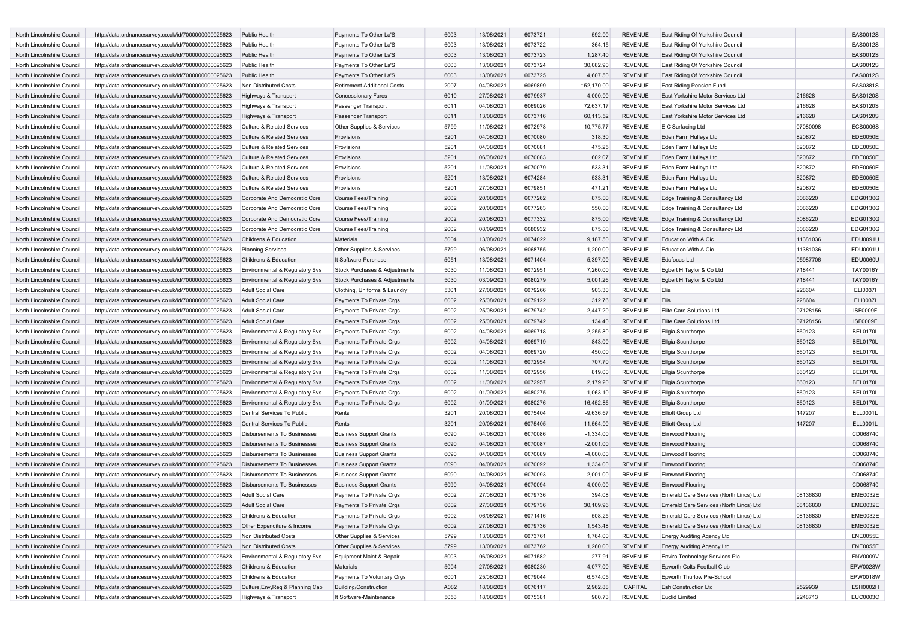| | | | | | | | | | | | |
|---|---|---|---|---|---|---|---|---|---|---|---|
| North Lincolnshire Council | http://data.ordnancesurvey.co.uk/id/7000000000025623 | Public Health | Payments To Other La'S | 6003 | 13/08/2021 | 6073721 | 592.00 | REVENUE | East Riding Of Yorkshire Council | | EAS0012S |
| North Lincolnshire Council | http://data.ordnancesurvey.co.uk/id/7000000000025623 | Public Health | Payments To Other La'S | 6003 | 13/08/2021 | 6073722 | 364.15 | REVENUE | East Riding Of Yorkshire Council | | EAS0012S |
| North Lincolnshire Council | http://data.ordnancesurvey.co.uk/id/7000000000025623 | Public Health | Payments To Other La'S | 6003 | 13/08/2021 | 6073723 | 1,287.40 | REVENUE | East Riding Of Yorkshire Council | | EAS0012S |
| North Lincolnshire Council | http://data.ordnancesurvey.co.uk/id/7000000000025623 | Public Health | Payments To Other La'S | 6003 | 13/08/2021 | 6073724 | 30,082.90 | REVENUE | East Riding Of Yorkshire Council | | EAS0012S |
| North Lincolnshire Council | http://data.ordnancesurvey.co.uk/id/7000000000025623 | Public Health | Payments To Other La'S | 6003 | 13/08/2021 | 6073725 | 4,607.50 | REVENUE | East Riding Of Yorkshire Council | | EAS0012S |
| North Lincolnshire Council | http://data.ordnancesurvey.co.uk/id/7000000000025623 | Non Distributed Costs | Retirement Additional Costs | 2007 | 04/08/2021 | 6069899 | 152,170.00 | REVENUE | East Riding Pension Fund | | EAS0381S |
| North Lincolnshire Council | http://data.ordnancesurvey.co.uk/id/7000000000025623 | Highways & Transport | Concessionary Fares | 6010 | 27/08/2021 | 6079937 | 4,000.00 | REVENUE | East Yorkshire Motor Services Ltd | 216628 | EAS0120S |
| North Lincolnshire Council | http://data.ordnancesurvey.co.uk/id/7000000000025623 | Highways & Transport | Passenger Transport | 6011 | 04/08/2021 | 6069026 | 72,637.17 | REVENUE | East Yorkshire Motor Services Ltd | 216628 | EAS0120S |
| North Lincolnshire Council | http://data.ordnancesurvey.co.uk/id/7000000000025623 | Highways & Transport | Passenger Transport | 6011 | 13/08/2021 | 6073716 | 60,113.52 | REVENUE | East Yorkshire Motor Services Ltd | 216628 | EAS0120S |
| North Lincolnshire Council | http://data.ordnancesurvey.co.uk/id/7000000000025623 | Culture & Related Services | Other Supplies & Services | 5799 | 11/08/2021 | 6072978 | 10,775.77 | REVENUE | E C Surfacing Ltd | 07080098 | ECS0006S |
| North Lincolnshire Council | http://data.ordnancesurvey.co.uk/id/7000000000025623 | Culture & Related Services | Provisions | 5201 | 04/08/2021 | 6070080 | 318.30 | REVENUE | Eden Farm Hulleys Ltd | 820872 | EDE0050E |
| North Lincolnshire Council | http://data.ordnancesurvey.co.uk/id/7000000000025623 | Culture & Related Services | Provisions | 5201 | 04/08/2021 | 6070081 | 475.25 | REVENUE | Eden Farm Hulleys Ltd | 820872 | EDE0050E |
| North Lincolnshire Council | http://data.ordnancesurvey.co.uk/id/7000000000025623 | Culture & Related Services | Provisions | 5201 | 06/08/2021 | 6070083 | 602.07 | REVENUE | Eden Farm Hulleys Ltd | 820872 | EDE0050E |
| North Lincolnshire Council | http://data.ordnancesurvey.co.uk/id/7000000000025623 | Culture & Related Services | Provisions | 5201 | 11/08/2021 | 6070079 | 533.31 | REVENUE | Eden Farm Hulleys Ltd | 820872 | EDE0050E |
| North Lincolnshire Council | http://data.ordnancesurvey.co.uk/id/7000000000025623 | Culture & Related Services | Provisions | 5201 | 13/08/2021 | 6074284 | 533.31 | REVENUE | Eden Farm Hulleys Ltd | 820872 | EDE0050E |
| North Lincolnshire Council | http://data.ordnancesurvey.co.uk/id/7000000000025623 | Culture & Related Services | Provisions | 5201 | 27/08/2021 | 6079851 | 471.21 | REVENUE | Eden Farm Hulleys Ltd | 820872 | EDE0050E |
| North Lincolnshire Council | http://data.ordnancesurvey.co.uk/id/7000000000025623 | Corporate And Democratic Core | Course Fees/Training | 2002 | 20/08/2021 | 6077262 | 875.00 | REVENUE | Edge Training & Consultancy Ltd | 3086220 | EDG0130G |
| North Lincolnshire Council | http://data.ordnancesurvey.co.uk/id/7000000000025623 | Corporate And Democratic Core | Course Fees/Training | 2002 | 20/08/2021 | 6077263 | 550.00 | REVENUE | Edge Training & Consultancy Ltd | 3086220 | EDG0130G |
| North Lincolnshire Council | http://data.ordnancesurvey.co.uk/id/7000000000025623 | Corporate And Democratic Core | Course Fees/Training | 2002 | 20/08/2021 | 6077332 | 875.00 | REVENUE | Edge Training & Consultancy Ltd | 3086220 | EDG0130G |
| North Lincolnshire Council | http://data.ordnancesurvey.co.uk/id/7000000000025623 | Corporate And Democratic Core | Course Fees/Training | 2002 | 08/09/2021 | 6080932 | 875.00 | REVENUE | Edge Training & Consultancy Ltd | 3086220 | EDG0130G |
| North Lincolnshire Council | http://data.ordnancesurvey.co.uk/id/7000000000025623 | Childrens & Education | Materials | 5004 | 13/08/2021 | 6074022 | 9,187.50 | REVENUE | Education With A Cic | 11381036 | EDU0091U |
| North Lincolnshire Council | http://data.ordnancesurvey.co.uk/id/7000000000025623 | Planning Services | Other Supplies & Services | 5799 | 06/08/2021 | 6068755 | 1,200.00 | REVENUE | Education With A Cic | 11381036 | EDU0091U |
| North Lincolnshire Council | http://data.ordnancesurvey.co.uk/id/7000000000025623 | Childrens & Education | It Software-Purchase | 5051 | 13/08/2021 | 6071404 | 5,397.00 | REVENUE | Edufocus Ltd | 05987706 | EDU0060U |
| North Lincolnshire Council | http://data.ordnancesurvey.co.uk/id/7000000000025623 | Environmental & Regulatory Svs | Stock Purchases & Adjustments | 5030 | 11/08/2021 | 6072951 | 7,260.00 | REVENUE | Egbert H Taylor & Co Ltd | 718441 | TAY0016Y |
| North Lincolnshire Council | http://data.ordnancesurvey.co.uk/id/7000000000025623 | Environmental & Regulatory Svs | Stock Purchases & Adjustments | 5030 | 03/09/2021 | 6080279 | 5,001.26 | REVENUE | Egbert H Taylor & Co Ltd | 718441 | TAY0016Y |
| North Lincolnshire Council | http://data.ordnancesurvey.co.uk/id/7000000000025623 | Adult Social Care | Clothing, Uniforms & Laundry | 5301 | 27/08/2021 | 6079266 | 903.30 | REVENUE | Elis | 228604 | ELI0037I |
| North Lincolnshire Council | http://data.ordnancesurvey.co.uk/id/7000000000025623 | Adult Social Care | Payments To Private Orgs | 6002 | 25/08/2021 | 6079122 | 312.76 | REVENUE | Elis | 228604 | ELI0037I |
| North Lincolnshire Council | http://data.ordnancesurvey.co.uk/id/7000000000025623 | Adult Social Care | Payments To Private Orgs | 6002 | 25/08/2021 | 6079742 | 2,447.20 | REVENUE | Elite Care Solutions Ltd | 07128156 | ISF0009F |
| North Lincolnshire Council | http://data.ordnancesurvey.co.uk/id/7000000000025623 | Adult Social Care | Payments To Private Orgs | 6002 | 25/08/2021 | 6079742 | 134.40 | REVENUE | Elite Care Solutions Ltd | 07128156 | ISF0009F |
| North Lincolnshire Council | http://data.ordnancesurvey.co.uk/id/7000000000025623 | Environmental & Regulatory Svs | Payments To Private Orgs | 6002 | 04/08/2021 | 6069718 | 2,255.80 | REVENUE | Ellgia Scunthorpe | 860123 | BEL0170L |
| North Lincolnshire Council | http://data.ordnancesurvey.co.uk/id/7000000000025623 | Environmental & Regulatory Svs | Payments To Private Orgs | 6002 | 04/08/2021 | 6069719 | 843.00 | REVENUE | Ellgia Scunthorpe | 860123 | BEL0170L |
| North Lincolnshire Council | http://data.ordnancesurvey.co.uk/id/7000000000025623 | Environmental & Regulatory Svs | Payments To Private Orgs | 6002 | 04/08/2021 | 6069720 | 450.00 | REVENUE | Ellgia Scunthorpe | 860123 | BEL0170L |
| North Lincolnshire Council | http://data.ordnancesurvey.co.uk/id/7000000000025623 | Environmental & Regulatory Svs | Payments To Private Orgs | 6002 | 11/08/2021 | 6072954 | 707.70 | REVENUE | Ellgia Scunthorpe | 860123 | BEL0170L |
| North Lincolnshire Council | http://data.ordnancesurvey.co.uk/id/7000000000025623 | Environmental & Regulatory Svs | Payments To Private Orgs | 6002 | 11/08/2021 | 6072956 | 819.00 | REVENUE | Ellgia Scunthorpe | 860123 | BEL0170L |
| North Lincolnshire Council | http://data.ordnancesurvey.co.uk/id/7000000000025623 | Environmental & Regulatory Svs | Payments To Private Orgs | 6002 | 11/08/2021 | 6072957 | 2,179.20 | REVENUE | Ellgia Scunthorpe | 860123 | BEL0170L |
| North Lincolnshire Council | http://data.ordnancesurvey.co.uk/id/7000000000025623 | Environmental & Regulatory Svs | Payments To Private Orgs | 6002 | 01/09/2021 | 6080275 | 1,063.10 | REVENUE | Ellgia Scunthorpe | 860123 | BEL0170L |
| North Lincolnshire Council | http://data.ordnancesurvey.co.uk/id/7000000000025623 | Environmental & Regulatory Svs | Payments To Private Orgs | 6002 | 01/09/2021 | 6080276 | 16,452.86 | REVENUE | Ellgia Scunthorpe | 860123 | BEL0170L |
| North Lincolnshire Council | http://data.ordnancesurvey.co.uk/id/7000000000025623 | Central Services To Public | Rents | 3201 | 20/08/2021 | 6075404 | -9,636.67 | REVENUE | Elliott Group Ltd | 147207 | ELL0001L |
| North Lincolnshire Council | http://data.ordnancesurvey.co.uk/id/7000000000025623 | Central Services To Public | Rents | 3201 | 20/08/2021 | 6075405 | 11,564.00 | REVENUE | Elliott Group Ltd | 147207 | ELL0001L |
| North Lincolnshire Council | http://data.ordnancesurvey.co.uk/id/7000000000025623 | Disbursements To Businesses | Business Support Grants | 6090 | 04/08/2021 | 6070086 | -1,334.00 | REVENUE | Elmwood Flooring | | CD068740 |
| North Lincolnshire Council | http://data.ordnancesurvey.co.uk/id/7000000000025623 | Disbursements To Businesses | Business Support Grants | 6090 | 04/08/2021 | 6070087 | -2,001.00 | REVENUE | Elmwood Flooring | | CD068740 |
| North Lincolnshire Council | http://data.ordnancesurvey.co.uk/id/7000000000025623 | Disbursements To Businesses | Business Support Grants | 6090 | 04/08/2021 | 6070089 | -4,000.00 | REVENUE | Elmwood Flooring | | CD068740 |
| North Lincolnshire Council | http://data.ordnancesurvey.co.uk/id/7000000000025623 | Disbursements To Businesses | Business Support Grants | 6090 | 04/08/2021 | 6070092 | 1,334.00 | REVENUE | Elmwood Flooring | | CD068740 |
| North Lincolnshire Council | http://data.ordnancesurvey.co.uk/id/7000000000025623 | Disbursements To Businesses | Business Support Grants | 6090 | 04/08/2021 | 6070093 | 2,001.00 | REVENUE | Elmwood Flooring | | CD068740 |
| North Lincolnshire Council | http://data.ordnancesurvey.co.uk/id/7000000000025623 | Disbursements To Businesses | Business Support Grants | 6090 | 04/08/2021 | 6070094 | 4,000.00 | REVENUE | Elmwood Flooring | | CD068740 |
| North Lincolnshire Council | http://data.ordnancesurvey.co.uk/id/7000000000025623 | Adult Social Care | Payments To Private Orgs | 6002 | 27/08/2021 | 6079736 | 394.08 | REVENUE | Emerald Care Services (North Lincs) Ltd | 08136830 | EME0032E |
| North Lincolnshire Council | http://data.ordnancesurvey.co.uk/id/7000000000025623 | Adult Social Care | Payments To Private Orgs | 6002 | 27/08/2021 | 6079736 | 30,109.96 | REVENUE | Emerald Care Services (North Lincs) Ltd | 08136830 | EME0032E |
| North Lincolnshire Council | http://data.ordnancesurvey.co.uk/id/7000000000025623 | Childrens & Education | Payments To Private Orgs | 6002 | 06/08/2021 | 6071416 | 508.25 | REVENUE | Emerald Care Services (North Lincs) Ltd | 08136830 | EME0032E |
| North Lincolnshire Council | http://data.ordnancesurvey.co.uk/id/7000000000025623 | Other Expenditure & Income | Payments To Private Orgs | 6002 | 27/08/2021 | 6079736 | 1,543.48 | REVENUE | Emerald Care Services (North Lincs) Ltd | 08136830 | EME0032E |
| North Lincolnshire Council | http://data.ordnancesurvey.co.uk/id/7000000000025623 | Non Distributed Costs | Other Supplies & Services | 5799 | 13/08/2021 | 6073761 | 1,764.00 | REVENUE | Energy Auditing Agency Ltd | | ENE0055E |
| North Lincolnshire Council | http://data.ordnancesurvey.co.uk/id/7000000000025623 | Non Distributed Costs | Other Supplies & Services | 5799 | 13/08/2021 | 6073762 | 1,260.00 | REVENUE | Energy Auditing Agency Ltd | | ENE0055E |
| North Lincolnshire Council | http://data.ordnancesurvey.co.uk/id/7000000000025623 | Environmental & Regulatory Svs | Equipment Maint.& Repair | 5003 | 06/08/2021 | 6071582 | 277.91 | REVENUE | Enviro Technology Services Plc | | ENV0009V |
| North Lincolnshire Council | http://data.ordnancesurvey.co.uk/id/7000000000025623 | Childrens & Education | Materials | 5004 | 27/08/2021 | 6080230 | 4,077.00 | REVENUE | Epworth Colts Football Club | | EPW0028W |
| North Lincolnshire Council | http://data.ordnancesurvey.co.uk/id/7000000000025623 | Childrens & Education | Payments To Voluntary Orgs | 6001 | 25/08/2021 | 6079044 | 6,574.05 | REVENUE | Epworth Thurlow Pre-School | | EPW0018W |
| North Lincolnshire Council | http://data.ordnancesurvey.co.uk/id/7000000000025623 | Culture,Env,Reg & Planning Cap | Building/Construction | A082 | 18/08/2021 | 6076117 | 2,962.88 | CAPITAL | Esh Construction Ltd | 2529939 | ESH0002H |
| North Lincolnshire Council | http://data.ordnancesurvey.co.uk/id/7000000000025623 | Highways & Transport | It Software-Maintenance | 5053 | 18/08/2021 | 6075381 | 980.73 | REVENUE | Euclid Limited | 2248713 | EUC0003C |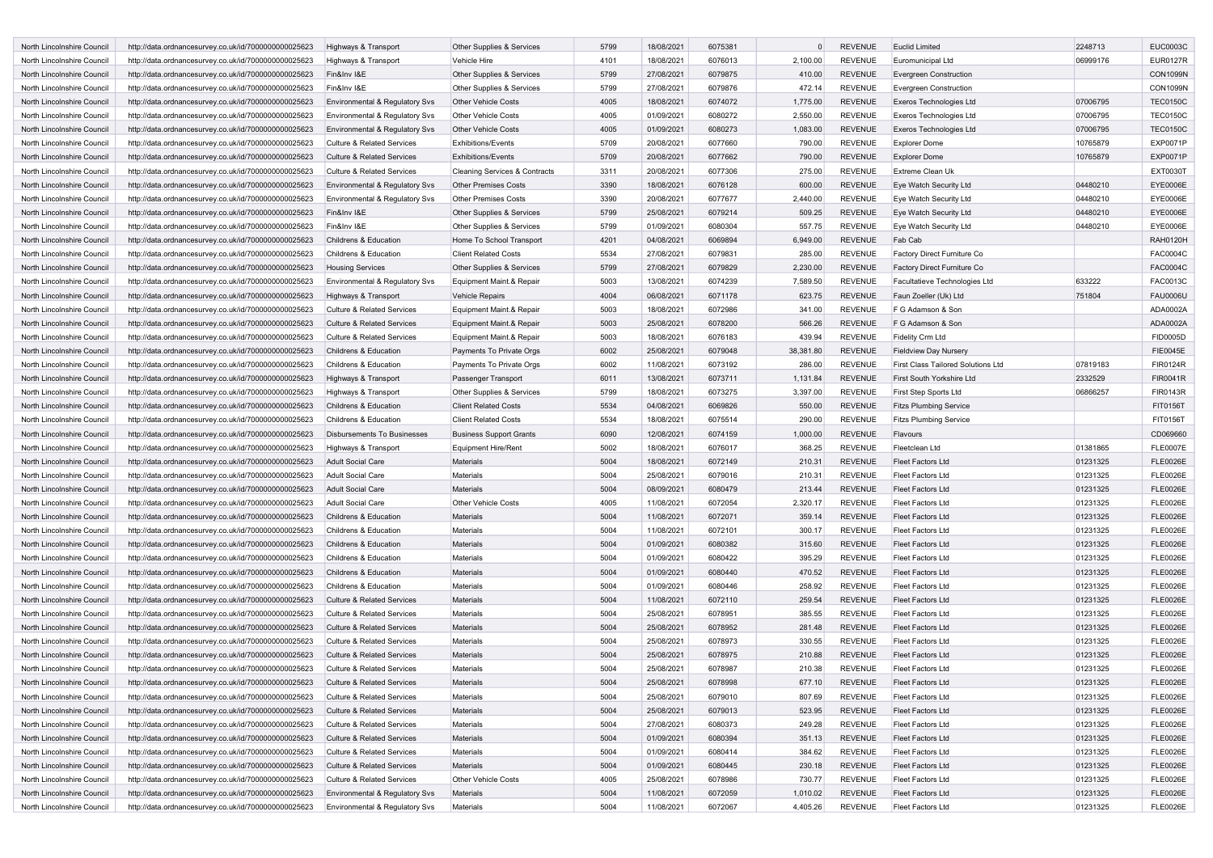| | | | | | | | | | | | |
|---|---|---|---|---|---|---|---|---|---|---|---|
| North Lincolnshire Council | http://data.ordnancesurvey.co.uk/id/7000000000025623 | Highways & Transport | Other Supplies & Services | 5799 | 18/08/2021 | 6075381 | 0 | REVENUE | Euclid Limited | 2248713 | EUC0003C |
| North Lincolnshire Council | http://data.ordnancesurvey.co.uk/id/7000000000025623 | Highways & Transport | Vehicle Hire | 4101 | 18/08/2021 | 6076013 | 2,100.00 | REVENUE | Euromunicipal Ltd | 06999176 | EUR0127R |
| North Lincolnshire Council | http://data.ordnancesurvey.co.uk/id/7000000000025623 | Fin&Inv I&E | Other Supplies & Services | 5799 | 27/08/2021 | 6079875 | 410.00 | REVENUE | Evergreen Construction | | CON1099N |
| North Lincolnshire Council | http://data.ordnancesurvey.co.uk/id/7000000000025623 | Fin&Inv I&E | Other Supplies & Services | 5799 | 27/08/2021 | 6079876 | 472.14 | REVENUE | Evergreen Construction | | CON1099N |
| North Lincolnshire Council | http://data.ordnancesurvey.co.uk/id/7000000000025623 | Environmental & Regulatory Svs | Other Vehicle Costs | 4005 | 18/08/2021 | 6074072 | 1,775.00 | REVENUE | Exeros Technologies Ltd | 07006795 | TEC0150C |
| North Lincolnshire Council | http://data.ordnancesurvey.co.uk/id/7000000000025623 | Environmental & Regulatory Svs | Other Vehicle Costs | 4005 | 01/09/2021 | 6080272 | 2,550.00 | REVENUE | Exeros Technologies Ltd | 07006795 | TEC0150C |
| North Lincolnshire Council | http://data.ordnancesurvey.co.uk/id/7000000000025623 | Environmental & Regulatory Svs | Other Vehicle Costs | 4005 | 01/09/2021 | 6080273 | 1,083.00 | REVENUE | Exeros Technologies Ltd | 07006795 | TEC0150C |
| North Lincolnshire Council | http://data.ordnancesurvey.co.uk/id/7000000000025623 | Culture & Related Services | Exhibitions/Events | 5709 | 20/08/2021 | 6077660 | 790.00 | REVENUE | Explorer Dome | 10765879 | EXP0071P |
| North Lincolnshire Council | http://data.ordnancesurvey.co.uk/id/7000000000025623 | Culture & Related Services | Exhibitions/Events | 5709 | 20/08/2021 | 6077662 | 790.00 | REVENUE | Explorer Dome | 10765879 | EXP0071P |
| North Lincolnshire Council | http://data.ordnancesurvey.co.uk/id/7000000000025623 | Culture & Related Services | Cleaning Services & Contracts | 3311 | 20/08/2021 | 6077306 | 275.00 | REVENUE | Extreme Clean Uk | | EXT0030T |
| North Lincolnshire Council | http://data.ordnancesurvey.co.uk/id/7000000000025623 | Environmental & Regulatory Svs | Other Premises Costs | 3390 | 18/08/2021 | 6076128 | 600.00 | REVENUE | Eye Watch Security Ltd | 04480210 | EYE0006E |
| North Lincolnshire Council | http://data.ordnancesurvey.co.uk/id/7000000000025623 | Environmental & Regulatory Svs | Other Premises Costs | 3390 | 20/08/2021 | 6077677 | 2,440.00 | REVENUE | Eye Watch Security Ltd | 04480210 | EYE0006E |
| North Lincolnshire Council | http://data.ordnancesurvey.co.uk/id/7000000000025623 | Fin&Inv I&E | Other Supplies & Services | 5799 | 25/08/2021 | 6079214 | 509.25 | REVENUE | Eye Watch Security Ltd | 04480210 | EYE0006E |
| North Lincolnshire Council | http://data.ordnancesurvey.co.uk/id/7000000000025623 | Fin&Inv I&E | Other Supplies & Services | 5799 | 01/09/2021 | 6080304 | 557.75 | REVENUE | Eye Watch Security Ltd | 04480210 | EYE0006E |
| North Lincolnshire Council | http://data.ordnancesurvey.co.uk/id/7000000000025623 | Childrens & Education | Home To School Transport | 4201 | 04/08/2021 | 6069894 | 6,949.00 | REVENUE | Fab Cab | | RAH0120H |
| North Lincolnshire Council | http://data.ordnancesurvey.co.uk/id/7000000000025623 | Childrens & Education | Client Related Costs | 5534 | 27/08/2021 | 6079831 | 285.00 | REVENUE | Factory Direct Furniture Co | | FAC0004C |
| North Lincolnshire Council | http://data.ordnancesurvey.co.uk/id/7000000000025623 | Housing Services | Other Supplies & Services | 5799 | 27/08/2021 | 6079829 | 2,230.00 | REVENUE | Factory Direct Furniture Co | | FAC0004C |
| North Lincolnshire Council | http://data.ordnancesurvey.co.uk/id/7000000000025623 | Environmental & Regulatory Svs | Equipment Maint.& Repair | 5003 | 13/08/2021 | 6074239 | 7,589.50 | REVENUE | Facultatieve Technologies Ltd | 633222 | FAC0013C |
| North Lincolnshire Council | http://data.ordnancesurvey.co.uk/id/7000000000025623 | Highways & Transport | Vehicle Repairs | 4004 | 06/08/2021 | 6071178 | 623.75 | REVENUE | Faun Zoeller (Uk) Ltd | 751804 | FAU0006U |
| North Lincolnshire Council | http://data.ordnancesurvey.co.uk/id/7000000000025623 | Culture & Related Services | Equipment Maint.& Repair | 5003 | 18/08/2021 | 6072986 | 341.00 | REVENUE | F G Adamson & Son | | ADA0002A |
| North Lincolnshire Council | http://data.ordnancesurvey.co.uk/id/7000000000025623 | Culture & Related Services | Equipment Maint.& Repair | 5003 | 25/08/2021 | 6078200 | 566.26 | REVENUE | F G Adamson & Son | | ADA0002A |
| North Lincolnshire Council | http://data.ordnancesurvey.co.uk/id/7000000000025623 | Culture & Related Services | Equipment Maint.& Repair | 5003 | 18/08/2021 | 6076183 | 439.94 | REVENUE | Fidelity Crm Ltd | | FID0005D |
| North Lincolnshire Council | http://data.ordnancesurvey.co.uk/id/7000000000025623 | Childrens & Education | Payments To Private Orgs | 6002 | 25/08/2021 | 6079048 | 38,381.80 | REVENUE | Fieldview Day Nursery | | FIE0045E |
| North Lincolnshire Council | http://data.ordnancesurvey.co.uk/id/7000000000025623 | Childrens & Education | Payments To Private Orgs | 6002 | 11/08/2021 | 6073192 | 286.00 | REVENUE | First Class Tailored Solutions Ltd | 07819183 | FIR0124R |
| North Lincolnshire Council | http://data.ordnancesurvey.co.uk/id/7000000000025623 | Highways & Transport | Passenger Transport | 6011 | 13/08/2021 | 6073711 | 1,131.84 | REVENUE | First South Yorkshire Ltd | 2332529 | FIR0041R |
| North Lincolnshire Council | http://data.ordnancesurvey.co.uk/id/7000000000025623 | Highways & Transport | Other Supplies & Services | 5799 | 18/08/2021 | 6073275 | 3,397.00 | REVENUE | First Step Sports Ltd | 06866257 | FIR0143R |
| North Lincolnshire Council | http://data.ordnancesurvey.co.uk/id/7000000000025623 | Childrens & Education | Client Related Costs | 5534 | 04/08/2021 | 6069826 | 550.00 | REVENUE | Fitzs Plumbing Service | | FIT0156T |
| North Lincolnshire Council | http://data.ordnancesurvey.co.uk/id/7000000000025623 | Childrens & Education | Client Related Costs | 5534 | 18/08/2021 | 6075514 | 290.00 | REVENUE | Fitzs Plumbing Service | | FIT0156T |
| North Lincolnshire Council | http://data.ordnancesurvey.co.uk/id/7000000000025623 | Disbursements To Businesses | Business Support Grants | 6090 | 12/08/2021 | 6074159 | 1,000.00 | REVENUE | Flavours | | CD069660 |
| North Lincolnshire Council | http://data.ordnancesurvey.co.uk/id/7000000000025623 | Highways & Transport | Equipment Hire/Rent | 5002 | 18/08/2021 | 6076017 | 368.25 | REVENUE | Fleetclean Ltd | 01381865 | FLE0007E |
| North Lincolnshire Council | http://data.ordnancesurvey.co.uk/id/7000000000025623 | Adult Social Care | Materials | 5004 | 18/08/2021 | 6072149 | 210.31 | REVENUE | Fleet Factors Ltd | 01231325 | FLE0026E |
| North Lincolnshire Council | http://data.ordnancesurvey.co.uk/id/7000000000025623 | Adult Social Care | Materials | 5004 | 25/08/2021 | 6079016 | 210.31 | REVENUE | Fleet Factors Ltd | 01231325 | FLE0026E |
| North Lincolnshire Council | http://data.ordnancesurvey.co.uk/id/7000000000025623 | Adult Social Care | Materials | 5004 | 08/09/2021 | 6080479 | 213.44 | REVENUE | Fleet Factors Ltd | 01231325 | FLE0026E |
| North Lincolnshire Council | http://data.ordnancesurvey.co.uk/id/7000000000025623 | Adult Social Care | Other Vehicle Costs | 4005 | 11/08/2021 | 6072054 | 2,320.17 | REVENUE | Fleet Factors Ltd | 01231325 | FLE0026E |
| North Lincolnshire Council | http://data.ordnancesurvey.co.uk/id/7000000000025623 | Childrens & Education | Materials | 5004 | 11/08/2021 | 6072071 | 359.14 | REVENUE | Fleet Factors Ltd | 01231325 | FLE0026E |
| North Lincolnshire Council | http://data.ordnancesurvey.co.uk/id/7000000000025623 | Childrens & Education | Materials | 5004 | 11/08/2021 | 6072101 | 300.17 | REVENUE | Fleet Factors Ltd | 01231325 | FLE0026E |
| North Lincolnshire Council | http://data.ordnancesurvey.co.uk/id/7000000000025623 | Childrens & Education | Materials | 5004 | 01/09/2021 | 6080382 | 315.60 | REVENUE | Fleet Factors Ltd | 01231325 | FLE0026E |
| North Lincolnshire Council | http://data.ordnancesurvey.co.uk/id/7000000000025623 | Childrens & Education | Materials | 5004 | 01/09/2021 | 6080422 | 395.29 | REVENUE | Fleet Factors Ltd | 01231325 | FLE0026E |
| North Lincolnshire Council | http://data.ordnancesurvey.co.uk/id/7000000000025623 | Childrens & Education | Materials | 5004 | 01/09/2021 | 6080440 | 470.52 | REVENUE | Fleet Factors Ltd | 01231325 | FLE0026E |
| North Lincolnshire Council | http://data.ordnancesurvey.co.uk/id/7000000000025623 | Childrens & Education | Materials | 5004 | 01/09/2021 | 6080446 | 258.92 | REVENUE | Fleet Factors Ltd | 01231325 | FLE0026E |
| North Lincolnshire Council | http://data.ordnancesurvey.co.uk/id/7000000000025623 | Culture & Related Services | Materials | 5004 | 11/08/2021 | 6072110 | 259.54 | REVENUE | Fleet Factors Ltd | 01231325 | FLE0026E |
| North Lincolnshire Council | http://data.ordnancesurvey.co.uk/id/7000000000025623 | Culture & Related Services | Materials | 5004 | 25/08/2021 | 6078951 | 385.55 | REVENUE | Fleet Factors Ltd | 01231325 | FLE0026E |
| North Lincolnshire Council | http://data.ordnancesurvey.co.uk/id/7000000000025623 | Culture & Related Services | Materials | 5004 | 25/08/2021 | 6078952 | 281.48 | REVENUE | Fleet Factors Ltd | 01231325 | FLE0026E |
| North Lincolnshire Council | http://data.ordnancesurvey.co.uk/id/7000000000025623 | Culture & Related Services | Materials | 5004 | 25/08/2021 | 6078973 | 330.55 | REVENUE | Fleet Factors Ltd | 01231325 | FLE0026E |
| North Lincolnshire Council | http://data.ordnancesurvey.co.uk/id/7000000000025623 | Culture & Related Services | Materials | 5004 | 25/08/2021 | 6078975 | 210.88 | REVENUE | Fleet Factors Ltd | 01231325 | FLE0026E |
| North Lincolnshire Council | http://data.ordnancesurvey.co.uk/id/7000000000025623 | Culture & Related Services | Materials | 5004 | 25/08/2021 | 6078987 | 210.38 | REVENUE | Fleet Factors Ltd | 01231325 | FLE0026E |
| North Lincolnshire Council | http://data.ordnancesurvey.co.uk/id/7000000000025623 | Culture & Related Services | Materials | 5004 | 25/08/2021 | 6078998 | 677.10 | REVENUE | Fleet Factors Ltd | 01231325 | FLE0026E |
| North Lincolnshire Council | http://data.ordnancesurvey.co.uk/id/7000000000025623 | Culture & Related Services | Materials | 5004 | 25/08/2021 | 6079010 | 807.69 | REVENUE | Fleet Factors Ltd | 01231325 | FLE0026E |
| North Lincolnshire Council | http://data.ordnancesurvey.co.uk/id/7000000000025623 | Culture & Related Services | Materials | 5004 | 25/08/2021 | 6079013 | 523.95 | REVENUE | Fleet Factors Ltd | 01231325 | FLE0026E |
| North Lincolnshire Council | http://data.ordnancesurvey.co.uk/id/7000000000025623 | Culture & Related Services | Materials | 5004 | 27/08/2021 | 6080373 | 249.28 | REVENUE | Fleet Factors Ltd | 01231325 | FLE0026E |
| North Lincolnshire Council | http://data.ordnancesurvey.co.uk/id/7000000000025623 | Culture & Related Services | Materials | 5004 | 01/09/2021 | 6080394 | 351.13 | REVENUE | Fleet Factors Ltd | 01231325 | FLE0026E |
| North Lincolnshire Council | http://data.ordnancesurvey.co.uk/id/7000000000025623 | Culture & Related Services | Materials | 5004 | 01/09/2021 | 6080414 | 384.62 | REVENUE | Fleet Factors Ltd | 01231325 | FLE0026E |
| North Lincolnshire Council | http://data.ordnancesurvey.co.uk/id/7000000000025623 | Culture & Related Services | Materials | 5004 | 01/09/2021 | 6080445 | 230.18 | REVENUE | Fleet Factors Ltd | 01231325 | FLE0026E |
| North Lincolnshire Council | http://data.ordnancesurvey.co.uk/id/7000000000025623 | Culture & Related Services | Other Vehicle Costs | 4005 | 25/08/2021 | 6078986 | 730.77 | REVENUE | Fleet Factors Ltd | 01231325 | FLE0026E |
| North Lincolnshire Council | http://data.ordnancesurvey.co.uk/id/7000000000025623 | Environmental & Regulatory Svs | Materials | 5004 | 11/08/2021 | 6072059 | 1,010.02 | REVENUE | Fleet Factors Ltd | 01231325 | FLE0026E |
| North Lincolnshire Council | http://data.ordnancesurvey.co.uk/id/7000000000025623 | Environmental & Regulatory Svs | Materials | 5004 | 11/08/2021 | 6072067 | 4,405.26 | REVENUE | Fleet Factors Ltd | 01231325 | FLE0026E |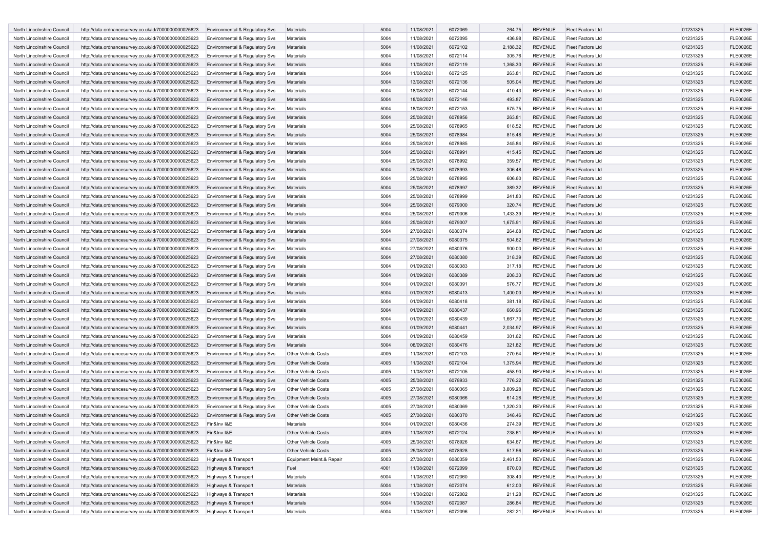| | | | | | | | | | | | |
|---|---|---|---|---|---|---|---|---|---|---|---|
| North Lincolnshire Council | http://data.ordnancesurvey.co.uk/id/7000000000025623 | Environmental & Regulatory Svs | Materials | 5004 | 11/08/2021 | 6072069 | 264.75 | REVENUE | Fleet Factors Ltd | 01231325 | FLE0026E |
| North Lincolnshire Council | http://data.ordnancesurvey.co.uk/id/7000000000025623 | Environmental & Regulatory Svs | Materials | 5004 | 11/08/2021 | 6072095 | 436.98 | REVENUE | Fleet Factors Ltd | 01231325 | FLE0026E |
| North Lincolnshire Council | http://data.ordnancesurvey.co.uk/id/7000000000025623 | Environmental & Regulatory Svs | Materials | 5004 | 11/08/2021 | 6072102 | 2,188.32 | REVENUE | Fleet Factors Ltd | 01231325 | FLE0026E |
| North Lincolnshire Council | http://data.ordnancesurvey.co.uk/id/7000000000025623 | Environmental & Regulatory Svs | Materials | 5004 | 11/08/2021 | 6072114 | 305.76 | REVENUE | Fleet Factors Ltd | 01231325 | FLE0026E |
| North Lincolnshire Council | http://data.ordnancesurvey.co.uk/id/7000000000025623 | Environmental & Regulatory Svs | Materials | 5004 | 11/08/2021 | 6072119 | 1,368.30 | REVENUE | Fleet Factors Ltd | 01231325 | FLE0026E |
| North Lincolnshire Council | http://data.ordnancesurvey.co.uk/id/7000000000025623 | Environmental & Regulatory Svs | Materials | 5004 | 11/08/2021 | 6072125 | 263.81 | REVENUE | Fleet Factors Ltd | 01231325 | FLE0026E |
| North Lincolnshire Council | http://data.ordnancesurvey.co.uk/id/7000000000025623 | Environmental & Regulatory Svs | Materials | 5004 | 13/08/2021 | 6072136 | 505.04 | REVENUE | Fleet Factors Ltd | 01231325 | FLE0026E |
| North Lincolnshire Council | http://data.ordnancesurvey.co.uk/id/7000000000025623 | Environmental & Regulatory Svs | Materials | 5004 | 18/08/2021 | 6072144 | 410.43 | REVENUE | Fleet Factors Ltd | 01231325 | FLE0026E |
| North Lincolnshire Council | http://data.ordnancesurvey.co.uk/id/7000000000025623 | Environmental & Regulatory Svs | Materials | 5004 | 18/08/2021 | 6072146 | 493.87 | REVENUE | Fleet Factors Ltd | 01231325 | FLE0026E |
| North Lincolnshire Council | http://data.ordnancesurvey.co.uk/id/7000000000025623 | Environmental & Regulatory Svs | Materials | 5004 | 18/08/2021 | 6072153 | 575.75 | REVENUE | Fleet Factors Ltd | 01231325 | FLE0026E |
| North Lincolnshire Council | http://data.ordnancesurvey.co.uk/id/7000000000025623 | Environmental & Regulatory Svs | Materials | 5004 | 25/08/2021 | 6078956 | 263.81 | REVENUE | Fleet Factors Ltd | 01231325 | FLE0026E |
| North Lincolnshire Council | http://data.ordnancesurvey.co.uk/id/7000000000025623 | Environmental & Regulatory Svs | Materials | 5004 | 25/08/2021 | 6078965 | 618.52 | REVENUE | Fleet Factors Ltd | 01231325 | FLE0026E |
| North Lincolnshire Council | http://data.ordnancesurvey.co.uk/id/7000000000025623 | Environmental & Regulatory Svs | Materials | 5004 | 25/08/2021 | 6078984 | 815.48 | REVENUE | Fleet Factors Ltd | 01231325 | FLE0026E |
| North Lincolnshire Council | http://data.ordnancesurvey.co.uk/id/7000000000025623 | Environmental & Regulatory Svs | Materials | 5004 | 25/08/2021 | 6078985 | 245.84 | REVENUE | Fleet Factors Ltd | 01231325 | FLE0026E |
| North Lincolnshire Council | http://data.ordnancesurvey.co.uk/id/7000000000025623 | Environmental & Regulatory Svs | Materials | 5004 | 25/08/2021 | 6078991 | 415.45 | REVENUE | Fleet Factors Ltd | 01231325 | FLE0026E |
| North Lincolnshire Council | http://data.ordnancesurvey.co.uk/id/7000000000025623 | Environmental & Regulatory Svs | Materials | 5004 | 25/08/2021 | 6078992 | 359.57 | REVENUE | Fleet Factors Ltd | 01231325 | FLE0026E |
| North Lincolnshire Council | http://data.ordnancesurvey.co.uk/id/7000000000025623 | Environmental & Regulatory Svs | Materials | 5004 | 25/08/2021 | 6078993 | 306.48 | REVENUE | Fleet Factors Ltd | 01231325 | FLE0026E |
| North Lincolnshire Council | http://data.ordnancesurvey.co.uk/id/7000000000025623 | Environmental & Regulatory Svs | Materials | 5004 | 25/08/2021 | 6078995 | 606.60 | REVENUE | Fleet Factors Ltd | 01231325 | FLE0026E |
| North Lincolnshire Council | http://data.ordnancesurvey.co.uk/id/7000000000025623 | Environmental & Regulatory Svs | Materials | 5004 | 25/08/2021 | 6078997 | 389.32 | REVENUE | Fleet Factors Ltd | 01231325 | FLE0026E |
| North Lincolnshire Council | http://data.ordnancesurvey.co.uk/id/7000000000025623 | Environmental & Regulatory Svs | Materials | 5004 | 25/08/2021 | 6078999 | 241.83 | REVENUE | Fleet Factors Ltd | 01231325 | FLE0026E |
| North Lincolnshire Council | http://data.ordnancesurvey.co.uk/id/7000000000025623 | Environmental & Regulatory Svs | Materials | 5004 | 25/08/2021 | 6079000 | 320.74 | REVENUE | Fleet Factors Ltd | 01231325 | FLE0026E |
| North Lincolnshire Council | http://data.ordnancesurvey.co.uk/id/7000000000025623 | Environmental & Regulatory Svs | Materials | 5004 | 25/08/2021 | 6079006 | 1,433.39 | REVENUE | Fleet Factors Ltd | 01231325 | FLE0026E |
| North Lincolnshire Council | http://data.ordnancesurvey.co.uk/id/7000000000025623 | Environmental & Regulatory Svs | Materials | 5004 | 25/08/2021 | 6079007 | 1,675.91 | REVENUE | Fleet Factors Ltd | 01231325 | FLE0026E |
| North Lincolnshire Council | http://data.ordnancesurvey.co.uk/id/7000000000025623 | Environmental & Regulatory Svs | Materials | 5004 | 27/08/2021 | 6080374 | 264.68 | REVENUE | Fleet Factors Ltd | 01231325 | FLE0026E |
| North Lincolnshire Council | http://data.ordnancesurvey.co.uk/id/7000000000025623 | Environmental & Regulatory Svs | Materials | 5004 | 27/08/2021 | 6080375 | 504.62 | REVENUE | Fleet Factors Ltd | 01231325 | FLE0026E |
| North Lincolnshire Council | http://data.ordnancesurvey.co.uk/id/7000000000025623 | Environmental & Regulatory Svs | Materials | 5004 | 27/08/2021 | 6080376 | 900.00 | REVENUE | Fleet Factors Ltd | 01231325 | FLE0026E |
| North Lincolnshire Council | http://data.ordnancesurvey.co.uk/id/7000000000025623 | Environmental & Regulatory Svs | Materials | 5004 | 27/08/2021 | 6080380 | 318.39 | REVENUE | Fleet Factors Ltd | 01231325 | FLE0026E |
| North Lincolnshire Council | http://data.ordnancesurvey.co.uk/id/7000000000025623 | Environmental & Regulatory Svs | Materials | 5004 | 01/09/2021 | 6080383 | 317.18 | REVENUE | Fleet Factors Ltd | 01231325 | FLE0026E |
| North Lincolnshire Council | http://data.ordnancesurvey.co.uk/id/7000000000025623 | Environmental & Regulatory Svs | Materials | 5004 | 01/09/2021 | 6080389 | 208.33 | REVENUE | Fleet Factors Ltd | 01231325 | FLE0026E |
| North Lincolnshire Council | http://data.ordnancesurvey.co.uk/id/7000000000025623 | Environmental & Regulatory Svs | Materials | 5004 | 01/09/2021 | 6080391 | 576.77 | REVENUE | Fleet Factors Ltd | 01231325 | FLE0026E |
| North Lincolnshire Council | http://data.ordnancesurvey.co.uk/id/7000000000025623 | Environmental & Regulatory Svs | Materials | 5004 | 01/09/2021 | 6080413 | 1,400.00 | REVENUE | Fleet Factors Ltd | 01231325 | FLE0026E |
| North Lincolnshire Council | http://data.ordnancesurvey.co.uk/id/7000000000025623 | Environmental & Regulatory Svs | Materials | 5004 | 01/09/2021 | 6080418 | 381.18 | REVENUE | Fleet Factors Ltd | 01231325 | FLE0026E |
| North Lincolnshire Council | http://data.ordnancesurvey.co.uk/id/7000000000025623 | Environmental & Regulatory Svs | Materials | 5004 | 01/09/2021 | 6080437 | 660.96 | REVENUE | Fleet Factors Ltd | 01231325 | FLE0026E |
| North Lincolnshire Council | http://data.ordnancesurvey.co.uk/id/7000000000025623 | Environmental & Regulatory Svs | Materials | 5004 | 01/09/2021 | 6080439 | 1,667.70 | REVENUE | Fleet Factors Ltd | 01231325 | FLE0026E |
| North Lincolnshire Council | http://data.ordnancesurvey.co.uk/id/7000000000025623 | Environmental & Regulatory Svs | Materials | 5004 | 01/09/2021 | 6080441 | 2,034.97 | REVENUE | Fleet Factors Ltd | 01231325 | FLE0026E |
| North Lincolnshire Council | http://data.ordnancesurvey.co.uk/id/7000000000025623 | Environmental & Regulatory Svs | Materials | 5004 | 01/09/2021 | 6080459 | 301.62 | REVENUE | Fleet Factors Ltd | 01231325 | FLE0026E |
| North Lincolnshire Council | http://data.ordnancesurvey.co.uk/id/7000000000025623 | Environmental & Regulatory Svs | Materials | 5004 | 08/09/2021 | 6080476 | 321.82 | REVENUE | Fleet Factors Ltd | 01231325 | FLE0026E |
| North Lincolnshire Council | http://data.ordnancesurvey.co.uk/id/7000000000025623 | Environmental & Regulatory Svs | Other Vehicle Costs | 4005 | 11/08/2021 | 6072103 | 270.54 | REVENUE | Fleet Factors Ltd | 01231325 | FLE0026E |
| North Lincolnshire Council | http://data.ordnancesurvey.co.uk/id/7000000000025623 | Environmental & Regulatory Svs | Other Vehicle Costs | 4005 | 11/08/2021 | 6072104 | 1,375.94 | REVENUE | Fleet Factors Ltd | 01231325 | FLE0026E |
| North Lincolnshire Council | http://data.ordnancesurvey.co.uk/id/7000000000025623 | Environmental & Regulatory Svs | Other Vehicle Costs | 4005 | 11/08/2021 | 6072105 | 458.90 | REVENUE | Fleet Factors Ltd | 01231325 | FLE0026E |
| North Lincolnshire Council | http://data.ordnancesurvey.co.uk/id/7000000000025623 | Environmental & Regulatory Svs | Other Vehicle Costs | 4005 | 25/08/2021 | 6078933 | 776.22 | REVENUE | Fleet Factors Ltd | 01231325 | FLE0026E |
| North Lincolnshire Council | http://data.ordnancesurvey.co.uk/id/7000000000025623 | Environmental & Regulatory Svs | Other Vehicle Costs | 4005 | 27/08/2021 | 6080365 | 3,809.28 | REVENUE | Fleet Factors Ltd | 01231325 | FLE0026E |
| North Lincolnshire Council | http://data.ordnancesurvey.co.uk/id/7000000000025623 | Environmental & Regulatory Svs | Other Vehicle Costs | 4005 | 27/08/2021 | 6080366 | 614.28 | REVENUE | Fleet Factors Ltd | 01231325 | FLE0026E |
| North Lincolnshire Council | http://data.ordnancesurvey.co.uk/id/7000000000025623 | Environmental & Regulatory Svs | Other Vehicle Costs | 4005 | 27/08/2021 | 6080369 | 1,320.23 | REVENUE | Fleet Factors Ltd | 01231325 | FLE0026E |
| North Lincolnshire Council | http://data.ordnancesurvey.co.uk/id/7000000000025623 | Environmental & Regulatory Svs | Other Vehicle Costs | 4005 | 27/08/2021 | 6080370 | 348.46 | REVENUE | Fleet Factors Ltd | 01231325 | FLE0026E |
| North Lincolnshire Council | http://data.ordnancesurvey.co.uk/id/7000000000025623 | Fin&Inv I&E | Materials | 5004 | 01/09/2021 | 6080436 | 274.39 | REVENUE | Fleet Factors Ltd | 01231325 | FLE0026E |
| North Lincolnshire Council | http://data.ordnancesurvey.co.uk/id/7000000000025623 | Fin&Inv I&E | Other Vehicle Costs | 4005 | 11/08/2021 | 6072124 | 238.61 | REVENUE | Fleet Factors Ltd | 01231325 | FLE0026E |
| North Lincolnshire Council | http://data.ordnancesurvey.co.uk/id/7000000000025623 | Fin&Inv I&E | Other Vehicle Costs | 4005 | 25/08/2021 | 6078926 | 634.67 | REVENUE | Fleet Factors Ltd | 01231325 | FLE0026E |
| North Lincolnshire Council | http://data.ordnancesurvey.co.uk/id/7000000000025623 | Fin&Inv I&E | Other Vehicle Costs | 4005 | 25/08/2021 | 6078928 | 517.56 | REVENUE | Fleet Factors Ltd | 01231325 | FLE0026E |
| North Lincolnshire Council | http://data.ordnancesurvey.co.uk/id/7000000000025623 | Highways & Transport | Equipment Maint.& Repair | 5003 | 27/08/2021 | 6080359 | 2,461.53 | REVENUE | Fleet Factors Ltd | 01231325 | FLE0026E |
| North Lincolnshire Council | http://data.ordnancesurvey.co.uk/id/7000000000025623 | Highways & Transport | Fuel | 4001 | 11/08/2021 | 6072099 | 870.00 | REVENUE | Fleet Factors Ltd | 01231325 | FLE0026E |
| North Lincolnshire Council | http://data.ordnancesurvey.co.uk/id/7000000000025623 | Highways & Transport | Materials | 5004 | 11/08/2021 | 6072060 | 308.40 | REVENUE | Fleet Factors Ltd | 01231325 | FLE0026E |
| North Lincolnshire Council | http://data.ordnancesurvey.co.uk/id/7000000000025623 | Highways & Transport | Materials | 5004 | 11/08/2021 | 6072074 | 612.00 | REVENUE | Fleet Factors Ltd | 01231325 | FLE0026E |
| North Lincolnshire Council | http://data.ordnancesurvey.co.uk/id/7000000000025623 | Highways & Transport | Materials | 5004 | 11/08/2021 | 6072082 | 211.28 | REVENUE | Fleet Factors Ltd | 01231325 | FLE0026E |
| North Lincolnshire Council | http://data.ordnancesurvey.co.uk/id/7000000000025623 | Highways & Transport | Materials | 5004 | 11/08/2021 | 6072087 | 286.84 | REVENUE | Fleet Factors Ltd | 01231325 | FLE0026E |
| North Lincolnshire Council | http://data.ordnancesurvey.co.uk/id/7000000000025623 | Highways & Transport | Materials | 5004 | 11/08/2021 | 6072096 | 282.21 | REVENUE | Fleet Factors Ltd | 01231325 | FLE0026E |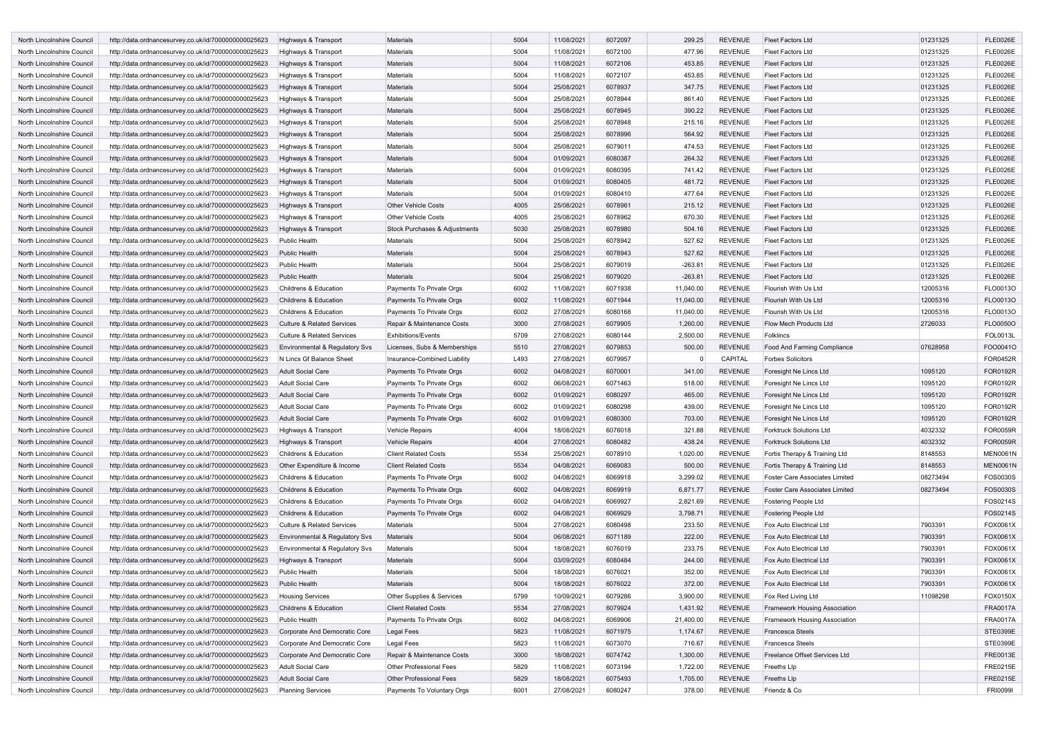| | | | | | | | | | | | |
|---|---|---|---|---|---|---|---|---|---|---|---|
| North Lincolnshire Council | http://data.ordnancesurvey.co.uk/id/7000000000025623 | Highways & Transport | Materials | 5004 | 11/08/2021 | 6072097 | 299.25 | REVENUE | Fleet Factors Ltd | 01231325 | FLE0026E |
| North Lincolnshire Council | http://data.ordnancesurvey.co.uk/id/7000000000025623 | Highways & Transport | Materials | 5004 | 11/08/2021 | 6072100 | 477.96 | REVENUE | Fleet Factors Ltd | 01231325 | FLE0026E |
| North Lincolnshire Council | http://data.ordnancesurvey.co.uk/id/7000000000025623 | Highways & Transport | Materials | 5004 | 11/08/2021 | 6072106 | 453.85 | REVENUE | Fleet Factors Ltd | 01231325 | FLE0026E |
| North Lincolnshire Council | http://data.ordnancesurvey.co.uk/id/7000000000025623 | Highways & Transport | Materials | 5004 | 11/08/2021 | 6072107 | 453.85 | REVENUE | Fleet Factors Ltd | 01231325 | FLE0026E |
| North Lincolnshire Council | http://data.ordnancesurvey.co.uk/id/7000000000025623 | Highways & Transport | Materials | 5004 | 25/08/2021 | 6078937 | 347.75 | REVENUE | Fleet Factors Ltd | 01231325 | FLE0026E |
| North Lincolnshire Council | http://data.ordnancesurvey.co.uk/id/7000000000025623 | Highways & Transport | Materials | 5004 | 25/08/2021 | 6078944 | 861.40 | REVENUE | Fleet Factors Ltd | 01231325 | FLE0026E |
| North Lincolnshire Council | http://data.ordnancesurvey.co.uk/id/7000000000025623 | Highways & Transport | Materials | 5004 | 25/08/2021 | 6078945 | 390.22 | REVENUE | Fleet Factors Ltd | 01231325 | FLE0026E |
| North Lincolnshire Council | http://data.ordnancesurvey.co.uk/id/7000000000025623 | Highways & Transport | Materials | 5004 | 25/08/2021 | 6078948 | 215.16 | REVENUE | Fleet Factors Ltd | 01231325 | FLE0026E |
| North Lincolnshire Council | http://data.ordnancesurvey.co.uk/id/7000000000025623 | Highways & Transport | Materials | 5004 | 25/08/2021 | 6078996 | 564.92 | REVENUE | Fleet Factors Ltd | 01231325 | FLE0026E |
| North Lincolnshire Council | http://data.ordnancesurvey.co.uk/id/7000000000025623 | Highways & Transport | Materials | 5004 | 25/08/2021 | 6079011 | 474.53 | REVENUE | Fleet Factors Ltd | 01231325 | FLE0026E |
| North Lincolnshire Council | http://data.ordnancesurvey.co.uk/id/7000000000025623 | Highways & Transport | Materials | 5004 | 01/09/2021 | 6080387 | 264.32 | REVENUE | Fleet Factors Ltd | 01231325 | FLE0026E |
| North Lincolnshire Council | http://data.ordnancesurvey.co.uk/id/7000000000025623 | Highways & Transport | Materials | 5004 | 01/09/2021 | 6080395 | 741.42 | REVENUE | Fleet Factors Ltd | 01231325 | FLE0026E |
| North Lincolnshire Council | http://data.ordnancesurvey.co.uk/id/7000000000025623 | Highways & Transport | Materials | 5004 | 01/09/2021 | 6080405 | 481.72 | REVENUE | Fleet Factors Ltd | 01231325 | FLE0026E |
| North Lincolnshire Council | http://data.ordnancesurvey.co.uk/id/7000000000025623 | Highways & Transport | Materials | 5004 | 01/09/2021 | 6080410 | 477.64 | REVENUE | Fleet Factors Ltd | 01231325 | FLE0026E |
| North Lincolnshire Council | http://data.ordnancesurvey.co.uk/id/7000000000025623 | Highways & Transport | Other Vehicle Costs | 4005 | 25/08/2021 | 6078961 | 215.12 | REVENUE | Fleet Factors Ltd | 01231325 | FLE0026E |
| North Lincolnshire Council | http://data.ordnancesurvey.co.uk/id/7000000000025623 | Highways & Transport | Other Vehicle Costs | 4005 | 25/08/2021 | 6078962 | 670.30 | REVENUE | Fleet Factors Ltd | 01231325 | FLE0026E |
| North Lincolnshire Council | http://data.ordnancesurvey.co.uk/id/7000000000025623 | Highways & Transport | Stock Purchases & Adjustments | 5030 | 25/08/2021 | 6078980 | 504.16 | REVENUE | Fleet Factors Ltd | 01231325 | FLE0026E |
| North Lincolnshire Council | http://data.ordnancesurvey.co.uk/id/7000000000025623 | Public Health | Materials | 5004 | 25/08/2021 | 6078942 | 527.62 | REVENUE | Fleet Factors Ltd | 01231325 | FLE0026E |
| North Lincolnshire Council | http://data.ordnancesurvey.co.uk/id/7000000000025623 | Public Health | Materials | 5004 | 25/08/2021 | 6078943 | 527.62 | REVENUE | Fleet Factors Ltd | 01231325 | FLE0026E |
| North Lincolnshire Council | http://data.ordnancesurvey.co.uk/id/7000000000025623 | Public Health | Materials | 5004 | 25/08/2021 | 6079019 | -263.81 | REVENUE | Fleet Factors Ltd | 01231325 | FLE0026E |
| North Lincolnshire Council | http://data.ordnancesurvey.co.uk/id/7000000000025623 | Public Health | Materials | 5004 | 25/08/2021 | 6079020 | -263.81 | REVENUE | Fleet Factors Ltd | 01231325 | FLE0026E |
| North Lincolnshire Council | http://data.ordnancesurvey.co.uk/id/7000000000025623 | Childrens & Education | Payments To Private Orgs | 6002 | 11/08/2021 | 6071938 | 11,040.00 | REVENUE | Flourish With Us Ltd | 12005316 | FLO0013O |
| North Lincolnshire Council | http://data.ordnancesurvey.co.uk/id/7000000000025623 | Childrens & Education | Payments To Private Orgs | 6002 | 11/08/2021 | 6071944 | 11,040.00 | REVENUE | Flourish With Us Ltd | 12005316 | FLO0013O |
| North Lincolnshire Council | http://data.ordnancesurvey.co.uk/id/7000000000025623 | Childrens & Education | Payments To Private Orgs | 6002 | 27/08/2021 | 6080168 | 11,040.00 | REVENUE | Flourish With Us Ltd | 12005316 | FLO0013O |
| North Lincolnshire Council | http://data.ordnancesurvey.co.uk/id/7000000000025623 | Culture & Related Services | Repair & Maintenance Costs | 3000 | 27/08/2021 | 6079905 | 1,260.00 | REVENUE | Flow Mech Products Ltd | 2726033 | FLO0050O |
| North Lincolnshire Council | http://data.ordnancesurvey.co.uk/id/7000000000025623 | Culture & Related Services | Exhibitions/Events | 5709 | 27/08/2021 | 6080144 | 2,500.00 | REVENUE | Folklincs | | FOL0013L |
| North Lincolnshire Council | http://data.ordnancesurvey.co.uk/id/7000000000025623 | Environmental & Regulatory Svs | Licenses, Subs & Memberships | 5510 | 27/08/2021 | 6079853 | 500.00 | REVENUE | Food And Farming Compliance | 07628958 | FOO0041O |
| North Lincolnshire Council | http://data.ordnancesurvey.co.uk/id/7000000000025623 | N Lincs Gf Balance Sheet | Insurance-Combined Liability | L493 | 27/08/2021 | 6079957 | 0 | CAPITAL | Forbes Solicitors | | FOR0452R |
| North Lincolnshire Council | http://data.ordnancesurvey.co.uk/id/7000000000025623 | Adult Social Care | Payments To Private Orgs | 6002 | 04/08/2021 | 6070001 | 341.00 | REVENUE | Foresight Ne Lincs Ltd | 1095120 | FOR0192R |
| North Lincolnshire Council | http://data.ordnancesurvey.co.uk/id/7000000000025623 | Adult Social Care | Payments To Private Orgs | 6002 | 06/08/2021 | 6071463 | 518.00 | REVENUE | Foresight Ne Lincs Ltd | 1095120 | FOR0192R |
| North Lincolnshire Council | http://data.ordnancesurvey.co.uk/id/7000000000025623 | Adult Social Care | Payments To Private Orgs | 6002 | 01/09/2021 | 6080297 | 465.00 | REVENUE | Foresight Ne Lincs Ltd | 1095120 | FOR0192R |
| North Lincolnshire Council | http://data.ordnancesurvey.co.uk/id/7000000000025623 | Adult Social Care | Payments To Private Orgs | 6002 | 01/09/2021 | 6080298 | 439.00 | REVENUE | Foresight Ne Lincs Ltd | 1095120 | FOR0192R |
| North Lincolnshire Council | http://data.ordnancesurvey.co.uk/id/7000000000025623 | Adult Social Care | Payments To Private Orgs | 6002 | 01/09/2021 | 6080300 | 703.00 | REVENUE | Foresight Ne Lincs Ltd | 1095120 | FOR0192R |
| North Lincolnshire Council | http://data.ordnancesurvey.co.uk/id/7000000000025623 | Highways & Transport | Vehicle Repairs | 4004 | 18/08/2021 | 6076018 | 321.88 | REVENUE | Forktruck Solutions Ltd | 4032332 | FOR0059R |
| North Lincolnshire Council | http://data.ordnancesurvey.co.uk/id/7000000000025623 | Highways & Transport | Vehicle Repairs | 4004 | 27/08/2021 | 6080482 | 438.24 | REVENUE | Forktruck Solutions Ltd | 4032332 | FOR0059R |
| North Lincolnshire Council | http://data.ordnancesurvey.co.uk/id/7000000000025623 | Childrens & Education | Client Related Costs | 5534 | 25/08/2021 | 6078910 | 1,020.00 | REVENUE | Fortis Therapy & Training Ltd | 8148553 | MEN0061N |
| North Lincolnshire Council | http://data.ordnancesurvey.co.uk/id/7000000000025623 | Other Expenditure & Income | Client Related Costs | 5534 | 04/08/2021 | 6069083 | 500.00 | REVENUE | Fortis Therapy & Training Ltd | 8148553 | MEN0061N |
| North Lincolnshire Council | http://data.ordnancesurvey.co.uk/id/7000000000025623 | Childrens & Education | Payments To Private Orgs | 6002 | 04/08/2021 | 6069918 | 3,299.02 | REVENUE | Foster Care Associates Limited | 08273494 | FOS0030S |
| North Lincolnshire Council | http://data.ordnancesurvey.co.uk/id/7000000000025623 | Childrens & Education | Payments To Private Orgs | 6002 | 04/08/2021 | 6069919 | 6,871.77 | REVENUE | Foster Care Associates Limited | 08273494 | FOS0030S |
| North Lincolnshire Council | http://data.ordnancesurvey.co.uk/id/7000000000025623 | Childrens & Education | Payments To Private Orgs | 6002 | 04/08/2021 | 6069927 | 2,821.69 | REVENUE | Fostering People Ltd | | FOS0214S |
| North Lincolnshire Council | http://data.ordnancesurvey.co.uk/id/7000000000025623 | Childrens & Education | Payments To Private Orgs | 6002 | 04/08/2021 | 6069929 | 3,798.71 | REVENUE | Fostering People Ltd | | FOS0214S |
| North Lincolnshire Council | http://data.ordnancesurvey.co.uk/id/7000000000025623 | Culture & Related Services | Materials | 5004 | 27/08/2021 | 6080498 | 233.50 | REVENUE | Fox Auto Electrical Ltd | 7903391 | FOX0061X |
| North Lincolnshire Council | http://data.ordnancesurvey.co.uk/id/7000000000025623 | Environmental & Regulatory Svs | Materials | 5004 | 06/08/2021 | 6071189 | 222.00 | REVENUE | Fox Auto Electrical Ltd | 7903391 | FOX0061X |
| North Lincolnshire Council | http://data.ordnancesurvey.co.uk/id/7000000000025623 | Environmental & Regulatory Svs | Materials | 5004 | 18/08/2021 | 6076019 | 233.75 | REVENUE | Fox Auto Electrical Ltd | 7903391 | FOX0061X |
| North Lincolnshire Council | http://data.ordnancesurvey.co.uk/id/7000000000025623 | Highways & Transport | Materials | 5004 | 03/09/2021 | 6080484 | 244.00 | REVENUE | Fox Auto Electrical Ltd | 7903391 | FOX0061X |
| North Lincolnshire Council | http://data.ordnancesurvey.co.uk/id/7000000000025623 | Public Health | Materials | 5004 | 18/08/2021 | 6076021 | 352.00 | REVENUE | Fox Auto Electrical Ltd | 7903391 | FOX0061X |
| North Lincolnshire Council | http://data.ordnancesurvey.co.uk/id/7000000000025623 | Public Health | Materials | 5004 | 18/08/2021 | 6076022 | 372.00 | REVENUE | Fox Auto Electrical Ltd | 7903391 | FOX0061X |
| North Lincolnshire Council | http://data.ordnancesurvey.co.uk/id/7000000000025623 | Housing Services | Other Supplies & Services | 5799 | 10/09/2021 | 6079286 | 3,900.00 | REVENUE | Fox Red Living Ltd | 11098298 | FOX0150X |
| North Lincolnshire Council | http://data.ordnancesurvey.co.uk/id/7000000000025623 | Childrens & Education | Client Related Costs | 5534 | 27/08/2021 | 6079924 | 1,431.92 | REVENUE | Framework Housing Association | | FRA0017A |
| North Lincolnshire Council | http://data.ordnancesurvey.co.uk/id/7000000000025623 | Public Health | Payments To Private Orgs | 6002 | 04/08/2021 | 6069906 | 21,400.00 | REVENUE | Framework Housing Association | | FRA0017A |
| North Lincolnshire Council | http://data.ordnancesurvey.co.uk/id/7000000000025623 | Corporate And Democratic Core | Legal Fees | 5823 | 11/08/2021 | 6071975 | 1,174.67 | REVENUE | Francesca Steels | | STE0399E |
| North Lincolnshire Council | http://data.ordnancesurvey.co.uk/id/7000000000025623 | Corporate And Democratic Core | Legal Fees | 5823 | 11/08/2021 | 6073070 | 716.67 | REVENUE | Francesca Steels | | STE0399E |
| North Lincolnshire Council | http://data.ordnancesurvey.co.uk/id/7000000000025623 | Corporate And Democratic Core | Repair & Maintenance Costs | 3000 | 18/08/2021 | 6074742 | 1,300.00 | REVENUE | Freelance Offset Services Ltd | | FRE0013E |
| North Lincolnshire Council | http://data.ordnancesurvey.co.uk/id/7000000000025623 | Adult Social Care | Other Professional Fees | 5829 | 11/08/2021 | 6073194 | 1,722.00 | REVENUE | Freeths Llp | | FRE0215E |
| North Lincolnshire Council | http://data.ordnancesurvey.co.uk/id/7000000000025623 | Adult Social Care | Other Professional Fees | 5829 | 18/08/2021 | 6075493 | 1,705.00 | REVENUE | Freeths Llp | | FRE0215E |
| North Lincolnshire Council | http://data.ordnancesurvey.co.uk/id/7000000000025623 | Planning Services | Payments To Voluntary Orgs | 6001 | 27/08/2021 | 6080247 | 378.00 | REVENUE | Friendz & Co | | FRI0099I |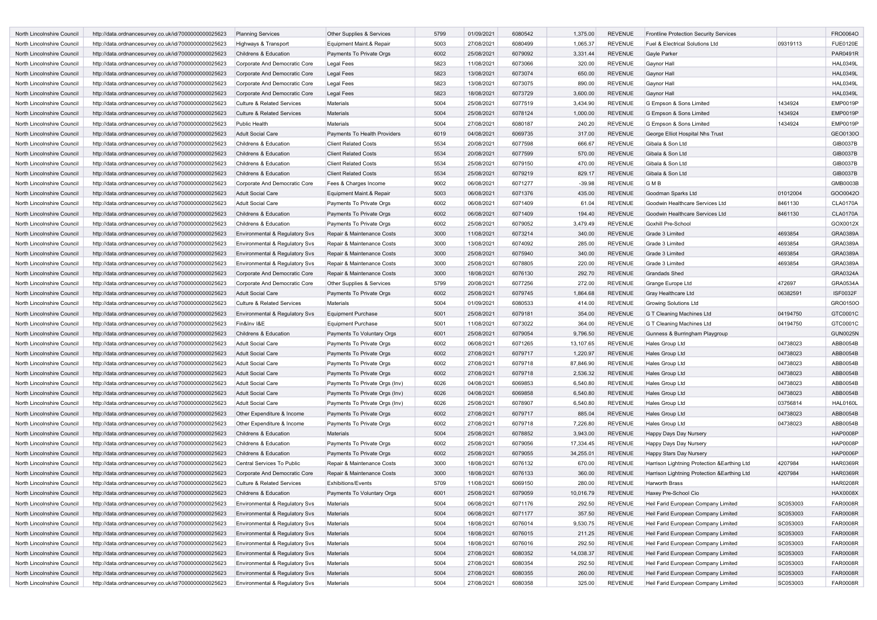| | | | | | | | | | | | |
|---|---|---|---|---|---|---|---|---|---|---|---|
| North Lincolnshire Council | http://data.ordnancesurvey.co.uk/id/7000000000025623 | Planning Services | Other Supplies & Services | 5799 | 01/09/2021 | 6080542 | 1,375.00 | REVENUE | Frontline Protection Security Services | | FRO0064O |
| North Lincolnshire Council | http://data.ordnancesurvey.co.uk/id/7000000000025623 | Highways & Transport | Equipment Maint.& Repair | 5003 | 27/08/2021 | 6080499 | 1,065.37 | REVENUE | Fuel & Electrical Solutions Ltd | 09319113 | FUE0120E |
| North Lincolnshire Council | http://data.ordnancesurvey.co.uk/id/7000000000025623 | Childrens & Education | Payments To Private Orgs | 6002 | 25/08/2021 | 6079092 | 3,331.44 | REVENUE | Gayle Parker | | PAR0491R |
| North Lincolnshire Council | http://data.ordnancesurvey.co.uk/id/7000000000025623 | Corporate And Democratic Core | Legal Fees | 5823 | 11/08/2021 | 6073066 | 320.00 | REVENUE | Gaynor Hall | | HAL0349L |
| North Lincolnshire Council | http://data.ordnancesurvey.co.uk/id/7000000000025623 | Corporate And Democratic Core | Legal Fees | 5823 | 13/08/2021 | 6073074 | 650.00 | REVENUE | Gaynor Hall | | HAL0349L |
| North Lincolnshire Council | http://data.ordnancesurvey.co.uk/id/7000000000025623 | Corporate And Democratic Core | Legal Fees | 5823 | 13/08/2021 | 6073075 | 890.00 | REVENUE | Gaynor Hall | | HAL0349L |
| North Lincolnshire Council | http://data.ordnancesurvey.co.uk/id/7000000000025623 | Corporate And Democratic Core | Legal Fees | 5823 | 18/08/2021 | 6073729 | 3,600.00 | REVENUE | Gaynor Hall | | HAL0349L |
| North Lincolnshire Council | http://data.ordnancesurvey.co.uk/id/7000000000025623 | Culture & Related Services | Materials | 5004 | 25/08/2021 | 6077519 | 3,434.90 | REVENUE | G Empson & Sons Limited | 1434924 | EMP0019P |
| North Lincolnshire Council | http://data.ordnancesurvey.co.uk/id/7000000000025623 | Culture & Related Services | Materials | 5004 | 25/08/2021 | 6078124 | 1,000.00 | REVENUE | G Empson & Sons Limited | 1434924 | EMP0019P |
| North Lincolnshire Council | http://data.ordnancesurvey.co.uk/id/7000000000025623 | Public Health | Materials | 5004 | 27/08/2021 | 6080187 | 240.20 | REVENUE | G Empson & Sons Limited | 1434924 | EMP0019P |
| North Lincolnshire Council | http://data.ordnancesurvey.co.uk/id/7000000000025623 | Adult Social Care | Payments To Health Providers | 6019 | 04/08/2021 | 6069735 | 317.00 | REVENUE | George Elliot Hospital Nhs Trust | | GEO0130O |
| North Lincolnshire Council | http://data.ordnancesurvey.co.uk/id/7000000000025623 | Childrens & Education | Client Related Costs | 5534 | 20/08/2021 | 6077598 | 666.67 | REVENUE | Gibala & Son Ltd | | GIB0037B |
| North Lincolnshire Council | http://data.ordnancesurvey.co.uk/id/7000000000025623 | Childrens & Education | Client Related Costs | 5534 | 20/08/2021 | 6077599 | 570.00 | REVENUE | Gibala & Son Ltd | | GIB0037B |
| North Lincolnshire Council | http://data.ordnancesurvey.co.uk/id/7000000000025623 | Childrens & Education | Client Related Costs | 5534 | 25/08/2021 | 6079150 | 470.00 | REVENUE | Gibala & Son Ltd | | GIB0037B |
| North Lincolnshire Council | http://data.ordnancesurvey.co.uk/id/7000000000025623 | Childrens & Education | Client Related Costs | 5534 | 25/08/2021 | 6079219 | 829.17 | REVENUE | Gibala & Son Ltd | | GIB0037B |
| North Lincolnshire Council | http://data.ordnancesurvey.co.uk/id/7000000000025623 | Corporate And Democratic Core | Fees & Charges Income | 9002 | 06/08/2021 | 6071277 | -39.98 | REVENUE | G M B | | GMB0003B |
| North Lincolnshire Council | http://data.ordnancesurvey.co.uk/id/7000000000025623 | Adult Social Care | Equipment Maint.& Repair | 5003 | 06/08/2021 | 6071376 | 435.00 | REVENUE | Goodman Sparks Ltd | 01012004 | GOO0042O |
| North Lincolnshire Council | http://data.ordnancesurvey.co.uk/id/7000000000025623 | Adult Social Care | Payments To Private Orgs | 6002 | 06/08/2021 | 6071409 | 61.04 | REVENUE | Goodwin Healthcare Services Ltd | 8461130 | CLA0170A |
| North Lincolnshire Council | http://data.ordnancesurvey.co.uk/id/7000000000025623 | Childrens & Education | Payments To Private Orgs | 6002 | 06/08/2021 | 6071409 | 194.40 | REVENUE | Goodwin Healthcare Services Ltd | 8461130 | CLA0170A |
| North Lincolnshire Council | http://data.ordnancesurvey.co.uk/id/7000000000025623 | Childrens & Education | Payments To Private Orgs | 6002 | 25/08/2021 | 6079052 | 3,479.49 | REVENUE | Goxhill Pre-School | | GOX0012X |
| North Lincolnshire Council | http://data.ordnancesurvey.co.uk/id/7000000000025623 | Environmental & Regulatory Svs | Repair & Maintenance Costs | 3000 | 11/08/2021 | 6073214 | 340.00 | REVENUE | Grade 3 Limited | 4693854 | GRA0389A |
| North Lincolnshire Council | http://data.ordnancesurvey.co.uk/id/7000000000025623 | Environmental & Regulatory Svs | Repair & Maintenance Costs | 3000 | 13/08/2021 | 6074092 | 285.00 | REVENUE | Grade 3 Limited | 4693854 | GRA0389A |
| North Lincolnshire Council | http://data.ordnancesurvey.co.uk/id/7000000000025623 | Environmental & Regulatory Svs | Repair & Maintenance Costs | 3000 | 25/08/2021 | 6075940 | 340.00 | REVENUE | Grade 3 Limited | 4693854 | GRA0389A |
| North Lincolnshire Council | http://data.ordnancesurvey.co.uk/id/7000000000025623 | Environmental & Regulatory Svs | Repair & Maintenance Costs | 3000 | 25/08/2021 | 6078805 | 220.00 | REVENUE | Grade 3 Limited | 4693854 | GRA0389A |
| North Lincolnshire Council | http://data.ordnancesurvey.co.uk/id/7000000000025623 | Corporate And Democratic Core | Repair & Maintenance Costs | 3000 | 18/08/2021 | 6076130 | 292.70 | REVENUE | Grandads Shed | | GRA0324A |
| North Lincolnshire Council | http://data.ordnancesurvey.co.uk/id/7000000000025623 | Corporate And Democratic Core | Other Supplies & Services | 5799 | 20/08/2021 | 6077256 | 272.00 | REVENUE | Grange Europe Ltd | 472697 | GRA0534A |
| North Lincolnshire Council | http://data.ordnancesurvey.co.uk/id/7000000000025623 | Adult Social Care | Payments To Private Orgs | 6002 | 25/08/2021 | 6079745 | 1,864.68 | REVENUE | Gray Healthcare Ltd | 06382591 | ISF0032F |
| North Lincolnshire Council | http://data.ordnancesurvey.co.uk/id/7000000000025623 | Culture & Related Services | Materials | 5004 | 01/09/2021 | 6080533 | 414.00 | REVENUE | Growing Solutions Ltd | | GRO0150O |
| North Lincolnshire Council | http://data.ordnancesurvey.co.uk/id/7000000000025623 | Environmental & Regulatory Svs | Equipment Purchase | 5001 | 25/08/2021 | 6079181 | 354.00 | REVENUE | G T Cleaning Machines Ltd | 04194750 | GTC0001C |
| North Lincolnshire Council | http://data.ordnancesurvey.co.uk/id/7000000000025623 | Fin&Inv I&E | Equipment Purchase | 5001 | 11/08/2021 | 6073022 | 364.00 | REVENUE | G T Cleaning Machines Ltd | 04194750 | GTC0001C |
| North Lincolnshire Council | http://data.ordnancesurvey.co.uk/id/7000000000025623 | Childrens & Education | Payments To Voluntary Orgs | 6001 | 25/08/2021 | 6079054 | 9,796.50 | REVENUE | Gunness & Burringham Playgroup | | GUN0025N |
| North Lincolnshire Council | http://data.ordnancesurvey.co.uk/id/7000000000025623 | Adult Social Care | Payments To Private Orgs | 6002 | 06/08/2021 | 6071265 | 13,107.65 | REVENUE | Hales Group Ltd | 04738023 | ABB0054B |
| North Lincolnshire Council | http://data.ordnancesurvey.co.uk/id/7000000000025623 | Adult Social Care | Payments To Private Orgs | 6002 | 27/08/2021 | 6079717 | 1,220.97 | REVENUE | Hales Group Ltd | 04738023 | ABB0054B |
| North Lincolnshire Council | http://data.ordnancesurvey.co.uk/id/7000000000025623 | Adult Social Care | Payments To Private Orgs | 6002 | 27/08/2021 | 6079718 | 87,846.90 | REVENUE | Hales Group Ltd | 04738023 | ABB0054B |
| North Lincolnshire Council | http://data.ordnancesurvey.co.uk/id/7000000000025623 | Adult Social Care | Payments To Private Orgs | 6002 | 27/08/2021 | 6079718 | 2,536.32 | REVENUE | Hales Group Ltd | 04738023 | ABB0054B |
| North Lincolnshire Council | http://data.ordnancesurvey.co.uk/id/7000000000025623 | Adult Social Care | Payments To Private Orgs (Inv) | 6026 | 04/08/2021 | 6069853 | 6,540.80 | REVENUE | Hales Group Ltd | 04738023 | ABB0054B |
| North Lincolnshire Council | http://data.ordnancesurvey.co.uk/id/7000000000025623 | Adult Social Care | Payments To Private Orgs (Inv) | 6026 | 04/08/2021 | 6069858 | 6,540.80 | REVENUE | Hales Group Ltd | 04738023 | ABB0054B |
| North Lincolnshire Council | http://data.ordnancesurvey.co.uk/id/7000000000025623 | Adult Social Care | Payments To Private Orgs (Inv) | 6026 | 25/08/2021 | 6078907 | 6,540.80 | REVENUE | Hales Group Ltd | 03756814 | HAL0160L |
| North Lincolnshire Council | http://data.ordnancesurvey.co.uk/id/7000000000025623 | Other Expenditure & Income | Payments To Private Orgs | 6002 | 27/08/2021 | 6079717 | 885.04 | REVENUE | Hales Group Ltd | 04738023 | ABB0054B |
| North Lincolnshire Council | http://data.ordnancesurvey.co.uk/id/7000000000025623 | Other Expenditure & Income | Payments To Private Orgs | 6002 | 27/08/2021 | 6079718 | 7,226.80 | REVENUE | Hales Group Ltd | 04738023 | ABB0054B |
| North Lincolnshire Council | http://data.ordnancesurvey.co.uk/id/7000000000025623 | Childrens & Education | Materials | 5004 | 25/08/2021 | 6078852 | 3,943.00 | REVENUE | Happy Days Day Nursery | | HAP0008P |
| North Lincolnshire Council | http://data.ordnancesurvey.co.uk/id/7000000000025623 | Childrens & Education | Payments To Private Orgs | 6002 | 25/08/2021 | 6079056 | 17,334.45 | REVENUE | Happy Days Day Nursery | | HAP0008P |
| North Lincolnshire Council | http://data.ordnancesurvey.co.uk/id/7000000000025623 | Childrens & Education | Payments To Private Orgs | 6002 | 25/08/2021 | 6079055 | 34,255.01 | REVENUE | Happy Stars Day Nursery | | HAP0006P |
| North Lincolnshire Council | http://data.ordnancesurvey.co.uk/id/7000000000025623 | Central Services To Public | Repair & Maintenance Costs | 3000 | 18/08/2021 | 6076132 | 670.00 | REVENUE | Harrison Lightning Protection &Earthing Ltd | 4207984 | HAR0369R |
| North Lincolnshire Council | http://data.ordnancesurvey.co.uk/id/7000000000025623 | Corporate And Democratic Core | Repair & Maintenance Costs | 3000 | 18/08/2021 | 6076133 | 360.00 | REVENUE | Harrison Lightning Protection &Earthing Ltd | 4207984 | HAR0369R |
| North Lincolnshire Council | http://data.ordnancesurvey.co.uk/id/7000000000025623 | Culture & Related Services | Exhibitions/Events | 5709 | 11/08/2021 | 6069150 | 280.00 | REVENUE | Harworth Brass | | HAR0208R |
| North Lincolnshire Council | http://data.ordnancesurvey.co.uk/id/7000000000025623 | Childrens & Education | Payments To Voluntary Orgs | 6001 | 25/08/2021 | 6079059 | 10,016.79 | REVENUE | Haxey Pre-School Cio | | HAX0008X |
| North Lincolnshire Council | http://data.ordnancesurvey.co.uk/id/7000000000025623 | Environmental & Regulatory Svs | Materials | 5004 | 06/08/2021 | 6071176 | 292.50 | REVENUE | Heil Farid European Company Limited | SC053003 | FAR0008R |
| North Lincolnshire Council | http://data.ordnancesurvey.co.uk/id/7000000000025623 | Environmental & Regulatory Svs | Materials | 5004 | 06/08/2021 | 6071177 | 357.50 | REVENUE | Heil Farid European Company Limited | SC053003 | FAR0008R |
| North Lincolnshire Council | http://data.ordnancesurvey.co.uk/id/7000000000025623 | Environmental & Regulatory Svs | Materials | 5004 | 18/08/2021 | 6076014 | 9,530.75 | REVENUE | Heil Farid European Company Limited | SC053003 | FAR0008R |
| North Lincolnshire Council | http://data.ordnancesurvey.co.uk/id/7000000000025623 | Environmental & Regulatory Svs | Materials | 5004 | 18/08/2021 | 6076015 | 211.25 | REVENUE | Heil Farid European Company Limited | SC053003 | FAR0008R |
| North Lincolnshire Council | http://data.ordnancesurvey.co.uk/id/7000000000025623 | Environmental & Regulatory Svs | Materials | 5004 | 18/08/2021 | 6076016 | 292.50 | REVENUE | Heil Farid European Company Limited | SC053003 | FAR0008R |
| North Lincolnshire Council | http://data.ordnancesurvey.co.uk/id/7000000000025623 | Environmental & Regulatory Svs | Materials | 5004 | 27/08/2021 | 6080352 | 14,038.37 | REVENUE | Heil Farid European Company Limited | SC053003 | FAR0008R |
| North Lincolnshire Council | http://data.ordnancesurvey.co.uk/id/7000000000025623 | Environmental & Regulatory Svs | Materials | 5004 | 27/08/2021 | 6080354 | 292.50 | REVENUE | Heil Farid European Company Limited | SC053003 | FAR0008R |
| North Lincolnshire Council | http://data.ordnancesurvey.co.uk/id/7000000000025623 | Environmental & Regulatory Svs | Materials | 5004 | 27/08/2021 | 6080355 | 260.00 | REVENUE | Heil Farid European Company Limited | SC053003 | FAR0008R |
| North Lincolnshire Council | http://data.ordnancesurvey.co.uk/id/7000000000025623 | Environmental & Regulatory Svs | Materials | 5004 | 27/08/2021 | 6080358 | 325.00 | REVENUE | Heil Farid European Company Limited | SC053003 | FAR0008R |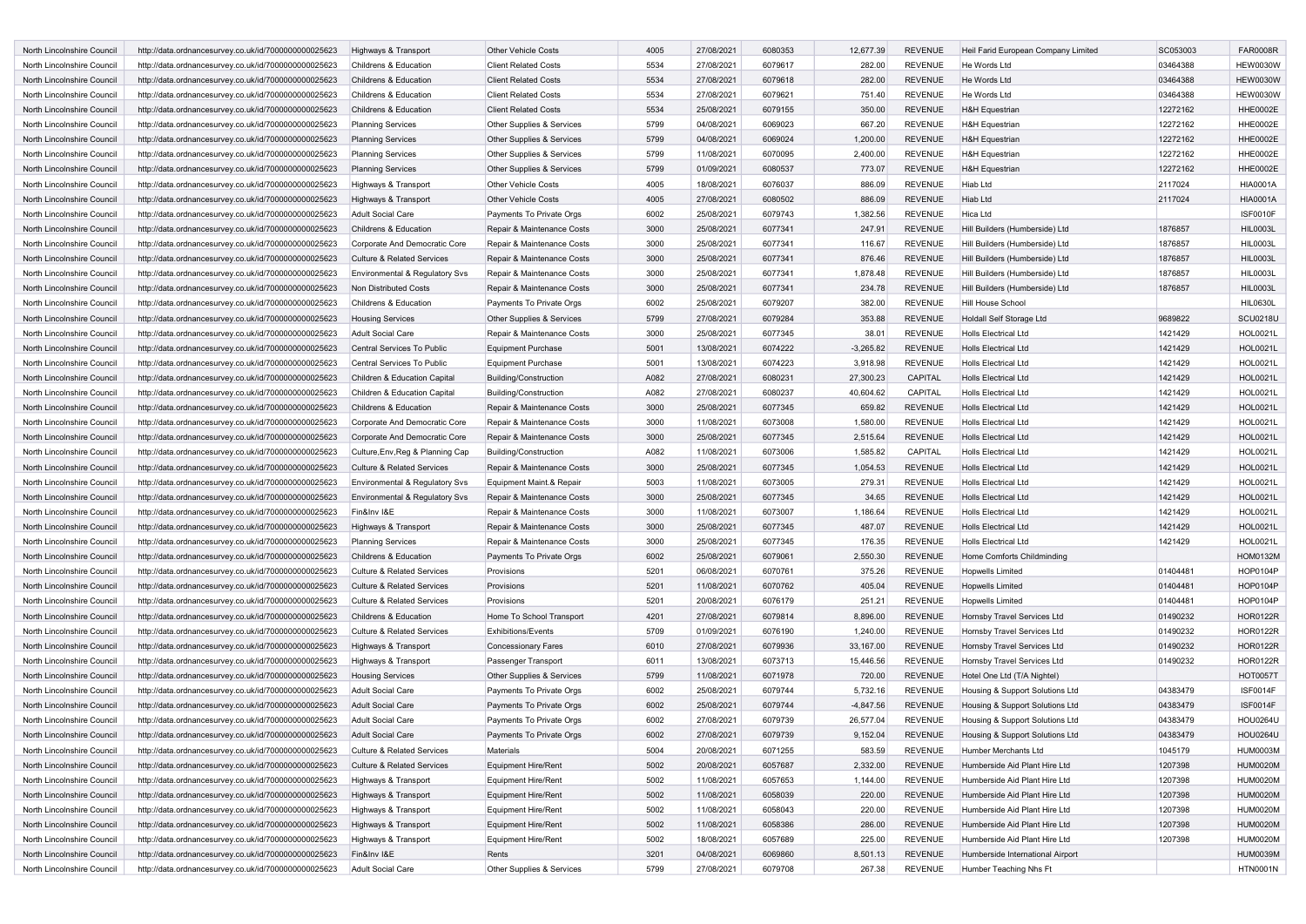| North Lincolnshire Council | http://data.ordnancesurvey.co.uk/id/7000000000025623 | Highways & Transport | Other Vehicle Costs | 4005 | 27/08/2021 | 6080353 | 12,677.39 | REVENUE | Heil Farid European Company Limited | SC053003 | FAR0008R |
|---|---|---|---|---|---|---|---|---|---|---|---|
| North Lincolnshire Council | http://data.ordnancesurvey.co.uk/id/7000000000025623 | Childrens & Education | Client Related Costs | 5534 | 27/08/2021 | 6079617 | 282.00 | REVENUE | He Words Ltd | 03464388 | HEW0030W |
| North Lincolnshire Council | http://data.ordnancesurvey.co.uk/id/7000000000025623 | Childrens & Education | Client Related Costs | 5534 | 27/08/2021 | 6079618 | 282.00 | REVENUE | He Words Ltd | 03464388 | HEW0030W |
| North Lincolnshire Council | http://data.ordnancesurvey.co.uk/id/7000000000025623 | Childrens & Education | Client Related Costs | 5534 | 27/08/2021 | 6079621 | 751.40 | REVENUE | He Words Ltd | 03464388 | HEW0030W |
| North Lincolnshire Council | http://data.ordnancesurvey.co.uk/id/7000000000025623 | Childrens & Education | Client Related Costs | 5534 | 25/08/2021 | 6079155 | 350.00 | REVENUE | H&H Equestrian | 12272162 | HHE0002E |
| North Lincolnshire Council | http://data.ordnancesurvey.co.uk/id/7000000000025623 | Planning Services | Other Supplies & Services | 5799 | 04/08/2021 | 6069023 | 667.20 | REVENUE | H&H Equestrian | 12272162 | HHE0002E |
| North Lincolnshire Council | http://data.ordnancesurvey.co.uk/id/7000000000025623 | Planning Services | Other Supplies & Services | 5799 | 04/08/2021 | 6069024 | 1,200.00 | REVENUE | H&H Equestrian | 12272162 | HHE0002E |
| North Lincolnshire Council | http://data.ordnancesurvey.co.uk/id/7000000000025623 | Planning Services | Other Supplies & Services | 5799 | 11/08/2021 | 6070095 | 2,400.00 | REVENUE | H&H Equestrian | 12272162 | HHE0002E |
| North Lincolnshire Council | http://data.ordnancesurvey.co.uk/id/7000000000025623 | Planning Services | Other Supplies & Services | 5799 | 01/09/2021 | 6080537 | 773.07 | REVENUE | H&H Equestrian | 12272162 | HHE0002E |
| North Lincolnshire Council | http://data.ordnancesurvey.co.uk/id/7000000000025623 | Highways & Transport | Other Vehicle Costs | 4005 | 18/08/2021 | 6076037 | 886.09 | REVENUE | Hiab Ltd | 2117024 | HIA0001A |
| North Lincolnshire Council | http://data.ordnancesurvey.co.uk/id/7000000000025623 | Highways & Transport | Other Vehicle Costs | 4005 | 27/08/2021 | 6080502 | 886.09 | REVENUE | Hiab Ltd | 2117024 | HIA0001A |
| North Lincolnshire Council | http://data.ordnancesurvey.co.uk/id/7000000000025623 | Adult Social Care | Payments To Private Orgs | 6002 | 25/08/2021 | 6079743 | 1,382.56 | REVENUE | Hica Ltd | | ISF0010F |
| North Lincolnshire Council | http://data.ordnancesurvey.co.uk/id/7000000000025623 | Childrens & Education | Repair & Maintenance Costs | 3000 | 25/08/2021 | 6077341 | 247.91 | REVENUE | Hill Builders (Humberside) Ltd | 1876857 | HIL0003L |
| North Lincolnshire Council | http://data.ordnancesurvey.co.uk/id/7000000000025623 | Corporate And Democratic Core | Repair & Maintenance Costs | 3000 | 25/08/2021 | 6077341 | 116.67 | REVENUE | Hill Builders (Humberside) Ltd | 1876857 | HIL0003L |
| North Lincolnshire Council | http://data.ordnancesurvey.co.uk/id/7000000000025623 | Culture & Related Services | Repair & Maintenance Costs | 3000 | 25/08/2021 | 6077341 | 876.46 | REVENUE | Hill Builders (Humberside) Ltd | 1876857 | HIL0003L |
| North Lincolnshire Council | http://data.ordnancesurvey.co.uk/id/7000000000025623 | Environmental & Regulatory Svs | Repair & Maintenance Costs | 3000 | 25/08/2021 | 6077341 | 1,878.48 | REVENUE | Hill Builders (Humberside) Ltd | 1876857 | HIL0003L |
| North Lincolnshire Council | http://data.ordnancesurvey.co.uk/id/7000000000025623 | Non Distributed Costs | Repair & Maintenance Costs | 3000 | 25/08/2021 | 6077341 | 234.78 | REVENUE | Hill Builders (Humberside) Ltd | 1876857 | HIL0003L |
| North Lincolnshire Council | http://data.ordnancesurvey.co.uk/id/7000000000025623 | Childrens & Education | Payments To Private Orgs | 6002 | 25/08/2021 | 6079207 | 382.00 | REVENUE | Hill House School | | HIL0630L |
| North Lincolnshire Council | http://data.ordnancesurvey.co.uk/id/7000000000025623 | Housing Services | Other Supplies & Services | 5799 | 27/08/2021 | 6079284 | 353.88 | REVENUE | Holdall Self Storage Ltd | 9689822 | SCU0218U |
| North Lincolnshire Council | http://data.ordnancesurvey.co.uk/id/7000000000025623 | Adult Social Care | Repair & Maintenance Costs | 3000 | 25/08/2021 | 6077345 | 38.01 | REVENUE | Holls Electrical Ltd | 1421429 | HOL0021L |
| North Lincolnshire Council | http://data.ordnancesurvey.co.uk/id/7000000000025623 | Central Services To Public | Equipment Purchase | 5001 | 13/08/2021 | 6074222 | -3,265.82 | REVENUE | Holls Electrical Ltd | 1421429 | HOL0021L |
| North Lincolnshire Council | http://data.ordnancesurvey.co.uk/id/7000000000025623 | Central Services To Public | Equipment Purchase | 5001 | 13/08/2021 | 6074223 | 3,918.98 | REVENUE | Holls Electrical Ltd | 1421429 | HOL0021L |
| North Lincolnshire Council | http://data.ordnancesurvey.co.uk/id/7000000000025623 | Children & Education Capital | Building/Construction | A082 | 27/08/2021 | 6080231 | 27,300.23 | CAPITAL | Holls Electrical Ltd | 1421429 | HOL0021L |
| North Lincolnshire Council | http://data.ordnancesurvey.co.uk/id/7000000000025623 | Children & Education Capital | Building/Construction | A082 | 27/08/2021 | 6080237 | 40,604.62 | CAPITAL | Holls Electrical Ltd | 1421429 | HOL0021L |
| North Lincolnshire Council | http://data.ordnancesurvey.co.uk/id/7000000000025623 | Childrens & Education | Repair & Maintenance Costs | 3000 | 25/08/2021 | 6077345 | 659.82 | REVENUE | Holls Electrical Ltd | 1421429 | HOL0021L |
| North Lincolnshire Council | http://data.ordnancesurvey.co.uk/id/7000000000025623 | Corporate And Democratic Core | Repair & Maintenance Costs | 3000 | 11/08/2021 | 6073008 | 1,580.00 | REVENUE | Holls Electrical Ltd | 1421429 | HOL0021L |
| North Lincolnshire Council | http://data.ordnancesurvey.co.uk/id/7000000000025623 | Corporate And Democratic Core | Repair & Maintenance Costs | 3000 | 25/08/2021 | 6077345 | 2,515.64 | REVENUE | Holls Electrical Ltd | 1421429 | HOL0021L |
| North Lincolnshire Council | http://data.ordnancesurvey.co.uk/id/7000000000025623 | Culture,Env,Reg & Planning Cap | Building/Construction | A082 | 11/08/2021 | 6073006 | 1,585.82 | CAPITAL | Holls Electrical Ltd | 1421429 | HOL0021L |
| North Lincolnshire Council | http://data.ordnancesurvey.co.uk/id/7000000000025623 | Culture & Related Services | Repair & Maintenance Costs | 3000 | 25/08/2021 | 6077345 | 1,054.53 | REVENUE | Holls Electrical Ltd | 1421429 | HOL0021L |
| North Lincolnshire Council | http://data.ordnancesurvey.co.uk/id/7000000000025623 | Environmental & Regulatory Svs | Equipment Maint.& Repair | 5003 | 11/08/2021 | 6073005 | 279.31 | REVENUE | Holls Electrical Ltd | 1421429 | HOL0021L |
| North Lincolnshire Council | http://data.ordnancesurvey.co.uk/id/7000000000025623 | Environmental & Regulatory Svs | Repair & Maintenance Costs | 3000 | 25/08/2021 | 6077345 | 34.65 | REVENUE | Holls Electrical Ltd | 1421429 | HOL0021L |
| North Lincolnshire Council | http://data.ordnancesurvey.co.uk/id/7000000000025623 | Fin&Inv I&E | Repair & Maintenance Costs | 3000 | 11/08/2021 | 6073007 | 1,186.64 | REVENUE | Holls Electrical Ltd | 1421429 | HOL0021L |
| North Lincolnshire Council | http://data.ordnancesurvey.co.uk/id/7000000000025623 | Highways & Transport | Repair & Maintenance Costs | 3000 | 25/08/2021 | 6077345 | 487.07 | REVENUE | Holls Electrical Ltd | 1421429 | HOL0021L |
| North Lincolnshire Council | http://data.ordnancesurvey.co.uk/id/7000000000025623 | Planning Services | Repair & Maintenance Costs | 3000 | 25/08/2021 | 6077345 | 176.35 | REVENUE | Holls Electrical Ltd | 1421429 | HOL0021L |
| North Lincolnshire Council | http://data.ordnancesurvey.co.uk/id/7000000000025623 | Childrens & Education | Payments To Private Orgs | 6002 | 25/08/2021 | 6079061 | 2,550.30 | REVENUE | Home Comforts Childminding | | HOM0132M |
| North Lincolnshire Council | http://data.ordnancesurvey.co.uk/id/7000000000025623 | Culture & Related Services | Provisions | 5201 | 06/08/2021 | 6070761 | 375.26 | REVENUE | Hopwells Limited | 01404481 | HOP0104P |
| North Lincolnshire Council | http://data.ordnancesurvey.co.uk/id/7000000000025623 | Culture & Related Services | Provisions | 5201 | 11/08/2021 | 6070762 | 405.04 | REVENUE | Hopwells Limited | 01404481 | HOP0104P |
| North Lincolnshire Council | http://data.ordnancesurvey.co.uk/id/7000000000025623 | Culture & Related Services | Provisions | 5201 | 20/08/2021 | 6076179 | 251.21 | REVENUE | Hopwells Limited | 01404481 | HOP0104P |
| North Lincolnshire Council | http://data.ordnancesurvey.co.uk/id/7000000000025623 | Childrens & Education | Home To School Transport | 4201 | 27/08/2021 | 6079814 | 8,896.00 | REVENUE | Hornsby Travel Services Ltd | 01490232 | HOR0122R |
| North Lincolnshire Council | http://data.ordnancesurvey.co.uk/id/7000000000025623 | Culture & Related Services | Exhibitions/Events | 5709 | 01/09/2021 | 6076190 | 1,240.00 | REVENUE | Hornsby Travel Services Ltd | 01490232 | HOR0122R |
| North Lincolnshire Council | http://data.ordnancesurvey.co.uk/id/7000000000025623 | Highways & Transport | Concessionary Fares | 6010 | 27/08/2021 | 6079936 | 33,167.00 | REVENUE | Hornsby Travel Services Ltd | 01490232 | HOR0122R |
| North Lincolnshire Council | http://data.ordnancesurvey.co.uk/id/7000000000025623 | Highways & Transport | Passenger Transport | 6011 | 13/08/2021 | 6073713 | 15,446.56 | REVENUE | Hornsby Travel Services Ltd | 01490232 | HOR0122R |
| North Lincolnshire Council | http://data.ordnancesurvey.co.uk/id/7000000000025623 | Housing Services | Other Supplies & Services | 5799 | 11/08/2021 | 6071978 | 720.00 | REVENUE | Hotel One Ltd (T/A Nightel) | | HOT0057T |
| North Lincolnshire Council | http://data.ordnancesurvey.co.uk/id/7000000000025623 | Adult Social Care | Payments To Private Orgs | 6002 | 25/08/2021 | 6079744 | 5,732.16 | REVENUE | Housing & Support Solutions Ltd | 04383479 | ISF0014F |
| North Lincolnshire Council | http://data.ordnancesurvey.co.uk/id/7000000000025623 | Adult Social Care | Payments To Private Orgs | 6002 | 25/08/2021 | 6079744 | -4,847.56 | REVENUE | Housing & Support Solutions Ltd | 04383479 | ISF0014F |
| North Lincolnshire Council | http://data.ordnancesurvey.co.uk/id/7000000000025623 | Adult Social Care | Payments To Private Orgs | 6002 | 27/08/2021 | 6079739 | 26,577.04 | REVENUE | Housing & Support Solutions Ltd | 04383479 | HOU0264U |
| North Lincolnshire Council | http://data.ordnancesurvey.co.uk/id/7000000000025623 | Adult Social Care | Payments To Private Orgs | 6002 | 27/08/2021 | 6079739 | 9,152.04 | REVENUE | Housing & Support Solutions Ltd | 04383479 | HOU0264U |
| North Lincolnshire Council | http://data.ordnancesurvey.co.uk/id/7000000000025623 | Culture & Related Services | Materials | 5004 | 20/08/2021 | 6071255 | 583.59 | REVENUE | Humber Merchants Ltd | 1045179 | HUM0003M |
| North Lincolnshire Council | http://data.ordnancesurvey.co.uk/id/7000000000025623 | Culture & Related Services | Equipment Hire/Rent | 5002 | 20/08/2021 | 6057687 | 2,332.00 | REVENUE | Humberside Aid Plant Hire Ltd | 1207398 | HUM0020M |
| North Lincolnshire Council | http://data.ordnancesurvey.co.uk/id/7000000000025623 | Highways & Transport | Equipment Hire/Rent | 5002 | 11/08/2021 | 6057653 | 1,144.00 | REVENUE | Humberside Aid Plant Hire Ltd | 1207398 | HUM0020M |
| North Lincolnshire Council | http://data.ordnancesurvey.co.uk/id/7000000000025623 | Highways & Transport | Equipment Hire/Rent | 5002 | 11/08/2021 | 6058039 | 220.00 | REVENUE | Humberside Aid Plant Hire Ltd | 1207398 | HUM0020M |
| North Lincolnshire Council | http://data.ordnancesurvey.co.uk/id/7000000000025623 | Highways & Transport | Equipment Hire/Rent | 5002 | 11/08/2021 | 6058043 | 220.00 | REVENUE | Humberside Aid Plant Hire Ltd | 1207398 | HUM0020M |
| North Lincolnshire Council | http://data.ordnancesurvey.co.uk/id/7000000000025623 | Highways & Transport | Equipment Hire/Rent | 5002 | 11/08/2021 | 6058386 | 286.00 | REVENUE | Humberside Aid Plant Hire Ltd | 1207398 | HUM0020M |
| North Lincolnshire Council | http://data.ordnancesurvey.co.uk/id/7000000000025623 | Highways & Transport | Equipment Hire/Rent | 5002 | 18/08/2021 | 6057689 | 225.00 | REVENUE | Humberside Aid Plant Hire Ltd | 1207398 | HUM0020M |
| North Lincolnshire Council | http://data.ordnancesurvey.co.uk/id/7000000000025623 | Fin&Inv I&E | Rents | 3201 | 04/08/2021 | 6069860 | 8,501.13 | REVENUE | Humberside International Airport | | HUM0039M |
| North Lincolnshire Council | http://data.ordnancesurvey.co.uk/id/7000000000025623 | Adult Social Care | Other Supplies & Services | 5799 | 27/08/2021 | 6079708 | 267.38 | REVENUE | Humber Teaching Nhs Ft | | HTN0001N |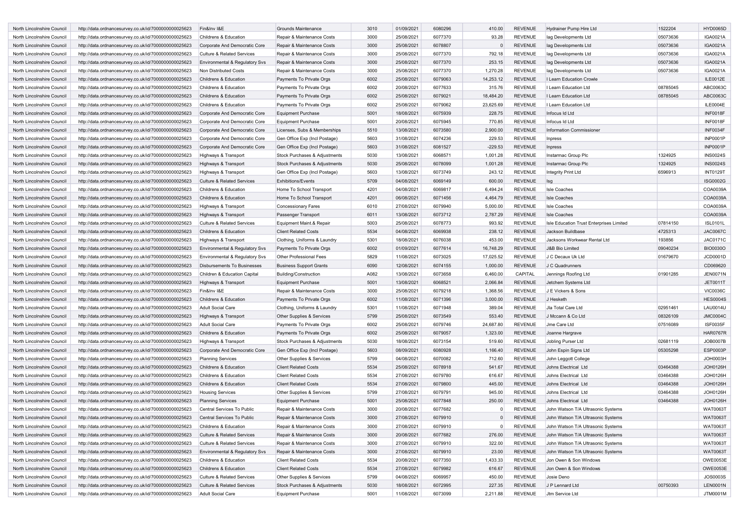| North Lincolnshire Council | http://data.ordnancesurvey.co.uk/id/7000000000025623 | Fin&Inv I&E | Grounds Maintenance | 3010 | 01/09/2021 | 6080296 | 410.00 | REVENUE | Hydrainer Pump Hire Ltd | 1522204 | HYD0065D |
|---|---|---|---|---|---|---|---|---|---|---|---|
| North Lincolnshire Council | http://data.ordnancesurvey.co.uk/id/7000000000025623 | Childrens & Education | Repair & Maintenance Costs | 3000 | 25/08/2021 | 6077370 | 93.28 | REVENUE | Iag Developments Ltd | 05073636 | IGA0021A |
| North Lincolnshire Council | http://data.ordnancesurvey.co.uk/id/7000000000025623 | Corporate And Democratic Core | Repair & Maintenance Costs | 3000 | 25/08/2021 | 6078807 | 0 | REVENUE | Iag Developments Ltd | 05073636 | IGA0021A |
| North Lincolnshire Council | http://data.ordnancesurvey.co.uk/id/7000000000025623 | Culture & Related Services | Repair & Maintenance Costs | 3000 | 25/08/2021 | 6077370 | 792.18 | REVENUE | Iag Developments Ltd | 05073636 | IGA0021A |
| North Lincolnshire Council | http://data.ordnancesurvey.co.uk/id/7000000000025623 | Environmental & Regulatory Svs | Repair & Maintenance Costs | 3000 | 25/08/2021 | 6077370 | 253.15 | REVENUE | Iag Developments Ltd | 05073636 | IGA0021A |
| North Lincolnshire Council | http://data.ordnancesurvey.co.uk/id/7000000000025623 | Non Distributed Costs | Repair & Maintenance Costs | 3000 | 25/08/2021 | 6077370 | 1,270.28 | REVENUE | Iag Developments Ltd | 05073636 | IGA0021A |
| North Lincolnshire Council | http://data.ordnancesurvey.co.uk/id/7000000000025623 | Childrens & Education | Payments To Private Orgs | 6002 | 25/08/2021 | 6079063 | 14,253.12 | REVENUE | I Learn Education Crowle | | ILE0012E |
| North Lincolnshire Council | http://data.ordnancesurvey.co.uk/id/7000000000025623 | Childrens & Education | Payments To Private Orgs | 6002 | 20/08/2021 | 6077633 | 315.76 | REVENUE | I Learn Education Ltd | 08785045 | ABC0063C |
| North Lincolnshire Council | http://data.ordnancesurvey.co.uk/id/7000000000025623 | Childrens & Education | Payments To Private Orgs | 6002 | 25/08/2021 | 6079021 | 18,484.20 | REVENUE | I Learn Education Ltd | 08785045 | ABC0063C |
| North Lincolnshire Council | http://data.ordnancesurvey.co.uk/id/7000000000025623 | Childrens & Education | Payments To Private Orgs | 6002 | 25/08/2021 | 6079062 | 23,625.69 | REVENUE | I Learn Education Ltd | | ILE0004E |
| North Lincolnshire Council | http://data.ordnancesurvey.co.uk/id/7000000000025623 | Corporate And Democratic Core | Equipment Purchase | 5001 | 18/08/2021 | 6075939 | 228.75 | REVENUE | Infocus Id Ltd | | INF0018F |
| North Lincolnshire Council | http://data.ordnancesurvey.co.uk/id/7000000000025623 | Corporate And Democratic Core | Equipment Purchase | 5001 | 20/08/2021 | 6075945 | 770.85 | REVENUE | Infocus Id Ltd | | INF0018F |
| North Lincolnshire Council | http://data.ordnancesurvey.co.uk/id/7000000000025623 | Corporate And Democratic Core | Licenses, Subs & Memberships | 5510 | 13/08/2021 | 6073580 | 2,900.00 | REVENUE | Information Commissioner | | INF0034F |
| North Lincolnshire Council | http://data.ordnancesurvey.co.uk/id/7000000000025623 | Corporate And Democratic Core | Gen Office Exp (Incl Postage) | 5603 | 31/08/2021 | 6074236 | 229.53 | REVENUE | Inpress | | INP0001P |
| North Lincolnshire Council | http://data.ordnancesurvey.co.uk/id/7000000000025623 | Corporate And Democratic Core | Gen Office Exp (Incl Postage) | 5603 | 31/08/2021 | 6081527 | -229.53 | REVENUE | Inpress | | INP0001P |
| North Lincolnshire Council | http://data.ordnancesurvey.co.uk/id/7000000000025623 | Highways & Transport | Stock Purchases & Adjustments | 5030 | 13/08/2021 | 6068571 | 1,001.28 | REVENUE | Instarmac Group Plc | 1324925 | INS0024S |
| North Lincolnshire Council | http://data.ordnancesurvey.co.uk/id/7000000000025623 | Highways & Transport | Stock Purchases & Adjustments | 5030 | 25/08/2021 | 6078099 | 1,001.28 | REVENUE | Instarmac Group Plc | 1324925 | INS0024S |
| North Lincolnshire Council | http://data.ordnancesurvey.co.uk/id/7000000000025623 | Highways & Transport | Gen Office Exp (Incl Postage) | 5603 | 13/08/2021 | 6073749 | 243.12 | REVENUE | Integrity Print Ltd | 6596913 | INT0129T |
| North Lincolnshire Council | http://data.ordnancesurvey.co.uk/id/7000000000025623 | Culture & Related Services | Exhibitions/Events | 5709 | 04/08/2021 | 6069149 | 600.00 | REVENUE | Isg | | ISG0002G |
| North Lincolnshire Council | http://data.ordnancesurvey.co.uk/id/7000000000025623 | Childrens & Education | Home To School Transport | 4201 | 04/08/2021 | 6069817 | 6,494.24 | REVENUE | Isle Coaches | | COA0039A |
| North Lincolnshire Council | http://data.ordnancesurvey.co.uk/id/7000000000025623 | Childrens & Education | Home To School Transport | 4201 | 06/08/2021 | 6071456 | 4,464.79 | REVENUE | Isle Coaches | | COA0039A |
| North Lincolnshire Council | http://data.ordnancesurvey.co.uk/id/7000000000025623 | Highways & Transport | Concessionary Fares | 6010 | 27/08/2021 | 6079940 | 5,000.00 | REVENUE | Isle Coaches | | COA0039A |
| North Lincolnshire Council | http://data.ordnancesurvey.co.uk/id/7000000000025623 | Highways & Transport | Passenger Transport | 6011 | 13/08/2021 | 6073712 | 2,787.29 | REVENUE | Isle Coaches | | COA0039A |
| North Lincolnshire Council | http://data.ordnancesurvey.co.uk/id/7000000000025623 | Culture & Related Services | Equipment Maint.& Repair | 5003 | 25/08/2021 | 6078773 | 993.92 | REVENUE | Isle Education Trust Enterprises Limited | 07814150 | ISL0101L |
| North Lincolnshire Council | http://data.ordnancesurvey.co.uk/id/7000000000025623 | Childrens & Education | Client Related Costs | 5534 | 04/08/2021 | 6069938 | 238.12 | REVENUE | Jackson Buildbase | 4725313 | JAC0067C |
| North Lincolnshire Council | http://data.ordnancesurvey.co.uk/id/7000000000025623 | Highways & Transport | Clothing, Uniforms & Laundry | 5301 | 18/08/2021 | 6076038 | 453.00 | REVENUE | Jacksons Workwear Rental Ltd | 193856 | JAC0171C |
| North Lincolnshire Council | http://data.ordnancesurvey.co.uk/id/7000000000025623 | Environmental & Regulatory Svs | Payments To Private Orgs | 6002 | 01/09/2021 | 6077614 | 16,748.29 | REVENUE | J&B Bio Limited | 09040234 | BIO0030O |
| North Lincolnshire Council | http://data.ordnancesurvey.co.uk/id/7000000000025623 | Environmental & Regulatory Svs | Other Professional Fees | 5829 | 11/08/2021 | 6073025 | 17,025.52 | REVENUE | J C Decaux Uk Ltd | 01679670 | JCD0001D |
| North Lincolnshire Council | http://data.ordnancesurvey.co.uk/id/7000000000025623 | Disbursements To Businesses | Business Support Grants | 6090 | 12/08/2021 | 6074155 | 1,000.00 | REVENUE | J C Quadrunners | | CD069620 |
| North Lincolnshire Council | http://data.ordnancesurvey.co.uk/id/7000000000025623 | Children & Education Capital | Building/Construction | A082 | 13/08/2021 | 6073658 | 6,460.00 | CAPITAL | Jennings Roofing Ltd | 01901285 | JEN0071N |
| North Lincolnshire Council | http://data.ordnancesurvey.co.uk/id/7000000000025623 | Highways & Transport | Equipment Purchase | 5001 | 13/08/2021 | 6068521 | 2,066.84 | REVENUE | Jetchem Systems Ltd | | JET0011T |
| North Lincolnshire Council | http://data.ordnancesurvey.co.uk/id/7000000000025623 | Fin&Inv I&E | Repair & Maintenance Costs | 3000 | 25/08/2021 | 6079218 | 1,368.56 | REVENUE | J E Vickers & Sons | | VIC0036C |
| North Lincolnshire Council | http://data.ordnancesurvey.co.uk/id/7000000000025623 | Childrens & Education | Payments To Private Orgs | 6002 | 11/08/2021 | 6071396 | 3,000.00 | REVENUE | J Hesketh | | HES0004S |
| North Lincolnshire Council | http://data.ordnancesurvey.co.uk/id/7000000000025623 | Adult Social Care | Clothing, Uniforms & Laundry | 5301 | 11/08/2021 | 6071948 | 389.04 | REVENUE | Jla Total Care Ltd | 02951461 | LAU0014U |
| North Lincolnshire Council | http://data.ordnancesurvey.co.uk/id/7000000000025623 | Highways & Transport | Other Supplies & Services | 5799 | 25/08/2021 | 6073549 | 553.40 | REVENUE | J Mccann & Co Ltd | 08326109 | JMC0004C |
| North Lincolnshire Council | http://data.ordnancesurvey.co.uk/id/7000000000025623 | Adult Social Care | Payments To Private Orgs | 6002 | 25/08/2021 | 6079746 | 24,687.80 | REVENUE | Jme Care Ltd | 07516089 | ISF0035F |
| North Lincolnshire Council | http://data.ordnancesurvey.co.uk/id/7000000000025623 | Childrens & Education | Payments To Private Orgs | 6002 | 25/08/2021 | 6079057 | 1,323.00 | REVENUE | Joanne Hargrave | | HAR0767R |
| North Lincolnshire Council | http://data.ordnancesurvey.co.uk/id/7000000000025623 | Highways & Transport | Stock Purchases & Adjustments | 5030 | 18/08/2021 | 6073154 | 519.60 | REVENUE | Jobling Purser Ltd | 02681119 | JOB0007B |
| North Lincolnshire Council | http://data.ordnancesurvey.co.uk/id/7000000000025623 | Corporate And Democratic Core | Gen Office Exp (Incl Postage) | 5603 | 08/09/2021 | 6080928 | 1,166.40 | REVENUE | John Espin Signs Ltd | 05305298 | ESP0003P |
| North Lincolnshire Council | http://data.ordnancesurvey.co.uk/id/7000000000025623 | Planning Services | Other Supplies & Services | 5799 | 04/08/2021 | 6070082 | 712.60 | REVENUE | John Leggott College | | JOH0003H |
| North Lincolnshire Council | http://data.ordnancesurvey.co.uk/id/7000000000025623 | Childrens & Education | Client Related Costs | 5534 | 25/08/2021 | 6078918 | 541.67 | REVENUE | Johns Electrical Ltd | 03464388 | JOH0126H |
| North Lincolnshire Council | http://data.ordnancesurvey.co.uk/id/7000000000025623 | Childrens & Education | Client Related Costs | 5534 | 27/08/2021 | 6079780 | 616.67 | REVENUE | Johns Electrical Ltd | 03464388 | JOH0126H |
| North Lincolnshire Council | http://data.ordnancesurvey.co.uk/id/7000000000025623 | Childrens & Education | Client Related Costs | 5534 | 27/08/2021 | 6079800 | 445.00 | REVENUE | Johns Electrical Ltd | 03464388 | JOH0126H |
| North Lincolnshire Council | http://data.ordnancesurvey.co.uk/id/7000000000025623 | Housing Services | Other Supplies & Services | 5799 | 27/08/2021 | 6079791 | 945.00 | REVENUE | Johns Electrical Ltd | 03464388 | JOH0126H |
| North Lincolnshire Council | http://data.ordnancesurvey.co.uk/id/7000000000025623 | Planning Services | Equipment Purchase | 5001 | 25/08/2021 | 6077848 | 250.00 | REVENUE | Johns Electrical Ltd | 03464388 | JOH0126H |
| North Lincolnshire Council | http://data.ordnancesurvey.co.uk/id/7000000000025623 | Central Services To Public | Repair & Maintenance Costs | 3000 | 20/08/2021 | 6077682 | 0 | REVENUE | John Watson T/A Ultrasonic Systems | | WAT0063T |
| North Lincolnshire Council | http://data.ordnancesurvey.co.uk/id/7000000000025623 | Central Services To Public | Repair & Maintenance Costs | 3000 | 27/08/2021 | 6079910 | 0 | REVENUE | John Watson T/A Ultrasonic Systems | | WAT0063T |
| North Lincolnshire Council | http://data.ordnancesurvey.co.uk/id/7000000000025623 | Childrens & Education | Repair & Maintenance Costs | 3000 | 27/08/2021 | 6079910 | 0 | REVENUE | John Watson T/A Ultrasonic Systems | | WAT0063T |
| North Lincolnshire Council | http://data.ordnancesurvey.co.uk/id/7000000000025623 | Culture & Related Services | Repair & Maintenance Costs | 3000 | 20/08/2021 | 6077682 | 276.00 | REVENUE | John Watson T/A Ultrasonic Systems | | WAT0063T |
| North Lincolnshire Council | http://data.ordnancesurvey.co.uk/id/7000000000025623 | Culture & Related Services | Repair & Maintenance Costs | 3000 | 27/08/2021 | 6079910 | 322.00 | REVENUE | John Watson T/A Ultrasonic Systems | | WAT0063T |
| North Lincolnshire Council | http://data.ordnancesurvey.co.uk/id/7000000000025623 | Environmental & Regulatory Svs | Repair & Maintenance Costs | 3000 | 27/08/2021 | 6079910 | 23.00 | REVENUE | John Watson T/A Ultrasonic Systems | | WAT0063T |
| North Lincolnshire Council | http://data.ordnancesurvey.co.uk/id/7000000000025623 | Childrens & Education | Client Related Costs | 5534 | 20/08/2021 | 6077350 | 1,433.33 | REVENUE | Jon Owen & Son Windows | | OWE0053E |
| North Lincolnshire Council | http://data.ordnancesurvey.co.uk/id/7000000000025623 | Childrens & Education | Client Related Costs | 5534 | 27/08/2021 | 6079982 | 616.67 | REVENUE | Jon Owen & Son Windows | | OWE0053E |
| North Lincolnshire Council | http://data.ordnancesurvey.co.uk/id/7000000000025623 | Culture & Related Services | Other Supplies & Services | 5799 | 04/08/2021 | 6069957 | 450.00 | REVENUE | Josie Deno | | JOS0003S |
| North Lincolnshire Council | http://data.ordnancesurvey.co.uk/id/7000000000025623 | Culture & Related Services | Stock Purchases & Adjustments | 5030 | 18/08/2021 | 6072995 | 227.35 | REVENUE | J P Lennard Ltd | 00750393 | LEN0001N |
| North Lincolnshire Council | http://data.ordnancesurvey.co.uk/id/7000000000025623 | Adult Social Care | Equipment Purchase | 5001 | 11/08/2021 | 6073099 | 2,211.88 | REVENUE | Jtm Service Ltd | | JTM0001M |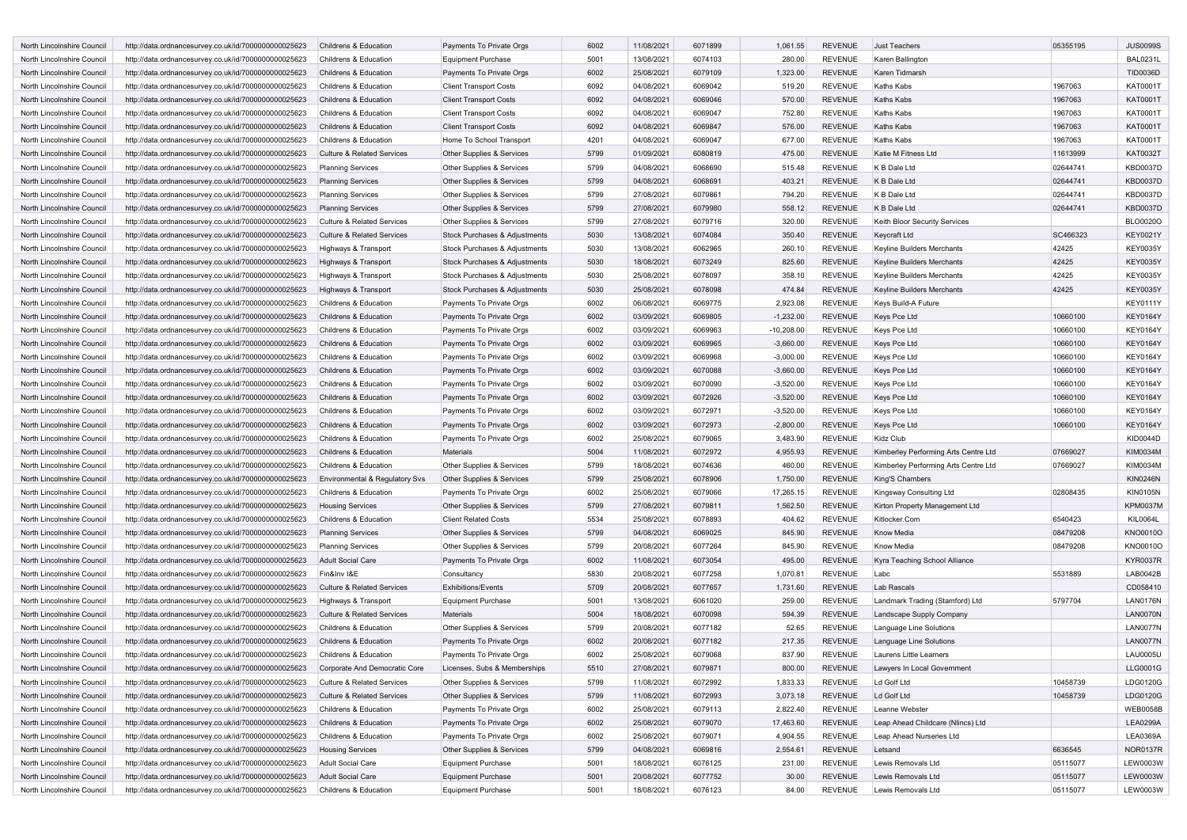| | | | | | | | | | | | |
|---|---|---|---|---|---|---|---|---|---|---|---|
| North Lincolnshire Council | http://data.ordnancesurvey.co.uk/id/7000000000025623 | Childrens & Education | Payments To Private Orgs | 6002 | 11/08/2021 | 6071899 | 1,061.55 | REVENUE | Just Teachers | 05355195 | JUS0099S |
| North Lincolnshire Council | http://data.ordnancesurvey.co.uk/id/7000000000025623 | Childrens & Education | Equipment Purchase | 5001 | 13/08/2021 | 6074103 | 280.00 | REVENUE | Karen Ballington | | BAL0231L |
| North Lincolnshire Council | http://data.ordnancesurvey.co.uk/id/7000000000025623 | Childrens & Education | Payments To Private Orgs | 6002 | 25/08/2021 | 6079109 | 1,323.00 | REVENUE | Karen Tidmarsh | | TID0036D |
| North Lincolnshire Council | http://data.ordnancesurvey.co.uk/id/7000000000025623 | Childrens & Education | Client Transport Costs | 6092 | 04/08/2021 | 6069042 | 519.20 | REVENUE | Kaths Kabs | 1967063 | KAT0001T |
| North Lincolnshire Council | http://data.ordnancesurvey.co.uk/id/7000000000025623 | Childrens & Education | Client Transport Costs | 6092 | 04/08/2021 | 6069046 | 570.00 | REVENUE | Kaths Kabs | 1967063 | KAT0001T |
| North Lincolnshire Council | http://data.ordnancesurvey.co.uk/id/7000000000025623 | Childrens & Education | Client Transport Costs | 6092 | 04/08/2021 | 6069047 | 752.80 | REVENUE | Kaths Kabs | 1967063 | KAT0001T |
| North Lincolnshire Council | http://data.ordnancesurvey.co.uk/id/7000000000025623 | Childrens & Education | Client Transport Costs | 6092 | 04/08/2021 | 6069847 | 576.00 | REVENUE | Kaths Kabs | 1967063 | KAT0001T |
| North Lincolnshire Council | http://data.ordnancesurvey.co.uk/id/7000000000025623 | Childrens & Education | Home To School Transport | 4201 | 04/08/2021 | 6069047 | 677.00 | REVENUE | Kaths Kabs | 1967063 | KAT0001T |
| North Lincolnshire Council | http://data.ordnancesurvey.co.uk/id/7000000000025623 | Culture & Related Services | Other Supplies & Services | 5799 | 01/09/2021 | 6080819 | 475.00 | REVENUE | Katie M Fitness Ltd | 11613999 | KAT0032T |
| North Lincolnshire Council | http://data.ordnancesurvey.co.uk/id/7000000000025623 | Planning Services | Other Supplies & Services | 5799 | 04/08/2021 | 6068690 | 515.48 | REVENUE | K B Dale Ltd | 02644741 | KBD0037D |
| North Lincolnshire Council | http://data.ordnancesurvey.co.uk/id/7000000000025623 | Planning Services | Other Supplies & Services | 5799 | 04/08/2021 | 6068691 | 403.21 | REVENUE | K B Dale Ltd | 02644741 | KBD0037D |
| North Lincolnshire Council | http://data.ordnancesurvey.co.uk/id/7000000000025623 | Planning Services | Other Supplies & Services | 5799 | 27/08/2021 | 6079861 | 794.20 | REVENUE | K B Dale Ltd | 02644741 | KBD0037D |
| North Lincolnshire Council | http://data.ordnancesurvey.co.uk/id/7000000000025623 | Planning Services | Other Supplies & Services | 5799 | 27/08/2021 | 6079980 | 558.12 | REVENUE | K B Dale Ltd | 02644741 | KBD0037D |
| North Lincolnshire Council | http://data.ordnancesurvey.co.uk/id/7000000000025623 | Culture & Related Services | Other Supplies & Services | 5799 | 27/08/2021 | 6079716 | 320.00 | REVENUE | Keith Bloor Security Services | | BLO0020O |
| North Lincolnshire Council | http://data.ordnancesurvey.co.uk/id/7000000000025623 | Culture & Related Services | Stock Purchases & Adjustments | 5030 | 13/08/2021 | 6074084 | 350.40 | REVENUE | Keycraft Ltd | SC466323 | KEY0021Y |
| North Lincolnshire Council | http://data.ordnancesurvey.co.uk/id/7000000000025623 | Highways & Transport | Stock Purchases & Adjustments | 5030 | 13/08/2021 | 6062965 | 260.10 | REVENUE | Keyline Builders Merchants | 42425 | KEY0035Y |
| North Lincolnshire Council | http://data.ordnancesurvey.co.uk/id/7000000000025623 | Highways & Transport | Stock Purchases & Adjustments | 5030 | 18/08/2021 | 6073249 | 825.60 | REVENUE | Keyline Builders Merchants | 42425 | KEY0035Y |
| North Lincolnshire Council | http://data.ordnancesurvey.co.uk/id/7000000000025623 | Highways & Transport | Stock Purchases & Adjustments | 5030 | 25/08/2021 | 6078097 | 358.10 | REVENUE | Keyline Builders Merchants | 42425 | KEY0035Y |
| North Lincolnshire Council | http://data.ordnancesurvey.co.uk/id/7000000000025623 | Highways & Transport | Stock Purchases & Adjustments | 5030 | 25/08/2021 | 6078098 | 474.84 | REVENUE | Keyline Builders Merchants | 42425 | KEY0035Y |
| North Lincolnshire Council | http://data.ordnancesurvey.co.uk/id/7000000000025623 | Childrens & Education | Payments To Private Orgs | 6002 | 06/08/2021 | 6069775 | 2,923.08 | REVENUE | Keys Build-A Future | | KEY0111Y |
| North Lincolnshire Council | http://data.ordnancesurvey.co.uk/id/7000000000025623 | Childrens & Education | Payments To Private Orgs | 6002 | 03/09/2021 | 6069805 | -1,232.00 | REVENUE | Keys Pce Ltd | 10660100 | KEY0164Y |
| North Lincolnshire Council | http://data.ordnancesurvey.co.uk/id/7000000000025623 | Childrens & Education | Payments To Private Orgs | 6002 | 03/09/2021 | 6069963 | -10,208.00 | REVENUE | Keys Pce Ltd | 10660100 | KEY0164Y |
| North Lincolnshire Council | http://data.ordnancesurvey.co.uk/id/7000000000025623 | Childrens & Education | Payments To Private Orgs | 6002 | 03/09/2021 | 6069965 | -3,660.00 | REVENUE | Keys Pce Ltd | 10660100 | KEY0164Y |
| North Lincolnshire Council | http://data.ordnancesurvey.co.uk/id/7000000000025623 | Childrens & Education | Payments To Private Orgs | 6002 | 03/09/2021 | 6069968 | -3,000.00 | REVENUE | Keys Pce Ltd | 10660100 | KEY0164Y |
| North Lincolnshire Council | http://data.ordnancesurvey.co.uk/id/7000000000025623 | Childrens & Education | Payments To Private Orgs | 6002 | 03/09/2021 | 6070088 | -3,660.00 | REVENUE | Keys Pce Ltd | 10660100 | KEY0164Y |
| North Lincolnshire Council | http://data.ordnancesurvey.co.uk/id/7000000000025623 | Childrens & Education | Payments To Private Orgs | 6002 | 03/09/2021 | 6070090 | -3,520.00 | REVENUE | Keys Pce Ltd | 10660100 | KEY0164Y |
| North Lincolnshire Council | http://data.ordnancesurvey.co.uk/id/7000000000025623 | Childrens & Education | Payments To Private Orgs | 6002 | 03/09/2021 | 6072926 | -3,520.00 | REVENUE | Keys Pce Ltd | 10660100 | KEY0164Y |
| North Lincolnshire Council | http://data.ordnancesurvey.co.uk/id/7000000000025623 | Childrens & Education | Payments To Private Orgs | 6002 | 03/09/2021 | 6072971 | -3,520.00 | REVENUE | Keys Pce Ltd | 10660100 | KEY0164Y |
| North Lincolnshire Council | http://data.ordnancesurvey.co.uk/id/7000000000025623 | Childrens & Education | Payments To Private Orgs | 6002 | 03/09/2021 | 6072973 | -2,800.00 | REVENUE | Keys Pce Ltd | 10660100 | KEY0164Y |
| North Lincolnshire Council | http://data.ordnancesurvey.co.uk/id/7000000000025623 | Childrens & Education | Payments To Private Orgs | 6002 | 25/08/2021 | 6079065 | 3,483.90 | REVENUE | Kidz Club | | KID0044D |
| North Lincolnshire Council | http://data.ordnancesurvey.co.uk/id/7000000000025623 | Childrens & Education | Materials | 5004 | 11/08/2021 | 6072972 | 4,955.93 | REVENUE | Kimberley Performing Arts Centre Ltd | 07669027 | KIM0034M |
| North Lincolnshire Council | http://data.ordnancesurvey.co.uk/id/7000000000025623 | Childrens & Education | Other Supplies & Services | 5799 | 18/08/2021 | 6074636 | 460.00 | REVENUE | Kimberley Performing Arts Centre Ltd | 07669027 | KIM0034M |
| North Lincolnshire Council | http://data.ordnancesurvey.co.uk/id/7000000000025623 | Environmental & Regulatory Svs | Other Supplies & Services | 5799 | 25/08/2021 | 6078906 | 1,750.00 | REVENUE | King'S Chambers | | KIN0246N |
| North Lincolnshire Council | http://data.ordnancesurvey.co.uk/id/7000000000025623 | Childrens & Education | Payments To Private Orgs | 6002 | 25/08/2021 | 6079066 | 17,265.15 | REVENUE | Kingsway Consulting Ltd | 02808435 | KIN0105N |
| North Lincolnshire Council | http://data.ordnancesurvey.co.uk/id/7000000000025623 | Housing Services | Other Supplies & Services | 5799 | 27/08/2021 | 6079811 | 1,562.50 | REVENUE | Kirton Property Management Ltd | | KPM0037M |
| North Lincolnshire Council | http://data.ordnancesurvey.co.uk/id/7000000000025623 | Childrens & Education | Client Related Costs | 5534 | 25/08/2021 | 6078893 | 404.62 | REVENUE | Kitlocker.Com | 6540423 | KIL0064L |
| North Lincolnshire Council | http://data.ordnancesurvey.co.uk/id/7000000000025623 | Planning Services | Other Supplies & Services | 5799 | 04/08/2021 | 6069025 | 845.90 | REVENUE | Know Media | 08479208 | KNO0010O |
| North Lincolnshire Council | http://data.ordnancesurvey.co.uk/id/7000000000025623 | Planning Services | Other Supplies & Services | 5799 | 20/08/2021 | 6077264 | 845.90 | REVENUE | Know Media | 08479208 | KNO0010O |
| North Lincolnshire Council | http://data.ordnancesurvey.co.uk/id/7000000000025623 | Adult Social Care | Payments To Private Orgs | 6002 | 11/08/2021 | 6073054 | 495.00 | REVENUE | Kyra Teaching School Alliance | | KYR0037R |
| North Lincolnshire Council | http://data.ordnancesurvey.co.uk/id/7000000000025623 | Fin&Inv I&E | Consultancy | 5830 | 20/08/2021 | 6077258 | 1,070.81 | REVENUE | Labc | 5531889 | LAB0042B |
| North Lincolnshire Council | http://data.ordnancesurvey.co.uk/id/7000000000025623 | Culture & Related Services | Exhibitions/Events | 5709 | 20/08/2021 | 6077657 | 1,731.60 | REVENUE | Lab Rascals | | CD058410 |
| North Lincolnshire Council | http://data.ordnancesurvey.co.uk/id/7000000000025623 | Highways & Transport | Equipment Purchase | 5001 | 13/08/2021 | 6061020 | 259.00 | REVENUE | Landmark Trading (Stamford) Ltd | 5797704 | LAN0176N |
| North Lincolnshire Council | http://data.ordnancesurvey.co.uk/id/7000000000025623 | Culture & Related Services | Materials | 5004 | 18/08/2021 | 6070098 | 594.39 | REVENUE | Landscape Supply Company | | LAN0070N |
| North Lincolnshire Council | http://data.ordnancesurvey.co.uk/id/7000000000025623 | Childrens & Education | Other Supplies & Services | 5799 | 20/08/2021 | 6077182 | 52.65 | REVENUE | Language Line Solutions | | LAN0077N |
| North Lincolnshire Council | http://data.ordnancesurvey.co.uk/id/7000000000025623 | Childrens & Education | Payments To Private Orgs | 6002 | 20/08/2021 | 6077182 | 217.35 | REVENUE | Language Line Solutions | | LAN0077N |
| North Lincolnshire Council | http://data.ordnancesurvey.co.uk/id/7000000000025623 | Childrens & Education | Payments To Private Orgs | 6002 | 25/08/2021 | 6079068 | 837.90 | REVENUE | Laurens Little Learners | | LAU0005U |
| North Lincolnshire Council | http://data.ordnancesurvey.co.uk/id/7000000000025623 | Corporate And Democratic Core | Licenses, Subs & Memberships | 5510 | 27/08/2021 | 6079871 | 800.00 | REVENUE | Lawyers In Local Government | | LLG0001G |
| North Lincolnshire Council | http://data.ordnancesurvey.co.uk/id/7000000000025623 | Culture & Related Services | Other Supplies & Services | 5799 | 11/08/2021 | 6072992 | 1,833.33 | REVENUE | Ld Golf Ltd | 10458739 | LDG0120G |
| North Lincolnshire Council | http://data.ordnancesurvey.co.uk/id/7000000000025623 | Culture & Related Services | Other Supplies & Services | 5799 | 11/08/2021 | 6072993 | 3,073.18 | REVENUE | Ld Golf Ltd | 10458739 | LDG0120G |
| North Lincolnshire Council | http://data.ordnancesurvey.co.uk/id/7000000000025623 | Childrens & Education | Payments To Private Orgs | 6002 | 25/08/2021 | 6079113 | 2,822.40 | REVENUE | Leanne Webster | | WEB0058B |
| North Lincolnshire Council | http://data.ordnancesurvey.co.uk/id/7000000000025623 | Childrens & Education | Payments To Private Orgs | 6002 | 25/08/2021 | 6079070 | 17,463.60 | REVENUE | Leap Ahead Childcare (Nlincs) Ltd | | LEA0299A |
| North Lincolnshire Council | http://data.ordnancesurvey.co.uk/id/7000000000025623 | Childrens & Education | Payments To Private Orgs | 6002 | 25/08/2021 | 6079071 | 4,904.55 | REVENUE | Leap Ahead Nurseries Ltd | | LEA0369A |
| North Lincolnshire Council | http://data.ordnancesurvey.co.uk/id/7000000000025623 | Housing Services | Other Supplies & Services | 5799 | 04/08/2021 | 6069816 | 2,554.61 | REVENUE | Letsand | 6636545 | NOR0137R |
| North Lincolnshire Council | http://data.ordnancesurvey.co.uk/id/7000000000025623 | Adult Social Care | Equipment Purchase | 5001 | 18/08/2021 | 6076125 | 231.00 | REVENUE | Lewis Removals Ltd | 05115077 | LEW0003W |
| North Lincolnshire Council | http://data.ordnancesurvey.co.uk/id/7000000000025623 | Adult Social Care | Equipment Purchase | 5001 | 20/08/2021 | 6077752 | 30.00 | REVENUE | Lewis Removals Ltd | 05115077 | LEW0003W |
| North Lincolnshire Council | http://data.ordnancesurvey.co.uk/id/7000000000025623 | Childrens & Education | Equipment Purchase | 5001 | 18/08/2021 | 6076123 | 84.00 | REVENUE | Lewis Removals Ltd | 05115077 | LEW0003W |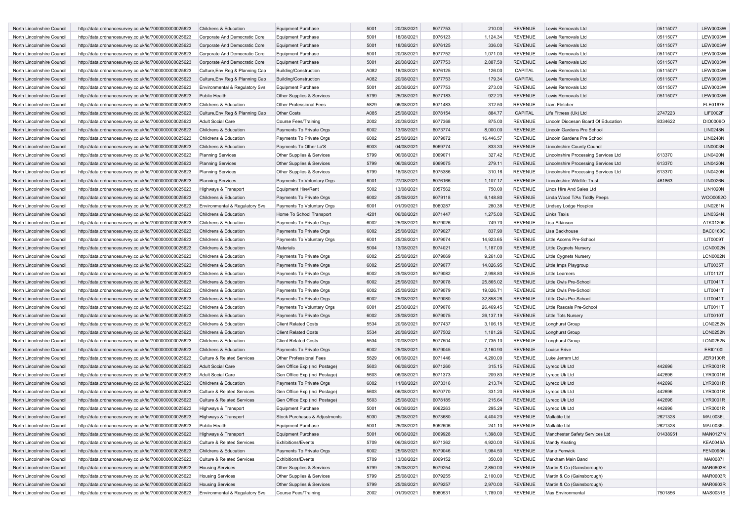| | | | | | | | | | | | |
|---|---|---|---|---|---|---|---|---|---|---|---|
| North Lincolnshire Council | http://data.ordnancesurvey.co.uk/id/7000000000025623 | Childrens & Education | Equipment Purchase | 5001 | 20/08/2021 | 6077753 | 210.00 | REVENUE | Lewis Removals Ltd | 05115077 | LEW0003W |
| North Lincolnshire Council | http://data.ordnancesurvey.co.uk/id/7000000000025623 | Corporate And Democratic Core | Equipment Purchase | 5001 | 18/08/2021 | 6076123 | 1,124.34 | REVENUE | Lewis Removals Ltd | 05115077 | LEW0003W |
| North Lincolnshire Council | http://data.ordnancesurvey.co.uk/id/7000000000025623 | Corporate And Democratic Core | Equipment Purchase | 5001 | 18/08/2021 | 6076125 | 336.00 | REVENUE | Lewis Removals Ltd | 05115077 | LEW0003W |
| North Lincolnshire Council | http://data.ordnancesurvey.co.uk/id/7000000000025623 | Corporate And Democratic Core | Equipment Purchase | 5001 | 20/08/2021 | 6077752 | 1,071.00 | REVENUE | Lewis Removals Ltd | 05115077 | LEW0003W |
| North Lincolnshire Council | http://data.ordnancesurvey.co.uk/id/7000000000025623 | Corporate And Democratic Core | Equipment Purchase | 5001 | 20/08/2021 | 6077753 | 2,887.50 | REVENUE | Lewis Removals Ltd | 05115077 | LEW0003W |
| North Lincolnshire Council | http://data.ordnancesurvey.co.uk/id/7000000000025623 | Culture,Env,Reg & Planning Cap | Building/Construction | A082 | 18/08/2021 | 6076125 | 126.00 | CAPITAL | Lewis Removals Ltd | 05115077 | LEW0003W |
| North Lincolnshire Council | http://data.ordnancesurvey.co.uk/id/7000000000025623 | Culture,Env,Reg & Planning Cap | Building/Construction | A082 | 20/08/2021 | 6077753 | 179.34 | CAPITAL | Lewis Removals Ltd | 05115077 | LEW0003W |
| North Lincolnshire Council | http://data.ordnancesurvey.co.uk/id/7000000000025623 | Environmental & Regulatory Svs | Equipment Purchase | 5001 | 20/08/2021 | 6077753 | 273.00 | REVENUE | Lewis Removals Ltd | 05115077 | LEW0003W |
| North Lincolnshire Council | http://data.ordnancesurvey.co.uk/id/7000000000025623 | Public Health | Other Supplies & Services | 5799 | 25/08/2021 | 6077183 | 922.23 | REVENUE | Lewis Removals Ltd | 05115077 | LEW0003W |
| North Lincolnshire Council | http://data.ordnancesurvey.co.uk/id/7000000000025623 | Childrens & Education | Other Professional Fees | 5829 | 06/08/2021 | 6071483 | 312.50 | REVENUE | Liam Fletcher | | FLE0167E |
| North Lincolnshire Council | http://data.ordnancesurvey.co.uk/id/7000000000025623 | Culture,Env,Reg & Planning Cap | Other Costs | A085 | 25/08/2021 | 6078154 | 884.77 | CAPITAL | Life Fitness (Uk) Ltd | 2747223 | LIF0002F |
| North Lincolnshire Council | http://data.ordnancesurvey.co.uk/id/7000000000025623 | Adult Social Care | Course Fees/Training | 2002 | 20/08/2021 | 6077368 | 875.00 | REVENUE | Lincoln Diocesan Board Of Education | 8334622 | DIO0009O |
| North Lincolnshire Council | http://data.ordnancesurvey.co.uk/id/7000000000025623 | Childrens & Education | Payments To Private Orgs | 6002 | 13/08/2021 | 6073774 | 8,000.00 | REVENUE | Lincoln Gardens Pre School | | LIN0248N |
| North Lincolnshire Council | http://data.ordnancesurvey.co.uk/id/7000000000025623 | Childrens & Education | Payments To Private Orgs | 6002 | 25/08/2021 | 6079072 | 16,446.57 | REVENUE | Lincoln Gardens Pre School | | LIN0248N |
| North Lincolnshire Council | http://data.ordnancesurvey.co.uk/id/7000000000025623 | Childrens & Education | Payments To Other La'S | 6003 | 04/08/2021 | 6069774 | 833.33 | REVENUE | Lincolnshire County Council | | LIN0003N |
| North Lincolnshire Council | http://data.ordnancesurvey.co.uk/id/7000000000025623 | Planning Services | Other Supplies & Services | 5799 | 06/08/2021 | 6069071 | 327.42 | REVENUE | Lincolnshire Processing Services Ltd | 613370 | LIN0420N |
| North Lincolnshire Council | http://data.ordnancesurvey.co.uk/id/7000000000025623 | Planning Services | Other Supplies & Services | 5799 | 06/08/2021 | 6069075 | 279.11 | REVENUE | Lincolnshire Processing Services Ltd | 613370 | LIN0420N |
| North Lincolnshire Council | http://data.ordnancesurvey.co.uk/id/7000000000025623 | Planning Services | Other Supplies & Services | 5799 | 18/08/2021 | 6075386 | 310.16 | REVENUE | Lincolnshire Processing Services Ltd | 613370 | LIN0420N |
| North Lincolnshire Council | http://data.ordnancesurvey.co.uk/id/7000000000025623 | Planning Services | Payments To Voluntary Orgs | 6001 | 27/08/2021 | 6076166 | 1,107.17 | REVENUE | Lincolnshire Wildlife Trust | 461863 | LIN0026N |
| North Lincolnshire Council | http://data.ordnancesurvey.co.uk/id/7000000000025623 | Highways & Transport | Equipment Hire/Rent | 5002 | 13/08/2021 | 6057562 | 750.00 | REVENUE | Lincs Hire And Sales Ltd | | LIN1020N |
| North Lincolnshire Council | http://data.ordnancesurvey.co.uk/id/7000000000025623 | Childrens & Education | Payments To Private Orgs | 6002 | 25/08/2021 | 6079118 | 6,148.80 | REVENUE | Linda Wood T/As Tiddly Peeps | | WOO0052O |
| North Lincolnshire Council | http://data.ordnancesurvey.co.uk/id/7000000000025623 | Environmental & Regulatory Svs | Payments To Voluntary Orgs | 6001 | 01/09/2021 | 6080287 | 280.38 | REVENUE | Lindsey Lodge Hospice | | LIN0261N |
| North Lincolnshire Council | http://data.ordnancesurvey.co.uk/id/7000000000025623 | Childrens & Education | Home To School Transport | 4201 | 06/08/2021 | 6071447 | 1,275.00 | REVENUE | Links Taxis | | LIN0324N |
| North Lincolnshire Council | http://data.ordnancesurvey.co.uk/id/7000000000025623 | Childrens & Education | Payments To Private Orgs | 6002 | 25/08/2021 | 6079026 | 749.70 | REVENUE | Lisa Atkinson | | ATK0120K |
| North Lincolnshire Council | http://data.ordnancesurvey.co.uk/id/7000000000025623 | Childrens & Education | Payments To Private Orgs | 6002 | 25/08/2021 | 6079027 | 837.90 | REVENUE | Lisa Backhouse | | BAC0163C |
| North Lincolnshire Council | http://data.ordnancesurvey.co.uk/id/7000000000025623 | Childrens & Education | Payments To Voluntary Orgs | 6001 | 25/08/2021 | 6079074 | 14,923.65 | REVENUE | Little Acorns Pre-School | | LIT0009T |
| North Lincolnshire Council | http://data.ordnancesurvey.co.uk/id/7000000000025623 | Childrens & Education | Materials | 5004 | 13/08/2021 | 6074021 | 1,187.00 | REVENUE | Little Cygnets Nursery | | LCN0002N |
| North Lincolnshire Council | http://data.ordnancesurvey.co.uk/id/7000000000025623 | Childrens & Education | Payments To Private Orgs | 6002 | 25/08/2021 | 6079069 | 9,261.00 | REVENUE | Little Cygnets Nursery | | LCN0002N |
| North Lincolnshire Council | http://data.ordnancesurvey.co.uk/id/7000000000025623 | Childrens & Education | Payments To Private Orgs | 6002 | 25/08/2021 | 6079077 | 14,026.95 | REVENUE | Little Imps Playgroup | | LIT0035T |
| North Lincolnshire Council | http://data.ordnancesurvey.co.uk/id/7000000000025623 | Childrens & Education | Payments To Private Orgs | 6002 | 25/08/2021 | 6079082 | 2,998.80 | REVENUE | Little Learners | | LIT0112T |
| North Lincolnshire Council | http://data.ordnancesurvey.co.uk/id/7000000000025623 | Childrens & Education | Payments To Private Orgs | 6002 | 25/08/2021 | 6079078 | 25,865.02 | REVENUE | Little Owls Pre-School | | LIT0041T |
| North Lincolnshire Council | http://data.ordnancesurvey.co.uk/id/7000000000025623 | Childrens & Education | Payments To Private Orgs | 6002 | 25/08/2021 | 6079079 | 19,026.71 | REVENUE | Little Owls Pre-School | | LIT0041T |
| North Lincolnshire Council | http://data.ordnancesurvey.co.uk/id/7000000000025623 | Childrens & Education | Payments To Private Orgs | 6002 | 25/08/2021 | 6079080 | 32,858.28 | REVENUE | Little Owls Pre-School | | LIT0041T |
| North Lincolnshire Council | http://data.ordnancesurvey.co.uk/id/7000000000025623 | Childrens & Education | Payments To Voluntary Orgs | 6001 | 25/08/2021 | 6079076 | 26,469.45 | REVENUE | Little Rascals Pre-School | | LIT0011T |
| North Lincolnshire Council | http://data.ordnancesurvey.co.uk/id/7000000000025623 | Childrens & Education | Payments To Private Orgs | 6002 | 25/08/2021 | 6079075 | 26,137.19 | REVENUE | Little Tots Nursery | | LIT0010T |
| North Lincolnshire Council | http://data.ordnancesurvey.co.uk/id/7000000000025623 | Childrens & Education | Client Related Costs | 5534 | 20/08/2021 | 6077437 | 3,106.15 | REVENUE | Longhurst Group | | LON0252N |
| North Lincolnshire Council | http://data.ordnancesurvey.co.uk/id/7000000000025623 | Childrens & Education | Client Related Costs | 5534 | 20/08/2021 | 6077502 | 1,181.26 | REVENUE | Longhurst Group | | LON0252N |
| North Lincolnshire Council | http://data.ordnancesurvey.co.uk/id/7000000000025623 | Childrens & Education | Client Related Costs | 5534 | 20/08/2021 | 6077504 | 7,735.10 | REVENUE | Longhurst Group | | LON0252N |
| North Lincolnshire Council | http://data.ordnancesurvey.co.uk/id/7000000000025623 | Childrens & Education | Payments To Private Orgs | 6002 | 25/08/2021 | 6079045 | 2,160.90 | REVENUE | Louise Erive | | ERI0100I |
| North Lincolnshire Council | http://data.ordnancesurvey.co.uk/id/7000000000025623 | Culture & Related Services | Other Professional Fees | 5829 | 06/08/2021 | 6071446 | 4,200.00 | REVENUE | Luke Jerram Ltd | | JER0130R |
| North Lincolnshire Council | http://data.ordnancesurvey.co.uk/id/7000000000025623 | Adult Social Care | Gen Office Exp (Incl Postage) | 5603 | 06/08/2021 | 6071260 | 315.15 | REVENUE | Lyreco Uk Ltd | 442696 | LYR0001R |
| North Lincolnshire Council | http://data.ordnancesurvey.co.uk/id/7000000000025623 | Adult Social Care | Gen Office Exp (Incl Postage) | 5603 | 06/08/2021 | 6071373 | 209.83 | REVENUE | Lyreco Uk Ltd | 442696 | LYR0001R |
| North Lincolnshire Council | http://data.ordnancesurvey.co.uk/id/7000000000025623 | Childrens & Education | Payments To Private Orgs | 6002 | 11/08/2021 | 6073316 | 213.74 | REVENUE | Lyreco Uk Ltd | 442696 | LYR0001R |
| North Lincolnshire Council | http://data.ordnancesurvey.co.uk/id/7000000000025623 | Culture & Related Services | Gen Office Exp (Incl Postage) | 5603 | 06/08/2021 | 6070770 | 331.20 | REVENUE | Lyreco Uk Ltd | 442696 | LYR0001R |
| North Lincolnshire Council | http://data.ordnancesurvey.co.uk/id/7000000000025623 | Culture & Related Services | Gen Office Exp (Incl Postage) | 5603 | 25/08/2021 | 6078185 | 215.64 | REVENUE | Lyreco Uk Ltd | 442696 | LYR0001R |
| North Lincolnshire Council | http://data.ordnancesurvey.co.uk/id/7000000000025623 | Highways & Transport | Equipment Purchase | 5001 | 06/08/2021 | 6062263 | 295.29 | REVENUE | Lyreco Uk Ltd | 442696 | LYR0001R |
| North Lincolnshire Council | http://data.ordnancesurvey.co.uk/id/7000000000025623 | Highways & Transport | Stock Purchases & Adjustments | 5030 | 25/08/2021 | 6073680 | 4,404.20 | REVENUE | Mallatite Ltd | 2621328 | MAL0036L |
| North Lincolnshire Council | http://data.ordnancesurvey.co.uk/id/7000000000025623 | Public Health | Equipment Purchase | 5001 | 25/08/2021 | 6052606 | 241.10 | REVENUE | Mallatite Ltd | 2621328 | MAL0036L |
| North Lincolnshire Council | http://data.ordnancesurvey.co.uk/id/7000000000025623 | Highways & Transport | Equipment Purchase | 5001 | 06/08/2021 | 6069928 | 1,398.00 | REVENUE | Manchester Safety Services Ltd | 01438951 | MAN0127N |
| North Lincolnshire Council | http://data.ordnancesurvey.co.uk/id/7000000000025623 | Culture & Related Services | Exhibitions/Events | 5709 | 06/08/2021 | 6071362 | 4,920.00 | REVENUE | Mandy Keating | | KEA0046A |
| North Lincolnshire Council | http://data.ordnancesurvey.co.uk/id/7000000000025623 | Childrens & Education | Payments To Private Orgs | 6002 | 25/08/2021 | 6079046 | 1,984.50 | REVENUE | Marie Fenwick | | FEN0095N |
| North Lincolnshire Council | http://data.ordnancesurvey.co.uk/id/7000000000025623 | Culture & Related Services | Exhibitions/Events | 5709 | 13/08/2021 | 6069152 | 350.00 | REVENUE | Markham Main Band | | MAI0087I |
| North Lincolnshire Council | http://data.ordnancesurvey.co.uk/id/7000000000025623 | Housing Services | Other Supplies & Services | 5799 | 25/08/2021 | 6079254 | 2,850.00 | REVENUE | Martin & Co (Gainsborough) | | MAR0603R |
| North Lincolnshire Council | http://data.ordnancesurvey.co.uk/id/7000000000025623 | Housing Services | Other Supplies & Services | 5799 | 25/08/2021 | 6079255 | 2,100.00 | REVENUE | Martin & Co (Gainsborough) | | MAR0603R |
| North Lincolnshire Council | http://data.ordnancesurvey.co.uk/id/7000000000025623 | Housing Services | Other Supplies & Services | 5799 | 25/08/2021 | 6079257 | 2,970.00 | REVENUE | Martin & Co (Gainsborough) | | MAR0603R |
| North Lincolnshire Council | http://data.ordnancesurvey.co.uk/id/7000000000025623 | Environmental & Regulatory Svs | Course Fees/Training | 2002 | 01/09/2021 | 6080531 | 1,789.00 | REVENUE | Mas Environmental | 7501856 | MAS0031S |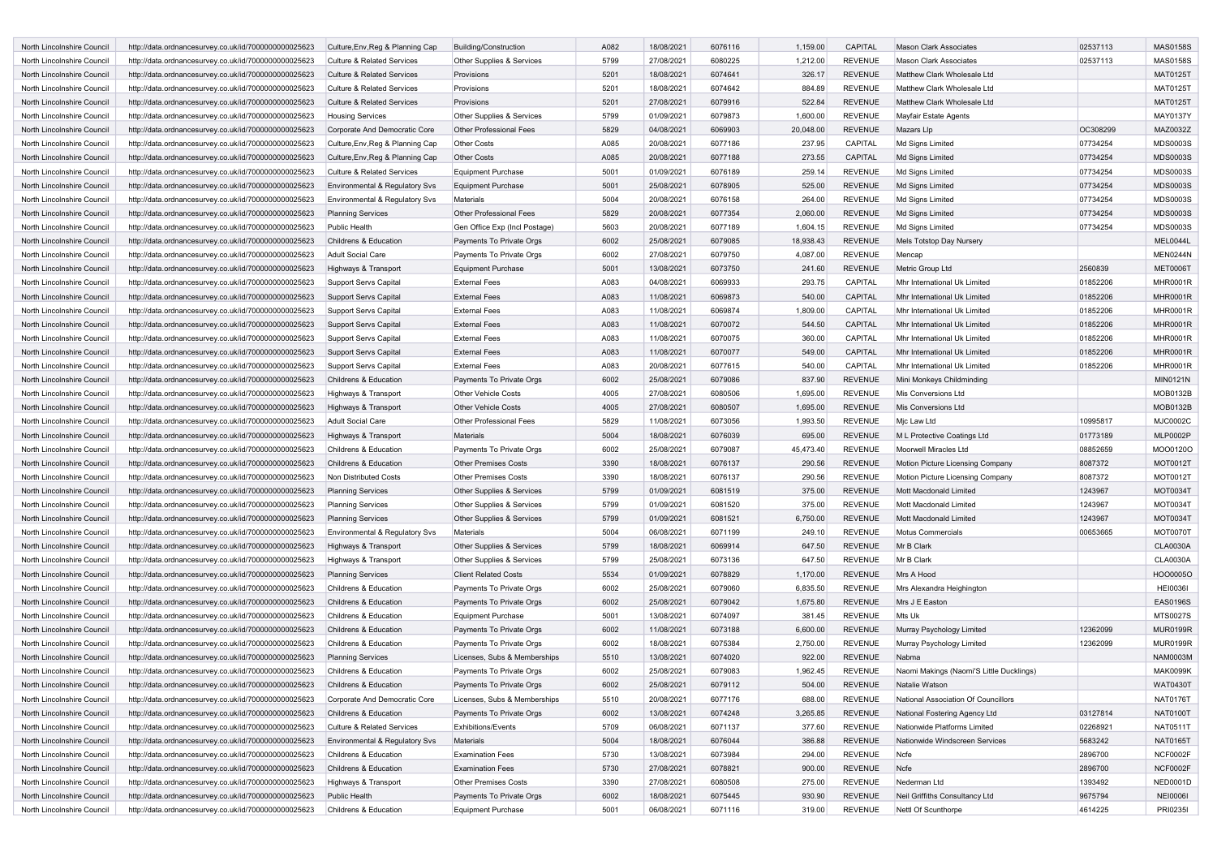| North Lincolnshire Council | http://data.ordnancesurvey.co.uk/id/7000000000025623 | Culture,Env,Reg & Planning Cap | Building/Construction | A082 | 18/08/2021 | 6076116 | 1,159.00 | CAPITAL | Mason Clark Associates | 02537113 | MAS0158S |
|---|---|---|---|---|---|---|---|---|---|---|---|
| North Lincolnshire Council | http://data.ordnancesurvey.co.uk/id/7000000000025623 | Culture & Related Services | Other Supplies & Services | 5799 | 27/08/2021 | 6080225 | 1,212.00 | REVENUE | Mason Clark Associates | 02537113 | MAS0158S |
| North Lincolnshire Council | http://data.ordnancesurvey.co.uk/id/7000000000025623 | Culture & Related Services | Provisions | 5201 | 18/08/2021 | 6074641 | 326.17 | REVENUE | Matthew Clark Wholesale Ltd | | MAT0125T |
| North Lincolnshire Council | http://data.ordnancesurvey.co.uk/id/7000000000025623 | Culture & Related Services | Provisions | 5201 | 18/08/2021 | 6074642 | 884.89 | REVENUE | Matthew Clark Wholesale Ltd | | MAT0125T |
| North Lincolnshire Council | http://data.ordnancesurvey.co.uk/id/7000000000025623 | Culture & Related Services | Provisions | 5201 | 27/08/2021 | 6079916 | 522.84 | REVENUE | Matthew Clark Wholesale Ltd | | MAT0125T |
| North Lincolnshire Council | http://data.ordnancesurvey.co.uk/id/7000000000025623 | Housing Services | Other Supplies & Services | 5799 | 01/09/2021 | 6079873 | 1,600.00 | REVENUE | Mayfair Estate Agents | | MAY0137Y |
| North Lincolnshire Council | http://data.ordnancesurvey.co.uk/id/7000000000025623 | Corporate And Democratic Core | Other Professional Fees | 5829 | 04/08/2021 | 6069903 | 20,048.00 | REVENUE | Mazars Llp | OC308299 | MAZ0032Z |
| North Lincolnshire Council | http://data.ordnancesurvey.co.uk/id/7000000000025623 | Culture,Env,Reg & Planning Cap | Other Costs | A085 | 20/08/2021 | 6077186 | 237.95 | CAPITAL | Md Signs Limited | 07734254 | MDS0003S |
| North Lincolnshire Council | http://data.ordnancesurvey.co.uk/id/7000000000025623 | Culture,Env,Reg & Planning Cap | Other Costs | A085 | 20/08/2021 | 6077188 | 273.55 | CAPITAL | Md Signs Limited | 07734254 | MDS0003S |
| North Lincolnshire Council | http://data.ordnancesurvey.co.uk/id/7000000000025623 | Culture & Related Services | Equipment Purchase | 5001 | 01/09/2021 | 6076189 | 259.14 | REVENUE | Md Signs Limited | 07734254 | MDS0003S |
| North Lincolnshire Council | http://data.ordnancesurvey.co.uk/id/7000000000025623 | Environmental & Regulatory Svs | Equipment Purchase | 5001 | 25/08/2021 | 6078905 | 525.00 | REVENUE | Md Signs Limited | 07734254 | MDS0003S |
| North Lincolnshire Council | http://data.ordnancesurvey.co.uk/id/7000000000025623 | Environmental & Regulatory Svs | Materials | 5004 | 20/08/2021 | 6076158 | 264.00 | REVENUE | Md Signs Limited | 07734254 | MDS0003S |
| North Lincolnshire Council | http://data.ordnancesurvey.co.uk/id/7000000000025623 | Planning Services | Other Professional Fees | 5829 | 20/08/2021 | 6077354 | 2,060.00 | REVENUE | Md Signs Limited | 07734254 | MDS0003S |
| North Lincolnshire Council | http://data.ordnancesurvey.co.uk/id/7000000000025623 | Public Health | Gen Office Exp (Incl Postage) | 5603 | 20/08/2021 | 6077189 | 1,604.15 | REVENUE | Md Signs Limited | 07734254 | MDS0003S |
| North Lincolnshire Council | http://data.ordnancesurvey.co.uk/id/7000000000025623 | Childrens & Education | Payments To Private Orgs | 6002 | 25/08/2021 | 6079085 | 18,938.43 | REVENUE | Mels Totstop Day Nursery | | MEL0044L |
| North Lincolnshire Council | http://data.ordnancesurvey.co.uk/id/7000000000025623 | Adult Social Care | Payments To Private Orgs | 6002 | 27/08/2021 | 6079750 | 4,087.00 | REVENUE | Mencap | | MEN0244N |
| North Lincolnshire Council | http://data.ordnancesurvey.co.uk/id/7000000000025623 | Highways & Transport | Equipment Purchase | 5001 | 13/08/2021 | 6073750 | 241.60 | REVENUE | Metric Group Ltd | 2560839 | MET0006T |
| North Lincolnshire Council | http://data.ordnancesurvey.co.uk/id/7000000000025623 | Support Servs Capital | External Fees | A083 | 04/08/2021 | 6069933 | 293.75 | CAPITAL | Mhr International Uk Limited | 01852206 | MHR0001R |
| North Lincolnshire Council | http://data.ordnancesurvey.co.uk/id/7000000000025623 | Support Servs Capital | External Fees | A083 | 11/08/2021 | 6069873 | 540.00 | CAPITAL | Mhr International Uk Limited | 01852206 | MHR0001R |
| North Lincolnshire Council | http://data.ordnancesurvey.co.uk/id/7000000000025623 | Support Servs Capital | External Fees | A083 | 11/08/2021 | 6069874 | 1,809.00 | CAPITAL | Mhr International Uk Limited | 01852206 | MHR0001R |
| North Lincolnshire Council | http://data.ordnancesurvey.co.uk/id/7000000000025623 | Support Servs Capital | External Fees | A083 | 11/08/2021 | 6070072 | 544.50 | CAPITAL | Mhr International Uk Limited | 01852206 | MHR0001R |
| North Lincolnshire Council | http://data.ordnancesurvey.co.uk/id/7000000000025623 | Support Servs Capital | External Fees | A083 | 11/08/2021 | 6070075 | 360.00 | CAPITAL | Mhr International Uk Limited | 01852206 | MHR0001R |
| North Lincolnshire Council | http://data.ordnancesurvey.co.uk/id/7000000000025623 | Support Servs Capital | External Fees | A083 | 11/08/2021 | 6070077 | 549.00 | CAPITAL | Mhr International Uk Limited | 01852206 | MHR0001R |
| North Lincolnshire Council | http://data.ordnancesurvey.co.uk/id/7000000000025623 | Support Servs Capital | External Fees | A083 | 20/08/2021 | 6077615 | 540.00 | CAPITAL | Mhr International Uk Limited | 01852206 | MHR0001R |
| North Lincolnshire Council | http://data.ordnancesurvey.co.uk/id/7000000000025623 | Childrens & Education | Payments To Private Orgs | 6002 | 25/08/2021 | 6079086 | 837.90 | REVENUE | Mini Monkeys Childminding | | MIN0121N |
| North Lincolnshire Council | http://data.ordnancesurvey.co.uk/id/7000000000025623 | Highways & Transport | Other Vehicle Costs | 4005 | 27/08/2021 | 6080506 | 1,695.00 | REVENUE | Mis Conversions Ltd | | MOB0132B |
| North Lincolnshire Council | http://data.ordnancesurvey.co.uk/id/7000000000025623 | Highways & Transport | Other Vehicle Costs | 4005 | 27/08/2021 | 6080507 | 1,695.00 | REVENUE | Mis Conversions Ltd | | MOB0132B |
| North Lincolnshire Council | http://data.ordnancesurvey.co.uk/id/7000000000025623 | Adult Social Care | Other Professional Fees | 5829 | 11/08/2021 | 6073056 | 1,993.50 | REVENUE | Mjc Law Ltd | 10995817 | MJC0002C |
| North Lincolnshire Council | http://data.ordnancesurvey.co.uk/id/7000000000025623 | Highways & Transport | Materials | 5004 | 18/08/2021 | 6076039 | 695.00 | REVENUE | M L Protective Coatings Ltd | 01773189 | MLP0002P |
| North Lincolnshire Council | http://data.ordnancesurvey.co.uk/id/7000000000025623 | Childrens & Education | Payments To Private Orgs | 6002 | 25/08/2021 | 6079087 | 45,473.40 | REVENUE | Moorwell Miracles Ltd | 08852659 | MOO0120O |
| North Lincolnshire Council | http://data.ordnancesurvey.co.uk/id/7000000000025623 | Childrens & Education | Other Premises Costs | 3390 | 18/08/2021 | 6076137 | 290.56 | REVENUE | Motion Picture Licensing Company | 8087372 | MOT0012T |
| North Lincolnshire Council | http://data.ordnancesurvey.co.uk/id/7000000000025623 | Non Distributed Costs | Other Premises Costs | 3390 | 18/08/2021 | 6076137 | 290.56 | REVENUE | Motion Picture Licensing Company | 8087372 | MOT0012T |
| North Lincolnshire Council | http://data.ordnancesurvey.co.uk/id/7000000000025623 | Planning Services | Other Supplies & Services | 5799 | 01/09/2021 | 6081519 | 375.00 | REVENUE | Mott Macdonald Limited | 1243967 | MOT0034T |
| North Lincolnshire Council | http://data.ordnancesurvey.co.uk/id/7000000000025623 | Planning Services | Other Supplies & Services | 5799 | 01/09/2021 | 6081520 | 375.00 | REVENUE | Mott Macdonald Limited | 1243967 | MOT0034T |
| North Lincolnshire Council | http://data.ordnancesurvey.co.uk/id/7000000000025623 | Planning Services | Other Supplies & Services | 5799 | 01/09/2021 | 6081521 | 6,750.00 | REVENUE | Mott Macdonald Limited | 1243967 | MOT0034T |
| North Lincolnshire Council | http://data.ordnancesurvey.co.uk/id/7000000000025623 | Environmental & Regulatory Svs | Materials | 5004 | 06/08/2021 | 6071199 | 249.10 | REVENUE | Motus Commercials | 00653665 | MOT0070T |
| North Lincolnshire Council | http://data.ordnancesurvey.co.uk/id/7000000000025623 | Highways & Transport | Other Supplies & Services | 5799 | 18/08/2021 | 6069914 | 647.50 | REVENUE | Mr B Clark | | CLA0030A |
| North Lincolnshire Council | http://data.ordnancesurvey.co.uk/id/7000000000025623 | Highways & Transport | Other Supplies & Services | 5799 | 25/08/2021 | 6073136 | 647.50 | REVENUE | Mr B Clark | | CLA0030A |
| North Lincolnshire Council | http://data.ordnancesurvey.co.uk/id/7000000000025623 | Planning Services | Client Related Costs | 5534 | 01/09/2021 | 6078829 | 1,170.00 | REVENUE | Mrs A Hood | | HOO0005O |
| North Lincolnshire Council | http://data.ordnancesurvey.co.uk/id/7000000000025623 | Childrens & Education | Payments To Private Orgs | 6002 | 25/08/2021 | 6079060 | 6,835.50 | REVENUE | Mrs Alexandra Heighington | | HEI0036I |
| North Lincolnshire Council | http://data.ordnancesurvey.co.uk/id/7000000000025623 | Childrens & Education | Payments To Private Orgs | 6002 | 25/08/2021 | 6079042 | 1,675.80 | REVENUE | Mrs J E Easton | | EAS0196S |
| North Lincolnshire Council | http://data.ordnancesurvey.co.uk/id/7000000000025623 | Childrens & Education | Equipment Purchase | 5001 | 13/08/2021 | 6074097 | 381.45 | REVENUE | Mts Uk | | MTS0027S |
| North Lincolnshire Council | http://data.ordnancesurvey.co.uk/id/7000000000025623 | Childrens & Education | Payments To Private Orgs | 6002 | 11/08/2021 | 6073188 | 6,600.00 | REVENUE | Murray Psychology Limited | 12362099 | MUR0199R |
| North Lincolnshire Council | http://data.ordnancesurvey.co.uk/id/7000000000025623 | Childrens & Education | Payments To Private Orgs | 6002 | 18/08/2021 | 6075384 | 2,750.00 | REVENUE | Murray Psychology Limited | 12362099 | MUR0199R |
| North Lincolnshire Council | http://data.ordnancesurvey.co.uk/id/7000000000025623 | Planning Services | Licenses, Subs & Memberships | 5510 | 13/08/2021 | 6074020 | 922.00 | REVENUE | Nabma | | NAM0003M |
| North Lincolnshire Council | http://data.ordnancesurvey.co.uk/id/7000000000025623 | Childrens & Education | Payments To Private Orgs | 6002 | 25/08/2021 | 6079083 | 1,962.45 | REVENUE | Naomi Makings (Naomi'S Little Ducklings) | | MAK0099K |
| North Lincolnshire Council | http://data.ordnancesurvey.co.uk/id/7000000000025623 | Childrens & Education | Payments To Private Orgs | 6002 | 25/08/2021 | 6079112 | 504.00 | REVENUE | Natalie Watson | | WAT0430T |
| North Lincolnshire Council | http://data.ordnancesurvey.co.uk/id/7000000000025623 | Corporate And Democratic Core | Licenses, Subs & Memberships | 5510 | 20/08/2021 | 6077176 | 688.00 | REVENUE | National Association Of Councillors | | NAT0176T |
| North Lincolnshire Council | http://data.ordnancesurvey.co.uk/id/7000000000025623 | Childrens & Education | Payments To Private Orgs | 6002 | 13/08/2021 | 6074248 | 3,265.85 | REVENUE | National Fostering Agency Ltd | 03127814 | NAT0100T |
| North Lincolnshire Council | http://data.ordnancesurvey.co.uk/id/7000000000025623 | Culture & Related Services | Exhibitions/Events | 5709 | 06/08/2021 | 6071137 | 377.60 | REVENUE | Nationwide Platforms Limited | 02268921 | NAT0511T |
| North Lincolnshire Council | http://data.ordnancesurvey.co.uk/id/7000000000025623 | Environmental & Regulatory Svs | Materials | 5004 | 18/08/2021 | 6076044 | 386.88 | REVENUE | Nationwide Windscreen Services | 5683242 | NAT0165T |
| North Lincolnshire Council | http://data.ordnancesurvey.co.uk/id/7000000000025623 | Childrens & Education | Examination Fees | 5730 | 13/08/2021 | 6073984 | 294.00 | REVENUE | Ncfe | 2896700 | NCF0002F |
| North Lincolnshire Council | http://data.ordnancesurvey.co.uk/id/7000000000025623 | Childrens & Education | Examination Fees | 5730 | 27/08/2021 | 6078821 | 900.00 | REVENUE | Ncfe | 2896700 | NCF0002F |
| North Lincolnshire Council | http://data.ordnancesurvey.co.uk/id/7000000000025623 | Highways & Transport | Other Premises Costs | 3390 | 27/08/2021 | 6080508 | 275.00 | REVENUE | Nederman Ltd | 1393492 | NED0001D |
| North Lincolnshire Council | http://data.ordnancesurvey.co.uk/id/7000000000025623 | Public Health | Payments To Private Orgs | 6002 | 18/08/2021 | 6075445 | 930.90 | REVENUE | Neil Griffiths Consultancy Ltd | 9675794 | NEI0006I |
| North Lincolnshire Council | http://data.ordnancesurvey.co.uk/id/7000000000025623 | Childrens & Education | Equipment Purchase | 5001 | 06/08/2021 | 6071116 | 319.00 | REVENUE | Nettl Of Scunthorpe | 4614225 | PRI0235I |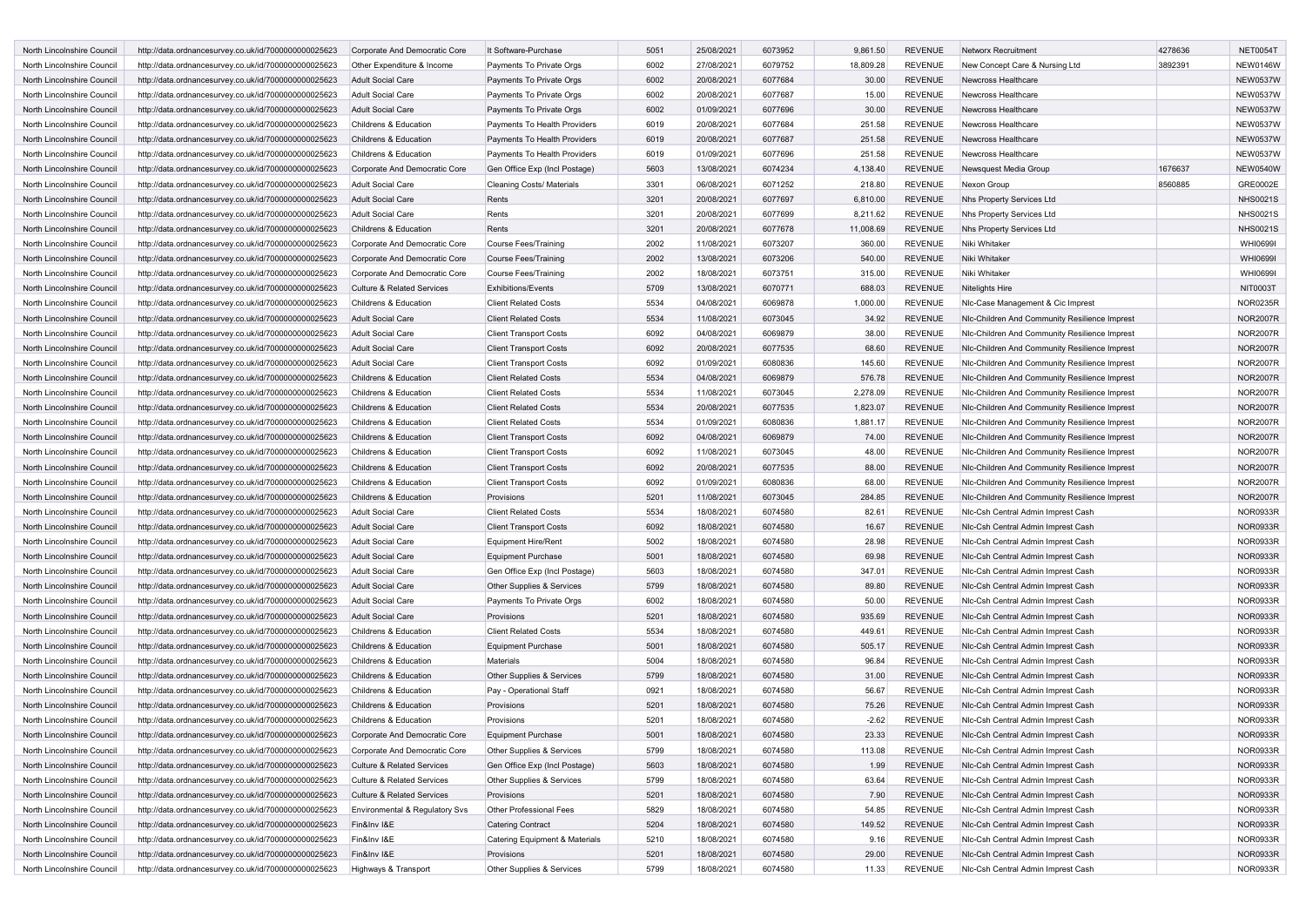| North Lincolnshire Council | http://data.ordnancesurvey.co.uk/id/7000000000025623 | Corporate And Democratic Core | It Software-Purchase | 5051 | 25/08/2021 | 6073952 | 9,861.50 | REVENUE | Networx Recruitment | 4278636 | NET0054T |
|---|---|---|---|---|---|---|---|---|---|---|---|
| North Lincolnshire Council | http://data.ordnancesurvey.co.uk/id/7000000000025623 | Other Expenditure & Income | Payments To Private Orgs | 6002 | 27/08/2021 | 6079752 | 18,809.28 | REVENUE | New Concept Care & Nursing Ltd | 3892391 | NEW0146W |
| North Lincolnshire Council | http://data.ordnancesurvey.co.uk/id/7000000000025623 | Adult Social Care | Payments To Private Orgs | 6002 | 20/08/2021 | 6077684 | 30.00 | REVENUE | Newcross Healthcare | | NEW0537W |
| North Lincolnshire Council | http://data.ordnancesurvey.co.uk/id/7000000000025623 | Adult Social Care | Payments To Private Orgs | 6002 | 20/08/2021 | 6077687 | 15.00 | REVENUE | Newcross Healthcare | | NEW0537W |
| North Lincolnshire Council | http://data.ordnancesurvey.co.uk/id/7000000000025623 | Adult Social Care | Payments To Private Orgs | 6002 | 01/09/2021 | 6077696 | 30.00 | REVENUE | Newcross Healthcare | | NEW0537W |
| North Lincolnshire Council | http://data.ordnancesurvey.co.uk/id/7000000000025623 | Childrens & Education | Payments To Health Providers | 6019 | 20/08/2021 | 6077684 | 251.58 | REVENUE | Newcross Healthcare | | NEW0537W |
| North Lincolnshire Council | http://data.ordnancesurvey.co.uk/id/7000000000025623 | Childrens & Education | Payments To Health Providers | 6019 | 20/08/2021 | 6077687 | 251.58 | REVENUE | Newcross Healthcare | | NEW0537W |
| North Lincolnshire Council | http://data.ordnancesurvey.co.uk/id/7000000000025623 | Childrens & Education | Payments To Health Providers | 6019 | 01/09/2021 | 6077696 | 251.58 | REVENUE | Newcross Healthcare | | NEW0537W |
| North Lincolnshire Council | http://data.ordnancesurvey.co.uk/id/7000000000025623 | Corporate And Democratic Core | Gen Office Exp (Incl Postage) | 5603 | 13/08/2021 | 6074234 | 4,138.40 | REVENUE | Newsquest Media Group | 1676637 | NEW0540W |
| North Lincolnshire Council | http://data.ordnancesurvey.co.uk/id/7000000000025623 | Adult Social Care | Cleaning Costs/ Materials | 3301 | 06/08/2021 | 6071252 | 218.80 | REVENUE | Nexon Group | 8560885 | GRE0002E |
| North Lincolnshire Council | http://data.ordnancesurvey.co.uk/id/7000000000025623 | Adult Social Care | Rents | 3201 | 20/08/2021 | 6077697 | 6,810.00 | REVENUE | Nhs Property Services Ltd | | NHS0021S |
| North Lincolnshire Council | http://data.ordnancesurvey.co.uk/id/7000000000025623 | Adult Social Care | Rents | 3201 | 20/08/2021 | 6077699 | 8,211.62 | REVENUE | Nhs Property Services Ltd | | NHS0021S |
| North Lincolnshire Council | http://data.ordnancesurvey.co.uk/id/7000000000025623 | Childrens & Education | Rents | 3201 | 20/08/2021 | 6077678 | 11,008.69 | REVENUE | Nhs Property Services Ltd | | NHS0021S |
| North Lincolnshire Council | http://data.ordnancesurvey.co.uk/id/7000000000025623 | Corporate And Democratic Core | Course Fees/Training | 2002 | 11/08/2021 | 6073207 | 360.00 | REVENUE | Niki Whitaker | | WHI0699I |
| North Lincolnshire Council | http://data.ordnancesurvey.co.uk/id/7000000000025623 | Corporate And Democratic Core | Course Fees/Training | 2002 | 13/08/2021 | 6073206 | 540.00 | REVENUE | Niki Whitaker | | WHI0699I |
| North Lincolnshire Council | http://data.ordnancesurvey.co.uk/id/7000000000025623 | Corporate And Democratic Core | Course Fees/Training | 2002 | 18/08/2021 | 6073751 | 315.00 | REVENUE | Niki Whitaker | | WHI0699I |
| North Lincolnshire Council | http://data.ordnancesurvey.co.uk/id/7000000000025623 | Culture & Related Services | Exhibitions/Events | 5709 | 13/08/2021 | 6070771 | 688.03 | REVENUE | Nitelights Hire | | NIT0003T |
| North Lincolnshire Council | http://data.ordnancesurvey.co.uk/id/7000000000025623 | Childrens & Education | Client Related Costs | 5534 | 04/08/2021 | 6069878 | 1,000.00 | REVENUE | Nlc-Case Management & Cic Imprest | | NOR0235R |
| North Lincolnshire Council | http://data.ordnancesurvey.co.uk/id/7000000000025623 | Adult Social Care | Client Related Costs | 5534 | 11/08/2021 | 6073045 | 34.92 | REVENUE | Nlc-Children And Community Resilience Imprest | | NOR2007R |
| North Lincolnshire Council | http://data.ordnancesurvey.co.uk/id/7000000000025623 | Adult Social Care | Client Transport Costs | 6092 | 04/08/2021 | 6069879 | 38.00 | REVENUE | Nlc-Children And Community Resilience Imprest | | NOR2007R |
| North Lincolnshire Council | http://data.ordnancesurvey.co.uk/id/7000000000025623 | Adult Social Care | Client Transport Costs | 6092 | 20/08/2021 | 6077535 | 68.60 | REVENUE | Nlc-Children And Community Resilience Imprest | | NOR2007R |
| North Lincolnshire Council | http://data.ordnancesurvey.co.uk/id/7000000000025623 | Adult Social Care | Client Transport Costs | 6092 | 01/09/2021 | 6080836 | 145.60 | REVENUE | Nlc-Children And Community Resilience Imprest | | NOR2007R |
| North Lincolnshire Council | http://data.ordnancesurvey.co.uk/id/7000000000025623 | Childrens & Education | Client Related Costs | 5534 | 04/08/2021 | 6069879 | 576.78 | REVENUE | Nlc-Children And Community Resilience Imprest | | NOR2007R |
| North Lincolnshire Council | http://data.ordnancesurvey.co.uk/id/7000000000025623 | Childrens & Education | Client Related Costs | 5534 | 11/08/2021 | 6073045 | 2,278.09 | REVENUE | Nlc-Children And Community Resilience Imprest | | NOR2007R |
| North Lincolnshire Council | http://data.ordnancesurvey.co.uk/id/7000000000025623 | Childrens & Education | Client Related Costs | 5534 | 20/08/2021 | 6077535 | 1,823.07 | REVENUE | Nlc-Children And Community Resilience Imprest | | NOR2007R |
| North Lincolnshire Council | http://data.ordnancesurvey.co.uk/id/7000000000025623 | Childrens & Education | Client Related Costs | 5534 | 01/09/2021 | 6080836 | 1,881.17 | REVENUE | Nlc-Children And Community Resilience Imprest | | NOR2007R |
| North Lincolnshire Council | http://data.ordnancesurvey.co.uk/id/7000000000025623 | Childrens & Education | Client Transport Costs | 6092 | 04/08/2021 | 6069879 | 74.00 | REVENUE | Nlc-Children And Community Resilience Imprest | | NOR2007R |
| North Lincolnshire Council | http://data.ordnancesurvey.co.uk/id/7000000000025623 | Childrens & Education | Client Transport Costs | 6092 | 11/08/2021 | 6073045 | 48.00 | REVENUE | Nlc-Children And Community Resilience Imprest | | NOR2007R |
| North Lincolnshire Council | http://data.ordnancesurvey.co.uk/id/7000000000025623 | Childrens & Education | Client Transport Costs | 6092 | 20/08/2021 | 6077535 | 88.00 | REVENUE | Nlc-Children And Community Resilience Imprest | | NOR2007R |
| North Lincolnshire Council | http://data.ordnancesurvey.co.uk/id/7000000000025623 | Childrens & Education | Client Transport Costs | 6092 | 01/09/2021 | 6080836 | 68.00 | REVENUE | Nlc-Children And Community Resilience Imprest | | NOR2007R |
| North Lincolnshire Council | http://data.ordnancesurvey.co.uk/id/7000000000025623 | Childrens & Education | Provisions | 5201 | 11/08/2021 | 6073045 | 284.85 | REVENUE | Nlc-Children And Community Resilience Imprest | | NOR2007R |
| North Lincolnshire Council | http://data.ordnancesurvey.co.uk/id/7000000000025623 | Adult Social Care | Client Related Costs | 5534 | 18/08/2021 | 6074580 | 82.61 | REVENUE | Nlc-Csh Central Admin Imprest Cash | | NOR0933R |
| North Lincolnshire Council | http://data.ordnancesurvey.co.uk/id/7000000000025623 | Adult Social Care | Client Transport Costs | 6092 | 18/08/2021 | 6074580 | 16.67 | REVENUE | Nlc-Csh Central Admin Imprest Cash | | NOR0933R |
| North Lincolnshire Council | http://data.ordnancesurvey.co.uk/id/7000000000025623 | Adult Social Care | Equipment Hire/Rent | 5002 | 18/08/2021 | 6074580 | 28.98 | REVENUE | Nlc-Csh Central Admin Imprest Cash | | NOR0933R |
| North Lincolnshire Council | http://data.ordnancesurvey.co.uk/id/7000000000025623 | Adult Social Care | Equipment Purchase | 5001 | 18/08/2021 | 6074580 | 69.98 | REVENUE | Nlc-Csh Central Admin Imprest Cash | | NOR0933R |
| North Lincolnshire Council | http://data.ordnancesurvey.co.uk/id/7000000000025623 | Adult Social Care | Gen Office Exp (Incl Postage) | 5603 | 18/08/2021 | 6074580 | 347.01 | REVENUE | Nlc-Csh Central Admin Imprest Cash | | NOR0933R |
| North Lincolnshire Council | http://data.ordnancesurvey.co.uk/id/7000000000025623 | Adult Social Care | Other Supplies & Services | 5799 | 18/08/2021 | 6074580 | 89.80 | REVENUE | Nlc-Csh Central Admin Imprest Cash | | NOR0933R |
| North Lincolnshire Council | http://data.ordnancesurvey.co.uk/id/7000000000025623 | Adult Social Care | Payments To Private Orgs | 6002 | 18/08/2021 | 6074580 | 50.00 | REVENUE | Nlc-Csh Central Admin Imprest Cash | | NOR0933R |
| North Lincolnshire Council | http://data.ordnancesurvey.co.uk/id/7000000000025623 | Adult Social Care | Provisions | 5201 | 18/08/2021 | 6074580 | 935.69 | REVENUE | Nlc-Csh Central Admin Imprest Cash | | NOR0933R |
| North Lincolnshire Council | http://data.ordnancesurvey.co.uk/id/7000000000025623 | Childrens & Education | Client Related Costs | 5534 | 18/08/2021 | 6074580 | 449.61 | REVENUE | Nlc-Csh Central Admin Imprest Cash | | NOR0933R |
| North Lincolnshire Council | http://data.ordnancesurvey.co.uk/id/7000000000025623 | Childrens & Education | Equipment Purchase | 5001 | 18/08/2021 | 6074580 | 505.17 | REVENUE | Nlc-Csh Central Admin Imprest Cash | | NOR0933R |
| North Lincolnshire Council | http://data.ordnancesurvey.co.uk/id/7000000000025623 | Childrens & Education | Materials | 5004 | 18/08/2021 | 6074580 | 96.84 | REVENUE | Nlc-Csh Central Admin Imprest Cash | | NOR0933R |
| North Lincolnshire Council | http://data.ordnancesurvey.co.uk/id/7000000000025623 | Childrens & Education | Other Supplies & Services | 5799 | 18/08/2021 | 6074580 | 31.00 | REVENUE | Nlc-Csh Central Admin Imprest Cash | | NOR0933R |
| North Lincolnshire Council | http://data.ordnancesurvey.co.uk/id/7000000000025623 | Childrens & Education | Pay - Operational Staff | 0921 | 18/08/2021 | 6074580 | 56.67 | REVENUE | Nlc-Csh Central Admin Imprest Cash | | NOR0933R |
| North Lincolnshire Council | http://data.ordnancesurvey.co.uk/id/7000000000025623 | Childrens & Education | Provisions | 5201 | 18/08/2021 | 6074580 | 75.26 | REVENUE | Nlc-Csh Central Admin Imprest Cash | | NOR0933R |
| North Lincolnshire Council | http://data.ordnancesurvey.co.uk/id/7000000000025623 | Childrens & Education | Provisions | 5201 | 18/08/2021 | 6074580 | -2.62 | REVENUE | Nlc-Csh Central Admin Imprest Cash | | NOR0933R |
| North Lincolnshire Council | http://data.ordnancesurvey.co.uk/id/7000000000025623 | Corporate And Democratic Core | Equipment Purchase | 5001 | 18/08/2021 | 6074580 | 23.33 | REVENUE | Nlc-Csh Central Admin Imprest Cash | | NOR0933R |
| North Lincolnshire Council | http://data.ordnancesurvey.co.uk/id/7000000000025623 | Corporate And Democratic Core | Other Supplies & Services | 5799 | 18/08/2021 | 6074580 | 113.08 | REVENUE | Nlc-Csh Central Admin Imprest Cash | | NOR0933R |
| North Lincolnshire Council | http://data.ordnancesurvey.co.uk/id/7000000000025623 | Culture & Related Services | Gen Office Exp (Incl Postage) | 5603 | 18/08/2021 | 6074580 | 1.99 | REVENUE | Nlc-Csh Central Admin Imprest Cash | | NOR0933R |
| North Lincolnshire Council | http://data.ordnancesurvey.co.uk/id/7000000000025623 | Culture & Related Services | Other Supplies & Services | 5799 | 18/08/2021 | 6074580 | 63.64 | REVENUE | Nlc-Csh Central Admin Imprest Cash | | NOR0933R |
| North Lincolnshire Council | http://data.ordnancesurvey.co.uk/id/7000000000025623 | Culture & Related Services | Provisions | 5201 | 18/08/2021 | 6074580 | 7.90 | REVENUE | Nlc-Csh Central Admin Imprest Cash | | NOR0933R |
| North Lincolnshire Council | http://data.ordnancesurvey.co.uk/id/7000000000025623 | Environmental & Regulatory Svs | Other Professional Fees | 5829 | 18/08/2021 | 6074580 | 54.85 | REVENUE | Nlc-Csh Central Admin Imprest Cash | | NOR0933R |
| North Lincolnshire Council | http://data.ordnancesurvey.co.uk/id/7000000000025623 | Fin&Inv I&E | Catering Contract | 5204 | 18/08/2021 | 6074580 | 149.52 | REVENUE | Nlc-Csh Central Admin Imprest Cash | | NOR0933R |
| North Lincolnshire Council | http://data.ordnancesurvey.co.uk/id/7000000000025623 | Fin&Inv I&E | Catering Equipment & Materials | 5210 | 18/08/2021 | 6074580 | 9.16 | REVENUE | Nlc-Csh Central Admin Imprest Cash | | NOR0933R |
| North Lincolnshire Council | http://data.ordnancesurvey.co.uk/id/7000000000025623 | Fin&Inv I&E | Provisions | 5201 | 18/08/2021 | 6074580 | 29.00 | REVENUE | Nlc-Csh Central Admin Imprest Cash | | NOR0933R |
| North Lincolnshire Council | http://data.ordnancesurvey.co.uk/id/7000000000025623 | Highways & Transport | Other Supplies & Services | 5799 | 18/08/2021 | 6074580 | 11.33 | REVENUE | Nlc-Csh Central Admin Imprest Cash | | NOR0933R |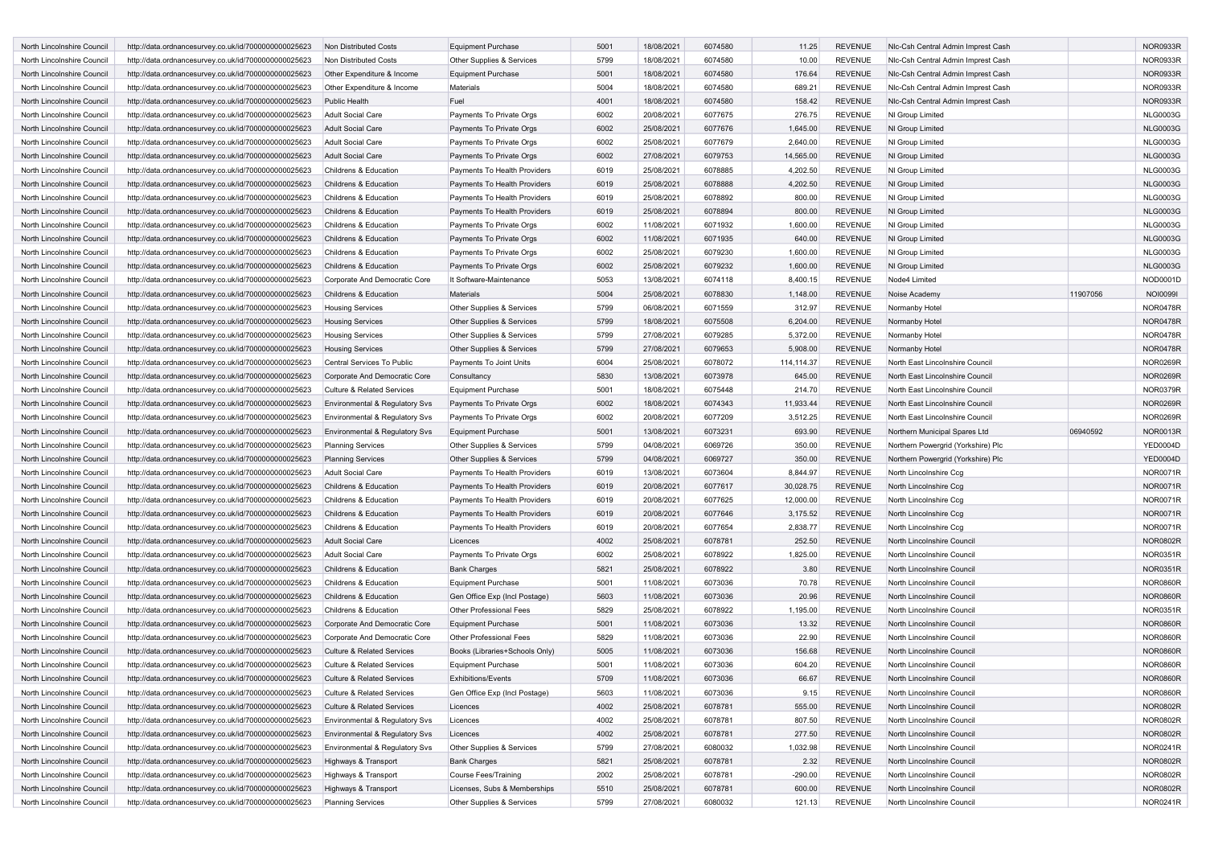| | | | | | | | | | | | |
|---|---|---|---|---|---|---|---|---|---|---|---|
| North Lincolnshire Council | http://data.ordnancesurvey.co.uk/id/7000000000025623 | Non Distributed Costs | Equipment Purchase | 5001 | 18/08/2021 | 6074580 | 11.25 | REVENUE | Nlc-Csh Central Admin Imprest Cash | | NOR0933R |
| North Lincolnshire Council | http://data.ordnancesurvey.co.uk/id/7000000000025623 | Non Distributed Costs | Other Supplies & Services | 5799 | 18/08/2021 | 6074580 | 10.00 | REVENUE | Nlc-Csh Central Admin Imprest Cash | | NOR0933R |
| North Lincolnshire Council | http://data.ordnancesurvey.co.uk/id/7000000000025623 | Other Expenditure & Income | Equipment Purchase | 5001 | 18/08/2021 | 6074580 | 176.64 | REVENUE | Nlc-Csh Central Admin Imprest Cash | | NOR0933R |
| North Lincolnshire Council | http://data.ordnancesurvey.co.uk/id/7000000000025623 | Other Expenditure & Income | Materials | 5004 | 18/08/2021 | 6074580 | 689.21 | REVENUE | Nlc-Csh Central Admin Imprest Cash | | NOR0933R |
| North Lincolnshire Council | http://data.ordnancesurvey.co.uk/id/7000000000025623 | Public Health | Fuel | 4001 | 18/08/2021 | 6074580 | 158.42 | REVENUE | Nlc-Csh Central Admin Imprest Cash | | NOR0933R |
| North Lincolnshire Council | http://data.ordnancesurvey.co.uk/id/7000000000025623 | Adult Social Care | Payments To Private Orgs | 6002 | 20/08/2021 | 6077675 | 276.75 | REVENUE | Nl Group Limited | | NLG0003G |
| North Lincolnshire Council | http://data.ordnancesurvey.co.uk/id/7000000000025623 | Adult Social Care | Payments To Private Orgs | 6002 | 25/08/2021 | 6077676 | 1,645.00 | REVENUE | Nl Group Limited | | NLG0003G |
| North Lincolnshire Council | http://data.ordnancesurvey.co.uk/id/7000000000025623 | Adult Social Care | Payments To Private Orgs | 6002 | 25/08/2021 | 6077679 | 2,640.00 | REVENUE | Nl Group Limited | | NLG0003G |
| North Lincolnshire Council | http://data.ordnancesurvey.co.uk/id/7000000000025623 | Adult Social Care | Payments To Private Orgs | 6002 | 27/08/2021 | 6079753 | 14,565.00 | REVENUE | Nl Group Limited | | NLG0003G |
| North Lincolnshire Council | http://data.ordnancesurvey.co.uk/id/7000000000025623 | Childrens & Education | Payments To Health Providers | 6019 | 25/08/2021 | 6078885 | 4,202.50 | REVENUE | Nl Group Limited | | NLG0003G |
| North Lincolnshire Council | http://data.ordnancesurvey.co.uk/id/7000000000025623 | Childrens & Education | Payments To Health Providers | 6019 | 25/08/2021 | 6078888 | 4,202.50 | REVENUE | Nl Group Limited | | NLG0003G |
| North Lincolnshire Council | http://data.ordnancesurvey.co.uk/id/7000000000025623 | Childrens & Education | Payments To Health Providers | 6019 | 25/08/2021 | 6078892 | 800.00 | REVENUE | Nl Group Limited | | NLG0003G |
| North Lincolnshire Council | http://data.ordnancesurvey.co.uk/id/7000000000025623 | Childrens & Education | Payments To Health Providers | 6019 | 25/08/2021 | 6078894 | 800.00 | REVENUE | Nl Group Limited | | NLG0003G |
| North Lincolnshire Council | http://data.ordnancesurvey.co.uk/id/7000000000025623 | Childrens & Education | Payments To Private Orgs | 6002 | 11/08/2021 | 6071932 | 1,600.00 | REVENUE | Nl Group Limited | | NLG0003G |
| North Lincolnshire Council | http://data.ordnancesurvey.co.uk/id/7000000000025623 | Childrens & Education | Payments To Private Orgs | 6002 | 11/08/2021 | 6071935 | 640.00 | REVENUE | Nl Group Limited | | NLG0003G |
| North Lincolnshire Council | http://data.ordnancesurvey.co.uk/id/7000000000025623 | Childrens & Education | Payments To Private Orgs | 6002 | 25/08/2021 | 6079230 | 1,600.00 | REVENUE | Nl Group Limited | | NLG0003G |
| North Lincolnshire Council | http://data.ordnancesurvey.co.uk/id/7000000000025623 | Childrens & Education | Payments To Private Orgs | 6002 | 25/08/2021 | 6079232 | 1,600.00 | REVENUE | Nl Group Limited | | NLG0003G |
| North Lincolnshire Council | http://data.ordnancesurvey.co.uk/id/7000000000025623 | Corporate And Democratic Core | It Software-Maintenance | 5053 | 13/08/2021 | 6074118 | 8,400.15 | REVENUE | Node4 Limited | | NOD0001D |
| North Lincolnshire Council | http://data.ordnancesurvey.co.uk/id/7000000000025623 | Childrens & Education | Materials | 5004 | 25/08/2021 | 6078830 | 1,148.00 | REVENUE | Noise Academy | 11907056 | NOI0099I |
| North Lincolnshire Council | http://data.ordnancesurvey.co.uk/id/7000000000025623 | Housing Services | Other Supplies & Services | 5799 | 06/08/2021 | 6071559 | 312.97 | REVENUE | Normanby Hotel | | NOR0478R |
| North Lincolnshire Council | http://data.ordnancesurvey.co.uk/id/7000000000025623 | Housing Services | Other Supplies & Services | 5799 | 18/08/2021 | 6075508 | 6,204.00 | REVENUE | Normanby Hotel | | NOR0478R |
| North Lincolnshire Council | http://data.ordnancesurvey.co.uk/id/7000000000025623 | Housing Services | Other Supplies & Services | 5799 | 27/08/2021 | 6079285 | 5,372.00 | REVENUE | Normanby Hotel | | NOR0478R |
| North Lincolnshire Council | http://data.ordnancesurvey.co.uk/id/7000000000025623 | Housing Services | Other Supplies & Services | 5799 | 27/08/2021 | 6079653 | 5,908.00 | REVENUE | Normanby Hotel | | NOR0478R |
| North Lincolnshire Council | http://data.ordnancesurvey.co.uk/id/7000000000025623 | Central Services To Public | Payments To Joint Units | 6004 | 25/08/2021 | 6078072 | 114,114.37 | REVENUE | North East Lincolnshire Council | | NOR0269R |
| North Lincolnshire Council | http://data.ordnancesurvey.co.uk/id/7000000000025623 | Corporate And Democratic Core | Consultancy | 5830 | 13/08/2021 | 6073978 | 645.00 | REVENUE | North East Lincolnshire Council | | NOR0269R |
| North Lincolnshire Council | http://data.ordnancesurvey.co.uk/id/7000000000025623 | Culture & Related Services | Equipment Purchase | 5001 | 18/08/2021 | 6075448 | 214.70 | REVENUE | North East Lincolnshire Council | | NOR0379R |
| North Lincolnshire Council | http://data.ordnancesurvey.co.uk/id/7000000000025623 | Environmental & Regulatory Svs | Payments To Private Orgs | 6002 | 18/08/2021 | 6074343 | 11,933.44 | REVENUE | North East Lincolnshire Council | | NOR0269R |
| North Lincolnshire Council | http://data.ordnancesurvey.co.uk/id/7000000000025623 | Environmental & Regulatory Svs | Payments To Private Orgs | 6002 | 20/08/2021 | 6077209 | 3,512.25 | REVENUE | North East Lincolnshire Council | | NOR0269R |
| North Lincolnshire Council | http://data.ordnancesurvey.co.uk/id/7000000000025623 | Environmental & Regulatory Svs | Equipment Purchase | 5001 | 13/08/2021 | 6073231 | 693.90 | REVENUE | Northern Municipal Spares Ltd | 06940592 | NOR0013R |
| North Lincolnshire Council | http://data.ordnancesurvey.co.uk/id/7000000000025623 | Planning Services | Other Supplies & Services | 5799 | 04/08/2021 | 6069726 | 350.00 | REVENUE | Northern Powergrid (Yorkshire) Plc | | YED0004D |
| North Lincolnshire Council | http://data.ordnancesurvey.co.uk/id/7000000000025623 | Planning Services | Other Supplies & Services | 5799 | 04/08/2021 | 6069727 | 350.00 | REVENUE | Northern Powergrid (Yorkshire) Plc | | YED0004D |
| North Lincolnshire Council | http://data.ordnancesurvey.co.uk/id/7000000000025623 | Adult Social Care | Payments To Health Providers | 6019 | 13/08/2021 | 6073604 | 8,844.97 | REVENUE | North Lincolnshire Ccg | | NOR0071R |
| North Lincolnshire Council | http://data.ordnancesurvey.co.uk/id/7000000000025623 | Childrens & Education | Payments To Health Providers | 6019 | 20/08/2021 | 6077617 | 30,028.75 | REVENUE | North Lincolnshire Ccg | | NOR0071R |
| North Lincolnshire Council | http://data.ordnancesurvey.co.uk/id/7000000000025623 | Childrens & Education | Payments To Health Providers | 6019 | 20/08/2021 | 6077625 | 12,000.00 | REVENUE | North Lincolnshire Ccg | | NOR0071R |
| North Lincolnshire Council | http://data.ordnancesurvey.co.uk/id/7000000000025623 | Childrens & Education | Payments To Health Providers | 6019 | 20/08/2021 | 6077646 | 3,175.52 | REVENUE | North Lincolnshire Ccg | | NOR0071R |
| North Lincolnshire Council | http://data.ordnancesurvey.co.uk/id/7000000000025623 | Childrens & Education | Payments To Health Providers | 6019 | 20/08/2021 | 6077654 | 2,838.77 | REVENUE | North Lincolnshire Ccg | | NOR0071R |
| North Lincolnshire Council | http://data.ordnancesurvey.co.uk/id/7000000000025623 | Adult Social Care | Licences | 4002 | 25/08/2021 | 6078781 | 252.50 | REVENUE | North Lincolnshire Council | | NOR0802R |
| North Lincolnshire Council | http://data.ordnancesurvey.co.uk/id/7000000000025623 | Adult Social Care | Payments To Private Orgs | 6002 | 25/08/2021 | 6078922 | 1,825.00 | REVENUE | North Lincolnshire Council | | NOR0351R |
| North Lincolnshire Council | http://data.ordnancesurvey.co.uk/id/7000000000025623 | Childrens & Education | Bank Charges | 5821 | 25/08/2021 | 6078922 | 3.80 | REVENUE | North Lincolnshire Council | | NOR0351R |
| North Lincolnshire Council | http://data.ordnancesurvey.co.uk/id/7000000000025623 | Childrens & Education | Equipment Purchase | 5001 | 11/08/2021 | 6073036 | 70.78 | REVENUE | North Lincolnshire Council | | NOR0860R |
| North Lincolnshire Council | http://data.ordnancesurvey.co.uk/id/7000000000025623 | Childrens & Education | Gen Office Exp (Incl Postage) | 5603 | 11/08/2021 | 6073036 | 20.96 | REVENUE | North Lincolnshire Council | | NOR0860R |
| North Lincolnshire Council | http://data.ordnancesurvey.co.uk/id/7000000000025623 | Childrens & Education | Other Professional Fees | 5829 | 25/08/2021 | 6078922 | 1,195.00 | REVENUE | North Lincolnshire Council | | NOR0351R |
| North Lincolnshire Council | http://data.ordnancesurvey.co.uk/id/7000000000025623 | Corporate And Democratic Core | Equipment Purchase | 5001 | 11/08/2021 | 6073036 | 13.32 | REVENUE | North Lincolnshire Council | | NOR0860R |
| North Lincolnshire Council | http://data.ordnancesurvey.co.uk/id/7000000000025623 | Corporate And Democratic Core | Other Professional Fees | 5829 | 11/08/2021 | 6073036 | 22.90 | REVENUE | North Lincolnshire Council | | NOR0860R |
| North Lincolnshire Council | http://data.ordnancesurvey.co.uk/id/7000000000025623 | Culture & Related Services | Books (Libraries+Schools Only) | 5005 | 11/08/2021 | 6073036 | 156.68 | REVENUE | North Lincolnshire Council | | NOR0860R |
| North Lincolnshire Council | http://data.ordnancesurvey.co.uk/id/7000000000025623 | Culture & Related Services | Equipment Purchase | 5001 | 11/08/2021 | 6073036 | 604.20 | REVENUE | North Lincolnshire Council | | NOR0860R |
| North Lincolnshire Council | http://data.ordnancesurvey.co.uk/id/7000000000025623 | Culture & Related Services | Exhibitions/Events | 5709 | 11/08/2021 | 6073036 | 66.67 | REVENUE | North Lincolnshire Council | | NOR0860R |
| North Lincolnshire Council | http://data.ordnancesurvey.co.uk/id/7000000000025623 | Culture & Related Services | Gen Office Exp (Incl Postage) | 5603 | 11/08/2021 | 6073036 | 9.15 | REVENUE | North Lincolnshire Council | | NOR0860R |
| North Lincolnshire Council | http://data.ordnancesurvey.co.uk/id/7000000000025623 | Culture & Related Services | Licences | 4002 | 25/08/2021 | 6078781 | 555.00 | REVENUE | North Lincolnshire Council | | NOR0802R |
| North Lincolnshire Council | http://data.ordnancesurvey.co.uk/id/7000000000025623 | Environmental & Regulatory Svs | Licences | 4002 | 25/08/2021 | 6078781 | 807.50 | REVENUE | North Lincolnshire Council | | NOR0802R |
| North Lincolnshire Council | http://data.ordnancesurvey.co.uk/id/7000000000025623 | Environmental & Regulatory Svs | Licences | 4002 | 25/08/2021 | 6078781 | 277.50 | REVENUE | North Lincolnshire Council | | NOR0802R |
| North Lincolnshire Council | http://data.ordnancesurvey.co.uk/id/7000000000025623 | Environmental & Regulatory Svs | Other Supplies & Services | 5799 | 27/08/2021 | 6080032 | 1,032.98 | REVENUE | North Lincolnshire Council | | NOR0241R |
| North Lincolnshire Council | http://data.ordnancesurvey.co.uk/id/7000000000025623 | Highways & Transport | Bank Charges | 5821 | 25/08/2021 | 6078781 | 2.32 | REVENUE | North Lincolnshire Council | | NOR0802R |
| North Lincolnshire Council | http://data.ordnancesurvey.co.uk/id/7000000000025623 | Highways & Transport | Course Fees/Training | 2002 | 25/08/2021 | 6078781 | -290.00 | REVENUE | North Lincolnshire Council | | NOR0802R |
| North Lincolnshire Council | http://data.ordnancesurvey.co.uk/id/7000000000025623 | Highways & Transport | Licenses, Subs & Memberships | 5510 | 25/08/2021 | 6078781 | 600.00 | REVENUE | North Lincolnshire Council | | NOR0802R |
| North Lincolnshire Council | http://data.ordnancesurvey.co.uk/id/7000000000025623 | Planning Services | Other Supplies & Services | 5799 | 27/08/2021 | 6080032 | 121.13 | REVENUE | North Lincolnshire Council | | NOR0241R |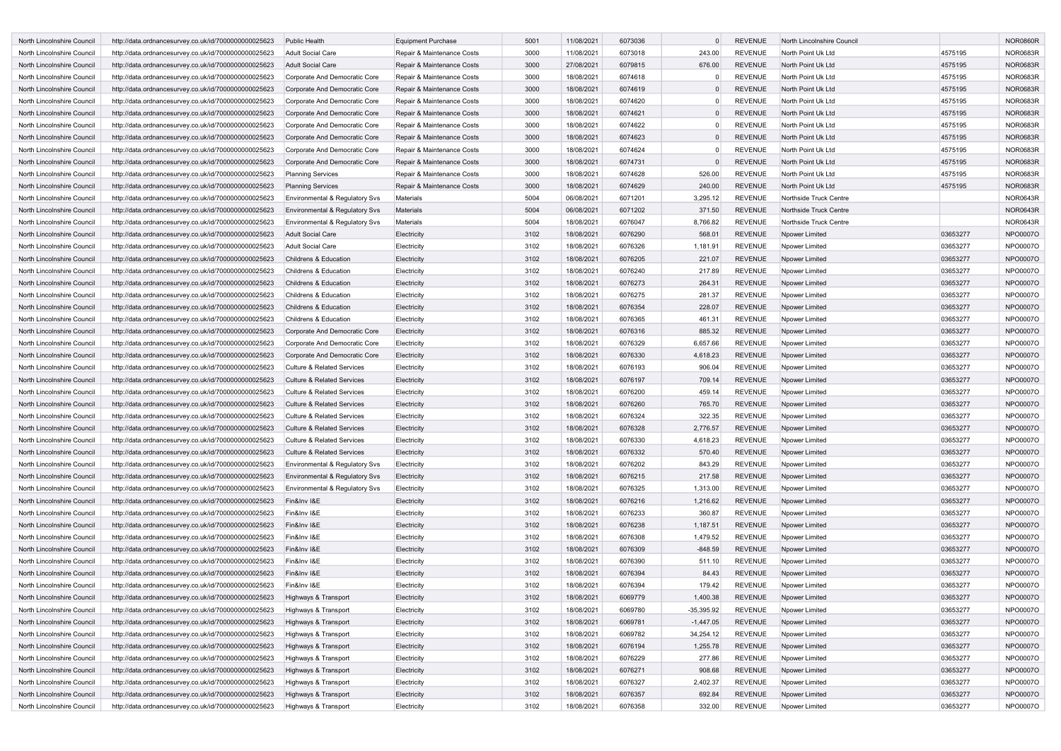| | | | | | | | | | | | |
|---|---|---|---|---|---|---|---|---|---|---|---|
| North Lincolnshire Council | http://data.ordnancesurvey.co.uk/id/7000000000025623 | Public Health | Equipment Purchase | 5001 | 11/08/2021 | 6073036 | 0 | REVENUE | North Lincolnshire Council | | NOR0860R |
| North Lincolnshire Council | http://data.ordnancesurvey.co.uk/id/7000000000025623 | Adult Social Care | Repair & Maintenance Costs | 3000 | 11/08/2021 | 6073018 | 243.00 | REVENUE | North Point Uk Ltd | 4575195 | NOR0683R |
| North Lincolnshire Council | http://data.ordnancesurvey.co.uk/id/7000000000025623 | Adult Social Care | Repair & Maintenance Costs | 3000 | 27/08/2021 | 6079815 | 676.00 | REVENUE | North Point Uk Ltd | 4575195 | NOR0683R |
| North Lincolnshire Council | http://data.ordnancesurvey.co.uk/id/7000000000025623 | Corporate And Democratic Core | Repair & Maintenance Costs | 3000 | 18/08/2021 | 6074618 | 0 | REVENUE | North Point Uk Ltd | 4575195 | NOR0683R |
| North Lincolnshire Council | http://data.ordnancesurvey.co.uk/id/7000000000025623 | Corporate And Democratic Core | Repair & Maintenance Costs | 3000 | 18/08/2021 | 6074619 | 0 | REVENUE | North Point Uk Ltd | 4575195 | NOR0683R |
| North Lincolnshire Council | http://data.ordnancesurvey.co.uk/id/7000000000025623 | Corporate And Democratic Core | Repair & Maintenance Costs | 3000 | 18/08/2021 | 6074620 | 0 | REVENUE | North Point Uk Ltd | 4575195 | NOR0683R |
| North Lincolnshire Council | http://data.ordnancesurvey.co.uk/id/7000000000025623 | Corporate And Democratic Core | Repair & Maintenance Costs | 3000 | 18/08/2021 | 6074621 | 0 | REVENUE | North Point Uk Ltd | 4575195 | NOR0683R |
| North Lincolnshire Council | http://data.ordnancesurvey.co.uk/id/7000000000025623 | Corporate And Democratic Core | Repair & Maintenance Costs | 3000 | 18/08/2021 | 6074622 | 0 | REVENUE | North Point Uk Ltd | 4575195 | NOR0683R |
| North Lincolnshire Council | http://data.ordnancesurvey.co.uk/id/7000000000025623 | Corporate And Democratic Core | Repair & Maintenance Costs | 3000 | 18/08/2021 | 6074623 | 0 | REVENUE | North Point Uk Ltd | 4575195 | NOR0683R |
| North Lincolnshire Council | http://data.ordnancesurvey.co.uk/id/7000000000025623 | Corporate And Democratic Core | Repair & Maintenance Costs | 3000 | 18/08/2021 | 6074624 | 0 | REVENUE | North Point Uk Ltd | 4575195 | NOR0683R |
| North Lincolnshire Council | http://data.ordnancesurvey.co.uk/id/7000000000025623 | Corporate And Democratic Core | Repair & Maintenance Costs | 3000 | 18/08/2021 | 6074731 | 0 | REVENUE | North Point Uk Ltd | 4575195 | NOR0683R |
| North Lincolnshire Council | http://data.ordnancesurvey.co.uk/id/7000000000025623 | Planning Services | Repair & Maintenance Costs | 3000 | 18/08/2021 | 6074628 | 526.00 | REVENUE | North Point Uk Ltd | 4575195 | NOR0683R |
| North Lincolnshire Council | http://data.ordnancesurvey.co.uk/id/7000000000025623 | Planning Services | Repair & Maintenance Costs | 3000 | 18/08/2021 | 6074629 | 240.00 | REVENUE | North Point Uk Ltd | 4575195 | NOR0683R |
| North Lincolnshire Council | http://data.ordnancesurvey.co.uk/id/7000000000025623 | Environmental & Regulatory Svs | Materials | 5004 | 06/08/2021 | 6071201 | 3,295.12 | REVENUE | Northside Truck Centre | | NOR0643R |
| North Lincolnshire Council | http://data.ordnancesurvey.co.uk/id/7000000000025623 | Environmental & Regulatory Svs | Materials | 5004 | 06/08/2021 | 6071202 | 371.50 | REVENUE | Northside Truck Centre | | NOR0643R |
| North Lincolnshire Council | http://data.ordnancesurvey.co.uk/id/7000000000025623 | Environmental & Regulatory Svs | Materials | 5004 | 18/08/2021 | 6076047 | 8,766.82 | REVENUE | Northside Truck Centre | | NOR0643R |
| North Lincolnshire Council | http://data.ordnancesurvey.co.uk/id/7000000000025623 | Adult Social Care | Electricity | 3102 | 18/08/2021 | 6076290 | 568.01 | REVENUE | Npower Limited | 03653277 | NPO0007O |
| North Lincolnshire Council | http://data.ordnancesurvey.co.uk/id/7000000000025623 | Adult Social Care | Electricity | 3102 | 18/08/2021 | 6076326 | 1,181.91 | REVENUE | Npower Limited | 03653277 | NPO0007O |
| North Lincolnshire Council | http://data.ordnancesurvey.co.uk/id/7000000000025623 | Childrens & Education | Electricity | 3102 | 18/08/2021 | 6076205 | 221.07 | REVENUE | Npower Limited | 03653277 | NPO0007O |
| North Lincolnshire Council | http://data.ordnancesurvey.co.uk/id/7000000000025623 | Childrens & Education | Electricity | 3102 | 18/08/2021 | 6076240 | 217.89 | REVENUE | Npower Limited | 03653277 | NPO0007O |
| North Lincolnshire Council | http://data.ordnancesurvey.co.uk/id/7000000000025623 | Childrens & Education | Electricity | 3102 | 18/08/2021 | 6076273 | 264.31 | REVENUE | Npower Limited | 03653277 | NPO0007O |
| North Lincolnshire Council | http://data.ordnancesurvey.co.uk/id/7000000000025623 | Childrens & Education | Electricity | 3102 | 18/08/2021 | 6076275 | 281.37 | REVENUE | Npower Limited | 03653277 | NPO0007O |
| North Lincolnshire Council | http://data.ordnancesurvey.co.uk/id/7000000000025623 | Childrens & Education | Electricity | 3102 | 18/08/2021 | 6076354 | 228.07 | REVENUE | Npower Limited | 03653277 | NPO0007O |
| North Lincolnshire Council | http://data.ordnancesurvey.co.uk/id/7000000000025623 | Childrens & Education | Electricity | 3102 | 18/08/2021 | 6076365 | 461.31 | REVENUE | Npower Limited | 03653277 | NPO0007O |
| North Lincolnshire Council | http://data.ordnancesurvey.co.uk/id/7000000000025623 | Corporate And Democratic Core | Electricity | 3102 | 18/08/2021 | 6076316 | 885.32 | REVENUE | Npower Limited | 03653277 | NPO0007O |
| North Lincolnshire Council | http://data.ordnancesurvey.co.uk/id/7000000000025623 | Corporate And Democratic Core | Electricity | 3102 | 18/08/2021 | 6076329 | 6,657.66 | REVENUE | Npower Limited | 03653277 | NPO0007O |
| North Lincolnshire Council | http://data.ordnancesurvey.co.uk/id/7000000000025623 | Corporate And Democratic Core | Electricity | 3102 | 18/08/2021 | 6076330 | 4,618.23 | REVENUE | Npower Limited | 03653277 | NPO0007O |
| North Lincolnshire Council | http://data.ordnancesurvey.co.uk/id/7000000000025623 | Culture & Related Services | Electricity | 3102 | 18/08/2021 | 6076193 | 906.04 | REVENUE | Npower Limited | 03653277 | NPO0007O |
| North Lincolnshire Council | http://data.ordnancesurvey.co.uk/id/7000000000025623 | Culture & Related Services | Electricity | 3102 | 18/08/2021 | 6076197 | 709.14 | REVENUE | Npower Limited | 03653277 | NPO0007O |
| North Lincolnshire Council | http://data.ordnancesurvey.co.uk/id/7000000000025623 | Culture & Related Services | Electricity | 3102 | 18/08/2021 | 6076200 | 459.14 | REVENUE | Npower Limited | 03653277 | NPO0007O |
| North Lincolnshire Council | http://data.ordnancesurvey.co.uk/id/7000000000025623 | Culture & Related Services | Electricity | 3102 | 18/08/2021 | 6076260 | 765.70 | REVENUE | Npower Limited | 03653277 | NPO0007O |
| North Lincolnshire Council | http://data.ordnancesurvey.co.uk/id/7000000000025623 | Culture & Related Services | Electricity | 3102 | 18/08/2021 | 6076324 | 322.35 | REVENUE | Npower Limited | 03653277 | NPO0007O |
| North Lincolnshire Council | http://data.ordnancesurvey.co.uk/id/7000000000025623 | Culture & Related Services | Electricity | 3102 | 18/08/2021 | 6076328 | 2,776.57 | REVENUE | Npower Limited | 03653277 | NPO0007O |
| North Lincolnshire Council | http://data.ordnancesurvey.co.uk/id/7000000000025623 | Culture & Related Services | Electricity | 3102 | 18/08/2021 | 6076330 | 4,618.23 | REVENUE | Npower Limited | 03653277 | NPO0007O |
| North Lincolnshire Council | http://data.ordnancesurvey.co.uk/id/7000000000025623 | Culture & Related Services | Electricity | 3102 | 18/08/2021 | 6076332 | 570.40 | REVENUE | Npower Limited | 03653277 | NPO0007O |
| North Lincolnshire Council | http://data.ordnancesurvey.co.uk/id/7000000000025623 | Environmental & Regulatory Svs | Electricity | 3102 | 18/08/2021 | 6076202 | 843.29 | REVENUE | Npower Limited | 03653277 | NPO0007O |
| North Lincolnshire Council | http://data.ordnancesurvey.co.uk/id/7000000000025623 | Environmental & Regulatory Svs | Electricity | 3102 | 18/08/2021 | 6076215 | 217.58 | REVENUE | Npower Limited | 03653277 | NPO0007O |
| North Lincolnshire Council | http://data.ordnancesurvey.co.uk/id/7000000000025623 | Environmental & Regulatory Svs | Electricity | 3102 | 18/08/2021 | 6076325 | 1,313.00 | REVENUE | Npower Limited | 03653277 | NPO0007O |
| North Lincolnshire Council | http://data.ordnancesurvey.co.uk/id/7000000000025623 | Fin&Inv I&E | Electricity | 3102 | 18/08/2021 | 6076216 | 1,216.62 | REVENUE | Npower Limited | 03653277 | NPO0007O |
| North Lincolnshire Council | http://data.ordnancesurvey.co.uk/id/7000000000025623 | Fin&Inv I&E | Electricity | 3102 | 18/08/2021 | 6076233 | 360.87 | REVENUE | Npower Limited | 03653277 | NPO0007O |
| North Lincolnshire Council | http://data.ordnancesurvey.co.uk/id/7000000000025623 | Fin&Inv I&E | Electricity | 3102 | 18/08/2021 | 6076238 | 1,187.51 | REVENUE | Npower Limited | 03653277 | NPO0007O |
| North Lincolnshire Council | http://data.ordnancesurvey.co.uk/id/7000000000025623 | Fin&Inv I&E | Electricity | 3102 | 18/08/2021 | 6076308 | 1,479.52 | REVENUE | Npower Limited | 03653277 | NPO0007O |
| North Lincolnshire Council | http://data.ordnancesurvey.co.uk/id/7000000000025623 | Fin&Inv I&E | Electricity | 3102 | 18/08/2021 | 6076309 | -848.59 | REVENUE | Npower Limited | 03653277 | NPO0007O |
| North Lincolnshire Council | http://data.ordnancesurvey.co.uk/id/7000000000025623 | Fin&Inv I&E | Electricity | 3102 | 18/08/2021 | 6076390 | 511.10 | REVENUE | Npower Limited | 03653277 | NPO0007O |
| North Lincolnshire Council | http://data.ordnancesurvey.co.uk/id/7000000000025623 | Fin&Inv I&E | Electricity | 3102 | 18/08/2021 | 6076394 | 84.43 | REVENUE | Npower Limited | 03653277 | NPO0007O |
| North Lincolnshire Council | http://data.ordnancesurvey.co.uk/id/7000000000025623 | Fin&Inv I&E | Electricity | 3102 | 18/08/2021 | 6076394 | 179.42 | REVENUE | Npower Limited | 03653277 | NPO0007O |
| North Lincolnshire Council | http://data.ordnancesurvey.co.uk/id/7000000000025623 | Highways & Transport | Electricity | 3102 | 18/08/2021 | 6069779 | 1,400.38 | REVENUE | Npower Limited | 03653277 | NPO0007O |
| North Lincolnshire Council | http://data.ordnancesurvey.co.uk/id/7000000000025623 | Highways & Transport | Electricity | 3102 | 18/08/2021 | 6069780 | -35,395.92 | REVENUE | Npower Limited | 03653277 | NPO0007O |
| North Lincolnshire Council | http://data.ordnancesurvey.co.uk/id/7000000000025623 | Highways & Transport | Electricity | 3102 | 18/08/2021 | 6069781 | -1,447.05 | REVENUE | Npower Limited | 03653277 | NPO0007O |
| North Lincolnshire Council | http://data.ordnancesurvey.co.uk/id/7000000000025623 | Highways & Transport | Electricity | 3102 | 18/08/2021 | 6069782 | 34,254.12 | REVENUE | Npower Limited | 03653277 | NPO0007O |
| North Lincolnshire Council | http://data.ordnancesurvey.co.uk/id/7000000000025623 | Highways & Transport | Electricity | 3102 | 18/08/2021 | 6076194 | 1,255.78 | REVENUE | Npower Limited | 03653277 | NPO0007O |
| North Lincolnshire Council | http://data.ordnancesurvey.co.uk/id/7000000000025623 | Highways & Transport | Electricity | 3102 | 18/08/2021 | 6076229 | 277.86 | REVENUE | Npower Limited | 03653277 | NPO0007O |
| North Lincolnshire Council | http://data.ordnancesurvey.co.uk/id/7000000000025623 | Highways & Transport | Electricity | 3102 | 18/08/2021 | 6076271 | 908.68 | REVENUE | Npower Limited | 03653277 | NPO0007O |
| North Lincolnshire Council | http://data.ordnancesurvey.co.uk/id/7000000000025623 | Highways & Transport | Electricity | 3102 | 18/08/2021 | 6076327 | 2,402.37 | REVENUE | Npower Limited | 03653277 | NPO0007O |
| North Lincolnshire Council | http://data.ordnancesurvey.co.uk/id/7000000000025623 | Highways & Transport | Electricity | 3102 | 18/08/2021 | 6076357 | 692.84 | REVENUE | Npower Limited | 03653277 | NPO0007O |
| North Lincolnshire Council | http://data.ordnancesurvey.co.uk/id/7000000000025623 | Highways & Transport | Electricity | 3102 | 18/08/2021 | 6076358 | 332.00 | REVENUE | Npower Limited | 03653277 | NPO0007O |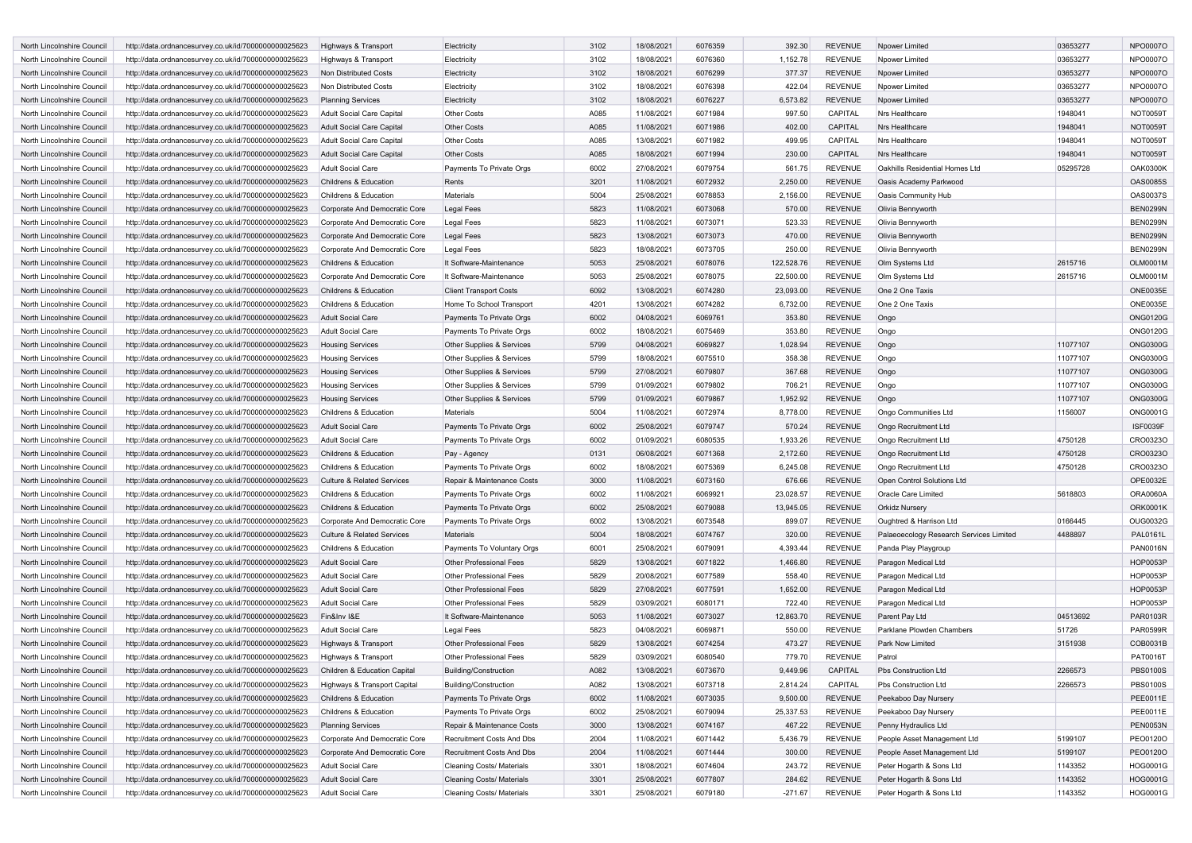| | | | | | | | | | | | |
|---|---|---|---|---|---|---|---|---|---|---|---|
| North Lincolnshire Council | http://data.ordnancesurvey.co.uk/id/7000000000025623 | Highways & Transport | Electricity | 3102 | 18/08/2021 | 6076359 | 392.30 | REVENUE | Npower Limited | 03653277 | NPO0007O |
| North Lincolnshire Council | http://data.ordnancesurvey.co.uk/id/7000000000025623 | Highways & Transport | Electricity | 3102 | 18/08/2021 | 6076360 | 1,152.78 | REVENUE | Npower Limited | 03653277 | NPO0007O |
| North Lincolnshire Council | http://data.ordnancesurvey.co.uk/id/7000000000025623 | Non Distributed Costs | Electricity | 3102 | 18/08/2021 | 6076299 | 377.37 | REVENUE | Npower Limited | 03653277 | NPO0007O |
| North Lincolnshire Council | http://data.ordnancesurvey.co.uk/id/7000000000025623 | Non Distributed Costs | Electricity | 3102 | 18/08/2021 | 6076398 | 422.04 | REVENUE | Npower Limited | 03653277 | NPO0007O |
| North Lincolnshire Council | http://data.ordnancesurvey.co.uk/id/7000000000025623 | Planning Services | Electricity | 3102 | 18/08/2021 | 6076227 | 6,573.82 | REVENUE | Npower Limited | 03653277 | NPO0007O |
| North Lincolnshire Council | http://data.ordnancesurvey.co.uk/id/7000000000025623 | Adult Social Care Capital | Other Costs | A085 | 11/08/2021 | 6071984 | 997.50 | CAPITAL | Nrs Healthcare | 1948041 | NOT0059T |
| North Lincolnshire Council | http://data.ordnancesurvey.co.uk/id/7000000000025623 | Adult Social Care Capital | Other Costs | A085 | 11/08/2021 | 6071986 | 402.00 | CAPITAL | Nrs Healthcare | 1948041 | NOT0059T |
| North Lincolnshire Council | http://data.ordnancesurvey.co.uk/id/7000000000025623 | Adult Social Care Capital | Other Costs | A085 | 13/08/2021 | 6071982 | 499.95 | CAPITAL | Nrs Healthcare | 1948041 | NOT0059T |
| North Lincolnshire Council | http://data.ordnancesurvey.co.uk/id/7000000000025623 | Adult Social Care Capital | Other Costs | A085 | 18/08/2021 | 6071994 | 230.00 | CAPITAL | Nrs Healthcare | 1948041 | NOT0059T |
| North Lincolnshire Council | http://data.ordnancesurvey.co.uk/id/7000000000025623 | Adult Social Care | Payments To Private Orgs | 6002 | 27/08/2021 | 6079754 | 561.75 | REVENUE | Oakhills Residential Homes Ltd | 05295728 | OAK0300K |
| North Lincolnshire Council | http://data.ordnancesurvey.co.uk/id/7000000000025623 | Childrens & Education | Rents | 3201 | 11/08/2021 | 6072932 | 2,250.00 | REVENUE | Oasis Academy Parkwood | | OAS0085S |
| North Lincolnshire Council | http://data.ordnancesurvey.co.uk/id/7000000000025623 | Childrens & Education | Materials | 5004 | 25/08/2021 | 6078853 | 2,156.00 | REVENUE | Oasis Community Hub | | OAS0037S |
| North Lincolnshire Council | http://data.ordnancesurvey.co.uk/id/7000000000025623 | Corporate And Democratic Core | Legal Fees | 5823 | 11/08/2021 | 6073068 | 570.00 | REVENUE | Olivia Bennyworth | | BEN0299N |
| North Lincolnshire Council | http://data.ordnancesurvey.co.uk/id/7000000000025623 | Corporate And Democratic Core | Legal Fees | 5823 | 11/08/2021 | 6073071 | 523.33 | REVENUE | Olivia Bennyworth | | BEN0299N |
| North Lincolnshire Council | http://data.ordnancesurvey.co.uk/id/7000000000025623 | Corporate And Democratic Core | Legal Fees | 5823 | 13/08/2021 | 6073073 | 470.00 | REVENUE | Olivia Bennyworth | | BEN0299N |
| North Lincolnshire Council | http://data.ordnancesurvey.co.uk/id/7000000000025623 | Corporate And Democratic Core | Legal Fees | 5823 | 18/08/2021 | 6073705 | 250.00 | REVENUE | Olivia Bennyworth | | BEN0299N |
| North Lincolnshire Council | http://data.ordnancesurvey.co.uk/id/7000000000025623 | Childrens & Education | It Software-Maintenance | 5053 | 25/08/2021 | 6078076 | 122,528.76 | REVENUE | Olm Systems Ltd | 2615716 | OLM0001M |
| North Lincolnshire Council | http://data.ordnancesurvey.co.uk/id/7000000000025623 | Corporate And Democratic Core | It Software-Maintenance | 5053 | 25/08/2021 | 6078075 | 22,500.00 | REVENUE | Olm Systems Ltd | 2615716 | OLM0001M |
| North Lincolnshire Council | http://data.ordnancesurvey.co.uk/id/7000000000025623 | Childrens & Education | Client Transport Costs | 6092 | 13/08/2021 | 6074280 | 23,093.00 | REVENUE | One 2 One Taxis | | ONE0035E |
| North Lincolnshire Council | http://data.ordnancesurvey.co.uk/id/7000000000025623 | Childrens & Education | Home To School Transport | 4201 | 13/08/2021 | 6074282 | 6,732.00 | REVENUE | One 2 One Taxis | | ONE0035E |
| North Lincolnshire Council | http://data.ordnancesurvey.co.uk/id/7000000000025623 | Adult Social Care | Payments To Private Orgs | 6002 | 04/08/2021 | 6069761 | 353.80 | REVENUE | Ongo | | ONG0120G |
| North Lincolnshire Council | http://data.ordnancesurvey.co.uk/id/7000000000025623 | Adult Social Care | Payments To Private Orgs | 6002 | 18/08/2021 | 6075469 | 353.80 | REVENUE | Ongo | | ONG0120G |
| North Lincolnshire Council | http://data.ordnancesurvey.co.uk/id/7000000000025623 | Housing Services | Other Supplies & Services | 5799 | 04/08/2021 | 6069827 | 1,028.94 | REVENUE | Ongo | 11077107 | ONG0300G |
| North Lincolnshire Council | http://data.ordnancesurvey.co.uk/id/7000000000025623 | Housing Services | Other Supplies & Services | 5799 | 18/08/2021 | 6075510 | 358.38 | REVENUE | Ongo | 11077107 | ONG0300G |
| North Lincolnshire Council | http://data.ordnancesurvey.co.uk/id/7000000000025623 | Housing Services | Other Supplies & Services | 5799 | 27/08/2021 | 6079807 | 367.68 | REVENUE | Ongo | 11077107 | ONG0300G |
| North Lincolnshire Council | http://data.ordnancesurvey.co.uk/id/7000000000025623 | Housing Services | Other Supplies & Services | 5799 | 01/09/2021 | 6079802 | 706.21 | REVENUE | Ongo | 11077107 | ONG0300G |
| North Lincolnshire Council | http://data.ordnancesurvey.co.uk/id/7000000000025623 | Housing Services | Other Supplies & Services | 5799 | 01/09/2021 | 6079867 | 1,952.92 | REVENUE | Ongo | 11077107 | ONG0300G |
| North Lincolnshire Council | http://data.ordnancesurvey.co.uk/id/7000000000025623 | Childrens & Education | Materials | 5004 | 11/08/2021 | 6072974 | 8,778.00 | REVENUE | Ongo Communities Ltd | 1156007 | ONG0001G |
| North Lincolnshire Council | http://data.ordnancesurvey.co.uk/id/7000000000025623 | Adult Social Care | Payments To Private Orgs | 6002 | 25/08/2021 | 6079747 | 570.24 | REVENUE | Ongo Recruitment Ltd | | ISF0039F |
| North Lincolnshire Council | http://data.ordnancesurvey.co.uk/id/7000000000025623 | Adult Social Care | Payments To Private Orgs | 6002 | 01/09/2021 | 6080535 | 1,933.26 | REVENUE | Ongo Recruitment Ltd | 4750128 | CRO0323O |
| North Lincolnshire Council | http://data.ordnancesurvey.co.uk/id/7000000000025623 | Childrens & Education | Pay - Agency | 0131 | 06/08/2021 | 6071368 | 2,172.60 | REVENUE | Ongo Recruitment Ltd | 4750128 | CRO0323O |
| North Lincolnshire Council | http://data.ordnancesurvey.co.uk/id/7000000000025623 | Childrens & Education | Payments To Private Orgs | 6002 | 18/08/2021 | 6075369 | 6,245.08 | REVENUE | Ongo Recruitment Ltd | 4750128 | CRO0323O |
| North Lincolnshire Council | http://data.ordnancesurvey.co.uk/id/7000000000025623 | Culture & Related Services | Repair & Maintenance Costs | 3000 | 11/08/2021 | 6073160 | 676.66 | REVENUE | Open Control Solutions Ltd | | OPE0032E |
| North Lincolnshire Council | http://data.ordnancesurvey.co.uk/id/7000000000025623 | Childrens & Education | Payments To Private Orgs | 6002 | 11/08/2021 | 6069921 | 23,028.57 | REVENUE | Oracle Care Limited | 5618803 | ORA0060A |
| North Lincolnshire Council | http://data.ordnancesurvey.co.uk/id/7000000000025623 | Childrens & Education | Payments To Private Orgs | 6002 | 25/08/2021 | 6079088 | 13,945.05 | REVENUE | Orkidz Nursery | | ORK0001K |
| North Lincolnshire Council | http://data.ordnancesurvey.co.uk/id/7000000000025623 | Corporate And Democratic Core | Payments To Private Orgs | 6002 | 13/08/2021 | 6073548 | 899.07 | REVENUE | Oughtred & Harrison Ltd | 0166445 | OUG0032G |
| North Lincolnshire Council | http://data.ordnancesurvey.co.uk/id/7000000000025623 | Culture & Related Services | Materials | 5004 | 18/08/2021 | 6074767 | 320.00 | REVENUE | Palaeoecology Research Services Limited | 4488897 | PAL0161L |
| North Lincolnshire Council | http://data.ordnancesurvey.co.uk/id/7000000000025623 | Childrens & Education | Payments To Voluntary Orgs | 6001 | 25/08/2021 | 6079091 | 4,393.44 | REVENUE | Panda Play Playgroup | | PAN0016N |
| North Lincolnshire Council | http://data.ordnancesurvey.co.uk/id/7000000000025623 | Adult Social Care | Other Professional Fees | 5829 | 13/08/2021 | 6071822 | 1,466.80 | REVENUE | Paragon Medical Ltd | | HOP0053P |
| North Lincolnshire Council | http://data.ordnancesurvey.co.uk/id/7000000000025623 | Adult Social Care | Other Professional Fees | 5829 | 20/08/2021 | 6077589 | 558.40 | REVENUE | Paragon Medical Ltd | | HOP0053P |
| North Lincolnshire Council | http://data.ordnancesurvey.co.uk/id/7000000000025623 | Adult Social Care | Other Professional Fees | 5829 | 27/08/2021 | 6077591 | 1,652.00 | REVENUE | Paragon Medical Ltd | | HOP0053P |
| North Lincolnshire Council | http://data.ordnancesurvey.co.uk/id/7000000000025623 | Adult Social Care | Other Professional Fees | 5829 | 03/09/2021 | 6080171 | 722.40 | REVENUE | Paragon Medical Ltd | | HOP0053P |
| North Lincolnshire Council | http://data.ordnancesurvey.co.uk/id/7000000000025623 | Fin&Inv I&E | It Software-Maintenance | 5053 | 11/08/2021 | 6073027 | 12,863.70 | REVENUE | Parent Pay Ltd | 04513692 | PAR0103R |
| North Lincolnshire Council | http://data.ordnancesurvey.co.uk/id/7000000000025623 | Adult Social Care | Legal Fees | 5823 | 04/08/2021 | 6069871 | 550.00 | REVENUE | Parklane Plowden Chambers | 51726 | PAR0599R |
| North Lincolnshire Council | http://data.ordnancesurvey.co.uk/id/7000000000025623 | Highways & Transport | Other Professional Fees | 5829 | 13/08/2021 | 6074254 | 473.27 | REVENUE | Park Now Limited | 3151938 | COB0031B |
| North Lincolnshire Council | http://data.ordnancesurvey.co.uk/id/7000000000025623 | Highways & Transport | Other Professional Fees | 5829 | 03/09/2021 | 6080540 | 779.70 | REVENUE | Patrol | | PAT0016T |
| North Lincolnshire Council | http://data.ordnancesurvey.co.uk/id/7000000000025623 | Children & Education Capital | Building/Construction | A082 | 13/08/2021 | 6073670 | 9,449.96 | CAPITAL | Pbs Construction Ltd | 2266573 | PBS0100S |
| North Lincolnshire Council | http://data.ordnancesurvey.co.uk/id/7000000000025623 | Highways & Transport Capital | Building/Construction | A082 | 13/08/2021 | 6073718 | 2,814.24 | CAPITAL | Pbs Construction Ltd | 2266573 | PBS0100S |
| North Lincolnshire Council | http://data.ordnancesurvey.co.uk/id/7000000000025623 | Childrens & Education | Payments To Private Orgs | 6002 | 11/08/2021 | 6073035 | 9,500.00 | REVENUE | Peekaboo Day Nursery | | PEE0011E |
| North Lincolnshire Council | http://data.ordnancesurvey.co.uk/id/7000000000025623 | Childrens & Education | Payments To Private Orgs | 6002 | 25/08/2021 | 6079094 | 25,337.53 | REVENUE | Peekaboo Day Nursery | | PEE0011E |
| North Lincolnshire Council | http://data.ordnancesurvey.co.uk/id/7000000000025623 | Planning Services | Repair & Maintenance Costs | 3000 | 13/08/2021 | 6074167 | 467.22 | REVENUE | Penny Hydraulics Ltd | | PEN0053N |
| North Lincolnshire Council | http://data.ordnancesurvey.co.uk/id/7000000000025623 | Corporate And Democratic Core | Recruitment Costs And Dbs | 2004 | 11/08/2021 | 6071442 | 5,436.79 | REVENUE | People Asset Management Ltd | 5199107 | PEO0120O |
| North Lincolnshire Council | http://data.ordnancesurvey.co.uk/id/7000000000025623 | Corporate And Democratic Core | Recruitment Costs And Dbs | 2004 | 11/08/2021 | 6071444 | 300.00 | REVENUE | People Asset Management Ltd | 5199107 | PEO0120O |
| North Lincolnshire Council | http://data.ordnancesurvey.co.uk/id/7000000000025623 | Adult Social Care | Cleaning Costs/ Materials | 3301 | 18/08/2021 | 6074604 | 243.72 | REVENUE | Peter Hogarth & Sons Ltd | 1143352 | HOG0001G |
| North Lincolnshire Council | http://data.ordnancesurvey.co.uk/id/7000000000025623 | Adult Social Care | Cleaning Costs/ Materials | 3301 | 25/08/2021 | 6077807 | 284.62 | REVENUE | Peter Hogarth & Sons Ltd | 1143352 | HOG0001G |
| North Lincolnshire Council | http://data.ordnancesurvey.co.uk/id/7000000000025623 | Adult Social Care | Cleaning Costs/ Materials | 3301 | 25/08/2021 | 6079180 | -271.67 | REVENUE | Peter Hogarth & Sons Ltd | 1143352 | HOG0001G |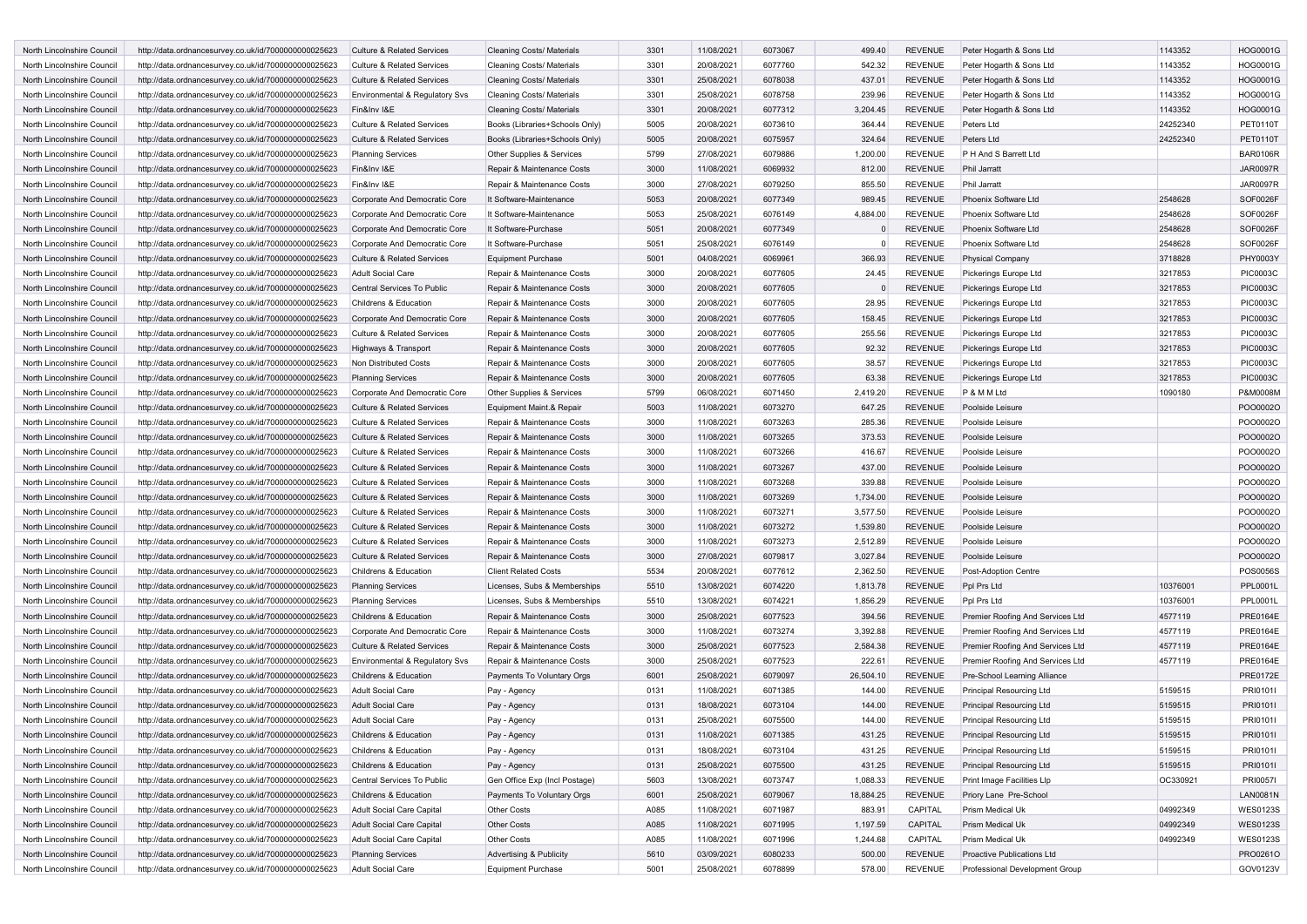| | | | | | | | | | | | |
|---|---|---|---|---|---|---|---|---|---|---|---|
| North Lincolnshire Council | http://data.ordnancesurvey.co.uk/id/7000000000025623 | Culture & Related Services | Cleaning Costs/ Materials | 3301 | 11/08/2021 | 6073067 | 499.40 | REVENUE | Peter Hogarth & Sons Ltd | 1143352 | HOG0001G |
| North Lincolnshire Council | http://data.ordnancesurvey.co.uk/id/7000000000025623 | Culture & Related Services | Cleaning Costs/ Materials | 3301 | 20/08/2021 | 6077760 | 542.32 | REVENUE | Peter Hogarth & Sons Ltd | 1143352 | HOG0001G |
| North Lincolnshire Council | http://data.ordnancesurvey.co.uk/id/7000000000025623 | Culture & Related Services | Cleaning Costs/ Materials | 3301 | 25/08/2021 | 6078038 | 437.01 | REVENUE | Peter Hogarth & Sons Ltd | 1143352 | HOG0001G |
| North Lincolnshire Council | http://data.ordnancesurvey.co.uk/id/7000000000025623 | Environmental & Regulatory Svs | Cleaning Costs/ Materials | 3301 | 25/08/2021 | 6078758 | 239.96 | REVENUE | Peter Hogarth & Sons Ltd | 1143352 | HOG0001G |
| North Lincolnshire Council | http://data.ordnancesurvey.co.uk/id/7000000000025623 | Fin&Inv I&E | Cleaning Costs/ Materials | 3301 | 20/08/2021 | 6077312 | 3,204.45 | REVENUE | Peter Hogarth & Sons Ltd | 1143352 | HOG0001G |
| North Lincolnshire Council | http://data.ordnancesurvey.co.uk/id/7000000000025623 | Culture & Related Services | Books (Libraries+Schools Only) | 5005 | 20/08/2021 | 6073610 | 364.44 | REVENUE | Peters Ltd | 24252340 | PET0110T |
| North Lincolnshire Council | http://data.ordnancesurvey.co.uk/id/7000000000025623 | Culture & Related Services | Books (Libraries+Schools Only) | 5005 | 20/08/2021 | 6075957 | 324.64 | REVENUE | Peters Ltd | 24252340 | PET0110T |
| North Lincolnshire Council | http://data.ordnancesurvey.co.uk/id/7000000000025623 | Planning Services | Other Supplies & Services | 5799 | 27/08/2021 | 6079886 | 1,200.00 | REVENUE | P H And S Barrett Ltd | | BAR0106R |
| North Lincolnshire Council | http://data.ordnancesurvey.co.uk/id/7000000000025623 | Fin&Inv I&E | Repair & Maintenance Costs | 3000 | 11/08/2021 | 6069932 | 812.00 | REVENUE | Phil Jarratt | | JAR0097R |
| North Lincolnshire Council | http://data.ordnancesurvey.co.uk/id/7000000000025623 | Fin&Inv I&E | Repair & Maintenance Costs | 3000 | 27/08/2021 | 6079250 | 855.50 | REVENUE | Phil Jarratt | | JAR0097R |
| North Lincolnshire Council | http://data.ordnancesurvey.co.uk/id/7000000000025623 | Corporate And Democratic Core | It Software-Maintenance | 5053 | 20/08/2021 | 6077349 | 989.45 | REVENUE | Phoenix Software Ltd | 2548628 | SOF0026F |
| North Lincolnshire Council | http://data.ordnancesurvey.co.uk/id/7000000000025623 | Corporate And Democratic Core | It Software-Maintenance | 5053 | 25/08/2021 | 6076149 | 4,884.00 | REVENUE | Phoenix Software Ltd | 2548628 | SOF0026F |
| North Lincolnshire Council | http://data.ordnancesurvey.co.uk/id/7000000000025623 | Corporate And Democratic Core | It Software-Purchase | 5051 | 20/08/2021 | 6077349 | 0 | REVENUE | Phoenix Software Ltd | 2548628 | SOF0026F |
| North Lincolnshire Council | http://data.ordnancesurvey.co.uk/id/7000000000025623 | Corporate And Democratic Core | It Software-Purchase | 5051 | 25/08/2021 | 6076149 | 0 | REVENUE | Phoenix Software Ltd | 2548628 | SOF0026F |
| North Lincolnshire Council | http://data.ordnancesurvey.co.uk/id/7000000000025623 | Culture & Related Services | Equipment Purchase | 5001 | 04/08/2021 | 6069961 | 366.93 | REVENUE | Physical Company | 3718828 | PHY0003Y |
| North Lincolnshire Council | http://data.ordnancesurvey.co.uk/id/7000000000025623 | Adult Social Care | Repair & Maintenance Costs | 3000 | 20/08/2021 | 6077605 | 24.45 | REVENUE | Pickerings Europe Ltd | 3217853 | PIC0003C |
| North Lincolnshire Council | http://data.ordnancesurvey.co.uk/id/7000000000025623 | Central Services To Public | Repair & Maintenance Costs | 3000 | 20/08/2021 | 6077605 | 0 | REVENUE | Pickerings Europe Ltd | 3217853 | PIC0003C |
| North Lincolnshire Council | http://data.ordnancesurvey.co.uk/id/7000000000025623 | Childrens & Education | Repair & Maintenance Costs | 3000 | 20/08/2021 | 6077605 | 28.95 | REVENUE | Pickerings Europe Ltd | 3217853 | PIC0003C |
| North Lincolnshire Council | http://data.ordnancesurvey.co.uk/id/7000000000025623 | Corporate And Democratic Core | Repair & Maintenance Costs | 3000 | 20/08/2021 | 6077605 | 158.45 | REVENUE | Pickerings Europe Ltd | 3217853 | PIC0003C |
| North Lincolnshire Council | http://data.ordnancesurvey.co.uk/id/7000000000025623 | Culture & Related Services | Repair & Maintenance Costs | 3000 | 20/08/2021 | 6077605 | 255.56 | REVENUE | Pickerings Europe Ltd | 3217853 | PIC0003C |
| North Lincolnshire Council | http://data.ordnancesurvey.co.uk/id/7000000000025623 | Highways & Transport | Repair & Maintenance Costs | 3000 | 20/08/2021 | 6077605 | 92.32 | REVENUE | Pickerings Europe Ltd | 3217853 | PIC0003C |
| North Lincolnshire Council | http://data.ordnancesurvey.co.uk/id/7000000000025623 | Non Distributed Costs | Repair & Maintenance Costs | 3000 | 20/08/2021 | 6077605 | 38.57 | REVENUE | Pickerings Europe Ltd | 3217853 | PIC0003C |
| North Lincolnshire Council | http://data.ordnancesurvey.co.uk/id/7000000000025623 | Planning Services | Repair & Maintenance Costs | 3000 | 20/08/2021 | 6077605 | 63.38 | REVENUE | Pickerings Europe Ltd | 3217853 | PIC0003C |
| North Lincolnshire Council | http://data.ordnancesurvey.co.uk/id/7000000000025623 | Corporate And Democratic Core | Other Supplies & Services | 5799 | 06/08/2021 | 6071450 | 2,419.20 | REVENUE | P & M M Ltd | 1090180 | P&M0008M |
| North Lincolnshire Council | http://data.ordnancesurvey.co.uk/id/7000000000025623 | Culture & Related Services | Equipment Maint.& Repair | 5003 | 11/08/2021 | 6073270 | 647.25 | REVENUE | Poolside Leisure | | POO0002O |
| North Lincolnshire Council | http://data.ordnancesurvey.co.uk/id/7000000000025623 | Culture & Related Services | Repair & Maintenance Costs | 3000 | 11/08/2021 | 6073263 | 285.36 | REVENUE | Poolside Leisure | | POO0002O |
| North Lincolnshire Council | http://data.ordnancesurvey.co.uk/id/7000000000025623 | Culture & Related Services | Repair & Maintenance Costs | 3000 | 11/08/2021 | 6073265 | 373.53 | REVENUE | Poolside Leisure | | POO0002O |
| North Lincolnshire Council | http://data.ordnancesurvey.co.uk/id/7000000000025623 | Culture & Related Services | Repair & Maintenance Costs | 3000 | 11/08/2021 | 6073266 | 416.67 | REVENUE | Poolside Leisure | | POO0002O |
| North Lincolnshire Council | http://data.ordnancesurvey.co.uk/id/7000000000025623 | Culture & Related Services | Repair & Maintenance Costs | 3000 | 11/08/2021 | 6073267 | 437.00 | REVENUE | Poolside Leisure | | POO0002O |
| North Lincolnshire Council | http://data.ordnancesurvey.co.uk/id/7000000000025623 | Culture & Related Services | Repair & Maintenance Costs | 3000 | 11/08/2021 | 6073268 | 339.88 | REVENUE | Poolside Leisure | | POO0002O |
| North Lincolnshire Council | http://data.ordnancesurvey.co.uk/id/7000000000025623 | Culture & Related Services | Repair & Maintenance Costs | 3000 | 11/08/2021 | 6073269 | 1,734.00 | REVENUE | Poolside Leisure | | POO0002O |
| North Lincolnshire Council | http://data.ordnancesurvey.co.uk/id/7000000000025623 | Culture & Related Services | Repair & Maintenance Costs | 3000 | 11/08/2021 | 6073271 | 3,577.50 | REVENUE | Poolside Leisure | | POO0002O |
| North Lincolnshire Council | http://data.ordnancesurvey.co.uk/id/7000000000025623 | Culture & Related Services | Repair & Maintenance Costs | 3000 | 11/08/2021 | 6073272 | 1,539.80 | REVENUE | Poolside Leisure | | POO0002O |
| North Lincolnshire Council | http://data.ordnancesurvey.co.uk/id/7000000000025623 | Culture & Related Services | Repair & Maintenance Costs | 3000 | 11/08/2021 | 6073273 | 2,512.89 | REVENUE | Poolside Leisure | | POO0002O |
| North Lincolnshire Council | http://data.ordnancesurvey.co.uk/id/7000000000025623 | Culture & Related Services | Repair & Maintenance Costs | 3000 | 27/08/2021 | 6079817 | 3,027.84 | REVENUE | Poolside Leisure | | POO0002O |
| North Lincolnshire Council | http://data.ordnancesurvey.co.uk/id/7000000000025623 | Childrens & Education | Client Related Costs | 5534 | 20/08/2021 | 6077612 | 2,362.50 | REVENUE | Post-Adoption Centre | | POS0056S |
| North Lincolnshire Council | http://data.ordnancesurvey.co.uk/id/7000000000025623 | Planning Services | Licenses, Subs & Memberships | 5510 | 13/08/2021 | 6074220 | 1,813.78 | REVENUE | Ppl Prs Ltd | 10376001 | PPL0001L |
| North Lincolnshire Council | http://data.ordnancesurvey.co.uk/id/7000000000025623 | Planning Services | Licenses, Subs & Memberships | 5510 | 13/08/2021 | 6074221 | 1,856.29 | REVENUE | Ppl Prs Ltd | 10376001 | PPL0001L |
| North Lincolnshire Council | http://data.ordnancesurvey.co.uk/id/7000000000025623 | Childrens & Education | Repair & Maintenance Costs | 3000 | 25/08/2021 | 6077523 | 394.56 | REVENUE | Premier Roofing And Services Ltd | 4577119 | PRE0164E |
| North Lincolnshire Council | http://data.ordnancesurvey.co.uk/id/7000000000025623 | Corporate And Democratic Core | Repair & Maintenance Costs | 3000 | 11/08/2021 | 6073274 | 3,392.88 | REVENUE | Premier Roofing And Services Ltd | 4577119 | PRE0164E |
| North Lincolnshire Council | http://data.ordnancesurvey.co.uk/id/7000000000025623 | Culture & Related Services | Repair & Maintenance Costs | 3000 | 25/08/2021 | 6077523 | 2,584.38 | REVENUE | Premier Roofing And Services Ltd | 4577119 | PRE0164E |
| North Lincolnshire Council | http://data.ordnancesurvey.co.uk/id/7000000000025623 | Environmental & Regulatory Svs | Repair & Maintenance Costs | 3000 | 25/08/2021 | 6077523 | 222.61 | REVENUE | Premier Roofing And Services Ltd | 4577119 | PRE0164E |
| North Lincolnshire Council | http://data.ordnancesurvey.co.uk/id/7000000000025623 | Childrens & Education | Payments To Voluntary Orgs | 6001 | 25/08/2021 | 6079097 | 26,504.10 | REVENUE | Pre-School Learning Alliance | | PRE0172E |
| North Lincolnshire Council | http://data.ordnancesurvey.co.uk/id/7000000000025623 | Adult Social Care | Pay - Agency | 0131 | 11/08/2021 | 6071385 | 144.00 | REVENUE | Principal Resourcing Ltd | 5159515 | PRI0101I |
| North Lincolnshire Council | http://data.ordnancesurvey.co.uk/id/7000000000025623 | Adult Social Care | Pay - Agency | 0131 | 18/08/2021 | 6073104 | 144.00 | REVENUE | Principal Resourcing Ltd | 5159515 | PRI0101I |
| North Lincolnshire Council | http://data.ordnancesurvey.co.uk/id/7000000000025623 | Adult Social Care | Pay - Agency | 0131 | 25/08/2021 | 6075500 | 144.00 | REVENUE | Principal Resourcing Ltd | 5159515 | PRI0101I |
| North Lincolnshire Council | http://data.ordnancesurvey.co.uk/id/7000000000025623 | Childrens & Education | Pay - Agency | 0131 | 11/08/2021 | 6071385 | 431.25 | REVENUE | Principal Resourcing Ltd | 5159515 | PRI0101I |
| North Lincolnshire Council | http://data.ordnancesurvey.co.uk/id/7000000000025623 | Childrens & Education | Pay - Agency | 0131 | 18/08/2021 | 6073104 | 431.25 | REVENUE | Principal Resourcing Ltd | 5159515 | PRI0101I |
| North Lincolnshire Council | http://data.ordnancesurvey.co.uk/id/7000000000025623 | Childrens & Education | Pay - Agency | 0131 | 25/08/2021 | 6075500 | 431.25 | REVENUE | Principal Resourcing Ltd | 5159515 | PRI0101I |
| North Lincolnshire Council | http://data.ordnancesurvey.co.uk/id/7000000000025623 | Central Services To Public | Gen Office Exp (Incl Postage) | 5603 | 13/08/2021 | 6073747 | 1,088.33 | REVENUE | Print Image Facilities Llp | OC330921 | PRI0057I |
| North Lincolnshire Council | http://data.ordnancesurvey.co.uk/id/7000000000025623 | Childrens & Education | Payments To Voluntary Orgs | 6001 | 25/08/2021 | 6079067 | 18,884.25 | REVENUE | Priory Lane Pre-School | | LAN0081N |
| North Lincolnshire Council | http://data.ordnancesurvey.co.uk/id/7000000000025623 | Adult Social Care Capital | Other Costs | A085 | 11/08/2021 | 6071987 | 883.91 | CAPITAL | Prism Medical Uk | 04992349 | WES0123S |
| North Lincolnshire Council | http://data.ordnancesurvey.co.uk/id/7000000000025623 | Adult Social Care Capital | Other Costs | A085 | 11/08/2021 | 6071995 | 1,197.59 | CAPITAL | Prism Medical Uk | 04992349 | WES0123S |
| North Lincolnshire Council | http://data.ordnancesurvey.co.uk/id/7000000000025623 | Adult Social Care Capital | Other Costs | A085 | 11/08/2021 | 6071996 | 1,244.68 | CAPITAL | Prism Medical Uk | 04992349 | WES0123S |
| North Lincolnshire Council | http://data.ordnancesurvey.co.uk/id/7000000000025623 | Planning Services | Advertising & Publicity | 5610 | 03/09/2021 | 6080233 | 500.00 | REVENUE | Proactive Publications Ltd | | PRO0261O |
| North Lincolnshire Council | http://data.ordnancesurvey.co.uk/id/7000000000025623 | Adult Social Care | Equipment Purchase | 5001 | 25/08/2021 | 6078899 | 578.00 | REVENUE | Professional Development Group | | GOV0123V |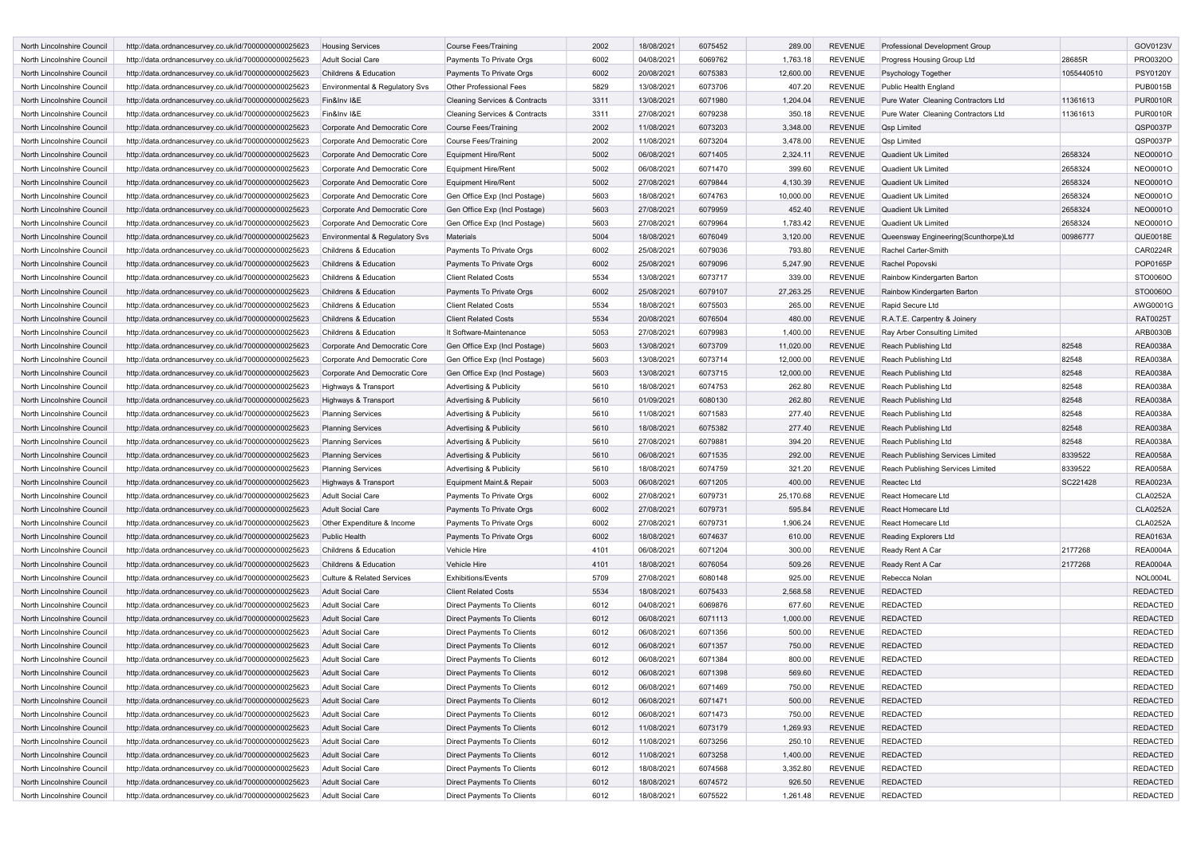| | | | | | | | | | | | |
|---|---|---|---|---|---|---|---|---|---|---|---|
| North Lincolnshire Council | http://data.ordnancesurvey.co.uk/id/7000000000025623 | Housing Services | Course Fees/Training | 2002 | 18/08/2021 | 6075452 | 289.00 | REVENUE | Professional Development Group | | GOV0123V |
| North Lincolnshire Council | http://data.ordnancesurvey.co.uk/id/7000000000025623 | Adult Social Care | Payments To Private Orgs | 6002 | 04/08/2021 | 6069762 | 1,763.18 | REVENUE | Progress Housing Group Ltd | 28685R | PRO0320O |
| North Lincolnshire Council | http://data.ordnancesurvey.co.uk/id/7000000000025623 | Childrens & Education | Payments To Private Orgs | 6002 | 20/08/2021 | 6075383 | 12,600.00 | REVENUE | Psychology Together | 1055440510 | PSY0120Y |
| North Lincolnshire Council | http://data.ordnancesurvey.co.uk/id/7000000000025623 | Environmental & Regulatory Svs | Other Professional Fees | 5829 | 13/08/2021 | 6073706 | 407.20 | REVENUE | Public Health England | | PUB0015B |
| North Lincolnshire Council | http://data.ordnancesurvey.co.uk/id/7000000000025623 | Fin&Inv I&E | Cleaning Services & Contracts | 3311 | 13/08/2021 | 6071980 | 1,204.04 | REVENUE | Pure Water Cleaning Contractors Ltd | 11361613 | PUR0010R |
| North Lincolnshire Council | http://data.ordnancesurvey.co.uk/id/7000000000025623 | Fin&Inv I&E | Cleaning Services & Contracts | 3311 | 27/08/2021 | 6079238 | 350.18 | REVENUE | Pure Water Cleaning Contractors Ltd | 11361613 | PUR0010R |
| North Lincolnshire Council | http://data.ordnancesurvey.co.uk/id/7000000000025623 | Corporate And Democratic Core | Course Fees/Training | 2002 | 11/08/2021 | 6073203 | 3,348.00 | REVENUE | Qsp Limited | | QSP0037P |
| North Lincolnshire Council | http://data.ordnancesurvey.co.uk/id/7000000000025623 | Corporate And Democratic Core | Course Fees/Training | 2002 | 11/08/2021 | 6073204 | 3,478.00 | REVENUE | Qsp Limited | | QSP0037P |
| North Lincolnshire Council | http://data.ordnancesurvey.co.uk/id/7000000000025623 | Corporate And Democratic Core | Equipment Hire/Rent | 5002 | 06/08/2021 | 6071405 | 2,324.11 | REVENUE | Quadient Uk Limited | 2658324 | NEO0001O |
| North Lincolnshire Council | http://data.ordnancesurvey.co.uk/id/7000000000025623 | Corporate And Democratic Core | Equipment Hire/Rent | 5002 | 06/08/2021 | 6071470 | 399.60 | REVENUE | Quadient Uk Limited | 2658324 | NEO0001O |
| North Lincolnshire Council | http://data.ordnancesurvey.co.uk/id/7000000000025623 | Corporate And Democratic Core | Equipment Hire/Rent | 5002 | 27/08/2021 | 6079844 | 4,130.39 | REVENUE | Quadient Uk Limited | 2658324 | NEO0001O |
| North Lincolnshire Council | http://data.ordnancesurvey.co.uk/id/7000000000025623 | Corporate And Democratic Core | Gen Office Exp (Incl Postage) | 5603 | 18/08/2021 | 6074763 | 10,000.00 | REVENUE | Quadient Uk Limited | 2658324 | NEO0001O |
| North Lincolnshire Council | http://data.ordnancesurvey.co.uk/id/7000000000025623 | Corporate And Democratic Core | Gen Office Exp (Incl Postage) | 5603 | 27/08/2021 | 6079959 | 452.40 | REVENUE | Quadient Uk Limited | 2658324 | NEO0001O |
| North Lincolnshire Council | http://data.ordnancesurvey.co.uk/id/7000000000025623 | Corporate And Democratic Core | Gen Office Exp (Incl Postage) | 5603 | 27/08/2021 | 6079964 | 1,783.42 | REVENUE | Quadient Uk Limited | 2658324 | NEO0001O |
| North Lincolnshire Council | http://data.ordnancesurvey.co.uk/id/7000000000025623 | Environmental & Regulatory Svs | Materials | 5004 | 18/08/2021 | 6076049 | 3,120.00 | REVENUE | Queensway Engineering(Scunthorpe)Ltd | 00986777 | QUE0018E |
| North Lincolnshire Council | http://data.ordnancesurvey.co.uk/id/7000000000025623 | Childrens & Education | Payments To Private Orgs | 6002 | 25/08/2021 | 6079036 | 793.80 | REVENUE | Rachel Carter-Smith | | CAR0224R |
| North Lincolnshire Council | http://data.ordnancesurvey.co.uk/id/7000000000025623 | Childrens & Education | Payments To Private Orgs | 6002 | 25/08/2021 | 6079096 | 5,247.90 | REVENUE | Rachel Popovski | | POP0165P |
| North Lincolnshire Council | http://data.ordnancesurvey.co.uk/id/7000000000025623 | Childrens & Education | Client Related Costs | 5534 | 13/08/2021 | 6073717 | 339.00 | REVENUE | Rainbow Kindergarten Barton | | STO0060O |
| North Lincolnshire Council | http://data.ordnancesurvey.co.uk/id/7000000000025623 | Childrens & Education | Payments To Private Orgs | 6002 | 25/08/2021 | 6079107 | 27,263.25 | REVENUE | Rainbow Kindergarten Barton | | STO0060O |
| North Lincolnshire Council | http://data.ordnancesurvey.co.uk/id/7000000000025623 | Childrens & Education | Client Related Costs | 5534 | 18/08/2021 | 6075503 | 265.00 | REVENUE | Rapid Secure Ltd | | AWG0001G |
| North Lincolnshire Council | http://data.ordnancesurvey.co.uk/id/7000000000025623 | Childrens & Education | Client Related Costs | 5534 | 20/08/2021 | 6076504 | 480.00 | REVENUE | R.A.T.E. Carpentry & Joinery | | RAT0025T |
| North Lincolnshire Council | http://data.ordnancesurvey.co.uk/id/7000000000025623 | Childrens & Education | It Software-Maintenance | 5053 | 27/08/2021 | 6079983 | 1,400.00 | REVENUE | Ray Arber Consulting Limited | | ARB0030B |
| North Lincolnshire Council | http://data.ordnancesurvey.co.uk/id/7000000000025623 | Corporate And Democratic Core | Gen Office Exp (Incl Postage) | 5603 | 13/08/2021 | 6073709 | 11,020.00 | REVENUE | Reach Publishing Ltd | 82548 | REA0038A |
| North Lincolnshire Council | http://data.ordnancesurvey.co.uk/id/7000000000025623 | Corporate And Democratic Core | Gen Office Exp (Incl Postage) | 5603 | 13/08/2021 | 6073714 | 12,000.00 | REVENUE | Reach Publishing Ltd | 82548 | REA0038A |
| North Lincolnshire Council | http://data.ordnancesurvey.co.uk/id/7000000000025623 | Corporate And Democratic Core | Gen Office Exp (Incl Postage) | 5603 | 13/08/2021 | 6073715 | 12,000.00 | REVENUE | Reach Publishing Ltd | 82548 | REA0038A |
| North Lincolnshire Council | http://data.ordnancesurvey.co.uk/id/7000000000025623 | Highways & Transport | Advertising & Publicity | 5610 | 18/08/2021 | 6074753 | 262.80 | REVENUE | Reach Publishing Ltd | 82548 | REA0038A |
| North Lincolnshire Council | http://data.ordnancesurvey.co.uk/id/7000000000025623 | Highways & Transport | Advertising & Publicity | 5610 | 01/09/2021 | 6080130 | 262.80 | REVENUE | Reach Publishing Ltd | 82548 | REA0038A |
| North Lincolnshire Council | http://data.ordnancesurvey.co.uk/id/7000000000025623 | Planning Services | Advertising & Publicity | 5610 | 11/08/2021 | 6071583 | 277.40 | REVENUE | Reach Publishing Ltd | 82548 | REA0038A |
| North Lincolnshire Council | http://data.ordnancesurvey.co.uk/id/7000000000025623 | Planning Services | Advertising & Publicity | 5610 | 18/08/2021 | 6075382 | 277.40 | REVENUE | Reach Publishing Ltd | 82548 | REA0038A |
| North Lincolnshire Council | http://data.ordnancesurvey.co.uk/id/7000000000025623 | Planning Services | Advertising & Publicity | 5610 | 27/08/2021 | 6079881 | 394.20 | REVENUE | Reach Publishing Ltd | 82548 | REA0038A |
| North Lincolnshire Council | http://data.ordnancesurvey.co.uk/id/7000000000025623 | Planning Services | Advertising & Publicity | 5610 | 06/08/2021 | 6071535 | 292.00 | REVENUE | Reach Publishing Services Limited | 8339522 | REA0058A |
| North Lincolnshire Council | http://data.ordnancesurvey.co.uk/id/7000000000025623 | Planning Services | Advertising & Publicity | 5610 | 18/08/2021 | 6074759 | 321.20 | REVENUE | Reach Publishing Services Limited | 8339522 | REA0058A |
| North Lincolnshire Council | http://data.ordnancesurvey.co.uk/id/7000000000025623 | Highways & Transport | Equipment Maint.& Repair | 5003 | 06/08/2021 | 6071205 | 400.00 | REVENUE | Reactec Ltd | SC221428 | REA0023A |
| North Lincolnshire Council | http://data.ordnancesurvey.co.uk/id/7000000000025623 | Adult Social Care | Payments To Private Orgs | 6002 | 27/08/2021 | 6079731 | 25,170.68 | REVENUE | React Homecare Ltd | | CLA0252A |
| North Lincolnshire Council | http://data.ordnancesurvey.co.uk/id/7000000000025623 | Adult Social Care | Payments To Private Orgs | 6002 | 27/08/2021 | 6079731 | 595.84 | REVENUE | React Homecare Ltd | | CLA0252A |
| North Lincolnshire Council | http://data.ordnancesurvey.co.uk/id/7000000000025623 | Other Expenditure & Income | Payments To Private Orgs | 6002 | 27/08/2021 | 6079731 | 1,906.24 | REVENUE | React Homecare Ltd | | CLA0252A |
| North Lincolnshire Council | http://data.ordnancesurvey.co.uk/id/7000000000025623 | Public Health | Payments To Private Orgs | 6002 | 18/08/2021 | 6074637 | 610.00 | REVENUE | Reading Explorers Ltd | | REA0163A |
| North Lincolnshire Council | http://data.ordnancesurvey.co.uk/id/7000000000025623 | Childrens & Education | Vehicle Hire | 4101 | 06/08/2021 | 6071204 | 300.00 | REVENUE | Ready Rent A Car | 2177268 | REA0004A |
| North Lincolnshire Council | http://data.ordnancesurvey.co.uk/id/7000000000025623 | Childrens & Education | Vehicle Hire | 4101 | 18/08/2021 | 6076054 | 509.26 | REVENUE | Ready Rent A Car | 2177268 | REA0004A |
| North Lincolnshire Council | http://data.ordnancesurvey.co.uk/id/7000000000025623 | Culture & Related Services | Exhibitions/Events | 5709 | 27/08/2021 | 6080148 | 925.00 | REVENUE | Rebecca Nolan | | NOL0004L |
| North Lincolnshire Council | http://data.ordnancesurvey.co.uk/id/7000000000025623 | Adult Social Care | Client Related Costs | 5534 | 18/08/2021 | 6075433 | 2,568.58 | REVENUE | REDACTED | | REDACTED |
| North Lincolnshire Council | http://data.ordnancesurvey.co.uk/id/7000000000025623 | Adult Social Care | Direct Payments To Clients | 6012 | 04/08/2021 | 6069876 | 677.60 | REVENUE | REDACTED | | REDACTED |
| North Lincolnshire Council | http://data.ordnancesurvey.co.uk/id/7000000000025623 | Adult Social Care | Direct Payments To Clients | 6012 | 06/08/2021 | 6071113 | 1,000.00 | REVENUE | REDACTED | | REDACTED |
| North Lincolnshire Council | http://data.ordnancesurvey.co.uk/id/7000000000025623 | Adult Social Care | Direct Payments To Clients | 6012 | 06/08/2021 | 6071356 | 500.00 | REVENUE | REDACTED | | REDACTED |
| North Lincolnshire Council | http://data.ordnancesurvey.co.uk/id/7000000000025623 | Adult Social Care | Direct Payments To Clients | 6012 | 06/08/2021 | 6071357 | 750.00 | REVENUE | REDACTED | | REDACTED |
| North Lincolnshire Council | http://data.ordnancesurvey.co.uk/id/7000000000025623 | Adult Social Care | Direct Payments To Clients | 6012 | 06/08/2021 | 6071384 | 800.00 | REVENUE | REDACTED | | REDACTED |
| North Lincolnshire Council | http://data.ordnancesurvey.co.uk/id/7000000000025623 | Adult Social Care | Direct Payments To Clients | 6012 | 06/08/2021 | 6071398 | 569.60 | REVENUE | REDACTED | | REDACTED |
| North Lincolnshire Council | http://data.ordnancesurvey.co.uk/id/7000000000025623 | Adult Social Care | Direct Payments To Clients | 6012 | 06/08/2021 | 6071469 | 750.00 | REVENUE | REDACTED | | REDACTED |
| North Lincolnshire Council | http://data.ordnancesurvey.co.uk/id/7000000000025623 | Adult Social Care | Direct Payments To Clients | 6012 | 06/08/2021 | 6071471 | 500.00 | REVENUE | REDACTED | | REDACTED |
| North Lincolnshire Council | http://data.ordnancesurvey.co.uk/id/7000000000025623 | Adult Social Care | Direct Payments To Clients | 6012 | 06/08/2021 | 6071473 | 750.00 | REVENUE | REDACTED | | REDACTED |
| North Lincolnshire Council | http://data.ordnancesurvey.co.uk/id/7000000000025623 | Adult Social Care | Direct Payments To Clients | 6012 | 11/08/2021 | 6073179 | 1,269.93 | REVENUE | REDACTED | | REDACTED |
| North Lincolnshire Council | http://data.ordnancesurvey.co.uk/id/7000000000025623 | Adult Social Care | Direct Payments To Clients | 6012 | 11/08/2021 | 6073256 | 250.10 | REVENUE | REDACTED | | REDACTED |
| North Lincolnshire Council | http://data.ordnancesurvey.co.uk/id/7000000000025623 | Adult Social Care | Direct Payments To Clients | 6012 | 11/08/2021 | 6073258 | 1,400.00 | REVENUE | REDACTED | | REDACTED |
| North Lincolnshire Council | http://data.ordnancesurvey.co.uk/id/7000000000025623 | Adult Social Care | Direct Payments To Clients | 6012 | 18/08/2021 | 6074568 | 3,352.80 | REVENUE | REDACTED | | REDACTED |
| North Lincolnshire Council | http://data.ordnancesurvey.co.uk/id/7000000000025623 | Adult Social Care | Direct Payments To Clients | 6012 | 18/08/2021 | 6074572 | 926.50 | REVENUE | REDACTED | | REDACTED |
| North Lincolnshire Council | http://data.ordnancesurvey.co.uk/id/7000000000025623 | Adult Social Care | Direct Payments To Clients | 6012 | 18/08/2021 | 6075522 | 1,261.48 | REVENUE | REDACTED | | REDACTED |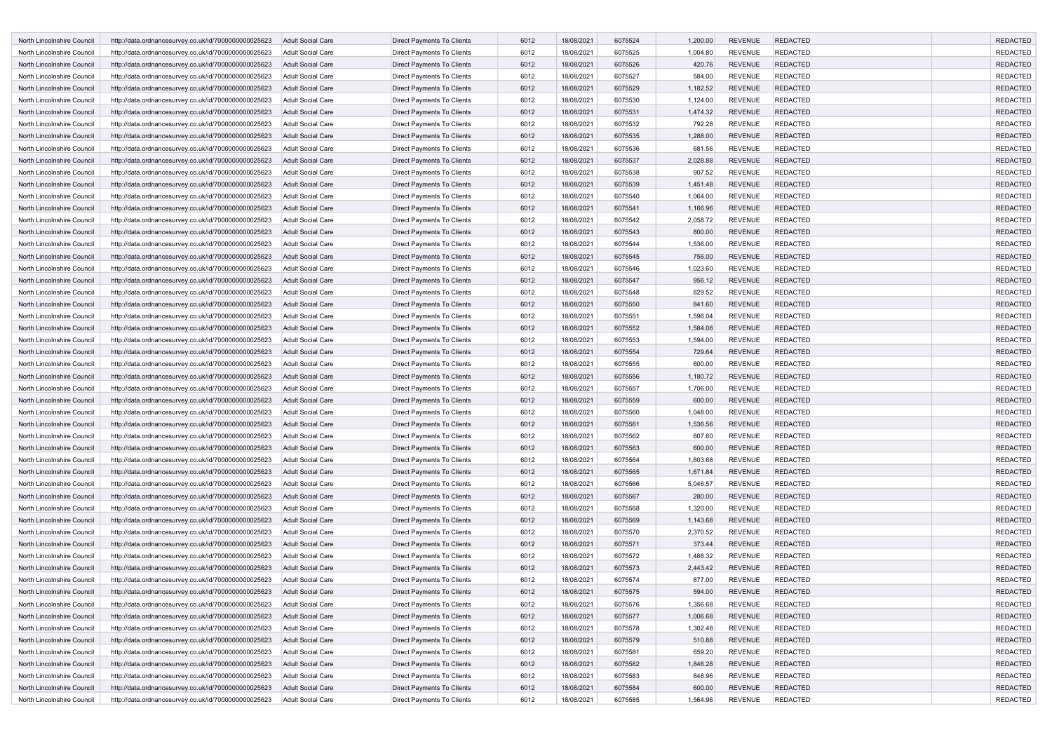| | | | | | | | | | | | |
|---|---|---|---|---|---|---|---|---|---|---|---|
| North Lincolnshire Council | http://data.ordnancesurvey.co.uk/id/7000000000025623 | Adult Social Care | Direct Payments To Clients | 6012 | 18/08/2021 | 6075524 | 1,200.00 | REVENUE | REDACTED | | REDACTED |
| North Lincolnshire Council | http://data.ordnancesurvey.co.uk/id/7000000000025623 | Adult Social Care | Direct Payments To Clients | 6012 | 18/08/2021 | 6075525 | 1,004.80 | REVENUE | REDACTED | | REDACTED |
| North Lincolnshire Council | http://data.ordnancesurvey.co.uk/id/7000000000025623 | Adult Social Care | Direct Payments To Clients | 6012 | 18/08/2021 | 6075526 | 420.76 | REVENUE | REDACTED | | REDACTED |
| North Lincolnshire Council | http://data.ordnancesurvey.co.uk/id/7000000000025623 | Adult Social Care | Direct Payments To Clients | 6012 | 18/08/2021 | 6075527 | 584.00 | REVENUE | REDACTED | | REDACTED |
| North Lincolnshire Council | http://data.ordnancesurvey.co.uk/id/7000000000025623 | Adult Social Care | Direct Payments To Clients | 6012 | 18/08/2021 | 6075529 | 1,182.52 | REVENUE | REDACTED | | REDACTED |
| North Lincolnshire Council | http://data.ordnancesurvey.co.uk/id/7000000000025623 | Adult Social Care | Direct Payments To Clients | 6012 | 18/08/2021 | 6075530 | 1,124.00 | REVENUE | REDACTED | | REDACTED |
| North Lincolnshire Council | http://data.ordnancesurvey.co.uk/id/7000000000025623 | Adult Social Care | Direct Payments To Clients | 6012 | 18/08/2021 | 6075531 | 1,474.32 | REVENUE | REDACTED | | REDACTED |
| North Lincolnshire Council | http://data.ordnancesurvey.co.uk/id/7000000000025623 | Adult Social Care | Direct Payments To Clients | 6012 | 18/08/2021 | 6075532 | 792.28 | REVENUE | REDACTED | | REDACTED |
| North Lincolnshire Council | http://data.ordnancesurvey.co.uk/id/7000000000025623 | Adult Social Care | Direct Payments To Clients | 6012 | 18/08/2021 | 6075535 | 1,288.00 | REVENUE | REDACTED | | REDACTED |
| North Lincolnshire Council | http://data.ordnancesurvey.co.uk/id/7000000000025623 | Adult Social Care | Direct Payments To Clients | 6012 | 18/08/2021 | 6075536 | 681.56 | REVENUE | REDACTED | | REDACTED |
| North Lincolnshire Council | http://data.ordnancesurvey.co.uk/id/7000000000025623 | Adult Social Care | Direct Payments To Clients | 6012 | 18/08/2021 | 6075537 | 2,028.88 | REVENUE | REDACTED | | REDACTED |
| North Lincolnshire Council | http://data.ordnancesurvey.co.uk/id/7000000000025623 | Adult Social Care | Direct Payments To Clients | 6012 | 18/08/2021 | 6075538 | 907.52 | REVENUE | REDACTED | | REDACTED |
| North Lincolnshire Council | http://data.ordnancesurvey.co.uk/id/7000000000025623 | Adult Social Care | Direct Payments To Clients | 6012 | 18/08/2021 | 6075539 | 1,451.48 | REVENUE | REDACTED | | REDACTED |
| North Lincolnshire Council | http://data.ordnancesurvey.co.uk/id/7000000000025623 | Adult Social Care | Direct Payments To Clients | 6012 | 18/08/2021 | 6075540 | 1,064.00 | REVENUE | REDACTED | | REDACTED |
| North Lincolnshire Council | http://data.ordnancesurvey.co.uk/id/7000000000025623 | Adult Social Care | Direct Payments To Clients | 6012 | 18/08/2021 | 6075541 | 1,166.96 | REVENUE | REDACTED | | REDACTED |
| North Lincolnshire Council | http://data.ordnancesurvey.co.uk/id/7000000000025623 | Adult Social Care | Direct Payments To Clients | 6012 | 18/08/2021 | 6075542 | 2,058.72 | REVENUE | REDACTED | | REDACTED |
| North Lincolnshire Council | http://data.ordnancesurvey.co.uk/id/7000000000025623 | Adult Social Care | Direct Payments To Clients | 6012 | 18/08/2021 | 6075543 | 800.00 | REVENUE | REDACTED | | REDACTED |
| North Lincolnshire Council | http://data.ordnancesurvey.co.uk/id/7000000000025623 | Adult Social Care | Direct Payments To Clients | 6012 | 18/08/2021 | 6075544 | 1,536.00 | REVENUE | REDACTED | | REDACTED |
| North Lincolnshire Council | http://data.ordnancesurvey.co.uk/id/7000000000025623 | Adult Social Care | Direct Payments To Clients | 6012 | 18/08/2021 | 6075545 | 756.00 | REVENUE | REDACTED | | REDACTED |
| North Lincolnshire Council | http://data.ordnancesurvey.co.uk/id/7000000000025623 | Adult Social Care | Direct Payments To Clients | 6012 | 18/08/2021 | 6075546 | 1,023.60 | REVENUE | REDACTED | | REDACTED |
| North Lincolnshire Council | http://data.ordnancesurvey.co.uk/id/7000000000025623 | Adult Social Care | Direct Payments To Clients | 6012 | 18/08/2021 | 6075547 | 956.12 | REVENUE | REDACTED | | REDACTED |
| North Lincolnshire Council | http://data.ordnancesurvey.co.uk/id/7000000000025623 | Adult Social Care | Direct Payments To Clients | 6012 | 18/08/2021 | 6075548 | 829.52 | REVENUE | REDACTED | | REDACTED |
| North Lincolnshire Council | http://data.ordnancesurvey.co.uk/id/7000000000025623 | Adult Social Care | Direct Payments To Clients | 6012 | 18/08/2021 | 6075550 | 841.60 | REVENUE | REDACTED | | REDACTED |
| North Lincolnshire Council | http://data.ordnancesurvey.co.uk/id/7000000000025623 | Adult Social Care | Direct Payments To Clients | 6012 | 18/08/2021 | 6075551 | 1,596.04 | REVENUE | REDACTED | | REDACTED |
| North Lincolnshire Council | http://data.ordnancesurvey.co.uk/id/7000000000025623 | Adult Social Care | Direct Payments To Clients | 6012 | 18/08/2021 | 6075552 | 1,584.08 | REVENUE | REDACTED | | REDACTED |
| North Lincolnshire Council | http://data.ordnancesurvey.co.uk/id/7000000000025623 | Adult Social Care | Direct Payments To Clients | 6012 | 18/08/2021 | 6075553 | 1,594.00 | REVENUE | REDACTED | | REDACTED |
| North Lincolnshire Council | http://data.ordnancesurvey.co.uk/id/7000000000025623 | Adult Social Care | Direct Payments To Clients | 6012 | 18/08/2021 | 6075554 | 729.64 | REVENUE | REDACTED | | REDACTED |
| North Lincolnshire Council | http://data.ordnancesurvey.co.uk/id/7000000000025623 | Adult Social Care | Direct Payments To Clients | 6012 | 18/08/2021 | 6075555 | 600.00 | REVENUE | REDACTED | | REDACTED |
| North Lincolnshire Council | http://data.ordnancesurvey.co.uk/id/7000000000025623 | Adult Social Care | Direct Payments To Clients | 6012 | 18/08/2021 | 6075556 | 1,180.72 | REVENUE | REDACTED | | REDACTED |
| North Lincolnshire Council | http://data.ordnancesurvey.co.uk/id/7000000000025623 | Adult Social Care | Direct Payments To Clients | 6012 | 18/08/2021 | 6075557 | 1,706.00 | REVENUE | REDACTED | | REDACTED |
| North Lincolnshire Council | http://data.ordnancesurvey.co.uk/id/7000000000025623 | Adult Social Care | Direct Payments To Clients | 6012 | 18/08/2021 | 6075559 | 600.00 | REVENUE | REDACTED | | REDACTED |
| North Lincolnshire Council | http://data.ordnancesurvey.co.uk/id/7000000000025623 | Adult Social Care | Direct Payments To Clients | 6012 | 18/08/2021 | 6075560 | 1,048.00 | REVENUE | REDACTED | | REDACTED |
| North Lincolnshire Council | http://data.ordnancesurvey.co.uk/id/7000000000025623 | Adult Social Care | Direct Payments To Clients | 6012 | 18/08/2021 | 6075561 | 1,536.56 | REVENUE | REDACTED | | REDACTED |
| North Lincolnshire Council | http://data.ordnancesurvey.co.uk/id/7000000000025623 | Adult Social Care | Direct Payments To Clients | 6012 | 18/08/2021 | 6075562 | 807.60 | REVENUE | REDACTED | | REDACTED |
| North Lincolnshire Council | http://data.ordnancesurvey.co.uk/id/7000000000025623 | Adult Social Care | Direct Payments To Clients | 6012 | 18/08/2021 | 6075563 | 600.00 | REVENUE | REDACTED | | REDACTED |
| North Lincolnshire Council | http://data.ordnancesurvey.co.uk/id/7000000000025623 | Adult Social Care | Direct Payments To Clients | 6012 | 18/08/2021 | 6075564 | 1,603.68 | REVENUE | REDACTED | | REDACTED |
| North Lincolnshire Council | http://data.ordnancesurvey.co.uk/id/7000000000025623 | Adult Social Care | Direct Payments To Clients | 6012 | 18/08/2021 | 6075565 | 1,671.84 | REVENUE | REDACTED | | REDACTED |
| North Lincolnshire Council | http://data.ordnancesurvey.co.uk/id/7000000000025623 | Adult Social Care | Direct Payments To Clients | 6012 | 18/08/2021 | 6075566 | 5,046.57 | REVENUE | REDACTED | | REDACTED |
| North Lincolnshire Council | http://data.ordnancesurvey.co.uk/id/7000000000025623 | Adult Social Care | Direct Payments To Clients | 6012 | 18/08/2021 | 6075567 | 280.00 | REVENUE | REDACTED | | REDACTED |
| North Lincolnshire Council | http://data.ordnancesurvey.co.uk/id/7000000000025623 | Adult Social Care | Direct Payments To Clients | 6012 | 18/08/2021 | 6075568 | 1,320.00 | REVENUE | REDACTED | | REDACTED |
| North Lincolnshire Council | http://data.ordnancesurvey.co.uk/id/7000000000025623 | Adult Social Care | Direct Payments To Clients | 6012 | 18/08/2021 | 6075569 | 1,143.68 | REVENUE | REDACTED | | REDACTED |
| North Lincolnshire Council | http://data.ordnancesurvey.co.uk/id/7000000000025623 | Adult Social Care | Direct Payments To Clients | 6012 | 18/08/2021 | 6075570 | 2,370.52 | REVENUE | REDACTED | | REDACTED |
| North Lincolnshire Council | http://data.ordnancesurvey.co.uk/id/7000000000025623 | Adult Social Care | Direct Payments To Clients | 6012 | 18/08/2021 | 6075571 | 373.44 | REVENUE | REDACTED | | REDACTED |
| North Lincolnshire Council | http://data.ordnancesurvey.co.uk/id/7000000000025623 | Adult Social Care | Direct Payments To Clients | 6012 | 18/08/2021 | 6075572 | 1,488.32 | REVENUE | REDACTED | | REDACTED |
| North Lincolnshire Council | http://data.ordnancesurvey.co.uk/id/7000000000025623 | Adult Social Care | Direct Payments To Clients | 6012 | 18/08/2021 | 6075573 | 2,443.42 | REVENUE | REDACTED | | REDACTED |
| North Lincolnshire Council | http://data.ordnancesurvey.co.uk/id/7000000000025623 | Adult Social Care | Direct Payments To Clients | 6012 | 18/08/2021 | 6075574 | 877.00 | REVENUE | REDACTED | | REDACTED |
| North Lincolnshire Council | http://data.ordnancesurvey.co.uk/id/7000000000025623 | Adult Social Care | Direct Payments To Clients | 6012 | 18/08/2021 | 6075575 | 594.00 | REVENUE | REDACTED | | REDACTED |
| North Lincolnshire Council | http://data.ordnancesurvey.co.uk/id/7000000000025623 | Adult Social Care | Direct Payments To Clients | 6012 | 18/08/2021 | 6075576 | 1,356.68 | REVENUE | REDACTED | | REDACTED |
| North Lincolnshire Council | http://data.ordnancesurvey.co.uk/id/7000000000025623 | Adult Social Care | Direct Payments To Clients | 6012 | 18/08/2021 | 6075577 | 1,006.68 | REVENUE | REDACTED | | REDACTED |
| North Lincolnshire Council | http://data.ordnancesurvey.co.uk/id/7000000000025623 | Adult Social Care | Direct Payments To Clients | 6012 | 18/08/2021 | 6075578 | 1,302.48 | REVENUE | REDACTED | | REDACTED |
| North Lincolnshire Council | http://data.ordnancesurvey.co.uk/id/7000000000025623 | Adult Social Care | Direct Payments To Clients | 6012 | 18/08/2021 | 6075579 | 510.88 | REVENUE | REDACTED | | REDACTED |
| North Lincolnshire Council | http://data.ordnancesurvey.co.uk/id/7000000000025623 | Adult Social Care | Direct Payments To Clients | 6012 | 18/08/2021 | 6075581 | 659.20 | REVENUE | REDACTED | | REDACTED |
| North Lincolnshire Council | http://data.ordnancesurvey.co.uk/id/7000000000025623 | Adult Social Care | Direct Payments To Clients | 6012 | 18/08/2021 | 6075582 | 1,846.28 | REVENUE | REDACTED | | REDACTED |
| North Lincolnshire Council | http://data.ordnancesurvey.co.uk/id/7000000000025623 | Adult Social Care | Direct Payments To Clients | 6012 | 18/08/2021 | 6075583 | 848.96 | REVENUE | REDACTED | | REDACTED |
| North Lincolnshire Council | http://data.ordnancesurvey.co.uk/id/7000000000025623 | Adult Social Care | Direct Payments To Clients | 6012 | 18/08/2021 | 6075584 | 600.00 | REVENUE | REDACTED | | REDACTED |
| North Lincolnshire Council | http://data.ordnancesurvey.co.uk/id/7000000000025623 | Adult Social Care | Direct Payments To Clients | 6012 | 18/08/2021 | 6075585 | 1,564.96 | REVENUE | REDACTED | | REDACTED |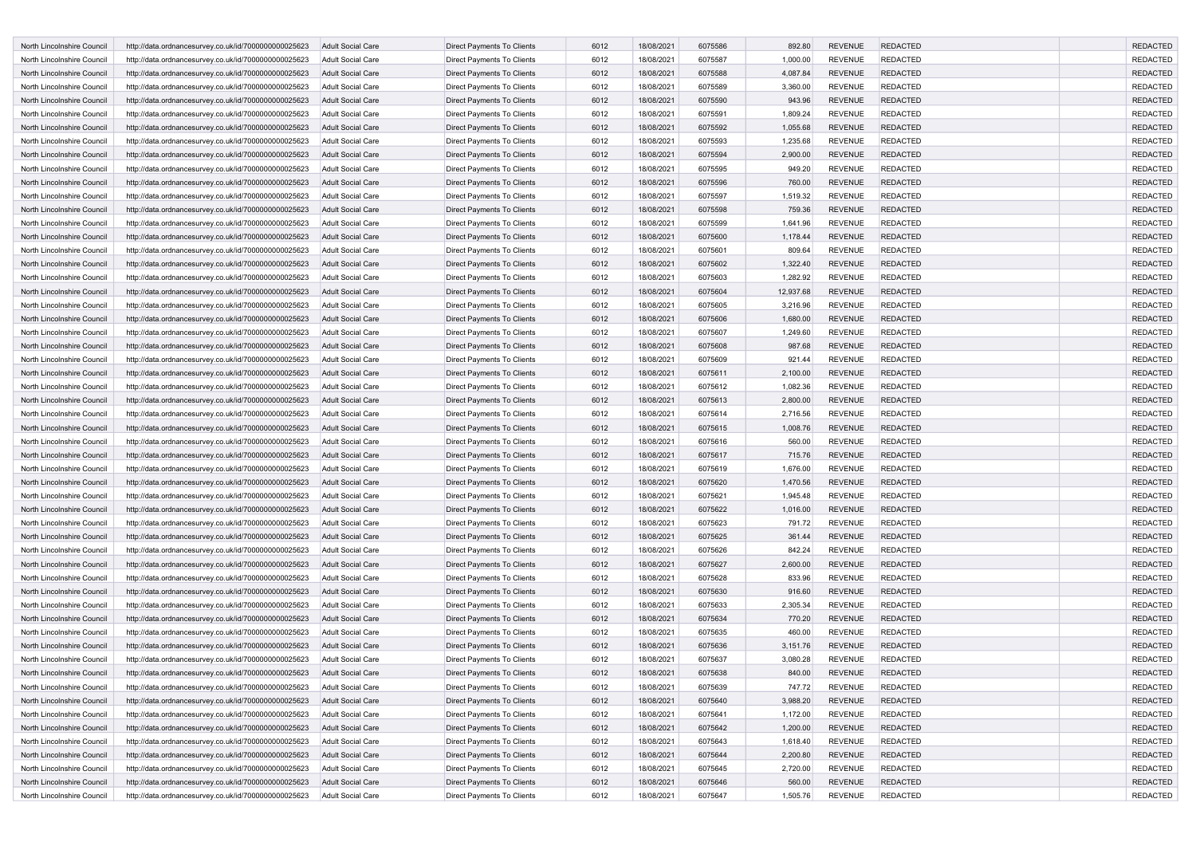| | | | | | | | | | | | |
|---|---|---|---|---|---|---|---|---|---|---|---|
| North Lincolnshire Council | http://data.ordnancesurvey.co.uk/id/7000000000025623 | Adult Social Care | Direct Payments To Clients | 6012 | 18/08/2021 | 6075586 | 892.80 | REVENUE | REDACTED | | REDACTED |
| North Lincolnshire Council | http://data.ordnancesurvey.co.uk/id/7000000000025623 | Adult Social Care | Direct Payments To Clients | 6012 | 18/08/2021 | 6075587 | 1,000.00 | REVENUE | REDACTED | | REDACTED |
| North Lincolnshire Council | http://data.ordnancesurvey.co.uk/id/7000000000025623 | Adult Social Care | Direct Payments To Clients | 6012 | 18/08/2021 | 6075588 | 4,087.84 | REVENUE | REDACTED | | REDACTED |
| North Lincolnshire Council | http://data.ordnancesurvey.co.uk/id/7000000000025623 | Adult Social Care | Direct Payments To Clients | 6012 | 18/08/2021 | 6075589 | 3,360.00 | REVENUE | REDACTED | | REDACTED |
| North Lincolnshire Council | http://data.ordnancesurvey.co.uk/id/7000000000025623 | Adult Social Care | Direct Payments To Clients | 6012 | 18/08/2021 | 6075590 | 943.96 | REVENUE | REDACTED | | REDACTED |
| North Lincolnshire Council | http://data.ordnancesurvey.co.uk/id/7000000000025623 | Adult Social Care | Direct Payments To Clients | 6012 | 18/08/2021 | 6075591 | 1,809.24 | REVENUE | REDACTED | | REDACTED |
| North Lincolnshire Council | http://data.ordnancesurvey.co.uk/id/7000000000025623 | Adult Social Care | Direct Payments To Clients | 6012 | 18/08/2021 | 6075592 | 1,055.68 | REVENUE | REDACTED | | REDACTED |
| North Lincolnshire Council | http://data.ordnancesurvey.co.uk/id/7000000000025623 | Adult Social Care | Direct Payments To Clients | 6012 | 18/08/2021 | 6075593 | 1,235.68 | REVENUE | REDACTED | | REDACTED |
| North Lincolnshire Council | http://data.ordnancesurvey.co.uk/id/7000000000025623 | Adult Social Care | Direct Payments To Clients | 6012 | 18/08/2021 | 6075594 | 2,900.00 | REVENUE | REDACTED | | REDACTED |
| North Lincolnshire Council | http://data.ordnancesurvey.co.uk/id/7000000000025623 | Adult Social Care | Direct Payments To Clients | 6012 | 18/08/2021 | 6075595 | 949.20 | REVENUE | REDACTED | | REDACTED |
| North Lincolnshire Council | http://data.ordnancesurvey.co.uk/id/7000000000025623 | Adult Social Care | Direct Payments To Clients | 6012 | 18/08/2021 | 6075596 | 760.00 | REVENUE | REDACTED | | REDACTED |
| North Lincolnshire Council | http://data.ordnancesurvey.co.uk/id/7000000000025623 | Adult Social Care | Direct Payments To Clients | 6012 | 18/08/2021 | 6075597 | 1,519.32 | REVENUE | REDACTED | | REDACTED |
| North Lincolnshire Council | http://data.ordnancesurvey.co.uk/id/7000000000025623 | Adult Social Care | Direct Payments To Clients | 6012 | 18/08/2021 | 6075598 | 759.36 | REVENUE | REDACTED | | REDACTED |
| North Lincolnshire Council | http://data.ordnancesurvey.co.uk/id/7000000000025623 | Adult Social Care | Direct Payments To Clients | 6012 | 18/08/2021 | 6075599 | 1,641.96 | REVENUE | REDACTED | | REDACTED |
| North Lincolnshire Council | http://data.ordnancesurvey.co.uk/id/7000000000025623 | Adult Social Care | Direct Payments To Clients | 6012 | 18/08/2021 | 6075600 | 1,178.44 | REVENUE | REDACTED | | REDACTED |
| North Lincolnshire Council | http://data.ordnancesurvey.co.uk/id/7000000000025623 | Adult Social Care | Direct Payments To Clients | 6012 | 18/08/2021 | 6075601 | 809.64 | REVENUE | REDACTED | | REDACTED |
| North Lincolnshire Council | http://data.ordnancesurvey.co.uk/id/7000000000025623 | Adult Social Care | Direct Payments To Clients | 6012 | 18/08/2021 | 6075602 | 1,322.40 | REVENUE | REDACTED | | REDACTED |
| North Lincolnshire Council | http://data.ordnancesurvey.co.uk/id/7000000000025623 | Adult Social Care | Direct Payments To Clients | 6012 | 18/08/2021 | 6075603 | 1,282.92 | REVENUE | REDACTED | | REDACTED |
| North Lincolnshire Council | http://data.ordnancesurvey.co.uk/id/7000000000025623 | Adult Social Care | Direct Payments To Clients | 6012 | 18/08/2021 | 6075604 | 12,937.68 | REVENUE | REDACTED | | REDACTED |
| North Lincolnshire Council | http://data.ordnancesurvey.co.uk/id/7000000000025623 | Adult Social Care | Direct Payments To Clients | 6012 | 18/08/2021 | 6075605 | 3,216.96 | REVENUE | REDACTED | | REDACTED |
| North Lincolnshire Council | http://data.ordnancesurvey.co.uk/id/7000000000025623 | Adult Social Care | Direct Payments To Clients | 6012 | 18/08/2021 | 6075606 | 1,680.00 | REVENUE | REDACTED | | REDACTED |
| North Lincolnshire Council | http://data.ordnancesurvey.co.uk/id/7000000000025623 | Adult Social Care | Direct Payments To Clients | 6012 | 18/08/2021 | 6075607 | 1,249.60 | REVENUE | REDACTED | | REDACTED |
| North Lincolnshire Council | http://data.ordnancesurvey.co.uk/id/7000000000025623 | Adult Social Care | Direct Payments To Clients | 6012 | 18/08/2021 | 6075608 | 987.68 | REVENUE | REDACTED | | REDACTED |
| North Lincolnshire Council | http://data.ordnancesurvey.co.uk/id/7000000000025623 | Adult Social Care | Direct Payments To Clients | 6012 | 18/08/2021 | 6075609 | 921.44 | REVENUE | REDACTED | | REDACTED |
| North Lincolnshire Council | http://data.ordnancesurvey.co.uk/id/7000000000025623 | Adult Social Care | Direct Payments To Clients | 6012 | 18/08/2021 | 6075611 | 2,100.00 | REVENUE | REDACTED | | REDACTED |
| North Lincolnshire Council | http://data.ordnancesurvey.co.uk/id/7000000000025623 | Adult Social Care | Direct Payments To Clients | 6012 | 18/08/2021 | 6075612 | 1,082.36 | REVENUE | REDACTED | | REDACTED |
| North Lincolnshire Council | http://data.ordnancesurvey.co.uk/id/7000000000025623 | Adult Social Care | Direct Payments To Clients | 6012 | 18/08/2021 | 6075613 | 2,800.00 | REVENUE | REDACTED | | REDACTED |
| North Lincolnshire Council | http://data.ordnancesurvey.co.uk/id/7000000000025623 | Adult Social Care | Direct Payments To Clients | 6012 | 18/08/2021 | 6075614 | 2,716.56 | REVENUE | REDACTED | | REDACTED |
| North Lincolnshire Council | http://data.ordnancesurvey.co.uk/id/7000000000025623 | Adult Social Care | Direct Payments To Clients | 6012 | 18/08/2021 | 6075615 | 1,008.76 | REVENUE | REDACTED | | REDACTED |
| North Lincolnshire Council | http://data.ordnancesurvey.co.uk/id/7000000000025623 | Adult Social Care | Direct Payments To Clients | 6012 | 18/08/2021 | 6075616 | 560.00 | REVENUE | REDACTED | | REDACTED |
| North Lincolnshire Council | http://data.ordnancesurvey.co.uk/id/7000000000025623 | Adult Social Care | Direct Payments To Clients | 6012 | 18/08/2021 | 6075617 | 715.76 | REVENUE | REDACTED | | REDACTED |
| North Lincolnshire Council | http://data.ordnancesurvey.co.uk/id/7000000000025623 | Adult Social Care | Direct Payments To Clients | 6012 | 18/08/2021 | 6075619 | 1,676.00 | REVENUE | REDACTED | | REDACTED |
| North Lincolnshire Council | http://data.ordnancesurvey.co.uk/id/7000000000025623 | Adult Social Care | Direct Payments To Clients | 6012 | 18/08/2021 | 6075620 | 1,470.56 | REVENUE | REDACTED | | REDACTED |
| North Lincolnshire Council | http://data.ordnancesurvey.co.uk/id/7000000000025623 | Adult Social Care | Direct Payments To Clients | 6012 | 18/08/2021 | 6075621 | 1,945.48 | REVENUE | REDACTED | | REDACTED |
| North Lincolnshire Council | http://data.ordnancesurvey.co.uk/id/7000000000025623 | Adult Social Care | Direct Payments To Clients | 6012 | 18/08/2021 | 6075622 | 1,016.00 | REVENUE | REDACTED | | REDACTED |
| North Lincolnshire Council | http://data.ordnancesurvey.co.uk/id/7000000000025623 | Adult Social Care | Direct Payments To Clients | 6012 | 18/08/2021 | 6075623 | 791.72 | REVENUE | REDACTED | | REDACTED |
| North Lincolnshire Council | http://data.ordnancesurvey.co.uk/id/7000000000025623 | Adult Social Care | Direct Payments To Clients | 6012 | 18/08/2021 | 6075625 | 361.44 | REVENUE | REDACTED | | REDACTED |
| North Lincolnshire Council | http://data.ordnancesurvey.co.uk/id/7000000000025623 | Adult Social Care | Direct Payments To Clients | 6012 | 18/08/2021 | 6075626 | 842.24 | REVENUE | REDACTED | | REDACTED |
| North Lincolnshire Council | http://data.ordnancesurvey.co.uk/id/7000000000025623 | Adult Social Care | Direct Payments To Clients | 6012 | 18/08/2021 | 6075627 | 2,600.00 | REVENUE | REDACTED | | REDACTED |
| North Lincolnshire Council | http://data.ordnancesurvey.co.uk/id/7000000000025623 | Adult Social Care | Direct Payments To Clients | 6012 | 18/08/2021 | 6075628 | 833.96 | REVENUE | REDACTED | | REDACTED |
| North Lincolnshire Council | http://data.ordnancesurvey.co.uk/id/7000000000025623 | Adult Social Care | Direct Payments To Clients | 6012 | 18/08/2021 | 6075630 | 916.60 | REVENUE | REDACTED | | REDACTED |
| North Lincolnshire Council | http://data.ordnancesurvey.co.uk/id/7000000000025623 | Adult Social Care | Direct Payments To Clients | 6012 | 18/08/2021 | 6075633 | 2,305.34 | REVENUE | REDACTED | | REDACTED |
| North Lincolnshire Council | http://data.ordnancesurvey.co.uk/id/7000000000025623 | Adult Social Care | Direct Payments To Clients | 6012 | 18/08/2021 | 6075634 | 770.20 | REVENUE | REDACTED | | REDACTED |
| North Lincolnshire Council | http://data.ordnancesurvey.co.uk/id/7000000000025623 | Adult Social Care | Direct Payments To Clients | 6012 | 18/08/2021 | 6075635 | 460.00 | REVENUE | REDACTED | | REDACTED |
| North Lincolnshire Council | http://data.ordnancesurvey.co.uk/id/7000000000025623 | Adult Social Care | Direct Payments To Clients | 6012 | 18/08/2021 | 6075636 | 3,151.76 | REVENUE | REDACTED | | REDACTED |
| North Lincolnshire Council | http://data.ordnancesurvey.co.uk/id/7000000000025623 | Adult Social Care | Direct Payments To Clients | 6012 | 18/08/2021 | 6075637 | 3,080.28 | REVENUE | REDACTED | | REDACTED |
| North Lincolnshire Council | http://data.ordnancesurvey.co.uk/id/7000000000025623 | Adult Social Care | Direct Payments To Clients | 6012 | 18/08/2021 | 6075638 | 840.00 | REVENUE | REDACTED | | REDACTED |
| North Lincolnshire Council | http://data.ordnancesurvey.co.uk/id/7000000000025623 | Adult Social Care | Direct Payments To Clients | 6012 | 18/08/2021 | 6075639 | 747.72 | REVENUE | REDACTED | | REDACTED |
| North Lincolnshire Council | http://data.ordnancesurvey.co.uk/id/7000000000025623 | Adult Social Care | Direct Payments To Clients | 6012 | 18/08/2021 | 6075640 | 3,988.20 | REVENUE | REDACTED | | REDACTED |
| North Lincolnshire Council | http://data.ordnancesurvey.co.uk/id/7000000000025623 | Adult Social Care | Direct Payments To Clients | 6012 | 18/08/2021 | 6075641 | 1,172.00 | REVENUE | REDACTED | | REDACTED |
| North Lincolnshire Council | http://data.ordnancesurvey.co.uk/id/7000000000025623 | Adult Social Care | Direct Payments To Clients | 6012 | 18/08/2021 | 6075642 | 1,200.00 | REVENUE | REDACTED | | REDACTED |
| North Lincolnshire Council | http://data.ordnancesurvey.co.uk/id/7000000000025623 | Adult Social Care | Direct Payments To Clients | 6012 | 18/08/2021 | 6075643 | 1,618.40 | REVENUE | REDACTED | | REDACTED |
| North Lincolnshire Council | http://data.ordnancesurvey.co.uk/id/7000000000025623 | Adult Social Care | Direct Payments To Clients | 6012 | 18/08/2021 | 6075644 | 2,200.80 | REVENUE | REDACTED | | REDACTED |
| North Lincolnshire Council | http://data.ordnancesurvey.co.uk/id/7000000000025623 | Adult Social Care | Direct Payments To Clients | 6012 | 18/08/2021 | 6075645 | 2,720.00 | REVENUE | REDACTED | | REDACTED |
| North Lincolnshire Council | http://data.ordnancesurvey.co.uk/id/7000000000025623 | Adult Social Care | Direct Payments To Clients | 6012 | 18/08/2021 | 6075646 | 560.00 | REVENUE | REDACTED | | REDACTED |
| North Lincolnshire Council | http://data.ordnancesurvey.co.uk/id/7000000000025623 | Adult Social Care | Direct Payments To Clients | 6012 | 18/08/2021 | 6075647 | 1,505.76 | REVENUE | REDACTED | | REDACTED |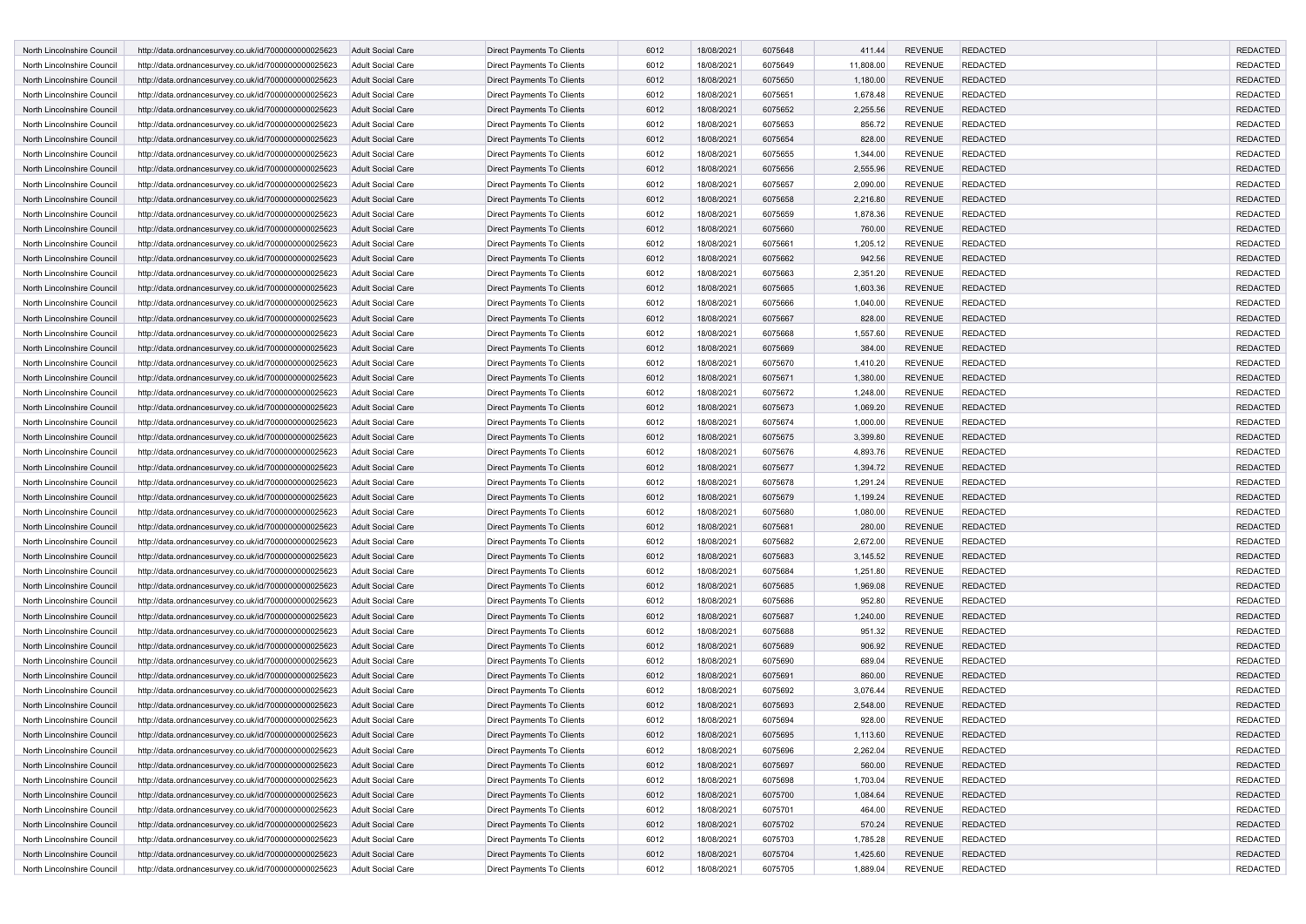| | | | | | | | | | | | |
|---|---|---|---|---|---|---|---|---|---|---|---|
| North Lincolnshire Council | http://data.ordnancesurvey.co.uk/id/7000000000025623 | Adult Social Care | Direct Payments To Clients | 6012 | 18/08/2021 | 6075648 | 411.44 | REVENUE | REDACTED | | REDACTED |
| North Lincolnshire Council | http://data.ordnancesurvey.co.uk/id/7000000000025623 | Adult Social Care | Direct Payments To Clients | 6012 | 18/08/2021 | 6075649 | 11,808.00 | REVENUE | REDACTED | | REDACTED |
| North Lincolnshire Council | http://data.ordnancesurvey.co.uk/id/7000000000025623 | Adult Social Care | Direct Payments To Clients | 6012 | 18/08/2021 | 6075650 | 1,180.00 | REVENUE | REDACTED | | REDACTED |
| North Lincolnshire Council | http://data.ordnancesurvey.co.uk/id/7000000000025623 | Adult Social Care | Direct Payments To Clients | 6012 | 18/08/2021 | 6075651 | 1,678.48 | REVENUE | REDACTED | | REDACTED |
| North Lincolnshire Council | http://data.ordnancesurvey.co.uk/id/7000000000025623 | Adult Social Care | Direct Payments To Clients | 6012 | 18/08/2021 | 6075652 | 2,255.56 | REVENUE | REDACTED | | REDACTED |
| North Lincolnshire Council | http://data.ordnancesurvey.co.uk/id/7000000000025623 | Adult Social Care | Direct Payments To Clients | 6012 | 18/08/2021 | 6075653 | 856.72 | REVENUE | REDACTED | | REDACTED |
| North Lincolnshire Council | http://data.ordnancesurvey.co.uk/id/7000000000025623 | Adult Social Care | Direct Payments To Clients | 6012 | 18/08/2021 | 6075654 | 828.00 | REVENUE | REDACTED | | REDACTED |
| North Lincolnshire Council | http://data.ordnancesurvey.co.uk/id/7000000000025623 | Adult Social Care | Direct Payments To Clients | 6012 | 18/08/2021 | 6075655 | 1,344.00 | REVENUE | REDACTED | | REDACTED |
| North Lincolnshire Council | http://data.ordnancesurvey.co.uk/id/7000000000025623 | Adult Social Care | Direct Payments To Clients | 6012 | 18/08/2021 | 6075656 | 2,555.96 | REVENUE | REDACTED | | REDACTED |
| North Lincolnshire Council | http://data.ordnancesurvey.co.uk/id/7000000000025623 | Adult Social Care | Direct Payments To Clients | 6012 | 18/08/2021 | 6075657 | 2,090.00 | REVENUE | REDACTED | | REDACTED |
| North Lincolnshire Council | http://data.ordnancesurvey.co.uk/id/7000000000025623 | Adult Social Care | Direct Payments To Clients | 6012 | 18/08/2021 | 6075658 | 2,216.80 | REVENUE | REDACTED | | REDACTED |
| North Lincolnshire Council | http://data.ordnancesurvey.co.uk/id/7000000000025623 | Adult Social Care | Direct Payments To Clients | 6012 | 18/08/2021 | 6075659 | 1,878.36 | REVENUE | REDACTED | | REDACTED |
| North Lincolnshire Council | http://data.ordnancesurvey.co.uk/id/7000000000025623 | Adult Social Care | Direct Payments To Clients | 6012 | 18/08/2021 | 6075660 | 760.00 | REVENUE | REDACTED | | REDACTED |
| North Lincolnshire Council | http://data.ordnancesurvey.co.uk/id/7000000000025623 | Adult Social Care | Direct Payments To Clients | 6012 | 18/08/2021 | 6075661 | 1,205.12 | REVENUE | REDACTED | | REDACTED |
| North Lincolnshire Council | http://data.ordnancesurvey.co.uk/id/7000000000025623 | Adult Social Care | Direct Payments To Clients | 6012 | 18/08/2021 | 6075662 | 942.56 | REVENUE | REDACTED | | REDACTED |
| North Lincolnshire Council | http://data.ordnancesurvey.co.uk/id/7000000000025623 | Adult Social Care | Direct Payments To Clients | 6012 | 18/08/2021 | 6075663 | 2,351.20 | REVENUE | REDACTED | | REDACTED |
| North Lincolnshire Council | http://data.ordnancesurvey.co.uk/id/7000000000025623 | Adult Social Care | Direct Payments To Clients | 6012 | 18/08/2021 | 6075665 | 1,603.36 | REVENUE | REDACTED | | REDACTED |
| North Lincolnshire Council | http://data.ordnancesurvey.co.uk/id/7000000000025623 | Adult Social Care | Direct Payments To Clients | 6012 | 18/08/2021 | 6075666 | 1,040.00 | REVENUE | REDACTED | | REDACTED |
| North Lincolnshire Council | http://data.ordnancesurvey.co.uk/id/7000000000025623 | Adult Social Care | Direct Payments To Clients | 6012 | 18/08/2021 | 6075667 | 828.00 | REVENUE | REDACTED | | REDACTED |
| North Lincolnshire Council | http://data.ordnancesurvey.co.uk/id/7000000000025623 | Adult Social Care | Direct Payments To Clients | 6012 | 18/08/2021 | 6075668 | 1,557.60 | REVENUE | REDACTED | | REDACTED |
| North Lincolnshire Council | http://data.ordnancesurvey.co.uk/id/7000000000025623 | Adult Social Care | Direct Payments To Clients | 6012 | 18/08/2021 | 6075669 | 384.00 | REVENUE | REDACTED | | REDACTED |
| North Lincolnshire Council | http://data.ordnancesurvey.co.uk/id/7000000000025623 | Adult Social Care | Direct Payments To Clients | 6012 | 18/08/2021 | 6075670 | 1,410.20 | REVENUE | REDACTED | | REDACTED |
| North Lincolnshire Council | http://data.ordnancesurvey.co.uk/id/7000000000025623 | Adult Social Care | Direct Payments To Clients | 6012 | 18/08/2021 | 6075671 | 1,380.00 | REVENUE | REDACTED | | REDACTED |
| North Lincolnshire Council | http://data.ordnancesurvey.co.uk/id/7000000000025623 | Adult Social Care | Direct Payments To Clients | 6012 | 18/08/2021 | 6075672 | 1,248.00 | REVENUE | REDACTED | | REDACTED |
| North Lincolnshire Council | http://data.ordnancesurvey.co.uk/id/7000000000025623 | Adult Social Care | Direct Payments To Clients | 6012 | 18/08/2021 | 6075673 | 1,069.20 | REVENUE | REDACTED | | REDACTED |
| North Lincolnshire Council | http://data.ordnancesurvey.co.uk/id/7000000000025623 | Adult Social Care | Direct Payments To Clients | 6012 | 18/08/2021 | 6075674 | 1,000.00 | REVENUE | REDACTED | | REDACTED |
| North Lincolnshire Council | http://data.ordnancesurvey.co.uk/id/7000000000025623 | Adult Social Care | Direct Payments To Clients | 6012 | 18/08/2021 | 6075675 | 3,399.80 | REVENUE | REDACTED | | REDACTED |
| North Lincolnshire Council | http://data.ordnancesurvey.co.uk/id/7000000000025623 | Adult Social Care | Direct Payments To Clients | 6012 | 18/08/2021 | 6075676 | 4,893.76 | REVENUE | REDACTED | | REDACTED |
| North Lincolnshire Council | http://data.ordnancesurvey.co.uk/id/7000000000025623 | Adult Social Care | Direct Payments To Clients | 6012 | 18/08/2021 | 6075677 | 1,394.72 | REVENUE | REDACTED | | REDACTED |
| North Lincolnshire Council | http://data.ordnancesurvey.co.uk/id/7000000000025623 | Adult Social Care | Direct Payments To Clients | 6012 | 18/08/2021 | 6075678 | 1,291.24 | REVENUE | REDACTED | | REDACTED |
| North Lincolnshire Council | http://data.ordnancesurvey.co.uk/id/7000000000025623 | Adult Social Care | Direct Payments To Clients | 6012 | 18/08/2021 | 6075679 | 1,199.24 | REVENUE | REDACTED | | REDACTED |
| North Lincolnshire Council | http://data.ordnancesurvey.co.uk/id/7000000000025623 | Adult Social Care | Direct Payments To Clients | 6012 | 18/08/2021 | 6075680 | 1,080.00 | REVENUE | REDACTED | | REDACTED |
| North Lincolnshire Council | http://data.ordnancesurvey.co.uk/id/7000000000025623 | Adult Social Care | Direct Payments To Clients | 6012 | 18/08/2021 | 6075681 | 280.00 | REVENUE | REDACTED | | REDACTED |
| North Lincolnshire Council | http://data.ordnancesurvey.co.uk/id/7000000000025623 | Adult Social Care | Direct Payments To Clients | 6012 | 18/08/2021 | 6075682 | 2,672.00 | REVENUE | REDACTED | | REDACTED |
| North Lincolnshire Council | http://data.ordnancesurvey.co.uk/id/7000000000025623 | Adult Social Care | Direct Payments To Clients | 6012 | 18/08/2021 | 6075683 | 3,145.52 | REVENUE | REDACTED | | REDACTED |
| North Lincolnshire Council | http://data.ordnancesurvey.co.uk/id/7000000000025623 | Adult Social Care | Direct Payments To Clients | 6012 | 18/08/2021 | 6075684 | 1,251.80 | REVENUE | REDACTED | | REDACTED |
| North Lincolnshire Council | http://data.ordnancesurvey.co.uk/id/7000000000025623 | Adult Social Care | Direct Payments To Clients | 6012 | 18/08/2021 | 6075685 | 1,969.08 | REVENUE | REDACTED | | REDACTED |
| North Lincolnshire Council | http://data.ordnancesurvey.co.uk/id/7000000000025623 | Adult Social Care | Direct Payments To Clients | 6012 | 18/08/2021 | 6075686 | 952.80 | REVENUE | REDACTED | | REDACTED |
| North Lincolnshire Council | http://data.ordnancesurvey.co.uk/id/7000000000025623 | Adult Social Care | Direct Payments To Clients | 6012 | 18/08/2021 | 6075687 | 1,240.00 | REVENUE | REDACTED | | REDACTED |
| North Lincolnshire Council | http://data.ordnancesurvey.co.uk/id/7000000000025623 | Adult Social Care | Direct Payments To Clients | 6012 | 18/08/2021 | 6075688 | 951.32 | REVENUE | REDACTED | | REDACTED |
| North Lincolnshire Council | http://data.ordnancesurvey.co.uk/id/7000000000025623 | Adult Social Care | Direct Payments To Clients | 6012 | 18/08/2021 | 6075689 | 906.92 | REVENUE | REDACTED | | REDACTED |
| North Lincolnshire Council | http://data.ordnancesurvey.co.uk/id/7000000000025623 | Adult Social Care | Direct Payments To Clients | 6012 | 18/08/2021 | 6075690 | 689.04 | REVENUE | REDACTED | | REDACTED |
| North Lincolnshire Council | http://data.ordnancesurvey.co.uk/id/7000000000025623 | Adult Social Care | Direct Payments To Clients | 6012 | 18/08/2021 | 6075691 | 860.00 | REVENUE | REDACTED | | REDACTED |
| North Lincolnshire Council | http://data.ordnancesurvey.co.uk/id/7000000000025623 | Adult Social Care | Direct Payments To Clients | 6012 | 18/08/2021 | 6075692 | 3,076.44 | REVENUE | REDACTED | | REDACTED |
| North Lincolnshire Council | http://data.ordnancesurvey.co.uk/id/7000000000025623 | Adult Social Care | Direct Payments To Clients | 6012 | 18/08/2021 | 6075693 | 2,548.00 | REVENUE | REDACTED | | REDACTED |
| North Lincolnshire Council | http://data.ordnancesurvey.co.uk/id/7000000000025623 | Adult Social Care | Direct Payments To Clients | 6012 | 18/08/2021 | 6075694 | 928.00 | REVENUE | REDACTED | | REDACTED |
| North Lincolnshire Council | http://data.ordnancesurvey.co.uk/id/7000000000025623 | Adult Social Care | Direct Payments To Clients | 6012 | 18/08/2021 | 6075695 | 1,113.60 | REVENUE | REDACTED | | REDACTED |
| North Lincolnshire Council | http://data.ordnancesurvey.co.uk/id/7000000000025623 | Adult Social Care | Direct Payments To Clients | 6012 | 18/08/2021 | 6075696 | 2,262.04 | REVENUE | REDACTED | | REDACTED |
| North Lincolnshire Council | http://data.ordnancesurvey.co.uk/id/7000000000025623 | Adult Social Care | Direct Payments To Clients | 6012 | 18/08/2021 | 6075697 | 560.00 | REVENUE | REDACTED | | REDACTED |
| North Lincolnshire Council | http://data.ordnancesurvey.co.uk/id/7000000000025623 | Adult Social Care | Direct Payments To Clients | 6012 | 18/08/2021 | 6075698 | 1,703.04 | REVENUE | REDACTED | | REDACTED |
| North Lincolnshire Council | http://data.ordnancesurvey.co.uk/id/7000000000025623 | Adult Social Care | Direct Payments To Clients | 6012 | 18/08/2021 | 6075700 | 1,084.64 | REVENUE | REDACTED | | REDACTED |
| North Lincolnshire Council | http://data.ordnancesurvey.co.uk/id/7000000000025623 | Adult Social Care | Direct Payments To Clients | 6012 | 18/08/2021 | 6075701 | 464.00 | REVENUE | REDACTED | | REDACTED |
| North Lincolnshire Council | http://data.ordnancesurvey.co.uk/id/7000000000025623 | Adult Social Care | Direct Payments To Clients | 6012 | 18/08/2021 | 6075702 | 570.24 | REVENUE | REDACTED | | REDACTED |
| North Lincolnshire Council | http://data.ordnancesurvey.co.uk/id/7000000000025623 | Adult Social Care | Direct Payments To Clients | 6012 | 18/08/2021 | 6075703 | 1,785.28 | REVENUE | REDACTED | | REDACTED |
| North Lincolnshire Council | http://data.ordnancesurvey.co.uk/id/7000000000025623 | Adult Social Care | Direct Payments To Clients | 6012 | 18/08/2021 | 6075704 | 1,425.60 | REVENUE | REDACTED | | REDACTED |
| North Lincolnshire Council | http://data.ordnancesurvey.co.uk/id/7000000000025623 | Adult Social Care | Direct Payments To Clients | 6012 | 18/08/2021 | 6075705 | 1,889.04 | REVENUE | REDACTED | | REDACTED |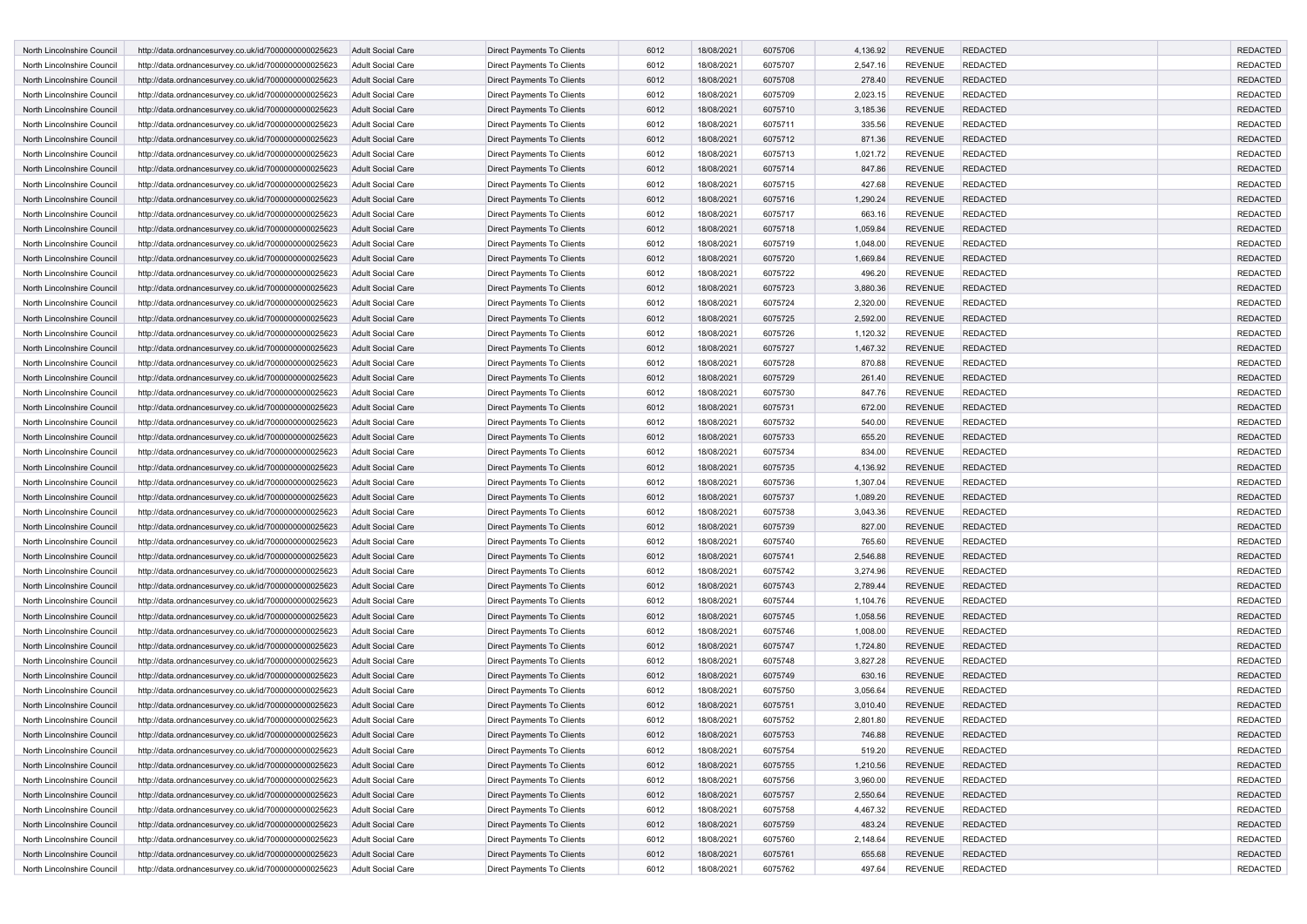| | | | | | | | | | | | |
|---|---|---|---|---|---|---|---|---|---|---|---|
| North Lincolnshire Council | http://data.ordnancesurvey.co.uk/id/7000000000025623 | Adult Social Care | Direct Payments To Clients | 6012 | 18/08/2021 | 6075706 | 4,136.92 | REVENUE | REDACTED | | REDACTED |
| North Lincolnshire Council | http://data.ordnancesurvey.co.uk/id/7000000000025623 | Adult Social Care | Direct Payments To Clients | 6012 | 18/08/2021 | 6075707 | 2,547.16 | REVENUE | REDACTED | | REDACTED |
| North Lincolnshire Council | http://data.ordnancesurvey.co.uk/id/7000000000025623 | Adult Social Care | Direct Payments To Clients | 6012 | 18/08/2021 | 6075708 | 278.40 | REVENUE | REDACTED | | REDACTED |
| North Lincolnshire Council | http://data.ordnancesurvey.co.uk/id/7000000000025623 | Adult Social Care | Direct Payments To Clients | 6012 | 18/08/2021 | 6075709 | 2,023.15 | REVENUE | REDACTED | | REDACTED |
| North Lincolnshire Council | http://data.ordnancesurvey.co.uk/id/7000000000025623 | Adult Social Care | Direct Payments To Clients | 6012 | 18/08/2021 | 6075710 | 3,185.36 | REVENUE | REDACTED | | REDACTED |
| North Lincolnshire Council | http://data.ordnancesurvey.co.uk/id/7000000000025623 | Adult Social Care | Direct Payments To Clients | 6012 | 18/08/2021 | 6075711 | 335.56 | REVENUE | REDACTED | | REDACTED |
| North Lincolnshire Council | http://data.ordnancesurvey.co.uk/id/7000000000025623 | Adult Social Care | Direct Payments To Clients | 6012 | 18/08/2021 | 6075712 | 871.36 | REVENUE | REDACTED | | REDACTED |
| North Lincolnshire Council | http://data.ordnancesurvey.co.uk/id/7000000000025623 | Adult Social Care | Direct Payments To Clients | 6012 | 18/08/2021 | 6075713 | 1,021.72 | REVENUE | REDACTED | | REDACTED |
| North Lincolnshire Council | http://data.ordnancesurvey.co.uk/id/7000000000025623 | Adult Social Care | Direct Payments To Clients | 6012 | 18/08/2021 | 6075714 | 847.86 | REVENUE | REDACTED | | REDACTED |
| North Lincolnshire Council | http://data.ordnancesurvey.co.uk/id/7000000000025623 | Adult Social Care | Direct Payments To Clients | 6012 | 18/08/2021 | 6075715 | 427.68 | REVENUE | REDACTED | | REDACTED |
| North Lincolnshire Council | http://data.ordnancesurvey.co.uk/id/7000000000025623 | Adult Social Care | Direct Payments To Clients | 6012 | 18/08/2021 | 6075716 | 1,290.24 | REVENUE | REDACTED | | REDACTED |
| North Lincolnshire Council | http://data.ordnancesurvey.co.uk/id/7000000000025623 | Adult Social Care | Direct Payments To Clients | 6012 | 18/08/2021 | 6075717 | 663.16 | REVENUE | REDACTED | | REDACTED |
| North Lincolnshire Council | http://data.ordnancesurvey.co.uk/id/7000000000025623 | Adult Social Care | Direct Payments To Clients | 6012 | 18/08/2021 | 6075718 | 1,059.84 | REVENUE | REDACTED | | REDACTED |
| North Lincolnshire Council | http://data.ordnancesurvey.co.uk/id/7000000000025623 | Adult Social Care | Direct Payments To Clients | 6012 | 18/08/2021 | 6075719 | 1,048.00 | REVENUE | REDACTED | | REDACTED |
| North Lincolnshire Council | http://data.ordnancesurvey.co.uk/id/7000000000025623 | Adult Social Care | Direct Payments To Clients | 6012 | 18/08/2021 | 6075720 | 1,669.84 | REVENUE | REDACTED | | REDACTED |
| North Lincolnshire Council | http://data.ordnancesurvey.co.uk/id/7000000000025623 | Adult Social Care | Direct Payments To Clients | 6012 | 18/08/2021 | 6075722 | 496.20 | REVENUE | REDACTED | | REDACTED |
| North Lincolnshire Council | http://data.ordnancesurvey.co.uk/id/7000000000025623 | Adult Social Care | Direct Payments To Clients | 6012 | 18/08/2021 | 6075723 | 3,880.36 | REVENUE | REDACTED | | REDACTED |
| North Lincolnshire Council | http://data.ordnancesurvey.co.uk/id/7000000000025623 | Adult Social Care | Direct Payments To Clients | 6012 | 18/08/2021 | 6075724 | 2,320.00 | REVENUE | REDACTED | | REDACTED |
| North Lincolnshire Council | http://data.ordnancesurvey.co.uk/id/7000000000025623 | Adult Social Care | Direct Payments To Clients | 6012 | 18/08/2021 | 6075725 | 2,592.00 | REVENUE | REDACTED | | REDACTED |
| North Lincolnshire Council | http://data.ordnancesurvey.co.uk/id/7000000000025623 | Adult Social Care | Direct Payments To Clients | 6012 | 18/08/2021 | 6075726 | 1,120.32 | REVENUE | REDACTED | | REDACTED |
| North Lincolnshire Council | http://data.ordnancesurvey.co.uk/id/7000000000025623 | Adult Social Care | Direct Payments To Clients | 6012 | 18/08/2021 | 6075727 | 1,467.32 | REVENUE | REDACTED | | REDACTED |
| North Lincolnshire Council | http://data.ordnancesurvey.co.uk/id/7000000000025623 | Adult Social Care | Direct Payments To Clients | 6012 | 18/08/2021 | 6075728 | 870.88 | REVENUE | REDACTED | | REDACTED |
| North Lincolnshire Council | http://data.ordnancesurvey.co.uk/id/7000000000025623 | Adult Social Care | Direct Payments To Clients | 6012 | 18/08/2021 | 6075729 | 261.40 | REVENUE | REDACTED | | REDACTED |
| North Lincolnshire Council | http://data.ordnancesurvey.co.uk/id/7000000000025623 | Adult Social Care | Direct Payments To Clients | 6012 | 18/08/2021 | 6075730 | 847.76 | REVENUE | REDACTED | | REDACTED |
| North Lincolnshire Council | http://data.ordnancesurvey.co.uk/id/7000000000025623 | Adult Social Care | Direct Payments To Clients | 6012 | 18/08/2021 | 6075731 | 672.00 | REVENUE | REDACTED | | REDACTED |
| North Lincolnshire Council | http://data.ordnancesurvey.co.uk/id/7000000000025623 | Adult Social Care | Direct Payments To Clients | 6012 | 18/08/2021 | 6075732 | 540.00 | REVENUE | REDACTED | | REDACTED |
| North Lincolnshire Council | http://data.ordnancesurvey.co.uk/id/7000000000025623 | Adult Social Care | Direct Payments To Clients | 6012 | 18/08/2021 | 6075733 | 655.20 | REVENUE | REDACTED | | REDACTED |
| North Lincolnshire Council | http://data.ordnancesurvey.co.uk/id/7000000000025623 | Adult Social Care | Direct Payments To Clients | 6012 | 18/08/2021 | 6075734 | 834.00 | REVENUE | REDACTED | | REDACTED |
| North Lincolnshire Council | http://data.ordnancesurvey.co.uk/id/7000000000025623 | Adult Social Care | Direct Payments To Clients | 6012 | 18/08/2021 | 6075735 | 4,136.92 | REVENUE | REDACTED | | REDACTED |
| North Lincolnshire Council | http://data.ordnancesurvey.co.uk/id/7000000000025623 | Adult Social Care | Direct Payments To Clients | 6012 | 18/08/2021 | 6075736 | 1,307.04 | REVENUE | REDACTED | | REDACTED |
| North Lincolnshire Council | http://data.ordnancesurvey.co.uk/id/7000000000025623 | Adult Social Care | Direct Payments To Clients | 6012 | 18/08/2021 | 6075737 | 1,089.20 | REVENUE | REDACTED | | REDACTED |
| North Lincolnshire Council | http://data.ordnancesurvey.co.uk/id/7000000000025623 | Adult Social Care | Direct Payments To Clients | 6012 | 18/08/2021 | 6075738 | 3,043.36 | REVENUE | REDACTED | | REDACTED |
| North Lincolnshire Council | http://data.ordnancesurvey.co.uk/id/7000000000025623 | Adult Social Care | Direct Payments To Clients | 6012 | 18/08/2021 | 6075739 | 827.00 | REVENUE | REDACTED | | REDACTED |
| North Lincolnshire Council | http://data.ordnancesurvey.co.uk/id/7000000000025623 | Adult Social Care | Direct Payments To Clients | 6012 | 18/08/2021 | 6075740 | 765.60 | REVENUE | REDACTED | | REDACTED |
| North Lincolnshire Council | http://data.ordnancesurvey.co.uk/id/7000000000025623 | Adult Social Care | Direct Payments To Clients | 6012 | 18/08/2021 | 6075741 | 2,546.88 | REVENUE | REDACTED | | REDACTED |
| North Lincolnshire Council | http://data.ordnancesurvey.co.uk/id/7000000000025623 | Adult Social Care | Direct Payments To Clients | 6012 | 18/08/2021 | 6075742 | 3,274.96 | REVENUE | REDACTED | | REDACTED |
| North Lincolnshire Council | http://data.ordnancesurvey.co.uk/id/7000000000025623 | Adult Social Care | Direct Payments To Clients | 6012 | 18/08/2021 | 6075743 | 2,789.44 | REVENUE | REDACTED | | REDACTED |
| North Lincolnshire Council | http://data.ordnancesurvey.co.uk/id/7000000000025623 | Adult Social Care | Direct Payments To Clients | 6012 | 18/08/2021 | 6075744 | 1,104.76 | REVENUE | REDACTED | | REDACTED |
| North Lincolnshire Council | http://data.ordnancesurvey.co.uk/id/7000000000025623 | Adult Social Care | Direct Payments To Clients | 6012 | 18/08/2021 | 6075745 | 1,058.56 | REVENUE | REDACTED | | REDACTED |
| North Lincolnshire Council | http://data.ordnancesurvey.co.uk/id/7000000000025623 | Adult Social Care | Direct Payments To Clients | 6012 | 18/08/2021 | 6075746 | 1,008.00 | REVENUE | REDACTED | | REDACTED |
| North Lincolnshire Council | http://data.ordnancesurvey.co.uk/id/7000000000025623 | Adult Social Care | Direct Payments To Clients | 6012 | 18/08/2021 | 6075747 | 1,724.80 | REVENUE | REDACTED | | REDACTED |
| North Lincolnshire Council | http://data.ordnancesurvey.co.uk/id/7000000000025623 | Adult Social Care | Direct Payments To Clients | 6012 | 18/08/2021 | 6075748 | 3,827.28 | REVENUE | REDACTED | | REDACTED |
| North Lincolnshire Council | http://data.ordnancesurvey.co.uk/id/7000000000025623 | Adult Social Care | Direct Payments To Clients | 6012 | 18/08/2021 | 6075749 | 630.16 | REVENUE | REDACTED | | REDACTED |
| North Lincolnshire Council | http://data.ordnancesurvey.co.uk/id/7000000000025623 | Adult Social Care | Direct Payments To Clients | 6012 | 18/08/2021 | 6075750 | 3,056.64 | REVENUE | REDACTED | | REDACTED |
| North Lincolnshire Council | http://data.ordnancesurvey.co.uk/id/7000000000025623 | Adult Social Care | Direct Payments To Clients | 6012 | 18/08/2021 | 6075751 | 3,010.40 | REVENUE | REDACTED | | REDACTED |
| North Lincolnshire Council | http://data.ordnancesurvey.co.uk/id/7000000000025623 | Adult Social Care | Direct Payments To Clients | 6012 | 18/08/2021 | 6075752 | 2,801.80 | REVENUE | REDACTED | | REDACTED |
| North Lincolnshire Council | http://data.ordnancesurvey.co.uk/id/7000000000025623 | Adult Social Care | Direct Payments To Clients | 6012 | 18/08/2021 | 6075753 | 746.88 | REVENUE | REDACTED | | REDACTED |
| North Lincolnshire Council | http://data.ordnancesurvey.co.uk/id/7000000000025623 | Adult Social Care | Direct Payments To Clients | 6012 | 18/08/2021 | 6075754 | 519.20 | REVENUE | REDACTED | | REDACTED |
| North Lincolnshire Council | http://data.ordnancesurvey.co.uk/id/7000000000025623 | Adult Social Care | Direct Payments To Clients | 6012 | 18/08/2021 | 6075755 | 1,210.56 | REVENUE | REDACTED | | REDACTED |
| North Lincolnshire Council | http://data.ordnancesurvey.co.uk/id/7000000000025623 | Adult Social Care | Direct Payments To Clients | 6012 | 18/08/2021 | 6075756 | 3,960.00 | REVENUE | REDACTED | | REDACTED |
| North Lincolnshire Council | http://data.ordnancesurvey.co.uk/id/7000000000025623 | Adult Social Care | Direct Payments To Clients | 6012 | 18/08/2021 | 6075757 | 2,550.64 | REVENUE | REDACTED | | REDACTED |
| North Lincolnshire Council | http://data.ordnancesurvey.co.uk/id/7000000000025623 | Adult Social Care | Direct Payments To Clients | 6012 | 18/08/2021 | 6075758 | 4,467.32 | REVENUE | REDACTED | | REDACTED |
| North Lincolnshire Council | http://data.ordnancesurvey.co.uk/id/7000000000025623 | Adult Social Care | Direct Payments To Clients | 6012 | 18/08/2021 | 6075759 | 483.24 | REVENUE | REDACTED | | REDACTED |
| North Lincolnshire Council | http://data.ordnancesurvey.co.uk/id/7000000000025623 | Adult Social Care | Direct Payments To Clients | 6012 | 18/08/2021 | 6075760 | 2,148.64 | REVENUE | REDACTED | | REDACTED |
| North Lincolnshire Council | http://data.ordnancesurvey.co.uk/id/7000000000025623 | Adult Social Care | Direct Payments To Clients | 6012 | 18/08/2021 | 6075761 | 655.68 | REVENUE | REDACTED | | REDACTED |
| North Lincolnshire Council | http://data.ordnancesurvey.co.uk/id/7000000000025623 | Adult Social Care | Direct Payments To Clients | 6012 | 18/08/2021 | 6075762 | 497.64 | REVENUE | REDACTED | | REDACTED |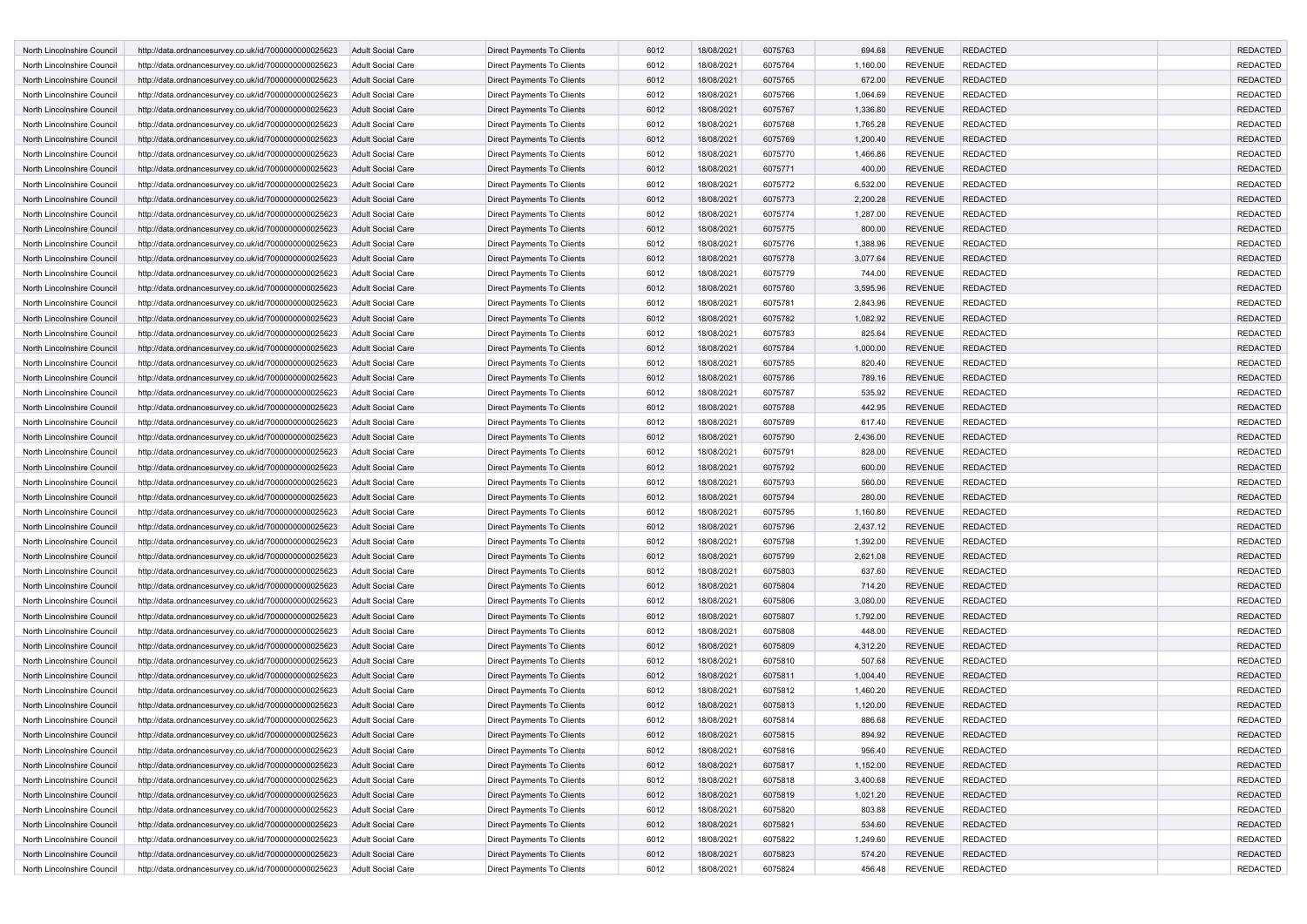| | | | | | | | | | | | |
|---|---|---|---|---|---|---|---|---|---|---|---|
| North Lincolnshire Council | http://data.ordnancesurvey.co.uk/id/7000000000025623 | Adult Social Care | Direct Payments To Clients | 6012 | 18/08/2021 | 6075763 | 694.68 | REVENUE | REDACTED | | REDACTED |
| North Lincolnshire Council | http://data.ordnancesurvey.co.uk/id/7000000000025623 | Adult Social Care | Direct Payments To Clients | 6012 | 18/08/2021 | 6075764 | 1,160.00 | REVENUE | REDACTED | | REDACTED |
| North Lincolnshire Council | http://data.ordnancesurvey.co.uk/id/7000000000025623 | Adult Social Care | Direct Payments To Clients | 6012 | 18/08/2021 | 6075765 | 672.00 | REVENUE | REDACTED | | REDACTED |
| North Lincolnshire Council | http://data.ordnancesurvey.co.uk/id/7000000000025623 | Adult Social Care | Direct Payments To Clients | 6012 | 18/08/2021 | 6075766 | 1,064.69 | REVENUE | REDACTED | | REDACTED |
| North Lincolnshire Council | http://data.ordnancesurvey.co.uk/id/7000000000025623 | Adult Social Care | Direct Payments To Clients | 6012 | 18/08/2021 | 6075767 | 1,336.80 | REVENUE | REDACTED | | REDACTED |
| North Lincolnshire Council | http://data.ordnancesurvey.co.uk/id/7000000000025623 | Adult Social Care | Direct Payments To Clients | 6012 | 18/08/2021 | 6075768 | 1,765.28 | REVENUE | REDACTED | | REDACTED |
| North Lincolnshire Council | http://data.ordnancesurvey.co.uk/id/7000000000025623 | Adult Social Care | Direct Payments To Clients | 6012 | 18/08/2021 | 6075769 | 1,200.40 | REVENUE | REDACTED | | REDACTED |
| North Lincolnshire Council | http://data.ordnancesurvey.co.uk/id/7000000000025623 | Adult Social Care | Direct Payments To Clients | 6012 | 18/08/2021 | 6075770 | 1,466.86 | REVENUE | REDACTED | | REDACTED |
| North Lincolnshire Council | http://data.ordnancesurvey.co.uk/id/7000000000025623 | Adult Social Care | Direct Payments To Clients | 6012 | 18/08/2021 | 6075771 | 400.00 | REVENUE | REDACTED | | REDACTED |
| North Lincolnshire Council | http://data.ordnancesurvey.co.uk/id/7000000000025623 | Adult Social Care | Direct Payments To Clients | 6012 | 18/08/2021 | 6075772 | 6,532.00 | REVENUE | REDACTED | | REDACTED |
| North Lincolnshire Council | http://data.ordnancesurvey.co.uk/id/7000000000025623 | Adult Social Care | Direct Payments To Clients | 6012 | 18/08/2021 | 6075773 | 2,200.28 | REVENUE | REDACTED | | REDACTED |
| North Lincolnshire Council | http://data.ordnancesurvey.co.uk/id/7000000000025623 | Adult Social Care | Direct Payments To Clients | 6012 | 18/08/2021 | 6075774 | 1,287.00 | REVENUE | REDACTED | | REDACTED |
| North Lincolnshire Council | http://data.ordnancesurvey.co.uk/id/7000000000025623 | Adult Social Care | Direct Payments To Clients | 6012 | 18/08/2021 | 6075775 | 800.00 | REVENUE | REDACTED | | REDACTED |
| North Lincolnshire Council | http://data.ordnancesurvey.co.uk/id/7000000000025623 | Adult Social Care | Direct Payments To Clients | 6012 | 18/08/2021 | 6075776 | 1,388.96 | REVENUE | REDACTED | | REDACTED |
| North Lincolnshire Council | http://data.ordnancesurvey.co.uk/id/7000000000025623 | Adult Social Care | Direct Payments To Clients | 6012 | 18/08/2021 | 6075778 | 3,077.64 | REVENUE | REDACTED | | REDACTED |
| North Lincolnshire Council | http://data.ordnancesurvey.co.uk/id/7000000000025623 | Adult Social Care | Direct Payments To Clients | 6012 | 18/08/2021 | 6075779 | 744.00 | REVENUE | REDACTED | | REDACTED |
| North Lincolnshire Council | http://data.ordnancesurvey.co.uk/id/7000000000025623 | Adult Social Care | Direct Payments To Clients | 6012 | 18/08/2021 | 6075780 | 3,595.96 | REVENUE | REDACTED | | REDACTED |
| North Lincolnshire Council | http://data.ordnancesurvey.co.uk/id/7000000000025623 | Adult Social Care | Direct Payments To Clients | 6012 | 18/08/2021 | 6075781 | 2,843.96 | REVENUE | REDACTED | | REDACTED |
| North Lincolnshire Council | http://data.ordnancesurvey.co.uk/id/7000000000025623 | Adult Social Care | Direct Payments To Clients | 6012 | 18/08/2021 | 6075782 | 1,082.92 | REVENUE | REDACTED | | REDACTED |
| North Lincolnshire Council | http://data.ordnancesurvey.co.uk/id/7000000000025623 | Adult Social Care | Direct Payments To Clients | 6012 | 18/08/2021 | 6075783 | 825.64 | REVENUE | REDACTED | | REDACTED |
| North Lincolnshire Council | http://data.ordnancesurvey.co.uk/id/7000000000025623 | Adult Social Care | Direct Payments To Clients | 6012 | 18/08/2021 | 6075784 | 1,000.00 | REVENUE | REDACTED | | REDACTED |
| North Lincolnshire Council | http://data.ordnancesurvey.co.uk/id/7000000000025623 | Adult Social Care | Direct Payments To Clients | 6012 | 18/08/2021 | 6075785 | 820.40 | REVENUE | REDACTED | | REDACTED |
| North Lincolnshire Council | http://data.ordnancesurvey.co.uk/id/7000000000025623 | Adult Social Care | Direct Payments To Clients | 6012 | 18/08/2021 | 6075786 | 789.16 | REVENUE | REDACTED | | REDACTED |
| North Lincolnshire Council | http://data.ordnancesurvey.co.uk/id/7000000000025623 | Adult Social Care | Direct Payments To Clients | 6012 | 18/08/2021 | 6075787 | 535.92 | REVENUE | REDACTED | | REDACTED |
| North Lincolnshire Council | http://data.ordnancesurvey.co.uk/id/7000000000025623 | Adult Social Care | Direct Payments To Clients | 6012 | 18/08/2021 | 6075788 | 442.95 | REVENUE | REDACTED | | REDACTED |
| North Lincolnshire Council | http://data.ordnancesurvey.co.uk/id/7000000000025623 | Adult Social Care | Direct Payments To Clients | 6012 | 18/08/2021 | 6075789 | 617.40 | REVENUE | REDACTED | | REDACTED |
| North Lincolnshire Council | http://data.ordnancesurvey.co.uk/id/7000000000025623 | Adult Social Care | Direct Payments To Clients | 6012 | 18/08/2021 | 6075790 | 2,436.00 | REVENUE | REDACTED | | REDACTED |
| North Lincolnshire Council | http://data.ordnancesurvey.co.uk/id/7000000000025623 | Adult Social Care | Direct Payments To Clients | 6012 | 18/08/2021 | 6075791 | 828.00 | REVENUE | REDACTED | | REDACTED |
| North Lincolnshire Council | http://data.ordnancesurvey.co.uk/id/7000000000025623 | Adult Social Care | Direct Payments To Clients | 6012 | 18/08/2021 | 6075792 | 600.00 | REVENUE | REDACTED | | REDACTED |
| North Lincolnshire Council | http://data.ordnancesurvey.co.uk/id/7000000000025623 | Adult Social Care | Direct Payments To Clients | 6012 | 18/08/2021 | 6075793 | 560.00 | REVENUE | REDACTED | | REDACTED |
| North Lincolnshire Council | http://data.ordnancesurvey.co.uk/id/7000000000025623 | Adult Social Care | Direct Payments To Clients | 6012 | 18/08/2021 | 6075794 | 280.00 | REVENUE | REDACTED | | REDACTED |
| North Lincolnshire Council | http://data.ordnancesurvey.co.uk/id/7000000000025623 | Adult Social Care | Direct Payments To Clients | 6012 | 18/08/2021 | 6075795 | 1,160.80 | REVENUE | REDACTED | | REDACTED |
| North Lincolnshire Council | http://data.ordnancesurvey.co.uk/id/7000000000025623 | Adult Social Care | Direct Payments To Clients | 6012 | 18/08/2021 | 6075796 | 2,437.12 | REVENUE | REDACTED | | REDACTED |
| North Lincolnshire Council | http://data.ordnancesurvey.co.uk/id/7000000000025623 | Adult Social Care | Direct Payments To Clients | 6012 | 18/08/2021 | 6075798 | 1,392.00 | REVENUE | REDACTED | | REDACTED |
| North Lincolnshire Council | http://data.ordnancesurvey.co.uk/id/7000000000025623 | Adult Social Care | Direct Payments To Clients | 6012 | 18/08/2021 | 6075799 | 2,621.08 | REVENUE | REDACTED | | REDACTED |
| North Lincolnshire Council | http://data.ordnancesurvey.co.uk/id/7000000000025623 | Adult Social Care | Direct Payments To Clients | 6012 | 18/08/2021 | 6075803 | 637.60 | REVENUE | REDACTED | | REDACTED |
| North Lincolnshire Council | http://data.ordnancesurvey.co.uk/id/7000000000025623 | Adult Social Care | Direct Payments To Clients | 6012 | 18/08/2021 | 6075804 | 714.20 | REVENUE | REDACTED | | REDACTED |
| North Lincolnshire Council | http://data.ordnancesurvey.co.uk/id/7000000000025623 | Adult Social Care | Direct Payments To Clients | 6012 | 18/08/2021 | 6075806 | 3,080.00 | REVENUE | REDACTED | | REDACTED |
| North Lincolnshire Council | http://data.ordnancesurvey.co.uk/id/7000000000025623 | Adult Social Care | Direct Payments To Clients | 6012 | 18/08/2021 | 6075807 | 1,792.00 | REVENUE | REDACTED | | REDACTED |
| North Lincolnshire Council | http://data.ordnancesurvey.co.uk/id/7000000000025623 | Adult Social Care | Direct Payments To Clients | 6012 | 18/08/2021 | 6075808 | 448.00 | REVENUE | REDACTED | | REDACTED |
| North Lincolnshire Council | http://data.ordnancesurvey.co.uk/id/7000000000025623 | Adult Social Care | Direct Payments To Clients | 6012 | 18/08/2021 | 6075809 | 4,312.20 | REVENUE | REDACTED | | REDACTED |
| North Lincolnshire Council | http://data.ordnancesurvey.co.uk/id/7000000000025623 | Adult Social Care | Direct Payments To Clients | 6012 | 18/08/2021 | 6075810 | 507.68 | REVENUE | REDACTED | | REDACTED |
| North Lincolnshire Council | http://data.ordnancesurvey.co.uk/id/7000000000025623 | Adult Social Care | Direct Payments To Clients | 6012 | 18/08/2021 | 6075811 | 1,004.40 | REVENUE | REDACTED | | REDACTED |
| North Lincolnshire Council | http://data.ordnancesurvey.co.uk/id/7000000000025623 | Adult Social Care | Direct Payments To Clients | 6012 | 18/08/2021 | 6075812 | 1,460.20 | REVENUE | REDACTED | | REDACTED |
| North Lincolnshire Council | http://data.ordnancesurvey.co.uk/id/7000000000025623 | Adult Social Care | Direct Payments To Clients | 6012 | 18/08/2021 | 6075813 | 1,120.00 | REVENUE | REDACTED | | REDACTED |
| North Lincolnshire Council | http://data.ordnancesurvey.co.uk/id/7000000000025623 | Adult Social Care | Direct Payments To Clients | 6012 | 18/08/2021 | 6075814 | 886.68 | REVENUE | REDACTED | | REDACTED |
| North Lincolnshire Council | http://data.ordnancesurvey.co.uk/id/7000000000025623 | Adult Social Care | Direct Payments To Clients | 6012 | 18/08/2021 | 6075815 | 894.92 | REVENUE | REDACTED | | REDACTED |
| North Lincolnshire Council | http://data.ordnancesurvey.co.uk/id/7000000000025623 | Adult Social Care | Direct Payments To Clients | 6012 | 18/08/2021 | 6075816 | 956.40 | REVENUE | REDACTED | | REDACTED |
| North Lincolnshire Council | http://data.ordnancesurvey.co.uk/id/7000000000025623 | Adult Social Care | Direct Payments To Clients | 6012 | 18/08/2021 | 6075817 | 1,152.00 | REVENUE | REDACTED | | REDACTED |
| North Lincolnshire Council | http://data.ordnancesurvey.co.uk/id/7000000000025623 | Adult Social Care | Direct Payments To Clients | 6012 | 18/08/2021 | 6075818 | 3,400.68 | REVENUE | REDACTED | | REDACTED |
| North Lincolnshire Council | http://data.ordnancesurvey.co.uk/id/7000000000025623 | Adult Social Care | Direct Payments To Clients | 6012 | 18/08/2021 | 6075819 | 1,021.20 | REVENUE | REDACTED | | REDACTED |
| North Lincolnshire Council | http://data.ordnancesurvey.co.uk/id/7000000000025623 | Adult Social Care | Direct Payments To Clients | 6012 | 18/08/2021 | 6075820 | 803.88 | REVENUE | REDACTED | | REDACTED |
| North Lincolnshire Council | http://data.ordnancesurvey.co.uk/id/7000000000025623 | Adult Social Care | Direct Payments To Clients | 6012 | 18/08/2021 | 6075821 | 534.60 | REVENUE | REDACTED | | REDACTED |
| North Lincolnshire Council | http://data.ordnancesurvey.co.uk/id/7000000000025623 | Adult Social Care | Direct Payments To Clients | 6012 | 18/08/2021 | 6075822 | 1,249.60 | REVENUE | REDACTED | | REDACTED |
| North Lincolnshire Council | http://data.ordnancesurvey.co.uk/id/7000000000025623 | Adult Social Care | Direct Payments To Clients | 6012 | 18/08/2021 | 6075823 | 574.20 | REVENUE | REDACTED | | REDACTED |
| North Lincolnshire Council | http://data.ordnancesurvey.co.uk/id/7000000000025623 | Adult Social Care | Direct Payments To Clients | 6012 | 18/08/2021 | 6075824 | 456.48 | REVENUE | REDACTED | | REDACTED |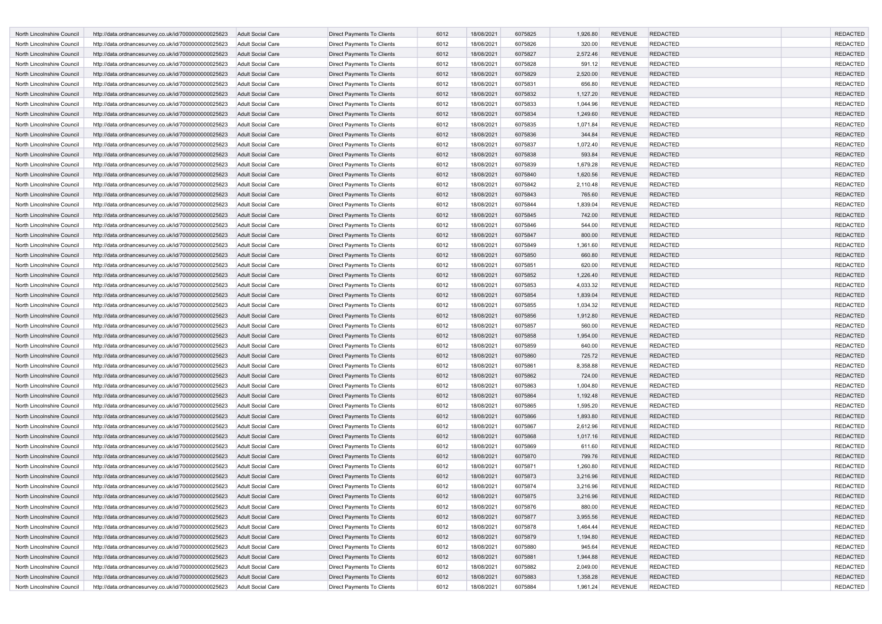| | | | | | | | | | | | |
|---|---|---|---|---|---|---|---|---|---|---|---|
| North Lincolnshire Council | http://data.ordnancesurvey.co.uk/id/7000000000025623 | Adult Social Care | Direct Payments To Clients | 6012 | 18/08/2021 | 6075825 | 1,926.80 | REVENUE | REDACTED | | REDACTED |
| North Lincolnshire Council | http://data.ordnancesurvey.co.uk/id/7000000000025623 | Adult Social Care | Direct Payments To Clients | 6012 | 18/08/2021 | 6075826 | 320.00 | REVENUE | REDACTED | | REDACTED |
| North Lincolnshire Council | http://data.ordnancesurvey.co.uk/id/7000000000025623 | Adult Social Care | Direct Payments To Clients | 6012 | 18/08/2021 | 6075827 | 2,572.46 | REVENUE | REDACTED | | REDACTED |
| North Lincolnshire Council | http://data.ordnancesurvey.co.uk/id/7000000000025623 | Adult Social Care | Direct Payments To Clients | 6012 | 18/08/2021 | 6075828 | 591.12 | REVENUE | REDACTED | | REDACTED |
| North Lincolnshire Council | http://data.ordnancesurvey.co.uk/id/7000000000025623 | Adult Social Care | Direct Payments To Clients | 6012 | 18/08/2021 | 6075829 | 2,520.00 | REVENUE | REDACTED | | REDACTED |
| North Lincolnshire Council | http://data.ordnancesurvey.co.uk/id/7000000000025623 | Adult Social Care | Direct Payments To Clients | 6012 | 18/08/2021 | 6075831 | 656.80 | REVENUE | REDACTED | | REDACTED |
| North Lincolnshire Council | http://data.ordnancesurvey.co.uk/id/7000000000025623 | Adult Social Care | Direct Payments To Clients | 6012 | 18/08/2021 | 6075832 | 1,127.20 | REVENUE | REDACTED | | REDACTED |
| North Lincolnshire Council | http://data.ordnancesurvey.co.uk/id/7000000000025623 | Adult Social Care | Direct Payments To Clients | 6012 | 18/08/2021 | 6075833 | 1,044.96 | REVENUE | REDACTED | | REDACTED |
| North Lincolnshire Council | http://data.ordnancesurvey.co.uk/id/7000000000025623 | Adult Social Care | Direct Payments To Clients | 6012 | 18/08/2021 | 6075834 | 1,249.60 | REVENUE | REDACTED | | REDACTED |
| North Lincolnshire Council | http://data.ordnancesurvey.co.uk/id/7000000000025623 | Adult Social Care | Direct Payments To Clients | 6012 | 18/08/2021 | 6075835 | 1,071.84 | REVENUE | REDACTED | | REDACTED |
| North Lincolnshire Council | http://data.ordnancesurvey.co.uk/id/7000000000025623 | Adult Social Care | Direct Payments To Clients | 6012 | 18/08/2021 | 6075836 | 344.84 | REVENUE | REDACTED | | REDACTED |
| North Lincolnshire Council | http://data.ordnancesurvey.co.uk/id/7000000000025623 | Adult Social Care | Direct Payments To Clients | 6012 | 18/08/2021 | 6075837 | 1,072.40 | REVENUE | REDACTED | | REDACTED |
| North Lincolnshire Council | http://data.ordnancesurvey.co.uk/id/7000000000025623 | Adult Social Care | Direct Payments To Clients | 6012 | 18/08/2021 | 6075838 | 593.84 | REVENUE | REDACTED | | REDACTED |
| North Lincolnshire Council | http://data.ordnancesurvey.co.uk/id/7000000000025623 | Adult Social Care | Direct Payments To Clients | 6012 | 18/08/2021 | 6075839 | 1,679.28 | REVENUE | REDACTED | | REDACTED |
| North Lincolnshire Council | http://data.ordnancesurvey.co.uk/id/7000000000025623 | Adult Social Care | Direct Payments To Clients | 6012 | 18/08/2021 | 6075840 | 1,620.56 | REVENUE | REDACTED | | REDACTED |
| North Lincolnshire Council | http://data.ordnancesurvey.co.uk/id/7000000000025623 | Adult Social Care | Direct Payments To Clients | 6012 | 18/08/2021 | 6075842 | 2,110.48 | REVENUE | REDACTED | | REDACTED |
| North Lincolnshire Council | http://data.ordnancesurvey.co.uk/id/7000000000025623 | Adult Social Care | Direct Payments To Clients | 6012 | 18/08/2021 | 6075843 | 765.60 | REVENUE | REDACTED | | REDACTED |
| North Lincolnshire Council | http://data.ordnancesurvey.co.uk/id/7000000000025623 | Adult Social Care | Direct Payments To Clients | 6012 | 18/08/2021 | 6075844 | 1,839.04 | REVENUE | REDACTED | | REDACTED |
| North Lincolnshire Council | http://data.ordnancesurvey.co.uk/id/7000000000025623 | Adult Social Care | Direct Payments To Clients | 6012 | 18/08/2021 | 6075845 | 742.00 | REVENUE | REDACTED | | REDACTED |
| North Lincolnshire Council | http://data.ordnancesurvey.co.uk/id/7000000000025623 | Adult Social Care | Direct Payments To Clients | 6012 | 18/08/2021 | 6075846 | 544.00 | REVENUE | REDACTED | | REDACTED |
| North Lincolnshire Council | http://data.ordnancesurvey.co.uk/id/7000000000025623 | Adult Social Care | Direct Payments To Clients | 6012 | 18/08/2021 | 6075847 | 800.00 | REVENUE | REDACTED | | REDACTED |
| North Lincolnshire Council | http://data.ordnancesurvey.co.uk/id/7000000000025623 | Adult Social Care | Direct Payments To Clients | 6012 | 18/08/2021 | 6075849 | 1,361.60 | REVENUE | REDACTED | | REDACTED |
| North Lincolnshire Council | http://data.ordnancesurvey.co.uk/id/7000000000025623 | Adult Social Care | Direct Payments To Clients | 6012 | 18/08/2021 | 6075850 | 660.80 | REVENUE | REDACTED | | REDACTED |
| North Lincolnshire Council | http://data.ordnancesurvey.co.uk/id/7000000000025623 | Adult Social Care | Direct Payments To Clients | 6012 | 18/08/2021 | 6075851 | 620.00 | REVENUE | REDACTED | | REDACTED |
| North Lincolnshire Council | http://data.ordnancesurvey.co.uk/id/7000000000025623 | Adult Social Care | Direct Payments To Clients | 6012 | 18/08/2021 | 6075852 | 1,226.40 | REVENUE | REDACTED | | REDACTED |
| North Lincolnshire Council | http://data.ordnancesurvey.co.uk/id/7000000000025623 | Adult Social Care | Direct Payments To Clients | 6012 | 18/08/2021 | 6075853 | 4,033.32 | REVENUE | REDACTED | | REDACTED |
| North Lincolnshire Council | http://data.ordnancesurvey.co.uk/id/7000000000025623 | Adult Social Care | Direct Payments To Clients | 6012 | 18/08/2021 | 6075854 | 1,839.04 | REVENUE | REDACTED | | REDACTED |
| North Lincolnshire Council | http://data.ordnancesurvey.co.uk/id/7000000000025623 | Adult Social Care | Direct Payments To Clients | 6012 | 18/08/2021 | 6075855 | 1,034.32 | REVENUE | REDACTED | | REDACTED |
| North Lincolnshire Council | http://data.ordnancesurvey.co.uk/id/7000000000025623 | Adult Social Care | Direct Payments To Clients | 6012 | 18/08/2021 | 6075856 | 1,912.80 | REVENUE | REDACTED | | REDACTED |
| North Lincolnshire Council | http://data.ordnancesurvey.co.uk/id/7000000000025623 | Adult Social Care | Direct Payments To Clients | 6012 | 18/08/2021 | 6075857 | 560.00 | REVENUE | REDACTED | | REDACTED |
| North Lincolnshire Council | http://data.ordnancesurvey.co.uk/id/7000000000025623 | Adult Social Care | Direct Payments To Clients | 6012 | 18/08/2021 | 6075858 | 1,954.00 | REVENUE | REDACTED | | REDACTED |
| North Lincolnshire Council | http://data.ordnancesurvey.co.uk/id/7000000000025623 | Adult Social Care | Direct Payments To Clients | 6012 | 18/08/2021 | 6075859 | 640.00 | REVENUE | REDACTED | | REDACTED |
| North Lincolnshire Council | http://data.ordnancesurvey.co.uk/id/7000000000025623 | Adult Social Care | Direct Payments To Clients | 6012 | 18/08/2021 | 6075860 | 725.72 | REVENUE | REDACTED | | REDACTED |
| North Lincolnshire Council | http://data.ordnancesurvey.co.uk/id/7000000000025623 | Adult Social Care | Direct Payments To Clients | 6012 | 18/08/2021 | 6075861 | 8,358.88 | REVENUE | REDACTED | | REDACTED |
| North Lincolnshire Council | http://data.ordnancesurvey.co.uk/id/7000000000025623 | Adult Social Care | Direct Payments To Clients | 6012 | 18/08/2021 | 6075862 | 724.00 | REVENUE | REDACTED | | REDACTED |
| North Lincolnshire Council | http://data.ordnancesurvey.co.uk/id/7000000000025623 | Adult Social Care | Direct Payments To Clients | 6012 | 18/08/2021 | 6075863 | 1,004.80 | REVENUE | REDACTED | | REDACTED |
| North Lincolnshire Council | http://data.ordnancesurvey.co.uk/id/7000000000025623 | Adult Social Care | Direct Payments To Clients | 6012 | 18/08/2021 | 6075864 | 1,192.48 | REVENUE | REDACTED | | REDACTED |
| North Lincolnshire Council | http://data.ordnancesurvey.co.uk/id/7000000000025623 | Adult Social Care | Direct Payments To Clients | 6012 | 18/08/2021 | 6075865 | 1,595.20 | REVENUE | REDACTED | | REDACTED |
| North Lincolnshire Council | http://data.ordnancesurvey.co.uk/id/7000000000025623 | Adult Social Care | Direct Payments To Clients | 6012 | 18/08/2021 | 6075866 | 1,893.80 | REVENUE | REDACTED | | REDACTED |
| North Lincolnshire Council | http://data.ordnancesurvey.co.uk/id/7000000000025623 | Adult Social Care | Direct Payments To Clients | 6012 | 18/08/2021 | 6075867 | 2,612.96 | REVENUE | REDACTED | | REDACTED |
| North Lincolnshire Council | http://data.ordnancesurvey.co.uk/id/7000000000025623 | Adult Social Care | Direct Payments To Clients | 6012 | 18/08/2021 | 6075868 | 1,017.16 | REVENUE | REDACTED | | REDACTED |
| North Lincolnshire Council | http://data.ordnancesurvey.co.uk/id/7000000000025623 | Adult Social Care | Direct Payments To Clients | 6012 | 18/08/2021 | 6075869 | 611.60 | REVENUE | REDACTED | | REDACTED |
| North Lincolnshire Council | http://data.ordnancesurvey.co.uk/id/7000000000025623 | Adult Social Care | Direct Payments To Clients | 6012 | 18/08/2021 | 6075870 | 799.76 | REVENUE | REDACTED | | REDACTED |
| North Lincolnshire Council | http://data.ordnancesurvey.co.uk/id/7000000000025623 | Adult Social Care | Direct Payments To Clients | 6012 | 18/08/2021 | 6075871 | 1,260.80 | REVENUE | REDACTED | | REDACTED |
| North Lincolnshire Council | http://data.ordnancesurvey.co.uk/id/7000000000025623 | Adult Social Care | Direct Payments To Clients | 6012 | 18/08/2021 | 6075873 | 3,216.96 | REVENUE | REDACTED | | REDACTED |
| North Lincolnshire Council | http://data.ordnancesurvey.co.uk/id/7000000000025623 | Adult Social Care | Direct Payments To Clients | 6012 | 18/08/2021 | 6075874 | 3,216.96 | REVENUE | REDACTED | | REDACTED |
| North Lincolnshire Council | http://data.ordnancesurvey.co.uk/id/7000000000025623 | Adult Social Care | Direct Payments To Clients | 6012 | 18/08/2021 | 6075875 | 3,216.96 | REVENUE | REDACTED | | REDACTED |
| North Lincolnshire Council | http://data.ordnancesurvey.co.uk/id/7000000000025623 | Adult Social Care | Direct Payments To Clients | 6012 | 18/08/2021 | 6075876 | 880.00 | REVENUE | REDACTED | | REDACTED |
| North Lincolnshire Council | http://data.ordnancesurvey.co.uk/id/7000000000025623 | Adult Social Care | Direct Payments To Clients | 6012 | 18/08/2021 | 6075877 | 3,955.56 | REVENUE | REDACTED | | REDACTED |
| North Lincolnshire Council | http://data.ordnancesurvey.co.uk/id/7000000000025623 | Adult Social Care | Direct Payments To Clients | 6012 | 18/08/2021 | 6075878 | 1,464.44 | REVENUE | REDACTED | | REDACTED |
| North Lincolnshire Council | http://data.ordnancesurvey.co.uk/id/7000000000025623 | Adult Social Care | Direct Payments To Clients | 6012 | 18/08/2021 | 6075879 | 1,194.80 | REVENUE | REDACTED | | REDACTED |
| North Lincolnshire Council | http://data.ordnancesurvey.co.uk/id/7000000000025623 | Adult Social Care | Direct Payments To Clients | 6012 | 18/08/2021 | 6075880 | 945.64 | REVENUE | REDACTED | | REDACTED |
| North Lincolnshire Council | http://data.ordnancesurvey.co.uk/id/7000000000025623 | Adult Social Care | Direct Payments To Clients | 6012 | 18/08/2021 | 6075881 | 1,944.88 | REVENUE | REDACTED | | REDACTED |
| North Lincolnshire Council | http://data.ordnancesurvey.co.uk/id/7000000000025623 | Adult Social Care | Direct Payments To Clients | 6012 | 18/08/2021 | 6075882 | 2,049.00 | REVENUE | REDACTED | | REDACTED |
| North Lincolnshire Council | http://data.ordnancesurvey.co.uk/id/7000000000025623 | Adult Social Care | Direct Payments To Clients | 6012 | 18/08/2021 | 6075883 | 1,358.28 | REVENUE | REDACTED | | REDACTED |
| North Lincolnshire Council | http://data.ordnancesurvey.co.uk/id/7000000000025623 | Adult Social Care | Direct Payments To Clients | 6012 | 18/08/2021 | 6075884 | 1,961.24 | REVENUE | REDACTED | | REDACTED |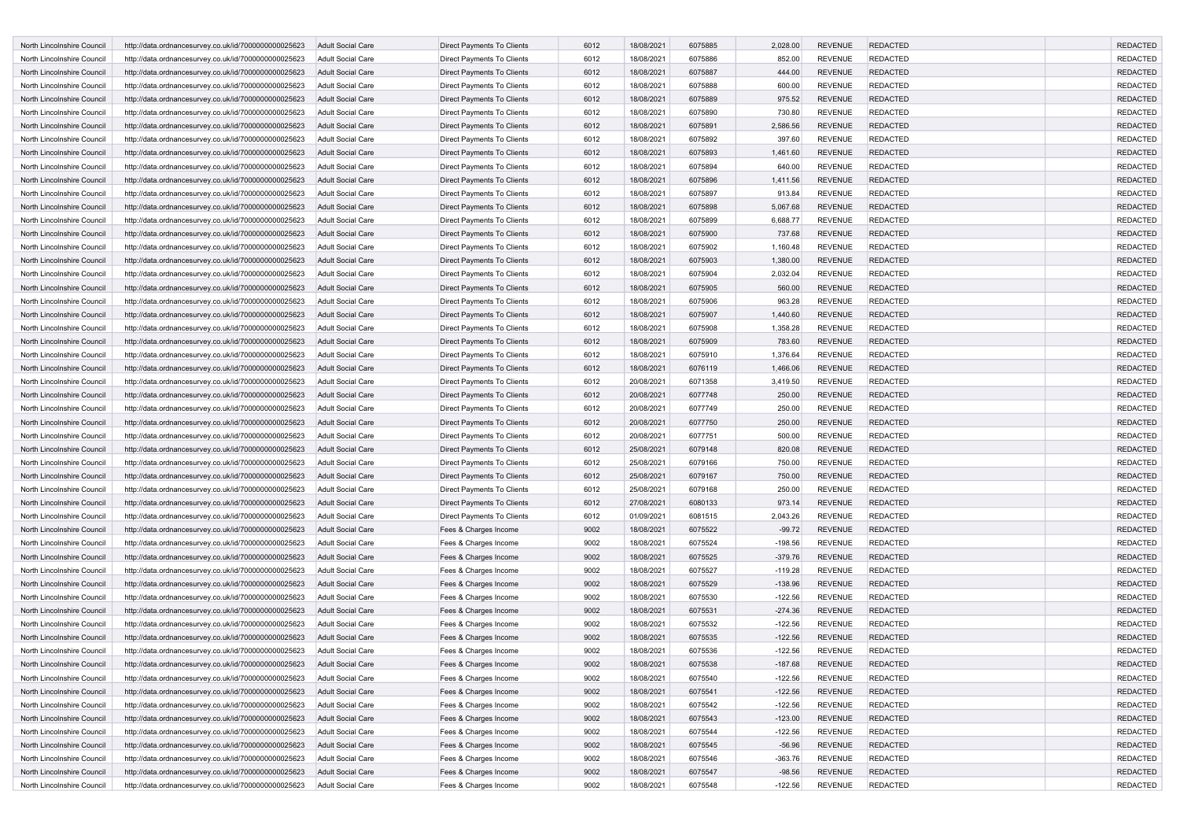| | | | | | | | | | | | |
|---|---|---|---|---|---|---|---|---|---|---|---|
| North Lincolnshire Council | http://data.ordnancesurvey.co.uk/id/7000000000025623 | Adult Social Care | Direct Payments To Clients | 6012 | 18/08/2021 | 6075885 | 2,028.00 | REVENUE | REDACTED | | REDACTED |
| North Lincolnshire Council | http://data.ordnancesurvey.co.uk/id/7000000000025623 | Adult Social Care | Direct Payments To Clients | 6012 | 18/08/2021 | 6075886 | 852.00 | REVENUE | REDACTED | | REDACTED |
| North Lincolnshire Council | http://data.ordnancesurvey.co.uk/id/7000000000025623 | Adult Social Care | Direct Payments To Clients | 6012 | 18/08/2021 | 6075887 | 444.00 | REVENUE | REDACTED | | REDACTED |
| North Lincolnshire Council | http://data.ordnancesurvey.co.uk/id/7000000000025623 | Adult Social Care | Direct Payments To Clients | 6012 | 18/08/2021 | 6075888 | 600.00 | REVENUE | REDACTED | | REDACTED |
| North Lincolnshire Council | http://data.ordnancesurvey.co.uk/id/7000000000025623 | Adult Social Care | Direct Payments To Clients | 6012 | 18/08/2021 | 6075889 | 975.52 | REVENUE | REDACTED | | REDACTED |
| North Lincolnshire Council | http://data.ordnancesurvey.co.uk/id/7000000000025623 | Adult Social Care | Direct Payments To Clients | 6012 | 18/08/2021 | 6075890 | 730.80 | REVENUE | REDACTED | | REDACTED |
| North Lincolnshire Council | http://data.ordnancesurvey.co.uk/id/7000000000025623 | Adult Social Care | Direct Payments To Clients | 6012 | 18/08/2021 | 6075891 | 2,586.56 | REVENUE | REDACTED | | REDACTED |
| North Lincolnshire Council | http://data.ordnancesurvey.co.uk/id/7000000000025623 | Adult Social Care | Direct Payments To Clients | 6012 | 18/08/2021 | 6075892 | 397.60 | REVENUE | REDACTED | | REDACTED |
| North Lincolnshire Council | http://data.ordnancesurvey.co.uk/id/7000000000025623 | Adult Social Care | Direct Payments To Clients | 6012 | 18/08/2021 | 6075893 | 1,461.60 | REVENUE | REDACTED | | REDACTED |
| North Lincolnshire Council | http://data.ordnancesurvey.co.uk/id/7000000000025623 | Adult Social Care | Direct Payments To Clients | 6012 | 18/08/2021 | 6075894 | 640.00 | REVENUE | REDACTED | | REDACTED |
| North Lincolnshire Council | http://data.ordnancesurvey.co.uk/id/7000000000025623 | Adult Social Care | Direct Payments To Clients | 6012 | 18/08/2021 | 6075896 | 1,411.56 | REVENUE | REDACTED | | REDACTED |
| North Lincolnshire Council | http://data.ordnancesurvey.co.uk/id/7000000000025623 | Adult Social Care | Direct Payments To Clients | 6012 | 18/08/2021 | 6075897 | 913.84 | REVENUE | REDACTED | | REDACTED |
| North Lincolnshire Council | http://data.ordnancesurvey.co.uk/id/7000000000025623 | Adult Social Care | Direct Payments To Clients | 6012 | 18/08/2021 | 6075898 | 5,067.68 | REVENUE | REDACTED | | REDACTED |
| North Lincolnshire Council | http://data.ordnancesurvey.co.uk/id/7000000000025623 | Adult Social Care | Direct Payments To Clients | 6012 | 18/08/2021 | 6075899 | 6,688.77 | REVENUE | REDACTED | | REDACTED |
| North Lincolnshire Council | http://data.ordnancesurvey.co.uk/id/7000000000025623 | Adult Social Care | Direct Payments To Clients | 6012 | 18/08/2021 | 6075900 | 737.68 | REVENUE | REDACTED | | REDACTED |
| North Lincolnshire Council | http://data.ordnancesurvey.co.uk/id/7000000000025623 | Adult Social Care | Direct Payments To Clients | 6012 | 18/08/2021 | 6075902 | 1,160.48 | REVENUE | REDACTED | | REDACTED |
| North Lincolnshire Council | http://data.ordnancesurvey.co.uk/id/7000000000025623 | Adult Social Care | Direct Payments To Clients | 6012 | 18/08/2021 | 6075903 | 1,380.00 | REVENUE | REDACTED | | REDACTED |
| North Lincolnshire Council | http://data.ordnancesurvey.co.uk/id/7000000000025623 | Adult Social Care | Direct Payments To Clients | 6012 | 18/08/2021 | 6075904 | 2,032.04 | REVENUE | REDACTED | | REDACTED |
| North Lincolnshire Council | http://data.ordnancesurvey.co.uk/id/7000000000025623 | Adult Social Care | Direct Payments To Clients | 6012 | 18/08/2021 | 6075905 | 560.00 | REVENUE | REDACTED | | REDACTED |
| North Lincolnshire Council | http://data.ordnancesurvey.co.uk/id/7000000000025623 | Adult Social Care | Direct Payments To Clients | 6012 | 18/08/2021 | 6075906 | 963.28 | REVENUE | REDACTED | | REDACTED |
| North Lincolnshire Council | http://data.ordnancesurvey.co.uk/id/7000000000025623 | Adult Social Care | Direct Payments To Clients | 6012 | 18/08/2021 | 6075907 | 1,440.60 | REVENUE | REDACTED | | REDACTED |
| North Lincolnshire Council | http://data.ordnancesurvey.co.uk/id/7000000000025623 | Adult Social Care | Direct Payments To Clients | 6012 | 18/08/2021 | 6075908 | 1,358.28 | REVENUE | REDACTED | | REDACTED |
| North Lincolnshire Council | http://data.ordnancesurvey.co.uk/id/7000000000025623 | Adult Social Care | Direct Payments To Clients | 6012 | 18/08/2021 | 6075909 | 783.60 | REVENUE | REDACTED | | REDACTED |
| North Lincolnshire Council | http://data.ordnancesurvey.co.uk/id/7000000000025623 | Adult Social Care | Direct Payments To Clients | 6012 | 18/08/2021 | 6075910 | 1,376.64 | REVENUE | REDACTED | | REDACTED |
| North Lincolnshire Council | http://data.ordnancesurvey.co.uk/id/7000000000025623 | Adult Social Care | Direct Payments To Clients | 6012 | 18/08/2021 | 6076119 | 1,466.06 | REVENUE | REDACTED | | REDACTED |
| North Lincolnshire Council | http://data.ordnancesurvey.co.uk/id/7000000000025623 | Adult Social Care | Direct Payments To Clients | 6012 | 20/08/2021 | 6071358 | 3,419.50 | REVENUE | REDACTED | | REDACTED |
| North Lincolnshire Council | http://data.ordnancesurvey.co.uk/id/7000000000025623 | Adult Social Care | Direct Payments To Clients | 6012 | 20/08/2021 | 6077748 | 250.00 | REVENUE | REDACTED | | REDACTED |
| North Lincolnshire Council | http://data.ordnancesurvey.co.uk/id/7000000000025623 | Adult Social Care | Direct Payments To Clients | 6012 | 20/08/2021 | 6077749 | 250.00 | REVENUE | REDACTED | | REDACTED |
| North Lincolnshire Council | http://data.ordnancesurvey.co.uk/id/7000000000025623 | Adult Social Care | Direct Payments To Clients | 6012 | 20/08/2021 | 6077750 | 250.00 | REVENUE | REDACTED | | REDACTED |
| North Lincolnshire Council | http://data.ordnancesurvey.co.uk/id/7000000000025623 | Adult Social Care | Direct Payments To Clients | 6012 | 20/08/2021 | 6077751 | 500.00 | REVENUE | REDACTED | | REDACTED |
| North Lincolnshire Council | http://data.ordnancesurvey.co.uk/id/7000000000025623 | Adult Social Care | Direct Payments To Clients | 6012 | 25/08/2021 | 6079148 | 820.08 | REVENUE | REDACTED | | REDACTED |
| North Lincolnshire Council | http://data.ordnancesurvey.co.uk/id/7000000000025623 | Adult Social Care | Direct Payments To Clients | 6012 | 25/08/2021 | 6079166 | 750.00 | REVENUE | REDACTED | | REDACTED |
| North Lincolnshire Council | http://data.ordnancesurvey.co.uk/id/7000000000025623 | Adult Social Care | Direct Payments To Clients | 6012 | 25/08/2021 | 6079167 | 750.00 | REVENUE | REDACTED | | REDACTED |
| North Lincolnshire Council | http://data.ordnancesurvey.co.uk/id/7000000000025623 | Adult Social Care | Direct Payments To Clients | 6012 | 25/08/2021 | 6079168 | 250.00 | REVENUE | REDACTED | | REDACTED |
| North Lincolnshire Council | http://data.ordnancesurvey.co.uk/id/7000000000025623 | Adult Social Care | Direct Payments To Clients | 6012 | 27/08/2021 | 6080133 | 973.14 | REVENUE | REDACTED | | REDACTED |
| North Lincolnshire Council | http://data.ordnancesurvey.co.uk/id/7000000000025623 | Adult Social Care | Direct Payments To Clients | 6012 | 01/09/2021 | 6081515 | 2,043.26 | REVENUE | REDACTED | | REDACTED |
| North Lincolnshire Council | http://data.ordnancesurvey.co.uk/id/7000000000025623 | Adult Social Care | Fees & Charges Income | 9002 | 18/08/2021 | 6075522 | -99.72 | REVENUE | REDACTED | | REDACTED |
| North Lincolnshire Council | http://data.ordnancesurvey.co.uk/id/7000000000025623 | Adult Social Care | Fees & Charges Income | 9002 | 18/08/2021 | 6075524 | -198.56 | REVENUE | REDACTED | | REDACTED |
| North Lincolnshire Council | http://data.ordnancesurvey.co.uk/id/7000000000025623 | Adult Social Care | Fees & Charges Income | 9002 | 18/08/2021 | 6075525 | -379.76 | REVENUE | REDACTED | | REDACTED |
| North Lincolnshire Council | http://data.ordnancesurvey.co.uk/id/7000000000025623 | Adult Social Care | Fees & Charges Income | 9002 | 18/08/2021 | 6075527 | -119.28 | REVENUE | REDACTED | | REDACTED |
| North Lincolnshire Council | http://data.ordnancesurvey.co.uk/id/7000000000025623 | Adult Social Care | Fees & Charges Income | 9002 | 18/08/2021 | 6075529 | -138.96 | REVENUE | REDACTED | | REDACTED |
| North Lincolnshire Council | http://data.ordnancesurvey.co.uk/id/7000000000025623 | Adult Social Care | Fees & Charges Income | 9002 | 18/08/2021 | 6075530 | -122.56 | REVENUE | REDACTED | | REDACTED |
| North Lincolnshire Council | http://data.ordnancesurvey.co.uk/id/7000000000025623 | Adult Social Care | Fees & Charges Income | 9002 | 18/08/2021 | 6075531 | -274.36 | REVENUE | REDACTED | | REDACTED |
| North Lincolnshire Council | http://data.ordnancesurvey.co.uk/id/7000000000025623 | Adult Social Care | Fees & Charges Income | 9002 | 18/08/2021 | 6075532 | -122.56 | REVENUE | REDACTED | | REDACTED |
| North Lincolnshire Council | http://data.ordnancesurvey.co.uk/id/7000000000025623 | Adult Social Care | Fees & Charges Income | 9002 | 18/08/2021 | 6075535 | -122.56 | REVENUE | REDACTED | | REDACTED |
| North Lincolnshire Council | http://data.ordnancesurvey.co.uk/id/7000000000025623 | Adult Social Care | Fees & Charges Income | 9002 | 18/08/2021 | 6075536 | -122.56 | REVENUE | REDACTED | | REDACTED |
| North Lincolnshire Council | http://data.ordnancesurvey.co.uk/id/7000000000025623 | Adult Social Care | Fees & Charges Income | 9002 | 18/08/2021 | 6075538 | -187.68 | REVENUE | REDACTED | | REDACTED |
| North Lincolnshire Council | http://data.ordnancesurvey.co.uk/id/7000000000025623 | Adult Social Care | Fees & Charges Income | 9002 | 18/08/2021 | 6075540 | -122.56 | REVENUE | REDACTED | | REDACTED |
| North Lincolnshire Council | http://data.ordnancesurvey.co.uk/id/7000000000025623 | Adult Social Care | Fees & Charges Income | 9002 | 18/08/2021 | 6075541 | -122.56 | REVENUE | REDACTED | | REDACTED |
| North Lincolnshire Council | http://data.ordnancesurvey.co.uk/id/7000000000025623 | Adult Social Care | Fees & Charges Income | 9002 | 18/08/2021 | 6075542 | -122.56 | REVENUE | REDACTED | | REDACTED |
| North Lincolnshire Council | http://data.ordnancesurvey.co.uk/id/7000000000025623 | Adult Social Care | Fees & Charges Income | 9002 | 18/08/2021 | 6075543 | -123.00 | REVENUE | REDACTED | | REDACTED |
| North Lincolnshire Council | http://data.ordnancesurvey.co.uk/id/7000000000025623 | Adult Social Care | Fees & Charges Income | 9002 | 18/08/2021 | 6075544 | -122.56 | REVENUE | REDACTED | | REDACTED |
| North Lincolnshire Council | http://data.ordnancesurvey.co.uk/id/7000000000025623 | Adult Social Care | Fees & Charges Income | 9002 | 18/08/2021 | 6075545 | -56.96 | REVENUE | REDACTED | | REDACTED |
| North Lincolnshire Council | http://data.ordnancesurvey.co.uk/id/7000000000025623 | Adult Social Care | Fees & Charges Income | 9002 | 18/08/2021 | 6075546 | -363.76 | REVENUE | REDACTED | | REDACTED |
| North Lincolnshire Council | http://data.ordnancesurvey.co.uk/id/7000000000025623 | Adult Social Care | Fees & Charges Income | 9002 | 18/08/2021 | 6075547 | -98.56 | REVENUE | REDACTED | | REDACTED |
| North Lincolnshire Council | http://data.ordnancesurvey.co.uk/id/7000000000025623 | Adult Social Care | Fees & Charges Income | 9002 | 18/08/2021 | 6075548 | -122.56 | REVENUE | REDACTED | | REDACTED |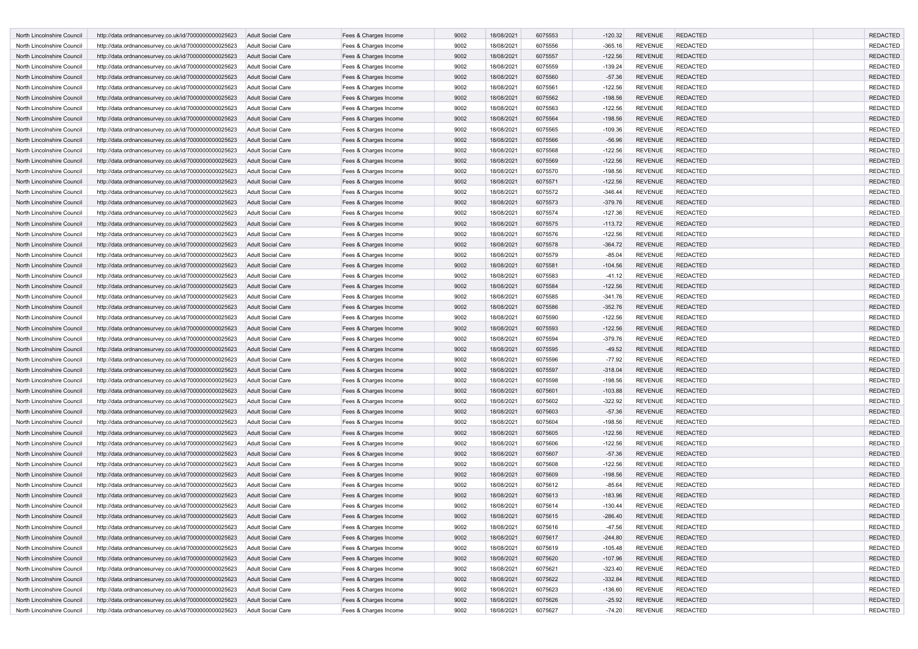| | | | | | | | | | | | |
|---|---|---|---|---|---|---|---|---|---|---|---|
| North Lincolnshire Council | http://data.ordnancesurvey.co.uk/id/7000000000025623 | Adult Social Care | Fees & Charges Income | 9002 | 18/08/2021 | 6075553 | -120.32 | REVENUE | REDACTED | | REDACTED |
| North Lincolnshire Council | http://data.ordnancesurvey.co.uk/id/7000000000025623 | Adult Social Care | Fees & Charges Income | 9002 | 18/08/2021 | 6075556 | -365.16 | REVENUE | REDACTED | | REDACTED |
| North Lincolnshire Council | http://data.ordnancesurvey.co.uk/id/7000000000025623 | Adult Social Care | Fees & Charges Income | 9002 | 18/08/2021 | 6075557 | -122.56 | REVENUE | REDACTED | | REDACTED |
| North Lincolnshire Council | http://data.ordnancesurvey.co.uk/id/7000000000025623 | Adult Social Care | Fees & Charges Income | 9002 | 18/08/2021 | 6075559 | -139.24 | REVENUE | REDACTED | | REDACTED |
| North Lincolnshire Council | http://data.ordnancesurvey.co.uk/id/7000000000025623 | Adult Social Care | Fees & Charges Income | 9002 | 18/08/2021 | 6075560 | -57.36 | REVENUE | REDACTED | | REDACTED |
| North Lincolnshire Council | http://data.ordnancesurvey.co.uk/id/7000000000025623 | Adult Social Care | Fees & Charges Income | 9002 | 18/08/2021 | 6075561 | -122.56 | REVENUE | REDACTED | | REDACTED |
| North Lincolnshire Council | http://data.ordnancesurvey.co.uk/id/7000000000025623 | Adult Social Care | Fees & Charges Income | 9002 | 18/08/2021 | 6075562 | -198.56 | REVENUE | REDACTED | | REDACTED |
| North Lincolnshire Council | http://data.ordnancesurvey.co.uk/id/7000000000025623 | Adult Social Care | Fees & Charges Income | 9002 | 18/08/2021 | 6075563 | -122.56 | REVENUE | REDACTED | | REDACTED |
| North Lincolnshire Council | http://data.ordnancesurvey.co.uk/id/7000000000025623 | Adult Social Care | Fees & Charges Income | 9002 | 18/08/2021 | 6075564 | -198.56 | REVENUE | REDACTED | | REDACTED |
| North Lincolnshire Council | http://data.ordnancesurvey.co.uk/id/7000000000025623 | Adult Social Care | Fees & Charges Income | 9002 | 18/08/2021 | 6075565 | -109.36 | REVENUE | REDACTED | | REDACTED |
| North Lincolnshire Council | http://data.ordnancesurvey.co.uk/id/7000000000025623 | Adult Social Care | Fees & Charges Income | 9002 | 18/08/2021 | 6075566 | -56.96 | REVENUE | REDACTED | | REDACTED |
| North Lincolnshire Council | http://data.ordnancesurvey.co.uk/id/7000000000025623 | Adult Social Care | Fees & Charges Income | 9002 | 18/08/2021 | 6075568 | -122.56 | REVENUE | REDACTED | | REDACTED |
| North Lincolnshire Council | http://data.ordnancesurvey.co.uk/id/7000000000025623 | Adult Social Care | Fees & Charges Income | 9002 | 18/08/2021 | 6075569 | -122.56 | REVENUE | REDACTED | | REDACTED |
| North Lincolnshire Council | http://data.ordnancesurvey.co.uk/id/7000000000025623 | Adult Social Care | Fees & Charges Income | 9002 | 18/08/2021 | 6075570 | -198.56 | REVENUE | REDACTED | | REDACTED |
| North Lincolnshire Council | http://data.ordnancesurvey.co.uk/id/7000000000025623 | Adult Social Care | Fees & Charges Income | 9002 | 18/08/2021 | 6075571 | -122.56 | REVENUE | REDACTED | | REDACTED |
| North Lincolnshire Council | http://data.ordnancesurvey.co.uk/id/7000000000025623 | Adult Social Care | Fees & Charges Income | 9002 | 18/08/2021 | 6075572 | -346.44 | REVENUE | REDACTED | | REDACTED |
| North Lincolnshire Council | http://data.ordnancesurvey.co.uk/id/7000000000025623 | Adult Social Care | Fees & Charges Income | 9002 | 18/08/2021 | 6075573 | -379.76 | REVENUE | REDACTED | | REDACTED |
| North Lincolnshire Council | http://data.ordnancesurvey.co.uk/id/7000000000025623 | Adult Social Care | Fees & Charges Income | 9002 | 18/08/2021 | 6075574 | -127.36 | REVENUE | REDACTED | | REDACTED |
| North Lincolnshire Council | http://data.ordnancesurvey.co.uk/id/7000000000025623 | Adult Social Care | Fees & Charges Income | 9002 | 18/08/2021 | 6075575 | -113.72 | REVENUE | REDACTED | | REDACTED |
| North Lincolnshire Council | http://data.ordnancesurvey.co.uk/id/7000000000025623 | Adult Social Care | Fees & Charges Income | 9002 | 18/08/2021 | 6075576 | -122.56 | REVENUE | REDACTED | | REDACTED |
| North Lincolnshire Council | http://data.ordnancesurvey.co.uk/id/7000000000025623 | Adult Social Care | Fees & Charges Income | 9002 | 18/08/2021 | 6075578 | -364.72 | REVENUE | REDACTED | | REDACTED |
| North Lincolnshire Council | http://data.ordnancesurvey.co.uk/id/7000000000025623 | Adult Social Care | Fees & Charges Income | 9002 | 18/08/2021 | 6075579 | -85.04 | REVENUE | REDACTED | | REDACTED |
| North Lincolnshire Council | http://data.ordnancesurvey.co.uk/id/7000000000025623 | Adult Social Care | Fees & Charges Income | 9002 | 18/08/2021 | 6075581 | -104.56 | REVENUE | REDACTED | | REDACTED |
| North Lincolnshire Council | http://data.ordnancesurvey.co.uk/id/7000000000025623 | Adult Social Care | Fees & Charges Income | 9002 | 18/08/2021 | 6075583 | -41.12 | REVENUE | REDACTED | | REDACTED |
| North Lincolnshire Council | http://data.ordnancesurvey.co.uk/id/7000000000025623 | Adult Social Care | Fees & Charges Income | 9002 | 18/08/2021 | 6075584 | -122.56 | REVENUE | REDACTED | | REDACTED |
| North Lincolnshire Council | http://data.ordnancesurvey.co.uk/id/7000000000025623 | Adult Social Care | Fees & Charges Income | 9002 | 18/08/2021 | 6075585 | -341.76 | REVENUE | REDACTED | | REDACTED |
| North Lincolnshire Council | http://data.ordnancesurvey.co.uk/id/7000000000025623 | Adult Social Care | Fees & Charges Income | 9002 | 18/08/2021 | 6075586 | -352.76 | REVENUE | REDACTED | | REDACTED |
| North Lincolnshire Council | http://data.ordnancesurvey.co.uk/id/7000000000025623 | Adult Social Care | Fees & Charges Income | 9002 | 18/08/2021 | 6075590 | -122.56 | REVENUE | REDACTED | | REDACTED |
| North Lincolnshire Council | http://data.ordnancesurvey.co.uk/id/7000000000025623 | Adult Social Care | Fees & Charges Income | 9002 | 18/08/2021 | 6075593 | -122.56 | REVENUE | REDACTED | | REDACTED |
| North Lincolnshire Council | http://data.ordnancesurvey.co.uk/id/7000000000025623 | Adult Social Care | Fees & Charges Income | 9002 | 18/08/2021 | 6075594 | -379.76 | REVENUE | REDACTED | | REDACTED |
| North Lincolnshire Council | http://data.ordnancesurvey.co.uk/id/7000000000025623 | Adult Social Care | Fees & Charges Income | 9002 | 18/08/2021 | 6075595 | -49.52 | REVENUE | REDACTED | | REDACTED |
| North Lincolnshire Council | http://data.ordnancesurvey.co.uk/id/7000000000025623 | Adult Social Care | Fees & Charges Income | 9002 | 18/08/2021 | 6075596 | -77.92 | REVENUE | REDACTED | | REDACTED |
| North Lincolnshire Council | http://data.ordnancesurvey.co.uk/id/7000000000025623 | Adult Social Care | Fees & Charges Income | 9002 | 18/08/2021 | 6075597 | -318.04 | REVENUE | REDACTED | | REDACTED |
| North Lincolnshire Council | http://data.ordnancesurvey.co.uk/id/7000000000025623 | Adult Social Care | Fees & Charges Income | 9002 | 18/08/2021 | 6075598 | -198.56 | REVENUE | REDACTED | | REDACTED |
| North Lincolnshire Council | http://data.ordnancesurvey.co.uk/id/7000000000025623 | Adult Social Care | Fees & Charges Income | 9002 | 18/08/2021 | 6075601 | -103.88 | REVENUE | REDACTED | | REDACTED |
| North Lincolnshire Council | http://data.ordnancesurvey.co.uk/id/7000000000025623 | Adult Social Care | Fees & Charges Income | 9002 | 18/08/2021 | 6075602 | -322.92 | REVENUE | REDACTED | | REDACTED |
| North Lincolnshire Council | http://data.ordnancesurvey.co.uk/id/7000000000025623 | Adult Social Care | Fees & Charges Income | 9002 | 18/08/2021 | 6075603 | -57.36 | REVENUE | REDACTED | | REDACTED |
| North Lincolnshire Council | http://data.ordnancesurvey.co.uk/id/7000000000025623 | Adult Social Care | Fees & Charges Income | 9002 | 18/08/2021 | 6075604 | -198.56 | REVENUE | REDACTED | | REDACTED |
| North Lincolnshire Council | http://data.ordnancesurvey.co.uk/id/7000000000025623 | Adult Social Care | Fees & Charges Income | 9002 | 18/08/2021 | 6075605 | -122.56 | REVENUE | REDACTED | | REDACTED |
| North Lincolnshire Council | http://data.ordnancesurvey.co.uk/id/7000000000025623 | Adult Social Care | Fees & Charges Income | 9002 | 18/08/2021 | 6075606 | -122.56 | REVENUE | REDACTED | | REDACTED |
| North Lincolnshire Council | http://data.ordnancesurvey.co.uk/id/7000000000025623 | Adult Social Care | Fees & Charges Income | 9002 | 18/08/2021 | 6075607 | -57.36 | REVENUE | REDACTED | | REDACTED |
| North Lincolnshire Council | http://data.ordnancesurvey.co.uk/id/7000000000025623 | Adult Social Care | Fees & Charges Income | 9002 | 18/08/2021 | 6075608 | -122.56 | REVENUE | REDACTED | | REDACTED |
| North Lincolnshire Council | http://data.ordnancesurvey.co.uk/id/7000000000025623 | Adult Social Care | Fees & Charges Income | 9002 | 18/08/2021 | 6075609 | -198.56 | REVENUE | REDACTED | | REDACTED |
| North Lincolnshire Council | http://data.ordnancesurvey.co.uk/id/7000000000025623 | Adult Social Care | Fees & Charges Income | 9002 | 18/08/2021 | 6075612 | -85.64 | REVENUE | REDACTED | | REDACTED |
| North Lincolnshire Council | http://data.ordnancesurvey.co.uk/id/7000000000025623 | Adult Social Care | Fees & Charges Income | 9002 | 18/08/2021 | 6075613 | -183.96 | REVENUE | REDACTED | | REDACTED |
| North Lincolnshire Council | http://data.ordnancesurvey.co.uk/id/7000000000025623 | Adult Social Care | Fees & Charges Income | 9002 | 18/08/2021 | 6075614 | -130.44 | REVENUE | REDACTED | | REDACTED |
| North Lincolnshire Council | http://data.ordnancesurvey.co.uk/id/7000000000025623 | Adult Social Care | Fees & Charges Income | 9002 | 18/08/2021 | 6075615 | -286.40 | REVENUE | REDACTED | | REDACTED |
| North Lincolnshire Council | http://data.ordnancesurvey.co.uk/id/7000000000025623 | Adult Social Care | Fees & Charges Income | 9002 | 18/08/2021 | 6075616 | -47.56 | REVENUE | REDACTED | | REDACTED |
| North Lincolnshire Council | http://data.ordnancesurvey.co.uk/id/7000000000025623 | Adult Social Care | Fees & Charges Income | 9002 | 18/08/2021 | 6075617 | -244.80 | REVENUE | REDACTED | | REDACTED |
| North Lincolnshire Council | http://data.ordnancesurvey.co.uk/id/7000000000025623 | Adult Social Care | Fees & Charges Income | 9002 | 18/08/2021 | 6075619 | -105.48 | REVENUE | REDACTED | | REDACTED |
| North Lincolnshire Council | http://data.ordnancesurvey.co.uk/id/7000000000025623 | Adult Social Care | Fees & Charges Income | 9002 | 18/08/2021 | 6075620 | -107.96 | REVENUE | REDACTED | | REDACTED |
| North Lincolnshire Council | http://data.ordnancesurvey.co.uk/id/7000000000025623 | Adult Social Care | Fees & Charges Income | 9002 | 18/08/2021 | 6075621 | -323.40 | REVENUE | REDACTED | | REDACTED |
| North Lincolnshire Council | http://data.ordnancesurvey.co.uk/id/7000000000025623 | Adult Social Care | Fees & Charges Income | 9002 | 18/08/2021 | 6075622 | -332.84 | REVENUE | REDACTED | | REDACTED |
| North Lincolnshire Council | http://data.ordnancesurvey.co.uk/id/7000000000025623 | Adult Social Care | Fees & Charges Income | 9002 | 18/08/2021 | 6075623 | -136.60 | REVENUE | REDACTED | | REDACTED |
| North Lincolnshire Council | http://data.ordnancesurvey.co.uk/id/7000000000025623 | Adult Social Care | Fees & Charges Income | 9002 | 18/08/2021 | 6075626 | -25.92 | REVENUE | REDACTED | | REDACTED |
| North Lincolnshire Council | http://data.ordnancesurvey.co.uk/id/7000000000025623 | Adult Social Care | Fees & Charges Income | 9002 | 18/08/2021 | 6075627 | -74.20 | REVENUE | REDACTED | | REDACTED |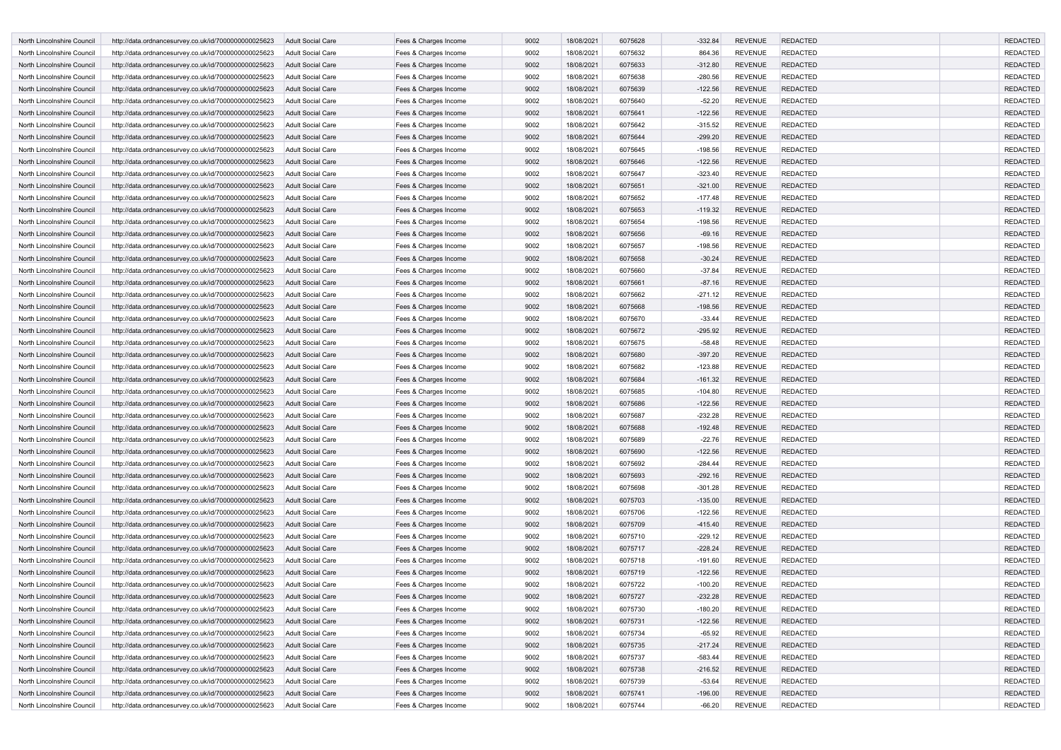| | | | | | | | | | | | |
|---|---|---|---|---|---|---|---|---|---|---|---|
| North Lincolnshire Council | http://data.ordnancesurvey.co.uk/id/7000000000025623 | Adult Social Care | Fees & Charges Income | 9002 | 18/08/2021 | 6075628 | -332.84 | REVENUE | REDACTED | | REDACTED |
| North Lincolnshire Council | http://data.ordnancesurvey.co.uk/id/7000000000025623 | Adult Social Care | Fees & Charges Income | 9002 | 18/08/2021 | 6075632 | 864.36 | REVENUE | REDACTED | | REDACTED |
| North Lincolnshire Council | http://data.ordnancesurvey.co.uk/id/7000000000025623 | Adult Social Care | Fees & Charges Income | 9002 | 18/08/2021 | 6075633 | -312.80 | REVENUE | REDACTED | | REDACTED |
| North Lincolnshire Council | http://data.ordnancesurvey.co.uk/id/7000000000025623 | Adult Social Care | Fees & Charges Income | 9002 | 18/08/2021 | 6075638 | -280.56 | REVENUE | REDACTED | | REDACTED |
| North Lincolnshire Council | http://data.ordnancesurvey.co.uk/id/7000000000025623 | Adult Social Care | Fees & Charges Income | 9002 | 18/08/2021 | 6075639 | -122.56 | REVENUE | REDACTED | | REDACTED |
| North Lincolnshire Council | http://data.ordnancesurvey.co.uk/id/7000000000025623 | Adult Social Care | Fees & Charges Income | 9002 | 18/08/2021 | 6075640 | -52.20 | REVENUE | REDACTED | | REDACTED |
| North Lincolnshire Council | http://data.ordnancesurvey.co.uk/id/7000000000025623 | Adult Social Care | Fees & Charges Income | 9002 | 18/08/2021 | 6075641 | -122.56 | REVENUE | REDACTED | | REDACTED |
| North Lincolnshire Council | http://data.ordnancesurvey.co.uk/id/7000000000025623 | Adult Social Care | Fees & Charges Income | 9002 | 18/08/2021 | 6075642 | -315.52 | REVENUE | REDACTED | | REDACTED |
| North Lincolnshire Council | http://data.ordnancesurvey.co.uk/id/7000000000025623 | Adult Social Care | Fees & Charges Income | 9002 | 18/08/2021 | 6075644 | -299.20 | REVENUE | REDACTED | | REDACTED |
| North Lincolnshire Council | http://data.ordnancesurvey.co.uk/id/7000000000025623 | Adult Social Care | Fees & Charges Income | 9002 | 18/08/2021 | 6075645 | -198.56 | REVENUE | REDACTED | | REDACTED |
| North Lincolnshire Council | http://data.ordnancesurvey.co.uk/id/7000000000025623 | Adult Social Care | Fees & Charges Income | 9002 | 18/08/2021 | 6075646 | -122.56 | REVENUE | REDACTED | | REDACTED |
| North Lincolnshire Council | http://data.ordnancesurvey.co.uk/id/7000000000025623 | Adult Social Care | Fees & Charges Income | 9002 | 18/08/2021 | 6075647 | -323.40 | REVENUE | REDACTED | | REDACTED |
| North Lincolnshire Council | http://data.ordnancesurvey.co.uk/id/7000000000025623 | Adult Social Care | Fees & Charges Income | 9002 | 18/08/2021 | 6075651 | -321.00 | REVENUE | REDACTED | | REDACTED |
| North Lincolnshire Council | http://data.ordnancesurvey.co.uk/id/7000000000025623 | Adult Social Care | Fees & Charges Income | 9002 | 18/08/2021 | 6075652 | -177.48 | REVENUE | REDACTED | | REDACTED |
| North Lincolnshire Council | http://data.ordnancesurvey.co.uk/id/7000000000025623 | Adult Social Care | Fees & Charges Income | 9002 | 18/08/2021 | 6075653 | -119.32 | REVENUE | REDACTED | | REDACTED |
| North Lincolnshire Council | http://data.ordnancesurvey.co.uk/id/7000000000025623 | Adult Social Care | Fees & Charges Income | 9002 | 18/08/2021 | 6075654 | -198.56 | REVENUE | REDACTED | | REDACTED |
| North Lincolnshire Council | http://data.ordnancesurvey.co.uk/id/7000000000025623 | Adult Social Care | Fees & Charges Income | 9002 | 18/08/2021 | 6075656 | -69.16 | REVENUE | REDACTED | | REDACTED |
| North Lincolnshire Council | http://data.ordnancesurvey.co.uk/id/7000000000025623 | Adult Social Care | Fees & Charges Income | 9002 | 18/08/2021 | 6075657 | -198.56 | REVENUE | REDACTED | | REDACTED |
| North Lincolnshire Council | http://data.ordnancesurvey.co.uk/id/7000000000025623 | Adult Social Care | Fees & Charges Income | 9002 | 18/08/2021 | 6075658 | -30.24 | REVENUE | REDACTED | | REDACTED |
| North Lincolnshire Council | http://data.ordnancesurvey.co.uk/id/7000000000025623 | Adult Social Care | Fees & Charges Income | 9002 | 18/08/2021 | 6075660 | -37.84 | REVENUE | REDACTED | | REDACTED |
| North Lincolnshire Council | http://data.ordnancesurvey.co.uk/id/7000000000025623 | Adult Social Care | Fees & Charges Income | 9002 | 18/08/2021 | 6075661 | -87.16 | REVENUE | REDACTED | | REDACTED |
| North Lincolnshire Council | http://data.ordnancesurvey.co.uk/id/7000000000025623 | Adult Social Care | Fees & Charges Income | 9002 | 18/08/2021 | 6075662 | -271.12 | REVENUE | REDACTED | | REDACTED |
| North Lincolnshire Council | http://data.ordnancesurvey.co.uk/id/7000000000025623 | Adult Social Care | Fees & Charges Income | 9002 | 18/08/2021 | 6075668 | -198.56 | REVENUE | REDACTED | | REDACTED |
| North Lincolnshire Council | http://data.ordnancesurvey.co.uk/id/7000000000025623 | Adult Social Care | Fees & Charges Income | 9002 | 18/08/2021 | 6075670 | -33.44 | REVENUE | REDACTED | | REDACTED |
| North Lincolnshire Council | http://data.ordnancesurvey.co.uk/id/7000000000025623 | Adult Social Care | Fees & Charges Income | 9002 | 18/08/2021 | 6075672 | -295.92 | REVENUE | REDACTED | | REDACTED |
| North Lincolnshire Council | http://data.ordnancesurvey.co.uk/id/7000000000025623 | Adult Social Care | Fees & Charges Income | 9002 | 18/08/2021 | 6075675 | -58.48 | REVENUE | REDACTED | | REDACTED |
| North Lincolnshire Council | http://data.ordnancesurvey.co.uk/id/7000000000025623 | Adult Social Care | Fees & Charges Income | 9002 | 18/08/2021 | 6075680 | -397.20 | REVENUE | REDACTED | | REDACTED |
| North Lincolnshire Council | http://data.ordnancesurvey.co.uk/id/7000000000025623 | Adult Social Care | Fees & Charges Income | 9002 | 18/08/2021 | 6075682 | -123.88 | REVENUE | REDACTED | | REDACTED |
| North Lincolnshire Council | http://data.ordnancesurvey.co.uk/id/7000000000025623 | Adult Social Care | Fees & Charges Income | 9002 | 18/08/2021 | 6075684 | -161.32 | REVENUE | REDACTED | | REDACTED |
| North Lincolnshire Council | http://data.ordnancesurvey.co.uk/id/7000000000025623 | Adult Social Care | Fees & Charges Income | 9002 | 18/08/2021 | 6075685 | -104.80 | REVENUE | REDACTED | | REDACTED |
| North Lincolnshire Council | http://data.ordnancesurvey.co.uk/id/7000000000025623 | Adult Social Care | Fees & Charges Income | 9002 | 18/08/2021 | 6075686 | -122.56 | REVENUE | REDACTED | | REDACTED |
| North Lincolnshire Council | http://data.ordnancesurvey.co.uk/id/7000000000025623 | Adult Social Care | Fees & Charges Income | 9002 | 18/08/2021 | 6075687 | -232.28 | REVENUE | REDACTED | | REDACTED |
| North Lincolnshire Council | http://data.ordnancesurvey.co.uk/id/7000000000025623 | Adult Social Care | Fees & Charges Income | 9002 | 18/08/2021 | 6075688 | -192.48 | REVENUE | REDACTED | | REDACTED |
| North Lincolnshire Council | http://data.ordnancesurvey.co.uk/id/7000000000025623 | Adult Social Care | Fees & Charges Income | 9002 | 18/08/2021 | 6075689 | -22.76 | REVENUE | REDACTED | | REDACTED |
| North Lincolnshire Council | http://data.ordnancesurvey.co.uk/id/7000000000025623 | Adult Social Care | Fees & Charges Income | 9002 | 18/08/2021 | 6075690 | -122.56 | REVENUE | REDACTED | | REDACTED |
| North Lincolnshire Council | http://data.ordnancesurvey.co.uk/id/7000000000025623 | Adult Social Care | Fees & Charges Income | 9002 | 18/08/2021 | 6075692 | -284.44 | REVENUE | REDACTED | | REDACTED |
| North Lincolnshire Council | http://data.ordnancesurvey.co.uk/id/7000000000025623 | Adult Social Care | Fees & Charges Income | 9002 | 18/08/2021 | 6075693 | -292.16 | REVENUE | REDACTED | | REDACTED |
| North Lincolnshire Council | http://data.ordnancesurvey.co.uk/id/7000000000025623 | Adult Social Care | Fees & Charges Income | 9002 | 18/08/2021 | 6075698 | -301.28 | REVENUE | REDACTED | | REDACTED |
| North Lincolnshire Council | http://data.ordnancesurvey.co.uk/id/7000000000025623 | Adult Social Care | Fees & Charges Income | 9002 | 18/08/2021 | 6075703 | -135.00 | REVENUE | REDACTED | | REDACTED |
| North Lincolnshire Council | http://data.ordnancesurvey.co.uk/id/7000000000025623 | Adult Social Care | Fees & Charges Income | 9002 | 18/08/2021 | 6075706 | -122.56 | REVENUE | REDACTED | | REDACTED |
| North Lincolnshire Council | http://data.ordnancesurvey.co.uk/id/7000000000025623 | Adult Social Care | Fees & Charges Income | 9002 | 18/08/2021 | 6075709 | -415.40 | REVENUE | REDACTED | | REDACTED |
| North Lincolnshire Council | http://data.ordnancesurvey.co.uk/id/7000000000025623 | Adult Social Care | Fees & Charges Income | 9002 | 18/08/2021 | 6075710 | -229.12 | REVENUE | REDACTED | | REDACTED |
| North Lincolnshire Council | http://data.ordnancesurvey.co.uk/id/7000000000025623 | Adult Social Care | Fees & Charges Income | 9002 | 18/08/2021 | 6075717 | -228.24 | REVENUE | REDACTED | | REDACTED |
| North Lincolnshire Council | http://data.ordnancesurvey.co.uk/id/7000000000025623 | Adult Social Care | Fees & Charges Income | 9002 | 18/08/2021 | 6075718 | -191.60 | REVENUE | REDACTED | | REDACTED |
| North Lincolnshire Council | http://data.ordnancesurvey.co.uk/id/7000000000025623 | Adult Social Care | Fees & Charges Income | 9002 | 18/08/2021 | 6075719 | -122.56 | REVENUE | REDACTED | | REDACTED |
| North Lincolnshire Council | http://data.ordnancesurvey.co.uk/id/7000000000025623 | Adult Social Care | Fees & Charges Income | 9002 | 18/08/2021 | 6075722 | -100.20 | REVENUE | REDACTED | | REDACTED |
| North Lincolnshire Council | http://data.ordnancesurvey.co.uk/id/7000000000025623 | Adult Social Care | Fees & Charges Income | 9002 | 18/08/2021 | 6075727 | -232.28 | REVENUE | REDACTED | | REDACTED |
| North Lincolnshire Council | http://data.ordnancesurvey.co.uk/id/7000000000025623 | Adult Social Care | Fees & Charges Income | 9002 | 18/08/2021 | 6075730 | -180.20 | REVENUE | REDACTED | | REDACTED |
| North Lincolnshire Council | http://data.ordnancesurvey.co.uk/id/7000000000025623 | Adult Social Care | Fees & Charges Income | 9002 | 18/08/2021 | 6075731 | -122.56 | REVENUE | REDACTED | | REDACTED |
| North Lincolnshire Council | http://data.ordnancesurvey.co.uk/id/7000000000025623 | Adult Social Care | Fees & Charges Income | 9002 | 18/08/2021 | 6075734 | -65.92 | REVENUE | REDACTED | | REDACTED |
| North Lincolnshire Council | http://data.ordnancesurvey.co.uk/id/7000000000025623 | Adult Social Care | Fees & Charges Income | 9002 | 18/08/2021 | 6075735 | -217.24 | REVENUE | REDACTED | | REDACTED |
| North Lincolnshire Council | http://data.ordnancesurvey.co.uk/id/7000000000025623 | Adult Social Care | Fees & Charges Income | 9002 | 18/08/2021 | 6075737 | -583.44 | REVENUE | REDACTED | | REDACTED |
| North Lincolnshire Council | http://data.ordnancesurvey.co.uk/id/7000000000025623 | Adult Social Care | Fees & Charges Income | 9002 | 18/08/2021 | 6075738 | -216.52 | REVENUE | REDACTED | | REDACTED |
| North Lincolnshire Council | http://data.ordnancesurvey.co.uk/id/7000000000025623 | Adult Social Care | Fees & Charges Income | 9002 | 18/08/2021 | 6075739 | -53.64 | REVENUE | REDACTED | | REDACTED |
| North Lincolnshire Council | http://data.ordnancesurvey.co.uk/id/7000000000025623 | Adult Social Care | Fees & Charges Income | 9002 | 18/08/2021 | 6075741 | -196.00 | REVENUE | REDACTED | | REDACTED |
| North Lincolnshire Council | http://data.ordnancesurvey.co.uk/id/7000000000025623 | Adult Social Care | Fees & Charges Income | 9002 | 18/08/2021 | 6075744 | -66.20 | REVENUE | REDACTED | | REDACTED |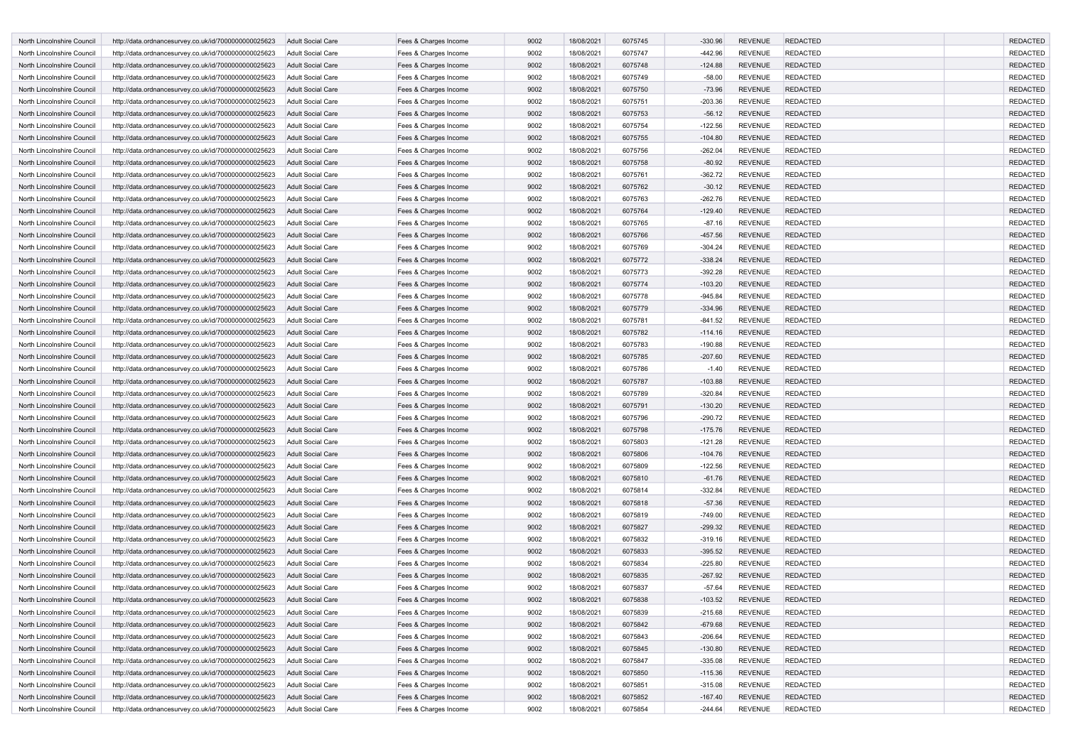| North Lincolnshire Council | http://data.ordnancesurvey.co.uk/id/7000000000025623 | Adult Social Care | Fees & Charges Income | 9002 | 18/08/2021 | 6075745 | -330.96 | REVENUE | REDACTED | | REDACTED |
|---|---|---|---|---|---|---|---|---|---|---|---|
| North Lincolnshire Council | http://data.ordnancesurvey.co.uk/id/7000000000025623 | Adult Social Care | Fees & Charges Income | 9002 | 18/08/2021 | 6075747 | -442.96 | REVENUE | REDACTED | | REDACTED |
| North Lincolnshire Council | http://data.ordnancesurvey.co.uk/id/7000000000025623 | Adult Social Care | Fees & Charges Income | 9002 | 18/08/2021 | 6075748 | -124.88 | REVENUE | REDACTED | | REDACTED |
| North Lincolnshire Council | http://data.ordnancesurvey.co.uk/id/7000000000025623 | Adult Social Care | Fees & Charges Income | 9002 | 18/08/2021 | 6075749 | -58.00 | REVENUE | REDACTED | | REDACTED |
| North Lincolnshire Council | http://data.ordnancesurvey.co.uk/id/7000000000025623 | Adult Social Care | Fees & Charges Income | 9002 | 18/08/2021 | 6075750 | -73.96 | REVENUE | REDACTED | | REDACTED |
| North Lincolnshire Council | http://data.ordnancesurvey.co.uk/id/7000000000025623 | Adult Social Care | Fees & Charges Income | 9002 | 18/08/2021 | 6075751 | -203.36 | REVENUE | REDACTED | | REDACTED |
| North Lincolnshire Council | http://data.ordnancesurvey.co.uk/id/7000000000025623 | Adult Social Care | Fees & Charges Income | 9002 | 18/08/2021 | 6075753 | -56.12 | REVENUE | REDACTED | | REDACTED |
| North Lincolnshire Council | http://data.ordnancesurvey.co.uk/id/7000000000025623 | Adult Social Care | Fees & Charges Income | 9002 | 18/08/2021 | 6075754 | -122.56 | REVENUE | REDACTED | | REDACTED |
| North Lincolnshire Council | http://data.ordnancesurvey.co.uk/id/7000000000025623 | Adult Social Care | Fees & Charges Income | 9002 | 18/08/2021 | 6075755 | -104.80 | REVENUE | REDACTED | | REDACTED |
| North Lincolnshire Council | http://data.ordnancesurvey.co.uk/id/7000000000025623 | Adult Social Care | Fees & Charges Income | 9002 | 18/08/2021 | 6075756 | -262.04 | REVENUE | REDACTED | | REDACTED |
| North Lincolnshire Council | http://data.ordnancesurvey.co.uk/id/7000000000025623 | Adult Social Care | Fees & Charges Income | 9002 | 18/08/2021 | 6075758 | -80.92 | REVENUE | REDACTED | | REDACTED |
| North Lincolnshire Council | http://data.ordnancesurvey.co.uk/id/7000000000025623 | Adult Social Care | Fees & Charges Income | 9002 | 18/08/2021 | 6075761 | -362.72 | REVENUE | REDACTED | | REDACTED |
| North Lincolnshire Council | http://data.ordnancesurvey.co.uk/id/7000000000025623 | Adult Social Care | Fees & Charges Income | 9002 | 18/08/2021 | 6075762 | -30.12 | REVENUE | REDACTED | | REDACTED |
| North Lincolnshire Council | http://data.ordnancesurvey.co.uk/id/7000000000025623 | Adult Social Care | Fees & Charges Income | 9002 | 18/08/2021 | 6075763 | -262.76 | REVENUE | REDACTED | | REDACTED |
| North Lincolnshire Council | http://data.ordnancesurvey.co.uk/id/7000000000025623 | Adult Social Care | Fees & Charges Income | 9002 | 18/08/2021 | 6075764 | -129.40 | REVENUE | REDACTED | | REDACTED |
| North Lincolnshire Council | http://data.ordnancesurvey.co.uk/id/7000000000025623 | Adult Social Care | Fees & Charges Income | 9002 | 18/08/2021 | 6075765 | -87.16 | REVENUE | REDACTED | | REDACTED |
| North Lincolnshire Council | http://data.ordnancesurvey.co.uk/id/7000000000025623 | Adult Social Care | Fees & Charges Income | 9002 | 18/08/2021 | 6075766 | -457.56 | REVENUE | REDACTED | | REDACTED |
| North Lincolnshire Council | http://data.ordnancesurvey.co.uk/id/7000000000025623 | Adult Social Care | Fees & Charges Income | 9002 | 18/08/2021 | 6075769 | -304.24 | REVENUE | REDACTED | | REDACTED |
| North Lincolnshire Council | http://data.ordnancesurvey.co.uk/id/7000000000025623 | Adult Social Care | Fees & Charges Income | 9002 | 18/08/2021 | 6075772 | -338.24 | REVENUE | REDACTED | | REDACTED |
| North Lincolnshire Council | http://data.ordnancesurvey.co.uk/id/7000000000025623 | Adult Social Care | Fees & Charges Income | 9002 | 18/08/2021 | 6075773 | -392.28 | REVENUE | REDACTED | | REDACTED |
| North Lincolnshire Council | http://data.ordnancesurvey.co.uk/id/7000000000025623 | Adult Social Care | Fees & Charges Income | 9002 | 18/08/2021 | 6075774 | -103.20 | REVENUE | REDACTED | | REDACTED |
| North Lincolnshire Council | http://data.ordnancesurvey.co.uk/id/7000000000025623 | Adult Social Care | Fees & Charges Income | 9002 | 18/08/2021 | 6075778 | -945.84 | REVENUE | REDACTED | | REDACTED |
| North Lincolnshire Council | http://data.ordnancesurvey.co.uk/id/7000000000025623 | Adult Social Care | Fees & Charges Income | 9002 | 18/08/2021 | 6075779 | -334.96 | REVENUE | REDACTED | | REDACTED |
| North Lincolnshire Council | http://data.ordnancesurvey.co.uk/id/7000000000025623 | Adult Social Care | Fees & Charges Income | 9002 | 18/08/2021 | 6075781 | -841.52 | REVENUE | REDACTED | | REDACTED |
| North Lincolnshire Council | http://data.ordnancesurvey.co.uk/id/7000000000025623 | Adult Social Care | Fees & Charges Income | 9002 | 18/08/2021 | 6075782 | -114.16 | REVENUE | REDACTED | | REDACTED |
| North Lincolnshire Council | http://data.ordnancesurvey.co.uk/id/7000000000025623 | Adult Social Care | Fees & Charges Income | 9002 | 18/08/2021 | 6075783 | -190.88 | REVENUE | REDACTED | | REDACTED |
| North Lincolnshire Council | http://data.ordnancesurvey.co.uk/id/7000000000025623 | Adult Social Care | Fees & Charges Income | 9002 | 18/08/2021 | 6075785 | -207.60 | REVENUE | REDACTED | | REDACTED |
| North Lincolnshire Council | http://data.ordnancesurvey.co.uk/id/7000000000025623 | Adult Social Care | Fees & Charges Income | 9002 | 18/08/2021 | 6075786 | -1.40 | REVENUE | REDACTED | | REDACTED |
| North Lincolnshire Council | http://data.ordnancesurvey.co.uk/id/7000000000025623 | Adult Social Care | Fees & Charges Income | 9002 | 18/08/2021 | 6075787 | -103.88 | REVENUE | REDACTED | | REDACTED |
| North Lincolnshire Council | http://data.ordnancesurvey.co.uk/id/7000000000025623 | Adult Social Care | Fees & Charges Income | 9002 | 18/08/2021 | 6075789 | -320.84 | REVENUE | REDACTED | | REDACTED |
| North Lincolnshire Council | http://data.ordnancesurvey.co.uk/id/7000000000025623 | Adult Social Care | Fees & Charges Income | 9002 | 18/08/2021 | 6075791 | -130.20 | REVENUE | REDACTED | | REDACTED |
| North Lincolnshire Council | http://data.ordnancesurvey.co.uk/id/7000000000025623 | Adult Social Care | Fees & Charges Income | 9002 | 18/08/2021 | 6075796 | -290.72 | REVENUE | REDACTED | | REDACTED |
| North Lincolnshire Council | http://data.ordnancesurvey.co.uk/id/7000000000025623 | Adult Social Care | Fees & Charges Income | 9002 | 18/08/2021 | 6075798 | -175.76 | REVENUE | REDACTED | | REDACTED |
| North Lincolnshire Council | http://data.ordnancesurvey.co.uk/id/7000000000025623 | Adult Social Care | Fees & Charges Income | 9002 | 18/08/2021 | 6075803 | -121.28 | REVENUE | REDACTED | | REDACTED |
| North Lincolnshire Council | http://data.ordnancesurvey.co.uk/id/7000000000025623 | Adult Social Care | Fees & Charges Income | 9002 | 18/08/2021 | 6075806 | -104.76 | REVENUE | REDACTED | | REDACTED |
| North Lincolnshire Council | http://data.ordnancesurvey.co.uk/id/7000000000025623 | Adult Social Care | Fees & Charges Income | 9002 | 18/08/2021 | 6075809 | -122.56 | REVENUE | REDACTED | | REDACTED |
| North Lincolnshire Council | http://data.ordnancesurvey.co.uk/id/7000000000025623 | Adult Social Care | Fees & Charges Income | 9002 | 18/08/2021 | 6075810 | -61.76 | REVENUE | REDACTED | | REDACTED |
| North Lincolnshire Council | http://data.ordnancesurvey.co.uk/id/7000000000025623 | Adult Social Care | Fees & Charges Income | 9002 | 18/08/2021 | 6075814 | -332.84 | REVENUE | REDACTED | | REDACTED |
| North Lincolnshire Council | http://data.ordnancesurvey.co.uk/id/7000000000025623 | Adult Social Care | Fees & Charges Income | 9002 | 18/08/2021 | 6075818 | -57.36 | REVENUE | REDACTED | | REDACTED |
| North Lincolnshire Council | http://data.ordnancesurvey.co.uk/id/7000000000025623 | Adult Social Care | Fees & Charges Income | 9002 | 18/08/2021 | 6075819 | -749.00 | REVENUE | REDACTED | | REDACTED |
| North Lincolnshire Council | http://data.ordnancesurvey.co.uk/id/7000000000025623 | Adult Social Care | Fees & Charges Income | 9002 | 18/08/2021 | 6075827 | -299.32 | REVENUE | REDACTED | | REDACTED |
| North Lincolnshire Council | http://data.ordnancesurvey.co.uk/id/7000000000025623 | Adult Social Care | Fees & Charges Income | 9002 | 18/08/2021 | 6075832 | -319.16 | REVENUE | REDACTED | | REDACTED |
| North Lincolnshire Council | http://data.ordnancesurvey.co.uk/id/7000000000025623 | Adult Social Care | Fees & Charges Income | 9002 | 18/08/2021 | 6075833 | -395.52 | REVENUE | REDACTED | | REDACTED |
| North Lincolnshire Council | http://data.ordnancesurvey.co.uk/id/7000000000025623 | Adult Social Care | Fees & Charges Income | 9002 | 18/08/2021 | 6075834 | -225.80 | REVENUE | REDACTED | | REDACTED |
| North Lincolnshire Council | http://data.ordnancesurvey.co.uk/id/7000000000025623 | Adult Social Care | Fees & Charges Income | 9002 | 18/08/2021 | 6075835 | -267.92 | REVENUE | REDACTED | | REDACTED |
| North Lincolnshire Council | http://data.ordnancesurvey.co.uk/id/7000000000025623 | Adult Social Care | Fees & Charges Income | 9002 | 18/08/2021 | 6075837 | -57.64 | REVENUE | REDACTED | | REDACTED |
| North Lincolnshire Council | http://data.ordnancesurvey.co.uk/id/7000000000025623 | Adult Social Care | Fees & Charges Income | 9002 | 18/08/2021 | 6075838 | -103.52 | REVENUE | REDACTED | | REDACTED |
| North Lincolnshire Council | http://data.ordnancesurvey.co.uk/id/7000000000025623 | Adult Social Care | Fees & Charges Income | 9002 | 18/08/2021 | 6075839 | -215.68 | REVENUE | REDACTED | | REDACTED |
| North Lincolnshire Council | http://data.ordnancesurvey.co.uk/id/7000000000025623 | Adult Social Care | Fees & Charges Income | 9002 | 18/08/2021 | 6075842 | -679.68 | REVENUE | REDACTED | | REDACTED |
| North Lincolnshire Council | http://data.ordnancesurvey.co.uk/id/7000000000025623 | Adult Social Care | Fees & Charges Income | 9002 | 18/08/2021 | 6075843 | -206.64 | REVENUE | REDACTED | | REDACTED |
| North Lincolnshire Council | http://data.ordnancesurvey.co.uk/id/7000000000025623 | Adult Social Care | Fees & Charges Income | 9002 | 18/08/2021 | 6075845 | -130.80 | REVENUE | REDACTED | | REDACTED |
| North Lincolnshire Council | http://data.ordnancesurvey.co.uk/id/7000000000025623 | Adult Social Care | Fees & Charges Income | 9002 | 18/08/2021 | 6075847 | -335.08 | REVENUE | REDACTED | | REDACTED |
| North Lincolnshire Council | http://data.ordnancesurvey.co.uk/id/7000000000025623 | Adult Social Care | Fees & Charges Income | 9002 | 18/08/2021 | 6075850 | -115.36 | REVENUE | REDACTED | | REDACTED |
| North Lincolnshire Council | http://data.ordnancesurvey.co.uk/id/7000000000025623 | Adult Social Care | Fees & Charges Income | 9002 | 18/08/2021 | 6075851 | -315.08 | REVENUE | REDACTED | | REDACTED |
| North Lincolnshire Council | http://data.ordnancesurvey.co.uk/id/7000000000025623 | Adult Social Care | Fees & Charges Income | 9002 | 18/08/2021 | 6075852 | -167.40 | REVENUE | REDACTED | | REDACTED |
| North Lincolnshire Council | http://data.ordnancesurvey.co.uk/id/7000000000025623 | Adult Social Care | Fees & Charges Income | 9002 | 18/08/2021 | 6075854 | -244.64 | REVENUE | REDACTED | | REDACTED |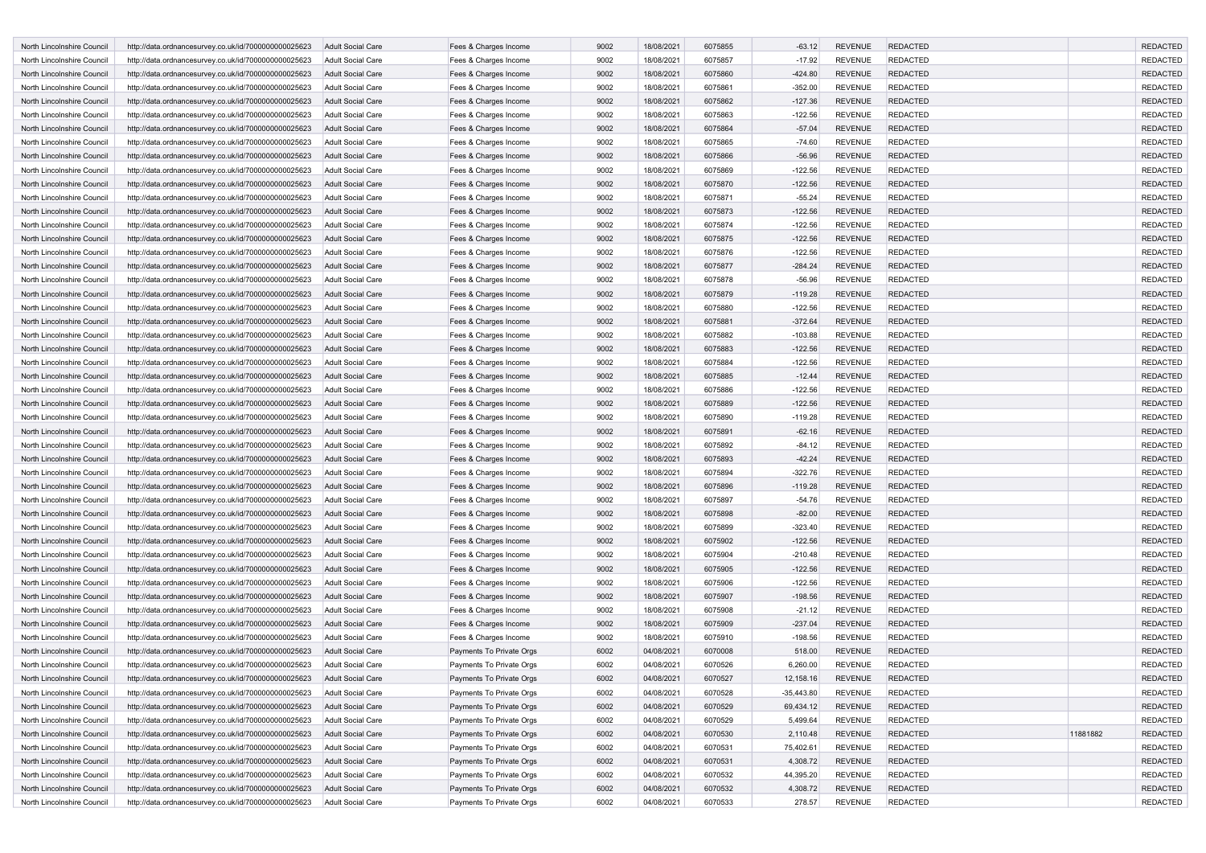| | | | | | | | | | | | |
|---|---|---|---|---|---|---|---|---|---|---|---|
| North Lincolnshire Council | http://data.ordnancesurvey.co.uk/id/7000000000025623 | Adult Social Care | Fees & Charges Income | 9002 | 18/08/2021 | 6075855 | -63.12 | REVENUE | REDACTED | | REDACTED |
| North Lincolnshire Council | http://data.ordnancesurvey.co.uk/id/7000000000025623 | Adult Social Care | Fees & Charges Income | 9002 | 18/08/2021 | 6075857 | -17.92 | REVENUE | REDACTED | | REDACTED |
| North Lincolnshire Council | http://data.ordnancesurvey.co.uk/id/7000000000025623 | Adult Social Care | Fees & Charges Income | 9002 | 18/08/2021 | 6075860 | -424.80 | REVENUE | REDACTED | | REDACTED |
| North Lincolnshire Council | http://data.ordnancesurvey.co.uk/id/7000000000025623 | Adult Social Care | Fees & Charges Income | 9002 | 18/08/2021 | 6075861 | -352.00 | REVENUE | REDACTED | | REDACTED |
| North Lincolnshire Council | http://data.ordnancesurvey.co.uk/id/7000000000025623 | Adult Social Care | Fees & Charges Income | 9002 | 18/08/2021 | 6075862 | -127.36 | REVENUE | REDACTED | | REDACTED |
| North Lincolnshire Council | http://data.ordnancesurvey.co.uk/id/7000000000025623 | Adult Social Care | Fees & Charges Income | 9002 | 18/08/2021 | 6075863 | -122.56 | REVENUE | REDACTED | | REDACTED |
| North Lincolnshire Council | http://data.ordnancesurvey.co.uk/id/7000000000025623 | Adult Social Care | Fees & Charges Income | 9002 | 18/08/2021 | 6075864 | -57.04 | REVENUE | REDACTED | | REDACTED |
| North Lincolnshire Council | http://data.ordnancesurvey.co.uk/id/7000000000025623 | Adult Social Care | Fees & Charges Income | 9002 | 18/08/2021 | 6075865 | -74.60 | REVENUE | REDACTED | | REDACTED |
| North Lincolnshire Council | http://data.ordnancesurvey.co.uk/id/7000000000025623 | Adult Social Care | Fees & Charges Income | 9002 | 18/08/2021 | 6075866 | -56.96 | REVENUE | REDACTED | | REDACTED |
| North Lincolnshire Council | http://data.ordnancesurvey.co.uk/id/7000000000025623 | Adult Social Care | Fees & Charges Income | 9002 | 18/08/2021 | 6075869 | -122.56 | REVENUE | REDACTED | | REDACTED |
| North Lincolnshire Council | http://data.ordnancesurvey.co.uk/id/7000000000025623 | Adult Social Care | Fees & Charges Income | 9002 | 18/08/2021 | 6075870 | -122.56 | REVENUE | REDACTED | | REDACTED |
| North Lincolnshire Council | http://data.ordnancesurvey.co.uk/id/7000000000025623 | Adult Social Care | Fees & Charges Income | 9002 | 18/08/2021 | 6075871 | -55.24 | REVENUE | REDACTED | | REDACTED |
| North Lincolnshire Council | http://data.ordnancesurvey.co.uk/id/7000000000025623 | Adult Social Care | Fees & Charges Income | 9002 | 18/08/2021 | 6075873 | -122.56 | REVENUE | REDACTED | | REDACTED |
| North Lincolnshire Council | http://data.ordnancesurvey.co.uk/id/7000000000025623 | Adult Social Care | Fees & Charges Income | 9002 | 18/08/2021 | 6075874 | -122.56 | REVENUE | REDACTED | | REDACTED |
| North Lincolnshire Council | http://data.ordnancesurvey.co.uk/id/7000000000025623 | Adult Social Care | Fees & Charges Income | 9002 | 18/08/2021 | 6075875 | -122.56 | REVENUE | REDACTED | | REDACTED |
| North Lincolnshire Council | http://data.ordnancesurvey.co.uk/id/7000000000025623 | Adult Social Care | Fees & Charges Income | 9002 | 18/08/2021 | 6075876 | -122.56 | REVENUE | REDACTED | | REDACTED |
| North Lincolnshire Council | http://data.ordnancesurvey.co.uk/id/7000000000025623 | Adult Social Care | Fees & Charges Income | 9002 | 18/08/2021 | 6075877 | -284.24 | REVENUE | REDACTED | | REDACTED |
| North Lincolnshire Council | http://data.ordnancesurvey.co.uk/id/7000000000025623 | Adult Social Care | Fees & Charges Income | 9002 | 18/08/2021 | 6075878 | -56.96 | REVENUE | REDACTED | | REDACTED |
| North Lincolnshire Council | http://data.ordnancesurvey.co.uk/id/7000000000025623 | Adult Social Care | Fees & Charges Income | 9002 | 18/08/2021 | 6075879 | -119.28 | REVENUE | REDACTED | | REDACTED |
| North Lincolnshire Council | http://data.ordnancesurvey.co.uk/id/7000000000025623 | Adult Social Care | Fees & Charges Income | 9002 | 18/08/2021 | 6075880 | -122.56 | REVENUE | REDACTED | | REDACTED |
| North Lincolnshire Council | http://data.ordnancesurvey.co.uk/id/7000000000025623 | Adult Social Care | Fees & Charges Income | 9002 | 18/08/2021 | 6075881 | -372.64 | REVENUE | REDACTED | | REDACTED |
| North Lincolnshire Council | http://data.ordnancesurvey.co.uk/id/7000000000025623 | Adult Social Care | Fees & Charges Income | 9002 | 18/08/2021 | 6075882 | -103.88 | REVENUE | REDACTED | | REDACTED |
| North Lincolnshire Council | http://data.ordnancesurvey.co.uk/id/7000000000025623 | Adult Social Care | Fees & Charges Income | 9002 | 18/08/2021 | 6075883 | -122.56 | REVENUE | REDACTED | | REDACTED |
| North Lincolnshire Council | http://data.ordnancesurvey.co.uk/id/7000000000025623 | Adult Social Care | Fees & Charges Income | 9002 | 18/08/2021 | 6075884 | -122.56 | REVENUE | REDACTED | | REDACTED |
| North Lincolnshire Council | http://data.ordnancesurvey.co.uk/id/7000000000025623 | Adult Social Care | Fees & Charges Income | 9002 | 18/08/2021 | 6075885 | -12.44 | REVENUE | REDACTED | | REDACTED |
| North Lincolnshire Council | http://data.ordnancesurvey.co.uk/id/7000000000025623 | Adult Social Care | Fees & Charges Income | 9002 | 18/08/2021 | 6075886 | -122.56 | REVENUE | REDACTED | | REDACTED |
| North Lincolnshire Council | http://data.ordnancesurvey.co.uk/id/7000000000025623 | Adult Social Care | Fees & Charges Income | 9002 | 18/08/2021 | 6075889 | -122.56 | REVENUE | REDACTED | | REDACTED |
| North Lincolnshire Council | http://data.ordnancesurvey.co.uk/id/7000000000025623 | Adult Social Care | Fees & Charges Income | 9002 | 18/08/2021 | 6075890 | -119.28 | REVENUE | REDACTED | | REDACTED |
| North Lincolnshire Council | http://data.ordnancesurvey.co.uk/id/7000000000025623 | Adult Social Care | Fees & Charges Income | 9002 | 18/08/2021 | 6075891 | -62.16 | REVENUE | REDACTED | | REDACTED |
| North Lincolnshire Council | http://data.ordnancesurvey.co.uk/id/7000000000025623 | Adult Social Care | Fees & Charges Income | 9002 | 18/08/2021 | 6075892 | -84.12 | REVENUE | REDACTED | | REDACTED |
| North Lincolnshire Council | http://data.ordnancesurvey.co.uk/id/7000000000025623 | Adult Social Care | Fees & Charges Income | 9002 | 18/08/2021 | 6075893 | -42.24 | REVENUE | REDACTED | | REDACTED |
| North Lincolnshire Council | http://data.ordnancesurvey.co.uk/id/7000000000025623 | Adult Social Care | Fees & Charges Income | 9002 | 18/08/2021 | 6075894 | -322.76 | REVENUE | REDACTED | | REDACTED |
| North Lincolnshire Council | http://data.ordnancesurvey.co.uk/id/7000000000025623 | Adult Social Care | Fees & Charges Income | 9002 | 18/08/2021 | 6075896 | -119.28 | REVENUE | REDACTED | | REDACTED |
| North Lincolnshire Council | http://data.ordnancesurvey.co.uk/id/7000000000025623 | Adult Social Care | Fees & Charges Income | 9002 | 18/08/2021 | 6075897 | -54.76 | REVENUE | REDACTED | | REDACTED |
| North Lincolnshire Council | http://data.ordnancesurvey.co.uk/id/7000000000025623 | Adult Social Care | Fees & Charges Income | 9002 | 18/08/2021 | 6075898 | -82.00 | REVENUE | REDACTED | | REDACTED |
| North Lincolnshire Council | http://data.ordnancesurvey.co.uk/id/7000000000025623 | Adult Social Care | Fees & Charges Income | 9002 | 18/08/2021 | 6075899 | -323.40 | REVENUE | REDACTED | | REDACTED |
| North Lincolnshire Council | http://data.ordnancesurvey.co.uk/id/7000000000025623 | Adult Social Care | Fees & Charges Income | 9002 | 18/08/2021 | 6075902 | -122.56 | REVENUE | REDACTED | | REDACTED |
| North Lincolnshire Council | http://data.ordnancesurvey.co.uk/id/7000000000025623 | Adult Social Care | Fees & Charges Income | 9002 | 18/08/2021 | 6075904 | -210.48 | REVENUE | REDACTED | | REDACTED |
| North Lincolnshire Council | http://data.ordnancesurvey.co.uk/id/7000000000025623 | Adult Social Care | Fees & Charges Income | 9002 | 18/08/2021 | 6075905 | -122.56 | REVENUE | REDACTED | | REDACTED |
| North Lincolnshire Council | http://data.ordnancesurvey.co.uk/id/7000000000025623 | Adult Social Care | Fees & Charges Income | 9002 | 18/08/2021 | 6075906 | -122.56 | REVENUE | REDACTED | | REDACTED |
| North Lincolnshire Council | http://data.ordnancesurvey.co.uk/id/7000000000025623 | Adult Social Care | Fees & Charges Income | 9002 | 18/08/2021 | 6075907 | -198.56 | REVENUE | REDACTED | | REDACTED |
| North Lincolnshire Council | http://data.ordnancesurvey.co.uk/id/7000000000025623 | Adult Social Care | Fees & Charges Income | 9002 | 18/08/2021 | 6075908 | -21.12 | REVENUE | REDACTED | | REDACTED |
| North Lincolnshire Council | http://data.ordnancesurvey.co.uk/id/7000000000025623 | Adult Social Care | Fees & Charges Income | 9002 | 18/08/2021 | 6075909 | -237.04 | REVENUE | REDACTED | | REDACTED |
| North Lincolnshire Council | http://data.ordnancesurvey.co.uk/id/7000000000025623 | Adult Social Care | Fees & Charges Income | 9002 | 18/08/2021 | 6075910 | -198.56 | REVENUE | REDACTED | | REDACTED |
| North Lincolnshire Council | http://data.ordnancesurvey.co.uk/id/7000000000025623 | Adult Social Care | Payments To Private Orgs | 6002 | 04/08/2021 | 6070008 | 518.00 | REVENUE | REDACTED | | REDACTED |
| North Lincolnshire Council | http://data.ordnancesurvey.co.uk/id/7000000000025623 | Adult Social Care | Payments To Private Orgs | 6002 | 04/08/2021 | 6070526 | 6,260.00 | REVENUE | REDACTED | | REDACTED |
| North Lincolnshire Council | http://data.ordnancesurvey.co.uk/id/7000000000025623 | Adult Social Care | Payments To Private Orgs | 6002 | 04/08/2021 | 6070527 | 12,158.16 | REVENUE | REDACTED | | REDACTED |
| North Lincolnshire Council | http://data.ordnancesurvey.co.uk/id/7000000000025623 | Adult Social Care | Payments To Private Orgs | 6002 | 04/08/2021 | 6070528 | -35,443.80 | REVENUE | REDACTED | | REDACTED |
| North Lincolnshire Council | http://data.ordnancesurvey.co.uk/id/7000000000025623 | Adult Social Care | Payments To Private Orgs | 6002 | 04/08/2021 | 6070529 | 69,434.12 | REVENUE | REDACTED | | REDACTED |
| North Lincolnshire Council | http://data.ordnancesurvey.co.uk/id/7000000000025623 | Adult Social Care | Payments To Private Orgs | 6002 | 04/08/2021 | 6070529 | 5,499.64 | REVENUE | REDACTED | | REDACTED |
| North Lincolnshire Council | http://data.ordnancesurvey.co.uk/id/7000000000025623 | Adult Social Care | Payments To Private Orgs | 6002 | 04/08/2021 | 6070530 | 2,110.48 | REVENUE | REDACTED | 11881882 | REDACTED |
| North Lincolnshire Council | http://data.ordnancesurvey.co.uk/id/7000000000025623 | Adult Social Care | Payments To Private Orgs | 6002 | 04/08/2021 | 6070531 | 75,402.61 | REVENUE | REDACTED | | REDACTED |
| North Lincolnshire Council | http://data.ordnancesurvey.co.uk/id/7000000000025623 | Adult Social Care | Payments To Private Orgs | 6002 | 04/08/2021 | 6070531 | 4,308.72 | REVENUE | REDACTED | | REDACTED |
| North Lincolnshire Council | http://data.ordnancesurvey.co.uk/id/7000000000025623 | Adult Social Care | Payments To Private Orgs | 6002 | 04/08/2021 | 6070532 | 44,395.20 | REVENUE | REDACTED | | REDACTED |
| North Lincolnshire Council | http://data.ordnancesurvey.co.uk/id/7000000000025623 | Adult Social Care | Payments To Private Orgs | 6002 | 04/08/2021 | 6070532 | 4,308.72 | REVENUE | REDACTED | | REDACTED |
| North Lincolnshire Council | http://data.ordnancesurvey.co.uk/id/7000000000025623 | Adult Social Care | Payments To Private Orgs | 6002 | 04/08/2021 | 6070533 | 278.57 | REVENUE | REDACTED | | REDACTED |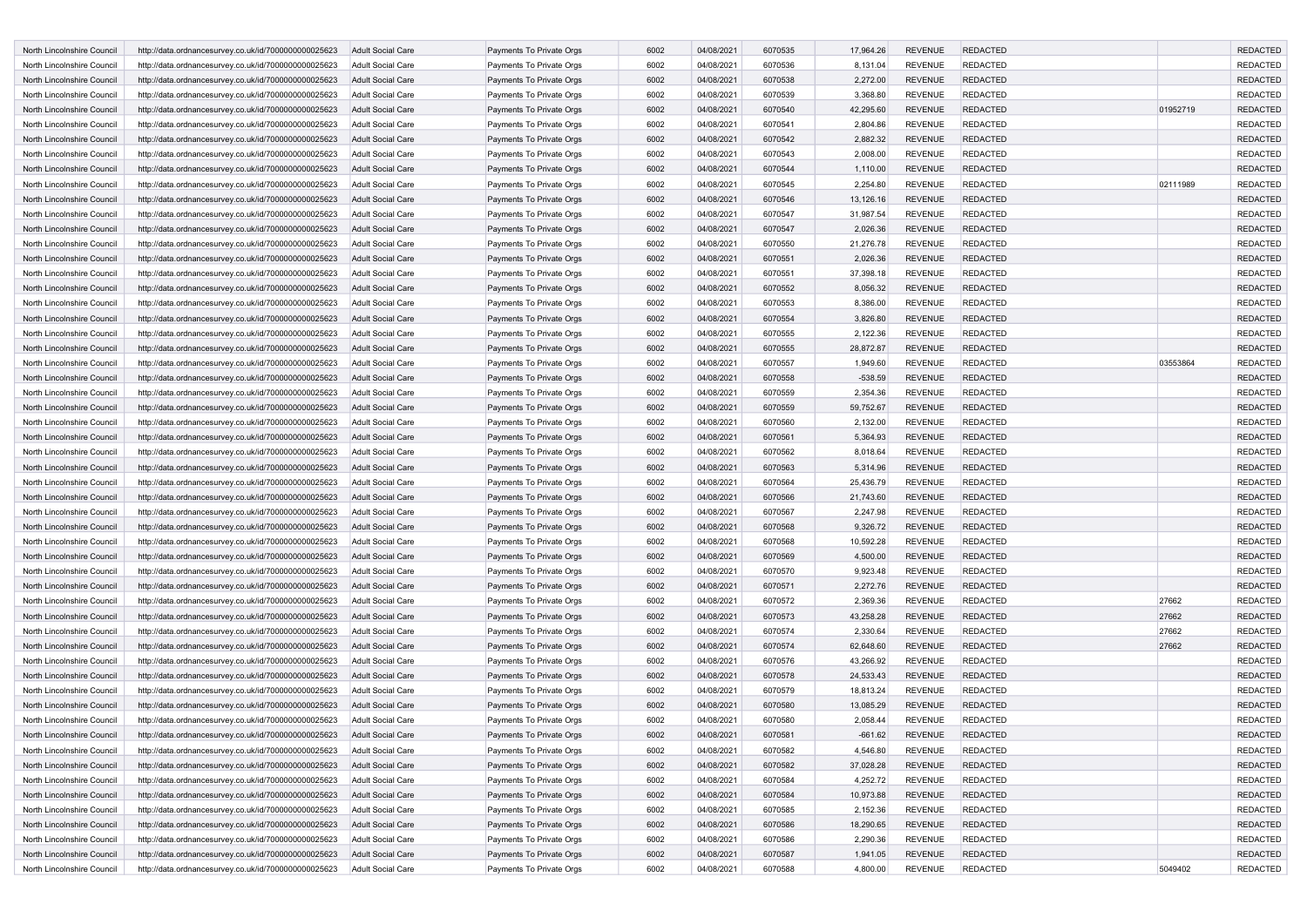| | | | | | | | | | | | |
|---|---|---|---|---|---|---|---|---|---|---|---|
| North Lincolnshire Council | http://data.ordnancesurvey.co.uk/id/7000000000025623 | Adult Social Care | Payments To Private Orgs | 6002 | 04/08/2021 | 6070535 | 17,964.26 | REVENUE | REDACTED | | REDACTED |
| North Lincolnshire Council | http://data.ordnancesurvey.co.uk/id/7000000000025623 | Adult Social Care | Payments To Private Orgs | 6002 | 04/08/2021 | 6070536 | 8,131.04 | REVENUE | REDACTED | | REDACTED |
| North Lincolnshire Council | http://data.ordnancesurvey.co.uk/id/7000000000025623 | Adult Social Care | Payments To Private Orgs | 6002 | 04/08/2021 | 6070538 | 2,272.00 | REVENUE | REDACTED | | REDACTED |
| North Lincolnshire Council | http://data.ordnancesurvey.co.uk/id/7000000000025623 | Adult Social Care | Payments To Private Orgs | 6002 | 04/08/2021 | 6070539 | 3,368.80 | REVENUE | REDACTED | | REDACTED |
| North Lincolnshire Council | http://data.ordnancesurvey.co.uk/id/7000000000025623 | Adult Social Care | Payments To Private Orgs | 6002 | 04/08/2021 | 6070540 | 42,295.60 | REVENUE | REDACTED | 01952719 | REDACTED |
| North Lincolnshire Council | http://data.ordnancesurvey.co.uk/id/7000000000025623 | Adult Social Care | Payments To Private Orgs | 6002 | 04/08/2021 | 6070541 | 2,804.86 | REVENUE | REDACTED | | REDACTED |
| North Lincolnshire Council | http://data.ordnancesurvey.co.uk/id/7000000000025623 | Adult Social Care | Payments To Private Orgs | 6002 | 04/08/2021 | 6070542 | 2,882.32 | REVENUE | REDACTED | | REDACTED |
| North Lincolnshire Council | http://data.ordnancesurvey.co.uk/id/7000000000025623 | Adult Social Care | Payments To Private Orgs | 6002 | 04/08/2021 | 6070543 | 2,008.00 | REVENUE | REDACTED | | REDACTED |
| North Lincolnshire Council | http://data.ordnancesurvey.co.uk/id/7000000000025623 | Adult Social Care | Payments To Private Orgs | 6002 | 04/08/2021 | 6070544 | 1,110.00 | REVENUE | REDACTED | | REDACTED |
| North Lincolnshire Council | http://data.ordnancesurvey.co.uk/id/7000000000025623 | Adult Social Care | Payments To Private Orgs | 6002 | 04/08/2021 | 6070545 | 2,254.80 | REVENUE | REDACTED | 02111989 | REDACTED |
| North Lincolnshire Council | http://data.ordnancesurvey.co.uk/id/7000000000025623 | Adult Social Care | Payments To Private Orgs | 6002 | 04/08/2021 | 6070546 | 13,126.16 | REVENUE | REDACTED | | REDACTED |
| North Lincolnshire Council | http://data.ordnancesurvey.co.uk/id/7000000000025623 | Adult Social Care | Payments To Private Orgs | 6002 | 04/08/2021 | 6070547 | 31,987.54 | REVENUE | REDACTED | | REDACTED |
| North Lincolnshire Council | http://data.ordnancesurvey.co.uk/id/7000000000025623 | Adult Social Care | Payments To Private Orgs | 6002 | 04/08/2021 | 6070547 | 2,026.36 | REVENUE | REDACTED | | REDACTED |
| North Lincolnshire Council | http://data.ordnancesurvey.co.uk/id/7000000000025623 | Adult Social Care | Payments To Private Orgs | 6002 | 04/08/2021 | 6070550 | 21,276.78 | REVENUE | REDACTED | | REDACTED |
| North Lincolnshire Council | http://data.ordnancesurvey.co.uk/id/7000000000025623 | Adult Social Care | Payments To Private Orgs | 6002 | 04/08/2021 | 6070551 | 2,026.36 | REVENUE | REDACTED | | REDACTED |
| North Lincolnshire Council | http://data.ordnancesurvey.co.uk/id/7000000000025623 | Adult Social Care | Payments To Private Orgs | 6002 | 04/08/2021 | 6070551 | 37,398.18 | REVENUE | REDACTED | | REDACTED |
| North Lincolnshire Council | http://data.ordnancesurvey.co.uk/id/7000000000025623 | Adult Social Care | Payments To Private Orgs | 6002 | 04/08/2021 | 6070552 | 8,056.32 | REVENUE | REDACTED | | REDACTED |
| North Lincolnshire Council | http://data.ordnancesurvey.co.uk/id/7000000000025623 | Adult Social Care | Payments To Private Orgs | 6002 | 04/08/2021 | 6070553 | 8,386.00 | REVENUE | REDACTED | | REDACTED |
| North Lincolnshire Council | http://data.ordnancesurvey.co.uk/id/7000000000025623 | Adult Social Care | Payments To Private Orgs | 6002 | 04/08/2021 | 6070554 | 3,826.80 | REVENUE | REDACTED | | REDACTED |
| North Lincolnshire Council | http://data.ordnancesurvey.co.uk/id/7000000000025623 | Adult Social Care | Payments To Private Orgs | 6002 | 04/08/2021 | 6070555 | 2,122.36 | REVENUE | REDACTED | | REDACTED |
| North Lincolnshire Council | http://data.ordnancesurvey.co.uk/id/7000000000025623 | Adult Social Care | Payments To Private Orgs | 6002 | 04/08/2021 | 6070555 | 28,872.87 | REVENUE | REDACTED | | REDACTED |
| North Lincolnshire Council | http://data.ordnancesurvey.co.uk/id/7000000000025623 | Adult Social Care | Payments To Private Orgs | 6002 | 04/08/2021 | 6070557 | 1,949.60 | REVENUE | REDACTED | 03553864 | REDACTED |
| North Lincolnshire Council | http://data.ordnancesurvey.co.uk/id/7000000000025623 | Adult Social Care | Payments To Private Orgs | 6002 | 04/08/2021 | 6070558 | -538.59 | REVENUE | REDACTED | | REDACTED |
| North Lincolnshire Council | http://data.ordnancesurvey.co.uk/id/7000000000025623 | Adult Social Care | Payments To Private Orgs | 6002 | 04/08/2021 | 6070559 | 2,354.36 | REVENUE | REDACTED | | REDACTED |
| North Lincolnshire Council | http://data.ordnancesurvey.co.uk/id/7000000000025623 | Adult Social Care | Payments To Private Orgs | 6002 | 04/08/2021 | 6070559 | 59,752.67 | REVENUE | REDACTED | | REDACTED |
| North Lincolnshire Council | http://data.ordnancesurvey.co.uk/id/7000000000025623 | Adult Social Care | Payments To Private Orgs | 6002 | 04/08/2021 | 6070560 | 2,132.00 | REVENUE | REDACTED | | REDACTED |
| North Lincolnshire Council | http://data.ordnancesurvey.co.uk/id/7000000000025623 | Adult Social Care | Payments To Private Orgs | 6002 | 04/08/2021 | 6070561 | 5,364.93 | REVENUE | REDACTED | | REDACTED |
| North Lincolnshire Council | http://data.ordnancesurvey.co.uk/id/7000000000025623 | Adult Social Care | Payments To Private Orgs | 6002 | 04/08/2021 | 6070562 | 8,018.64 | REVENUE | REDACTED | | REDACTED |
| North Lincolnshire Council | http://data.ordnancesurvey.co.uk/id/7000000000025623 | Adult Social Care | Payments To Private Orgs | 6002 | 04/08/2021 | 6070563 | 5,314.96 | REVENUE | REDACTED | | REDACTED |
| North Lincolnshire Council | http://data.ordnancesurvey.co.uk/id/7000000000025623 | Adult Social Care | Payments To Private Orgs | 6002 | 04/08/2021 | 6070564 | 25,436.79 | REVENUE | REDACTED | | REDACTED |
| North Lincolnshire Council | http://data.ordnancesurvey.co.uk/id/7000000000025623 | Adult Social Care | Payments To Private Orgs | 6002 | 04/08/2021 | 6070566 | 21,743.60 | REVENUE | REDACTED | | REDACTED |
| North Lincolnshire Council | http://data.ordnancesurvey.co.uk/id/7000000000025623 | Adult Social Care | Payments To Private Orgs | 6002 | 04/08/2021 | 6070567 | 2,247.98 | REVENUE | REDACTED | | REDACTED |
| North Lincolnshire Council | http://data.ordnancesurvey.co.uk/id/7000000000025623 | Adult Social Care | Payments To Private Orgs | 6002 | 04/08/2021 | 6070568 | 9,326.72 | REVENUE | REDACTED | | REDACTED |
| North Lincolnshire Council | http://data.ordnancesurvey.co.uk/id/7000000000025623 | Adult Social Care | Payments To Private Orgs | 6002 | 04/08/2021 | 6070568 | 10,592.28 | REVENUE | REDACTED | | REDACTED |
| North Lincolnshire Council | http://data.ordnancesurvey.co.uk/id/7000000000025623 | Adult Social Care | Payments To Private Orgs | 6002 | 04/08/2021 | 6070569 | 4,500.00 | REVENUE | REDACTED | | REDACTED |
| North Lincolnshire Council | http://data.ordnancesurvey.co.uk/id/7000000000025623 | Adult Social Care | Payments To Private Orgs | 6002 | 04/08/2021 | 6070570 | 9,923.48 | REVENUE | REDACTED | | REDACTED |
| North Lincolnshire Council | http://data.ordnancesurvey.co.uk/id/7000000000025623 | Adult Social Care | Payments To Private Orgs | 6002 | 04/08/2021 | 6070571 | 2,272.76 | REVENUE | REDACTED | | REDACTED |
| North Lincolnshire Council | http://data.ordnancesurvey.co.uk/id/7000000000025623 | Adult Social Care | Payments To Private Orgs | 6002 | 04/08/2021 | 6070572 | 2,369.36 | REVENUE | REDACTED | 27662 | REDACTED |
| North Lincolnshire Council | http://data.ordnancesurvey.co.uk/id/7000000000025623 | Adult Social Care | Payments To Private Orgs | 6002 | 04/08/2021 | 6070573 | 43,258.28 | REVENUE | REDACTED | 27662 | REDACTED |
| North Lincolnshire Council | http://data.ordnancesurvey.co.uk/id/7000000000025623 | Adult Social Care | Payments To Private Orgs | 6002 | 04/08/2021 | 6070574 | 2,330.64 | REVENUE | REDACTED | 27662 | REDACTED |
| North Lincolnshire Council | http://data.ordnancesurvey.co.uk/id/7000000000025623 | Adult Social Care | Payments To Private Orgs | 6002 | 04/08/2021 | 6070574 | 62,648.60 | REVENUE | REDACTED | 27662 | REDACTED |
| North Lincolnshire Council | http://data.ordnancesurvey.co.uk/id/7000000000025623 | Adult Social Care | Payments To Private Orgs | 6002 | 04/08/2021 | 6070576 | 43,266.92 | REVENUE | REDACTED | | REDACTED |
| North Lincolnshire Council | http://data.ordnancesurvey.co.uk/id/7000000000025623 | Adult Social Care | Payments To Private Orgs | 6002 | 04/08/2021 | 6070578 | 24,533.43 | REVENUE | REDACTED | | REDACTED |
| North Lincolnshire Council | http://data.ordnancesurvey.co.uk/id/7000000000025623 | Adult Social Care | Payments To Private Orgs | 6002 | 04/08/2021 | 6070579 | 18,813.24 | REVENUE | REDACTED | | REDACTED |
| North Lincolnshire Council | http://data.ordnancesurvey.co.uk/id/7000000000025623 | Adult Social Care | Payments To Private Orgs | 6002 | 04/08/2021 | 6070580 | 13,085.29 | REVENUE | REDACTED | | REDACTED |
| North Lincolnshire Council | http://data.ordnancesurvey.co.uk/id/7000000000025623 | Adult Social Care | Payments To Private Orgs | 6002 | 04/08/2021 | 6070580 | 2,058.44 | REVENUE | REDACTED | | REDACTED |
| North Lincolnshire Council | http://data.ordnancesurvey.co.uk/id/7000000000025623 | Adult Social Care | Payments To Private Orgs | 6002 | 04/08/2021 | 6070581 | -661.62 | REVENUE | REDACTED | | REDACTED |
| North Lincolnshire Council | http://data.ordnancesurvey.co.uk/id/7000000000025623 | Adult Social Care | Payments To Private Orgs | 6002 | 04/08/2021 | 6070582 | 4,546.80 | REVENUE | REDACTED | | REDACTED |
| North Lincolnshire Council | http://data.ordnancesurvey.co.uk/id/7000000000025623 | Adult Social Care | Payments To Private Orgs | 6002 | 04/08/2021 | 6070582 | 37,028.28 | REVENUE | REDACTED | | REDACTED |
| North Lincolnshire Council | http://data.ordnancesurvey.co.uk/id/7000000000025623 | Adult Social Care | Payments To Private Orgs | 6002 | 04/08/2021 | 6070584 | 4,252.72 | REVENUE | REDACTED | | REDACTED |
| North Lincolnshire Council | http://data.ordnancesurvey.co.uk/id/7000000000025623 | Adult Social Care | Payments To Private Orgs | 6002 | 04/08/2021 | 6070584 | 10,973.88 | REVENUE | REDACTED | | REDACTED |
| North Lincolnshire Council | http://data.ordnancesurvey.co.uk/id/7000000000025623 | Adult Social Care | Payments To Private Orgs | 6002 | 04/08/2021 | 6070585 | 2,152.36 | REVENUE | REDACTED | | REDACTED |
| North Lincolnshire Council | http://data.ordnancesurvey.co.uk/id/7000000000025623 | Adult Social Care | Payments To Private Orgs | 6002 | 04/08/2021 | 6070586 | 18,290.65 | REVENUE | REDACTED | | REDACTED |
| North Lincolnshire Council | http://data.ordnancesurvey.co.uk/id/7000000000025623 | Adult Social Care | Payments To Private Orgs | 6002 | 04/08/2021 | 6070586 | 2,290.36 | REVENUE | REDACTED | | REDACTED |
| North Lincolnshire Council | http://data.ordnancesurvey.co.uk/id/7000000000025623 | Adult Social Care | Payments To Private Orgs | 6002 | 04/08/2021 | 6070587 | 1,941.05 | REVENUE | REDACTED | | REDACTED |
| North Lincolnshire Council | http://data.ordnancesurvey.co.uk/id/7000000000025623 | Adult Social Care | Payments To Private Orgs | 6002 | 04/08/2021 | 6070588 | 4,800.00 | REVENUE | REDACTED | 5049402 | REDACTED |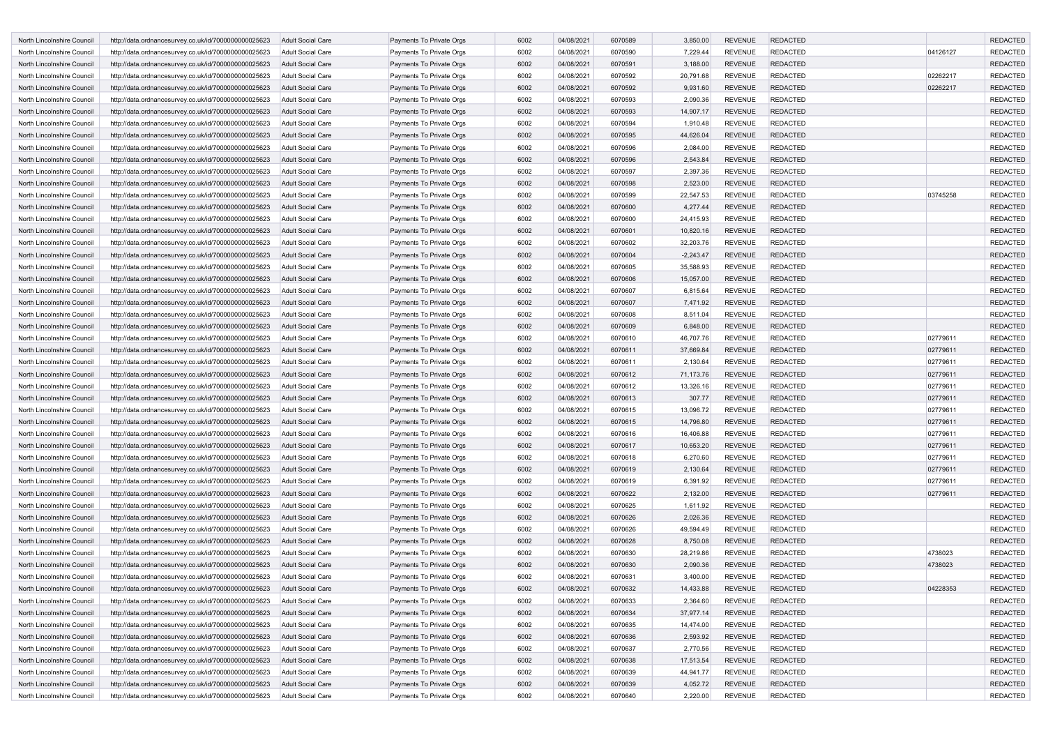| | | | | | | | | | | | |
|---|---|---|---|---|---|---|---|---|---|---|---|
| North Lincolnshire Council | http://data.ordnancesurvey.co.uk/id/7000000000025623 | Adult Social Care | Payments To Private Orgs | 6002 | 04/08/2021 | 6070589 | 3,850.00 | REVENUE | REDACTED | | REDACTED |
| North Lincolnshire Council | http://data.ordnancesurvey.co.uk/id/7000000000025623 | Adult Social Care | Payments To Private Orgs | 6002 | 04/08/2021 | 6070590 | 7,229.44 | REVENUE | REDACTED | 04126127 | REDACTED |
| North Lincolnshire Council | http://data.ordnancesurvey.co.uk/id/7000000000025623 | Adult Social Care | Payments To Private Orgs | 6002 | 04/08/2021 | 6070591 | 3,188.00 | REVENUE | REDACTED | | REDACTED |
| North Lincolnshire Council | http://data.ordnancesurvey.co.uk/id/7000000000025623 | Adult Social Care | Payments To Private Orgs | 6002 | 04/08/2021 | 6070592 | 20,791.68 | REVENUE | REDACTED | 02262217 | REDACTED |
| North Lincolnshire Council | http://data.ordnancesurvey.co.uk/id/7000000000025623 | Adult Social Care | Payments To Private Orgs | 6002 | 04/08/2021 | 6070592 | 9,931.60 | REVENUE | REDACTED | 02262217 | REDACTED |
| North Lincolnshire Council | http://data.ordnancesurvey.co.uk/id/7000000000025623 | Adult Social Care | Payments To Private Orgs | 6002 | 04/08/2021 | 6070593 | 2,090.36 | REVENUE | REDACTED | | REDACTED |
| North Lincolnshire Council | http://data.ordnancesurvey.co.uk/id/7000000000025623 | Adult Social Care | Payments To Private Orgs | 6002 | 04/08/2021 | 6070593 | 14,907.17 | REVENUE | REDACTED | | REDACTED |
| North Lincolnshire Council | http://data.ordnancesurvey.co.uk/id/7000000000025623 | Adult Social Care | Payments To Private Orgs | 6002 | 04/08/2021 | 6070594 | 1,910.48 | REVENUE | REDACTED | | REDACTED |
| North Lincolnshire Council | http://data.ordnancesurvey.co.uk/id/7000000000025623 | Adult Social Care | Payments To Private Orgs | 6002 | 04/08/2021 | 6070595 | 44,626.04 | REVENUE | REDACTED | | REDACTED |
| North Lincolnshire Council | http://data.ordnancesurvey.co.uk/id/7000000000025623 | Adult Social Care | Payments To Private Orgs | 6002 | 04/08/2021 | 6070596 | 2,084.00 | REVENUE | REDACTED | | REDACTED |
| North Lincolnshire Council | http://data.ordnancesurvey.co.uk/id/7000000000025623 | Adult Social Care | Payments To Private Orgs | 6002 | 04/08/2021 | 6070596 | 2,543.84 | REVENUE | REDACTED | | REDACTED |
| North Lincolnshire Council | http://data.ordnancesurvey.co.uk/id/7000000000025623 | Adult Social Care | Payments To Private Orgs | 6002 | 04/08/2021 | 6070597 | 2,397.36 | REVENUE | REDACTED | | REDACTED |
| North Lincolnshire Council | http://data.ordnancesurvey.co.uk/id/7000000000025623 | Adult Social Care | Payments To Private Orgs | 6002 | 04/08/2021 | 6070598 | 2,523.00 | REVENUE | REDACTED | | REDACTED |
| North Lincolnshire Council | http://data.ordnancesurvey.co.uk/id/7000000000025623 | Adult Social Care | Payments To Private Orgs | 6002 | 04/08/2021 | 6070599 | 22,547.53 | REVENUE | REDACTED | 03745258 | REDACTED |
| North Lincolnshire Council | http://data.ordnancesurvey.co.uk/id/7000000000025623 | Adult Social Care | Payments To Private Orgs | 6002 | 04/08/2021 | 6070600 | 4,277.44 | REVENUE | REDACTED | | REDACTED |
| North Lincolnshire Council | http://data.ordnancesurvey.co.uk/id/7000000000025623 | Adult Social Care | Payments To Private Orgs | 6002 | 04/08/2021 | 6070600 | 24,415.93 | REVENUE | REDACTED | | REDACTED |
| North Lincolnshire Council | http://data.ordnancesurvey.co.uk/id/7000000000025623 | Adult Social Care | Payments To Private Orgs | 6002 | 04/08/2021 | 6070601 | 10,820.16 | REVENUE | REDACTED | | REDACTED |
| North Lincolnshire Council | http://data.ordnancesurvey.co.uk/id/7000000000025623 | Adult Social Care | Payments To Private Orgs | 6002 | 04/08/2021 | 6070602 | 32,203.76 | REVENUE | REDACTED | | REDACTED |
| North Lincolnshire Council | http://data.ordnancesurvey.co.uk/id/7000000000025623 | Adult Social Care | Payments To Private Orgs | 6002 | 04/08/2021 | 6070604 | -2,243.47 | REVENUE | REDACTED | | REDACTED |
| North Lincolnshire Council | http://data.ordnancesurvey.co.uk/id/7000000000025623 | Adult Social Care | Payments To Private Orgs | 6002 | 04/08/2021 | 6070605 | 35,588.93 | REVENUE | REDACTED | | REDACTED |
| North Lincolnshire Council | http://data.ordnancesurvey.co.uk/id/7000000000025623 | Adult Social Care | Payments To Private Orgs | 6002 | 04/08/2021 | 6070606 | 15,057.00 | REVENUE | REDACTED | | REDACTED |
| North Lincolnshire Council | http://data.ordnancesurvey.co.uk/id/7000000000025623 | Adult Social Care | Payments To Private Orgs | 6002 | 04/08/2021 | 6070607 | 6,815.64 | REVENUE | REDACTED | | REDACTED |
| North Lincolnshire Council | http://data.ordnancesurvey.co.uk/id/7000000000025623 | Adult Social Care | Payments To Private Orgs | 6002 | 04/08/2021 | 6070607 | 7,471.92 | REVENUE | REDACTED | | REDACTED |
| North Lincolnshire Council | http://data.ordnancesurvey.co.uk/id/7000000000025623 | Adult Social Care | Payments To Private Orgs | 6002 | 04/08/2021 | 6070608 | 8,511.04 | REVENUE | REDACTED | | REDACTED |
| North Lincolnshire Council | http://data.ordnancesurvey.co.uk/id/7000000000025623 | Adult Social Care | Payments To Private Orgs | 6002 | 04/08/2021 | 6070609 | 6,848.00 | REVENUE | REDACTED | | REDACTED |
| North Lincolnshire Council | http://data.ordnancesurvey.co.uk/id/7000000000025623 | Adult Social Care | Payments To Private Orgs | 6002 | 04/08/2021 | 6070610 | 46,707.76 | REVENUE | REDACTED | 02779611 | REDACTED |
| North Lincolnshire Council | http://data.ordnancesurvey.co.uk/id/7000000000025623 | Adult Social Care | Payments To Private Orgs | 6002 | 04/08/2021 | 6070611 | 37,669.84 | REVENUE | REDACTED | 02779611 | REDACTED |
| North Lincolnshire Council | http://data.ordnancesurvey.co.uk/id/7000000000025623 | Adult Social Care | Payments To Private Orgs | 6002 | 04/08/2021 | 6070611 | 2,130.64 | REVENUE | REDACTED | 02779611 | REDACTED |
| North Lincolnshire Council | http://data.ordnancesurvey.co.uk/id/7000000000025623 | Adult Social Care | Payments To Private Orgs | 6002 | 04/08/2021 | 6070612 | 71,173.76 | REVENUE | REDACTED | 02779611 | REDACTED |
| North Lincolnshire Council | http://data.ordnancesurvey.co.uk/id/7000000000025623 | Adult Social Care | Payments To Private Orgs | 6002 | 04/08/2021 | 6070612 | 13,326.16 | REVENUE | REDACTED | 02779611 | REDACTED |
| North Lincolnshire Council | http://data.ordnancesurvey.co.uk/id/7000000000025623 | Adult Social Care | Payments To Private Orgs | 6002 | 04/08/2021 | 6070613 | 307.77 | REVENUE | REDACTED | 02779611 | REDACTED |
| North Lincolnshire Council | http://data.ordnancesurvey.co.uk/id/7000000000025623 | Adult Social Care | Payments To Private Orgs | 6002 | 04/08/2021 | 6070615 | 13,096.72 | REVENUE | REDACTED | 02779611 | REDACTED |
| North Lincolnshire Council | http://data.ordnancesurvey.co.uk/id/7000000000025623 | Adult Social Care | Payments To Private Orgs | 6002 | 04/08/2021 | 6070615 | 14,796.80 | REVENUE | REDACTED | 02779611 | REDACTED |
| North Lincolnshire Council | http://data.ordnancesurvey.co.uk/id/7000000000025623 | Adult Social Care | Payments To Private Orgs | 6002 | 04/08/2021 | 6070616 | 16,406.88 | REVENUE | REDACTED | 02779611 | REDACTED |
| North Lincolnshire Council | http://data.ordnancesurvey.co.uk/id/7000000000025623 | Adult Social Care | Payments To Private Orgs | 6002 | 04/08/2021 | 6070617 | 10,653.20 | REVENUE | REDACTED | 02779611 | REDACTED |
| North Lincolnshire Council | http://data.ordnancesurvey.co.uk/id/7000000000025623 | Adult Social Care | Payments To Private Orgs | 6002 | 04/08/2021 | 6070618 | 6,270.60 | REVENUE | REDACTED | 02779611 | REDACTED |
| North Lincolnshire Council | http://data.ordnancesurvey.co.uk/id/7000000000025623 | Adult Social Care | Payments To Private Orgs | 6002 | 04/08/2021 | 6070619 | 2,130.64 | REVENUE | REDACTED | 02779611 | REDACTED |
| North Lincolnshire Council | http://data.ordnancesurvey.co.uk/id/7000000000025623 | Adult Social Care | Payments To Private Orgs | 6002 | 04/08/2021 | 6070619 | 6,391.92 | REVENUE | REDACTED | 02779611 | REDACTED |
| North Lincolnshire Council | http://data.ordnancesurvey.co.uk/id/7000000000025623 | Adult Social Care | Payments To Private Orgs | 6002 | 04/08/2021 | 6070622 | 2,132.00 | REVENUE | REDACTED | 02779611 | REDACTED |
| North Lincolnshire Council | http://data.ordnancesurvey.co.uk/id/7000000000025623 | Adult Social Care | Payments To Private Orgs | 6002 | 04/08/2021 | 6070625 | 1,611.92 | REVENUE | REDACTED | | REDACTED |
| North Lincolnshire Council | http://data.ordnancesurvey.co.uk/id/7000000000025623 | Adult Social Care | Payments To Private Orgs | 6002 | 04/08/2021 | 6070626 | 2,026.36 | REVENUE | REDACTED | | REDACTED |
| North Lincolnshire Council | http://data.ordnancesurvey.co.uk/id/7000000000025623 | Adult Social Care | Payments To Private Orgs | 6002 | 04/08/2021 | 6070626 | 49,594.49 | REVENUE | REDACTED | | REDACTED |
| North Lincolnshire Council | http://data.ordnancesurvey.co.uk/id/7000000000025623 | Adult Social Care | Payments To Private Orgs | 6002 | 04/08/2021 | 6070628 | 8,750.08 | REVENUE | REDACTED | | REDACTED |
| North Lincolnshire Council | http://data.ordnancesurvey.co.uk/id/7000000000025623 | Adult Social Care | Payments To Private Orgs | 6002 | 04/08/2021 | 6070630 | 28,219.86 | REVENUE | REDACTED | 4738023 | REDACTED |
| North Lincolnshire Council | http://data.ordnancesurvey.co.uk/id/7000000000025623 | Adult Social Care | Payments To Private Orgs | 6002 | 04/08/2021 | 6070630 | 2,090.36 | REVENUE | REDACTED | 4738023 | REDACTED |
| North Lincolnshire Council | http://data.ordnancesurvey.co.uk/id/7000000000025623 | Adult Social Care | Payments To Private Orgs | 6002 | 04/08/2021 | 6070631 | 3,400.00 | REVENUE | REDACTED | | REDACTED |
| North Lincolnshire Council | http://data.ordnancesurvey.co.uk/id/7000000000025623 | Adult Social Care | Payments To Private Orgs | 6002 | 04/08/2021 | 6070632 | 14,433.88 | REVENUE | REDACTED | 04228353 | REDACTED |
| North Lincolnshire Council | http://data.ordnancesurvey.co.uk/id/7000000000025623 | Adult Social Care | Payments To Private Orgs | 6002 | 04/08/2021 | 6070633 | 2,364.60 | REVENUE | REDACTED | | REDACTED |
| North Lincolnshire Council | http://data.ordnancesurvey.co.uk/id/7000000000025623 | Adult Social Care | Payments To Private Orgs | 6002 | 04/08/2021 | 6070634 | 37,977.14 | REVENUE | REDACTED | | REDACTED |
| North Lincolnshire Council | http://data.ordnancesurvey.co.uk/id/7000000000025623 | Adult Social Care | Payments To Private Orgs | 6002 | 04/08/2021 | 6070635 | 14,474.00 | REVENUE | REDACTED | | REDACTED |
| North Lincolnshire Council | http://data.ordnancesurvey.co.uk/id/7000000000025623 | Adult Social Care | Payments To Private Orgs | 6002 | 04/08/2021 | 6070636 | 2,593.92 | REVENUE | REDACTED | | REDACTED |
| North Lincolnshire Council | http://data.ordnancesurvey.co.uk/id/7000000000025623 | Adult Social Care | Payments To Private Orgs | 6002 | 04/08/2021 | 6070637 | 2,770.56 | REVENUE | REDACTED | | REDACTED |
| North Lincolnshire Council | http://data.ordnancesurvey.co.uk/id/7000000000025623 | Adult Social Care | Payments To Private Orgs | 6002 | 04/08/2021 | 6070638 | 17,513.54 | REVENUE | REDACTED | | REDACTED |
| North Lincolnshire Council | http://data.ordnancesurvey.co.uk/id/7000000000025623 | Adult Social Care | Payments To Private Orgs | 6002 | 04/08/2021 | 6070639 | 44,941.77 | REVENUE | REDACTED | | REDACTED |
| North Lincolnshire Council | http://data.ordnancesurvey.co.uk/id/7000000000025623 | Adult Social Care | Payments To Private Orgs | 6002 | 04/08/2021 | 6070639 | 4,052.72 | REVENUE | REDACTED | | REDACTED |
| North Lincolnshire Council | http://data.ordnancesurvey.co.uk/id/7000000000025623 | Adult Social Care | Payments To Private Orgs | 6002 | 04/08/2021 | 6070640 | 2,220.00 | REVENUE | REDACTED | | REDACTED |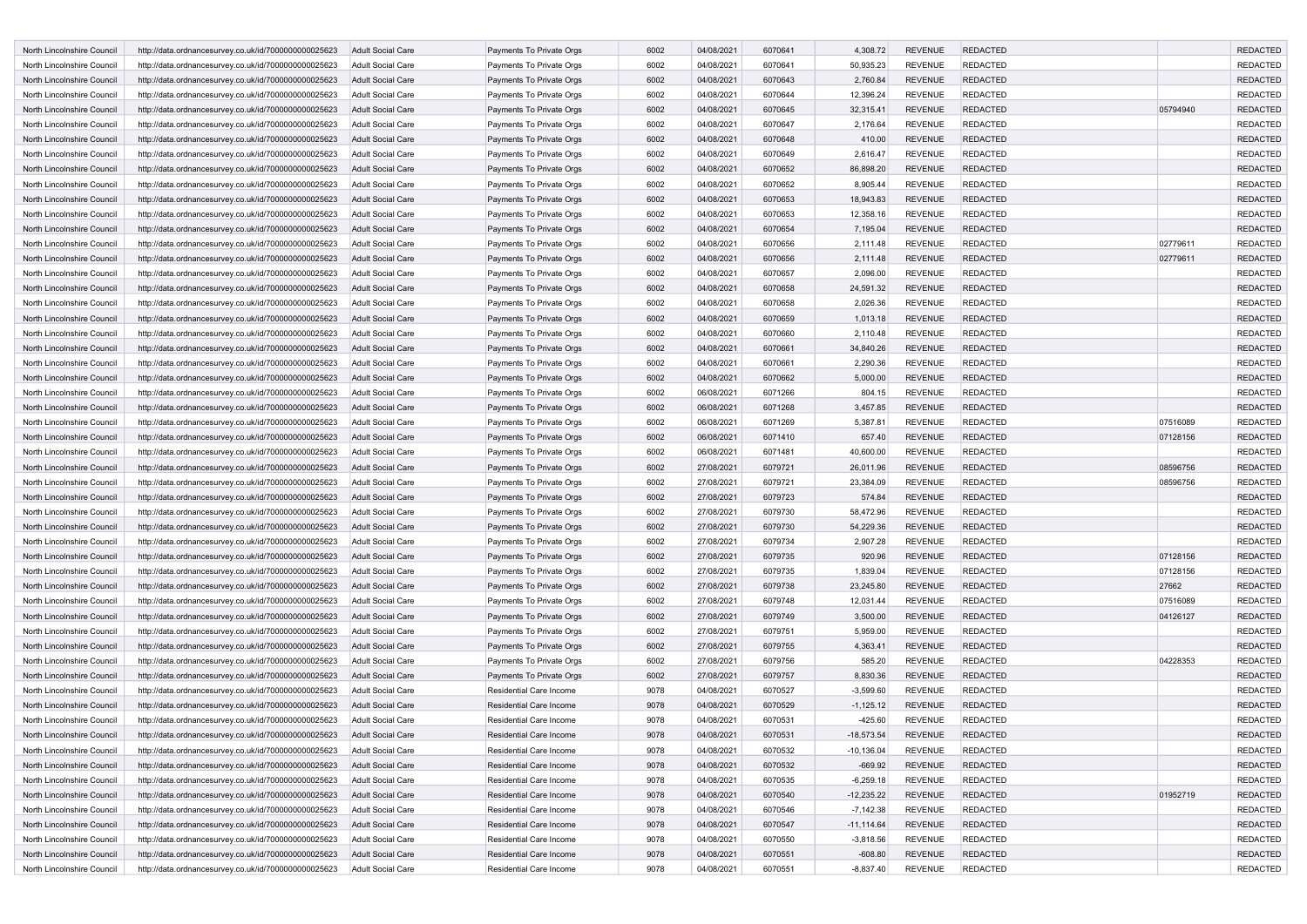| | | | | | | | | | | | |
|---|---|---|---|---|---|---|---|---|---|---|---|
| North Lincolnshire Council | http://data.ordnancesurvey.co.uk/id/7000000000025623 | Adult Social Care | Payments To Private Orgs | 6002 | 04/08/2021 | 6070641 | 4,308.72 | REVENUE | REDACTED | | REDACTED |
| North Lincolnshire Council | http://data.ordnancesurvey.co.uk/id/7000000000025623 | Adult Social Care | Payments To Private Orgs | 6002 | 04/08/2021 | 6070641 | 50,935.23 | REVENUE | REDACTED | | REDACTED |
| North Lincolnshire Council | http://data.ordnancesurvey.co.uk/id/7000000000025623 | Adult Social Care | Payments To Private Orgs | 6002 | 04/08/2021 | 6070643 | 2,760.84 | REVENUE | REDACTED | | REDACTED |
| North Lincolnshire Council | http://data.ordnancesurvey.co.uk/id/7000000000025623 | Adult Social Care | Payments To Private Orgs | 6002 | 04/08/2021 | 6070644 | 12,396.24 | REVENUE | REDACTED | | REDACTED |
| North Lincolnshire Council | http://data.ordnancesurvey.co.uk/id/7000000000025623 | Adult Social Care | Payments To Private Orgs | 6002 | 04/08/2021 | 6070645 | 32,315.41 | REVENUE | REDACTED | 05794940 | REDACTED |
| North Lincolnshire Council | http://data.ordnancesurvey.co.uk/id/7000000000025623 | Adult Social Care | Payments To Private Orgs | 6002 | 04/08/2021 | 6070647 | 2,176.64 | REVENUE | REDACTED | | REDACTED |
| North Lincolnshire Council | http://data.ordnancesurvey.co.uk/id/7000000000025623 | Adult Social Care | Payments To Private Orgs | 6002 | 04/08/2021 | 6070648 | 410.00 | REVENUE | REDACTED | | REDACTED |
| North Lincolnshire Council | http://data.ordnancesurvey.co.uk/id/7000000000025623 | Adult Social Care | Payments To Private Orgs | 6002 | 04/08/2021 | 6070649 | 2,616.47 | REVENUE | REDACTED | | REDACTED |
| North Lincolnshire Council | http://data.ordnancesurvey.co.uk/id/7000000000025623 | Adult Social Care | Payments To Private Orgs | 6002 | 04/08/2021 | 6070652 | 86,898.20 | REVENUE | REDACTED | | REDACTED |
| North Lincolnshire Council | http://data.ordnancesurvey.co.uk/id/7000000000025623 | Adult Social Care | Payments To Private Orgs | 6002 | 04/08/2021 | 6070652 | 8,905.44 | REVENUE | REDACTED | | REDACTED |
| North Lincolnshire Council | http://data.ordnancesurvey.co.uk/id/7000000000025623 | Adult Social Care | Payments To Private Orgs | 6002 | 04/08/2021 | 6070653 | 18,943.83 | REVENUE | REDACTED | | REDACTED |
| North Lincolnshire Council | http://data.ordnancesurvey.co.uk/id/7000000000025623 | Adult Social Care | Payments To Private Orgs | 6002 | 04/08/2021 | 6070653 | 12,358.16 | REVENUE | REDACTED | | REDACTED |
| North Lincolnshire Council | http://data.ordnancesurvey.co.uk/id/7000000000025623 | Adult Social Care | Payments To Private Orgs | 6002 | 04/08/2021 | 6070654 | 7,195.04 | REVENUE | REDACTED | | REDACTED |
| North Lincolnshire Council | http://data.ordnancesurvey.co.uk/id/7000000000025623 | Adult Social Care | Payments To Private Orgs | 6002 | 04/08/2021 | 6070656 | 2,111.48 | REVENUE | REDACTED | 02779611 | REDACTED |
| North Lincolnshire Council | http://data.ordnancesurvey.co.uk/id/7000000000025623 | Adult Social Care | Payments To Private Orgs | 6002 | 04/08/2021 | 6070656 | 2,111.48 | REVENUE | REDACTED | 02779611 | REDACTED |
| North Lincolnshire Council | http://data.ordnancesurvey.co.uk/id/7000000000025623 | Adult Social Care | Payments To Private Orgs | 6002 | 04/08/2021 | 6070657 | 2,096.00 | REVENUE | REDACTED | | REDACTED |
| North Lincolnshire Council | http://data.ordnancesurvey.co.uk/id/7000000000025623 | Adult Social Care | Payments To Private Orgs | 6002 | 04/08/2021 | 6070658 | 24,591.32 | REVENUE | REDACTED | | REDACTED |
| North Lincolnshire Council | http://data.ordnancesurvey.co.uk/id/7000000000025623 | Adult Social Care | Payments To Private Orgs | 6002 | 04/08/2021 | 6070658 | 2,026.36 | REVENUE | REDACTED | | REDACTED |
| North Lincolnshire Council | http://data.ordnancesurvey.co.uk/id/7000000000025623 | Adult Social Care | Payments To Private Orgs | 6002 | 04/08/2021 | 6070659 | 1,013.18 | REVENUE | REDACTED | | REDACTED |
| North Lincolnshire Council | http://data.ordnancesurvey.co.uk/id/7000000000025623 | Adult Social Care | Payments To Private Orgs | 6002 | 04/08/2021 | 6070660 | 2,110.48 | REVENUE | REDACTED | | REDACTED |
| North Lincolnshire Council | http://data.ordnancesurvey.co.uk/id/7000000000025623 | Adult Social Care | Payments To Private Orgs | 6002 | 04/08/2021 | 6070661 | 34,840.26 | REVENUE | REDACTED | | REDACTED |
| North Lincolnshire Council | http://data.ordnancesurvey.co.uk/id/7000000000025623 | Adult Social Care | Payments To Private Orgs | 6002 | 04/08/2021 | 6070661 | 2,290.36 | REVENUE | REDACTED | | REDACTED |
| North Lincolnshire Council | http://data.ordnancesurvey.co.uk/id/7000000000025623 | Adult Social Care | Payments To Private Orgs | 6002 | 04/08/2021 | 6070662 | 5,000.00 | REVENUE | REDACTED | | REDACTED |
| North Lincolnshire Council | http://data.ordnancesurvey.co.uk/id/7000000000025623 | Adult Social Care | Payments To Private Orgs | 6002 | 06/08/2021 | 6071266 | 804.15 | REVENUE | REDACTED | | REDACTED |
| North Lincolnshire Council | http://data.ordnancesurvey.co.uk/id/7000000000025623 | Adult Social Care | Payments To Private Orgs | 6002 | 06/08/2021 | 6071268 | 3,457.85 | REVENUE | REDACTED | | REDACTED |
| North Lincolnshire Council | http://data.ordnancesurvey.co.uk/id/7000000000025623 | Adult Social Care | Payments To Private Orgs | 6002 | 06/08/2021 | 6071269 | 5,387.81 | REVENUE | REDACTED | 07516089 | REDACTED |
| North Lincolnshire Council | http://data.ordnancesurvey.co.uk/id/7000000000025623 | Adult Social Care | Payments To Private Orgs | 6002 | 06/08/2021 | 6071410 | 657.40 | REVENUE | REDACTED | 07128156 | REDACTED |
| North Lincolnshire Council | http://data.ordnancesurvey.co.uk/id/7000000000025623 | Adult Social Care | Payments To Private Orgs | 6002 | 06/08/2021 | 6071481 | 40,600.00 | REVENUE | REDACTED | | REDACTED |
| North Lincolnshire Council | http://data.ordnancesurvey.co.uk/id/7000000000025623 | Adult Social Care | Payments To Private Orgs | 6002 | 27/08/2021 | 6079721 | 26,011.96 | REVENUE | REDACTED | 08596756 | REDACTED |
| North Lincolnshire Council | http://data.ordnancesurvey.co.uk/id/7000000000025623 | Adult Social Care | Payments To Private Orgs | 6002 | 27/08/2021 | 6079721 | 23,384.09 | REVENUE | REDACTED | 08596756 | REDACTED |
| North Lincolnshire Council | http://data.ordnancesurvey.co.uk/id/7000000000025623 | Adult Social Care | Payments To Private Orgs | 6002 | 27/08/2021 | 6079723 | 574.84 | REVENUE | REDACTED | | REDACTED |
| North Lincolnshire Council | http://data.ordnancesurvey.co.uk/id/7000000000025623 | Adult Social Care | Payments To Private Orgs | 6002 | 27/08/2021 | 6079730 | 58,472.96 | REVENUE | REDACTED | | REDACTED |
| North Lincolnshire Council | http://data.ordnancesurvey.co.uk/id/7000000000025623 | Adult Social Care | Payments To Private Orgs | 6002 | 27/08/2021 | 6079730 | 54,229.36 | REVENUE | REDACTED | | REDACTED |
| North Lincolnshire Council | http://data.ordnancesurvey.co.uk/id/7000000000025623 | Adult Social Care | Payments To Private Orgs | 6002 | 27/08/2021 | 6079734 | 2,907.28 | REVENUE | REDACTED | | REDACTED |
| North Lincolnshire Council | http://data.ordnancesurvey.co.uk/id/7000000000025623 | Adult Social Care | Payments To Private Orgs | 6002 | 27/08/2021 | 6079735 | 920.96 | REVENUE | REDACTED | 07128156 | REDACTED |
| North Lincolnshire Council | http://data.ordnancesurvey.co.uk/id/7000000000025623 | Adult Social Care | Payments To Private Orgs | 6002 | 27/08/2021 | 6079735 | 1,839.04 | REVENUE | REDACTED | 07128156 | REDACTED |
| North Lincolnshire Council | http://data.ordnancesurvey.co.uk/id/7000000000025623 | Adult Social Care | Payments To Private Orgs | 6002 | 27/08/2021 | 6079738 | 23,245.80 | REVENUE | REDACTED | 27662 | REDACTED |
| North Lincolnshire Council | http://data.ordnancesurvey.co.uk/id/7000000000025623 | Adult Social Care | Payments To Private Orgs | 6002 | 27/08/2021 | 6079748 | 12,031.44 | REVENUE | REDACTED | 07516089 | REDACTED |
| North Lincolnshire Council | http://data.ordnancesurvey.co.uk/id/7000000000025623 | Adult Social Care | Payments To Private Orgs | 6002 | 27/08/2021 | 6079749 | 3,500.00 | REVENUE | REDACTED | 04126127 | REDACTED |
| North Lincolnshire Council | http://data.ordnancesurvey.co.uk/id/7000000000025623 | Adult Social Care | Payments To Private Orgs | 6002 | 27/08/2021 | 6079751 | 5,959.00 | REVENUE | REDACTED | | REDACTED |
| North Lincolnshire Council | http://data.ordnancesurvey.co.uk/id/7000000000025623 | Adult Social Care | Payments To Private Orgs | 6002 | 27/08/2021 | 6079755 | 4,363.41 | REVENUE | REDACTED | | REDACTED |
| North Lincolnshire Council | http://data.ordnancesurvey.co.uk/id/7000000000025623 | Adult Social Care | Payments To Private Orgs | 6002 | 27/08/2021 | 6079756 | 585.20 | REVENUE | REDACTED | 04228353 | REDACTED |
| North Lincolnshire Council | http://data.ordnancesurvey.co.uk/id/7000000000025623 | Adult Social Care | Payments To Private Orgs | 6002 | 27/08/2021 | 6079757 | 8,830.36 | REVENUE | REDACTED | | REDACTED |
| North Lincolnshire Council | http://data.ordnancesurvey.co.uk/id/7000000000025623 | Adult Social Care | Residential Care Income | 9078 | 04/08/2021 | 6070527 | -3,599.60 | REVENUE | REDACTED | | REDACTED |
| North Lincolnshire Council | http://data.ordnancesurvey.co.uk/id/7000000000025623 | Adult Social Care | Residential Care Income | 9078 | 04/08/2021 | 6070529 | -1,125.12 | REVENUE | REDACTED | | REDACTED |
| North Lincolnshire Council | http://data.ordnancesurvey.co.uk/id/7000000000025623 | Adult Social Care | Residential Care Income | 9078 | 04/08/2021 | 6070531 | -425.60 | REVENUE | REDACTED | | REDACTED |
| North Lincolnshire Council | http://data.ordnancesurvey.co.uk/id/7000000000025623 | Adult Social Care | Residential Care Income | 9078 | 04/08/2021 | 6070531 | -18,573.54 | REVENUE | REDACTED | | REDACTED |
| North Lincolnshire Council | http://data.ordnancesurvey.co.uk/id/7000000000025623 | Adult Social Care | Residential Care Income | 9078 | 04/08/2021 | 6070532 | -10,136.04 | REVENUE | REDACTED | | REDACTED |
| North Lincolnshire Council | http://data.ordnancesurvey.co.uk/id/7000000000025623 | Adult Social Care | Residential Care Income | 9078 | 04/08/2021 | 6070532 | -669.92 | REVENUE | REDACTED | | REDACTED |
| North Lincolnshire Council | http://data.ordnancesurvey.co.uk/id/7000000000025623 | Adult Social Care | Residential Care Income | 9078 | 04/08/2021 | 6070535 | -6,259.18 | REVENUE | REDACTED | | REDACTED |
| North Lincolnshire Council | http://data.ordnancesurvey.co.uk/id/7000000000025623 | Adult Social Care | Residential Care Income | 9078 | 04/08/2021 | 6070540 | -12,235.22 | REVENUE | REDACTED | 01952719 | REDACTED |
| North Lincolnshire Council | http://data.ordnancesurvey.co.uk/id/7000000000025623 | Adult Social Care | Residential Care Income | 9078 | 04/08/2021 | 6070546 | -7,142.38 | REVENUE | REDACTED | | REDACTED |
| North Lincolnshire Council | http://data.ordnancesurvey.co.uk/id/7000000000025623 | Adult Social Care | Residential Care Income | 9078 | 04/08/2021 | 6070547 | -11,114.64 | REVENUE | REDACTED | | REDACTED |
| North Lincolnshire Council | http://data.ordnancesurvey.co.uk/id/7000000000025623 | Adult Social Care | Residential Care Income | 9078 | 04/08/2021 | 6070550 | -3,818.56 | REVENUE | REDACTED | | REDACTED |
| North Lincolnshire Council | http://data.ordnancesurvey.co.uk/id/7000000000025623 | Adult Social Care | Residential Care Income | 9078 | 04/08/2021 | 6070551 | -608.80 | REVENUE | REDACTED | | REDACTED |
| North Lincolnshire Council | http://data.ordnancesurvey.co.uk/id/7000000000025623 | Adult Social Care | Residential Care Income | 9078 | 04/08/2021 | 6070551 | -8,837.40 | REVENUE | REDACTED | | REDACTED |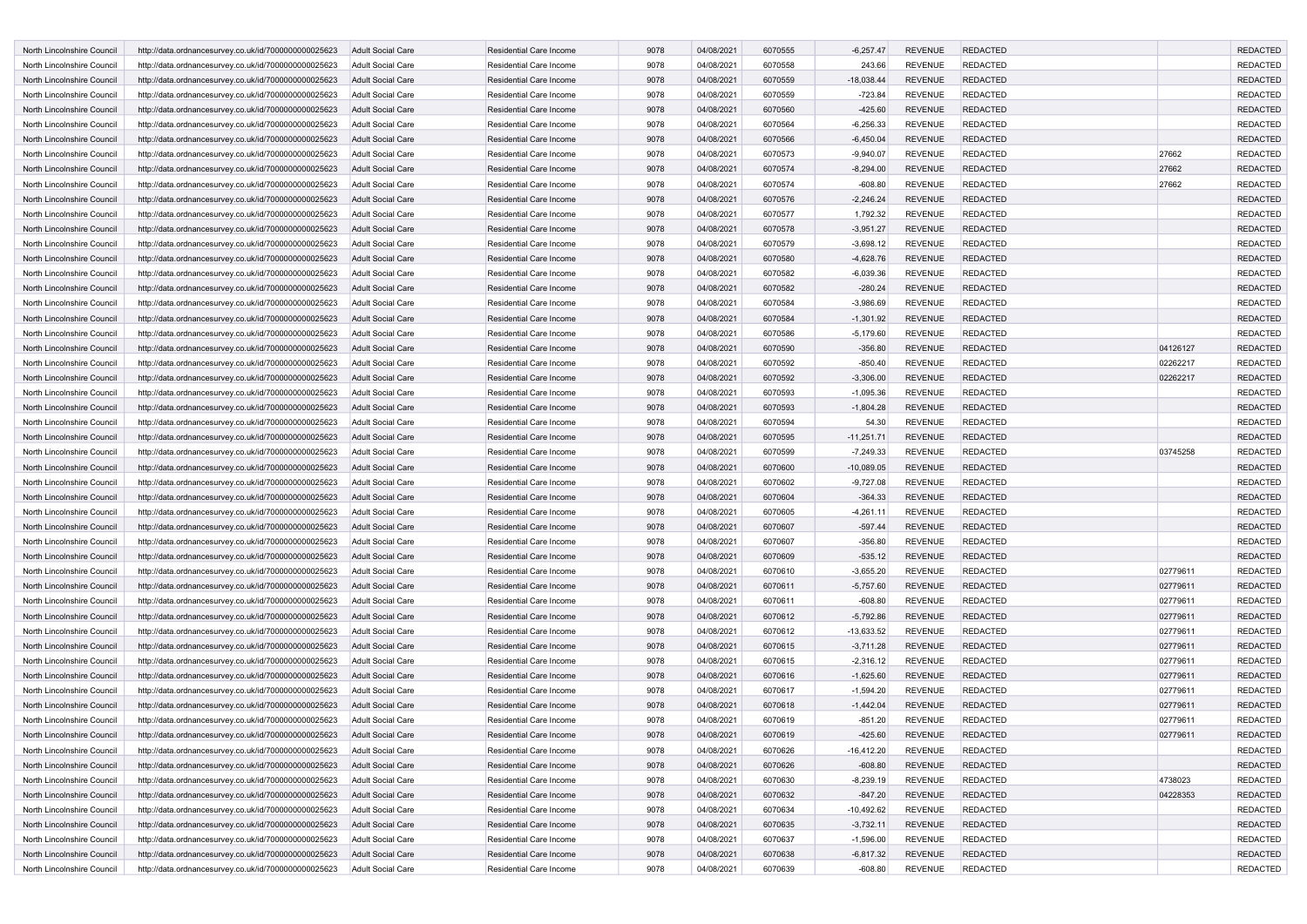| | | | | | | | | | | | |
|---|---|---|---|---|---|---|---|---|---|---|---|
| North Lincolnshire Council | http://data.ordnancesurvey.co.uk/id/7000000000025623 | Adult Social Care | Residential Care Income | 9078 | 04/08/2021 | 6070555 | -6,257.47 | REVENUE | REDACTED | | REDACTED |
| North Lincolnshire Council | http://data.ordnancesurvey.co.uk/id/7000000000025623 | Adult Social Care | Residential Care Income | 9078 | 04/08/2021 | 6070558 | 243.66 | REVENUE | REDACTED | | REDACTED |
| North Lincolnshire Council | http://data.ordnancesurvey.co.uk/id/7000000000025623 | Adult Social Care | Residential Care Income | 9078 | 04/08/2021 | 6070559 | -18,038.44 | REVENUE | REDACTED | | REDACTED |
| North Lincolnshire Council | http://data.ordnancesurvey.co.uk/id/7000000000025623 | Adult Social Care | Residential Care Income | 9078 | 04/08/2021 | 6070559 | -723.84 | REVENUE | REDACTED | | REDACTED |
| North Lincolnshire Council | http://data.ordnancesurvey.co.uk/id/7000000000025623 | Adult Social Care | Residential Care Income | 9078 | 04/08/2021 | 6070560 | -425.60 | REVENUE | REDACTED | | REDACTED |
| North Lincolnshire Council | http://data.ordnancesurvey.co.uk/id/7000000000025623 | Adult Social Care | Residential Care Income | 9078 | 04/08/2021 | 6070564 | -6,256.33 | REVENUE | REDACTED | | REDACTED |
| North Lincolnshire Council | http://data.ordnancesurvey.co.uk/id/7000000000025623 | Adult Social Care | Residential Care Income | 9078 | 04/08/2021 | 6070566 | -6,450.04 | REVENUE | REDACTED | | REDACTED |
| North Lincolnshire Council | http://data.ordnancesurvey.co.uk/id/7000000000025623 | Adult Social Care | Residential Care Income | 9078 | 04/08/2021 | 6070573 | -9,940.07 | REVENUE | REDACTED | 27662 | REDACTED |
| North Lincolnshire Council | http://data.ordnancesurvey.co.uk/id/7000000000025623 | Adult Social Care | Residential Care Income | 9078 | 04/08/2021 | 6070574 | -8,294.00 | REVENUE | REDACTED | 27662 | REDACTED |
| North Lincolnshire Council | http://data.ordnancesurvey.co.uk/id/7000000000025623 | Adult Social Care | Residential Care Income | 9078 | 04/08/2021 | 6070574 | -608.80 | REVENUE | REDACTED | 27662 | REDACTED |
| North Lincolnshire Council | http://data.ordnancesurvey.co.uk/id/7000000000025623 | Adult Social Care | Residential Care Income | 9078 | 04/08/2021 | 6070576 | -2,246.24 | REVENUE | REDACTED | | REDACTED |
| North Lincolnshire Council | http://data.ordnancesurvey.co.uk/id/7000000000025623 | Adult Social Care | Residential Care Income | 9078 | 04/08/2021 | 6070577 | 1,792.32 | REVENUE | REDACTED | | REDACTED |
| North Lincolnshire Council | http://data.ordnancesurvey.co.uk/id/7000000000025623 | Adult Social Care | Residential Care Income | 9078 | 04/08/2021 | 6070578 | -3,951.27 | REVENUE | REDACTED | | REDACTED |
| North Lincolnshire Council | http://data.ordnancesurvey.co.uk/id/7000000000025623 | Adult Social Care | Residential Care Income | 9078 | 04/08/2021 | 6070579 | -3,698.12 | REVENUE | REDACTED | | REDACTED |
| North Lincolnshire Council | http://data.ordnancesurvey.co.uk/id/7000000000025623 | Adult Social Care | Residential Care Income | 9078 | 04/08/2021 | 6070580 | -4,628.76 | REVENUE | REDACTED | | REDACTED |
| North Lincolnshire Council | http://data.ordnancesurvey.co.uk/id/7000000000025623 | Adult Social Care | Residential Care Income | 9078 | 04/08/2021 | 6070582 | -6,039.36 | REVENUE | REDACTED | | REDACTED |
| North Lincolnshire Council | http://data.ordnancesurvey.co.uk/id/7000000000025623 | Adult Social Care | Residential Care Income | 9078 | 04/08/2021 | 6070582 | -280.24 | REVENUE | REDACTED | | REDACTED |
| North Lincolnshire Council | http://data.ordnancesurvey.co.uk/id/7000000000025623 | Adult Social Care | Residential Care Income | 9078 | 04/08/2021 | 6070584 | -3,986.69 | REVENUE | REDACTED | | REDACTED |
| North Lincolnshire Council | http://data.ordnancesurvey.co.uk/id/7000000000025623 | Adult Social Care | Residential Care Income | 9078 | 04/08/2021 | 6070584 | -1,301.92 | REVENUE | REDACTED | | REDACTED |
| North Lincolnshire Council | http://data.ordnancesurvey.co.uk/id/7000000000025623 | Adult Social Care | Residential Care Income | 9078 | 04/08/2021 | 6070586 | -5,179.60 | REVENUE | REDACTED | | REDACTED |
| North Lincolnshire Council | http://data.ordnancesurvey.co.uk/id/7000000000025623 | Adult Social Care | Residential Care Income | 9078 | 04/08/2021 | 6070590 | -356.80 | REVENUE | REDACTED | 04126127 | REDACTED |
| North Lincolnshire Council | http://data.ordnancesurvey.co.uk/id/7000000000025623 | Adult Social Care | Residential Care Income | 9078 | 04/08/2021 | 6070592 | -850.40 | REVENUE | REDACTED | 02262217 | REDACTED |
| North Lincolnshire Council | http://data.ordnancesurvey.co.uk/id/7000000000025623 | Adult Social Care | Residential Care Income | 9078 | 04/08/2021 | 6070592 | -3,306.00 | REVENUE | REDACTED | 02262217 | REDACTED |
| North Lincolnshire Council | http://data.ordnancesurvey.co.uk/id/7000000000025623 | Adult Social Care | Residential Care Income | 9078 | 04/08/2021 | 6070593 | -1,095.36 | REVENUE | REDACTED | | REDACTED |
| North Lincolnshire Council | http://data.ordnancesurvey.co.uk/id/7000000000025623 | Adult Social Care | Residential Care Income | 9078 | 04/08/2021 | 6070593 | -1,804.28 | REVENUE | REDACTED | | REDACTED |
| North Lincolnshire Council | http://data.ordnancesurvey.co.uk/id/7000000000025623 | Adult Social Care | Residential Care Income | 9078 | 04/08/2021 | 6070594 | 54.30 | REVENUE | REDACTED | | REDACTED |
| North Lincolnshire Council | http://data.ordnancesurvey.co.uk/id/7000000000025623 | Adult Social Care | Residential Care Income | 9078 | 04/08/2021 | 6070595 | -11,251.71 | REVENUE | REDACTED | | REDACTED |
| North Lincolnshire Council | http://data.ordnancesurvey.co.uk/id/7000000000025623 | Adult Social Care | Residential Care Income | 9078 | 04/08/2021 | 6070599 | -7,249.33 | REVENUE | REDACTED | 03745258 | REDACTED |
| North Lincolnshire Council | http://data.ordnancesurvey.co.uk/id/7000000000025623 | Adult Social Care | Residential Care Income | 9078 | 04/08/2021 | 6070600 | -10,089.05 | REVENUE | REDACTED | | REDACTED |
| North Lincolnshire Council | http://data.ordnancesurvey.co.uk/id/7000000000025623 | Adult Social Care | Residential Care Income | 9078 | 04/08/2021 | 6070602 | -9,727.08 | REVENUE | REDACTED | | REDACTED |
| North Lincolnshire Council | http://data.ordnancesurvey.co.uk/id/7000000000025623 | Adult Social Care | Residential Care Income | 9078 | 04/08/2021 | 6070604 | -364.33 | REVENUE | REDACTED | | REDACTED |
| North Lincolnshire Council | http://data.ordnancesurvey.co.uk/id/7000000000025623 | Adult Social Care | Residential Care Income | 9078 | 04/08/2021 | 6070605 | -4,261.11 | REVENUE | REDACTED | | REDACTED |
| North Lincolnshire Council | http://data.ordnancesurvey.co.uk/id/7000000000025623 | Adult Social Care | Residential Care Income | 9078 | 04/08/2021 | 6070607 | -597.44 | REVENUE | REDACTED | | REDACTED |
| North Lincolnshire Council | http://data.ordnancesurvey.co.uk/id/7000000000025623 | Adult Social Care | Residential Care Income | 9078 | 04/08/2021 | 6070607 | -356.80 | REVENUE | REDACTED | | REDACTED |
| North Lincolnshire Council | http://data.ordnancesurvey.co.uk/id/7000000000025623 | Adult Social Care | Residential Care Income | 9078 | 04/08/2021 | 6070609 | -535.12 | REVENUE | REDACTED | | REDACTED |
| North Lincolnshire Council | http://data.ordnancesurvey.co.uk/id/7000000000025623 | Adult Social Care | Residential Care Income | 9078 | 04/08/2021 | 6070610 | -3,655.20 | REVENUE | REDACTED | 02779611 | REDACTED |
| North Lincolnshire Council | http://data.ordnancesurvey.co.uk/id/7000000000025623 | Adult Social Care | Residential Care Income | 9078 | 04/08/2021 | 6070611 | -5,757.60 | REVENUE | REDACTED | 02779611 | REDACTED |
| North Lincolnshire Council | http://data.ordnancesurvey.co.uk/id/7000000000025623 | Adult Social Care | Residential Care Income | 9078 | 04/08/2021 | 6070611 | -608.80 | REVENUE | REDACTED | 02779611 | REDACTED |
| North Lincolnshire Council | http://data.ordnancesurvey.co.uk/id/7000000000025623 | Adult Social Care | Residential Care Income | 9078 | 04/08/2021 | 6070612 | -5,792.86 | REVENUE | REDACTED | 02779611 | REDACTED |
| North Lincolnshire Council | http://data.ordnancesurvey.co.uk/id/7000000000025623 | Adult Social Care | Residential Care Income | 9078 | 04/08/2021 | 6070612 | -13,633.52 | REVENUE | REDACTED | 02779611 | REDACTED |
| North Lincolnshire Council | http://data.ordnancesurvey.co.uk/id/7000000000025623 | Adult Social Care | Residential Care Income | 9078 | 04/08/2021 | 6070615 | -3,711.28 | REVENUE | REDACTED | 02779611 | REDACTED |
| North Lincolnshire Council | http://data.ordnancesurvey.co.uk/id/7000000000025623 | Adult Social Care | Residential Care Income | 9078 | 04/08/2021 | 6070615 | -2,316.12 | REVENUE | REDACTED | 02779611 | REDACTED |
| North Lincolnshire Council | http://data.ordnancesurvey.co.uk/id/7000000000025623 | Adult Social Care | Residential Care Income | 9078 | 04/08/2021 | 6070616 | -1,625.60 | REVENUE | REDACTED | 02779611 | REDACTED |
| North Lincolnshire Council | http://data.ordnancesurvey.co.uk/id/7000000000025623 | Adult Social Care | Residential Care Income | 9078 | 04/08/2021 | 6070617 | -1,594.20 | REVENUE | REDACTED | 02779611 | REDACTED |
| North Lincolnshire Council | http://data.ordnancesurvey.co.uk/id/7000000000025623 | Adult Social Care | Residential Care Income | 9078 | 04/08/2021 | 6070618 | -1,442.04 | REVENUE | REDACTED | 02779611 | REDACTED |
| North Lincolnshire Council | http://data.ordnancesurvey.co.uk/id/7000000000025623 | Adult Social Care | Residential Care Income | 9078 | 04/08/2021 | 6070619 | -851.20 | REVENUE | REDACTED | 02779611 | REDACTED |
| North Lincolnshire Council | http://data.ordnancesurvey.co.uk/id/7000000000025623 | Adult Social Care | Residential Care Income | 9078 | 04/08/2021 | 6070619 | -425.60 | REVENUE | REDACTED | 02779611 | REDACTED |
| North Lincolnshire Council | http://data.ordnancesurvey.co.uk/id/7000000000025623 | Adult Social Care | Residential Care Income | 9078 | 04/08/2021 | 6070626 | -16,412.20 | REVENUE | REDACTED | | REDACTED |
| North Lincolnshire Council | http://data.ordnancesurvey.co.uk/id/7000000000025623 | Adult Social Care | Residential Care Income | 9078 | 04/08/2021 | 6070626 | -608.80 | REVENUE | REDACTED | | REDACTED |
| North Lincolnshire Council | http://data.ordnancesurvey.co.uk/id/7000000000025623 | Adult Social Care | Residential Care Income | 9078 | 04/08/2021 | 6070630 | -8,239.19 | REVENUE | REDACTED | 4738023 | REDACTED |
| North Lincolnshire Council | http://data.ordnancesurvey.co.uk/id/7000000000025623 | Adult Social Care | Residential Care Income | 9078 | 04/08/2021 | 6070632 | -847.20 | REVENUE | REDACTED | 04228353 | REDACTED |
| North Lincolnshire Council | http://data.ordnancesurvey.co.uk/id/7000000000025623 | Adult Social Care | Residential Care Income | 9078 | 04/08/2021 | 6070634 | -10,492.62 | REVENUE | REDACTED | | REDACTED |
| North Lincolnshire Council | http://data.ordnancesurvey.co.uk/id/7000000000025623 | Adult Social Care | Residential Care Income | 9078 | 04/08/2021 | 6070635 | -3,732.11 | REVENUE | REDACTED | | REDACTED |
| North Lincolnshire Council | http://data.ordnancesurvey.co.uk/id/7000000000025623 | Adult Social Care | Residential Care Income | 9078 | 04/08/2021 | 6070637 | -1,596.00 | REVENUE | REDACTED | | REDACTED |
| North Lincolnshire Council | http://data.ordnancesurvey.co.uk/id/7000000000025623 | Adult Social Care | Residential Care Income | 9078 | 04/08/2021 | 6070638 | -6,817.32 | REVENUE | REDACTED | | REDACTED |
| North Lincolnshire Council | http://data.ordnancesurvey.co.uk/id/7000000000025623 | Adult Social Care | Residential Care Income | 9078 | 04/08/2021 | 6070639 | -608.80 | REVENUE | REDACTED | | REDACTED |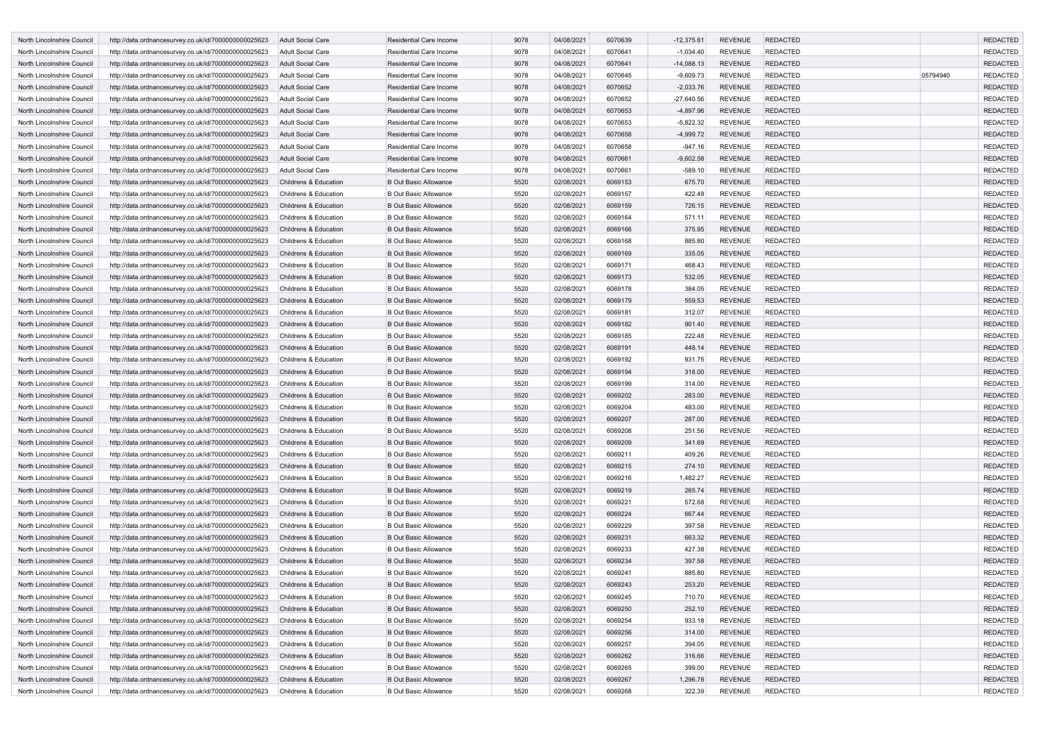| | | | | | | | | | | | |
|---|---|---|---|---|---|---|---|---|---|---|---|
| North Lincolnshire Council | http://data.ordnancesurvey.co.uk/id/7000000000025623 | Adult Social Care | Residential Care Income | 9078 | 04/08/2021 | 6070639 | -12,375.61 | REVENUE | REDACTED | | REDACTED |
| North Lincolnshire Council | http://data.ordnancesurvey.co.uk/id/7000000000025623 | Adult Social Care | Residential Care Income | 9078 | 04/08/2021 | 6070641 | -1,034.40 | REVENUE | REDACTED | | REDACTED |
| North Lincolnshire Council | http://data.ordnancesurvey.co.uk/id/7000000000025623 | Adult Social Care | Residential Care Income | 9078 | 04/08/2021 | 6070641 | -14,088.13 | REVENUE | REDACTED | | REDACTED |
| North Lincolnshire Council | http://data.ordnancesurvey.co.uk/id/7000000000025623 | Adult Social Care | Residential Care Income | 9078 | 04/08/2021 | 6070645 | -9,609.73 | REVENUE | REDACTED | 05794940 | REDACTED |
| North Lincolnshire Council | http://data.ordnancesurvey.co.uk/id/7000000000025623 | Adult Social Care | Residential Care Income | 9078 | 04/08/2021 | 6070652 | -2,033.76 | REVENUE | REDACTED | | REDACTED |
| North Lincolnshire Council | http://data.ordnancesurvey.co.uk/id/7000000000025623 | Adult Social Care | Residential Care Income | 9078 | 04/08/2021 | 6070652 | -27,640.56 | REVENUE | REDACTED | | REDACTED |
| North Lincolnshire Council | http://data.ordnancesurvey.co.uk/id/7000000000025623 | Adult Social Care | Residential Care Income | 9078 | 04/08/2021 | 6070653 | -4,897.96 | REVENUE | REDACTED | | REDACTED |
| North Lincolnshire Council | http://data.ordnancesurvey.co.uk/id/7000000000025623 | Adult Social Care | Residential Care Income | 9078 | 04/08/2021 | 6070653 | -5,822.32 | REVENUE | REDACTED | | REDACTED |
| North Lincolnshire Council | http://data.ordnancesurvey.co.uk/id/7000000000025623 | Adult Social Care | Residential Care Income | 9078 | 04/08/2021 | 6070658 | -4,999.72 | REVENUE | REDACTED | | REDACTED |
| North Lincolnshire Council | http://data.ordnancesurvey.co.uk/id/7000000000025623 | Adult Social Care | Residential Care Income | 9078 | 04/08/2021 | 6070658 | -947.16 | REVENUE | REDACTED | | REDACTED |
| North Lincolnshire Council | http://data.ordnancesurvey.co.uk/id/7000000000025623 | Adult Social Care | Residential Care Income | 9078 | 04/08/2021 | 6070661 | -9,602.58 | REVENUE | REDACTED | | REDACTED |
| North Lincolnshire Council | http://data.ordnancesurvey.co.uk/id/7000000000025623 | Adult Social Care | Residential Care Income | 9078 | 04/08/2021 | 6070661 | -589.10 | REVENUE | REDACTED | | REDACTED |
| North Lincolnshire Council | http://data.ordnancesurvey.co.uk/id/7000000000025623 | Childrens & Education | B Out Basic Allowance | 5520 | 02/08/2021 | 6069153 | 675.70 | REVENUE | REDACTED | | REDACTED |
| North Lincolnshire Council | http://data.ordnancesurvey.co.uk/id/7000000000025623 | Childrens & Education | B Out Basic Allowance | 5520 | 02/08/2021 | 6069157 | 422.48 | REVENUE | REDACTED | | REDACTED |
| North Lincolnshire Council | http://data.ordnancesurvey.co.uk/id/7000000000025623 | Childrens & Education | B Out Basic Allowance | 5520 | 02/08/2021 | 6069159 | 726.15 | REVENUE | REDACTED | | REDACTED |
| North Lincolnshire Council | http://data.ordnancesurvey.co.uk/id/7000000000025623 | Childrens & Education | B Out Basic Allowance | 5520 | 02/08/2021 | 6069164 | 571.11 | REVENUE | REDACTED | | REDACTED |
| North Lincolnshire Council | http://data.ordnancesurvey.co.uk/id/7000000000025623 | Childrens & Education | B Out Basic Allowance | 5520 | 02/08/2021 | 6069166 | 375.95 | REVENUE | REDACTED | | REDACTED |
| North Lincolnshire Council | http://data.ordnancesurvey.co.uk/id/7000000000025623 | Childrens & Education | B Out Basic Allowance | 5520 | 02/08/2021 | 6069168 | 885.80 | REVENUE | REDACTED | | REDACTED |
| North Lincolnshire Council | http://data.ordnancesurvey.co.uk/id/7000000000025623 | Childrens & Education | B Out Basic Allowance | 5520 | 02/08/2021 | 6069169 | 335.05 | REVENUE | REDACTED | | REDACTED |
| North Lincolnshire Council | http://data.ordnancesurvey.co.uk/id/7000000000025623 | Childrens & Education | B Out Basic Allowance | 5520 | 02/08/2021 | 6069171 | 468.43 | REVENUE | REDACTED | | REDACTED |
| North Lincolnshire Council | http://data.ordnancesurvey.co.uk/id/7000000000025623 | Childrens & Education | B Out Basic Allowance | 5520 | 02/08/2021 | 6069173 | 532.05 | REVENUE | REDACTED | | REDACTED |
| North Lincolnshire Council | http://data.ordnancesurvey.co.uk/id/7000000000025623 | Childrens & Education | B Out Basic Allowance | 5520 | 02/08/2021 | 6069178 | 384.05 | REVENUE | REDACTED | | REDACTED |
| North Lincolnshire Council | http://data.ordnancesurvey.co.uk/id/7000000000025623 | Childrens & Education | B Out Basic Allowance | 5520 | 02/08/2021 | 6069179 | 559.53 | REVENUE | REDACTED | | REDACTED |
| North Lincolnshire Council | http://data.ordnancesurvey.co.uk/id/7000000000025623 | Childrens & Education | B Out Basic Allowance | 5520 | 02/08/2021 | 6069181 | 312.07 | REVENUE | REDACTED | | REDACTED |
| North Lincolnshire Council | http://data.ordnancesurvey.co.uk/id/7000000000025623 | Childrens & Education | B Out Basic Allowance | 5520 | 02/08/2021 | 6069182 | 901.40 | REVENUE | REDACTED | | REDACTED |
| North Lincolnshire Council | http://data.ordnancesurvey.co.uk/id/7000000000025623 | Childrens & Education | B Out Basic Allowance | 5520 | 02/08/2021 | 6069185 | 222.48 | REVENUE | REDACTED | | REDACTED |
| North Lincolnshire Council | http://data.ordnancesurvey.co.uk/id/7000000000025623 | Childrens & Education | B Out Basic Allowance | 5520 | 02/08/2021 | 6069191 | 448.14 | REVENUE | REDACTED | | REDACTED |
| North Lincolnshire Council | http://data.ordnancesurvey.co.uk/id/7000000000025623 | Childrens & Education | B Out Basic Allowance | 5520 | 02/08/2021 | 6069192 | 931.75 | REVENUE | REDACTED | | REDACTED |
| North Lincolnshire Council | http://data.ordnancesurvey.co.uk/id/7000000000025623 | Childrens & Education | B Out Basic Allowance | 5520 | 02/08/2021 | 6069194 | 318.00 | REVENUE | REDACTED | | REDACTED |
| North Lincolnshire Council | http://data.ordnancesurvey.co.uk/id/7000000000025623 | Childrens & Education | B Out Basic Allowance | 5520 | 02/08/2021 | 6069199 | 314.00 | REVENUE | REDACTED | | REDACTED |
| North Lincolnshire Council | http://data.ordnancesurvey.co.uk/id/7000000000025623 | Childrens & Education | B Out Basic Allowance | 5520 | 02/08/2021 | 6069202 | 283.00 | REVENUE | REDACTED | | REDACTED |
| North Lincolnshire Council | http://data.ordnancesurvey.co.uk/id/7000000000025623 | Childrens & Education | B Out Basic Allowance | 5520 | 02/08/2021 | 6069204 | 483.00 | REVENUE | REDACTED | | REDACTED |
| North Lincolnshire Council | http://data.ordnancesurvey.co.uk/id/7000000000025623 | Childrens & Education | B Out Basic Allowance | 5520 | 02/08/2021 | 6069207 | 287.00 | REVENUE | REDACTED | | REDACTED |
| North Lincolnshire Council | http://data.ordnancesurvey.co.uk/id/7000000000025623 | Childrens & Education | B Out Basic Allowance | 5520 | 02/08/2021 | 6069208 | 251.56 | REVENUE | REDACTED | | REDACTED |
| North Lincolnshire Council | http://data.ordnancesurvey.co.uk/id/7000000000025623 | Childrens & Education | B Out Basic Allowance | 5520 | 02/08/2021 | 6069209 | 341.69 | REVENUE | REDACTED | | REDACTED |
| North Lincolnshire Council | http://data.ordnancesurvey.co.uk/id/7000000000025623 | Childrens & Education | B Out Basic Allowance | 5520 | 02/08/2021 | 6069211 | 409.26 | REVENUE | REDACTED | | REDACTED |
| North Lincolnshire Council | http://data.ordnancesurvey.co.uk/id/7000000000025623 | Childrens & Education | B Out Basic Allowance | 5520 | 02/08/2021 | 6069215 | 274.10 | REVENUE | REDACTED | | REDACTED |
| North Lincolnshire Council | http://data.ordnancesurvey.co.uk/id/7000000000025623 | Childrens & Education | B Out Basic Allowance | 5520 | 02/08/2021 | 6069216 | 1,482.27 | REVENUE | REDACTED | | REDACTED |
| North Lincolnshire Council | http://data.ordnancesurvey.co.uk/id/7000000000025623 | Childrens & Education | B Out Basic Allowance | 5520 | 02/08/2021 | 6069219 | 265.74 | REVENUE | REDACTED | | REDACTED |
| North Lincolnshire Council | http://data.ordnancesurvey.co.uk/id/7000000000025623 | Childrens & Education | B Out Basic Allowance | 5520 | 02/08/2021 | 6069221 | 572.68 | REVENUE | REDACTED | | REDACTED |
| North Lincolnshire Council | http://data.ordnancesurvey.co.uk/id/7000000000025623 | Childrens & Education | B Out Basic Allowance | 5520 | 02/08/2021 | 6069224 | 667.44 | REVENUE | REDACTED | | REDACTED |
| North Lincolnshire Council | http://data.ordnancesurvey.co.uk/id/7000000000025623 | Childrens & Education | B Out Basic Allowance | 5520 | 02/08/2021 | 6069229 | 397.58 | REVENUE | REDACTED | | REDACTED |
| North Lincolnshire Council | http://data.ordnancesurvey.co.uk/id/7000000000025623 | Childrens & Education | B Out Basic Allowance | 5520 | 02/08/2021 | 6069231 | 663.32 | REVENUE | REDACTED | | REDACTED |
| North Lincolnshire Council | http://data.ordnancesurvey.co.uk/id/7000000000025623 | Childrens & Education | B Out Basic Allowance | 5520 | 02/08/2021 | 6069233 | 427.38 | REVENUE | REDACTED | | REDACTED |
| North Lincolnshire Council | http://data.ordnancesurvey.co.uk/id/7000000000025623 | Childrens & Education | B Out Basic Allowance | 5520 | 02/08/2021 | 6069234 | 397.58 | REVENUE | REDACTED | | REDACTED |
| North Lincolnshire Council | http://data.ordnancesurvey.co.uk/id/7000000000025623 | Childrens & Education | B Out Basic Allowance | 5520 | 02/08/2021 | 6069241 | 885.80 | REVENUE | REDACTED | | REDACTED |
| North Lincolnshire Council | http://data.ordnancesurvey.co.uk/id/7000000000025623 | Childrens & Education | B Out Basic Allowance | 5520 | 02/08/2021 | 6069243 | 253.20 | REVENUE | REDACTED | | REDACTED |
| North Lincolnshire Council | http://data.ordnancesurvey.co.uk/id/7000000000025623 | Childrens & Education | B Out Basic Allowance | 5520 | 02/08/2021 | 6069245 | 710.70 | REVENUE | REDACTED | | REDACTED |
| North Lincolnshire Council | http://data.ordnancesurvey.co.uk/id/7000000000025623 | Childrens & Education | B Out Basic Allowance | 5520 | 02/08/2021 | 6069250 | 252.10 | REVENUE | REDACTED | | REDACTED |
| North Lincolnshire Council | http://data.ordnancesurvey.co.uk/id/7000000000025623 | Childrens & Education | B Out Basic Allowance | 5520 | 02/08/2021 | 6069254 | 933.18 | REVENUE | REDACTED | | REDACTED |
| North Lincolnshire Council | http://data.ordnancesurvey.co.uk/id/7000000000025623 | Childrens & Education | B Out Basic Allowance | 5520 | 02/08/2021 | 6069256 | 314.00 | REVENUE | REDACTED | | REDACTED |
| North Lincolnshire Council | http://data.ordnancesurvey.co.uk/id/7000000000025623 | Childrens & Education | B Out Basic Allowance | 5520 | 02/08/2021 | 6069257 | 394.05 | REVENUE | REDACTED | | REDACTED |
| North Lincolnshire Council | http://data.ordnancesurvey.co.uk/id/7000000000025623 | Childrens & Education | B Out Basic Allowance | 5520 | 02/08/2021 | 6069262 | 316.66 | REVENUE | REDACTED | | REDACTED |
| North Lincolnshire Council | http://data.ordnancesurvey.co.uk/id/7000000000025623 | Childrens & Education | B Out Basic Allowance | 5520 | 02/08/2021 | 6069265 | 399.00 | REVENUE | REDACTED | | REDACTED |
| North Lincolnshire Council | http://data.ordnancesurvey.co.uk/id/7000000000025623 | Childrens & Education | B Out Basic Allowance | 5520 | 02/08/2021 | 6069267 | 1,296.78 | REVENUE | REDACTED | | REDACTED |
| North Lincolnshire Council | http://data.ordnancesurvey.co.uk/id/7000000000025623 | Childrens & Education | B Out Basic Allowance | 5520 | 02/08/2021 | 6069268 | 322.39 | REVENUE | REDACTED | | REDACTED |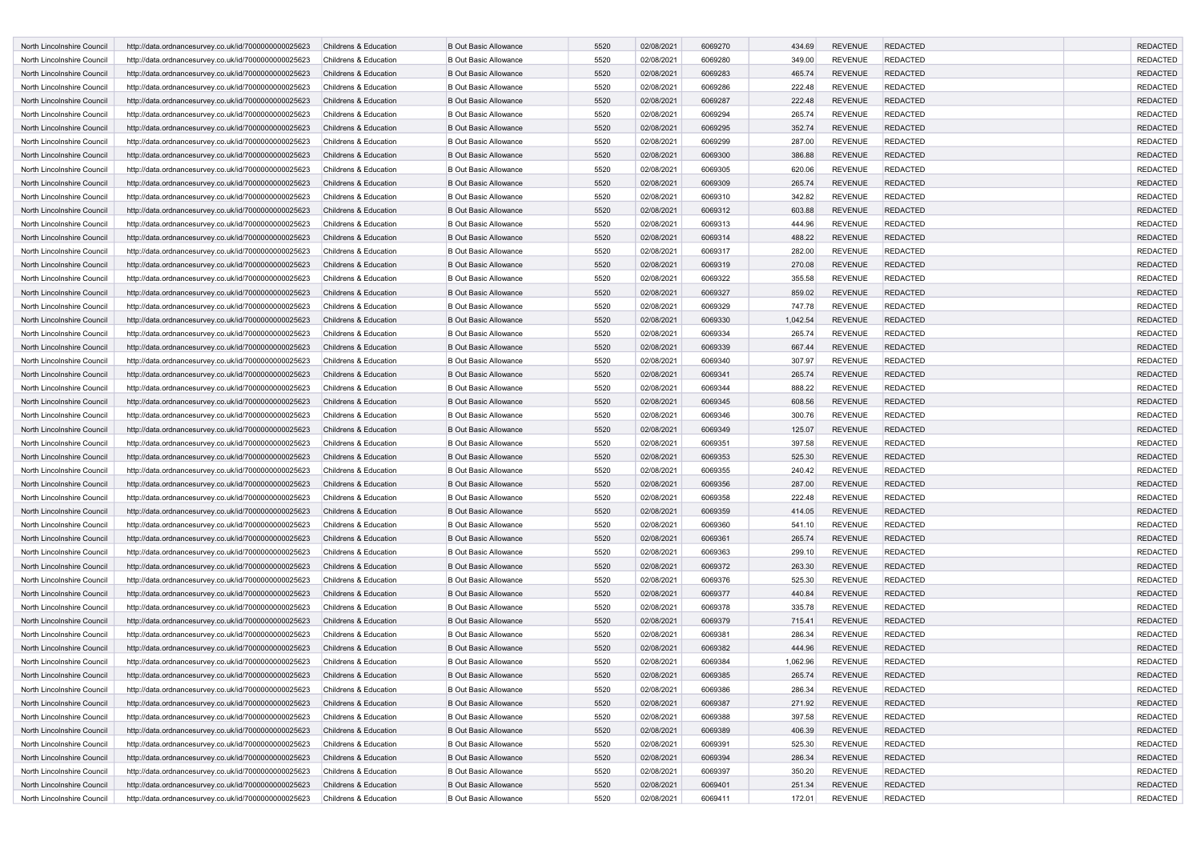| | | | | | | | | | | | |
|---|---|---|---|---|---|---|---|---|---|---|---|
| North Lincolnshire Council | http://data.ordnancesurvey.co.uk/id/7000000000025623 | Childrens & Education | B Out Basic Allowance | 5520 | 02/08/2021 | 6069270 | 434.69 | REVENUE | REDACTED | | REDACTED |
| North Lincolnshire Council | http://data.ordnancesurvey.co.uk/id/7000000000025623 | Childrens & Education | B Out Basic Allowance | 5520 | 02/08/2021 | 6069280 | 349.00 | REVENUE | REDACTED | | REDACTED |
| North Lincolnshire Council | http://data.ordnancesurvey.co.uk/id/7000000000025623 | Childrens & Education | B Out Basic Allowance | 5520 | 02/08/2021 | 6069283 | 465.74 | REVENUE | REDACTED | | REDACTED |
| North Lincolnshire Council | http://data.ordnancesurvey.co.uk/id/7000000000025623 | Childrens & Education | B Out Basic Allowance | 5520 | 02/08/2021 | 6069286 | 222.48 | REVENUE | REDACTED | | REDACTED |
| North Lincolnshire Council | http://data.ordnancesurvey.co.uk/id/7000000000025623 | Childrens & Education | B Out Basic Allowance | 5520 | 02/08/2021 | 6069287 | 222.48 | REVENUE | REDACTED | | REDACTED |
| North Lincolnshire Council | http://data.ordnancesurvey.co.uk/id/7000000000025623 | Childrens & Education | B Out Basic Allowance | 5520 | 02/08/2021 | 6069294 | 265.74 | REVENUE | REDACTED | | REDACTED |
| North Lincolnshire Council | http://data.ordnancesurvey.co.uk/id/7000000000025623 | Childrens & Education | B Out Basic Allowance | 5520 | 02/08/2021 | 6069295 | 352.74 | REVENUE | REDACTED | | REDACTED |
| North Lincolnshire Council | http://data.ordnancesurvey.co.uk/id/7000000000025623 | Childrens & Education | B Out Basic Allowance | 5520 | 02/08/2021 | 6069299 | 287.00 | REVENUE | REDACTED | | REDACTED |
| North Lincolnshire Council | http://data.ordnancesurvey.co.uk/id/7000000000025623 | Childrens & Education | B Out Basic Allowance | 5520 | 02/08/2021 | 6069300 | 386.88 | REVENUE | REDACTED | | REDACTED |
| North Lincolnshire Council | http://data.ordnancesurvey.co.uk/id/7000000000025623 | Childrens & Education | B Out Basic Allowance | 5520 | 02/08/2021 | 6069305 | 620.06 | REVENUE | REDACTED | | REDACTED |
| North Lincolnshire Council | http://data.ordnancesurvey.co.uk/id/7000000000025623 | Childrens & Education | B Out Basic Allowance | 5520 | 02/08/2021 | 6069309 | 265.74 | REVENUE | REDACTED | | REDACTED |
| North Lincolnshire Council | http://data.ordnancesurvey.co.uk/id/7000000000025623 | Childrens & Education | B Out Basic Allowance | 5520 | 02/08/2021 | 6069310 | 342.82 | REVENUE | REDACTED | | REDACTED |
| North Lincolnshire Council | http://data.ordnancesurvey.co.uk/id/7000000000025623 | Childrens & Education | B Out Basic Allowance | 5520 | 02/08/2021 | 6069312 | 603.88 | REVENUE | REDACTED | | REDACTED |
| North Lincolnshire Council | http://data.ordnancesurvey.co.uk/id/7000000000025623 | Childrens & Education | B Out Basic Allowance | 5520 | 02/08/2021 | 6069313 | 444.96 | REVENUE | REDACTED | | REDACTED |
| North Lincolnshire Council | http://data.ordnancesurvey.co.uk/id/7000000000025623 | Childrens & Education | B Out Basic Allowance | 5520 | 02/08/2021 | 6069314 | 488.22 | REVENUE | REDACTED | | REDACTED |
| North Lincolnshire Council | http://data.ordnancesurvey.co.uk/id/7000000000025623 | Childrens & Education | B Out Basic Allowance | 5520 | 02/08/2021 | 6069317 | 282.00 | REVENUE | REDACTED | | REDACTED |
| North Lincolnshire Council | http://data.ordnancesurvey.co.uk/id/7000000000025623 | Childrens & Education | B Out Basic Allowance | 5520 | 02/08/2021 | 6069319 | 270.08 | REVENUE | REDACTED | | REDACTED |
| North Lincolnshire Council | http://data.ordnancesurvey.co.uk/id/7000000000025623 | Childrens & Education | B Out Basic Allowance | 5520 | 02/08/2021 | 6069322 | 355.58 | REVENUE | REDACTED | | REDACTED |
| North Lincolnshire Council | http://data.ordnancesurvey.co.uk/id/7000000000025623 | Childrens & Education | B Out Basic Allowance | 5520 | 02/08/2021 | 6069327 | 859.02 | REVENUE | REDACTED | | REDACTED |
| North Lincolnshire Council | http://data.ordnancesurvey.co.uk/id/7000000000025623 | Childrens & Education | B Out Basic Allowance | 5520 | 02/08/2021 | 6069329 | 747.78 | REVENUE | REDACTED | | REDACTED |
| North Lincolnshire Council | http://data.ordnancesurvey.co.uk/id/7000000000025623 | Childrens & Education | B Out Basic Allowance | 5520 | 02/08/2021 | 6069330 | 1,042.54 | REVENUE | REDACTED | | REDACTED |
| North Lincolnshire Council | http://data.ordnancesurvey.co.uk/id/7000000000025623 | Childrens & Education | B Out Basic Allowance | 5520 | 02/08/2021 | 6069334 | 265.74 | REVENUE | REDACTED | | REDACTED |
| North Lincolnshire Council | http://data.ordnancesurvey.co.uk/id/7000000000025623 | Childrens & Education | B Out Basic Allowance | 5520 | 02/08/2021 | 6069339 | 667.44 | REVENUE | REDACTED | | REDACTED |
| North Lincolnshire Council | http://data.ordnancesurvey.co.uk/id/7000000000025623 | Childrens & Education | B Out Basic Allowance | 5520 | 02/08/2021 | 6069340 | 307.97 | REVENUE | REDACTED | | REDACTED |
| North Lincolnshire Council | http://data.ordnancesurvey.co.uk/id/7000000000025623 | Childrens & Education | B Out Basic Allowance | 5520 | 02/08/2021 | 6069341 | 265.74 | REVENUE | REDACTED | | REDACTED |
| North Lincolnshire Council | http://data.ordnancesurvey.co.uk/id/7000000000025623 | Childrens & Education | B Out Basic Allowance | 5520 | 02/08/2021 | 6069344 | 888.22 | REVENUE | REDACTED | | REDACTED |
| North Lincolnshire Council | http://data.ordnancesurvey.co.uk/id/7000000000025623 | Childrens & Education | B Out Basic Allowance | 5520 | 02/08/2021 | 6069345 | 608.56 | REVENUE | REDACTED | | REDACTED |
| North Lincolnshire Council | http://data.ordnancesurvey.co.uk/id/7000000000025623 | Childrens & Education | B Out Basic Allowance | 5520 | 02/08/2021 | 6069346 | 300.76 | REVENUE | REDACTED | | REDACTED |
| North Lincolnshire Council | http://data.ordnancesurvey.co.uk/id/7000000000025623 | Childrens & Education | B Out Basic Allowance | 5520 | 02/08/2021 | 6069349 | 125.07 | REVENUE | REDACTED | | REDACTED |
| North Lincolnshire Council | http://data.ordnancesurvey.co.uk/id/7000000000025623 | Childrens & Education | B Out Basic Allowance | 5520 | 02/08/2021 | 6069351 | 397.58 | REVENUE | REDACTED | | REDACTED |
| North Lincolnshire Council | http://data.ordnancesurvey.co.uk/id/7000000000025623 | Childrens & Education | B Out Basic Allowance | 5520 | 02/08/2021 | 6069353 | 525.30 | REVENUE | REDACTED | | REDACTED |
| North Lincolnshire Council | http://data.ordnancesurvey.co.uk/id/7000000000025623 | Childrens & Education | B Out Basic Allowance | 5520 | 02/08/2021 | 6069355 | 240.42 | REVENUE | REDACTED | | REDACTED |
| North Lincolnshire Council | http://data.ordnancesurvey.co.uk/id/7000000000025623 | Childrens & Education | B Out Basic Allowance | 5520 | 02/08/2021 | 6069356 | 287.00 | REVENUE | REDACTED | | REDACTED |
| North Lincolnshire Council | http://data.ordnancesurvey.co.uk/id/7000000000025623 | Childrens & Education | B Out Basic Allowance | 5520 | 02/08/2021 | 6069358 | 222.48 | REVENUE | REDACTED | | REDACTED |
| North Lincolnshire Council | http://data.ordnancesurvey.co.uk/id/7000000000025623 | Childrens & Education | B Out Basic Allowance | 5520 | 02/08/2021 | 6069359 | 414.05 | REVENUE | REDACTED | | REDACTED |
| North Lincolnshire Council | http://data.ordnancesurvey.co.uk/id/7000000000025623 | Childrens & Education | B Out Basic Allowance | 5520 | 02/08/2021 | 6069360 | 541.10 | REVENUE | REDACTED | | REDACTED |
| North Lincolnshire Council | http://data.ordnancesurvey.co.uk/id/7000000000025623 | Childrens & Education | B Out Basic Allowance | 5520 | 02/08/2021 | 6069361 | 265.74 | REVENUE | REDACTED | | REDACTED |
| North Lincolnshire Council | http://data.ordnancesurvey.co.uk/id/7000000000025623 | Childrens & Education | B Out Basic Allowance | 5520 | 02/08/2021 | 6069363 | 299.10 | REVENUE | REDACTED | | REDACTED |
| North Lincolnshire Council | http://data.ordnancesurvey.co.uk/id/7000000000025623 | Childrens & Education | B Out Basic Allowance | 5520 | 02/08/2021 | 6069372 | 263.30 | REVENUE | REDACTED | | REDACTED |
| North Lincolnshire Council | http://data.ordnancesurvey.co.uk/id/7000000000025623 | Childrens & Education | B Out Basic Allowance | 5520 | 02/08/2021 | 6069376 | 525.30 | REVENUE | REDACTED | | REDACTED |
| North Lincolnshire Council | http://data.ordnancesurvey.co.uk/id/7000000000025623 | Childrens & Education | B Out Basic Allowance | 5520 | 02/08/2021 | 6069377 | 440.84 | REVENUE | REDACTED | | REDACTED |
| North Lincolnshire Council | http://data.ordnancesurvey.co.uk/id/7000000000025623 | Childrens & Education | B Out Basic Allowance | 5520 | 02/08/2021 | 6069378 | 335.78 | REVENUE | REDACTED | | REDACTED |
| North Lincolnshire Council | http://data.ordnancesurvey.co.uk/id/7000000000025623 | Childrens & Education | B Out Basic Allowance | 5520 | 02/08/2021 | 6069379 | 715.41 | REVENUE | REDACTED | | REDACTED |
| North Lincolnshire Council | http://data.ordnancesurvey.co.uk/id/7000000000025623 | Childrens & Education | B Out Basic Allowance | 5520 | 02/08/2021 | 6069381 | 286.34 | REVENUE | REDACTED | | REDACTED |
| North Lincolnshire Council | http://data.ordnancesurvey.co.uk/id/7000000000025623 | Childrens & Education | B Out Basic Allowance | 5520 | 02/08/2021 | 6069382 | 444.96 | REVENUE | REDACTED | | REDACTED |
| North Lincolnshire Council | http://data.ordnancesurvey.co.uk/id/7000000000025623 | Childrens & Education | B Out Basic Allowance | 5520 | 02/08/2021 | 6069384 | 1,062.96 | REVENUE | REDACTED | | REDACTED |
| North Lincolnshire Council | http://data.ordnancesurvey.co.uk/id/7000000000025623 | Childrens & Education | B Out Basic Allowance | 5520 | 02/08/2021 | 6069385 | 265.74 | REVENUE | REDACTED | | REDACTED |
| North Lincolnshire Council | http://data.ordnancesurvey.co.uk/id/7000000000025623 | Childrens & Education | B Out Basic Allowance | 5520 | 02/08/2021 | 6069386 | 286.34 | REVENUE | REDACTED | | REDACTED |
| North Lincolnshire Council | http://data.ordnancesurvey.co.uk/id/7000000000025623 | Childrens & Education | B Out Basic Allowance | 5520 | 02/08/2021 | 6069387 | 271.92 | REVENUE | REDACTED | | REDACTED |
| North Lincolnshire Council | http://data.ordnancesurvey.co.uk/id/7000000000025623 | Childrens & Education | B Out Basic Allowance | 5520 | 02/08/2021 | 6069388 | 397.58 | REVENUE | REDACTED | | REDACTED |
| North Lincolnshire Council | http://data.ordnancesurvey.co.uk/id/7000000000025623 | Childrens & Education | B Out Basic Allowance | 5520 | 02/08/2021 | 6069389 | 406.39 | REVENUE | REDACTED | | REDACTED |
| North Lincolnshire Council | http://data.ordnancesurvey.co.uk/id/7000000000025623 | Childrens & Education | B Out Basic Allowance | 5520 | 02/08/2021 | 6069391 | 525.30 | REVENUE | REDACTED | | REDACTED |
| North Lincolnshire Council | http://data.ordnancesurvey.co.uk/id/7000000000025623 | Childrens & Education | B Out Basic Allowance | 5520 | 02/08/2021 | 6069394 | 286.34 | REVENUE | REDACTED | | REDACTED |
| North Lincolnshire Council | http://data.ordnancesurvey.co.uk/id/7000000000025623 | Childrens & Education | B Out Basic Allowance | 5520 | 02/08/2021 | 6069397 | 350.20 | REVENUE | REDACTED | | REDACTED |
| North Lincolnshire Council | http://data.ordnancesurvey.co.uk/id/7000000000025623 | Childrens & Education | B Out Basic Allowance | 5520 | 02/08/2021 | 6069401 | 251.34 | REVENUE | REDACTED | | REDACTED |
| North Lincolnshire Council | http://data.ordnancesurvey.co.uk/id/7000000000025623 | Childrens & Education | B Out Basic Allowance | 5520 | 02/08/2021 | 6069411 | 172.01 | REVENUE | REDACTED | | REDACTED |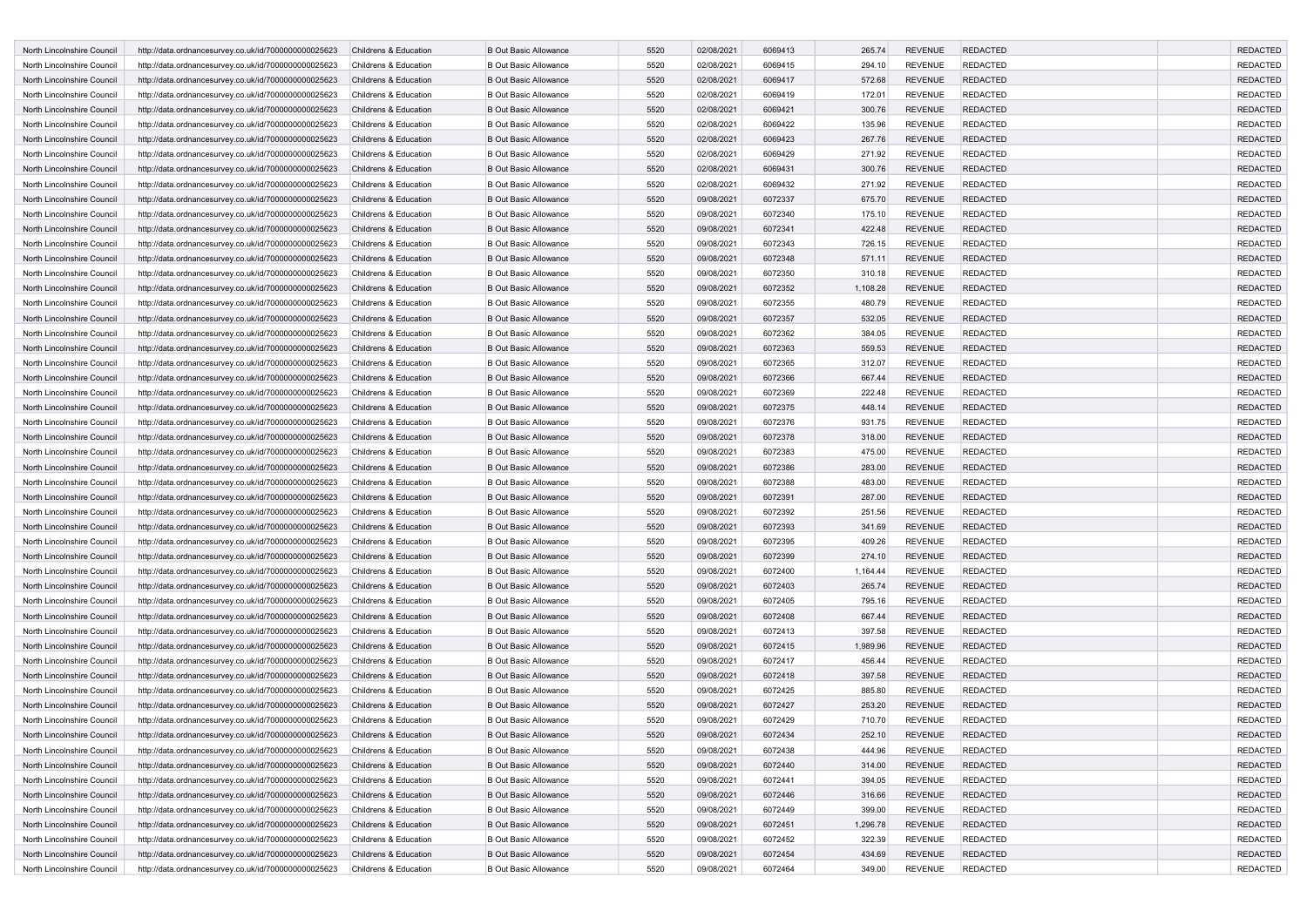| | | | | | | | | | | | |
|---|---|---|---|---|---|---|---|---|---|---|---|
| North Lincolnshire Council | http://data.ordnancesurvey.co.uk/id/7000000000025623 | Childrens & Education | B Out Basic Allowance | 5520 | 02/08/2021 | 6069413 | 265.74 | REVENUE | REDACTED | | REDACTED |
| North Lincolnshire Council | http://data.ordnancesurvey.co.uk/id/7000000000025623 | Childrens & Education | B Out Basic Allowance | 5520 | 02/08/2021 | 6069415 | 294.10 | REVENUE | REDACTED | | REDACTED |
| North Lincolnshire Council | http://data.ordnancesurvey.co.uk/id/7000000000025623 | Childrens & Education | B Out Basic Allowance | 5520 | 02/08/2021 | 6069417 | 572.68 | REVENUE | REDACTED | | REDACTED |
| North Lincolnshire Council | http://data.ordnancesurvey.co.uk/id/7000000000025623 | Childrens & Education | B Out Basic Allowance | 5520 | 02/08/2021 | 6069419 | 172.01 | REVENUE | REDACTED | | REDACTED |
| North Lincolnshire Council | http://data.ordnancesurvey.co.uk/id/7000000000025623 | Childrens & Education | B Out Basic Allowance | 5520 | 02/08/2021 | 6069421 | 300.76 | REVENUE | REDACTED | | REDACTED |
| North Lincolnshire Council | http://data.ordnancesurvey.co.uk/id/7000000000025623 | Childrens & Education | B Out Basic Allowance | 5520 | 02/08/2021 | 6069422 | 135.96 | REVENUE | REDACTED | | REDACTED |
| North Lincolnshire Council | http://data.ordnancesurvey.co.uk/id/7000000000025623 | Childrens & Education | B Out Basic Allowance | 5520 | 02/08/2021 | 6069423 | 267.76 | REVENUE | REDACTED | | REDACTED |
| North Lincolnshire Council | http://data.ordnancesurvey.co.uk/id/7000000000025623 | Childrens & Education | B Out Basic Allowance | 5520 | 02/08/2021 | 6069429 | 271.92 | REVENUE | REDACTED | | REDACTED |
| North Lincolnshire Council | http://data.ordnancesurvey.co.uk/id/7000000000025623 | Childrens & Education | B Out Basic Allowance | 5520 | 02/08/2021 | 6069431 | 300.76 | REVENUE | REDACTED | | REDACTED |
| North Lincolnshire Council | http://data.ordnancesurvey.co.uk/id/7000000000025623 | Childrens & Education | B Out Basic Allowance | 5520 | 02/08/2021 | 6069432 | 271.92 | REVENUE | REDACTED | | REDACTED |
| North Lincolnshire Council | http://data.ordnancesurvey.co.uk/id/7000000000025623 | Childrens & Education | B Out Basic Allowance | 5520 | 09/08/2021 | 6072337 | 675.70 | REVENUE | REDACTED | | REDACTED |
| North Lincolnshire Council | http://data.ordnancesurvey.co.uk/id/7000000000025623 | Childrens & Education | B Out Basic Allowance | 5520 | 09/08/2021 | 6072340 | 175.10 | REVENUE | REDACTED | | REDACTED |
| North Lincolnshire Council | http://data.ordnancesurvey.co.uk/id/7000000000025623 | Childrens & Education | B Out Basic Allowance | 5520 | 09/08/2021 | 6072341 | 422.48 | REVENUE | REDACTED | | REDACTED |
| North Lincolnshire Council | http://data.ordnancesurvey.co.uk/id/7000000000025623 | Childrens & Education | B Out Basic Allowance | 5520 | 09/08/2021 | 6072343 | 726.15 | REVENUE | REDACTED | | REDACTED |
| North Lincolnshire Council | http://data.ordnancesurvey.co.uk/id/7000000000025623 | Childrens & Education | B Out Basic Allowance | 5520 | 09/08/2021 | 6072348 | 571.11 | REVENUE | REDACTED | | REDACTED |
| North Lincolnshire Council | http://data.ordnancesurvey.co.uk/id/7000000000025623 | Childrens & Education | B Out Basic Allowance | 5520 | 09/08/2021 | 6072350 | 310.18 | REVENUE | REDACTED | | REDACTED |
| North Lincolnshire Council | http://data.ordnancesurvey.co.uk/id/7000000000025623 | Childrens & Education | B Out Basic Allowance | 5520 | 09/08/2021 | 6072352 | 1,108.28 | REVENUE | REDACTED | | REDACTED |
| North Lincolnshire Council | http://data.ordnancesurvey.co.uk/id/7000000000025623 | Childrens & Education | B Out Basic Allowance | 5520 | 09/08/2021 | 6072355 | 480.79 | REVENUE | REDACTED | | REDACTED |
| North Lincolnshire Council | http://data.ordnancesurvey.co.uk/id/7000000000025623 | Childrens & Education | B Out Basic Allowance | 5520 | 09/08/2021 | 6072357 | 532.05 | REVENUE | REDACTED | | REDACTED |
| North Lincolnshire Council | http://data.ordnancesurvey.co.uk/id/7000000000025623 | Childrens & Education | B Out Basic Allowance | 5520 | 09/08/2021 | 6072362 | 384.05 | REVENUE | REDACTED | | REDACTED |
| North Lincolnshire Council | http://data.ordnancesurvey.co.uk/id/7000000000025623 | Childrens & Education | B Out Basic Allowance | 5520 | 09/08/2021 | 6072363 | 559.53 | REVENUE | REDACTED | | REDACTED |
| North Lincolnshire Council | http://data.ordnancesurvey.co.uk/id/7000000000025623 | Childrens & Education | B Out Basic Allowance | 5520 | 09/08/2021 | 6072365 | 312.07 | REVENUE | REDACTED | | REDACTED |
| North Lincolnshire Council | http://data.ordnancesurvey.co.uk/id/7000000000025623 | Childrens & Education | B Out Basic Allowance | 5520 | 09/08/2021 | 6072366 | 667.44 | REVENUE | REDACTED | | REDACTED |
| North Lincolnshire Council | http://data.ordnancesurvey.co.uk/id/7000000000025623 | Childrens & Education | B Out Basic Allowance | 5520 | 09/08/2021 | 6072369 | 222.48 | REVENUE | REDACTED | | REDACTED |
| North Lincolnshire Council | http://data.ordnancesurvey.co.uk/id/7000000000025623 | Childrens & Education | B Out Basic Allowance | 5520 | 09/08/2021 | 6072375 | 448.14 | REVENUE | REDACTED | | REDACTED |
| North Lincolnshire Council | http://data.ordnancesurvey.co.uk/id/7000000000025623 | Childrens & Education | B Out Basic Allowance | 5520 | 09/08/2021 | 6072376 | 931.75 | REVENUE | REDACTED | | REDACTED |
| North Lincolnshire Council | http://data.ordnancesurvey.co.uk/id/7000000000025623 | Childrens & Education | B Out Basic Allowance | 5520 | 09/08/2021 | 6072378 | 318.00 | REVENUE | REDACTED | | REDACTED |
| North Lincolnshire Council | http://data.ordnancesurvey.co.uk/id/7000000000025623 | Childrens & Education | B Out Basic Allowance | 5520 | 09/08/2021 | 6072383 | 475.00 | REVENUE | REDACTED | | REDACTED |
| North Lincolnshire Council | http://data.ordnancesurvey.co.uk/id/7000000000025623 | Childrens & Education | B Out Basic Allowance | 5520 | 09/08/2021 | 6072386 | 283.00 | REVENUE | REDACTED | | REDACTED |
| North Lincolnshire Council | http://data.ordnancesurvey.co.uk/id/7000000000025623 | Childrens & Education | B Out Basic Allowance | 5520 | 09/08/2021 | 6072388 | 483.00 | REVENUE | REDACTED | | REDACTED |
| North Lincolnshire Council | http://data.ordnancesurvey.co.uk/id/7000000000025623 | Childrens & Education | B Out Basic Allowance | 5520 | 09/08/2021 | 6072391 | 287.00 | REVENUE | REDACTED | | REDACTED |
| North Lincolnshire Council | http://data.ordnancesurvey.co.uk/id/7000000000025623 | Childrens & Education | B Out Basic Allowance | 5520 | 09/08/2021 | 6072392 | 251.56 | REVENUE | REDACTED | | REDACTED |
| North Lincolnshire Council | http://data.ordnancesurvey.co.uk/id/7000000000025623 | Childrens & Education | B Out Basic Allowance | 5520 | 09/08/2021 | 6072393 | 341.69 | REVENUE | REDACTED | | REDACTED |
| North Lincolnshire Council | http://data.ordnancesurvey.co.uk/id/7000000000025623 | Childrens & Education | B Out Basic Allowance | 5520 | 09/08/2021 | 6072395 | 409.26 | REVENUE | REDACTED | | REDACTED |
| North Lincolnshire Council | http://data.ordnancesurvey.co.uk/id/7000000000025623 | Childrens & Education | B Out Basic Allowance | 5520 | 09/08/2021 | 6072399 | 274.10 | REVENUE | REDACTED | | REDACTED |
| North Lincolnshire Council | http://data.ordnancesurvey.co.uk/id/7000000000025623 | Childrens & Education | B Out Basic Allowance | 5520 | 09/08/2021 | 6072400 | 1,164.44 | REVENUE | REDACTED | | REDACTED |
| North Lincolnshire Council | http://data.ordnancesurvey.co.uk/id/7000000000025623 | Childrens & Education | B Out Basic Allowance | 5520 | 09/08/2021 | 6072403 | 265.74 | REVENUE | REDACTED | | REDACTED |
| North Lincolnshire Council | http://data.ordnancesurvey.co.uk/id/7000000000025623 | Childrens & Education | B Out Basic Allowance | 5520 | 09/08/2021 | 6072405 | 795.16 | REVENUE | REDACTED | | REDACTED |
| North Lincolnshire Council | http://data.ordnancesurvey.co.uk/id/7000000000025623 | Childrens & Education | B Out Basic Allowance | 5520 | 09/08/2021 | 6072408 | 667.44 | REVENUE | REDACTED | | REDACTED |
| North Lincolnshire Council | http://data.ordnancesurvey.co.uk/id/7000000000025623 | Childrens & Education | B Out Basic Allowance | 5520 | 09/08/2021 | 6072413 | 397.58 | REVENUE | REDACTED | | REDACTED |
| North Lincolnshire Council | http://data.ordnancesurvey.co.uk/id/7000000000025623 | Childrens & Education | B Out Basic Allowance | 5520 | 09/08/2021 | 6072415 | 1,989.96 | REVENUE | REDACTED | | REDACTED |
| North Lincolnshire Council | http://data.ordnancesurvey.co.uk/id/7000000000025623 | Childrens & Education | B Out Basic Allowance | 5520 | 09/08/2021 | 6072417 | 456.44 | REVENUE | REDACTED | | REDACTED |
| North Lincolnshire Council | http://data.ordnancesurvey.co.uk/id/7000000000025623 | Childrens & Education | B Out Basic Allowance | 5520 | 09/08/2021 | 6072418 | 397.58 | REVENUE | REDACTED | | REDACTED |
| North Lincolnshire Council | http://data.ordnancesurvey.co.uk/id/7000000000025623 | Childrens & Education | B Out Basic Allowance | 5520 | 09/08/2021 | 6072425 | 885.80 | REVENUE | REDACTED | | REDACTED |
| North Lincolnshire Council | http://data.ordnancesurvey.co.uk/id/7000000000025623 | Childrens & Education | B Out Basic Allowance | 5520 | 09/08/2021 | 6072427 | 253.20 | REVENUE | REDACTED | | REDACTED |
| North Lincolnshire Council | http://data.ordnancesurvey.co.uk/id/7000000000025623 | Childrens & Education | B Out Basic Allowance | 5520 | 09/08/2021 | 6072429 | 710.70 | REVENUE | REDACTED | | REDACTED |
| North Lincolnshire Council | http://data.ordnancesurvey.co.uk/id/7000000000025623 | Childrens & Education | B Out Basic Allowance | 5520 | 09/08/2021 | 6072434 | 252.10 | REVENUE | REDACTED | | REDACTED |
| North Lincolnshire Council | http://data.ordnancesurvey.co.uk/id/7000000000025623 | Childrens & Education | B Out Basic Allowance | 5520 | 09/08/2021 | 6072438 | 444.96 | REVENUE | REDACTED | | REDACTED |
| North Lincolnshire Council | http://data.ordnancesurvey.co.uk/id/7000000000025623 | Childrens & Education | B Out Basic Allowance | 5520 | 09/08/2021 | 6072440 | 314.00 | REVENUE | REDACTED | | REDACTED |
| North Lincolnshire Council | http://data.ordnancesurvey.co.uk/id/7000000000025623 | Childrens & Education | B Out Basic Allowance | 5520 | 09/08/2021 | 6072441 | 394.05 | REVENUE | REDACTED | | REDACTED |
| North Lincolnshire Council | http://data.ordnancesurvey.co.uk/id/7000000000025623 | Childrens & Education | B Out Basic Allowance | 5520 | 09/08/2021 | 6072446 | 316.66 | REVENUE | REDACTED | | REDACTED |
| North Lincolnshire Council | http://data.ordnancesurvey.co.uk/id/7000000000025623 | Childrens & Education | B Out Basic Allowance | 5520 | 09/08/2021 | 6072449 | 399.00 | REVENUE | REDACTED | | REDACTED |
| North Lincolnshire Council | http://data.ordnancesurvey.co.uk/id/7000000000025623 | Childrens & Education | B Out Basic Allowance | 5520 | 09/08/2021 | 6072451 | 1,296.78 | REVENUE | REDACTED | | REDACTED |
| North Lincolnshire Council | http://data.ordnancesurvey.co.uk/id/7000000000025623 | Childrens & Education | B Out Basic Allowance | 5520 | 09/08/2021 | 6072452 | 322.39 | REVENUE | REDACTED | | REDACTED |
| North Lincolnshire Council | http://data.ordnancesurvey.co.uk/id/7000000000025623 | Childrens & Education | B Out Basic Allowance | 5520 | 09/08/2021 | 6072454 | 434.69 | REVENUE | REDACTED | | REDACTED |
| North Lincolnshire Council | http://data.ordnancesurvey.co.uk/id/7000000000025623 | Childrens & Education | B Out Basic Allowance | 5520 | 09/08/2021 | 6072464 | 349.00 | REVENUE | REDACTED | | REDACTED |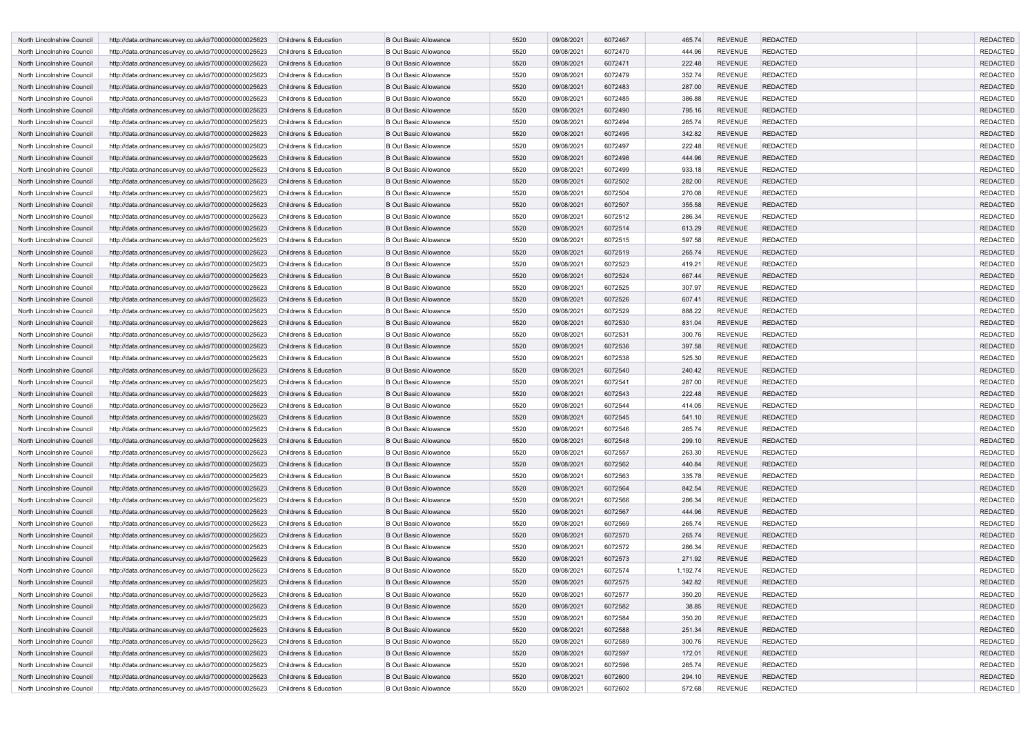| | | | | | | | | | | | |
|---|---|---|---|---|---|---|---|---|---|---|---|
| North Lincolnshire Council | http://data.ordnancesurvey.co.uk/id/7000000000025623 | Childrens & Education | B Out Basic Allowance | 5520 | 09/08/2021 | 6072467 | 465.74 | REVENUE | REDACTED | | REDACTED |
| North Lincolnshire Council | http://data.ordnancesurvey.co.uk/id/7000000000025623 | Childrens & Education | B Out Basic Allowance | 5520 | 09/08/2021 | 6072470 | 444.96 | REVENUE | REDACTED | | REDACTED |
| North Lincolnshire Council | http://data.ordnancesurvey.co.uk/id/7000000000025623 | Childrens & Education | B Out Basic Allowance | 5520 | 09/08/2021 | 6072471 | 222.48 | REVENUE | REDACTED | | REDACTED |
| North Lincolnshire Council | http://data.ordnancesurvey.co.uk/id/7000000000025623 | Childrens & Education | B Out Basic Allowance | 5520 | 09/08/2021 | 6072479 | 352.74 | REVENUE | REDACTED | | REDACTED |
| North Lincolnshire Council | http://data.ordnancesurvey.co.uk/id/7000000000025623 | Childrens & Education | B Out Basic Allowance | 5520 | 09/08/2021 | 6072483 | 287.00 | REVENUE | REDACTED | | REDACTED |
| North Lincolnshire Council | http://data.ordnancesurvey.co.uk/id/7000000000025623 | Childrens & Education | B Out Basic Allowance | 5520 | 09/08/2021 | 6072485 | 386.88 | REVENUE | REDACTED | | REDACTED |
| North Lincolnshire Council | http://data.ordnancesurvey.co.uk/id/7000000000025623 | Childrens & Education | B Out Basic Allowance | 5520 | 09/08/2021 | 6072490 | 795.16 | REVENUE | REDACTED | | REDACTED |
| North Lincolnshire Council | http://data.ordnancesurvey.co.uk/id/7000000000025623 | Childrens & Education | B Out Basic Allowance | 5520 | 09/08/2021 | 6072494 | 265.74 | REVENUE | REDACTED | | REDACTED |
| North Lincolnshire Council | http://data.ordnancesurvey.co.uk/id/7000000000025623 | Childrens & Education | B Out Basic Allowance | 5520 | 09/08/2021 | 6072495 | 342.82 | REVENUE | REDACTED | | REDACTED |
| North Lincolnshire Council | http://data.ordnancesurvey.co.uk/id/7000000000025623 | Childrens & Education | B Out Basic Allowance | 5520 | 09/08/2021 | 6072497 | 222.48 | REVENUE | REDACTED | | REDACTED |
| North Lincolnshire Council | http://data.ordnancesurvey.co.uk/id/7000000000025623 | Childrens & Education | B Out Basic Allowance | 5520 | 09/08/2021 | 6072498 | 444.96 | REVENUE | REDACTED | | REDACTED |
| North Lincolnshire Council | http://data.ordnancesurvey.co.uk/id/7000000000025623 | Childrens & Education | B Out Basic Allowance | 5520 | 09/08/2021 | 6072499 | 933.18 | REVENUE | REDACTED | | REDACTED |
| North Lincolnshire Council | http://data.ordnancesurvey.co.uk/id/7000000000025623 | Childrens & Education | B Out Basic Allowance | 5520 | 09/08/2021 | 6072502 | 282.00 | REVENUE | REDACTED | | REDACTED |
| North Lincolnshire Council | http://data.ordnancesurvey.co.uk/id/7000000000025623 | Childrens & Education | B Out Basic Allowance | 5520 | 09/08/2021 | 6072504 | 270.08 | REVENUE | REDACTED | | REDACTED |
| North Lincolnshire Council | http://data.ordnancesurvey.co.uk/id/7000000000025623 | Childrens & Education | B Out Basic Allowance | 5520 | 09/08/2021 | 6072507 | 355.58 | REVENUE | REDACTED | | REDACTED |
| North Lincolnshire Council | http://data.ordnancesurvey.co.uk/id/7000000000025623 | Childrens & Education | B Out Basic Allowance | 5520 | 09/08/2021 | 6072512 | 286.34 | REVENUE | REDACTED | | REDACTED |
| North Lincolnshire Council | http://data.ordnancesurvey.co.uk/id/7000000000025623 | Childrens & Education | B Out Basic Allowance | 5520 | 09/08/2021 | 6072514 | 613.29 | REVENUE | REDACTED | | REDACTED |
| North Lincolnshire Council | http://data.ordnancesurvey.co.uk/id/7000000000025623 | Childrens & Education | B Out Basic Allowance | 5520 | 09/08/2021 | 6072515 | 597.58 | REVENUE | REDACTED | | REDACTED |
| North Lincolnshire Council | http://data.ordnancesurvey.co.uk/id/7000000000025623 | Childrens & Education | B Out Basic Allowance | 5520 | 09/08/2021 | 6072519 | 265.74 | REVENUE | REDACTED | | REDACTED |
| North Lincolnshire Council | http://data.ordnancesurvey.co.uk/id/7000000000025623 | Childrens & Education | B Out Basic Allowance | 5520 | 09/08/2021 | 6072523 | 419.21 | REVENUE | REDACTED | | REDACTED |
| North Lincolnshire Council | http://data.ordnancesurvey.co.uk/id/7000000000025623 | Childrens & Education | B Out Basic Allowance | 5520 | 09/08/2021 | 6072524 | 667.44 | REVENUE | REDACTED | | REDACTED |
| North Lincolnshire Council | http://data.ordnancesurvey.co.uk/id/7000000000025623 | Childrens & Education | B Out Basic Allowance | 5520 | 09/08/2021 | 6072525 | 307.97 | REVENUE | REDACTED | | REDACTED |
| North Lincolnshire Council | http://data.ordnancesurvey.co.uk/id/7000000000025623 | Childrens & Education | B Out Basic Allowance | 5520 | 09/08/2021 | 6072526 | 607.41 | REVENUE | REDACTED | | REDACTED |
| North Lincolnshire Council | http://data.ordnancesurvey.co.uk/id/7000000000025623 | Childrens & Education | B Out Basic Allowance | 5520 | 09/08/2021 | 6072529 | 888.22 | REVENUE | REDACTED | | REDACTED |
| North Lincolnshire Council | http://data.ordnancesurvey.co.uk/id/7000000000025623 | Childrens & Education | B Out Basic Allowance | 5520 | 09/08/2021 | 6072530 | 831.04 | REVENUE | REDACTED | | REDACTED |
| North Lincolnshire Council | http://data.ordnancesurvey.co.uk/id/7000000000025623 | Childrens & Education | B Out Basic Allowance | 5520 | 09/08/2021 | 6072531 | 300.76 | REVENUE | REDACTED | | REDACTED |
| North Lincolnshire Council | http://data.ordnancesurvey.co.uk/id/7000000000025623 | Childrens & Education | B Out Basic Allowance | 5520 | 09/08/2021 | 6072536 | 397.58 | REVENUE | REDACTED | | REDACTED |
| North Lincolnshire Council | http://data.ordnancesurvey.co.uk/id/7000000000025623 | Childrens & Education | B Out Basic Allowance | 5520 | 09/08/2021 | 6072538 | 525.30 | REVENUE | REDACTED | | REDACTED |
| North Lincolnshire Council | http://data.ordnancesurvey.co.uk/id/7000000000025623 | Childrens & Education | B Out Basic Allowance | 5520 | 09/08/2021 | 6072540 | 240.42 | REVENUE | REDACTED | | REDACTED |
| North Lincolnshire Council | http://data.ordnancesurvey.co.uk/id/7000000000025623 | Childrens & Education | B Out Basic Allowance | 5520 | 09/08/2021 | 6072541 | 287.00 | REVENUE | REDACTED | | REDACTED |
| North Lincolnshire Council | http://data.ordnancesurvey.co.uk/id/7000000000025623 | Childrens & Education | B Out Basic Allowance | 5520 | 09/08/2021 | 6072543 | 222.48 | REVENUE | REDACTED | | REDACTED |
| North Lincolnshire Council | http://data.ordnancesurvey.co.uk/id/7000000000025623 | Childrens & Education | B Out Basic Allowance | 5520 | 09/08/2021 | 6072544 | 414.05 | REVENUE | REDACTED | | REDACTED |
| North Lincolnshire Council | http://data.ordnancesurvey.co.uk/id/7000000000025623 | Childrens & Education | B Out Basic Allowance | 5520 | 09/08/2021 | 6072545 | 541.10 | REVENUE | REDACTED | | REDACTED |
| North Lincolnshire Council | http://data.ordnancesurvey.co.uk/id/7000000000025623 | Childrens & Education | B Out Basic Allowance | 5520 | 09/08/2021 | 6072546 | 265.74 | REVENUE | REDACTED | | REDACTED |
| North Lincolnshire Council | http://data.ordnancesurvey.co.uk/id/7000000000025623 | Childrens & Education | B Out Basic Allowance | 5520 | 09/08/2021 | 6072548 | 299.10 | REVENUE | REDACTED | | REDACTED |
| North Lincolnshire Council | http://data.ordnancesurvey.co.uk/id/7000000000025623 | Childrens & Education | B Out Basic Allowance | 5520 | 09/08/2021 | 6072557 | 263.30 | REVENUE | REDACTED | | REDACTED |
| North Lincolnshire Council | http://data.ordnancesurvey.co.uk/id/7000000000025623 | Childrens & Education | B Out Basic Allowance | 5520 | 09/08/2021 | 6072562 | 440.84 | REVENUE | REDACTED | | REDACTED |
| North Lincolnshire Council | http://data.ordnancesurvey.co.uk/id/7000000000025623 | Childrens & Education | B Out Basic Allowance | 5520 | 09/08/2021 | 6072563 | 335.78 | REVENUE | REDACTED | | REDACTED |
| North Lincolnshire Council | http://data.ordnancesurvey.co.uk/id/7000000000025623 | Childrens & Education | B Out Basic Allowance | 5520 | 09/08/2021 | 6072564 | 842.54 | REVENUE | REDACTED | | REDACTED |
| North Lincolnshire Council | http://data.ordnancesurvey.co.uk/id/7000000000025623 | Childrens & Education | B Out Basic Allowance | 5520 | 09/08/2021 | 6072566 | 286.34 | REVENUE | REDACTED | | REDACTED |
| North Lincolnshire Council | http://data.ordnancesurvey.co.uk/id/7000000000025623 | Childrens & Education | B Out Basic Allowance | 5520 | 09/08/2021 | 6072567 | 444.96 | REVENUE | REDACTED | | REDACTED |
| North Lincolnshire Council | http://data.ordnancesurvey.co.uk/id/7000000000025623 | Childrens & Education | B Out Basic Allowance | 5520 | 09/08/2021 | 6072569 | 265.74 | REVENUE | REDACTED | | REDACTED |
| North Lincolnshire Council | http://data.ordnancesurvey.co.uk/id/7000000000025623 | Childrens & Education | B Out Basic Allowance | 5520 | 09/08/2021 | 6072570 | 265.74 | REVENUE | REDACTED | | REDACTED |
| North Lincolnshire Council | http://data.ordnancesurvey.co.uk/id/7000000000025623 | Childrens & Education | B Out Basic Allowance | 5520 | 09/08/2021 | 6072572 | 286.34 | REVENUE | REDACTED | | REDACTED |
| North Lincolnshire Council | http://data.ordnancesurvey.co.uk/id/7000000000025623 | Childrens & Education | B Out Basic Allowance | 5520 | 09/08/2021 | 6072573 | 271.92 | REVENUE | REDACTED | | REDACTED |
| North Lincolnshire Council | http://data.ordnancesurvey.co.uk/id/7000000000025623 | Childrens & Education | B Out Basic Allowance | 5520 | 09/08/2021 | 6072574 | 1,192.74 | REVENUE | REDACTED | | REDACTED |
| North Lincolnshire Council | http://data.ordnancesurvey.co.uk/id/7000000000025623 | Childrens & Education | B Out Basic Allowance | 5520 | 09/08/2021 | 6072575 | 342.82 | REVENUE | REDACTED | | REDACTED |
| North Lincolnshire Council | http://data.ordnancesurvey.co.uk/id/7000000000025623 | Childrens & Education | B Out Basic Allowance | 5520 | 09/08/2021 | 6072577 | 350.20 | REVENUE | REDACTED | | REDACTED |
| North Lincolnshire Council | http://data.ordnancesurvey.co.uk/id/7000000000025623 | Childrens & Education | B Out Basic Allowance | 5520 | 09/08/2021 | 6072582 | 38.85 | REVENUE | REDACTED | | REDACTED |
| North Lincolnshire Council | http://data.ordnancesurvey.co.uk/id/7000000000025623 | Childrens & Education | B Out Basic Allowance | 5520 | 09/08/2021 | 6072584 | 350.20 | REVENUE | REDACTED | | REDACTED |
| North Lincolnshire Council | http://data.ordnancesurvey.co.uk/id/7000000000025623 | Childrens & Education | B Out Basic Allowance | 5520 | 09/08/2021 | 6072588 | 251.34 | REVENUE | REDACTED | | REDACTED |
| North Lincolnshire Council | http://data.ordnancesurvey.co.uk/id/7000000000025623 | Childrens & Education | B Out Basic Allowance | 5520 | 09/08/2021 | 6072589 | 300.76 | REVENUE | REDACTED | | REDACTED |
| North Lincolnshire Council | http://data.ordnancesurvey.co.uk/id/7000000000025623 | Childrens & Education | B Out Basic Allowance | 5520 | 09/08/2021 | 6072597 | 172.01 | REVENUE | REDACTED | | REDACTED |
| North Lincolnshire Council | http://data.ordnancesurvey.co.uk/id/7000000000025623 | Childrens & Education | B Out Basic Allowance | 5520 | 09/08/2021 | 6072598 | 265.74 | REVENUE | REDACTED | | REDACTED |
| North Lincolnshire Council | http://data.ordnancesurvey.co.uk/id/7000000000025623 | Childrens & Education | B Out Basic Allowance | 5520 | 09/08/2021 | 6072600 | 294.10 | REVENUE | REDACTED | | REDACTED |
| North Lincolnshire Council | http://data.ordnancesurvey.co.uk/id/7000000000025623 | Childrens & Education | B Out Basic Allowance | 5520 | 09/08/2021 | 6072602 | 572.68 | REVENUE | REDACTED | | REDACTED |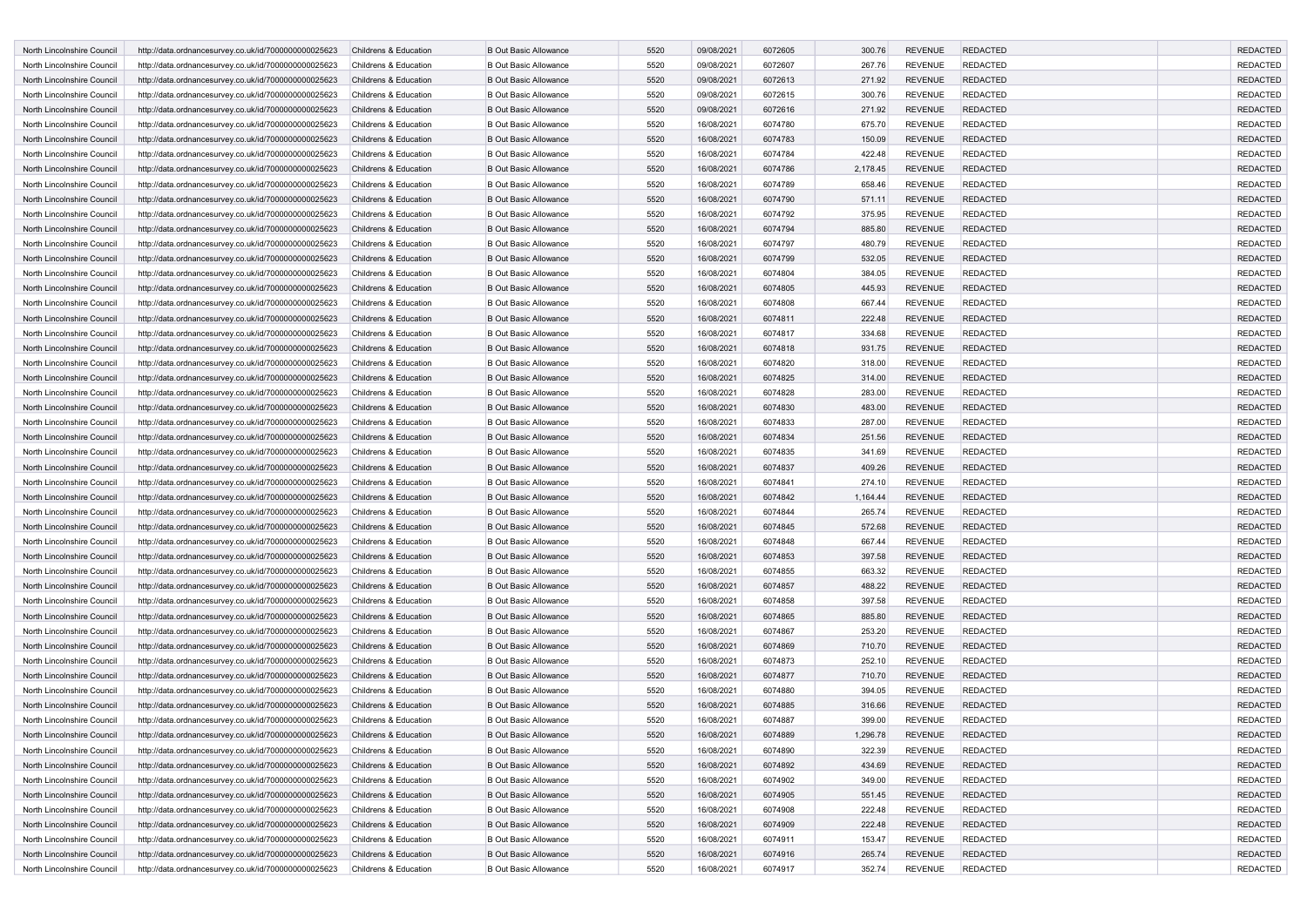| | | | | | | | | | | | |
|---|---|---|---|---|---|---|---|---|---|---|---|
| North Lincolnshire Council | http://data.ordnancesurvey.co.uk/id/7000000000025623 | Childrens & Education | B Out Basic Allowance | 5520 | 09/08/2021 | 6072605 | 300.76 | REVENUE | REDACTED | | REDACTED |
| North Lincolnshire Council | http://data.ordnancesurvey.co.uk/id/7000000000025623 | Childrens & Education | B Out Basic Allowance | 5520 | 09/08/2021 | 6072607 | 267.76 | REVENUE | REDACTED | | REDACTED |
| North Lincolnshire Council | http://data.ordnancesurvey.co.uk/id/7000000000025623 | Childrens & Education | B Out Basic Allowance | 5520 | 09/08/2021 | 6072613 | 271.92 | REVENUE | REDACTED | | REDACTED |
| North Lincolnshire Council | http://data.ordnancesurvey.co.uk/id/7000000000025623 | Childrens & Education | B Out Basic Allowance | 5520 | 09/08/2021 | 6072615 | 300.76 | REVENUE | REDACTED | | REDACTED |
| North Lincolnshire Council | http://data.ordnancesurvey.co.uk/id/7000000000025623 | Childrens & Education | B Out Basic Allowance | 5520 | 09/08/2021 | 6072616 | 271.92 | REVENUE | REDACTED | | REDACTED |
| North Lincolnshire Council | http://data.ordnancesurvey.co.uk/id/7000000000025623 | Childrens & Education | B Out Basic Allowance | 5520 | 16/08/2021 | 6074780 | 675.70 | REVENUE | REDACTED | | REDACTED |
| North Lincolnshire Council | http://data.ordnancesurvey.co.uk/id/7000000000025623 | Childrens & Education | B Out Basic Allowance | 5520 | 16/08/2021 | 6074783 | 150.09 | REVENUE | REDACTED | | REDACTED |
| North Lincolnshire Council | http://data.ordnancesurvey.co.uk/id/7000000000025623 | Childrens & Education | B Out Basic Allowance | 5520 | 16/08/2021 | 6074784 | 422.48 | REVENUE | REDACTED | | REDACTED |
| North Lincolnshire Council | http://data.ordnancesurvey.co.uk/id/7000000000025623 | Childrens & Education | B Out Basic Allowance | 5520 | 16/08/2021 | 6074786 | 2,178.45 | REVENUE | REDACTED | | REDACTED |
| North Lincolnshire Council | http://data.ordnancesurvey.co.uk/id/7000000000025623 | Childrens & Education | B Out Basic Allowance | 5520 | 16/08/2021 | 6074789 | 658.46 | REVENUE | REDACTED | | REDACTED |
| North Lincolnshire Council | http://data.ordnancesurvey.co.uk/id/7000000000025623 | Childrens & Education | B Out Basic Allowance | 5520 | 16/08/2021 | 6074790 | 571.11 | REVENUE | REDACTED | | REDACTED |
| North Lincolnshire Council | http://data.ordnancesurvey.co.uk/id/7000000000025623 | Childrens & Education | B Out Basic Allowance | 5520 | 16/08/2021 | 6074792 | 375.95 | REVENUE | REDACTED | | REDACTED |
| North Lincolnshire Council | http://data.ordnancesurvey.co.uk/id/7000000000025623 | Childrens & Education | B Out Basic Allowance | 5520 | 16/08/2021 | 6074794 | 885.80 | REVENUE | REDACTED | | REDACTED |
| North Lincolnshire Council | http://data.ordnancesurvey.co.uk/id/7000000000025623 | Childrens & Education | B Out Basic Allowance | 5520 | 16/08/2021 | 6074797 | 480.79 | REVENUE | REDACTED | | REDACTED |
| North Lincolnshire Council | http://data.ordnancesurvey.co.uk/id/7000000000025623 | Childrens & Education | B Out Basic Allowance | 5520 | 16/08/2021 | 6074799 | 532.05 | REVENUE | REDACTED | | REDACTED |
| North Lincolnshire Council | http://data.ordnancesurvey.co.uk/id/7000000000025623 | Childrens & Education | B Out Basic Allowance | 5520 | 16/08/2021 | 6074804 | 384.05 | REVENUE | REDACTED | | REDACTED |
| North Lincolnshire Council | http://data.ordnancesurvey.co.uk/id/7000000000025623 | Childrens & Education | B Out Basic Allowance | 5520 | 16/08/2021 | 6074805 | 445.93 | REVENUE | REDACTED | | REDACTED |
| North Lincolnshire Council | http://data.ordnancesurvey.co.uk/id/7000000000025623 | Childrens & Education | B Out Basic Allowance | 5520 | 16/08/2021 | 6074808 | 667.44 | REVENUE | REDACTED | | REDACTED |
| North Lincolnshire Council | http://data.ordnancesurvey.co.uk/id/7000000000025623 | Childrens & Education | B Out Basic Allowance | 5520 | 16/08/2021 | 6074811 | 222.48 | REVENUE | REDACTED | | REDACTED |
| North Lincolnshire Council | http://data.ordnancesurvey.co.uk/id/7000000000025623 | Childrens & Education | B Out Basic Allowance | 5520 | 16/08/2021 | 6074817 | 334.68 | REVENUE | REDACTED | | REDACTED |
| North Lincolnshire Council | http://data.ordnancesurvey.co.uk/id/7000000000025623 | Childrens & Education | B Out Basic Allowance | 5520 | 16/08/2021 | 6074818 | 931.75 | REVENUE | REDACTED | | REDACTED |
| North Lincolnshire Council | http://data.ordnancesurvey.co.uk/id/7000000000025623 | Childrens & Education | B Out Basic Allowance | 5520 | 16/08/2021 | 6074820 | 318.00 | REVENUE | REDACTED | | REDACTED |
| North Lincolnshire Council | http://data.ordnancesurvey.co.uk/id/7000000000025623 | Childrens & Education | B Out Basic Allowance | 5520 | 16/08/2021 | 6074825 | 314.00 | REVENUE | REDACTED | | REDACTED |
| North Lincolnshire Council | http://data.ordnancesurvey.co.uk/id/7000000000025623 | Childrens & Education | B Out Basic Allowance | 5520 | 16/08/2021 | 6074828 | 283.00 | REVENUE | REDACTED | | REDACTED |
| North Lincolnshire Council | http://data.ordnancesurvey.co.uk/id/7000000000025623 | Childrens & Education | B Out Basic Allowance | 5520 | 16/08/2021 | 6074830 | 483.00 | REVENUE | REDACTED | | REDACTED |
| North Lincolnshire Council | http://data.ordnancesurvey.co.uk/id/7000000000025623 | Childrens & Education | B Out Basic Allowance | 5520 | 16/08/2021 | 6074833 | 287.00 | REVENUE | REDACTED | | REDACTED |
| North Lincolnshire Council | http://data.ordnancesurvey.co.uk/id/7000000000025623 | Childrens & Education | B Out Basic Allowance | 5520 | 16/08/2021 | 6074834 | 251.56 | REVENUE | REDACTED | | REDACTED |
| North Lincolnshire Council | http://data.ordnancesurvey.co.uk/id/7000000000025623 | Childrens & Education | B Out Basic Allowance | 5520 | 16/08/2021 | 6074835 | 341.69 | REVENUE | REDACTED | | REDACTED |
| North Lincolnshire Council | http://data.ordnancesurvey.co.uk/id/7000000000025623 | Childrens & Education | B Out Basic Allowance | 5520 | 16/08/2021 | 6074837 | 409.26 | REVENUE | REDACTED | | REDACTED |
| North Lincolnshire Council | http://data.ordnancesurvey.co.uk/id/7000000000025623 | Childrens & Education | B Out Basic Allowance | 5520 | 16/08/2021 | 6074841 | 274.10 | REVENUE | REDACTED | | REDACTED |
| North Lincolnshire Council | http://data.ordnancesurvey.co.uk/id/7000000000025623 | Childrens & Education | B Out Basic Allowance | 5520 | 16/08/2021 | 6074842 | 1,164.44 | REVENUE | REDACTED | | REDACTED |
| North Lincolnshire Council | http://data.ordnancesurvey.co.uk/id/7000000000025623 | Childrens & Education | B Out Basic Allowance | 5520 | 16/08/2021 | 6074844 | 265.74 | REVENUE | REDACTED | | REDACTED |
| North Lincolnshire Council | http://data.ordnancesurvey.co.uk/id/7000000000025623 | Childrens & Education | B Out Basic Allowance | 5520 | 16/08/2021 | 6074845 | 572.68 | REVENUE | REDACTED | | REDACTED |
| North Lincolnshire Council | http://data.ordnancesurvey.co.uk/id/7000000000025623 | Childrens & Education | B Out Basic Allowance | 5520 | 16/08/2021 | 6074848 | 667.44 | REVENUE | REDACTED | | REDACTED |
| North Lincolnshire Council | http://data.ordnancesurvey.co.uk/id/7000000000025623 | Childrens & Education | B Out Basic Allowance | 5520 | 16/08/2021 | 6074853 | 397.58 | REVENUE | REDACTED | | REDACTED |
| North Lincolnshire Council | http://data.ordnancesurvey.co.uk/id/7000000000025623 | Childrens & Education | B Out Basic Allowance | 5520 | 16/08/2021 | 6074855 | 663.32 | REVENUE | REDACTED | | REDACTED |
| North Lincolnshire Council | http://data.ordnancesurvey.co.uk/id/7000000000025623 | Childrens & Education | B Out Basic Allowance | 5520 | 16/08/2021 | 6074857 | 488.22 | REVENUE | REDACTED | | REDACTED |
| North Lincolnshire Council | http://data.ordnancesurvey.co.uk/id/7000000000025623 | Childrens & Education | B Out Basic Allowance | 5520 | 16/08/2021 | 6074858 | 397.58 | REVENUE | REDACTED | | REDACTED |
| North Lincolnshire Council | http://data.ordnancesurvey.co.uk/id/7000000000025623 | Childrens & Education | B Out Basic Allowance | 5520 | 16/08/2021 | 6074865 | 885.80 | REVENUE | REDACTED | | REDACTED |
| North Lincolnshire Council | http://data.ordnancesurvey.co.uk/id/7000000000025623 | Childrens & Education | B Out Basic Allowance | 5520 | 16/08/2021 | 6074867 | 253.20 | REVENUE | REDACTED | | REDACTED |
| North Lincolnshire Council | http://data.ordnancesurvey.co.uk/id/7000000000025623 | Childrens & Education | B Out Basic Allowance | 5520 | 16/08/2021 | 6074869 | 710.70 | REVENUE | REDACTED | | REDACTED |
| North Lincolnshire Council | http://data.ordnancesurvey.co.uk/id/7000000000025623 | Childrens & Education | B Out Basic Allowance | 5520 | 16/08/2021 | 6074873 | 252.10 | REVENUE | REDACTED | | REDACTED |
| North Lincolnshire Council | http://data.ordnancesurvey.co.uk/id/7000000000025623 | Childrens & Education | B Out Basic Allowance | 5520 | 16/08/2021 | 6074877 | 710.70 | REVENUE | REDACTED | | REDACTED |
| North Lincolnshire Council | http://data.ordnancesurvey.co.uk/id/7000000000025623 | Childrens & Education | B Out Basic Allowance | 5520 | 16/08/2021 | 6074880 | 394.05 | REVENUE | REDACTED | | REDACTED |
| North Lincolnshire Council | http://data.ordnancesurvey.co.uk/id/7000000000025623 | Childrens & Education | B Out Basic Allowance | 5520 | 16/08/2021 | 6074885 | 316.66 | REVENUE | REDACTED | | REDACTED |
| North Lincolnshire Council | http://data.ordnancesurvey.co.uk/id/7000000000025623 | Childrens & Education | B Out Basic Allowance | 5520 | 16/08/2021 | 6074887 | 399.00 | REVENUE | REDACTED | | REDACTED |
| North Lincolnshire Council | http://data.ordnancesurvey.co.uk/id/7000000000025623 | Childrens & Education | B Out Basic Allowance | 5520 | 16/08/2021 | 6074889 | 1,296.78 | REVENUE | REDACTED | | REDACTED |
| North Lincolnshire Council | http://data.ordnancesurvey.co.uk/id/7000000000025623 | Childrens & Education | B Out Basic Allowance | 5520 | 16/08/2021 | 6074890 | 322.39 | REVENUE | REDACTED | | REDACTED |
| North Lincolnshire Council | http://data.ordnancesurvey.co.uk/id/7000000000025623 | Childrens & Education | B Out Basic Allowance | 5520 | 16/08/2021 | 6074892 | 434.69 | REVENUE | REDACTED | | REDACTED |
| North Lincolnshire Council | http://data.ordnancesurvey.co.uk/id/7000000000025623 | Childrens & Education | B Out Basic Allowance | 5520 | 16/08/2021 | 6074902 | 349.00 | REVENUE | REDACTED | | REDACTED |
| North Lincolnshire Council | http://data.ordnancesurvey.co.uk/id/7000000000025623 | Childrens & Education | B Out Basic Allowance | 5520 | 16/08/2021 | 6074905 | 551.45 | REVENUE | REDACTED | | REDACTED |
| North Lincolnshire Council | http://data.ordnancesurvey.co.uk/id/7000000000025623 | Childrens & Education | B Out Basic Allowance | 5520 | 16/08/2021 | 6074908 | 222.48 | REVENUE | REDACTED | | REDACTED |
| North Lincolnshire Council | http://data.ordnancesurvey.co.uk/id/7000000000025623 | Childrens & Education | B Out Basic Allowance | 5520 | 16/08/2021 | 6074909 | 222.48 | REVENUE | REDACTED | | REDACTED |
| North Lincolnshire Council | http://data.ordnancesurvey.co.uk/id/7000000000025623 | Childrens & Education | B Out Basic Allowance | 5520 | 16/08/2021 | 6074911 | 153.47 | REVENUE | REDACTED | | REDACTED |
| North Lincolnshire Council | http://data.ordnancesurvey.co.uk/id/7000000000025623 | Childrens & Education | B Out Basic Allowance | 5520 | 16/08/2021 | 6074916 | 265.74 | REVENUE | REDACTED | | REDACTED |
| North Lincolnshire Council | http://data.ordnancesurvey.co.uk/id/7000000000025623 | Childrens & Education | B Out Basic Allowance | 5520 | 16/08/2021 | 6074917 | 352.74 | REVENUE | REDACTED | | REDACTED |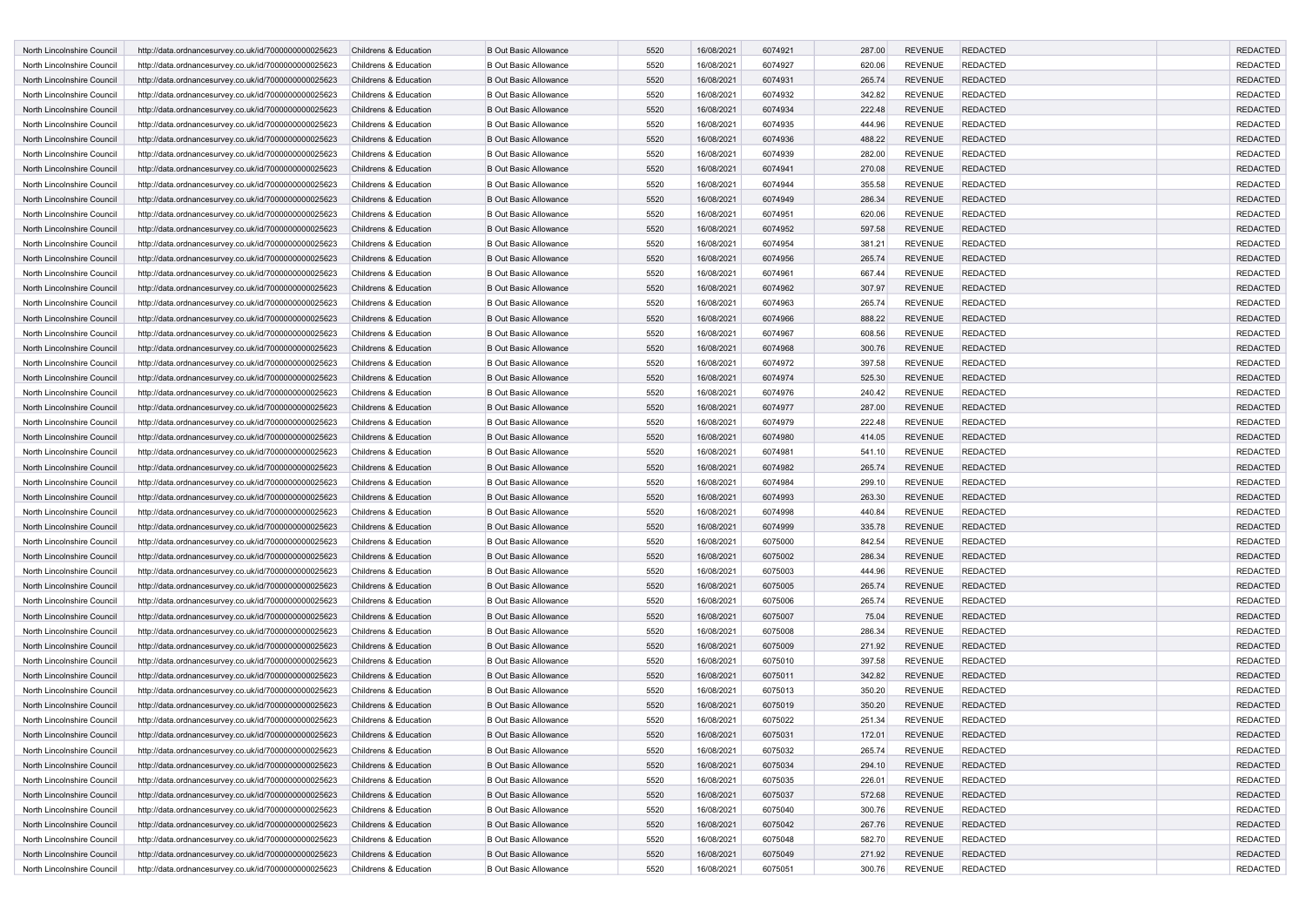| | | | | | | | | | | | |
|---|---|---|---|---|---|---|---|---|---|---|---|
| North Lincolnshire Council | http://data.ordnancesurvey.co.uk/id/7000000000025623 | Childrens & Education | B Out Basic Allowance | 5520 | 16/08/2021 | 6074921 | 287.00 | REVENUE | REDACTED | | REDACTED |
| North Lincolnshire Council | http://data.ordnancesurvey.co.uk/id/7000000000025623 | Childrens & Education | B Out Basic Allowance | 5520 | 16/08/2021 | 6074927 | 620.06 | REVENUE | REDACTED | | REDACTED |
| North Lincolnshire Council | http://data.ordnancesurvey.co.uk/id/7000000000025623 | Childrens & Education | B Out Basic Allowance | 5520 | 16/08/2021 | 6074931 | 265.74 | REVENUE | REDACTED | | REDACTED |
| North Lincolnshire Council | http://data.ordnancesurvey.co.uk/id/7000000000025623 | Childrens & Education | B Out Basic Allowance | 5520 | 16/08/2021 | 6074932 | 342.82 | REVENUE | REDACTED | | REDACTED |
| North Lincolnshire Council | http://data.ordnancesurvey.co.uk/id/7000000000025623 | Childrens & Education | B Out Basic Allowance | 5520 | 16/08/2021 | 6074934 | 222.48 | REVENUE | REDACTED | | REDACTED |
| North Lincolnshire Council | http://data.ordnancesurvey.co.uk/id/7000000000025623 | Childrens & Education | B Out Basic Allowance | 5520 | 16/08/2021 | 6074935 | 444.96 | REVENUE | REDACTED | | REDACTED |
| North Lincolnshire Council | http://data.ordnancesurvey.co.uk/id/7000000000025623 | Childrens & Education | B Out Basic Allowance | 5520 | 16/08/2021 | 6074936 | 488.22 | REVENUE | REDACTED | | REDACTED |
| North Lincolnshire Council | http://data.ordnancesurvey.co.uk/id/7000000000025623 | Childrens & Education | B Out Basic Allowance | 5520 | 16/08/2021 | 6074939 | 282.00 | REVENUE | REDACTED | | REDACTED |
| North Lincolnshire Council | http://data.ordnancesurvey.co.uk/id/7000000000025623 | Childrens & Education | B Out Basic Allowance | 5520 | 16/08/2021 | 6074941 | 270.08 | REVENUE | REDACTED | | REDACTED |
| North Lincolnshire Council | http://data.ordnancesurvey.co.uk/id/7000000000025623 | Childrens & Education | B Out Basic Allowance | 5520 | 16/08/2021 | 6074944 | 355.58 | REVENUE | REDACTED | | REDACTED |
| North Lincolnshire Council | http://data.ordnancesurvey.co.uk/id/7000000000025623 | Childrens & Education | B Out Basic Allowance | 5520 | 16/08/2021 | 6074949 | 286.34 | REVENUE | REDACTED | | REDACTED |
| North Lincolnshire Council | http://data.ordnancesurvey.co.uk/id/7000000000025623 | Childrens & Education | B Out Basic Allowance | 5520 | 16/08/2021 | 6074951 | 620.06 | REVENUE | REDACTED | | REDACTED |
| North Lincolnshire Council | http://data.ordnancesurvey.co.uk/id/7000000000025623 | Childrens & Education | B Out Basic Allowance | 5520 | 16/08/2021 | 6074952 | 597.58 | REVENUE | REDACTED | | REDACTED |
| North Lincolnshire Council | http://data.ordnancesurvey.co.uk/id/7000000000025623 | Childrens & Education | B Out Basic Allowance | 5520 | 16/08/2021 | 6074954 | 381.21 | REVENUE | REDACTED | | REDACTED |
| North Lincolnshire Council | http://data.ordnancesurvey.co.uk/id/7000000000025623 | Childrens & Education | B Out Basic Allowance | 5520 | 16/08/2021 | 6074956 | 265.74 | REVENUE | REDACTED | | REDACTED |
| North Lincolnshire Council | http://data.ordnancesurvey.co.uk/id/7000000000025623 | Childrens & Education | B Out Basic Allowance | 5520 | 16/08/2021 | 6074961 | 667.44 | REVENUE | REDACTED | | REDACTED |
| North Lincolnshire Council | http://data.ordnancesurvey.co.uk/id/7000000000025623 | Childrens & Education | B Out Basic Allowance | 5520 | 16/08/2021 | 6074962 | 307.97 | REVENUE | REDACTED | | REDACTED |
| North Lincolnshire Council | http://data.ordnancesurvey.co.uk/id/7000000000025623 | Childrens & Education | B Out Basic Allowance | 5520 | 16/08/2021 | 6074963 | 265.74 | REVENUE | REDACTED | | REDACTED |
| North Lincolnshire Council | http://data.ordnancesurvey.co.uk/id/7000000000025623 | Childrens & Education | B Out Basic Allowance | 5520 | 16/08/2021 | 6074966 | 888.22 | REVENUE | REDACTED | | REDACTED |
| North Lincolnshire Council | http://data.ordnancesurvey.co.uk/id/7000000000025623 | Childrens & Education | B Out Basic Allowance | 5520 | 16/08/2021 | 6074967 | 608.56 | REVENUE | REDACTED | | REDACTED |
| North Lincolnshire Council | http://data.ordnancesurvey.co.uk/id/7000000000025623 | Childrens & Education | B Out Basic Allowance | 5520 | 16/08/2021 | 6074968 | 300.76 | REVENUE | REDACTED | | REDACTED |
| North Lincolnshire Council | http://data.ordnancesurvey.co.uk/id/7000000000025623 | Childrens & Education | B Out Basic Allowance | 5520 | 16/08/2021 | 6074972 | 397.58 | REVENUE | REDACTED | | REDACTED |
| North Lincolnshire Council | http://data.ordnancesurvey.co.uk/id/7000000000025623 | Childrens & Education | B Out Basic Allowance | 5520 | 16/08/2021 | 6074974 | 525.30 | REVENUE | REDACTED | | REDACTED |
| North Lincolnshire Council | http://data.ordnancesurvey.co.uk/id/7000000000025623 | Childrens & Education | B Out Basic Allowance | 5520 | 16/08/2021 | 6074976 | 240.42 | REVENUE | REDACTED | | REDACTED |
| North Lincolnshire Council | http://data.ordnancesurvey.co.uk/id/7000000000025623 | Childrens & Education | B Out Basic Allowance | 5520 | 16/08/2021 | 6074977 | 287.00 | REVENUE | REDACTED | | REDACTED |
| North Lincolnshire Council | http://data.ordnancesurvey.co.uk/id/7000000000025623 | Childrens & Education | B Out Basic Allowance | 5520 | 16/08/2021 | 6074979 | 222.48 | REVENUE | REDACTED | | REDACTED |
| North Lincolnshire Council | http://data.ordnancesurvey.co.uk/id/7000000000025623 | Childrens & Education | B Out Basic Allowance | 5520 | 16/08/2021 | 6074980 | 414.05 | REVENUE | REDACTED | | REDACTED |
| North Lincolnshire Council | http://data.ordnancesurvey.co.uk/id/7000000000025623 | Childrens & Education | B Out Basic Allowance | 5520 | 16/08/2021 | 6074981 | 541.10 | REVENUE | REDACTED | | REDACTED |
| North Lincolnshire Council | http://data.ordnancesurvey.co.uk/id/7000000000025623 | Childrens & Education | B Out Basic Allowance | 5520 | 16/08/2021 | 6074982 | 265.74 | REVENUE | REDACTED | | REDACTED |
| North Lincolnshire Council | http://data.ordnancesurvey.co.uk/id/7000000000025623 | Childrens & Education | B Out Basic Allowance | 5520 | 16/08/2021 | 6074984 | 299.10 | REVENUE | REDACTED | | REDACTED |
| North Lincolnshire Council | http://data.ordnancesurvey.co.uk/id/7000000000025623 | Childrens & Education | B Out Basic Allowance | 5520 | 16/08/2021 | 6074993 | 263.30 | REVENUE | REDACTED | | REDACTED |
| North Lincolnshire Council | http://data.ordnancesurvey.co.uk/id/7000000000025623 | Childrens & Education | B Out Basic Allowance | 5520 | 16/08/2021 | 6074998 | 440.84 | REVENUE | REDACTED | | REDACTED |
| North Lincolnshire Council | http://data.ordnancesurvey.co.uk/id/7000000000025623 | Childrens & Education | B Out Basic Allowance | 5520 | 16/08/2021 | 6074999 | 335.78 | REVENUE | REDACTED | | REDACTED |
| North Lincolnshire Council | http://data.ordnancesurvey.co.uk/id/7000000000025623 | Childrens & Education | B Out Basic Allowance | 5520 | 16/08/2021 | 6075000 | 842.54 | REVENUE | REDACTED | | REDACTED |
| North Lincolnshire Council | http://data.ordnancesurvey.co.uk/id/7000000000025623 | Childrens & Education | B Out Basic Allowance | 5520 | 16/08/2021 | 6075002 | 286.34 | REVENUE | REDACTED | | REDACTED |
| North Lincolnshire Council | http://data.ordnancesurvey.co.uk/id/7000000000025623 | Childrens & Education | B Out Basic Allowance | 5520 | 16/08/2021 | 6075003 | 444.96 | REVENUE | REDACTED | | REDACTED |
| North Lincolnshire Council | http://data.ordnancesurvey.co.uk/id/7000000000025623 | Childrens & Education | B Out Basic Allowance | 5520 | 16/08/2021 | 6075005 | 265.74 | REVENUE | REDACTED | | REDACTED |
| North Lincolnshire Council | http://data.ordnancesurvey.co.uk/id/7000000000025623 | Childrens & Education | B Out Basic Allowance | 5520 | 16/08/2021 | 6075006 | 265.74 | REVENUE | REDACTED | | REDACTED |
| North Lincolnshire Council | http://data.ordnancesurvey.co.uk/id/7000000000025623 | Childrens & Education | B Out Basic Allowance | 5520 | 16/08/2021 | 6075007 | 75.04 | REVENUE | REDACTED | | REDACTED |
| North Lincolnshire Council | http://data.ordnancesurvey.co.uk/id/7000000000025623 | Childrens & Education | B Out Basic Allowance | 5520 | 16/08/2021 | 6075008 | 286.34 | REVENUE | REDACTED | | REDACTED |
| North Lincolnshire Council | http://data.ordnancesurvey.co.uk/id/7000000000025623 | Childrens & Education | B Out Basic Allowance | 5520 | 16/08/2021 | 6075009 | 271.92 | REVENUE | REDACTED | | REDACTED |
| North Lincolnshire Council | http://data.ordnancesurvey.co.uk/id/7000000000025623 | Childrens & Education | B Out Basic Allowance | 5520 | 16/08/2021 | 6075010 | 397.58 | REVENUE | REDACTED | | REDACTED |
| North Lincolnshire Council | http://data.ordnancesurvey.co.uk/id/7000000000025623 | Childrens & Education | B Out Basic Allowance | 5520 | 16/08/2021 | 6075011 | 342.82 | REVENUE | REDACTED | | REDACTED |
| North Lincolnshire Council | http://data.ordnancesurvey.co.uk/id/7000000000025623 | Childrens & Education | B Out Basic Allowance | 5520 | 16/08/2021 | 6075013 | 350.20 | REVENUE | REDACTED | | REDACTED |
| North Lincolnshire Council | http://data.ordnancesurvey.co.uk/id/7000000000025623 | Childrens & Education | B Out Basic Allowance | 5520 | 16/08/2021 | 6075019 | 350.20 | REVENUE | REDACTED | | REDACTED |
| North Lincolnshire Council | http://data.ordnancesurvey.co.uk/id/7000000000025623 | Childrens & Education | B Out Basic Allowance | 5520 | 16/08/2021 | 6075022 | 251.34 | REVENUE | REDACTED | | REDACTED |
| North Lincolnshire Council | http://data.ordnancesurvey.co.uk/id/7000000000025623 | Childrens & Education | B Out Basic Allowance | 5520 | 16/08/2021 | 6075031 | 172.01 | REVENUE | REDACTED | | REDACTED |
| North Lincolnshire Council | http://data.ordnancesurvey.co.uk/id/7000000000025623 | Childrens & Education | B Out Basic Allowance | 5520 | 16/08/2021 | 6075032 | 265.74 | REVENUE | REDACTED | | REDACTED |
| North Lincolnshire Council | http://data.ordnancesurvey.co.uk/id/7000000000025623 | Childrens & Education | B Out Basic Allowance | 5520 | 16/08/2021 | 6075034 | 294.10 | REVENUE | REDACTED | | REDACTED |
| North Lincolnshire Council | http://data.ordnancesurvey.co.uk/id/7000000000025623 | Childrens & Education | B Out Basic Allowance | 5520 | 16/08/2021 | 6075035 | 226.01 | REVENUE | REDACTED | | REDACTED |
| North Lincolnshire Council | http://data.ordnancesurvey.co.uk/id/7000000000025623 | Childrens & Education | B Out Basic Allowance | 5520 | 16/08/2021 | 6075037 | 572.68 | REVENUE | REDACTED | | REDACTED |
| North Lincolnshire Council | http://data.ordnancesurvey.co.uk/id/7000000000025623 | Childrens & Education | B Out Basic Allowance | 5520 | 16/08/2021 | 6075040 | 300.76 | REVENUE | REDACTED | | REDACTED |
| North Lincolnshire Council | http://data.ordnancesurvey.co.uk/id/7000000000025623 | Childrens & Education | B Out Basic Allowance | 5520 | 16/08/2021 | 6075042 | 267.76 | REVENUE | REDACTED | | REDACTED |
| North Lincolnshire Council | http://data.ordnancesurvey.co.uk/id/7000000000025623 | Childrens & Education | B Out Basic Allowance | 5520 | 16/08/2021 | 6075048 | 582.70 | REVENUE | REDACTED | | REDACTED |
| North Lincolnshire Council | http://data.ordnancesurvey.co.uk/id/7000000000025623 | Childrens & Education | B Out Basic Allowance | 5520 | 16/08/2021 | 6075049 | 271.92 | REVENUE | REDACTED | | REDACTED |
| North Lincolnshire Council | http://data.ordnancesurvey.co.uk/id/7000000000025623 | Childrens & Education | B Out Basic Allowance | 5520 | 16/08/2021 | 6075051 | 300.76 | REVENUE | REDACTED | | REDACTED |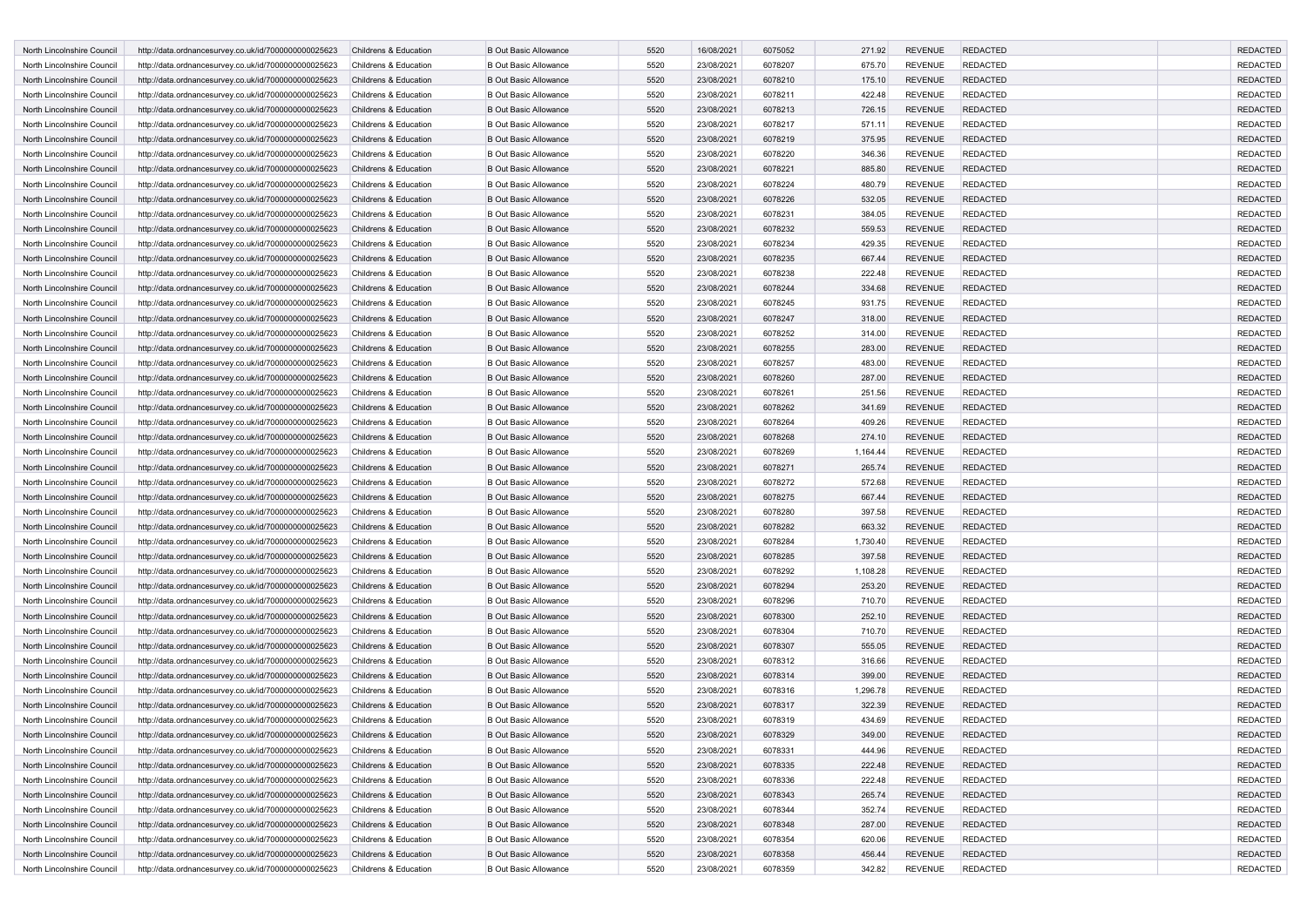| | | | | | | | | | | | |
|---|---|---|---|---|---|---|---|---|---|---|---|
| North Lincolnshire Council | http://data.ordnancesurvey.co.uk/id/7000000000025623 | Childrens & Education | B Out Basic Allowance | 5520 | 16/08/2021 | 6075052 | 271.92 | REVENUE | REDACTED | | REDACTED |
| North Lincolnshire Council | http://data.ordnancesurvey.co.uk/id/7000000000025623 | Childrens & Education | B Out Basic Allowance | 5520 | 23/08/2021 | 6078207 | 675.70 | REVENUE | REDACTED | | REDACTED |
| North Lincolnshire Council | http://data.ordnancesurvey.co.uk/id/7000000000025623 | Childrens & Education | B Out Basic Allowance | 5520 | 23/08/2021 | 6078210 | 175.10 | REVENUE | REDACTED | | REDACTED |
| North Lincolnshire Council | http://data.ordnancesurvey.co.uk/id/7000000000025623 | Childrens & Education | B Out Basic Allowance | 5520 | 23/08/2021 | 6078211 | 422.48 | REVENUE | REDACTED | | REDACTED |
| North Lincolnshire Council | http://data.ordnancesurvey.co.uk/id/7000000000025623 | Childrens & Education | B Out Basic Allowance | 5520 | 23/08/2021 | 6078213 | 726.15 | REVENUE | REDACTED | | REDACTED |
| North Lincolnshire Council | http://data.ordnancesurvey.co.uk/id/7000000000025623 | Childrens & Education | B Out Basic Allowance | 5520 | 23/08/2021 | 6078217 | 571.11 | REVENUE | REDACTED | | REDACTED |
| North Lincolnshire Council | http://data.ordnancesurvey.co.uk/id/7000000000025623 | Childrens & Education | B Out Basic Allowance | 5520 | 23/08/2021 | 6078219 | 375.95 | REVENUE | REDACTED | | REDACTED |
| North Lincolnshire Council | http://data.ordnancesurvey.co.uk/id/7000000000025623 | Childrens & Education | B Out Basic Allowance | 5520 | 23/08/2021 | 6078220 | 346.36 | REVENUE | REDACTED | | REDACTED |
| North Lincolnshire Council | http://data.ordnancesurvey.co.uk/id/7000000000025623 | Childrens & Education | B Out Basic Allowance | 5520 | 23/08/2021 | 6078221 | 885.80 | REVENUE | REDACTED | | REDACTED |
| North Lincolnshire Council | http://data.ordnancesurvey.co.uk/id/7000000000025623 | Childrens & Education | B Out Basic Allowance | 5520 | 23/08/2021 | 6078224 | 480.79 | REVENUE | REDACTED | | REDACTED |
| North Lincolnshire Council | http://data.ordnancesurvey.co.uk/id/7000000000025623 | Childrens & Education | B Out Basic Allowance | 5520 | 23/08/2021 | 6078226 | 532.05 | REVENUE | REDACTED | | REDACTED |
| North Lincolnshire Council | http://data.ordnancesurvey.co.uk/id/7000000000025623 | Childrens & Education | B Out Basic Allowance | 5520 | 23/08/2021 | 6078231 | 384.05 | REVENUE | REDACTED | | REDACTED |
| North Lincolnshire Council | http://data.ordnancesurvey.co.uk/id/7000000000025623 | Childrens & Education | B Out Basic Allowance | 5520 | 23/08/2021 | 6078232 | 559.53 | REVENUE | REDACTED | | REDACTED |
| North Lincolnshire Council | http://data.ordnancesurvey.co.uk/id/7000000000025623 | Childrens & Education | B Out Basic Allowance | 5520 | 23/08/2021 | 6078234 | 429.35 | REVENUE | REDACTED | | REDACTED |
| North Lincolnshire Council | http://data.ordnancesurvey.co.uk/id/7000000000025623 | Childrens & Education | B Out Basic Allowance | 5520 | 23/08/2021 | 6078235 | 667.44 | REVENUE | REDACTED | | REDACTED |
| North Lincolnshire Council | http://data.ordnancesurvey.co.uk/id/7000000000025623 | Childrens & Education | B Out Basic Allowance | 5520 | 23/08/2021 | 6078238 | 222.48 | REVENUE | REDACTED | | REDACTED |
| North Lincolnshire Council | http://data.ordnancesurvey.co.uk/id/7000000000025623 | Childrens & Education | B Out Basic Allowance | 5520 | 23/08/2021 | 6078244 | 334.68 | REVENUE | REDACTED | | REDACTED |
| North Lincolnshire Council | http://data.ordnancesurvey.co.uk/id/7000000000025623 | Childrens & Education | B Out Basic Allowance | 5520 | 23/08/2021 | 6078245 | 931.75 | REVENUE | REDACTED | | REDACTED |
| North Lincolnshire Council | http://data.ordnancesurvey.co.uk/id/7000000000025623 | Childrens & Education | B Out Basic Allowance | 5520 | 23/08/2021 | 6078247 | 318.00 | REVENUE | REDACTED | | REDACTED |
| North Lincolnshire Council | http://data.ordnancesurvey.co.uk/id/7000000000025623 | Childrens & Education | B Out Basic Allowance | 5520 | 23/08/2021 | 6078252 | 314.00 | REVENUE | REDACTED | | REDACTED |
| North Lincolnshire Council | http://data.ordnancesurvey.co.uk/id/7000000000025623 | Childrens & Education | B Out Basic Allowance | 5520 | 23/08/2021 | 6078255 | 283.00 | REVENUE | REDACTED | | REDACTED |
| North Lincolnshire Council | http://data.ordnancesurvey.co.uk/id/7000000000025623 | Childrens & Education | B Out Basic Allowance | 5520 | 23/08/2021 | 6078257 | 483.00 | REVENUE | REDACTED | | REDACTED |
| North Lincolnshire Council | http://data.ordnancesurvey.co.uk/id/7000000000025623 | Childrens & Education | B Out Basic Allowance | 5520 | 23/08/2021 | 6078260 | 287.00 | REVENUE | REDACTED | | REDACTED |
| North Lincolnshire Council | http://data.ordnancesurvey.co.uk/id/7000000000025623 | Childrens & Education | B Out Basic Allowance | 5520 | 23/08/2021 | 6078261 | 251.56 | REVENUE | REDACTED | | REDACTED |
| North Lincolnshire Council | http://data.ordnancesurvey.co.uk/id/7000000000025623 | Childrens & Education | B Out Basic Allowance | 5520 | 23/08/2021 | 6078262 | 341.69 | REVENUE | REDACTED | | REDACTED |
| North Lincolnshire Council | http://data.ordnancesurvey.co.uk/id/7000000000025623 | Childrens & Education | B Out Basic Allowance | 5520 | 23/08/2021 | 6078264 | 409.26 | REVENUE | REDACTED | | REDACTED |
| North Lincolnshire Council | http://data.ordnancesurvey.co.uk/id/7000000000025623 | Childrens & Education | B Out Basic Allowance | 5520 | 23/08/2021 | 6078268 | 274.10 | REVENUE | REDACTED | | REDACTED |
| North Lincolnshire Council | http://data.ordnancesurvey.co.uk/id/7000000000025623 | Childrens & Education | B Out Basic Allowance | 5520 | 23/08/2021 | 6078269 | 1,164.44 | REVENUE | REDACTED | | REDACTED |
| North Lincolnshire Council | http://data.ordnancesurvey.co.uk/id/7000000000025623 | Childrens & Education | B Out Basic Allowance | 5520 | 23/08/2021 | 6078271 | 265.74 | REVENUE | REDACTED | | REDACTED |
| North Lincolnshire Council | http://data.ordnancesurvey.co.uk/id/7000000000025623 | Childrens & Education | B Out Basic Allowance | 5520 | 23/08/2021 | 6078272 | 572.68 | REVENUE | REDACTED | | REDACTED |
| North Lincolnshire Council | http://data.ordnancesurvey.co.uk/id/7000000000025623 | Childrens & Education | B Out Basic Allowance | 5520 | 23/08/2021 | 6078275 | 667.44 | REVENUE | REDACTED | | REDACTED |
| North Lincolnshire Council | http://data.ordnancesurvey.co.uk/id/7000000000025623 | Childrens & Education | B Out Basic Allowance | 5520 | 23/08/2021 | 6078280 | 397.58 | REVENUE | REDACTED | | REDACTED |
| North Lincolnshire Council | http://data.ordnancesurvey.co.uk/id/7000000000025623 | Childrens & Education | B Out Basic Allowance | 5520 | 23/08/2021 | 6078282 | 663.32 | REVENUE | REDACTED | | REDACTED |
| North Lincolnshire Council | http://data.ordnancesurvey.co.uk/id/7000000000025623 | Childrens & Education | B Out Basic Allowance | 5520 | 23/08/2021 | 6078284 | 1,730.40 | REVENUE | REDACTED | | REDACTED |
| North Lincolnshire Council | http://data.ordnancesurvey.co.uk/id/7000000000025623 | Childrens & Education | B Out Basic Allowance | 5520 | 23/08/2021 | 6078285 | 397.58 | REVENUE | REDACTED | | REDACTED |
| North Lincolnshire Council | http://data.ordnancesurvey.co.uk/id/7000000000025623 | Childrens & Education | B Out Basic Allowance | 5520 | 23/08/2021 | 6078292 | 1,108.28 | REVENUE | REDACTED | | REDACTED |
| North Lincolnshire Council | http://data.ordnancesurvey.co.uk/id/7000000000025623 | Childrens & Education | B Out Basic Allowance | 5520 | 23/08/2021 | 6078294 | 253.20 | REVENUE | REDACTED | | REDACTED |
| North Lincolnshire Council | http://data.ordnancesurvey.co.uk/id/7000000000025623 | Childrens & Education | B Out Basic Allowance | 5520 | 23/08/2021 | 6078296 | 710.70 | REVENUE | REDACTED | | REDACTED |
| North Lincolnshire Council | http://data.ordnancesurvey.co.uk/id/7000000000025623 | Childrens & Education | B Out Basic Allowance | 5520 | 23/08/2021 | 6078300 | 252.10 | REVENUE | REDACTED | | REDACTED |
| North Lincolnshire Council | http://data.ordnancesurvey.co.uk/id/7000000000025623 | Childrens & Education | B Out Basic Allowance | 5520 | 23/08/2021 | 6078304 | 710.70 | REVENUE | REDACTED | | REDACTED |
| North Lincolnshire Council | http://data.ordnancesurvey.co.uk/id/7000000000025623 | Childrens & Education | B Out Basic Allowance | 5520 | 23/08/2021 | 6078307 | 555.05 | REVENUE | REDACTED | | REDACTED |
| North Lincolnshire Council | http://data.ordnancesurvey.co.uk/id/7000000000025623 | Childrens & Education | B Out Basic Allowance | 5520 | 23/08/2021 | 6078312 | 316.66 | REVENUE | REDACTED | | REDACTED |
| North Lincolnshire Council | http://data.ordnancesurvey.co.uk/id/7000000000025623 | Childrens & Education | B Out Basic Allowance | 5520 | 23/08/2021 | 6078314 | 399.00 | REVENUE | REDACTED | | REDACTED |
| North Lincolnshire Council | http://data.ordnancesurvey.co.uk/id/7000000000025623 | Childrens & Education | B Out Basic Allowance | 5520 | 23/08/2021 | 6078316 | 1,296.78 | REVENUE | REDACTED | | REDACTED |
| North Lincolnshire Council | http://data.ordnancesurvey.co.uk/id/7000000000025623 | Childrens & Education | B Out Basic Allowance | 5520 | 23/08/2021 | 6078317 | 322.39 | REVENUE | REDACTED | | REDACTED |
| North Lincolnshire Council | http://data.ordnancesurvey.co.uk/id/7000000000025623 | Childrens & Education | B Out Basic Allowance | 5520 | 23/08/2021 | 6078319 | 434.69 | REVENUE | REDACTED | | REDACTED |
| North Lincolnshire Council | http://data.ordnancesurvey.co.uk/id/7000000000025623 | Childrens & Education | B Out Basic Allowance | 5520 | 23/08/2021 | 6078329 | 349.00 | REVENUE | REDACTED | | REDACTED |
| North Lincolnshire Council | http://data.ordnancesurvey.co.uk/id/7000000000025623 | Childrens & Education | B Out Basic Allowance | 5520 | 23/08/2021 | 6078331 | 444.96 | REVENUE | REDACTED | | REDACTED |
| North Lincolnshire Council | http://data.ordnancesurvey.co.uk/id/7000000000025623 | Childrens & Education | B Out Basic Allowance | 5520 | 23/08/2021 | 6078335 | 222.48 | REVENUE | REDACTED | | REDACTED |
| North Lincolnshire Council | http://data.ordnancesurvey.co.uk/id/7000000000025623 | Childrens & Education | B Out Basic Allowance | 5520 | 23/08/2021 | 6078336 | 222.48 | REVENUE | REDACTED | | REDACTED |
| North Lincolnshire Council | http://data.ordnancesurvey.co.uk/id/7000000000025623 | Childrens & Education | B Out Basic Allowance | 5520 | 23/08/2021 | 6078343 | 265.74 | REVENUE | REDACTED | | REDACTED |
| North Lincolnshire Council | http://data.ordnancesurvey.co.uk/id/7000000000025623 | Childrens & Education | B Out Basic Allowance | 5520 | 23/08/2021 | 6078344 | 352.74 | REVENUE | REDACTED | | REDACTED |
| North Lincolnshire Council | http://data.ordnancesurvey.co.uk/id/7000000000025623 | Childrens & Education | B Out Basic Allowance | 5520 | 23/08/2021 | 6078348 | 287.00 | REVENUE | REDACTED | | REDACTED |
| North Lincolnshire Council | http://data.ordnancesurvey.co.uk/id/7000000000025623 | Childrens & Education | B Out Basic Allowance | 5520 | 23/08/2021 | 6078354 | 620.06 | REVENUE | REDACTED | | REDACTED |
| North Lincolnshire Council | http://data.ordnancesurvey.co.uk/id/7000000000025623 | Childrens & Education | B Out Basic Allowance | 5520 | 23/08/2021 | 6078358 | 456.44 | REVENUE | REDACTED | | REDACTED |
| North Lincolnshire Council | http://data.ordnancesurvey.co.uk/id/7000000000025623 | Childrens & Education | B Out Basic Allowance | 5520 | 23/08/2021 | 6078359 | 342.82 | REVENUE | REDACTED | | REDACTED |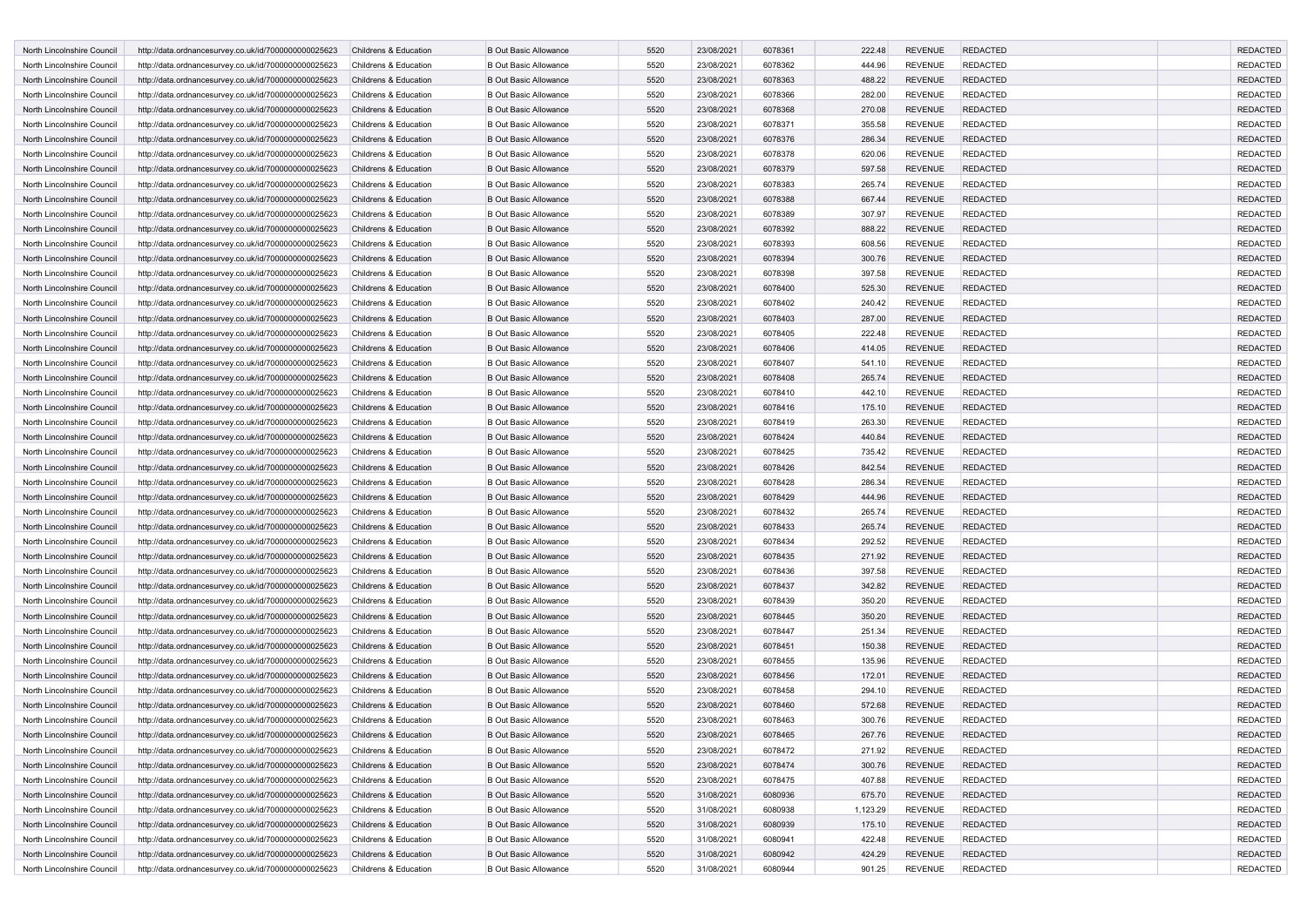| | | | | | | | | | | | |
|---|---|---|---|---|---|---|---|---|---|---|---|
| North Lincolnshire Council | http://data.ordnancesurvey.co.uk/id/7000000000025623 | Childrens & Education | B Out Basic Allowance | 5520 | 23/08/2021 | 6078361 | 222.48 | REVENUE | REDACTED | | REDACTED |
| North Lincolnshire Council | http://data.ordnancesurvey.co.uk/id/7000000000025623 | Childrens & Education | B Out Basic Allowance | 5520 | 23/08/2021 | 6078362 | 444.96 | REVENUE | REDACTED | | REDACTED |
| North Lincolnshire Council | http://data.ordnancesurvey.co.uk/id/7000000000025623 | Childrens & Education | B Out Basic Allowance | 5520 | 23/08/2021 | 6078363 | 488.22 | REVENUE | REDACTED | | REDACTED |
| North Lincolnshire Council | http://data.ordnancesurvey.co.uk/id/7000000000025623 | Childrens & Education | B Out Basic Allowance | 5520 | 23/08/2021 | 6078366 | 282.00 | REVENUE | REDACTED | | REDACTED |
| North Lincolnshire Council | http://data.ordnancesurvey.co.uk/id/7000000000025623 | Childrens & Education | B Out Basic Allowance | 5520 | 23/08/2021 | 6078368 | 270.08 | REVENUE | REDACTED | | REDACTED |
| North Lincolnshire Council | http://data.ordnancesurvey.co.uk/id/7000000000025623 | Childrens & Education | B Out Basic Allowance | 5520 | 23/08/2021 | 6078371 | 355.58 | REVENUE | REDACTED | | REDACTED |
| North Lincolnshire Council | http://data.ordnancesurvey.co.uk/id/7000000000025623 | Childrens & Education | B Out Basic Allowance | 5520 | 23/08/2021 | 6078376 | 286.34 | REVENUE | REDACTED | | REDACTED |
| North Lincolnshire Council | http://data.ordnancesurvey.co.uk/id/7000000000025623 | Childrens & Education | B Out Basic Allowance | 5520 | 23/08/2021 | 6078378 | 620.06 | REVENUE | REDACTED | | REDACTED |
| North Lincolnshire Council | http://data.ordnancesurvey.co.uk/id/7000000000025623 | Childrens & Education | B Out Basic Allowance | 5520 | 23/08/2021 | 6078379 | 597.58 | REVENUE | REDACTED | | REDACTED |
| North Lincolnshire Council | http://data.ordnancesurvey.co.uk/id/7000000000025623 | Childrens & Education | B Out Basic Allowance | 5520 | 23/08/2021 | 6078383 | 265.74 | REVENUE | REDACTED | | REDACTED |
| North Lincolnshire Council | http://data.ordnancesurvey.co.uk/id/7000000000025623 | Childrens & Education | B Out Basic Allowance | 5520 | 23/08/2021 | 6078388 | 667.44 | REVENUE | REDACTED | | REDACTED |
| North Lincolnshire Council | http://data.ordnancesurvey.co.uk/id/7000000000025623 | Childrens & Education | B Out Basic Allowance | 5520 | 23/08/2021 | 6078389 | 307.97 | REVENUE | REDACTED | | REDACTED |
| North Lincolnshire Council | http://data.ordnancesurvey.co.uk/id/7000000000025623 | Childrens & Education | B Out Basic Allowance | 5520 | 23/08/2021 | 6078392 | 888.22 | REVENUE | REDACTED | | REDACTED |
| North Lincolnshire Council | http://data.ordnancesurvey.co.uk/id/7000000000025623 | Childrens & Education | B Out Basic Allowance | 5520 | 23/08/2021 | 6078393 | 608.56 | REVENUE | REDACTED | | REDACTED |
| North Lincolnshire Council | http://data.ordnancesurvey.co.uk/id/7000000000025623 | Childrens & Education | B Out Basic Allowance | 5520 | 23/08/2021 | 6078394 | 300.76 | REVENUE | REDACTED | | REDACTED |
| North Lincolnshire Council | http://data.ordnancesurvey.co.uk/id/7000000000025623 | Childrens & Education | B Out Basic Allowance | 5520 | 23/08/2021 | 6078398 | 397.58 | REVENUE | REDACTED | | REDACTED |
| North Lincolnshire Council | http://data.ordnancesurvey.co.uk/id/7000000000025623 | Childrens & Education | B Out Basic Allowance | 5520 | 23/08/2021 | 6078400 | 525.30 | REVENUE | REDACTED | | REDACTED |
| North Lincolnshire Council | http://data.ordnancesurvey.co.uk/id/7000000000025623 | Childrens & Education | B Out Basic Allowance | 5520 | 23/08/2021 | 6078402 | 240.42 | REVENUE | REDACTED | | REDACTED |
| North Lincolnshire Council | http://data.ordnancesurvey.co.uk/id/7000000000025623 | Childrens & Education | B Out Basic Allowance | 5520 | 23/08/2021 | 6078403 | 287.00 | REVENUE | REDACTED | | REDACTED |
| North Lincolnshire Council | http://data.ordnancesurvey.co.uk/id/7000000000025623 | Childrens & Education | B Out Basic Allowance | 5520 | 23/08/2021 | 6078405 | 222.48 | REVENUE | REDACTED | | REDACTED |
| North Lincolnshire Council | http://data.ordnancesurvey.co.uk/id/7000000000025623 | Childrens & Education | B Out Basic Allowance | 5520 | 23/08/2021 | 6078406 | 414.05 | REVENUE | REDACTED | | REDACTED |
| North Lincolnshire Council | http://data.ordnancesurvey.co.uk/id/7000000000025623 | Childrens & Education | B Out Basic Allowance | 5520 | 23/08/2021 | 6078407 | 541.10 | REVENUE | REDACTED | | REDACTED |
| North Lincolnshire Council | http://data.ordnancesurvey.co.uk/id/7000000000025623 | Childrens & Education | B Out Basic Allowance | 5520 | 23/08/2021 | 6078408 | 265.74 | REVENUE | REDACTED | | REDACTED |
| North Lincolnshire Council | http://data.ordnancesurvey.co.uk/id/7000000000025623 | Childrens & Education | B Out Basic Allowance | 5520 | 23/08/2021 | 6078410 | 442.10 | REVENUE | REDACTED | | REDACTED |
| North Lincolnshire Council | http://data.ordnancesurvey.co.uk/id/7000000000025623 | Childrens & Education | B Out Basic Allowance | 5520 | 23/08/2021 | 6078416 | 175.10 | REVENUE | REDACTED | | REDACTED |
| North Lincolnshire Council | http://data.ordnancesurvey.co.uk/id/7000000000025623 | Childrens & Education | B Out Basic Allowance | 5520 | 23/08/2021 | 6078419 | 263.30 | REVENUE | REDACTED | | REDACTED |
| North Lincolnshire Council | http://data.ordnancesurvey.co.uk/id/7000000000025623 | Childrens & Education | B Out Basic Allowance | 5520 | 23/08/2021 | 6078424 | 440.84 | REVENUE | REDACTED | | REDACTED |
| North Lincolnshire Council | http://data.ordnancesurvey.co.uk/id/7000000000025623 | Childrens & Education | B Out Basic Allowance | 5520 | 23/08/2021 | 6078425 | 735.42 | REVENUE | REDACTED | | REDACTED |
| North Lincolnshire Council | http://data.ordnancesurvey.co.uk/id/7000000000025623 | Childrens & Education | B Out Basic Allowance | 5520 | 23/08/2021 | 6078426 | 842.54 | REVENUE | REDACTED | | REDACTED |
| North Lincolnshire Council | http://data.ordnancesurvey.co.uk/id/7000000000025623 | Childrens & Education | B Out Basic Allowance | 5520 | 23/08/2021 | 6078428 | 286.34 | REVENUE | REDACTED | | REDACTED |
| North Lincolnshire Council | http://data.ordnancesurvey.co.uk/id/7000000000025623 | Childrens & Education | B Out Basic Allowance | 5520 | 23/08/2021 | 6078429 | 444.96 | REVENUE | REDACTED | | REDACTED |
| North Lincolnshire Council | http://data.ordnancesurvey.co.uk/id/7000000000025623 | Childrens & Education | B Out Basic Allowance | 5520 | 23/08/2021 | 6078432 | 265.74 | REVENUE | REDACTED | | REDACTED |
| North Lincolnshire Council | http://data.ordnancesurvey.co.uk/id/7000000000025623 | Childrens & Education | B Out Basic Allowance | 5520 | 23/08/2021 | 6078433 | 265.74 | REVENUE | REDACTED | | REDACTED |
| North Lincolnshire Council | http://data.ordnancesurvey.co.uk/id/7000000000025623 | Childrens & Education | B Out Basic Allowance | 5520 | 23/08/2021 | 6078434 | 292.52 | REVENUE | REDACTED | | REDACTED |
| North Lincolnshire Council | http://data.ordnancesurvey.co.uk/id/7000000000025623 | Childrens & Education | B Out Basic Allowance | 5520 | 23/08/2021 | 6078435 | 271.92 | REVENUE | REDACTED | | REDACTED |
| North Lincolnshire Council | http://data.ordnancesurvey.co.uk/id/7000000000025623 | Childrens & Education | B Out Basic Allowance | 5520 | 23/08/2021 | 6078436 | 397.58 | REVENUE | REDACTED | | REDACTED |
| North Lincolnshire Council | http://data.ordnancesurvey.co.uk/id/7000000000025623 | Childrens & Education | B Out Basic Allowance | 5520 | 23/08/2021 | 6078437 | 342.82 | REVENUE | REDACTED | | REDACTED |
| North Lincolnshire Council | http://data.ordnancesurvey.co.uk/id/7000000000025623 | Childrens & Education | B Out Basic Allowance | 5520 | 23/08/2021 | 6078439 | 350.20 | REVENUE | REDACTED | | REDACTED |
| North Lincolnshire Council | http://data.ordnancesurvey.co.uk/id/7000000000025623 | Childrens & Education | B Out Basic Allowance | 5520 | 23/08/2021 | 6078445 | 350.20 | REVENUE | REDACTED | | REDACTED |
| North Lincolnshire Council | http://data.ordnancesurvey.co.uk/id/7000000000025623 | Childrens & Education | B Out Basic Allowance | 5520 | 23/08/2021 | 6078447 | 251.34 | REVENUE | REDACTED | | REDACTED |
| North Lincolnshire Council | http://data.ordnancesurvey.co.uk/id/7000000000025623 | Childrens & Education | B Out Basic Allowance | 5520 | 23/08/2021 | 6078451 | 150.38 | REVENUE | REDACTED | | REDACTED |
| North Lincolnshire Council | http://data.ordnancesurvey.co.uk/id/7000000000025623 | Childrens & Education | B Out Basic Allowance | 5520 | 23/08/2021 | 6078455 | 135.96 | REVENUE | REDACTED | | REDACTED |
| North Lincolnshire Council | http://data.ordnancesurvey.co.uk/id/7000000000025623 | Childrens & Education | B Out Basic Allowance | 5520 | 23/08/2021 | 6078456 | 172.01 | REVENUE | REDACTED | | REDACTED |
| North Lincolnshire Council | http://data.ordnancesurvey.co.uk/id/7000000000025623 | Childrens & Education | B Out Basic Allowance | 5520 | 23/08/2021 | 6078458 | 294.10 | REVENUE | REDACTED | | REDACTED |
| North Lincolnshire Council | http://data.ordnancesurvey.co.uk/id/7000000000025623 | Childrens & Education | B Out Basic Allowance | 5520 | 23/08/2021 | 6078460 | 572.68 | REVENUE | REDACTED | | REDACTED |
| North Lincolnshire Council | http://data.ordnancesurvey.co.uk/id/7000000000025623 | Childrens & Education | B Out Basic Allowance | 5520 | 23/08/2021 | 6078463 | 300.76 | REVENUE | REDACTED | | REDACTED |
| North Lincolnshire Council | http://data.ordnancesurvey.co.uk/id/7000000000025623 | Childrens & Education | B Out Basic Allowance | 5520 | 23/08/2021 | 6078465 | 267.76 | REVENUE | REDACTED | | REDACTED |
| North Lincolnshire Council | http://data.ordnancesurvey.co.uk/id/7000000000025623 | Childrens & Education | B Out Basic Allowance | 5520 | 23/08/2021 | 6078472 | 271.92 | REVENUE | REDACTED | | REDACTED |
| North Lincolnshire Council | http://data.ordnancesurvey.co.uk/id/7000000000025623 | Childrens & Education | B Out Basic Allowance | 5520 | 23/08/2021 | 6078474 | 300.76 | REVENUE | REDACTED | | REDACTED |
| North Lincolnshire Council | http://data.ordnancesurvey.co.uk/id/7000000000025623 | Childrens & Education | B Out Basic Allowance | 5520 | 23/08/2021 | 6078475 | 407.88 | REVENUE | REDACTED | | REDACTED |
| North Lincolnshire Council | http://data.ordnancesurvey.co.uk/id/7000000000025623 | Childrens & Education | B Out Basic Allowance | 5520 | 31/08/2021 | 6080936 | 675.70 | REVENUE | REDACTED | | REDACTED |
| North Lincolnshire Council | http://data.ordnancesurvey.co.uk/id/7000000000025623 | Childrens & Education | B Out Basic Allowance | 5520 | 31/08/2021 | 6080938 | 1,123.29 | REVENUE | REDACTED | | REDACTED |
| North Lincolnshire Council | http://data.ordnancesurvey.co.uk/id/7000000000025623 | Childrens & Education | B Out Basic Allowance | 5520 | 31/08/2021 | 6080939 | 175.10 | REVENUE | REDACTED | | REDACTED |
| North Lincolnshire Council | http://data.ordnancesurvey.co.uk/id/7000000000025623 | Childrens & Education | B Out Basic Allowance | 5520 | 31/08/2021 | 6080941 | 422.48 | REVENUE | REDACTED | | REDACTED |
| North Lincolnshire Council | http://data.ordnancesurvey.co.uk/id/7000000000025623 | Childrens & Education | B Out Basic Allowance | 5520 | 31/08/2021 | 6080942 | 424.29 | REVENUE | REDACTED | | REDACTED |
| North Lincolnshire Council | http://data.ordnancesurvey.co.uk/id/7000000000025623 | Childrens & Education | B Out Basic Allowance | 5520 | 31/08/2021 | 6080944 | 901.25 | REVENUE | REDACTED | | REDACTED |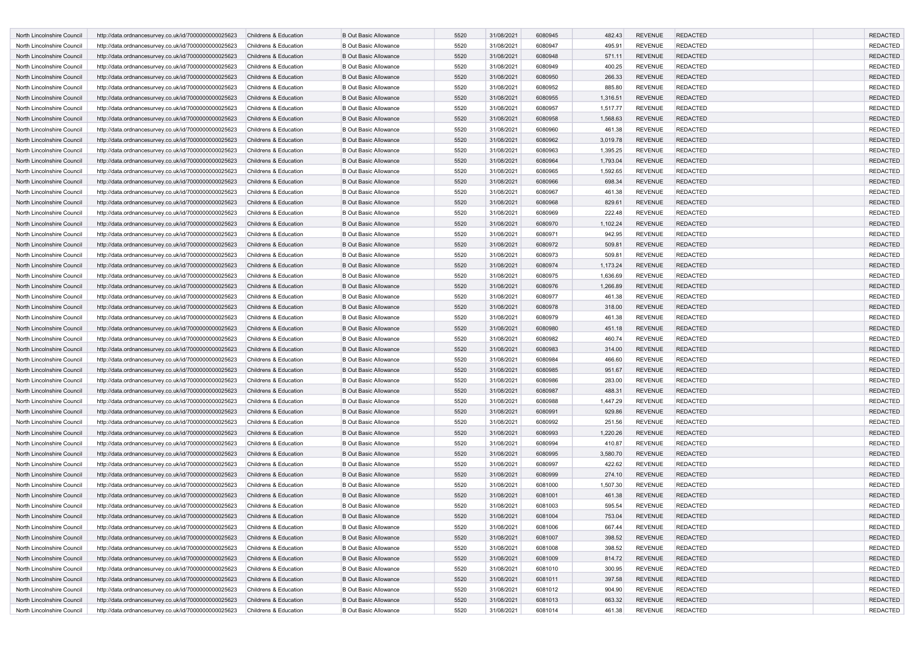| | | | | | | | | | | | |
|---|---|---|---|---|---|---|---|---|---|---|---|
| North Lincolnshire Council | http://data.ordnancesurvey.co.uk/id/7000000000025623 | Childrens & Education | B Out Basic Allowance | 5520 | 31/08/2021 | 6080945 | 482.43 | REVENUE | REDACTED | | REDACTED |
| North Lincolnshire Council | http://data.ordnancesurvey.co.uk/id/7000000000025623 | Childrens & Education | B Out Basic Allowance | 5520 | 31/08/2021 | 6080947 | 495.91 | REVENUE | REDACTED | | REDACTED |
| North Lincolnshire Council | http://data.ordnancesurvey.co.uk/id/7000000000025623 | Childrens & Education | B Out Basic Allowance | 5520 | 31/08/2021 | 6080948 | 571.11 | REVENUE | REDACTED | | REDACTED |
| North Lincolnshire Council | http://data.ordnancesurvey.co.uk/id/7000000000025623 | Childrens & Education | B Out Basic Allowance | 5520 | 31/08/2021 | 6080949 | 400.25 | REVENUE | REDACTED | | REDACTED |
| North Lincolnshire Council | http://data.ordnancesurvey.co.uk/id/7000000000025623 | Childrens & Education | B Out Basic Allowance | 5520 | 31/08/2021 | 6080950 | 266.33 | REVENUE | REDACTED | | REDACTED |
| North Lincolnshire Council | http://data.ordnancesurvey.co.uk/id/7000000000025623 | Childrens & Education | B Out Basic Allowance | 5520 | 31/08/2021 | 6080952 | 885.80 | REVENUE | REDACTED | | REDACTED |
| North Lincolnshire Council | http://data.ordnancesurvey.co.uk/id/7000000000025623 | Childrens & Education | B Out Basic Allowance | 5520 | 31/08/2021 | 6080955 | 1,316.51 | REVENUE | REDACTED | | REDACTED |
| North Lincolnshire Council | http://data.ordnancesurvey.co.uk/id/7000000000025623 | Childrens & Education | B Out Basic Allowance | 5520 | 31/08/2021 | 6080957 | 1,517.77 | REVENUE | REDACTED | | REDACTED |
| North Lincolnshire Council | http://data.ordnancesurvey.co.uk/id/7000000000025623 | Childrens & Education | B Out Basic Allowance | 5520 | 31/08/2021 | 6080958 | 1,568.63 | REVENUE | REDACTED | | REDACTED |
| North Lincolnshire Council | http://data.ordnancesurvey.co.uk/id/7000000000025623 | Childrens & Education | B Out Basic Allowance | 5520 | 31/08/2021 | 6080960 | 461.38 | REVENUE | REDACTED | | REDACTED |
| North Lincolnshire Council | http://data.ordnancesurvey.co.uk/id/7000000000025623 | Childrens & Education | B Out Basic Allowance | 5520 | 31/08/2021 | 6080962 | 3,019.78 | REVENUE | REDACTED | | REDACTED |
| North Lincolnshire Council | http://data.ordnancesurvey.co.uk/id/7000000000025623 | Childrens & Education | B Out Basic Allowance | 5520 | 31/08/2021 | 6080963 | 1,395.25 | REVENUE | REDACTED | | REDACTED |
| North Lincolnshire Council | http://data.ordnancesurvey.co.uk/id/7000000000025623 | Childrens & Education | B Out Basic Allowance | 5520 | 31/08/2021 | 6080964 | 1,793.04 | REVENUE | REDACTED | | REDACTED |
| North Lincolnshire Council | http://data.ordnancesurvey.co.uk/id/7000000000025623 | Childrens & Education | B Out Basic Allowance | 5520 | 31/08/2021 | 6080965 | 1,592.65 | REVENUE | REDACTED | | REDACTED |
| North Lincolnshire Council | http://data.ordnancesurvey.co.uk/id/7000000000025623 | Childrens & Education | B Out Basic Allowance | 5520 | 31/08/2021 | 6080966 | 698.34 | REVENUE | REDACTED | | REDACTED |
| North Lincolnshire Council | http://data.ordnancesurvey.co.uk/id/7000000000025623 | Childrens & Education | B Out Basic Allowance | 5520 | 31/08/2021 | 6080967 | 461.38 | REVENUE | REDACTED | | REDACTED |
| North Lincolnshire Council | http://data.ordnancesurvey.co.uk/id/7000000000025623 | Childrens & Education | B Out Basic Allowance | 5520 | 31/08/2021 | 6080968 | 829.61 | REVENUE | REDACTED | | REDACTED |
| North Lincolnshire Council | http://data.ordnancesurvey.co.uk/id/7000000000025623 | Childrens & Education | B Out Basic Allowance | 5520 | 31/08/2021 | 6080969 | 222.48 | REVENUE | REDACTED | | REDACTED |
| North Lincolnshire Council | http://data.ordnancesurvey.co.uk/id/7000000000025623 | Childrens & Education | B Out Basic Allowance | 5520 | 31/08/2021 | 6080970 | 1,102.24 | REVENUE | REDACTED | | REDACTED |
| North Lincolnshire Council | http://data.ordnancesurvey.co.uk/id/7000000000025623 | Childrens & Education | B Out Basic Allowance | 5520 | 31/08/2021 | 6080971 | 942.95 | REVENUE | REDACTED | | REDACTED |
| North Lincolnshire Council | http://data.ordnancesurvey.co.uk/id/7000000000025623 | Childrens & Education | B Out Basic Allowance | 5520 | 31/08/2021 | 6080972 | 509.81 | REVENUE | REDACTED | | REDACTED |
| North Lincolnshire Council | http://data.ordnancesurvey.co.uk/id/7000000000025623 | Childrens & Education | B Out Basic Allowance | 5520 | 31/08/2021 | 6080973 | 509.81 | REVENUE | REDACTED | | REDACTED |
| North Lincolnshire Council | http://data.ordnancesurvey.co.uk/id/7000000000025623 | Childrens & Education | B Out Basic Allowance | 5520 | 31/08/2021 | 6080974 | 1,173.24 | REVENUE | REDACTED | | REDACTED |
| North Lincolnshire Council | http://data.ordnancesurvey.co.uk/id/7000000000025623 | Childrens & Education | B Out Basic Allowance | 5520 | 31/08/2021 | 6080975 | 1,636.69 | REVENUE | REDACTED | | REDACTED |
| North Lincolnshire Council | http://data.ordnancesurvey.co.uk/id/7000000000025623 | Childrens & Education | B Out Basic Allowance | 5520 | 31/08/2021 | 6080976 | 1,266.89 | REVENUE | REDACTED | | REDACTED |
| North Lincolnshire Council | http://data.ordnancesurvey.co.uk/id/7000000000025623 | Childrens & Education | B Out Basic Allowance | 5520 | 31/08/2021 | 6080977 | 461.38 | REVENUE | REDACTED | | REDACTED |
| North Lincolnshire Council | http://data.ordnancesurvey.co.uk/id/7000000000025623 | Childrens & Education | B Out Basic Allowance | 5520 | 31/08/2021 | 6080978 | 318.00 | REVENUE | REDACTED | | REDACTED |
| North Lincolnshire Council | http://data.ordnancesurvey.co.uk/id/7000000000025623 | Childrens & Education | B Out Basic Allowance | 5520 | 31/08/2021 | 6080979 | 461.38 | REVENUE | REDACTED | | REDACTED |
| North Lincolnshire Council | http://data.ordnancesurvey.co.uk/id/7000000000025623 | Childrens & Education | B Out Basic Allowance | 5520 | 31/08/2021 | 6080980 | 451.18 | REVENUE | REDACTED | | REDACTED |
| North Lincolnshire Council | http://data.ordnancesurvey.co.uk/id/7000000000025623 | Childrens & Education | B Out Basic Allowance | 5520 | 31/08/2021 | 6080982 | 460.74 | REVENUE | REDACTED | | REDACTED |
| North Lincolnshire Council | http://data.ordnancesurvey.co.uk/id/7000000000025623 | Childrens & Education | B Out Basic Allowance | 5520 | 31/08/2021 | 6080983 | 314.00 | REVENUE | REDACTED | | REDACTED |
| North Lincolnshire Council | http://data.ordnancesurvey.co.uk/id/7000000000025623 | Childrens & Education | B Out Basic Allowance | 5520 | 31/08/2021 | 6080984 | 466.60 | REVENUE | REDACTED | | REDACTED |
| North Lincolnshire Council | http://data.ordnancesurvey.co.uk/id/7000000000025623 | Childrens & Education | B Out Basic Allowance | 5520 | 31/08/2021 | 6080985 | 951.67 | REVENUE | REDACTED | | REDACTED |
| North Lincolnshire Council | http://data.ordnancesurvey.co.uk/id/7000000000025623 | Childrens & Education | B Out Basic Allowance | 5520 | 31/08/2021 | 6080986 | 283.00 | REVENUE | REDACTED | | REDACTED |
| North Lincolnshire Council | http://data.ordnancesurvey.co.uk/id/7000000000025623 | Childrens & Education | B Out Basic Allowance | 5520 | 31/08/2021 | 6080987 | 488.31 | REVENUE | REDACTED | | REDACTED |
| North Lincolnshire Council | http://data.ordnancesurvey.co.uk/id/7000000000025623 | Childrens & Education | B Out Basic Allowance | 5520 | 31/08/2021 | 6080988 | 1,447.29 | REVENUE | REDACTED | | REDACTED |
| North Lincolnshire Council | http://data.ordnancesurvey.co.uk/id/7000000000025623 | Childrens & Education | B Out Basic Allowance | 5520 | 31/08/2021 | 6080991 | 929.86 | REVENUE | REDACTED | | REDACTED |
| North Lincolnshire Council | http://data.ordnancesurvey.co.uk/id/7000000000025623 | Childrens & Education | B Out Basic Allowance | 5520 | 31/08/2021 | 6080992 | 251.56 | REVENUE | REDACTED | | REDACTED |
| North Lincolnshire Council | http://data.ordnancesurvey.co.uk/id/7000000000025623 | Childrens & Education | B Out Basic Allowance | 5520 | 31/08/2021 | 6080993 | 1,220.26 | REVENUE | REDACTED | | REDACTED |
| North Lincolnshire Council | http://data.ordnancesurvey.co.uk/id/7000000000025623 | Childrens & Education | B Out Basic Allowance | 5520 | 31/08/2021 | 6080994 | 410.87 | REVENUE | REDACTED | | REDACTED |
| North Lincolnshire Council | http://data.ordnancesurvey.co.uk/id/7000000000025623 | Childrens & Education | B Out Basic Allowance | 5520 | 31/08/2021 | 6080995 | 3,580.70 | REVENUE | REDACTED | | REDACTED |
| North Lincolnshire Council | http://data.ordnancesurvey.co.uk/id/7000000000025623 | Childrens & Education | B Out Basic Allowance | 5520 | 31/08/2021 | 6080997 | 422.62 | REVENUE | REDACTED | | REDACTED |
| North Lincolnshire Council | http://data.ordnancesurvey.co.uk/id/7000000000025623 | Childrens & Education | B Out Basic Allowance | 5520 | 31/08/2021 | 6080999 | 274.10 | REVENUE | REDACTED | | REDACTED |
| North Lincolnshire Council | http://data.ordnancesurvey.co.uk/id/7000000000025623 | Childrens & Education | B Out Basic Allowance | 5520 | 31/08/2021 | 6081000 | 1,507.30 | REVENUE | REDACTED | | REDACTED |
| North Lincolnshire Council | http://data.ordnancesurvey.co.uk/id/7000000000025623 | Childrens & Education | B Out Basic Allowance | 5520 | 31/08/2021 | 6081001 | 461.38 | REVENUE | REDACTED | | REDACTED |
| North Lincolnshire Council | http://data.ordnancesurvey.co.uk/id/7000000000025623 | Childrens & Education | B Out Basic Allowance | 5520 | 31/08/2021 | 6081003 | 595.54 | REVENUE | REDACTED | | REDACTED |
| North Lincolnshire Council | http://data.ordnancesurvey.co.uk/id/7000000000025623 | Childrens & Education | B Out Basic Allowance | 5520 | 31/08/2021 | 6081004 | 753.04 | REVENUE | REDACTED | | REDACTED |
| North Lincolnshire Council | http://data.ordnancesurvey.co.uk/id/7000000000025623 | Childrens & Education | B Out Basic Allowance | 5520 | 31/08/2021 | 6081006 | 667.44 | REVENUE | REDACTED | | REDACTED |
| North Lincolnshire Council | http://data.ordnancesurvey.co.uk/id/7000000000025623 | Childrens & Education | B Out Basic Allowance | 5520 | 31/08/2021 | 6081007 | 398.52 | REVENUE | REDACTED | | REDACTED |
| North Lincolnshire Council | http://data.ordnancesurvey.co.uk/id/7000000000025623 | Childrens & Education | B Out Basic Allowance | 5520 | 31/08/2021 | 6081008 | 398.52 | REVENUE | REDACTED | | REDACTED |
| North Lincolnshire Council | http://data.ordnancesurvey.co.uk/id/7000000000025623 | Childrens & Education | B Out Basic Allowance | 5520 | 31/08/2021 | 6081009 | 814.72 | REVENUE | REDACTED | | REDACTED |
| North Lincolnshire Council | http://data.ordnancesurvey.co.uk/id/7000000000025623 | Childrens & Education | B Out Basic Allowance | 5520 | 31/08/2021 | 6081010 | 300.95 | REVENUE | REDACTED | | REDACTED |
| North Lincolnshire Council | http://data.ordnancesurvey.co.uk/id/7000000000025623 | Childrens & Education | B Out Basic Allowance | 5520 | 31/08/2021 | 6081011 | 397.58 | REVENUE | REDACTED | | REDACTED |
| North Lincolnshire Council | http://data.ordnancesurvey.co.uk/id/7000000000025623 | Childrens & Education | B Out Basic Allowance | 5520 | 31/08/2021 | 6081012 | 904.90 | REVENUE | REDACTED | | REDACTED |
| North Lincolnshire Council | http://data.ordnancesurvey.co.uk/id/7000000000025623 | Childrens & Education | B Out Basic Allowance | 5520 | 31/08/2021 | 6081013 | 663.32 | REVENUE | REDACTED | | REDACTED |
| North Lincolnshire Council | http://data.ordnancesurvey.co.uk/id/7000000000025623 | Childrens & Education | B Out Basic Allowance | 5520 | 31/08/2021 | 6081014 | 461.38 | REVENUE | REDACTED | | REDACTED |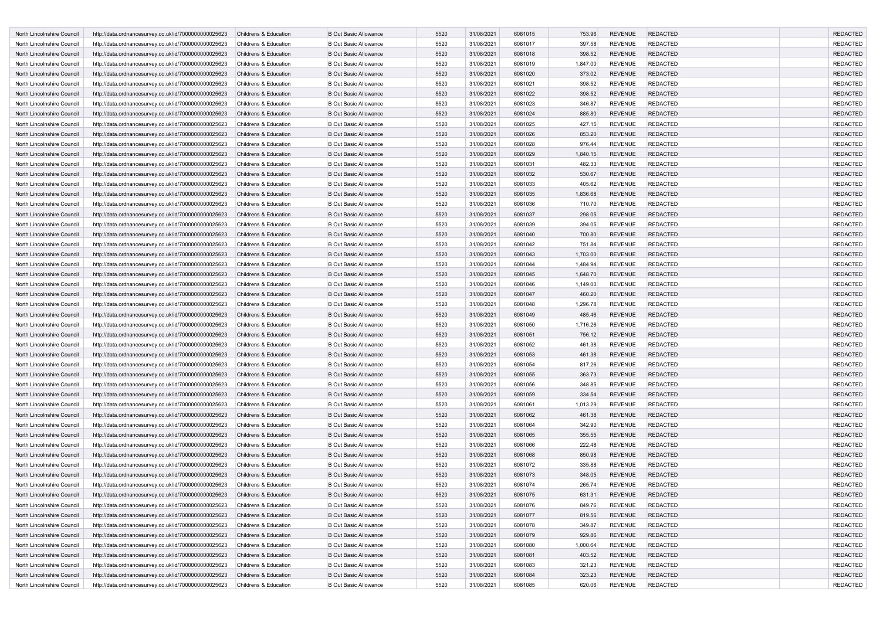| | | | | | | | | | | | |
|---|---|---|---|---|---|---|---|---|---|---|---|
| North Lincolnshire Council | http://data.ordnancesurvey.co.uk/id/7000000000025623 | Childrens & Education | B Out Basic Allowance | 5520 | 31/08/2021 | 6081015 | 753.96 | REVENUE | REDACTED | | REDACTED |
| North Lincolnshire Council | http://data.ordnancesurvey.co.uk/id/7000000000025623 | Childrens & Education | B Out Basic Allowance | 5520 | 31/08/2021 | 6081017 | 397.58 | REVENUE | REDACTED | | REDACTED |
| North Lincolnshire Council | http://data.ordnancesurvey.co.uk/id/7000000000025623 | Childrens & Education | B Out Basic Allowance | 5520 | 31/08/2021 | 6081018 | 398.52 | REVENUE | REDACTED | | REDACTED |
| North Lincolnshire Council | http://data.ordnancesurvey.co.uk/id/7000000000025623 | Childrens & Education | B Out Basic Allowance | 5520 | 31/08/2021 | 6081019 | 1,847.00 | REVENUE | REDACTED | | REDACTED |
| North Lincolnshire Council | http://data.ordnancesurvey.co.uk/id/7000000000025623 | Childrens & Education | B Out Basic Allowance | 5520 | 31/08/2021 | 6081020 | 373.02 | REVENUE | REDACTED | | REDACTED |
| North Lincolnshire Council | http://data.ordnancesurvey.co.uk/id/7000000000025623 | Childrens & Education | B Out Basic Allowance | 5520 | 31/08/2021 | 6081021 | 398.52 | REVENUE | REDACTED | | REDACTED |
| North Lincolnshire Council | http://data.ordnancesurvey.co.uk/id/7000000000025623 | Childrens & Education | B Out Basic Allowance | 5520 | 31/08/2021 | 6081022 | 398.52 | REVENUE | REDACTED | | REDACTED |
| North Lincolnshire Council | http://data.ordnancesurvey.co.uk/id/7000000000025623 | Childrens & Education | B Out Basic Allowance | 5520 | 31/08/2021 | 6081023 | 346.87 | REVENUE | REDACTED | | REDACTED |
| North Lincolnshire Council | http://data.ordnancesurvey.co.uk/id/7000000000025623 | Childrens & Education | B Out Basic Allowance | 5520 | 31/08/2021 | 6081024 | 885.80 | REVENUE | REDACTED | | REDACTED |
| North Lincolnshire Council | http://data.ordnancesurvey.co.uk/id/7000000000025623 | Childrens & Education | B Out Basic Allowance | 5520 | 31/08/2021 | 6081025 | 427.15 | REVENUE | REDACTED | | REDACTED |
| North Lincolnshire Council | http://data.ordnancesurvey.co.uk/id/7000000000025623 | Childrens & Education | B Out Basic Allowance | 5520 | 31/08/2021 | 6081026 | 853.20 | REVENUE | REDACTED | | REDACTED |
| North Lincolnshire Council | http://data.ordnancesurvey.co.uk/id/7000000000025623 | Childrens & Education | B Out Basic Allowance | 5520 | 31/08/2021 | 6081028 | 976.44 | REVENUE | REDACTED | | REDACTED |
| North Lincolnshire Council | http://data.ordnancesurvey.co.uk/id/7000000000025623 | Childrens & Education | B Out Basic Allowance | 5520 | 31/08/2021 | 6081029 | 1,840.15 | REVENUE | REDACTED | | REDACTED |
| North Lincolnshire Council | http://data.ordnancesurvey.co.uk/id/7000000000025623 | Childrens & Education | B Out Basic Allowance | 5520 | 31/08/2021 | 6081031 | 482.33 | REVENUE | REDACTED | | REDACTED |
| North Lincolnshire Council | http://data.ordnancesurvey.co.uk/id/7000000000025623 | Childrens & Education | B Out Basic Allowance | 5520 | 31/08/2021 | 6081032 | 530.67 | REVENUE | REDACTED | | REDACTED |
| North Lincolnshire Council | http://data.ordnancesurvey.co.uk/id/7000000000025623 | Childrens & Education | B Out Basic Allowance | 5520 | 31/08/2021 | 6081033 | 405.62 | REVENUE | REDACTED | | REDACTED |
| North Lincolnshire Council | http://data.ordnancesurvey.co.uk/id/7000000000025623 | Childrens & Education | B Out Basic Allowance | 5520 | 31/08/2021 | 6081035 | 1,836.68 | REVENUE | REDACTED | | REDACTED |
| North Lincolnshire Council | http://data.ordnancesurvey.co.uk/id/7000000000025623 | Childrens & Education | B Out Basic Allowance | 5520 | 31/08/2021 | 6081036 | 710.70 | REVENUE | REDACTED | | REDACTED |
| North Lincolnshire Council | http://data.ordnancesurvey.co.uk/id/7000000000025623 | Childrens & Education | B Out Basic Allowance | 5520 | 31/08/2021 | 6081037 | 298.05 | REVENUE | REDACTED | | REDACTED |
| North Lincolnshire Council | http://data.ordnancesurvey.co.uk/id/7000000000025623 | Childrens & Education | B Out Basic Allowance | 5520 | 31/08/2021 | 6081039 | 394.05 | REVENUE | REDACTED | | REDACTED |
| North Lincolnshire Council | http://data.ordnancesurvey.co.uk/id/7000000000025623 | Childrens & Education | B Out Basic Allowance | 5520 | 31/08/2021 | 6081040 | 700.80 | REVENUE | REDACTED | | REDACTED |
| North Lincolnshire Council | http://data.ordnancesurvey.co.uk/id/7000000000025623 | Childrens & Education | B Out Basic Allowance | 5520 | 31/08/2021 | 6081042 | 751.84 | REVENUE | REDACTED | | REDACTED |
| North Lincolnshire Council | http://data.ordnancesurvey.co.uk/id/7000000000025623 | Childrens & Education | B Out Basic Allowance | 5520 | 31/08/2021 | 6081043 | 1,703.00 | REVENUE | REDACTED | | REDACTED |
| North Lincolnshire Council | http://data.ordnancesurvey.co.uk/id/7000000000025623 | Childrens & Education | B Out Basic Allowance | 5520 | 31/08/2021 | 6081044 | 1,484.94 | REVENUE | REDACTED | | REDACTED |
| North Lincolnshire Council | http://data.ordnancesurvey.co.uk/id/7000000000025623 | Childrens & Education | B Out Basic Allowance | 5520 | 31/08/2021 | 6081045 | 1,648.70 | REVENUE | REDACTED | | REDACTED |
| North Lincolnshire Council | http://data.ordnancesurvey.co.uk/id/7000000000025623 | Childrens & Education | B Out Basic Allowance | 5520 | 31/08/2021 | 6081046 | 1,149.00 | REVENUE | REDACTED | | REDACTED |
| North Lincolnshire Council | http://data.ordnancesurvey.co.uk/id/7000000000025623 | Childrens & Education | B Out Basic Allowance | 5520 | 31/08/2021 | 6081047 | 460.20 | REVENUE | REDACTED | | REDACTED |
| North Lincolnshire Council | http://data.ordnancesurvey.co.uk/id/7000000000025623 | Childrens & Education | B Out Basic Allowance | 5520 | 31/08/2021 | 6081048 | 1,296.78 | REVENUE | REDACTED | | REDACTED |
| North Lincolnshire Council | http://data.ordnancesurvey.co.uk/id/7000000000025623 | Childrens & Education | B Out Basic Allowance | 5520 | 31/08/2021 | 6081049 | 485.46 | REVENUE | REDACTED | | REDACTED |
| North Lincolnshire Council | http://data.ordnancesurvey.co.uk/id/7000000000025623 | Childrens & Education | B Out Basic Allowance | 5520 | 31/08/2021 | 6081050 | 1,716.26 | REVENUE | REDACTED | | REDACTED |
| North Lincolnshire Council | http://data.ordnancesurvey.co.uk/id/7000000000025623 | Childrens & Education | B Out Basic Allowance | 5520 | 31/08/2021 | 6081051 | 756.12 | REVENUE | REDACTED | | REDACTED |
| North Lincolnshire Council | http://data.ordnancesurvey.co.uk/id/7000000000025623 | Childrens & Education | B Out Basic Allowance | 5520 | 31/08/2021 | 6081052 | 461.38 | REVENUE | REDACTED | | REDACTED |
| North Lincolnshire Council | http://data.ordnancesurvey.co.uk/id/7000000000025623 | Childrens & Education | B Out Basic Allowance | 5520 | 31/08/2021 | 6081053 | 461.38 | REVENUE | REDACTED | | REDACTED |
| North Lincolnshire Council | http://data.ordnancesurvey.co.uk/id/7000000000025623 | Childrens & Education | B Out Basic Allowance | 5520 | 31/08/2021 | 6081054 | 817.26 | REVENUE | REDACTED | | REDACTED |
| North Lincolnshire Council | http://data.ordnancesurvey.co.uk/id/7000000000025623 | Childrens & Education | B Out Basic Allowance | 5520 | 31/08/2021 | 6081055 | 363.73 | REVENUE | REDACTED | | REDACTED |
| North Lincolnshire Council | http://data.ordnancesurvey.co.uk/id/7000000000025623 | Childrens & Education | B Out Basic Allowance | 5520 | 31/08/2021 | 6081056 | 348.85 | REVENUE | REDACTED | | REDACTED |
| North Lincolnshire Council | http://data.ordnancesurvey.co.uk/id/7000000000025623 | Childrens & Education | B Out Basic Allowance | 5520 | 31/08/2021 | 6081059 | 334.54 | REVENUE | REDACTED | | REDACTED |
| North Lincolnshire Council | http://data.ordnancesurvey.co.uk/id/7000000000025623 | Childrens & Education | B Out Basic Allowance | 5520 | 31/08/2021 | 6081061 | 1,013.29 | REVENUE | REDACTED | | REDACTED |
| North Lincolnshire Council | http://data.ordnancesurvey.co.uk/id/7000000000025623 | Childrens & Education | B Out Basic Allowance | 5520 | 31/08/2021 | 6081062 | 461.38 | REVENUE | REDACTED | | REDACTED |
| North Lincolnshire Council | http://data.ordnancesurvey.co.uk/id/7000000000025623 | Childrens & Education | B Out Basic Allowance | 5520 | 31/08/2021 | 6081064 | 342.90 | REVENUE | REDACTED | | REDACTED |
| North Lincolnshire Council | http://data.ordnancesurvey.co.uk/id/7000000000025623 | Childrens & Education | B Out Basic Allowance | 5520 | 31/08/2021 | 6081065 | 355.55 | REVENUE | REDACTED | | REDACTED |
| North Lincolnshire Council | http://data.ordnancesurvey.co.uk/id/7000000000025623 | Childrens & Education | B Out Basic Allowance | 5520 | 31/08/2021 | 6081066 | 222.48 | REVENUE | REDACTED | | REDACTED |
| North Lincolnshire Council | http://data.ordnancesurvey.co.uk/id/7000000000025623 | Childrens & Education | B Out Basic Allowance | 5520 | 31/08/2021 | 6081068 | 850.98 | REVENUE | REDACTED | | REDACTED |
| North Lincolnshire Council | http://data.ordnancesurvey.co.uk/id/7000000000025623 | Childrens & Education | B Out Basic Allowance | 5520 | 31/08/2021 | 6081072 | 335.88 | REVENUE | REDACTED | | REDACTED |
| North Lincolnshire Council | http://data.ordnancesurvey.co.uk/id/7000000000025623 | Childrens & Education | B Out Basic Allowance | 5520 | 31/08/2021 | 6081073 | 348.05 | REVENUE | REDACTED | | REDACTED |
| North Lincolnshire Council | http://data.ordnancesurvey.co.uk/id/7000000000025623 | Childrens & Education | B Out Basic Allowance | 5520 | 31/08/2021 | 6081074 | 265.74 | REVENUE | REDACTED | | REDACTED |
| North Lincolnshire Council | http://data.ordnancesurvey.co.uk/id/7000000000025623 | Childrens & Education | B Out Basic Allowance | 5520 | 31/08/2021 | 6081075 | 631.31 | REVENUE | REDACTED | | REDACTED |
| North Lincolnshire Council | http://data.ordnancesurvey.co.uk/id/7000000000025623 | Childrens & Education | B Out Basic Allowance | 5520 | 31/08/2021 | 6081076 | 849.76 | REVENUE | REDACTED | | REDACTED |
| North Lincolnshire Council | http://data.ordnancesurvey.co.uk/id/7000000000025623 | Childrens & Education | B Out Basic Allowance | 5520 | 31/08/2021 | 6081077 | 819.56 | REVENUE | REDACTED | | REDACTED |
| North Lincolnshire Council | http://data.ordnancesurvey.co.uk/id/7000000000025623 | Childrens & Education | B Out Basic Allowance | 5520 | 31/08/2021 | 6081078 | 349.87 | REVENUE | REDACTED | | REDACTED |
| North Lincolnshire Council | http://data.ordnancesurvey.co.uk/id/7000000000025623 | Childrens & Education | B Out Basic Allowance | 5520 | 31/08/2021 | 6081079 | 929.86 | REVENUE | REDACTED | | REDACTED |
| North Lincolnshire Council | http://data.ordnancesurvey.co.uk/id/7000000000025623 | Childrens & Education | B Out Basic Allowance | 5520 | 31/08/2021 | 6081080 | 1,000.64 | REVENUE | REDACTED | | REDACTED |
| North Lincolnshire Council | http://data.ordnancesurvey.co.uk/id/7000000000025623 | Childrens & Education | B Out Basic Allowance | 5520 | 31/08/2021 | 6081081 | 403.52 | REVENUE | REDACTED | | REDACTED |
| North Lincolnshire Council | http://data.ordnancesurvey.co.uk/id/7000000000025623 | Childrens & Education | B Out Basic Allowance | 5520 | 31/08/2021 | 6081083 | 321.23 | REVENUE | REDACTED | | REDACTED |
| North Lincolnshire Council | http://data.ordnancesurvey.co.uk/id/7000000000025623 | Childrens & Education | B Out Basic Allowance | 5520 | 31/08/2021 | 6081084 | 323.23 | REVENUE | REDACTED | | REDACTED |
| North Lincolnshire Council | http://data.ordnancesurvey.co.uk/id/7000000000025623 | Childrens & Education | B Out Basic Allowance | 5520 | 31/08/2021 | 6081085 | 620.06 | REVENUE | REDACTED | | REDACTED |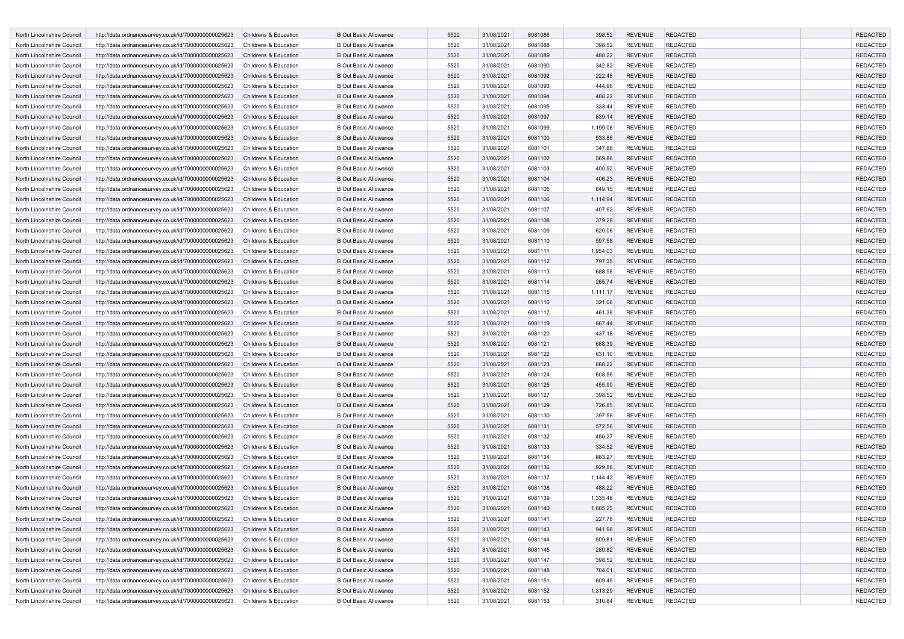| | | | | | | | | | | | |
|---|---|---|---|---|---|---|---|---|---|---|---|
| North Lincolnshire Council | http://data.ordnancesurvey.co.uk/id/7000000000025623 | Childrens & Education | B Out Basic Allowance | 5520 | 31/08/2021 | 6081086 | 398.52 | REVENUE | REDACTED | | REDACTED |
| North Lincolnshire Council | http://data.ordnancesurvey.co.uk/id/7000000000025623 | Childrens & Education | B Out Basic Allowance | 5520 | 31/08/2021 | 6081088 | 398.52 | REVENUE | REDACTED | | REDACTED |
| North Lincolnshire Council | http://data.ordnancesurvey.co.uk/id/7000000000025623 | Childrens & Education | B Out Basic Allowance | 5520 | 31/08/2021 | 6081089 | 488.22 | REVENUE | REDACTED | | REDACTED |
| North Lincolnshire Council | http://data.ordnancesurvey.co.uk/id/7000000000025623 | Childrens & Education | B Out Basic Allowance | 5520 | 31/08/2021 | 6081090 | 342.82 | REVENUE | REDACTED | | REDACTED |
| North Lincolnshire Council | http://data.ordnancesurvey.co.uk/id/7000000000025623 | Childrens & Education | B Out Basic Allowance | 5520 | 31/08/2021 | 6081092 | 222.48 | REVENUE | REDACTED | | REDACTED |
| North Lincolnshire Council | http://data.ordnancesurvey.co.uk/id/7000000000025623 | Childrens & Education | B Out Basic Allowance | 5520 | 31/08/2021 | 6081093 | 444.96 | REVENUE | REDACTED | | REDACTED |
| North Lincolnshire Council | http://data.ordnancesurvey.co.uk/id/7000000000025623 | Childrens & Education | B Out Basic Allowance | 5520 | 31/08/2021 | 6081094 | 488.22 | REVENUE | REDACTED | | REDACTED |
| North Lincolnshire Council | http://data.ordnancesurvey.co.uk/id/7000000000025623 | Childrens & Education | B Out Basic Allowance | 5520 | 31/08/2021 | 6081095 | 333.44 | REVENUE | REDACTED | | REDACTED |
| North Lincolnshire Council | http://data.ordnancesurvey.co.uk/id/7000000000025623 | Childrens & Education | B Out Basic Allowance | 5520 | 31/08/2021 | 6081097 | 839.14 | REVENUE | REDACTED | | REDACTED |
| North Lincolnshire Council | http://data.ordnancesurvey.co.uk/id/7000000000025623 | Childrens & Education | B Out Basic Allowance | 5520 | 31/08/2021 | 6081099 | 1,199.08 | REVENUE | REDACTED | | REDACTED |
| North Lincolnshire Council | http://data.ordnancesurvey.co.uk/id/7000000000025623 | Childrens & Education | B Out Basic Allowance | 5520 | 31/08/2021 | 6081100 | 533.86 | REVENUE | REDACTED | | REDACTED |
| North Lincolnshire Council | http://data.ordnancesurvey.co.uk/id/7000000000025623 | Childrens & Education | B Out Basic Allowance | 5520 | 31/08/2021 | 6081101 | 347.88 | REVENUE | REDACTED | | REDACTED |
| North Lincolnshire Council | http://data.ordnancesurvey.co.uk/id/7000000000025623 | Childrens & Education | B Out Basic Allowance | 5520 | 31/08/2021 | 6081102 | 569.86 | REVENUE | REDACTED | | REDACTED |
| North Lincolnshire Council | http://data.ordnancesurvey.co.uk/id/7000000000025623 | Childrens & Education | B Out Basic Allowance | 5520 | 31/08/2021 | 6081103 | 400.52 | REVENUE | REDACTED | | REDACTED |
| North Lincolnshire Council | http://data.ordnancesurvey.co.uk/id/7000000000025623 | Childrens & Education | B Out Basic Allowance | 5520 | 31/08/2021 | 6081104 | 406.23 | REVENUE | REDACTED | | REDACTED |
| North Lincolnshire Council | http://data.ordnancesurvey.co.uk/id/7000000000025623 | Childrens & Education | B Out Basic Allowance | 5520 | 31/08/2021 | 6081105 | 649.15 | REVENUE | REDACTED | | REDACTED |
| North Lincolnshire Council | http://data.ordnancesurvey.co.uk/id/7000000000025623 | Childrens & Education | B Out Basic Allowance | 5520 | 31/08/2021 | 6081106 | 1,114.94 | REVENUE | REDACTED | | REDACTED |
| North Lincolnshire Council | http://data.ordnancesurvey.co.uk/id/7000000000025623 | Childrens & Education | B Out Basic Allowance | 5520 | 31/08/2021 | 6081107 | 407.62 | REVENUE | REDACTED | | REDACTED |
| North Lincolnshire Council | http://data.ordnancesurvey.co.uk/id/7000000000025623 | Childrens & Education | B Out Basic Allowance | 5520 | 31/08/2021 | 6081108 | 379.28 | REVENUE | REDACTED | | REDACTED |
| North Lincolnshire Council | http://data.ordnancesurvey.co.uk/id/7000000000025623 | Childrens & Education | B Out Basic Allowance | 5520 | 31/08/2021 | 6081109 | 620.06 | REVENUE | REDACTED | | REDACTED |
| North Lincolnshire Council | http://data.ordnancesurvey.co.uk/id/7000000000025623 | Childrens & Education | B Out Basic Allowance | 5520 | 31/08/2021 | 6081110 | 597.58 | REVENUE | REDACTED | | REDACTED |
| North Lincolnshire Council | http://data.ordnancesurvey.co.uk/id/7000000000025623 | Childrens & Education | B Out Basic Allowance | 5520 | 31/08/2021 | 6081111 | 1,954.03 | REVENUE | REDACTED | | REDACTED |
| North Lincolnshire Council | http://data.ordnancesurvey.co.uk/id/7000000000025623 | Childrens & Education | B Out Basic Allowance | 5520 | 31/08/2021 | 6081112 | 797.35 | REVENUE | REDACTED | | REDACTED |
| North Lincolnshire Council | http://data.ordnancesurvey.co.uk/id/7000000000025623 | Childrens & Education | B Out Basic Allowance | 5520 | 31/08/2021 | 6081113 | 688.98 | REVENUE | REDACTED | | REDACTED |
| North Lincolnshire Council | http://data.ordnancesurvey.co.uk/id/7000000000025623 | Childrens & Education | B Out Basic Allowance | 5520 | 31/08/2021 | 6081114 | 265.74 | REVENUE | REDACTED | | REDACTED |
| North Lincolnshire Council | http://data.ordnancesurvey.co.uk/id/7000000000025623 | Childrens & Education | B Out Basic Allowance | 5520 | 31/08/2021 | 6081115 | 1,111.17 | REVENUE | REDACTED | | REDACTED |
| North Lincolnshire Council | http://data.ordnancesurvey.co.uk/id/7000000000025623 | Childrens & Education | B Out Basic Allowance | 5520 | 31/08/2021 | 6081116 | 321.06 | REVENUE | REDACTED | | REDACTED |
| North Lincolnshire Council | http://data.ordnancesurvey.co.uk/id/7000000000025623 | Childrens & Education | B Out Basic Allowance | 5520 | 31/08/2021 | 6081117 | 461.38 | REVENUE | REDACTED | | REDACTED |
| North Lincolnshire Council | http://data.ordnancesurvey.co.uk/id/7000000000025623 | Childrens & Education | B Out Basic Allowance | 5520 | 31/08/2021 | 6081119 | 667.44 | REVENUE | REDACTED | | REDACTED |
| North Lincolnshire Council | http://data.ordnancesurvey.co.uk/id/7000000000025623 | Childrens & Education | B Out Basic Allowance | 5520 | 31/08/2021 | 6081120 | 437.18 | REVENUE | REDACTED | | REDACTED |
| North Lincolnshire Council | http://data.ordnancesurvey.co.uk/id/7000000000025623 | Childrens & Education | B Out Basic Allowance | 5520 | 31/08/2021 | 6081121 | 688.39 | REVENUE | REDACTED | | REDACTED |
| North Lincolnshire Council | http://data.ordnancesurvey.co.uk/id/7000000000025623 | Childrens & Education | B Out Basic Allowance | 5520 | 31/08/2021 | 6081122 | 631.10 | REVENUE | REDACTED | | REDACTED |
| North Lincolnshire Council | http://data.ordnancesurvey.co.uk/id/7000000000025623 | Childrens & Education | B Out Basic Allowance | 5520 | 31/08/2021 | 6081123 | 888.22 | REVENUE | REDACTED | | REDACTED |
| North Lincolnshire Council | http://data.ordnancesurvey.co.uk/id/7000000000025623 | Childrens & Education | B Out Basic Allowance | 5520 | 31/08/2021 | 6081124 | 608.56 | REVENUE | REDACTED | | REDACTED |
| North Lincolnshire Council | http://data.ordnancesurvey.co.uk/id/7000000000025623 | Childrens & Education | B Out Basic Allowance | 5520 | 31/08/2021 | 6081125 | 455.90 | REVENUE | REDACTED | | REDACTED |
| North Lincolnshire Council | http://data.ordnancesurvey.co.uk/id/7000000000025623 | Childrens & Education | B Out Basic Allowance | 5520 | 31/08/2021 | 6081127 | 398.52 | REVENUE | REDACTED | | REDACTED |
| North Lincolnshire Council | http://data.ordnancesurvey.co.uk/id/7000000000025623 | Childrens & Education | B Out Basic Allowance | 5520 | 31/08/2021 | 6081129 | 726.85 | REVENUE | REDACTED | | REDACTED |
| North Lincolnshire Council | http://data.ordnancesurvey.co.uk/id/7000000000025623 | Childrens & Education | B Out Basic Allowance | 5520 | 31/08/2021 | 6081130 | 397.58 | REVENUE | REDACTED | | REDACTED |
| North Lincolnshire Council | http://data.ordnancesurvey.co.uk/id/7000000000025623 | Childrens & Education | B Out Basic Allowance | 5520 | 31/08/2021 | 6081131 | 572.56 | REVENUE | REDACTED | | REDACTED |
| North Lincolnshire Council | http://data.ordnancesurvey.co.uk/id/7000000000025623 | Childrens & Education | B Out Basic Allowance | 5520 | 31/08/2021 | 6081132 | 450.27 | REVENUE | REDACTED | | REDACTED |
| North Lincolnshire Council | http://data.ordnancesurvey.co.uk/id/7000000000025623 | Childrens & Education | B Out Basic Allowance | 5520 | 31/08/2021 | 6081133 | 334.52 | REVENUE | REDACTED | | REDACTED |
| North Lincolnshire Council | http://data.ordnancesurvey.co.uk/id/7000000000025623 | Childrens & Education | B Out Basic Allowance | 5520 | 31/08/2021 | 6081134 | 883.27 | REVENUE | REDACTED | | REDACTED |
| North Lincolnshire Council | http://data.ordnancesurvey.co.uk/id/7000000000025623 | Childrens & Education | B Out Basic Allowance | 5520 | 31/08/2021 | 6081136 | 929.86 | REVENUE | REDACTED | | REDACTED |
| North Lincolnshire Council | http://data.ordnancesurvey.co.uk/id/7000000000025623 | Childrens & Education | B Out Basic Allowance | 5520 | 31/08/2021 | 6081137 | 1,144.42 | REVENUE | REDACTED | | REDACTED |
| North Lincolnshire Council | http://data.ordnancesurvey.co.uk/id/7000000000025623 | Childrens & Education | B Out Basic Allowance | 5520 | 31/08/2021 | 6081138 | 488.22 | REVENUE | REDACTED | | REDACTED |
| North Lincolnshire Council | http://data.ordnancesurvey.co.uk/id/7000000000025623 | Childrens & Education | B Out Basic Allowance | 5520 | 31/08/2021 | 6081139 | 1,335.48 | REVENUE | REDACTED | | REDACTED |
| North Lincolnshire Council | http://data.ordnancesurvey.co.uk/id/7000000000025623 | Childrens & Education | B Out Basic Allowance | 5520 | 31/08/2021 | 6081140 | 1,685.25 | REVENUE | REDACTED | | REDACTED |
| North Lincolnshire Council | http://data.ordnancesurvey.co.uk/id/7000000000025623 | Childrens & Education | B Out Basic Allowance | 5520 | 31/08/2021 | 6081141 | 227.78 | REVENUE | REDACTED | | REDACTED |
| North Lincolnshire Council | http://data.ordnancesurvey.co.uk/id/7000000000025623 | Childrens & Education | B Out Basic Allowance | 5520 | 31/08/2021 | 6081143 | 941.96 | REVENUE | REDACTED | | REDACTED |
| North Lincolnshire Council | http://data.ordnancesurvey.co.uk/id/7000000000025623 | Childrens & Education | B Out Basic Allowance | 5520 | 31/08/2021 | 6081144 | 509.81 | REVENUE | REDACTED | | REDACTED |
| North Lincolnshire Council | http://data.ordnancesurvey.co.uk/id/7000000000025623 | Childrens & Education | B Out Basic Allowance | 5520 | 31/08/2021 | 6081145 | 280.82 | REVENUE | REDACTED | | REDACTED |
| North Lincolnshire Council | http://data.ordnancesurvey.co.uk/id/7000000000025623 | Childrens & Education | B Out Basic Allowance | 5520 | 31/08/2021 | 6081147 | 398.52 | REVENUE | REDACTED | | REDACTED |
| North Lincolnshire Council | http://data.ordnancesurvey.co.uk/id/7000000000025623 | Childrens & Education | B Out Basic Allowance | 5520 | 31/08/2021 | 6081148 | 704.01 | REVENUE | REDACTED | | REDACTED |
| North Lincolnshire Council | http://data.ordnancesurvey.co.uk/id/7000000000025623 | Childrens & Education | B Out Basic Allowance | 5520 | 31/08/2021 | 6081151 | 609.45 | REVENUE | REDACTED | | REDACTED |
| North Lincolnshire Council | http://data.ordnancesurvey.co.uk/id/7000000000025623 | Childrens & Education | B Out Basic Allowance | 5520 | 31/08/2021 | 6081152 | 1,313.29 | REVENUE | REDACTED | | REDACTED |
| North Lincolnshire Council | http://data.ordnancesurvey.co.uk/id/7000000000025623 | Childrens & Education | B Out Basic Allowance | 5520 | 31/08/2021 | 6081153 | 310.84 | REVENUE | REDACTED | | REDACTED |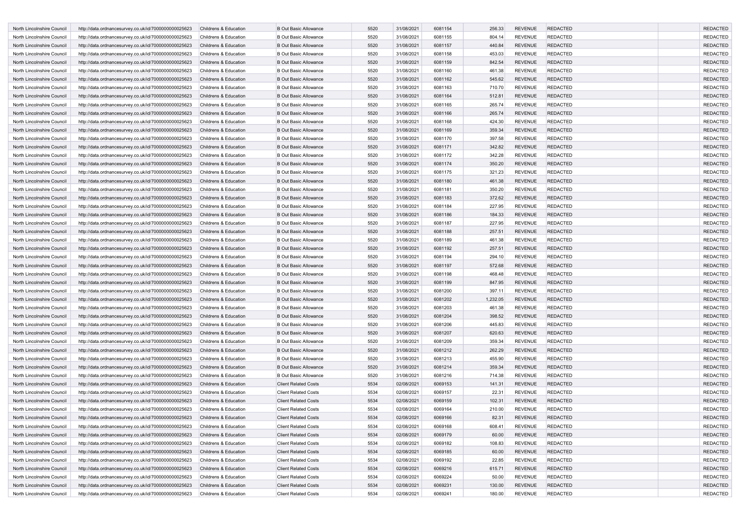| North Lincolnshire Council | http://data.ordnancesurvey.co.uk/id/7000000000025623 | Childrens & Education | B Out Basic Allowance | 5520 | 31/08/2021 | 6081154 | 256.33 | REVENUE | REDACTED | | REDACTED |
|---|---|---|---|---|---|---|---|---|---|---|---|
| North Lincolnshire Council | http://data.ordnancesurvey.co.uk/id/7000000000025623 | Childrens & Education | B Out Basic Allowance | 5520 | 31/08/2021 | 6081155 | 804.14 | REVENUE | REDACTED | | REDACTED |
| North Lincolnshire Council | http://data.ordnancesurvey.co.uk/id/7000000000025623 | Childrens & Education | B Out Basic Allowance | 5520 | 31/08/2021 | 6081157 | 440.84 | REVENUE | REDACTED | | REDACTED |
| North Lincolnshire Council | http://data.ordnancesurvey.co.uk/id/7000000000025623 | Childrens & Education | B Out Basic Allowance | 5520 | 31/08/2021 | 6081158 | 453.03 | REVENUE | REDACTED | | REDACTED |
| North Lincolnshire Council | http://data.ordnancesurvey.co.uk/id/7000000000025623 | Childrens & Education | B Out Basic Allowance | 5520 | 31/08/2021 | 6081159 | 842.54 | REVENUE | REDACTED | | REDACTED |
| North Lincolnshire Council | http://data.ordnancesurvey.co.uk/id/7000000000025623 | Childrens & Education | B Out Basic Allowance | 5520 | 31/08/2021 | 6081160 | 461.38 | REVENUE | REDACTED | | REDACTED |
| North Lincolnshire Council | http://data.ordnancesurvey.co.uk/id/7000000000025623 | Childrens & Education | B Out Basic Allowance | 5520 | 31/08/2021 | 6081162 | 545.62 | REVENUE | REDACTED | | REDACTED |
| North Lincolnshire Council | http://data.ordnancesurvey.co.uk/id/7000000000025623 | Childrens & Education | B Out Basic Allowance | 5520 | 31/08/2021 | 6081163 | 710.70 | REVENUE | REDACTED | | REDACTED |
| North Lincolnshire Council | http://data.ordnancesurvey.co.uk/id/7000000000025623 | Childrens & Education | B Out Basic Allowance | 5520 | 31/08/2021 | 6081164 | 512.81 | REVENUE | REDACTED | | REDACTED |
| North Lincolnshire Council | http://data.ordnancesurvey.co.uk/id/7000000000025623 | Childrens & Education | B Out Basic Allowance | 5520 | 31/08/2021 | 6081165 | 265.74 | REVENUE | REDACTED | | REDACTED |
| North Lincolnshire Council | http://data.ordnancesurvey.co.uk/id/7000000000025623 | Childrens & Education | B Out Basic Allowance | 5520 | 31/08/2021 | 6081166 | 265.74 | REVENUE | REDACTED | | REDACTED |
| North Lincolnshire Council | http://data.ordnancesurvey.co.uk/id/7000000000025623 | Childrens & Education | B Out Basic Allowance | 5520 | 31/08/2021 | 6081168 | 424.30 | REVENUE | REDACTED | | REDACTED |
| North Lincolnshire Council | http://data.ordnancesurvey.co.uk/id/7000000000025623 | Childrens & Education | B Out Basic Allowance | 5520 | 31/08/2021 | 6081169 | 359.34 | REVENUE | REDACTED | | REDACTED |
| North Lincolnshire Council | http://data.ordnancesurvey.co.uk/id/7000000000025623 | Childrens & Education | B Out Basic Allowance | 5520 | 31/08/2021 | 6081170 | 397.58 | REVENUE | REDACTED | | REDACTED |
| North Lincolnshire Council | http://data.ordnancesurvey.co.uk/id/7000000000025623 | Childrens & Education | B Out Basic Allowance | 5520 | 31/08/2021 | 6081171 | 342.82 | REVENUE | REDACTED | | REDACTED |
| North Lincolnshire Council | http://data.ordnancesurvey.co.uk/id/7000000000025623 | Childrens & Education | B Out Basic Allowance | 5520 | 31/08/2021 | 6081172 | 342.28 | REVENUE | REDACTED | | REDACTED |
| North Lincolnshire Council | http://data.ordnancesurvey.co.uk/id/7000000000025623 | Childrens & Education | B Out Basic Allowance | 5520 | 31/08/2021 | 6081174 | 350.20 | REVENUE | REDACTED | | REDACTED |
| North Lincolnshire Council | http://data.ordnancesurvey.co.uk/id/7000000000025623 | Childrens & Education | B Out Basic Allowance | 5520 | 31/08/2021 | 6081175 | 321.23 | REVENUE | REDACTED | | REDACTED |
| North Lincolnshire Council | http://data.ordnancesurvey.co.uk/id/7000000000025623 | Childrens & Education | B Out Basic Allowance | 5520 | 31/08/2021 | 6081180 | 461.38 | REVENUE | REDACTED | | REDACTED |
| North Lincolnshire Council | http://data.ordnancesurvey.co.uk/id/7000000000025623 | Childrens & Education | B Out Basic Allowance | 5520 | 31/08/2021 | 6081181 | 350.20 | REVENUE | REDACTED | | REDACTED |
| North Lincolnshire Council | http://data.ordnancesurvey.co.uk/id/7000000000025623 | Childrens & Education | B Out Basic Allowance | 5520 | 31/08/2021 | 6081183 | 372.62 | REVENUE | REDACTED | | REDACTED |
| North Lincolnshire Council | http://data.ordnancesurvey.co.uk/id/7000000000025623 | Childrens & Education | B Out Basic Allowance | 5520 | 31/08/2021 | 6081184 | 227.95 | REVENUE | REDACTED | | REDACTED |
| North Lincolnshire Council | http://data.ordnancesurvey.co.uk/id/7000000000025623 | Childrens & Education | B Out Basic Allowance | 5520 | 31/08/2021 | 6081186 | 184.33 | REVENUE | REDACTED | | REDACTED |
| North Lincolnshire Council | http://data.ordnancesurvey.co.uk/id/7000000000025623 | Childrens & Education | B Out Basic Allowance | 5520 | 31/08/2021 | 6081187 | 227.95 | REVENUE | REDACTED | | REDACTED |
| North Lincolnshire Council | http://data.ordnancesurvey.co.uk/id/7000000000025623 | Childrens & Education | B Out Basic Allowance | 5520 | 31/08/2021 | 6081188 | 257.51 | REVENUE | REDACTED | | REDACTED |
| North Lincolnshire Council | http://data.ordnancesurvey.co.uk/id/7000000000025623 | Childrens & Education | B Out Basic Allowance | 5520 | 31/08/2021 | 6081189 | 461.38 | REVENUE | REDACTED | | REDACTED |
| North Lincolnshire Council | http://data.ordnancesurvey.co.uk/id/7000000000025623 | Childrens & Education | B Out Basic Allowance | 5520 | 31/08/2021 | 6081192 | 257.51 | REVENUE | REDACTED | | REDACTED |
| North Lincolnshire Council | http://data.ordnancesurvey.co.uk/id/7000000000025623 | Childrens & Education | B Out Basic Allowance | 5520 | 31/08/2021 | 6081194 | 294.10 | REVENUE | REDACTED | | REDACTED |
| North Lincolnshire Council | http://data.ordnancesurvey.co.uk/id/7000000000025623 | Childrens & Education | B Out Basic Allowance | 5520 | 31/08/2021 | 6081197 | 572.68 | REVENUE | REDACTED | | REDACTED |
| North Lincolnshire Council | http://data.ordnancesurvey.co.uk/id/7000000000025623 | Childrens & Education | B Out Basic Allowance | 5520 | 31/08/2021 | 6081198 | 468.48 | REVENUE | REDACTED | | REDACTED |
| North Lincolnshire Council | http://data.ordnancesurvey.co.uk/id/7000000000025623 | Childrens & Education | B Out Basic Allowance | 5520 | 31/08/2021 | 6081199 | 847.95 | REVENUE | REDACTED | | REDACTED |
| North Lincolnshire Council | http://data.ordnancesurvey.co.uk/id/7000000000025623 | Childrens & Education | B Out Basic Allowance | 5520 | 31/08/2021 | 6081200 | 397.11 | REVENUE | REDACTED | | REDACTED |
| North Lincolnshire Council | http://data.ordnancesurvey.co.uk/id/7000000000025623 | Childrens & Education | B Out Basic Allowance | 5520 | 31/08/2021 | 6081202 | 1,232.05 | REVENUE | REDACTED | | REDACTED |
| North Lincolnshire Council | http://data.ordnancesurvey.co.uk/id/7000000000025623 | Childrens & Education | B Out Basic Allowance | 5520 | 31/08/2021 | 6081203 | 461.38 | REVENUE | REDACTED | | REDACTED |
| North Lincolnshire Council | http://data.ordnancesurvey.co.uk/id/7000000000025623 | Childrens & Education | B Out Basic Allowance | 5520 | 31/08/2021 | 6081204 | 398.52 | REVENUE | REDACTED | | REDACTED |
| North Lincolnshire Council | http://data.ordnancesurvey.co.uk/id/7000000000025623 | Childrens & Education | B Out Basic Allowance | 5520 | 31/08/2021 | 6081206 | 445.83 | REVENUE | REDACTED | | REDACTED |
| North Lincolnshire Council | http://data.ordnancesurvey.co.uk/id/7000000000025623 | Childrens & Education | B Out Basic Allowance | 5520 | 31/08/2021 | 6081207 | 620.63 | REVENUE | REDACTED | | REDACTED |
| North Lincolnshire Council | http://data.ordnancesurvey.co.uk/id/7000000000025623 | Childrens & Education | B Out Basic Allowance | 5520 | 31/08/2021 | 6081209 | 359.34 | REVENUE | REDACTED | | REDACTED |
| North Lincolnshire Council | http://data.ordnancesurvey.co.uk/id/7000000000025623 | Childrens & Education | B Out Basic Allowance | 5520 | 31/08/2021 | 6081212 | 262.29 | REVENUE | REDACTED | | REDACTED |
| North Lincolnshire Council | http://data.ordnancesurvey.co.uk/id/7000000000025623 | Childrens & Education | B Out Basic Allowance | 5520 | 31/08/2021 | 6081213 | 455.90 | REVENUE | REDACTED | | REDACTED |
| North Lincolnshire Council | http://data.ordnancesurvey.co.uk/id/7000000000025623 | Childrens & Education | B Out Basic Allowance | 5520 | 31/08/2021 | 6081214 | 359.34 | REVENUE | REDACTED | | REDACTED |
| North Lincolnshire Council | http://data.ordnancesurvey.co.uk/id/7000000000025623 | Childrens & Education | B Out Basic Allowance | 5520 | 31/08/2021 | 6081216 | 714.38 | REVENUE | REDACTED | | REDACTED |
| North Lincolnshire Council | http://data.ordnancesurvey.co.uk/id/7000000000025623 | Childrens & Education | Client Related Costs | 5534 | 02/08/2021 | 6069153 | 141.31 | REVENUE | REDACTED | | REDACTED |
| North Lincolnshire Council | http://data.ordnancesurvey.co.uk/id/7000000000025623 | Childrens & Education | Client Related Costs | 5534 | 02/08/2021 | 6069157 | 22.31 | REVENUE | REDACTED | | REDACTED |
| North Lincolnshire Council | http://data.ordnancesurvey.co.uk/id/7000000000025623 | Childrens & Education | Client Related Costs | 5534 | 02/08/2021 | 6069159 | 102.31 | REVENUE | REDACTED | | REDACTED |
| North Lincolnshire Council | http://data.ordnancesurvey.co.uk/id/7000000000025623 | Childrens & Education | Client Related Costs | 5534 | 02/08/2021 | 6069164 | 210.00 | REVENUE | REDACTED | | REDACTED |
| North Lincolnshire Council | http://data.ordnancesurvey.co.uk/id/7000000000025623 | Childrens & Education | Client Related Costs | 5534 | 02/08/2021 | 6069166 | 82.31 | REVENUE | REDACTED | | REDACTED |
| North Lincolnshire Council | http://data.ordnancesurvey.co.uk/id/7000000000025623 | Childrens & Education | Client Related Costs | 5534 | 02/08/2021 | 6069168 | 608.41 | REVENUE | REDACTED | | REDACTED |
| North Lincolnshire Council | http://data.ordnancesurvey.co.uk/id/7000000000025623 | Childrens & Education | Client Related Costs | 5534 | 02/08/2021 | 6069179 | 60.00 | REVENUE | REDACTED | | REDACTED |
| North Lincolnshire Council | http://data.ordnancesurvey.co.uk/id/7000000000025623 | Childrens & Education | Client Related Costs | 5534 | 02/08/2021 | 6069182 | 108.83 | REVENUE | REDACTED | | REDACTED |
| North Lincolnshire Council | http://data.ordnancesurvey.co.uk/id/7000000000025623 | Childrens & Education | Client Related Costs | 5534 | 02/08/2021 | 6069185 | 60.00 | REVENUE | REDACTED | | REDACTED |
| North Lincolnshire Council | http://data.ordnancesurvey.co.uk/id/7000000000025623 | Childrens & Education | Client Related Costs | 5534 | 02/08/2021 | 6069192 | 22.85 | REVENUE | REDACTED | | REDACTED |
| North Lincolnshire Council | http://data.ordnancesurvey.co.uk/id/7000000000025623 | Childrens & Education | Client Related Costs | 5534 | 02/08/2021 | 6069216 | 615.71 | REVENUE | REDACTED | | REDACTED |
| North Lincolnshire Council | http://data.ordnancesurvey.co.uk/id/7000000000025623 | Childrens & Education | Client Related Costs | 5534 | 02/08/2021 | 6069224 | 50.00 | REVENUE | REDACTED | | REDACTED |
| North Lincolnshire Council | http://data.ordnancesurvey.co.uk/id/7000000000025623 | Childrens & Education | Client Related Costs | 5534 | 02/08/2021 | 6069231 | 130.00 | REVENUE | REDACTED | | REDACTED |
| North Lincolnshire Council | http://data.ordnancesurvey.co.uk/id/7000000000025623 | Childrens & Education | Client Related Costs | 5534 | 02/08/2021 | 6069241 | 180.00 | REVENUE | REDACTED | | REDACTED |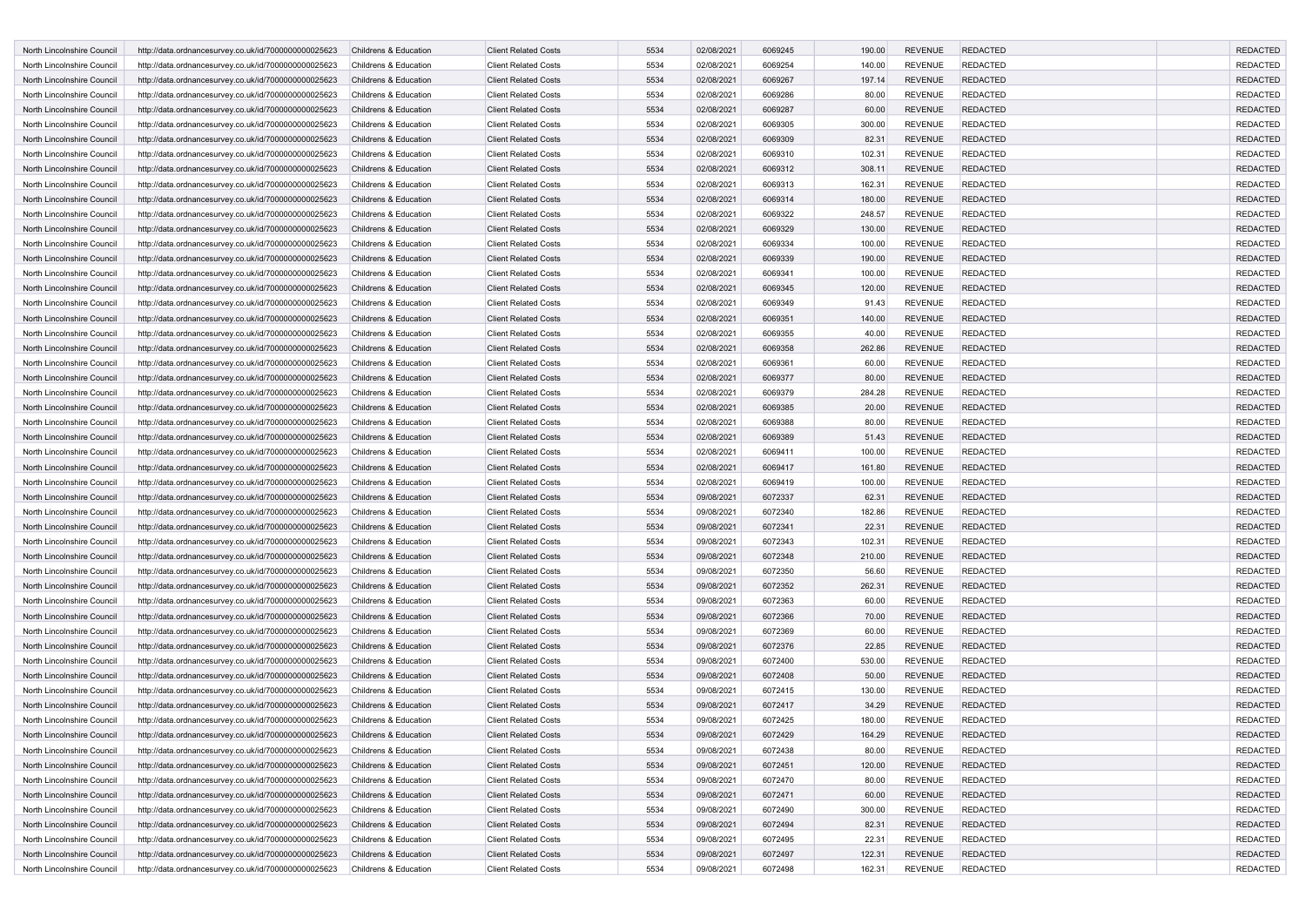| | | | | | | | | | | | |
|---|---|---|---|---|---|---|---|---|---|---|---|
| North Lincolnshire Council | http://data.ordnancesurvey.co.uk/id/7000000000025623 | Childrens & Education | Client Related Costs | 5534 | 02/08/2021 | 6069245 | 190.00 | REVENUE | REDACTED | | REDACTED |
| North Lincolnshire Council | http://data.ordnancesurvey.co.uk/id/7000000000025623 | Childrens & Education | Client Related Costs | 5534 | 02/08/2021 | 6069254 | 140.00 | REVENUE | REDACTED | | REDACTED |
| North Lincolnshire Council | http://data.ordnancesurvey.co.uk/id/7000000000025623 | Childrens & Education | Client Related Costs | 5534 | 02/08/2021 | 6069267 | 197.14 | REVENUE | REDACTED | | REDACTED |
| North Lincolnshire Council | http://data.ordnancesurvey.co.uk/id/7000000000025623 | Childrens & Education | Client Related Costs | 5534 | 02/08/2021 | 6069286 | 80.00 | REVENUE | REDACTED | | REDACTED |
| North Lincolnshire Council | http://data.ordnancesurvey.co.uk/id/7000000000025623 | Childrens & Education | Client Related Costs | 5534 | 02/08/2021 | 6069287 | 60.00 | REVENUE | REDACTED | | REDACTED |
| North Lincolnshire Council | http://data.ordnancesurvey.co.uk/id/7000000000025623 | Childrens & Education | Client Related Costs | 5534 | 02/08/2021 | 6069305 | 300.00 | REVENUE | REDACTED | | REDACTED |
| North Lincolnshire Council | http://data.ordnancesurvey.co.uk/id/7000000000025623 | Childrens & Education | Client Related Costs | 5534 | 02/08/2021 | 6069309 | 82.31 | REVENUE | REDACTED | | REDACTED |
| North Lincolnshire Council | http://data.ordnancesurvey.co.uk/id/7000000000025623 | Childrens & Education | Client Related Costs | 5534 | 02/08/2021 | 6069310 | 102.31 | REVENUE | REDACTED | | REDACTED |
| North Lincolnshire Council | http://data.ordnancesurvey.co.uk/id/7000000000025623 | Childrens & Education | Client Related Costs | 5534 | 02/08/2021 | 6069312 | 308.11 | REVENUE | REDACTED | | REDACTED |
| North Lincolnshire Council | http://data.ordnancesurvey.co.uk/id/7000000000025623 | Childrens & Education | Client Related Costs | 5534 | 02/08/2021 | 6069313 | 162.31 | REVENUE | REDACTED | | REDACTED |
| North Lincolnshire Council | http://data.ordnancesurvey.co.uk/id/7000000000025623 | Childrens & Education | Client Related Costs | 5534 | 02/08/2021 | 6069314 | 180.00 | REVENUE | REDACTED | | REDACTED |
| North Lincolnshire Council | http://data.ordnancesurvey.co.uk/id/7000000000025623 | Childrens & Education | Client Related Costs | 5534 | 02/08/2021 | 6069322 | 248.57 | REVENUE | REDACTED | | REDACTED |
| North Lincolnshire Council | http://data.ordnancesurvey.co.uk/id/7000000000025623 | Childrens & Education | Client Related Costs | 5534 | 02/08/2021 | 6069329 | 130.00 | REVENUE | REDACTED | | REDACTED |
| North Lincolnshire Council | http://data.ordnancesurvey.co.uk/id/7000000000025623 | Childrens & Education | Client Related Costs | 5534 | 02/08/2021 | 6069334 | 100.00 | REVENUE | REDACTED | | REDACTED |
| North Lincolnshire Council | http://data.ordnancesurvey.co.uk/id/7000000000025623 | Childrens & Education | Client Related Costs | 5534 | 02/08/2021 | 6069339 | 190.00 | REVENUE | REDACTED | | REDACTED |
| North Lincolnshire Council | http://data.ordnancesurvey.co.uk/id/7000000000025623 | Childrens & Education | Client Related Costs | 5534 | 02/08/2021 | 6069341 | 100.00 | REVENUE | REDACTED | | REDACTED |
| North Lincolnshire Council | http://data.ordnancesurvey.co.uk/id/7000000000025623 | Childrens & Education | Client Related Costs | 5534 | 02/08/2021 | 6069345 | 120.00 | REVENUE | REDACTED | | REDACTED |
| North Lincolnshire Council | http://data.ordnancesurvey.co.uk/id/7000000000025623 | Childrens & Education | Client Related Costs | 5534 | 02/08/2021 | 6069349 | 91.43 | REVENUE | REDACTED | | REDACTED |
| North Lincolnshire Council | http://data.ordnancesurvey.co.uk/id/7000000000025623 | Childrens & Education | Client Related Costs | 5534 | 02/08/2021 | 6069351 | 140.00 | REVENUE | REDACTED | | REDACTED |
| North Lincolnshire Council | http://data.ordnancesurvey.co.uk/id/7000000000025623 | Childrens & Education | Client Related Costs | 5534 | 02/08/2021 | 6069355 | 40.00 | REVENUE | REDACTED | | REDACTED |
| North Lincolnshire Council | http://data.ordnancesurvey.co.uk/id/7000000000025623 | Childrens & Education | Client Related Costs | 5534 | 02/08/2021 | 6069358 | 262.86 | REVENUE | REDACTED | | REDACTED |
| North Lincolnshire Council | http://data.ordnancesurvey.co.uk/id/7000000000025623 | Childrens & Education | Client Related Costs | 5534 | 02/08/2021 | 6069361 | 60.00 | REVENUE | REDACTED | | REDACTED |
| North Lincolnshire Council | http://data.ordnancesurvey.co.uk/id/7000000000025623 | Childrens & Education | Client Related Costs | 5534 | 02/08/2021 | 6069377 | 80.00 | REVENUE | REDACTED | | REDACTED |
| North Lincolnshire Council | http://data.ordnancesurvey.co.uk/id/7000000000025623 | Childrens & Education | Client Related Costs | 5534 | 02/08/2021 | 6069379 | 284.28 | REVENUE | REDACTED | | REDACTED |
| North Lincolnshire Council | http://data.ordnancesurvey.co.uk/id/7000000000025623 | Childrens & Education | Client Related Costs | 5534 | 02/08/2021 | 6069385 | 20.00 | REVENUE | REDACTED | | REDACTED |
| North Lincolnshire Council | http://data.ordnancesurvey.co.uk/id/7000000000025623 | Childrens & Education | Client Related Costs | 5534 | 02/08/2021 | 6069388 | 80.00 | REVENUE | REDACTED | | REDACTED |
| North Lincolnshire Council | http://data.ordnancesurvey.co.uk/id/7000000000025623 | Childrens & Education | Client Related Costs | 5534 | 02/08/2021 | 6069389 | 51.43 | REVENUE | REDACTED | | REDACTED |
| North Lincolnshire Council | http://data.ordnancesurvey.co.uk/id/7000000000025623 | Childrens & Education | Client Related Costs | 5534 | 02/08/2021 | 6069411 | 100.00 | REVENUE | REDACTED | | REDACTED |
| North Lincolnshire Council | http://data.ordnancesurvey.co.uk/id/7000000000025623 | Childrens & Education | Client Related Costs | 5534 | 02/08/2021 | 6069417 | 161.80 | REVENUE | REDACTED | | REDACTED |
| North Lincolnshire Council | http://data.ordnancesurvey.co.uk/id/7000000000025623 | Childrens & Education | Client Related Costs | 5534 | 02/08/2021 | 6069419 | 100.00 | REVENUE | REDACTED | | REDACTED |
| North Lincolnshire Council | http://data.ordnancesurvey.co.uk/id/7000000000025623 | Childrens & Education | Client Related Costs | 5534 | 09/08/2021 | 6072337 | 62.31 | REVENUE | REDACTED | | REDACTED |
| North Lincolnshire Council | http://data.ordnancesurvey.co.uk/id/7000000000025623 | Childrens & Education | Client Related Costs | 5534 | 09/08/2021 | 6072340 | 182.86 | REVENUE | REDACTED | | REDACTED |
| North Lincolnshire Council | http://data.ordnancesurvey.co.uk/id/7000000000025623 | Childrens & Education | Client Related Costs | 5534 | 09/08/2021 | 6072341 | 22.31 | REVENUE | REDACTED | | REDACTED |
| North Lincolnshire Council | http://data.ordnancesurvey.co.uk/id/7000000000025623 | Childrens & Education | Client Related Costs | 5534 | 09/08/2021 | 6072343 | 102.31 | REVENUE | REDACTED | | REDACTED |
| North Lincolnshire Council | http://data.ordnancesurvey.co.uk/id/7000000000025623 | Childrens & Education | Client Related Costs | 5534 | 09/08/2021 | 6072348 | 210.00 | REVENUE | REDACTED | | REDACTED |
| North Lincolnshire Council | http://data.ordnancesurvey.co.uk/id/7000000000025623 | Childrens & Education | Client Related Costs | 5534 | 09/08/2021 | 6072350 | 56.60 | REVENUE | REDACTED | | REDACTED |
| North Lincolnshire Council | http://data.ordnancesurvey.co.uk/id/7000000000025623 | Childrens & Education | Client Related Costs | 5534 | 09/08/2021 | 6072352 | 262.31 | REVENUE | REDACTED | | REDACTED |
| North Lincolnshire Council | http://data.ordnancesurvey.co.uk/id/7000000000025623 | Childrens & Education | Client Related Costs | 5534 | 09/08/2021 | 6072363 | 60.00 | REVENUE | REDACTED | | REDACTED |
| North Lincolnshire Council | http://data.ordnancesurvey.co.uk/id/7000000000025623 | Childrens & Education | Client Related Costs | 5534 | 09/08/2021 | 6072366 | 70.00 | REVENUE | REDACTED | | REDACTED |
| North Lincolnshire Council | http://data.ordnancesurvey.co.uk/id/7000000000025623 | Childrens & Education | Client Related Costs | 5534 | 09/08/2021 | 6072369 | 60.00 | REVENUE | REDACTED | | REDACTED |
| North Lincolnshire Council | http://data.ordnancesurvey.co.uk/id/7000000000025623 | Childrens & Education | Client Related Costs | 5534 | 09/08/2021 | 6072376 | 22.85 | REVENUE | REDACTED | | REDACTED |
| North Lincolnshire Council | http://data.ordnancesurvey.co.uk/id/7000000000025623 | Childrens & Education | Client Related Costs | 5534 | 09/08/2021 | 6072400 | 530.00 | REVENUE | REDACTED | | REDACTED |
| North Lincolnshire Council | http://data.ordnancesurvey.co.uk/id/7000000000025623 | Childrens & Education | Client Related Costs | 5534 | 09/08/2021 | 6072408 | 50.00 | REVENUE | REDACTED | | REDACTED |
| North Lincolnshire Council | http://data.ordnancesurvey.co.uk/id/7000000000025623 | Childrens & Education | Client Related Costs | 5534 | 09/08/2021 | 6072415 | 130.00 | REVENUE | REDACTED | | REDACTED |
| North Lincolnshire Council | http://data.ordnancesurvey.co.uk/id/7000000000025623 | Childrens & Education | Client Related Costs | 5534 | 09/08/2021 | 6072417 | 34.29 | REVENUE | REDACTED | | REDACTED |
| North Lincolnshire Council | http://data.ordnancesurvey.co.uk/id/7000000000025623 | Childrens & Education | Client Related Costs | 5534 | 09/08/2021 | 6072425 | 180.00 | REVENUE | REDACTED | | REDACTED |
| North Lincolnshire Council | http://data.ordnancesurvey.co.uk/id/7000000000025623 | Childrens & Education | Client Related Costs | 5534 | 09/08/2021 | 6072429 | 164.29 | REVENUE | REDACTED | | REDACTED |
| North Lincolnshire Council | http://data.ordnancesurvey.co.uk/id/7000000000025623 | Childrens & Education | Client Related Costs | 5534 | 09/08/2021 | 6072438 | 80.00 | REVENUE | REDACTED | | REDACTED |
| North Lincolnshire Council | http://data.ordnancesurvey.co.uk/id/7000000000025623 | Childrens & Education | Client Related Costs | 5534 | 09/08/2021 | 6072451 | 120.00 | REVENUE | REDACTED | | REDACTED |
| North Lincolnshire Council | http://data.ordnancesurvey.co.uk/id/7000000000025623 | Childrens & Education | Client Related Costs | 5534 | 09/08/2021 | 6072470 | 80.00 | REVENUE | REDACTED | | REDACTED |
| North Lincolnshire Council | http://data.ordnancesurvey.co.uk/id/7000000000025623 | Childrens & Education | Client Related Costs | 5534 | 09/08/2021 | 6072471 | 60.00 | REVENUE | REDACTED | | REDACTED |
| North Lincolnshire Council | http://data.ordnancesurvey.co.uk/id/7000000000025623 | Childrens & Education | Client Related Costs | 5534 | 09/08/2021 | 6072490 | 300.00 | REVENUE | REDACTED | | REDACTED |
| North Lincolnshire Council | http://data.ordnancesurvey.co.uk/id/7000000000025623 | Childrens & Education | Client Related Costs | 5534 | 09/08/2021 | 6072494 | 82.31 | REVENUE | REDACTED | | REDACTED |
| North Lincolnshire Council | http://data.ordnancesurvey.co.uk/id/7000000000025623 | Childrens & Education | Client Related Costs | 5534 | 09/08/2021 | 6072495 | 22.31 | REVENUE | REDACTED | | REDACTED |
| North Lincolnshire Council | http://data.ordnancesurvey.co.uk/id/7000000000025623 | Childrens & Education | Client Related Costs | 5534 | 09/08/2021 | 6072497 | 122.31 | REVENUE | REDACTED | | REDACTED |
| North Lincolnshire Council | http://data.ordnancesurvey.co.uk/id/7000000000025623 | Childrens & Education | Client Related Costs | 5534 | 09/08/2021 | 6072498 | 162.31 | REVENUE | REDACTED | | REDACTED |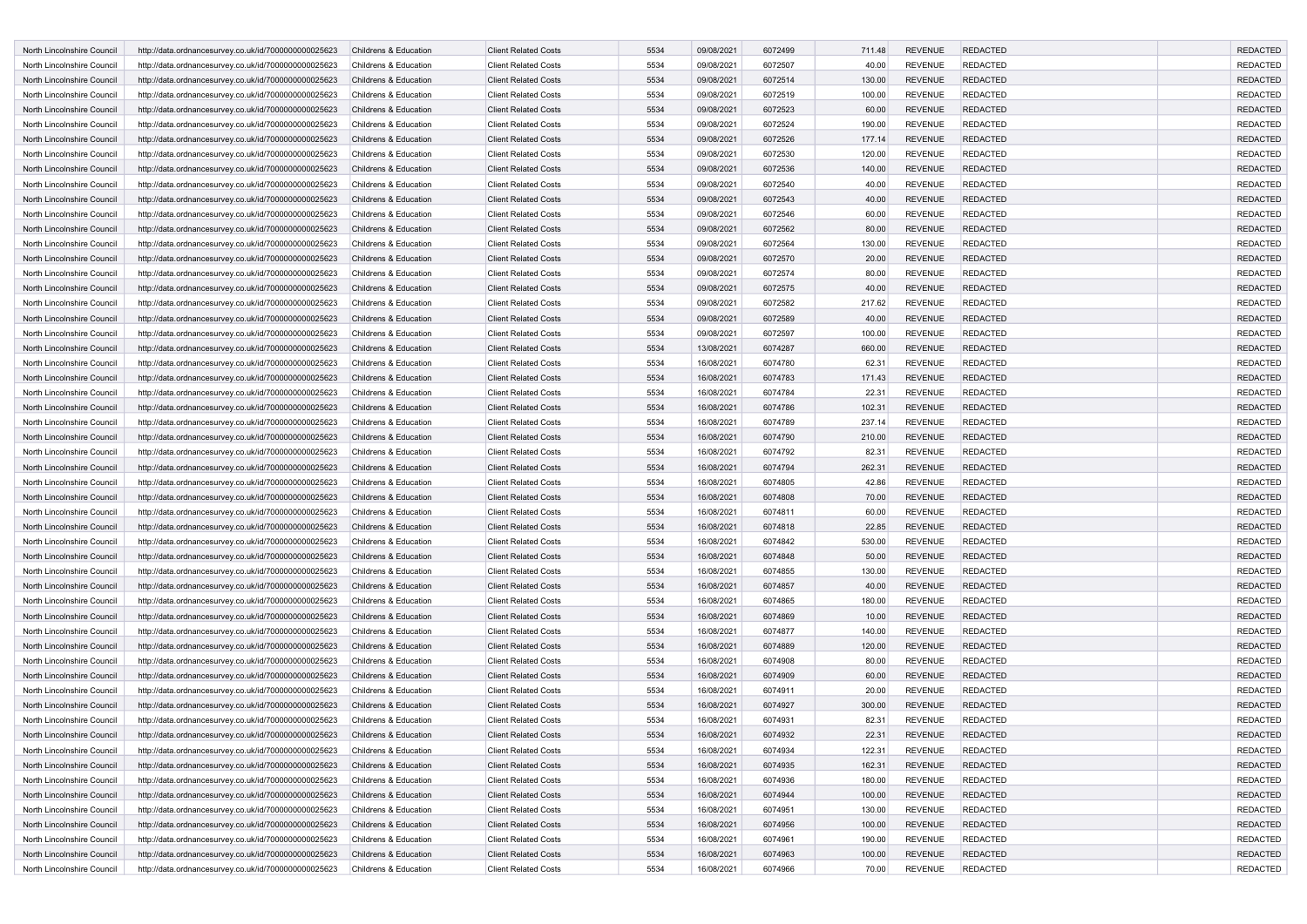| North Lincolnshire Council | http://data.ordnancesurvey.co.uk/id/7000000000025623 | Childrens & Education | Client Related Costs | 5534 | 09/08/2021 | 6072499 | 711.48 | REVENUE | REDACTED | | REDACTED |
|---|---|---|---|---|---|---|---|---|---|---|---|
| North Lincolnshire Council | http://data.ordnancesurvey.co.uk/id/7000000000025623 | Childrens & Education | Client Related Costs | 5534 | 09/08/2021 | 6072507 | 40.00 | REVENUE | REDACTED | | REDACTED |
| North Lincolnshire Council | http://data.ordnancesurvey.co.uk/id/7000000000025623 | Childrens & Education | Client Related Costs | 5534 | 09/08/2021 | 6072514 | 130.00 | REVENUE | REDACTED | | REDACTED |
| North Lincolnshire Council | http://data.ordnancesurvey.co.uk/id/7000000000025623 | Childrens & Education | Client Related Costs | 5534 | 09/08/2021 | 6072519 | 100.00 | REVENUE | REDACTED | | REDACTED |
| North Lincolnshire Council | http://data.ordnancesurvey.co.uk/id/7000000000025623 | Childrens & Education | Client Related Costs | 5534 | 09/08/2021 | 6072523 | 60.00 | REVENUE | REDACTED | | REDACTED |
| North Lincolnshire Council | http://data.ordnancesurvey.co.uk/id/7000000000025623 | Childrens & Education | Client Related Costs | 5534 | 09/08/2021 | 6072524 | 190.00 | REVENUE | REDACTED | | REDACTED |
| North Lincolnshire Council | http://data.ordnancesurvey.co.uk/id/7000000000025623 | Childrens & Education | Client Related Costs | 5534 | 09/08/2021 | 6072526 | 177.14 | REVENUE | REDACTED | | REDACTED |
| North Lincolnshire Council | http://data.ordnancesurvey.co.uk/id/7000000000025623 | Childrens & Education | Client Related Costs | 5534 | 09/08/2021 | 6072530 | 120.00 | REVENUE | REDACTED | | REDACTED |
| North Lincolnshire Council | http://data.ordnancesurvey.co.uk/id/7000000000025623 | Childrens & Education | Client Related Costs | 5534 | 09/08/2021 | 6072536 | 140.00 | REVENUE | REDACTED | | REDACTED |
| North Lincolnshire Council | http://data.ordnancesurvey.co.uk/id/7000000000025623 | Childrens & Education | Client Related Costs | 5534 | 09/08/2021 | 6072540 | 40.00 | REVENUE | REDACTED | | REDACTED |
| North Lincolnshire Council | http://data.ordnancesurvey.co.uk/id/7000000000025623 | Childrens & Education | Client Related Costs | 5534 | 09/08/2021 | 6072543 | 40.00 | REVENUE | REDACTED | | REDACTED |
| North Lincolnshire Council | http://data.ordnancesurvey.co.uk/id/7000000000025623 | Childrens & Education | Client Related Costs | 5534 | 09/08/2021 | 6072546 | 60.00 | REVENUE | REDACTED | | REDACTED |
| North Lincolnshire Council | http://data.ordnancesurvey.co.uk/id/7000000000025623 | Childrens & Education | Client Related Costs | 5534 | 09/08/2021 | 6072562 | 80.00 | REVENUE | REDACTED | | REDACTED |
| North Lincolnshire Council | http://data.ordnancesurvey.co.uk/id/7000000000025623 | Childrens & Education | Client Related Costs | 5534 | 09/08/2021 | 6072564 | 130.00 | REVENUE | REDACTED | | REDACTED |
| North Lincolnshire Council | http://data.ordnancesurvey.co.uk/id/7000000000025623 | Childrens & Education | Client Related Costs | 5534 | 09/08/2021 | 6072570 | 20.00 | REVENUE | REDACTED | | REDACTED |
| North Lincolnshire Council | http://data.ordnancesurvey.co.uk/id/7000000000025623 | Childrens & Education | Client Related Costs | 5534 | 09/08/2021 | 6072574 | 80.00 | REVENUE | REDACTED | | REDACTED |
| North Lincolnshire Council | http://data.ordnancesurvey.co.uk/id/7000000000025623 | Childrens & Education | Client Related Costs | 5534 | 09/08/2021 | 6072575 | 40.00 | REVENUE | REDACTED | | REDACTED |
| North Lincolnshire Council | http://data.ordnancesurvey.co.uk/id/7000000000025623 | Childrens & Education | Client Related Costs | 5534 | 09/08/2021 | 6072582 | 217.62 | REVENUE | REDACTED | | REDACTED |
| North Lincolnshire Council | http://data.ordnancesurvey.co.uk/id/7000000000025623 | Childrens & Education | Client Related Costs | 5534 | 09/08/2021 | 6072589 | 40.00 | REVENUE | REDACTED | | REDACTED |
| North Lincolnshire Council | http://data.ordnancesurvey.co.uk/id/7000000000025623 | Childrens & Education | Client Related Costs | 5534 | 09/08/2021 | 6072597 | 100.00 | REVENUE | REDACTED | | REDACTED |
| North Lincolnshire Council | http://data.ordnancesurvey.co.uk/id/7000000000025623 | Childrens & Education | Client Related Costs | 5534 | 13/08/2021 | 6074287 | 660.00 | REVENUE | REDACTED | | REDACTED |
| North Lincolnshire Council | http://data.ordnancesurvey.co.uk/id/7000000000025623 | Childrens & Education | Client Related Costs | 5534 | 16/08/2021 | 6074780 | 62.31 | REVENUE | REDACTED | | REDACTED |
| North Lincolnshire Council | http://data.ordnancesurvey.co.uk/id/7000000000025623 | Childrens & Education | Client Related Costs | 5534 | 16/08/2021 | 6074783 | 171.43 | REVENUE | REDACTED | | REDACTED |
| North Lincolnshire Council | http://data.ordnancesurvey.co.uk/id/7000000000025623 | Childrens & Education | Client Related Costs | 5534 | 16/08/2021 | 6074784 | 22.31 | REVENUE | REDACTED | | REDACTED |
| North Lincolnshire Council | http://data.ordnancesurvey.co.uk/id/7000000000025623 | Childrens & Education | Client Related Costs | 5534 | 16/08/2021 | 6074786 | 102.31 | REVENUE | REDACTED | | REDACTED |
| North Lincolnshire Council | http://data.ordnancesurvey.co.uk/id/7000000000025623 | Childrens & Education | Client Related Costs | 5534 | 16/08/2021 | 6074789 | 237.14 | REVENUE | REDACTED | | REDACTED |
| North Lincolnshire Council | http://data.ordnancesurvey.co.uk/id/7000000000025623 | Childrens & Education | Client Related Costs | 5534 | 16/08/2021 | 6074790 | 210.00 | REVENUE | REDACTED | | REDACTED |
| North Lincolnshire Council | http://data.ordnancesurvey.co.uk/id/7000000000025623 | Childrens & Education | Client Related Costs | 5534 | 16/08/2021 | 6074792 | 82.31 | REVENUE | REDACTED | | REDACTED |
| North Lincolnshire Council | http://data.ordnancesurvey.co.uk/id/7000000000025623 | Childrens & Education | Client Related Costs | 5534 | 16/08/2021 | 6074794 | 262.31 | REVENUE | REDACTED | | REDACTED |
| North Lincolnshire Council | http://data.ordnancesurvey.co.uk/id/7000000000025623 | Childrens & Education | Client Related Costs | 5534 | 16/08/2021 | 6074805 | 42.86 | REVENUE | REDACTED | | REDACTED |
| North Lincolnshire Council | http://data.ordnancesurvey.co.uk/id/7000000000025623 | Childrens & Education | Client Related Costs | 5534 | 16/08/2021 | 6074808 | 70.00 | REVENUE | REDACTED | | REDACTED |
| North Lincolnshire Council | http://data.ordnancesurvey.co.uk/id/7000000000025623 | Childrens & Education | Client Related Costs | 5534 | 16/08/2021 | 6074811 | 60.00 | REVENUE | REDACTED | | REDACTED |
| North Lincolnshire Council | http://data.ordnancesurvey.co.uk/id/7000000000025623 | Childrens & Education | Client Related Costs | 5534 | 16/08/2021 | 6074818 | 22.85 | REVENUE | REDACTED | | REDACTED |
| North Lincolnshire Council | http://data.ordnancesurvey.co.uk/id/7000000000025623 | Childrens & Education | Client Related Costs | 5534 | 16/08/2021 | 6074842 | 530.00 | REVENUE | REDACTED | | REDACTED |
| North Lincolnshire Council | http://data.ordnancesurvey.co.uk/id/7000000000025623 | Childrens & Education | Client Related Costs | 5534 | 16/08/2021 | 6074848 | 50.00 | REVENUE | REDACTED | | REDACTED |
| North Lincolnshire Council | http://data.ordnancesurvey.co.uk/id/7000000000025623 | Childrens & Education | Client Related Costs | 5534 | 16/08/2021 | 6074855 | 130.00 | REVENUE | REDACTED | | REDACTED |
| North Lincolnshire Council | http://data.ordnancesurvey.co.uk/id/7000000000025623 | Childrens & Education | Client Related Costs | 5534 | 16/08/2021 | 6074857 | 40.00 | REVENUE | REDACTED | | REDACTED |
| North Lincolnshire Council | http://data.ordnancesurvey.co.uk/id/7000000000025623 | Childrens & Education | Client Related Costs | 5534 | 16/08/2021 | 6074865 | 180.00 | REVENUE | REDACTED | | REDACTED |
| North Lincolnshire Council | http://data.ordnancesurvey.co.uk/id/7000000000025623 | Childrens & Education | Client Related Costs | 5534 | 16/08/2021 | 6074869 | 10.00 | REVENUE | REDACTED | | REDACTED |
| North Lincolnshire Council | http://data.ordnancesurvey.co.uk/id/7000000000025623 | Childrens & Education | Client Related Costs | 5534 | 16/08/2021 | 6074877 | 140.00 | REVENUE | REDACTED | | REDACTED |
| North Lincolnshire Council | http://data.ordnancesurvey.co.uk/id/7000000000025623 | Childrens & Education | Client Related Costs | 5534 | 16/08/2021 | 6074889 | 120.00 | REVENUE | REDACTED | | REDACTED |
| North Lincolnshire Council | http://data.ordnancesurvey.co.uk/id/7000000000025623 | Childrens & Education | Client Related Costs | 5534 | 16/08/2021 | 6074908 | 80.00 | REVENUE | REDACTED | | REDACTED |
| North Lincolnshire Council | http://data.ordnancesurvey.co.uk/id/7000000000025623 | Childrens & Education | Client Related Costs | 5534 | 16/08/2021 | 6074909 | 60.00 | REVENUE | REDACTED | | REDACTED |
| North Lincolnshire Council | http://data.ordnancesurvey.co.uk/id/7000000000025623 | Childrens & Education | Client Related Costs | 5534 | 16/08/2021 | 6074911 | 20.00 | REVENUE | REDACTED | | REDACTED |
| North Lincolnshire Council | http://data.ordnancesurvey.co.uk/id/7000000000025623 | Childrens & Education | Client Related Costs | 5534 | 16/08/2021 | 6074927 | 300.00 | REVENUE | REDACTED | | REDACTED |
| North Lincolnshire Council | http://data.ordnancesurvey.co.uk/id/7000000000025623 | Childrens & Education | Client Related Costs | 5534 | 16/08/2021 | 6074931 | 82.31 | REVENUE | REDACTED | | REDACTED |
| North Lincolnshire Council | http://data.ordnancesurvey.co.uk/id/7000000000025623 | Childrens & Education | Client Related Costs | 5534 | 16/08/2021 | 6074932 | 22.31 | REVENUE | REDACTED | | REDACTED |
| North Lincolnshire Council | http://data.ordnancesurvey.co.uk/id/7000000000025623 | Childrens & Education | Client Related Costs | 5534 | 16/08/2021 | 6074934 | 122.31 | REVENUE | REDACTED | | REDACTED |
| North Lincolnshire Council | http://data.ordnancesurvey.co.uk/id/7000000000025623 | Childrens & Education | Client Related Costs | 5534 | 16/08/2021 | 6074935 | 162.31 | REVENUE | REDACTED | | REDACTED |
| North Lincolnshire Council | http://data.ordnancesurvey.co.uk/id/7000000000025623 | Childrens & Education | Client Related Costs | 5534 | 16/08/2021 | 6074936 | 180.00 | REVENUE | REDACTED | | REDACTED |
| North Lincolnshire Council | http://data.ordnancesurvey.co.uk/id/7000000000025623 | Childrens & Education | Client Related Costs | 5534 | 16/08/2021 | 6074944 | 100.00 | REVENUE | REDACTED | | REDACTED |
| North Lincolnshire Council | http://data.ordnancesurvey.co.uk/id/7000000000025623 | Childrens & Education | Client Related Costs | 5534 | 16/08/2021 | 6074951 | 130.00 | REVENUE | REDACTED | | REDACTED |
| North Lincolnshire Council | http://data.ordnancesurvey.co.uk/id/7000000000025623 | Childrens & Education | Client Related Costs | 5534 | 16/08/2021 | 6074956 | 100.00 | REVENUE | REDACTED | | REDACTED |
| North Lincolnshire Council | http://data.ordnancesurvey.co.uk/id/7000000000025623 | Childrens & Education | Client Related Costs | 5534 | 16/08/2021 | 6074961 | 190.00 | REVENUE | REDACTED | | REDACTED |
| North Lincolnshire Council | http://data.ordnancesurvey.co.uk/id/7000000000025623 | Childrens & Education | Client Related Costs | 5534 | 16/08/2021 | 6074963 | 100.00 | REVENUE | REDACTED | | REDACTED |
| North Lincolnshire Council | http://data.ordnancesurvey.co.uk/id/7000000000025623 | Childrens & Education | Client Related Costs | 5534 | 16/08/2021 | 6074966 | 70.00 | REVENUE | REDACTED | | REDACTED |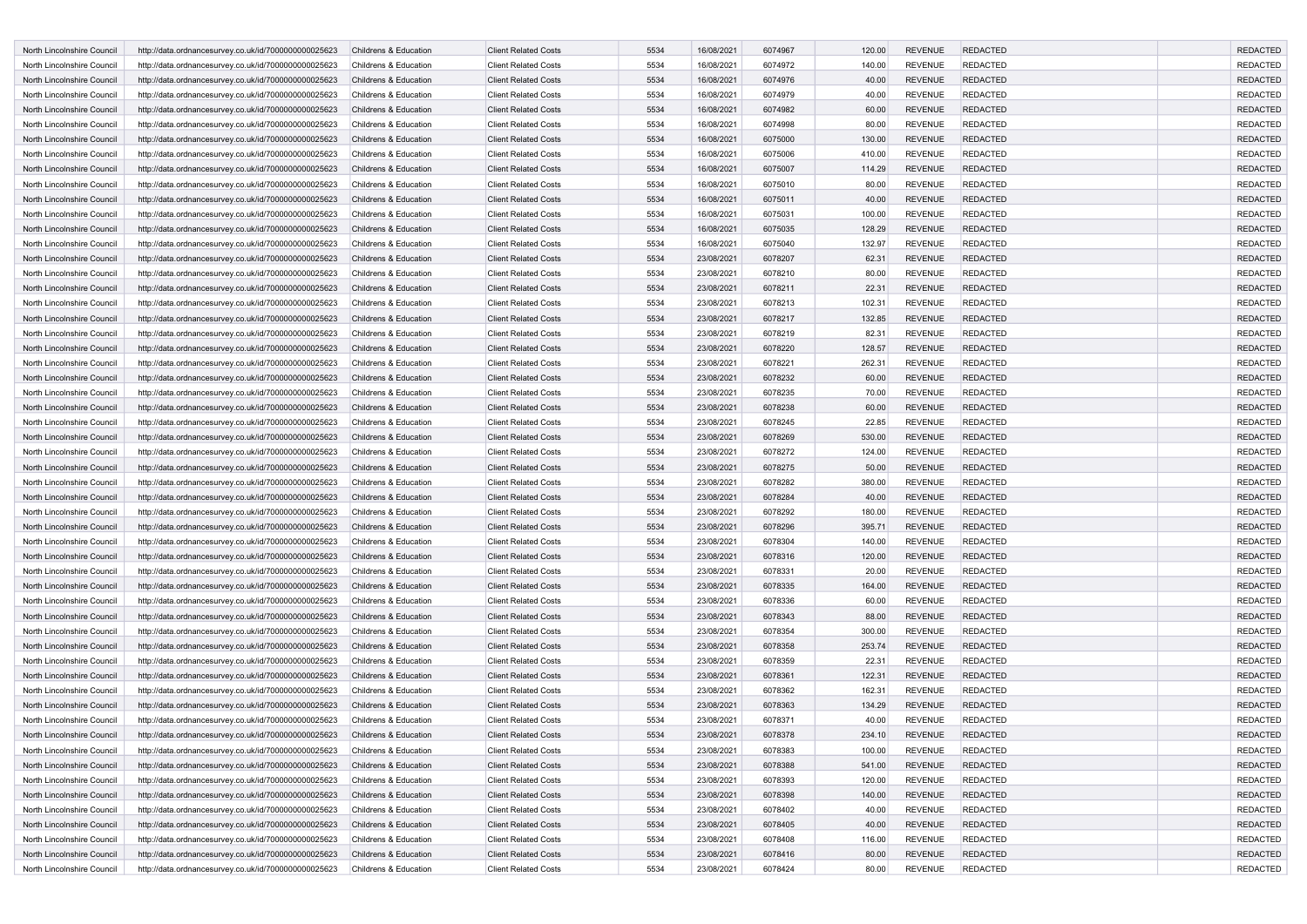| | | | | | | | | | | | |
|---|---|---|---|---|---|---|---|---|---|---|---|
| North Lincolnshire Council | http://data.ordnancesurvey.co.uk/id/7000000000025623 | Childrens & Education | Client Related Costs | 5534 | 16/08/2021 | 6074967 | 120.00 | REVENUE | REDACTED | | REDACTED |
| North Lincolnshire Council | http://data.ordnancesurvey.co.uk/id/7000000000025623 | Childrens & Education | Client Related Costs | 5534 | 16/08/2021 | 6074972 | 140.00 | REVENUE | REDACTED | | REDACTED |
| North Lincolnshire Council | http://data.ordnancesurvey.co.uk/id/7000000000025623 | Childrens & Education | Client Related Costs | 5534 | 16/08/2021 | 6074976 | 40.00 | REVENUE | REDACTED | | REDACTED |
| North Lincolnshire Council | http://data.ordnancesurvey.co.uk/id/7000000000025623 | Childrens & Education | Client Related Costs | 5534 | 16/08/2021 | 6074979 | 40.00 | REVENUE | REDACTED | | REDACTED |
| North Lincolnshire Council | http://data.ordnancesurvey.co.uk/id/7000000000025623 | Childrens & Education | Client Related Costs | 5534 | 16/08/2021 | 6074982 | 60.00 | REVENUE | REDACTED | | REDACTED |
| North Lincolnshire Council | http://data.ordnancesurvey.co.uk/id/7000000000025623 | Childrens & Education | Client Related Costs | 5534 | 16/08/2021 | 6074998 | 80.00 | REVENUE | REDACTED | | REDACTED |
| North Lincolnshire Council | http://data.ordnancesurvey.co.uk/id/7000000000025623 | Childrens & Education | Client Related Costs | 5534 | 16/08/2021 | 6075000 | 130.00 | REVENUE | REDACTED | | REDACTED |
| North Lincolnshire Council | http://data.ordnancesurvey.co.uk/id/7000000000025623 | Childrens & Education | Client Related Costs | 5534 | 16/08/2021 | 6075006 | 410.00 | REVENUE | REDACTED | | REDACTED |
| North Lincolnshire Council | http://data.ordnancesurvey.co.uk/id/7000000000025623 | Childrens & Education | Client Related Costs | 5534 | 16/08/2021 | 6075007 | 114.29 | REVENUE | REDACTED | | REDACTED |
| North Lincolnshire Council | http://data.ordnancesurvey.co.uk/id/7000000000025623 | Childrens & Education | Client Related Costs | 5534 | 16/08/2021 | 6075010 | 80.00 | REVENUE | REDACTED | | REDACTED |
| North Lincolnshire Council | http://data.ordnancesurvey.co.uk/id/7000000000025623 | Childrens & Education | Client Related Costs | 5534 | 16/08/2021 | 6075011 | 40.00 | REVENUE | REDACTED | | REDACTED |
| North Lincolnshire Council | http://data.ordnancesurvey.co.uk/id/7000000000025623 | Childrens & Education | Client Related Costs | 5534 | 16/08/2021 | 6075031 | 100.00 | REVENUE | REDACTED | | REDACTED |
| North Lincolnshire Council | http://data.ordnancesurvey.co.uk/id/7000000000025623 | Childrens & Education | Client Related Costs | 5534 | 16/08/2021 | 6075035 | 128.29 | REVENUE | REDACTED | | REDACTED |
| North Lincolnshire Council | http://data.ordnancesurvey.co.uk/id/7000000000025623 | Childrens & Education | Client Related Costs | 5534 | 16/08/2021 | 6075040 | 132.97 | REVENUE | REDACTED | | REDACTED |
| North Lincolnshire Council | http://data.ordnancesurvey.co.uk/id/7000000000025623 | Childrens & Education | Client Related Costs | 5534 | 23/08/2021 | 6078207 | 62.31 | REVENUE | REDACTED | | REDACTED |
| North Lincolnshire Council | http://data.ordnancesurvey.co.uk/id/7000000000025623 | Childrens & Education | Client Related Costs | 5534 | 23/08/2021 | 6078210 | 80.00 | REVENUE | REDACTED | | REDACTED |
| North Lincolnshire Council | http://data.ordnancesurvey.co.uk/id/7000000000025623 | Childrens & Education | Client Related Costs | 5534 | 23/08/2021 | 6078211 | 22.31 | REVENUE | REDACTED | | REDACTED |
| North Lincolnshire Council | http://data.ordnancesurvey.co.uk/id/7000000000025623 | Childrens & Education | Client Related Costs | 5534 | 23/08/2021 | 6078213 | 102.31 | REVENUE | REDACTED | | REDACTED |
| North Lincolnshire Council | http://data.ordnancesurvey.co.uk/id/7000000000025623 | Childrens & Education | Client Related Costs | 5534 | 23/08/2021 | 6078217 | 132.85 | REVENUE | REDACTED | | REDACTED |
| North Lincolnshire Council | http://data.ordnancesurvey.co.uk/id/7000000000025623 | Childrens & Education | Client Related Costs | 5534 | 23/08/2021 | 6078219 | 82.31 | REVENUE | REDACTED | | REDACTED |
| North Lincolnshire Council | http://data.ordnancesurvey.co.uk/id/7000000000025623 | Childrens & Education | Client Related Costs | 5534 | 23/08/2021 | 6078220 | 128.57 | REVENUE | REDACTED | | REDACTED |
| North Lincolnshire Council | http://data.ordnancesurvey.co.uk/id/7000000000025623 | Childrens & Education | Client Related Costs | 5534 | 23/08/2021 | 6078221 | 262.31 | REVENUE | REDACTED | | REDACTED |
| North Lincolnshire Council | http://data.ordnancesurvey.co.uk/id/7000000000025623 | Childrens & Education | Client Related Costs | 5534 | 23/08/2021 | 6078232 | 60.00 | REVENUE | REDACTED | | REDACTED |
| North Lincolnshire Council | http://data.ordnancesurvey.co.uk/id/7000000000025623 | Childrens & Education | Client Related Costs | 5534 | 23/08/2021 | 6078235 | 70.00 | REVENUE | REDACTED | | REDACTED |
| North Lincolnshire Council | http://data.ordnancesurvey.co.uk/id/7000000000025623 | Childrens & Education | Client Related Costs | 5534 | 23/08/2021 | 6078238 | 60.00 | REVENUE | REDACTED | | REDACTED |
| North Lincolnshire Council | http://data.ordnancesurvey.co.uk/id/7000000000025623 | Childrens & Education | Client Related Costs | 5534 | 23/08/2021 | 6078245 | 22.85 | REVENUE | REDACTED | | REDACTED |
| North Lincolnshire Council | http://data.ordnancesurvey.co.uk/id/7000000000025623 | Childrens & Education | Client Related Costs | 5534 | 23/08/2021 | 6078269 | 530.00 | REVENUE | REDACTED | | REDACTED |
| North Lincolnshire Council | http://data.ordnancesurvey.co.uk/id/7000000000025623 | Childrens & Education | Client Related Costs | 5534 | 23/08/2021 | 6078272 | 124.00 | REVENUE | REDACTED | | REDACTED |
| North Lincolnshire Council | http://data.ordnancesurvey.co.uk/id/7000000000025623 | Childrens & Education | Client Related Costs | 5534 | 23/08/2021 | 6078275 | 50.00 | REVENUE | REDACTED | | REDACTED |
| North Lincolnshire Council | http://data.ordnancesurvey.co.uk/id/7000000000025623 | Childrens & Education | Client Related Costs | 5534 | 23/08/2021 | 6078282 | 380.00 | REVENUE | REDACTED | | REDACTED |
| North Lincolnshire Council | http://data.ordnancesurvey.co.uk/id/7000000000025623 | Childrens & Education | Client Related Costs | 5534 | 23/08/2021 | 6078284 | 40.00 | REVENUE | REDACTED | | REDACTED |
| North Lincolnshire Council | http://data.ordnancesurvey.co.uk/id/7000000000025623 | Childrens & Education | Client Related Costs | 5534 | 23/08/2021 | 6078292 | 180.00 | REVENUE | REDACTED | | REDACTED |
| North Lincolnshire Council | http://data.ordnancesurvey.co.uk/id/7000000000025623 | Childrens & Education | Client Related Costs | 5534 | 23/08/2021 | 6078296 | 395.71 | REVENUE | REDACTED | | REDACTED |
| North Lincolnshire Council | http://data.ordnancesurvey.co.uk/id/7000000000025623 | Childrens & Education | Client Related Costs | 5534 | 23/08/2021 | 6078304 | 140.00 | REVENUE | REDACTED | | REDACTED |
| North Lincolnshire Council | http://data.ordnancesurvey.co.uk/id/7000000000025623 | Childrens & Education | Client Related Costs | 5534 | 23/08/2021 | 6078316 | 120.00 | REVENUE | REDACTED | | REDACTED |
| North Lincolnshire Council | http://data.ordnancesurvey.co.uk/id/7000000000025623 | Childrens & Education | Client Related Costs | 5534 | 23/08/2021 | 6078331 | 20.00 | REVENUE | REDACTED | | REDACTED |
| North Lincolnshire Council | http://data.ordnancesurvey.co.uk/id/7000000000025623 | Childrens & Education | Client Related Costs | 5534 | 23/08/2021 | 6078335 | 164.00 | REVENUE | REDACTED | | REDACTED |
| North Lincolnshire Council | http://data.ordnancesurvey.co.uk/id/7000000000025623 | Childrens & Education | Client Related Costs | 5534 | 23/08/2021 | 6078336 | 60.00 | REVENUE | REDACTED | | REDACTED |
| North Lincolnshire Council | http://data.ordnancesurvey.co.uk/id/7000000000025623 | Childrens & Education | Client Related Costs | 5534 | 23/08/2021 | 6078343 | 88.00 | REVENUE | REDACTED | | REDACTED |
| North Lincolnshire Council | http://data.ordnancesurvey.co.uk/id/7000000000025623 | Childrens & Education | Client Related Costs | 5534 | 23/08/2021 | 6078354 | 300.00 | REVENUE | REDACTED | | REDACTED |
| North Lincolnshire Council | http://data.ordnancesurvey.co.uk/id/7000000000025623 | Childrens & Education | Client Related Costs | 5534 | 23/08/2021 | 6078358 | 253.74 | REVENUE | REDACTED | | REDACTED |
| North Lincolnshire Council | http://data.ordnancesurvey.co.uk/id/7000000000025623 | Childrens & Education | Client Related Costs | 5534 | 23/08/2021 | 6078359 | 22.31 | REVENUE | REDACTED | | REDACTED |
| North Lincolnshire Council | http://data.ordnancesurvey.co.uk/id/7000000000025623 | Childrens & Education | Client Related Costs | 5534 | 23/08/2021 | 6078361 | 122.31 | REVENUE | REDACTED | | REDACTED |
| North Lincolnshire Council | http://data.ordnancesurvey.co.uk/id/7000000000025623 | Childrens & Education | Client Related Costs | 5534 | 23/08/2021 | 6078362 | 162.31 | REVENUE | REDACTED | | REDACTED |
| North Lincolnshire Council | http://data.ordnancesurvey.co.uk/id/7000000000025623 | Childrens & Education | Client Related Costs | 5534 | 23/08/2021 | 6078363 | 134.29 | REVENUE | REDACTED | | REDACTED |
| North Lincolnshire Council | http://data.ordnancesurvey.co.uk/id/7000000000025623 | Childrens & Education | Client Related Costs | 5534 | 23/08/2021 | 6078371 | 40.00 | REVENUE | REDACTED | | REDACTED |
| North Lincolnshire Council | http://data.ordnancesurvey.co.uk/id/7000000000025623 | Childrens & Education | Client Related Costs | 5534 | 23/08/2021 | 6078378 | 234.10 | REVENUE | REDACTED | | REDACTED |
| North Lincolnshire Council | http://data.ordnancesurvey.co.uk/id/7000000000025623 | Childrens & Education | Client Related Costs | 5534 | 23/08/2021 | 6078383 | 100.00 | REVENUE | REDACTED | | REDACTED |
| North Lincolnshire Council | http://data.ordnancesurvey.co.uk/id/7000000000025623 | Childrens & Education | Client Related Costs | 5534 | 23/08/2021 | 6078388 | 541.00 | REVENUE | REDACTED | | REDACTED |
| North Lincolnshire Council | http://data.ordnancesurvey.co.uk/id/7000000000025623 | Childrens & Education | Client Related Costs | 5534 | 23/08/2021 | 6078393 | 120.00 | REVENUE | REDACTED | | REDACTED |
| North Lincolnshire Council | http://data.ordnancesurvey.co.uk/id/7000000000025623 | Childrens & Education | Client Related Costs | 5534 | 23/08/2021 | 6078398 | 140.00 | REVENUE | REDACTED | | REDACTED |
| North Lincolnshire Council | http://data.ordnancesurvey.co.uk/id/7000000000025623 | Childrens & Education | Client Related Costs | 5534 | 23/08/2021 | 6078402 | 40.00 | REVENUE | REDACTED | | REDACTED |
| North Lincolnshire Council | http://data.ordnancesurvey.co.uk/id/7000000000025623 | Childrens & Education | Client Related Costs | 5534 | 23/08/2021 | 6078405 | 40.00 | REVENUE | REDACTED | | REDACTED |
| North Lincolnshire Council | http://data.ordnancesurvey.co.uk/id/7000000000025623 | Childrens & Education | Client Related Costs | 5534 | 23/08/2021 | 6078408 | 116.00 | REVENUE | REDACTED | | REDACTED |
| North Lincolnshire Council | http://data.ordnancesurvey.co.uk/id/7000000000025623 | Childrens & Education | Client Related Costs | 5534 | 23/08/2021 | 6078416 | 80.00 | REVENUE | REDACTED | | REDACTED |
| North Lincolnshire Council | http://data.ordnancesurvey.co.uk/id/7000000000025623 | Childrens & Education | Client Related Costs | 5534 | 23/08/2021 | 6078424 | 80.00 | REVENUE | REDACTED | | REDACTED |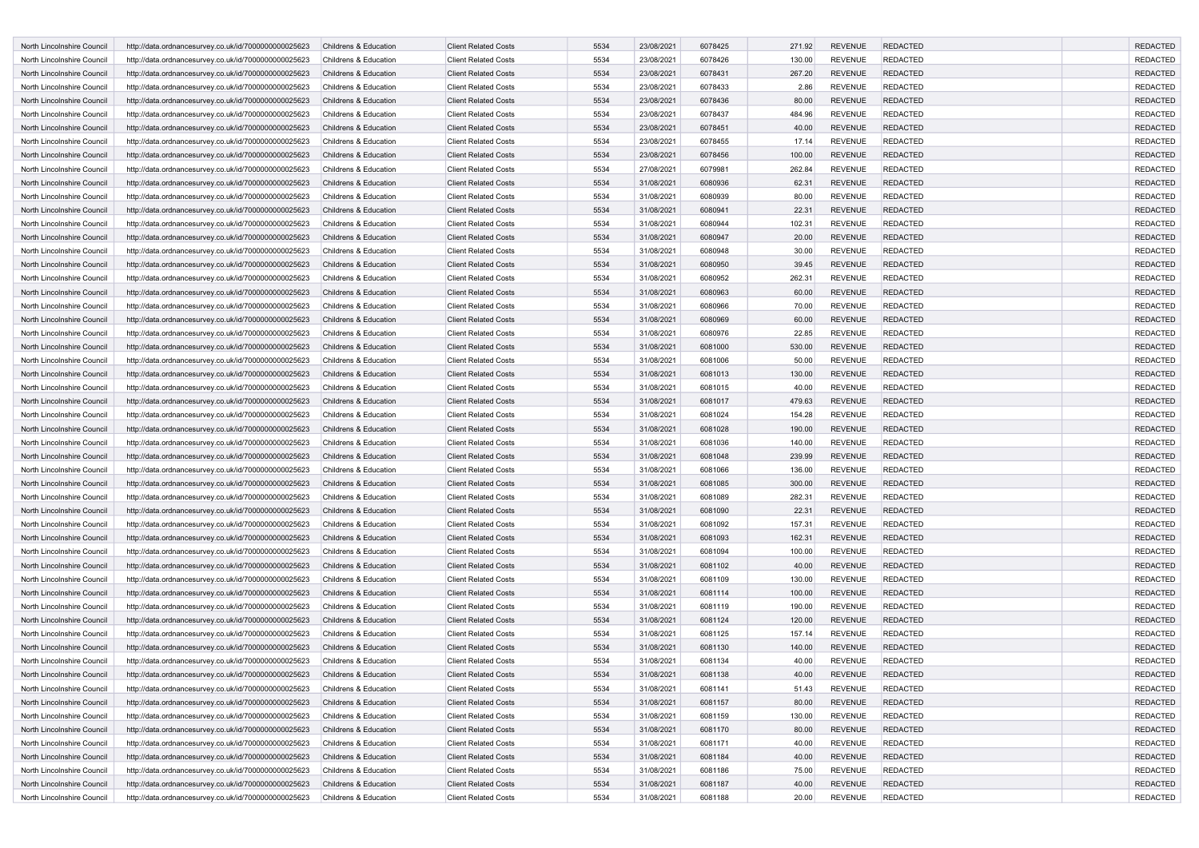| North Lincolnshire Council | http://data.ordnancesurvey.co.uk/id/7000000000025623 | Childrens & Education | Client Related Costs | 5534 | 23/08/2021 | 6078425 | 271.92 | REVENUE | REDACTED | | REDACTED |
|---|---|---|---|---|---|---|---|---|---|---|---|
| North Lincolnshire Council | http://data.ordnancesurvey.co.uk/id/7000000000025623 | Childrens & Education | Client Related Costs | 5534 | 23/08/2021 | 6078426 | 130.00 | REVENUE | REDACTED | | REDACTED |
| North Lincolnshire Council | http://data.ordnancesurvey.co.uk/id/7000000000025623 | Childrens & Education | Client Related Costs | 5534 | 23/08/2021 | 6078431 | 267.20 | REVENUE | REDACTED | | REDACTED |
| North Lincolnshire Council | http://data.ordnancesurvey.co.uk/id/7000000000025623 | Childrens & Education | Client Related Costs | 5534 | 23/08/2021 | 6078433 | 2.86 | REVENUE | REDACTED | | REDACTED |
| North Lincolnshire Council | http://data.ordnancesurvey.co.uk/id/7000000000025623 | Childrens & Education | Client Related Costs | 5534 | 23/08/2021 | 6078436 | 80.00 | REVENUE | REDACTED | | REDACTED |
| North Lincolnshire Council | http://data.ordnancesurvey.co.uk/id/7000000000025623 | Childrens & Education | Client Related Costs | 5534 | 23/08/2021 | 6078437 | 484.96 | REVENUE | REDACTED | | REDACTED |
| North Lincolnshire Council | http://data.ordnancesurvey.co.uk/id/7000000000025623 | Childrens & Education | Client Related Costs | 5534 | 23/08/2021 | 6078451 | 40.00 | REVENUE | REDACTED | | REDACTED |
| North Lincolnshire Council | http://data.ordnancesurvey.co.uk/id/7000000000025623 | Childrens & Education | Client Related Costs | 5534 | 23/08/2021 | 6078455 | 17.14 | REVENUE | REDACTED | | REDACTED |
| North Lincolnshire Council | http://data.ordnancesurvey.co.uk/id/7000000000025623 | Childrens & Education | Client Related Costs | 5534 | 23/08/2021 | 6078456 | 100.00 | REVENUE | REDACTED | | REDACTED |
| North Lincolnshire Council | http://data.ordnancesurvey.co.uk/id/7000000000025623 | Childrens & Education | Client Related Costs | 5534 | 27/08/2021 | 6079981 | 262.84 | REVENUE | REDACTED | | REDACTED |
| North Lincolnshire Council | http://data.ordnancesurvey.co.uk/id/7000000000025623 | Childrens & Education | Client Related Costs | 5534 | 31/08/2021 | 6080936 | 62.31 | REVENUE | REDACTED | | REDACTED |
| North Lincolnshire Council | http://data.ordnancesurvey.co.uk/id/7000000000025623 | Childrens & Education | Client Related Costs | 5534 | 31/08/2021 | 6080939 | 80.00 | REVENUE | REDACTED | | REDACTED |
| North Lincolnshire Council | http://data.ordnancesurvey.co.uk/id/7000000000025623 | Childrens & Education | Client Related Costs | 5534 | 31/08/2021 | 6080941 | 22.31 | REVENUE | REDACTED | | REDACTED |
| North Lincolnshire Council | http://data.ordnancesurvey.co.uk/id/7000000000025623 | Childrens & Education | Client Related Costs | 5534 | 31/08/2021 | 6080944 | 102.31 | REVENUE | REDACTED | | REDACTED |
| North Lincolnshire Council | http://data.ordnancesurvey.co.uk/id/7000000000025623 | Childrens & Education | Client Related Costs | 5534 | 31/08/2021 | 6080947 | 20.00 | REVENUE | REDACTED | | REDACTED |
| North Lincolnshire Council | http://data.ordnancesurvey.co.uk/id/7000000000025623 | Childrens & Education | Client Related Costs | 5534 | 31/08/2021 | 6080948 | 30.00 | REVENUE | REDACTED | | REDACTED |
| North Lincolnshire Council | http://data.ordnancesurvey.co.uk/id/7000000000025623 | Childrens & Education | Client Related Costs | 5534 | 31/08/2021 | 6080950 | 39.45 | REVENUE | REDACTED | | REDACTED |
| North Lincolnshire Council | http://data.ordnancesurvey.co.uk/id/7000000000025623 | Childrens & Education | Client Related Costs | 5534 | 31/08/2021 | 6080952 | 262.31 | REVENUE | REDACTED | | REDACTED |
| North Lincolnshire Council | http://data.ordnancesurvey.co.uk/id/7000000000025623 | Childrens & Education | Client Related Costs | 5534 | 31/08/2021 | 6080963 | 60.00 | REVENUE | REDACTED | | REDACTED |
| North Lincolnshire Council | http://data.ordnancesurvey.co.uk/id/7000000000025623 | Childrens & Education | Client Related Costs | 5534 | 31/08/2021 | 6080966 | 70.00 | REVENUE | REDACTED | | REDACTED |
| North Lincolnshire Council | http://data.ordnancesurvey.co.uk/id/7000000000025623 | Childrens & Education | Client Related Costs | 5534 | 31/08/2021 | 6080969 | 60.00 | REVENUE | REDACTED | | REDACTED |
| North Lincolnshire Council | http://data.ordnancesurvey.co.uk/id/7000000000025623 | Childrens & Education | Client Related Costs | 5534 | 31/08/2021 | 6080976 | 22.85 | REVENUE | REDACTED | | REDACTED |
| North Lincolnshire Council | http://data.ordnancesurvey.co.uk/id/7000000000025623 | Childrens & Education | Client Related Costs | 5534 | 31/08/2021 | 6081000 | 530.00 | REVENUE | REDACTED | | REDACTED |
| North Lincolnshire Council | http://data.ordnancesurvey.co.uk/id/7000000000025623 | Childrens & Education | Client Related Costs | 5534 | 31/08/2021 | 6081006 | 50.00 | REVENUE | REDACTED | | REDACTED |
| North Lincolnshire Council | http://data.ordnancesurvey.co.uk/id/7000000000025623 | Childrens & Education | Client Related Costs | 5534 | 31/08/2021 | 6081013 | 130.00 | REVENUE | REDACTED | | REDACTED |
| North Lincolnshire Council | http://data.ordnancesurvey.co.uk/id/7000000000025623 | Childrens & Education | Client Related Costs | 5534 | 31/08/2021 | 6081015 | 40.00 | REVENUE | REDACTED | | REDACTED |
| North Lincolnshire Council | http://data.ordnancesurvey.co.uk/id/7000000000025623 | Childrens & Education | Client Related Costs | 5534 | 31/08/2021 | 6081017 | 479.63 | REVENUE | REDACTED | | REDACTED |
| North Lincolnshire Council | http://data.ordnancesurvey.co.uk/id/7000000000025623 | Childrens & Education | Client Related Costs | 5534 | 31/08/2021 | 6081024 | 154.28 | REVENUE | REDACTED | | REDACTED |
| North Lincolnshire Council | http://data.ordnancesurvey.co.uk/id/7000000000025623 | Childrens & Education | Client Related Costs | 5534 | 31/08/2021 | 6081028 | 190.00 | REVENUE | REDACTED | | REDACTED |
| North Lincolnshire Council | http://data.ordnancesurvey.co.uk/id/7000000000025623 | Childrens & Education | Client Related Costs | 5534 | 31/08/2021 | 6081036 | 140.00 | REVENUE | REDACTED | | REDACTED |
| North Lincolnshire Council | http://data.ordnancesurvey.co.uk/id/7000000000025623 | Childrens & Education | Client Related Costs | 5534 | 31/08/2021 | 6081048 | 239.99 | REVENUE | REDACTED | | REDACTED |
| North Lincolnshire Council | http://data.ordnancesurvey.co.uk/id/7000000000025623 | Childrens & Education | Client Related Costs | 5534 | 31/08/2021 | 6081066 | 136.00 | REVENUE | REDACTED | | REDACTED |
| North Lincolnshire Council | http://data.ordnancesurvey.co.uk/id/7000000000025623 | Childrens & Education | Client Related Costs | 5534 | 31/08/2021 | 6081085 | 300.00 | REVENUE | REDACTED | | REDACTED |
| North Lincolnshire Council | http://data.ordnancesurvey.co.uk/id/7000000000025623 | Childrens & Education | Client Related Costs | 5534 | 31/08/2021 | 6081089 | 282.31 | REVENUE | REDACTED | | REDACTED |
| North Lincolnshire Council | http://data.ordnancesurvey.co.uk/id/7000000000025623 | Childrens & Education | Client Related Costs | 5534 | 31/08/2021 | 6081090 | 22.31 | REVENUE | REDACTED | | REDACTED |
| North Lincolnshire Council | http://data.ordnancesurvey.co.uk/id/7000000000025623 | Childrens & Education | Client Related Costs | 5534 | 31/08/2021 | 6081092 | 157.31 | REVENUE | REDACTED | | REDACTED |
| North Lincolnshire Council | http://data.ordnancesurvey.co.uk/id/7000000000025623 | Childrens & Education | Client Related Costs | 5534 | 31/08/2021 | 6081093 | 162.31 | REVENUE | REDACTED | | REDACTED |
| North Lincolnshire Council | http://data.ordnancesurvey.co.uk/id/7000000000025623 | Childrens & Education | Client Related Costs | 5534 | 31/08/2021 | 6081094 | 100.00 | REVENUE | REDACTED | | REDACTED |
| North Lincolnshire Council | http://data.ordnancesurvey.co.uk/id/7000000000025623 | Childrens & Education | Client Related Costs | 5534 | 31/08/2021 | 6081102 | 40.00 | REVENUE | REDACTED | | REDACTED |
| North Lincolnshire Council | http://data.ordnancesurvey.co.uk/id/7000000000025623 | Childrens & Education | Client Related Costs | 5534 | 31/08/2021 | 6081109 | 130.00 | REVENUE | REDACTED | | REDACTED |
| North Lincolnshire Council | http://data.ordnancesurvey.co.uk/id/7000000000025623 | Childrens & Education | Client Related Costs | 5534 | 31/08/2021 | 6081114 | 100.00 | REVENUE | REDACTED | | REDACTED |
| North Lincolnshire Council | http://data.ordnancesurvey.co.uk/id/7000000000025623 | Childrens & Education | Client Related Costs | 5534 | 31/08/2021 | 6081119 | 190.00 | REVENUE | REDACTED | | REDACTED |
| North Lincolnshire Council | http://data.ordnancesurvey.co.uk/id/7000000000025623 | Childrens & Education | Client Related Costs | 5534 | 31/08/2021 | 6081124 | 120.00 | REVENUE | REDACTED | | REDACTED |
| North Lincolnshire Council | http://data.ordnancesurvey.co.uk/id/7000000000025623 | Childrens & Education | Client Related Costs | 5534 | 31/08/2021 | 6081125 | 157.14 | REVENUE | REDACTED | | REDACTED |
| North Lincolnshire Council | http://data.ordnancesurvey.co.uk/id/7000000000025623 | Childrens & Education | Client Related Costs | 5534 | 31/08/2021 | 6081130 | 140.00 | REVENUE | REDACTED | | REDACTED |
| North Lincolnshire Council | http://data.ordnancesurvey.co.uk/id/7000000000025623 | Childrens & Education | Client Related Costs | 5534 | 31/08/2021 | 6081134 | 40.00 | REVENUE | REDACTED | | REDACTED |
| North Lincolnshire Council | http://data.ordnancesurvey.co.uk/id/7000000000025623 | Childrens & Education | Client Related Costs | 5534 | 31/08/2021 | 6081138 | 40.00 | REVENUE | REDACTED | | REDACTED |
| North Lincolnshire Council | http://data.ordnancesurvey.co.uk/id/7000000000025623 | Childrens & Education | Client Related Costs | 5534 | 31/08/2021 | 6081141 | 51.43 | REVENUE | REDACTED | | REDACTED |
| North Lincolnshire Council | http://data.ordnancesurvey.co.uk/id/7000000000025623 | Childrens & Education | Client Related Costs | 5534 | 31/08/2021 | 6081157 | 80.00 | REVENUE | REDACTED | | REDACTED |
| North Lincolnshire Council | http://data.ordnancesurvey.co.uk/id/7000000000025623 | Childrens & Education | Client Related Costs | 5534 | 31/08/2021 | 6081159 | 130.00 | REVENUE | REDACTED | | REDACTED |
| North Lincolnshire Council | http://data.ordnancesurvey.co.uk/id/7000000000025623 | Childrens & Education | Client Related Costs | 5534 | 31/08/2021 | 6081170 | 80.00 | REVENUE | REDACTED | | REDACTED |
| North Lincolnshire Council | http://data.ordnancesurvey.co.uk/id/7000000000025623 | Childrens & Education | Client Related Costs | 5534 | 31/08/2021 | 6081171 | 40.00 | REVENUE | REDACTED | | REDACTED |
| North Lincolnshire Council | http://data.ordnancesurvey.co.uk/id/7000000000025623 | Childrens & Education | Client Related Costs | 5534 | 31/08/2021 | 6081184 | 40.00 | REVENUE | REDACTED | | REDACTED |
| North Lincolnshire Council | http://data.ordnancesurvey.co.uk/id/7000000000025623 | Childrens & Education | Client Related Costs | 5534 | 31/08/2021 | 6081186 | 75.00 | REVENUE | REDACTED | | REDACTED |
| North Lincolnshire Council | http://data.ordnancesurvey.co.uk/id/7000000000025623 | Childrens & Education | Client Related Costs | 5534 | 31/08/2021 | 6081187 | 40.00 | REVENUE | REDACTED | | REDACTED |
| North Lincolnshire Council | http://data.ordnancesurvey.co.uk/id/7000000000025623 | Childrens & Education | Client Related Costs | 5534 | 31/08/2021 | 6081188 | 20.00 | REVENUE | REDACTED | | REDACTED |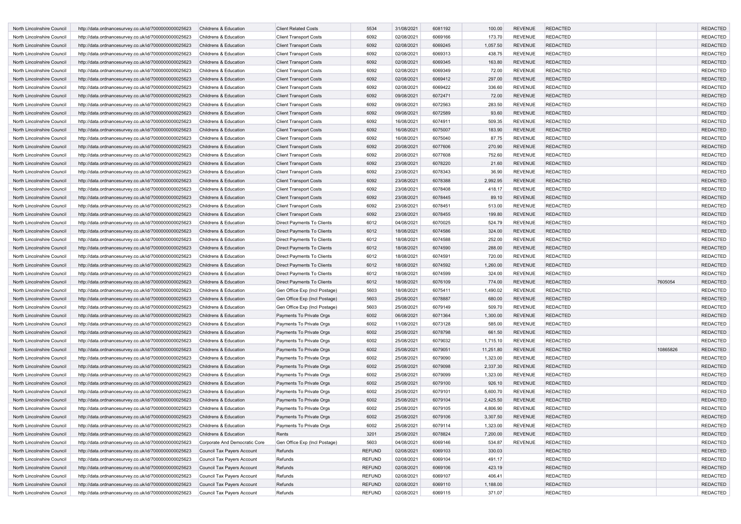| | | | | | | | | | | | |
|---|---|---|---|---|---|---|---|---|---|---|---|
| North Lincolnshire Council | http://data.ordnancesurvey.co.uk/id/7000000000025623 | Childrens & Education | Client Related Costs | 5534 | 31/08/2021 | 6081192 | 100.00 | REVENUE | REDACTED | | REDACTED |
| North Lincolnshire Council | http://data.ordnancesurvey.co.uk/id/7000000000025623 | Childrens & Education | Client Transport Costs | 6092 | 02/08/2021 | 6069166 | 173.70 | REVENUE | REDACTED | | REDACTED |
| North Lincolnshire Council | http://data.ordnancesurvey.co.uk/id/7000000000025623 | Childrens & Education | Client Transport Costs | 6092 | 02/08/2021 | 6069245 | 1,057.50 | REVENUE | REDACTED | | REDACTED |
| North Lincolnshire Council | http://data.ordnancesurvey.co.uk/id/7000000000025623 | Childrens & Education | Client Transport Costs | 6092 | 02/08/2021 | 6069313 | 438.75 | REVENUE | REDACTED | | REDACTED |
| North Lincolnshire Council | http://data.ordnancesurvey.co.uk/id/7000000000025623 | Childrens & Education | Client Transport Costs | 6092 | 02/08/2021 | 6069345 | 163.80 | REVENUE | REDACTED | | REDACTED |
| North Lincolnshire Council | http://data.ordnancesurvey.co.uk/id/7000000000025623 | Childrens & Education | Client Transport Costs | 6092 | 02/08/2021 | 6069349 | 72.00 | REVENUE | REDACTED | | REDACTED |
| North Lincolnshire Council | http://data.ordnancesurvey.co.uk/id/7000000000025623 | Childrens & Education | Client Transport Costs | 6092 | 02/08/2021 | 6069412 | 297.00 | REVENUE | REDACTED | | REDACTED |
| North Lincolnshire Council | http://data.ordnancesurvey.co.uk/id/7000000000025623 | Childrens & Education | Client Transport Costs | 6092 | 02/08/2021 | 6069422 | 336.60 | REVENUE | REDACTED | | REDACTED |
| North Lincolnshire Council | http://data.ordnancesurvey.co.uk/id/7000000000025623 | Childrens & Education | Client Transport Costs | 6092 | 09/08/2021 | 6072471 | 72.00 | REVENUE | REDACTED | | REDACTED |
| North Lincolnshire Council | http://data.ordnancesurvey.co.uk/id/7000000000025623 | Childrens & Education | Client Transport Costs | 6092 | 09/08/2021 | 6072563 | 283.50 | REVENUE | REDACTED | | REDACTED |
| North Lincolnshire Council | http://data.ordnancesurvey.co.uk/id/7000000000025623 | Childrens & Education | Client Transport Costs | 6092 | 09/08/2021 | 6072589 | 93.60 | REVENUE | REDACTED | | REDACTED |
| North Lincolnshire Council | http://data.ordnancesurvey.co.uk/id/7000000000025623 | Childrens & Education | Client Transport Costs | 6092 | 16/08/2021 | 6074911 | 509.35 | REVENUE | REDACTED | | REDACTED |
| North Lincolnshire Council | http://data.ordnancesurvey.co.uk/id/7000000000025623 | Childrens & Education | Client Transport Costs | 6092 | 16/08/2021 | 6075007 | 183.90 | REVENUE | REDACTED | | REDACTED |
| North Lincolnshire Council | http://data.ordnancesurvey.co.uk/id/7000000000025623 | Childrens & Education | Client Transport Costs | 6092 | 16/08/2021 | 6075040 | 87.75 | REVENUE | REDACTED | | REDACTED |
| North Lincolnshire Council | http://data.ordnancesurvey.co.uk/id/7000000000025623 | Childrens & Education | Client Transport Costs | 6092 | 20/08/2021 | 6077606 | 270.90 | REVENUE | REDACTED | | REDACTED |
| North Lincolnshire Council | http://data.ordnancesurvey.co.uk/id/7000000000025623 | Childrens & Education | Client Transport Costs | 6092 | 20/08/2021 | 6077608 | 752.60 | REVENUE | REDACTED | | REDACTED |
| North Lincolnshire Council | http://data.ordnancesurvey.co.uk/id/7000000000025623 | Childrens & Education | Client Transport Costs | 6092 | 23/08/2021 | 6078220 | 21.60 | REVENUE | REDACTED | | REDACTED |
| North Lincolnshire Council | http://data.ordnancesurvey.co.uk/id/7000000000025623 | Childrens & Education | Client Transport Costs | 6092 | 23/08/2021 | 6078343 | 36.90 | REVENUE | REDACTED | | REDACTED |
| North Lincolnshire Council | http://data.ordnancesurvey.co.uk/id/7000000000025623 | Childrens & Education | Client Transport Costs | 6092 | 23/08/2021 | 6078388 | 2,992.95 | REVENUE | REDACTED | | REDACTED |
| North Lincolnshire Council | http://data.ordnancesurvey.co.uk/id/7000000000025623 | Childrens & Education | Client Transport Costs | 6092 | 23/08/2021 | 6078408 | 418.17 | REVENUE | REDACTED | | REDACTED |
| North Lincolnshire Council | http://data.ordnancesurvey.co.uk/id/7000000000025623 | Childrens & Education | Client Transport Costs | 6092 | 23/08/2021 | 6078445 | 89.10 | REVENUE | REDACTED | | REDACTED |
| North Lincolnshire Council | http://data.ordnancesurvey.co.uk/id/7000000000025623 | Childrens & Education | Client Transport Costs | 6092 | 23/08/2021 | 6078451 | 513.00 | REVENUE | REDACTED | | REDACTED |
| North Lincolnshire Council | http://data.ordnancesurvey.co.uk/id/7000000000025623 | Childrens & Education | Client Transport Costs | 6092 | 23/08/2021 | 6078455 | 199.80 | REVENUE | REDACTED | | REDACTED |
| North Lincolnshire Council | http://data.ordnancesurvey.co.uk/id/7000000000025623 | Childrens & Education | Direct Payments To Clients | 6012 | 04/08/2021 | 6070025 | 524.79 | REVENUE | REDACTED | | REDACTED |
| North Lincolnshire Council | http://data.ordnancesurvey.co.uk/id/7000000000025623 | Childrens & Education | Direct Payments To Clients | 6012 | 18/08/2021 | 6074586 | 324.00 | REVENUE | REDACTED | | REDACTED |
| North Lincolnshire Council | http://data.ordnancesurvey.co.uk/id/7000000000025623 | Childrens & Education | Direct Payments To Clients | 6012 | 18/08/2021 | 6074588 | 252.00 | REVENUE | REDACTED | | REDACTED |
| North Lincolnshire Council | http://data.ordnancesurvey.co.uk/id/7000000000025623 | Childrens & Education | Direct Payments To Clients | 6012 | 18/08/2021 | 6074590 | 288.00 | REVENUE | REDACTED | | REDACTED |
| North Lincolnshire Council | http://data.ordnancesurvey.co.uk/id/7000000000025623 | Childrens & Education | Direct Payments To Clients | 6012 | 18/08/2021 | 6074591 | 720.00 | REVENUE | REDACTED | | REDACTED |
| North Lincolnshire Council | http://data.ordnancesurvey.co.uk/id/7000000000025623 | Childrens & Education | Direct Payments To Clients | 6012 | 18/08/2021 | 6074592 | 1,260.00 | REVENUE | REDACTED | | REDACTED |
| North Lincolnshire Council | http://data.ordnancesurvey.co.uk/id/7000000000025623 | Childrens & Education | Direct Payments To Clients | 6012 | 18/08/2021 | 6074599 | 324.00 | REVENUE | REDACTED | | REDACTED |
| North Lincolnshire Council | http://data.ordnancesurvey.co.uk/id/7000000000025623 | Childrens & Education | Direct Payments To Clients | 6012 | 18/08/2021 | 6076109 | 774.00 | REVENUE | REDACTED | 7605054 | REDACTED |
| North Lincolnshire Council | http://data.ordnancesurvey.co.uk/id/7000000000025623 | Childrens & Education | Gen Office Exp (Incl Postage) | 5603 | 18/08/2021 | 6075411 | 1,490.02 | REVENUE | REDACTED | | REDACTED |
| North Lincolnshire Council | http://data.ordnancesurvey.co.uk/id/7000000000025623 | Childrens & Education | Gen Office Exp (Incl Postage) | 5603 | 25/08/2021 | 6078887 | 680.00 | REVENUE | REDACTED | | REDACTED |
| North Lincolnshire Council | http://data.ordnancesurvey.co.uk/id/7000000000025623 | Childrens & Education | Gen Office Exp (Incl Postage) | 5603 | 25/08/2021 | 6079149 | 509.70 | REVENUE | REDACTED | | REDACTED |
| North Lincolnshire Council | http://data.ordnancesurvey.co.uk/id/7000000000025623 | Childrens & Education | Payments To Private Orgs | 6002 | 06/08/2021 | 6071364 | 1,300.00 | REVENUE | REDACTED | | REDACTED |
| North Lincolnshire Council | http://data.ordnancesurvey.co.uk/id/7000000000025623 | Childrens & Education | Payments To Private Orgs | 6002 | 11/08/2021 | 6073128 | 585.00 | REVENUE | REDACTED | | REDACTED |
| North Lincolnshire Council | http://data.ordnancesurvey.co.uk/id/7000000000025623 | Childrens & Education | Payments To Private Orgs | 6002 | 25/08/2021 | 6078798 | 661.50 | REVENUE | REDACTED | | REDACTED |
| North Lincolnshire Council | http://data.ordnancesurvey.co.uk/id/7000000000025623 | Childrens & Education | Payments To Private Orgs | 6002 | 25/08/2021 | 6079032 | 1,715.10 | REVENUE | REDACTED | | REDACTED |
| North Lincolnshire Council | http://data.ordnancesurvey.co.uk/id/7000000000025623 | Childrens & Education | Payments To Private Orgs | 6002 | 25/08/2021 | 6079051 | 11,251.80 | REVENUE | REDACTED | 10865826 | REDACTED |
| North Lincolnshire Council | http://data.ordnancesurvey.co.uk/id/7000000000025623 | Childrens & Education | Payments To Private Orgs | 6002 | 25/08/2021 | 6079090 | 1,323.00 | REVENUE | REDACTED | | REDACTED |
| North Lincolnshire Council | http://data.ordnancesurvey.co.uk/id/7000000000025623 | Childrens & Education | Payments To Private Orgs | 6002 | 25/08/2021 | 6079098 | 2,337.30 | REVENUE | REDACTED | | REDACTED |
| North Lincolnshire Council | http://data.ordnancesurvey.co.uk/id/7000000000025623 | Childrens & Education | Payments To Private Orgs | 6002 | 25/08/2021 | 6079099 | 1,323.00 | REVENUE | REDACTED | | REDACTED |
| North Lincolnshire Council | http://data.ordnancesurvey.co.uk/id/7000000000025623 | Childrens & Education | Payments To Private Orgs | 6002 | 25/08/2021 | 6079100 | 926.10 | REVENUE | REDACTED | | REDACTED |
| North Lincolnshire Council | http://data.ordnancesurvey.co.uk/id/7000000000025623 | Childrens & Education | Payments To Private Orgs | 6002 | 25/08/2021 | 6079101 | 5,600.70 | REVENUE | REDACTED | | REDACTED |
| North Lincolnshire Council | http://data.ordnancesurvey.co.uk/id/7000000000025623 | Childrens & Education | Payments To Private Orgs | 6002 | 25/08/2021 | 6079104 | 2,425.50 | REVENUE | REDACTED | | REDACTED |
| North Lincolnshire Council | http://data.ordnancesurvey.co.uk/id/7000000000025623 | Childrens & Education | Payments To Private Orgs | 6002 | 25/08/2021 | 6079105 | 4,806.90 | REVENUE | REDACTED | | REDACTED |
| North Lincolnshire Council | http://data.ordnancesurvey.co.uk/id/7000000000025623 | Childrens & Education | Payments To Private Orgs | 6002 | 25/08/2021 | 6079106 | 3,307.50 | REVENUE | REDACTED | | REDACTED |
| North Lincolnshire Council | http://data.ordnancesurvey.co.uk/id/7000000000025623 | Childrens & Education | Payments To Private Orgs | 6002 | 25/08/2021 | 6079114 | 1,323.00 | REVENUE | REDACTED | | REDACTED |
| North Lincolnshire Council | http://data.ordnancesurvey.co.uk/id/7000000000025623 | Childrens & Education | Rents | 3201 | 25/08/2021 | 6078824 | 7,200.00 | REVENUE | REDACTED | | REDACTED |
| North Lincolnshire Council | http://data.ordnancesurvey.co.uk/id/7000000000025623 | Corporate And Democratic Core | Gen Office Exp (Incl Postage) | 5603 | 04/08/2021 | 6069146 | 534.87 | REVENUE | REDACTED | | REDACTED |
| North Lincolnshire Council | http://data.ordnancesurvey.co.uk/id/7000000000025623 | Council Tax Payers Account | Refunds | REFUND | 02/08/2021 | 6069103 | 330.03 | | REDACTED | | REDACTED |
| North Lincolnshire Council | http://data.ordnancesurvey.co.uk/id/7000000000025623 | Council Tax Payers Account | Refunds | REFUND | 02/08/2021 | 6069104 | 491.17 | | REDACTED | | REDACTED |
| North Lincolnshire Council | http://data.ordnancesurvey.co.uk/id/7000000000025623 | Council Tax Payers Account | Refunds | REFUND | 02/08/2021 | 6069106 | 423.19 | | REDACTED | | REDACTED |
| North Lincolnshire Council | http://data.ordnancesurvey.co.uk/id/7000000000025623 | Council Tax Payers Account | Refunds | REFUND | 02/08/2021 | 6069107 | 406.41 | | REDACTED | | REDACTED |
| North Lincolnshire Council | http://data.ordnancesurvey.co.uk/id/7000000000025623 | Council Tax Payers Account | Refunds | REFUND | 02/08/2021 | 6069110 | 1,188.00 | | REDACTED | | REDACTED |
| North Lincolnshire Council | http://data.ordnancesurvey.co.uk/id/7000000000025623 | Council Tax Payers Account | Refunds | REFUND | 02/08/2021 | 6069115 | 371.07 | | REDACTED | | REDACTED |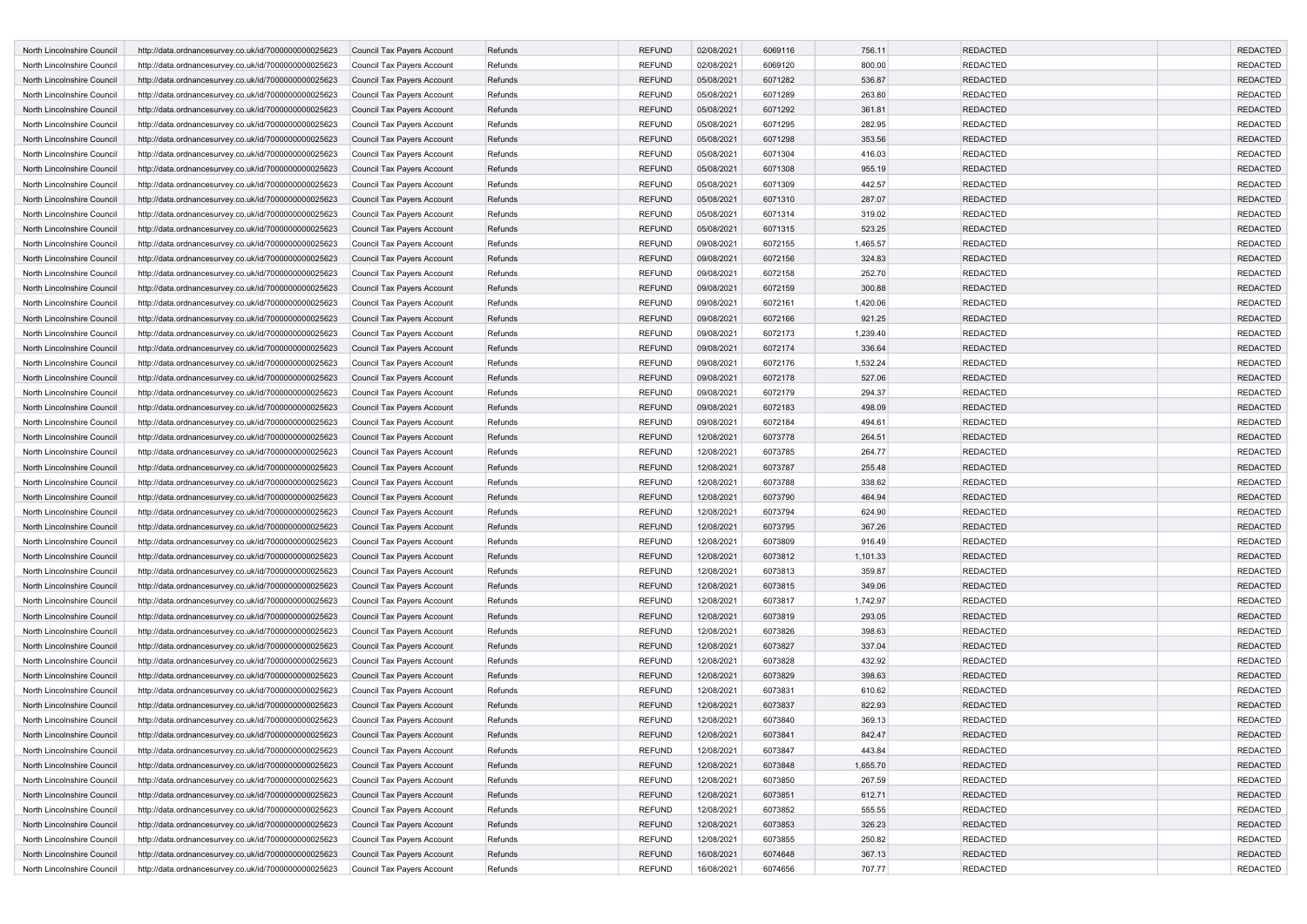| | | | | | | | | | | | |
|---|---|---|---|---|---|---|---|---|---|---|---|
| North Lincolnshire Council | http://data.ordnancesurvey.co.uk/id/7000000000025623 | Council Tax Payers Account | Refunds | REFUND | 02/08/2021 | 6069116 | 756.11 | | REDACTED | | REDACTED |
| North Lincolnshire Council | http://data.ordnancesurvey.co.uk/id/7000000000025623 | Council Tax Payers Account | Refunds | REFUND | 02/08/2021 | 6069120 | 800.00 | | REDACTED | | REDACTED |
| North Lincolnshire Council | http://data.ordnancesurvey.co.uk/id/7000000000025623 | Council Tax Payers Account | Refunds | REFUND | 05/08/2021 | 6071282 | 536.87 | | REDACTED | | REDACTED |
| North Lincolnshire Council | http://data.ordnancesurvey.co.uk/id/7000000000025623 | Council Tax Payers Account | Refunds | REFUND | 05/08/2021 | 6071289 | 263.80 | | REDACTED | | REDACTED |
| North Lincolnshire Council | http://data.ordnancesurvey.co.uk/id/7000000000025623 | Council Tax Payers Account | Refunds | REFUND | 05/08/2021 | 6071292 | 361.81 | | REDACTED | | REDACTED |
| North Lincolnshire Council | http://data.ordnancesurvey.co.uk/id/7000000000025623 | Council Tax Payers Account | Refunds | REFUND | 05/08/2021 | 6071295 | 282.95 | | REDACTED | | REDACTED |
| North Lincolnshire Council | http://data.ordnancesurvey.co.uk/id/7000000000025623 | Council Tax Payers Account | Refunds | REFUND | 05/08/2021 | 6071298 | 353.56 | | REDACTED | | REDACTED |
| North Lincolnshire Council | http://data.ordnancesurvey.co.uk/id/7000000000025623 | Council Tax Payers Account | Refunds | REFUND | 05/08/2021 | 6071304 | 416.03 | | REDACTED | | REDACTED |
| North Lincolnshire Council | http://data.ordnancesurvey.co.uk/id/7000000000025623 | Council Tax Payers Account | Refunds | REFUND | 05/08/2021 | 6071308 | 955.19 | | REDACTED | | REDACTED |
| North Lincolnshire Council | http://data.ordnancesurvey.co.uk/id/7000000000025623 | Council Tax Payers Account | Refunds | REFUND | 05/08/2021 | 6071309 | 442.57 | | REDACTED | | REDACTED |
| North Lincolnshire Council | http://data.ordnancesurvey.co.uk/id/7000000000025623 | Council Tax Payers Account | Refunds | REFUND | 05/08/2021 | 6071310 | 287.07 | | REDACTED | | REDACTED |
| North Lincolnshire Council | http://data.ordnancesurvey.co.uk/id/7000000000025623 | Council Tax Payers Account | Refunds | REFUND | 05/08/2021 | 6071314 | 319.02 | | REDACTED | | REDACTED |
| North Lincolnshire Council | http://data.ordnancesurvey.co.uk/id/7000000000025623 | Council Tax Payers Account | Refunds | REFUND | 05/08/2021 | 6071315 | 523.25 | | REDACTED | | REDACTED |
| North Lincolnshire Council | http://data.ordnancesurvey.co.uk/id/7000000000025623 | Council Tax Payers Account | Refunds | REFUND | 09/08/2021 | 6072155 | 1,465.57 | | REDACTED | | REDACTED |
| North Lincolnshire Council | http://data.ordnancesurvey.co.uk/id/7000000000025623 | Council Tax Payers Account | Refunds | REFUND | 09/08/2021 | 6072156 | 324.83 | | REDACTED | | REDACTED |
| North Lincolnshire Council | http://data.ordnancesurvey.co.uk/id/7000000000025623 | Council Tax Payers Account | Refunds | REFUND | 09/08/2021 | 6072158 | 252.70 | | REDACTED | | REDACTED |
| North Lincolnshire Council | http://data.ordnancesurvey.co.uk/id/7000000000025623 | Council Tax Payers Account | Refunds | REFUND | 09/08/2021 | 6072159 | 300.88 | | REDACTED | | REDACTED |
| North Lincolnshire Council | http://data.ordnancesurvey.co.uk/id/7000000000025623 | Council Tax Payers Account | Refunds | REFUND | 09/08/2021 | 6072161 | 1,420.06 | | REDACTED | | REDACTED |
| North Lincolnshire Council | http://data.ordnancesurvey.co.uk/id/7000000000025623 | Council Tax Payers Account | Refunds | REFUND | 09/08/2021 | 6072166 | 921.25 | | REDACTED | | REDACTED |
| North Lincolnshire Council | http://data.ordnancesurvey.co.uk/id/7000000000025623 | Council Tax Payers Account | Refunds | REFUND | 09/08/2021 | 6072173 | 1,239.40 | | REDACTED | | REDACTED |
| North Lincolnshire Council | http://data.ordnancesurvey.co.uk/id/7000000000025623 | Council Tax Payers Account | Refunds | REFUND | 09/08/2021 | 6072174 | 336.64 | | REDACTED | | REDACTED |
| North Lincolnshire Council | http://data.ordnancesurvey.co.uk/id/7000000000025623 | Council Tax Payers Account | Refunds | REFUND | 09/08/2021 | 6072176 | 1,532.24 | | REDACTED | | REDACTED |
| North Lincolnshire Council | http://data.ordnancesurvey.co.uk/id/7000000000025623 | Council Tax Payers Account | Refunds | REFUND | 09/08/2021 | 6072178 | 527.06 | | REDACTED | | REDACTED |
| North Lincolnshire Council | http://data.ordnancesurvey.co.uk/id/7000000000025623 | Council Tax Payers Account | Refunds | REFUND | 09/08/2021 | 6072179 | 294.37 | | REDACTED | | REDACTED |
| North Lincolnshire Council | http://data.ordnancesurvey.co.uk/id/7000000000025623 | Council Tax Payers Account | Refunds | REFUND | 09/08/2021 | 6072183 | 498.09 | | REDACTED | | REDACTED |
| North Lincolnshire Council | http://data.ordnancesurvey.co.uk/id/7000000000025623 | Council Tax Payers Account | Refunds | REFUND | 09/08/2021 | 6072184 | 494.61 | | REDACTED | | REDACTED |
| North Lincolnshire Council | http://data.ordnancesurvey.co.uk/id/7000000000025623 | Council Tax Payers Account | Refunds | REFUND | 12/08/2021 | 6073778 | 264.51 | | REDACTED | | REDACTED |
| North Lincolnshire Council | http://data.ordnancesurvey.co.uk/id/7000000000025623 | Council Tax Payers Account | Refunds | REFUND | 12/08/2021 | 6073785 | 264.77 | | REDACTED | | REDACTED |
| North Lincolnshire Council | http://data.ordnancesurvey.co.uk/id/7000000000025623 | Council Tax Payers Account | Refunds | REFUND | 12/08/2021 | 6073787 | 255.48 | | REDACTED | | REDACTED |
| North Lincolnshire Council | http://data.ordnancesurvey.co.uk/id/7000000000025623 | Council Tax Payers Account | Refunds | REFUND | 12/08/2021 | 6073788 | 338.62 | | REDACTED | | REDACTED |
| North Lincolnshire Council | http://data.ordnancesurvey.co.uk/id/7000000000025623 | Council Tax Payers Account | Refunds | REFUND | 12/08/2021 | 6073790 | 464.94 | | REDACTED | | REDACTED |
| North Lincolnshire Council | http://data.ordnancesurvey.co.uk/id/7000000000025623 | Council Tax Payers Account | Refunds | REFUND | 12/08/2021 | 6073794 | 624.90 | | REDACTED | | REDACTED |
| North Lincolnshire Council | http://data.ordnancesurvey.co.uk/id/7000000000025623 | Council Tax Payers Account | Refunds | REFUND | 12/08/2021 | 6073795 | 367.26 | | REDACTED | | REDACTED |
| North Lincolnshire Council | http://data.ordnancesurvey.co.uk/id/7000000000025623 | Council Tax Payers Account | Refunds | REFUND | 12/08/2021 | 6073809 | 916.49 | | REDACTED | | REDACTED |
| North Lincolnshire Council | http://data.ordnancesurvey.co.uk/id/7000000000025623 | Council Tax Payers Account | Refunds | REFUND | 12/08/2021 | 6073812 | 1,101.33 | | REDACTED | | REDACTED |
| North Lincolnshire Council | http://data.ordnancesurvey.co.uk/id/7000000000025623 | Council Tax Payers Account | Refunds | REFUND | 12/08/2021 | 6073813 | 359.87 | | REDACTED | | REDACTED |
| North Lincolnshire Council | http://data.ordnancesurvey.co.uk/id/7000000000025623 | Council Tax Payers Account | Refunds | REFUND | 12/08/2021 | 6073815 | 349.06 | | REDACTED | | REDACTED |
| North Lincolnshire Council | http://data.ordnancesurvey.co.uk/id/7000000000025623 | Council Tax Payers Account | Refunds | REFUND | 12/08/2021 | 6073817 | 1,742.97 | | REDACTED | | REDACTED |
| North Lincolnshire Council | http://data.ordnancesurvey.co.uk/id/7000000000025623 | Council Tax Payers Account | Refunds | REFUND | 12/08/2021 | 6073819 | 293.05 | | REDACTED | | REDACTED |
| North Lincolnshire Council | http://data.ordnancesurvey.co.uk/id/7000000000025623 | Council Tax Payers Account | Refunds | REFUND | 12/08/2021 | 6073826 | 398.63 | | REDACTED | | REDACTED |
| North Lincolnshire Council | http://data.ordnancesurvey.co.uk/id/7000000000025623 | Council Tax Payers Account | Refunds | REFUND | 12/08/2021 | 6073827 | 337.04 | | REDACTED | | REDACTED |
| North Lincolnshire Council | http://data.ordnancesurvey.co.uk/id/7000000000025623 | Council Tax Payers Account | Refunds | REFUND | 12/08/2021 | 6073828 | 432.92 | | REDACTED | | REDACTED |
| North Lincolnshire Council | http://data.ordnancesurvey.co.uk/id/7000000000025623 | Council Tax Payers Account | Refunds | REFUND | 12/08/2021 | 6073829 | 398.63 | | REDACTED | | REDACTED |
| North Lincolnshire Council | http://data.ordnancesurvey.co.uk/id/7000000000025623 | Council Tax Payers Account | Refunds | REFUND | 12/08/2021 | 6073831 | 610.62 | | REDACTED | | REDACTED |
| North Lincolnshire Council | http://data.ordnancesurvey.co.uk/id/7000000000025623 | Council Tax Payers Account | Refunds | REFUND | 12/08/2021 | 6073837 | 822.93 | | REDACTED | | REDACTED |
| North Lincolnshire Council | http://data.ordnancesurvey.co.uk/id/7000000000025623 | Council Tax Payers Account | Refunds | REFUND | 12/08/2021 | 6073840 | 369.13 | | REDACTED | | REDACTED |
| North Lincolnshire Council | http://data.ordnancesurvey.co.uk/id/7000000000025623 | Council Tax Payers Account | Refunds | REFUND | 12/08/2021 | 6073841 | 842.47 | | REDACTED | | REDACTED |
| North Lincolnshire Council | http://data.ordnancesurvey.co.uk/id/7000000000025623 | Council Tax Payers Account | Refunds | REFUND | 12/08/2021 | 6073847 | 443.84 | | REDACTED | | REDACTED |
| North Lincolnshire Council | http://data.ordnancesurvey.co.uk/id/7000000000025623 | Council Tax Payers Account | Refunds | REFUND | 12/08/2021 | 6073848 | 1,655.70 | | REDACTED | | REDACTED |
| North Lincolnshire Council | http://data.ordnancesurvey.co.uk/id/7000000000025623 | Council Tax Payers Account | Refunds | REFUND | 12/08/2021 | 6073850 | 267.59 | | REDACTED | | REDACTED |
| North Lincolnshire Council | http://data.ordnancesurvey.co.uk/id/7000000000025623 | Council Tax Payers Account | Refunds | REFUND | 12/08/2021 | 6073851 | 612.71 | | REDACTED | | REDACTED |
| North Lincolnshire Council | http://data.ordnancesurvey.co.uk/id/7000000000025623 | Council Tax Payers Account | Refunds | REFUND | 12/08/2021 | 6073852 | 555.55 | | REDACTED | | REDACTED |
| North Lincolnshire Council | http://data.ordnancesurvey.co.uk/id/7000000000025623 | Council Tax Payers Account | Refunds | REFUND | 12/08/2021 | 6073853 | 326.23 | | REDACTED | | REDACTED |
| North Lincolnshire Council | http://data.ordnancesurvey.co.uk/id/7000000000025623 | Council Tax Payers Account | Refunds | REFUND | 12/08/2021 | 6073855 | 250.82 | | REDACTED | | REDACTED |
| North Lincolnshire Council | http://data.ordnancesurvey.co.uk/id/7000000000025623 | Council Tax Payers Account | Refunds | REFUND | 16/08/2021 | 6074648 | 367.13 | | REDACTED | | REDACTED |
| North Lincolnshire Council | http://data.ordnancesurvey.co.uk/id/7000000000025623 | Council Tax Payers Account | Refunds | REFUND | 16/08/2021 | 6074656 | 707.77 | | REDACTED | | REDACTED |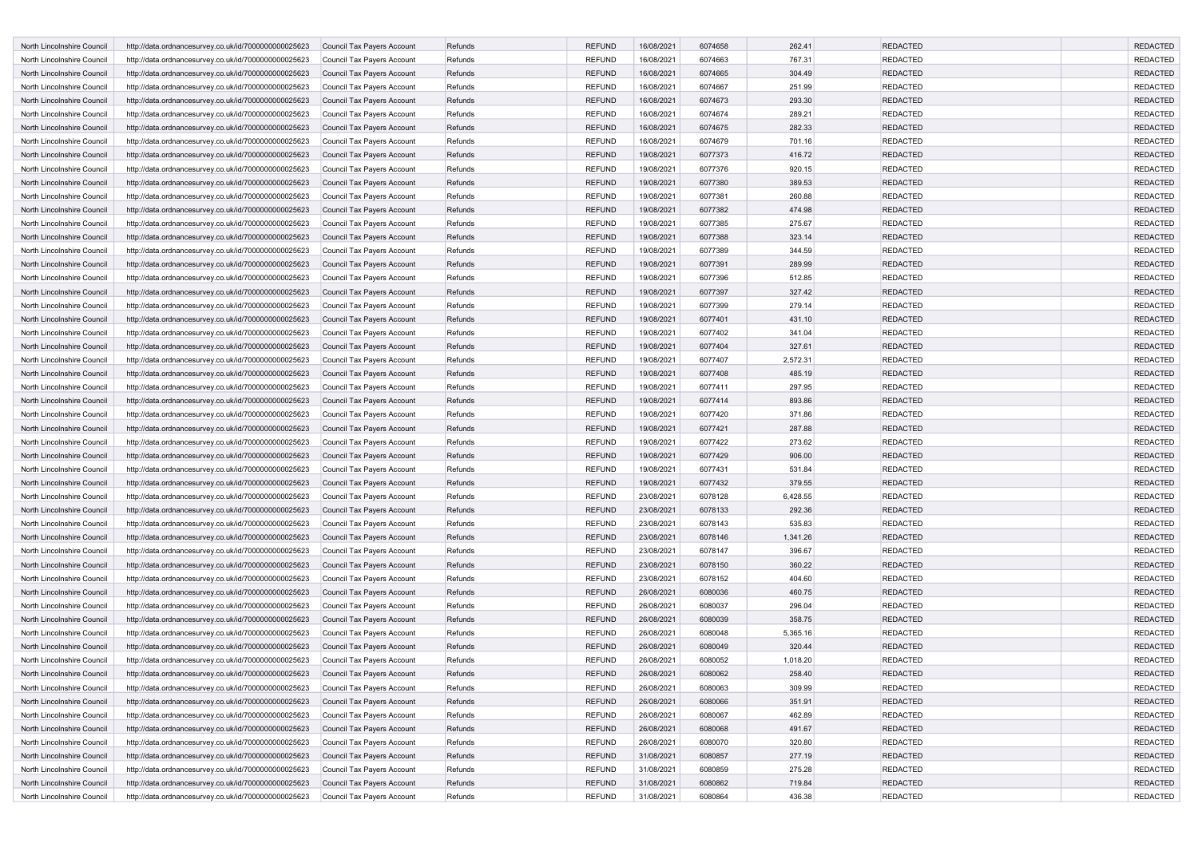| | | | | | | | | | | |
|---|---|---|---|---|---|---|---|---|---|---|
| North Lincolnshire Council | http://data.ordnancesurvey.co.uk/id/7000000000025623 | Council Tax Payers Account | Refunds | REFUND | 16/08/2021 | 6074658 | 262.41 | REDACTED | | REDACTED |
| North Lincolnshire Council | http://data.ordnancesurvey.co.uk/id/7000000000025623 | Council Tax Payers Account | Refunds | REFUND | 16/08/2021 | 6074663 | 767.31 | REDACTED | | REDACTED |
| North Lincolnshire Council | http://data.ordnancesurvey.co.uk/id/7000000000025623 | Council Tax Payers Account | Refunds | REFUND | 16/08/2021 | 6074665 | 304.49 | REDACTED | | REDACTED |
| North Lincolnshire Council | http://data.ordnancesurvey.co.uk/id/7000000000025623 | Council Tax Payers Account | Refunds | REFUND | 16/08/2021 | 6074667 | 251.99 | REDACTED | | REDACTED |
| North Lincolnshire Council | http://data.ordnancesurvey.co.uk/id/7000000000025623 | Council Tax Payers Account | Refunds | REFUND | 16/08/2021 | 6074673 | 293.30 | REDACTED | | REDACTED |
| North Lincolnshire Council | http://data.ordnancesurvey.co.uk/id/7000000000025623 | Council Tax Payers Account | Refunds | REFUND | 16/08/2021 | 6074674 | 289.21 | REDACTED | | REDACTED |
| North Lincolnshire Council | http://data.ordnancesurvey.co.uk/id/7000000000025623 | Council Tax Payers Account | Refunds | REFUND | 16/08/2021 | 6074675 | 282.33 | REDACTED | | REDACTED |
| North Lincolnshire Council | http://data.ordnancesurvey.co.uk/id/7000000000025623 | Council Tax Payers Account | Refunds | REFUND | 16/08/2021 | 6074679 | 701.16 | REDACTED | | REDACTED |
| North Lincolnshire Council | http://data.ordnancesurvey.co.uk/id/7000000000025623 | Council Tax Payers Account | Refunds | REFUND | 19/08/2021 | 6077373 | 416.72 | REDACTED | | REDACTED |
| North Lincolnshire Council | http://data.ordnancesurvey.co.uk/id/7000000000025623 | Council Tax Payers Account | Refunds | REFUND | 19/08/2021 | 6077376 | 920.15 | REDACTED | | REDACTED |
| North Lincolnshire Council | http://data.ordnancesurvey.co.uk/id/7000000000025623 | Council Tax Payers Account | Refunds | REFUND | 19/08/2021 | 6077380 | 389.53 | REDACTED | | REDACTED |
| North Lincolnshire Council | http://data.ordnancesurvey.co.uk/id/7000000000025623 | Council Tax Payers Account | Refunds | REFUND | 19/08/2021 | 6077381 | 260.88 | REDACTED | | REDACTED |
| North Lincolnshire Council | http://data.ordnancesurvey.co.uk/id/7000000000025623 | Council Tax Payers Account | Refunds | REFUND | 19/08/2021 | 6077382 | 474.98 | REDACTED | | REDACTED |
| North Lincolnshire Council | http://data.ordnancesurvey.co.uk/id/7000000000025623 | Council Tax Payers Account | Refunds | REFUND | 19/08/2021 | 6077385 | 275.67 | REDACTED | | REDACTED |
| North Lincolnshire Council | http://data.ordnancesurvey.co.uk/id/7000000000025623 | Council Tax Payers Account | Refunds | REFUND | 19/08/2021 | 6077388 | 323.14 | REDACTED | | REDACTED |
| North Lincolnshire Council | http://data.ordnancesurvey.co.uk/id/7000000000025623 | Council Tax Payers Account | Refunds | REFUND | 19/08/2021 | 6077389 | 344.59 | REDACTED | | REDACTED |
| North Lincolnshire Council | http://data.ordnancesurvey.co.uk/id/7000000000025623 | Council Tax Payers Account | Refunds | REFUND | 19/08/2021 | 6077391 | 289.99 | REDACTED | | REDACTED |
| North Lincolnshire Council | http://data.ordnancesurvey.co.uk/id/7000000000025623 | Council Tax Payers Account | Refunds | REFUND | 19/08/2021 | 6077396 | 512.85 | REDACTED | | REDACTED |
| North Lincolnshire Council | http://data.ordnancesurvey.co.uk/id/7000000000025623 | Council Tax Payers Account | Refunds | REFUND | 19/08/2021 | 6077397 | 327.42 | REDACTED | | REDACTED |
| North Lincolnshire Council | http://data.ordnancesurvey.co.uk/id/7000000000025623 | Council Tax Payers Account | Refunds | REFUND | 19/08/2021 | 6077399 | 279.14 | REDACTED | | REDACTED |
| North Lincolnshire Council | http://data.ordnancesurvey.co.uk/id/7000000000025623 | Council Tax Payers Account | Refunds | REFUND | 19/08/2021 | 6077401 | 431.10 | REDACTED | | REDACTED |
| North Lincolnshire Council | http://data.ordnancesurvey.co.uk/id/7000000000025623 | Council Tax Payers Account | Refunds | REFUND | 19/08/2021 | 6077402 | 341.04 | REDACTED | | REDACTED |
| North Lincolnshire Council | http://data.ordnancesurvey.co.uk/id/7000000000025623 | Council Tax Payers Account | Refunds | REFUND | 19/08/2021 | 6077404 | 327.61 | REDACTED | | REDACTED |
| North Lincolnshire Council | http://data.ordnancesurvey.co.uk/id/7000000000025623 | Council Tax Payers Account | Refunds | REFUND | 19/08/2021 | 6077407 | 2,572.31 | REDACTED | | REDACTED |
| North Lincolnshire Council | http://data.ordnancesurvey.co.uk/id/7000000000025623 | Council Tax Payers Account | Refunds | REFUND | 19/08/2021 | 6077408 | 485.19 | REDACTED | | REDACTED |
| North Lincolnshire Council | http://data.ordnancesurvey.co.uk/id/7000000000025623 | Council Tax Payers Account | Refunds | REFUND | 19/08/2021 | 6077411 | 297.95 | REDACTED | | REDACTED |
| North Lincolnshire Council | http://data.ordnancesurvey.co.uk/id/7000000000025623 | Council Tax Payers Account | Refunds | REFUND | 19/08/2021 | 6077414 | 893.86 | REDACTED | | REDACTED |
| North Lincolnshire Council | http://data.ordnancesurvey.co.uk/id/7000000000025623 | Council Tax Payers Account | Refunds | REFUND | 19/08/2021 | 6077420 | 371.86 | REDACTED | | REDACTED |
| North Lincolnshire Council | http://data.ordnancesurvey.co.uk/id/7000000000025623 | Council Tax Payers Account | Refunds | REFUND | 19/08/2021 | 6077421 | 287.88 | REDACTED | | REDACTED |
| North Lincolnshire Council | http://data.ordnancesurvey.co.uk/id/7000000000025623 | Council Tax Payers Account | Refunds | REFUND | 19/08/2021 | 6077422 | 273.62 | REDACTED | | REDACTED |
| North Lincolnshire Council | http://data.ordnancesurvey.co.uk/id/7000000000025623 | Council Tax Payers Account | Refunds | REFUND | 19/08/2021 | 6077429 | 906.00 | REDACTED | | REDACTED |
| North Lincolnshire Council | http://data.ordnancesurvey.co.uk/id/7000000000025623 | Council Tax Payers Account | Refunds | REFUND | 19/08/2021 | 6077431 | 531.84 | REDACTED | | REDACTED |
| North Lincolnshire Council | http://data.ordnancesurvey.co.uk/id/7000000000025623 | Council Tax Payers Account | Refunds | REFUND | 19/08/2021 | 6077432 | 379.55 | REDACTED | | REDACTED |
| North Lincolnshire Council | http://data.ordnancesurvey.co.uk/id/7000000000025623 | Council Tax Payers Account | Refunds | REFUND | 23/08/2021 | 6078128 | 6,428.55 | REDACTED | | REDACTED |
| North Lincolnshire Council | http://data.ordnancesurvey.co.uk/id/7000000000025623 | Council Tax Payers Account | Refunds | REFUND | 23/08/2021 | 6078133 | 292.36 | REDACTED | | REDACTED |
| North Lincolnshire Council | http://data.ordnancesurvey.co.uk/id/7000000000025623 | Council Tax Payers Account | Refunds | REFUND | 23/08/2021 | 6078143 | 535.83 | REDACTED | | REDACTED |
| North Lincolnshire Council | http://data.ordnancesurvey.co.uk/id/7000000000025623 | Council Tax Payers Account | Refunds | REFUND | 23/08/2021 | 6078146 | 1,341.26 | REDACTED | | REDACTED |
| North Lincolnshire Council | http://data.ordnancesurvey.co.uk/id/7000000000025623 | Council Tax Payers Account | Refunds | REFUND | 23/08/2021 | 6078147 | 396.67 | REDACTED | | REDACTED |
| North Lincolnshire Council | http://data.ordnancesurvey.co.uk/id/7000000000025623 | Council Tax Payers Account | Refunds | REFUND | 23/08/2021 | 6078150 | 360.22 | REDACTED | | REDACTED |
| North Lincolnshire Council | http://data.ordnancesurvey.co.uk/id/7000000000025623 | Council Tax Payers Account | Refunds | REFUND | 23/08/2021 | 6078152 | 404.60 | REDACTED | | REDACTED |
| North Lincolnshire Council | http://data.ordnancesurvey.co.uk/id/7000000000025623 | Council Tax Payers Account | Refunds | REFUND | 26/08/2021 | 6080036 | 460.75 | REDACTED | | REDACTED |
| North Lincolnshire Council | http://data.ordnancesurvey.co.uk/id/7000000000025623 | Council Tax Payers Account | Refunds | REFUND | 26/08/2021 | 6080037 | 296.04 | REDACTED | | REDACTED |
| North Lincolnshire Council | http://data.ordnancesurvey.co.uk/id/7000000000025623 | Council Tax Payers Account | Refunds | REFUND | 26/08/2021 | 6080039 | 358.75 | REDACTED | | REDACTED |
| North Lincolnshire Council | http://data.ordnancesurvey.co.uk/id/7000000000025623 | Council Tax Payers Account | Refunds | REFUND | 26/08/2021 | 6080048 | 5,365.16 | REDACTED | | REDACTED |
| North Lincolnshire Council | http://data.ordnancesurvey.co.uk/id/7000000000025623 | Council Tax Payers Account | Refunds | REFUND | 26/08/2021 | 6080049 | 320.44 | REDACTED | | REDACTED |
| North Lincolnshire Council | http://data.ordnancesurvey.co.uk/id/7000000000025623 | Council Tax Payers Account | Refunds | REFUND | 26/08/2021 | 6080052 | 1,018.20 | REDACTED | | REDACTED |
| North Lincolnshire Council | http://data.ordnancesurvey.co.uk/id/7000000000025623 | Council Tax Payers Account | Refunds | REFUND | 26/08/2021 | 6080062 | 258.40 | REDACTED | | REDACTED |
| North Lincolnshire Council | http://data.ordnancesurvey.co.uk/id/7000000000025623 | Council Tax Payers Account | Refunds | REFUND | 26/08/2021 | 6080063 | 309.99 | REDACTED | | REDACTED |
| North Lincolnshire Council | http://data.ordnancesurvey.co.uk/id/7000000000025623 | Council Tax Payers Account | Refunds | REFUND | 26/08/2021 | 6080066 | 351.91 | REDACTED | | REDACTED |
| North Lincolnshire Council | http://data.ordnancesurvey.co.uk/id/7000000000025623 | Council Tax Payers Account | Refunds | REFUND | 26/08/2021 | 6080067 | 462.89 | REDACTED | | REDACTED |
| North Lincolnshire Council | http://data.ordnancesurvey.co.uk/id/7000000000025623 | Council Tax Payers Account | Refunds | REFUND | 26/08/2021 | 6080068 | 491.67 | REDACTED | | REDACTED |
| North Lincolnshire Council | http://data.ordnancesurvey.co.uk/id/7000000000025623 | Council Tax Payers Account | Refunds | REFUND | 26/08/2021 | 6080070 | 320.80 | REDACTED | | REDACTED |
| North Lincolnshire Council | http://data.ordnancesurvey.co.uk/id/7000000000025623 | Council Tax Payers Account | Refunds | REFUND | 31/08/2021 | 6080857 | 277.19 | REDACTED | | REDACTED |
| North Lincolnshire Council | http://data.ordnancesurvey.co.uk/id/7000000000025623 | Council Tax Payers Account | Refunds | REFUND | 31/08/2021 | 6080859 | 275.28 | REDACTED | | REDACTED |
| North Lincolnshire Council | http://data.ordnancesurvey.co.uk/id/7000000000025623 | Council Tax Payers Account | Refunds | REFUND | 31/08/2021 | 6080862 | 719.84 | REDACTED | | REDACTED |
| North Lincolnshire Council | http://data.ordnancesurvey.co.uk/id/7000000000025623 | Council Tax Payers Account | Refunds | REFUND | 31/08/2021 | 6080864 | 436.38 | REDACTED | | REDACTED |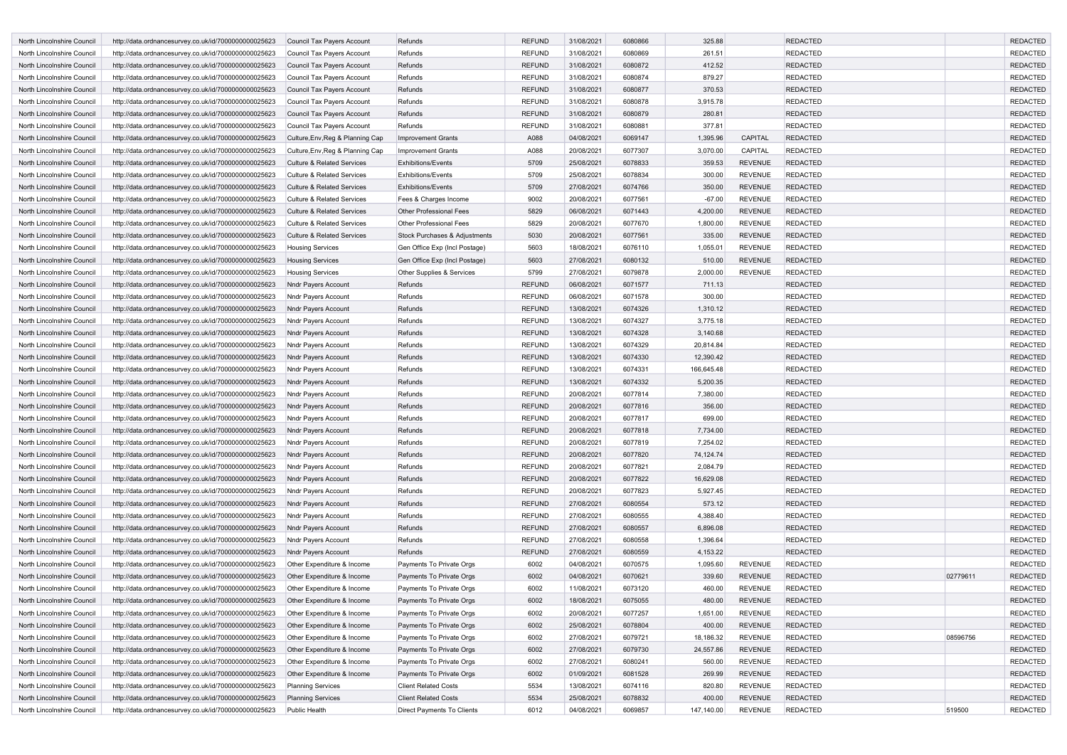| North Lincolnshire Council | http://data.ordnancesurvey.co.uk/id/7000000000025623 | Council Tax Payers Account | Refunds | REFUND | 31/08/2021 | 6080866 | 325.88 | | REDACTED | | REDACTED |
|---|---|---|---|---|---|---|---|---|---|---|---|
| North Lincolnshire Council | http://data.ordnancesurvey.co.uk/id/7000000000025623 | Council Tax Payers Account | Refunds | REFUND | 31/08/2021 | 6080869 | 261.51 | | REDACTED | | REDACTED |
| North Lincolnshire Council | http://data.ordnancesurvey.co.uk/id/7000000000025623 | Council Tax Payers Account | Refunds | REFUND | 31/08/2021 | 6080872 | 412.52 | | REDACTED | | REDACTED |
| North Lincolnshire Council | http://data.ordnancesurvey.co.uk/id/7000000000025623 | Council Tax Payers Account | Refunds | REFUND | 31/08/2021 | 6080874 | 879.27 | | REDACTED | | REDACTED |
| North Lincolnshire Council | http://data.ordnancesurvey.co.uk/id/7000000000025623 | Council Tax Payers Account | Refunds | REFUND | 31/08/2021 | 6080877 | 370.53 | | REDACTED | | REDACTED |
| North Lincolnshire Council | http://data.ordnancesurvey.co.uk/id/7000000000025623 | Council Tax Payers Account | Refunds | REFUND | 31/08/2021 | 6080878 | 3,915.78 | | REDACTED | | REDACTED |
| North Lincolnshire Council | http://data.ordnancesurvey.co.uk/id/7000000000025623 | Council Tax Payers Account | Refunds | REFUND | 31/08/2021 | 6080879 | 280.81 | | REDACTED | | REDACTED |
| North Lincolnshire Council | http://data.ordnancesurvey.co.uk/id/7000000000025623 | Council Tax Payers Account | Refunds | REFUND | 31/08/2021 | 6080881 | 377.81 | | REDACTED | | REDACTED |
| North Lincolnshire Council | http://data.ordnancesurvey.co.uk/id/7000000000025623 | Culture,Env,Reg & Planning Cap | Improvement Grants | A088 | 04/08/2021 | 6069147 | 1,395.96 | CAPITAL | REDACTED | | REDACTED |
| North Lincolnshire Council | http://data.ordnancesurvey.co.uk/id/7000000000025623 | Culture,Env,Reg & Planning Cap | Improvement Grants | A088 | 20/08/2021 | 6077307 | 3,070.00 | CAPITAL | REDACTED | | REDACTED |
| North Lincolnshire Council | http://data.ordnancesurvey.co.uk/id/7000000000025623 | Culture & Related Services | Exhibitions/Events | 5709 | 25/08/2021 | 6078833 | 359.53 | REVENUE | REDACTED | | REDACTED |
| North Lincolnshire Council | http://data.ordnancesurvey.co.uk/id/7000000000025623 | Culture & Related Services | Exhibitions/Events | 5709 | 25/08/2021 | 6078834 | 300.00 | REVENUE | REDACTED | | REDACTED |
| North Lincolnshire Council | http://data.ordnancesurvey.co.uk/id/7000000000025623 | Culture & Related Services | Exhibitions/Events | 5709 | 27/08/2021 | 6074766 | 350.00 | REVENUE | REDACTED | | REDACTED |
| North Lincolnshire Council | http://data.ordnancesurvey.co.uk/id/7000000000025623 | Culture & Related Services | Fees & Charges Income | 9002 | 20/08/2021 | 6077561 | -67.00 | REVENUE | REDACTED | | REDACTED |
| North Lincolnshire Council | http://data.ordnancesurvey.co.uk/id/7000000000025623 | Culture & Related Services | Other Professional Fees | 5829 | 06/08/2021 | 6071443 | 4,200.00 | REVENUE | REDACTED | | REDACTED |
| North Lincolnshire Council | http://data.ordnancesurvey.co.uk/id/7000000000025623 | Culture & Related Services | Other Professional Fees | 5829 | 20/08/2021 | 6077670 | 1,800.00 | REVENUE | REDACTED | | REDACTED |
| North Lincolnshire Council | http://data.ordnancesurvey.co.uk/id/7000000000025623 | Culture & Related Services | Stock Purchases & Adjustments | 5030 | 20/08/2021 | 6077561 | 335.00 | REVENUE | REDACTED | | REDACTED |
| North Lincolnshire Council | http://data.ordnancesurvey.co.uk/id/7000000000025623 | Housing Services | Gen Office Exp (Incl Postage) | 5603 | 18/08/2021 | 6076110 | 1,055.01 | REVENUE | REDACTED | | REDACTED |
| North Lincolnshire Council | http://data.ordnancesurvey.co.uk/id/7000000000025623 | Housing Services | Gen Office Exp (Incl Postage) | 5603 | 27/08/2021 | 6080132 | 510.00 | REVENUE | REDACTED | | REDACTED |
| North Lincolnshire Council | http://data.ordnancesurvey.co.uk/id/7000000000025623 | Housing Services | Other Supplies & Services | 5799 | 27/08/2021 | 6079878 | 2,000.00 | REVENUE | REDACTED | | REDACTED |
| North Lincolnshire Council | http://data.ordnancesurvey.co.uk/id/7000000000025623 | Nndr Payers Account | Refunds | REFUND | 06/08/2021 | 6071577 | 711.13 | | REDACTED | | REDACTED |
| North Lincolnshire Council | http://data.ordnancesurvey.co.uk/id/7000000000025623 | Nndr Payers Account | Refunds | REFUND | 06/08/2021 | 6071578 | 300.00 | | REDACTED | | REDACTED |
| North Lincolnshire Council | http://data.ordnancesurvey.co.uk/id/7000000000025623 | Nndr Payers Account | Refunds | REFUND | 13/08/2021 | 6074326 | 1,310.12 | | REDACTED | | REDACTED |
| North Lincolnshire Council | http://data.ordnancesurvey.co.uk/id/7000000000025623 | Nndr Payers Account | Refunds | REFUND | 13/08/2021 | 6074327 | 3,775.18 | | REDACTED | | REDACTED |
| North Lincolnshire Council | http://data.ordnancesurvey.co.uk/id/7000000000025623 | Nndr Payers Account | Refunds | REFUND | 13/08/2021 | 6074328 | 3,140.68 | | REDACTED | | REDACTED |
| North Lincolnshire Council | http://data.ordnancesurvey.co.uk/id/7000000000025623 | Nndr Payers Account | Refunds | REFUND | 13/08/2021 | 6074329 | 20,814.84 | | REDACTED | | REDACTED |
| North Lincolnshire Council | http://data.ordnancesurvey.co.uk/id/7000000000025623 | Nndr Payers Account | Refunds | REFUND | 13/08/2021 | 6074330 | 12,390.42 | | REDACTED | | REDACTED |
| North Lincolnshire Council | http://data.ordnancesurvey.co.uk/id/7000000000025623 | Nndr Payers Account | Refunds | REFUND | 13/08/2021 | 6074331 | 166,645.48 | | REDACTED | | REDACTED |
| North Lincolnshire Council | http://data.ordnancesurvey.co.uk/id/7000000000025623 | Nndr Payers Account | Refunds | REFUND | 13/08/2021 | 6074332 | 5,200.35 | | REDACTED | | REDACTED |
| North Lincolnshire Council | http://data.ordnancesurvey.co.uk/id/7000000000025623 | Nndr Payers Account | Refunds | REFUND | 20/08/2021 | 6077814 | 7,380.00 | | REDACTED | | REDACTED |
| North Lincolnshire Council | http://data.ordnancesurvey.co.uk/id/7000000000025623 | Nndr Payers Account | Refunds | REFUND | 20/08/2021 | 6077816 | 356.00 | | REDACTED | | REDACTED |
| North Lincolnshire Council | http://data.ordnancesurvey.co.uk/id/7000000000025623 | Nndr Payers Account | Refunds | REFUND | 20/08/2021 | 6077817 | 699.00 | | REDACTED | | REDACTED |
| North Lincolnshire Council | http://data.ordnancesurvey.co.uk/id/7000000000025623 | Nndr Payers Account | Refunds | REFUND | 20/08/2021 | 6077818 | 7,734.00 | | REDACTED | | REDACTED |
| North Lincolnshire Council | http://data.ordnancesurvey.co.uk/id/7000000000025623 | Nndr Payers Account | Refunds | REFUND | 20/08/2021 | 6077819 | 7,254.02 | | REDACTED | | REDACTED |
| North Lincolnshire Council | http://data.ordnancesurvey.co.uk/id/7000000000025623 | Nndr Payers Account | Refunds | REFUND | 20/08/2021 | 6077820 | 74,124.74 | | REDACTED | | REDACTED |
| North Lincolnshire Council | http://data.ordnancesurvey.co.uk/id/7000000000025623 | Nndr Payers Account | Refunds | REFUND | 20/08/2021 | 6077821 | 2,084.79 | | REDACTED | | REDACTED |
| North Lincolnshire Council | http://data.ordnancesurvey.co.uk/id/7000000000025623 | Nndr Payers Account | Refunds | REFUND | 20/08/2021 | 6077822 | 16,629.08 | | REDACTED | | REDACTED |
| North Lincolnshire Council | http://data.ordnancesurvey.co.uk/id/7000000000025623 | Nndr Payers Account | Refunds | REFUND | 20/08/2021 | 6077823 | 5,927.45 | | REDACTED | | REDACTED |
| North Lincolnshire Council | http://data.ordnancesurvey.co.uk/id/7000000000025623 | Nndr Payers Account | Refunds | REFUND | 27/08/2021 | 6080554 | 573.12 | | REDACTED | | REDACTED |
| North Lincolnshire Council | http://data.ordnancesurvey.co.uk/id/7000000000025623 | Nndr Payers Account | Refunds | REFUND | 27/08/2021 | 6080555 | 4,388.40 | | REDACTED | | REDACTED |
| North Lincolnshire Council | http://data.ordnancesurvey.co.uk/id/7000000000025623 | Nndr Payers Account | Refunds | REFUND | 27/08/2021 | 6080557 | 6,896.08 | | REDACTED | | REDACTED |
| North Lincolnshire Council | http://data.ordnancesurvey.co.uk/id/7000000000025623 | Nndr Payers Account | Refunds | REFUND | 27/08/2021 | 6080558 | 1,396.64 | | REDACTED | | REDACTED |
| North Lincolnshire Council | http://data.ordnancesurvey.co.uk/id/7000000000025623 | Nndr Payers Account | Refunds | REFUND | 27/08/2021 | 6080559 | 4,153.22 | | REDACTED | | REDACTED |
| North Lincolnshire Council | http://data.ordnancesurvey.co.uk/id/7000000000025623 | Other Expenditure & Income | Payments To Private Orgs | 6002 | 04/08/2021 | 6070575 | 1,095.60 | REVENUE | REDACTED | | REDACTED |
| North Lincolnshire Council | http://data.ordnancesurvey.co.uk/id/7000000000025623 | Other Expenditure & Income | Payments To Private Orgs | 6002 | 04/08/2021 | 6070621 | 339.60 | REVENUE | REDACTED | 02779611 | REDACTED |
| North Lincolnshire Council | http://data.ordnancesurvey.co.uk/id/7000000000025623 | Other Expenditure & Income | Payments To Private Orgs | 6002 | 11/08/2021 | 6073120 | 460.00 | REVENUE | REDACTED | | REDACTED |
| North Lincolnshire Council | http://data.ordnancesurvey.co.uk/id/7000000000025623 | Other Expenditure & Income | Payments To Private Orgs | 6002 | 18/08/2021 | 6075055 | 480.00 | REVENUE | REDACTED | | REDACTED |
| North Lincolnshire Council | http://data.ordnancesurvey.co.uk/id/7000000000025623 | Other Expenditure & Income | Payments To Private Orgs | 6002 | 20/08/2021 | 6077257 | 1,651.00 | REVENUE | REDACTED | | REDACTED |
| North Lincolnshire Council | http://data.ordnancesurvey.co.uk/id/7000000000025623 | Other Expenditure & Income | Payments To Private Orgs | 6002 | 25/08/2021 | 6078804 | 400.00 | REVENUE | REDACTED | | REDACTED |
| North Lincolnshire Council | http://data.ordnancesurvey.co.uk/id/7000000000025623 | Other Expenditure & Income | Payments To Private Orgs | 6002 | 27/08/2021 | 6079721 | 18,186.32 | REVENUE | REDACTED | 08596756 | REDACTED |
| North Lincolnshire Council | http://data.ordnancesurvey.co.uk/id/7000000000025623 | Other Expenditure & Income | Payments To Private Orgs | 6002 | 27/08/2021 | 6079730 | 24,557.86 | REVENUE | REDACTED | | REDACTED |
| North Lincolnshire Council | http://data.ordnancesurvey.co.uk/id/7000000000025623 | Other Expenditure & Income | Payments To Private Orgs | 6002 | 27/08/2021 | 6080241 | 560.00 | REVENUE | REDACTED | | REDACTED |
| North Lincolnshire Council | http://data.ordnancesurvey.co.uk/id/7000000000025623 | Other Expenditure & Income | Payments To Private Orgs | 6002 | 01/09/2021 | 6081528 | 269.99 | REVENUE | REDACTED | | REDACTED |
| North Lincolnshire Council | http://data.ordnancesurvey.co.uk/id/7000000000025623 | Planning Services | Client Related Costs | 5534 | 13/08/2021 | 6074116 | 820.80 | REVENUE | REDACTED | | REDACTED |
| North Lincolnshire Council | http://data.ordnancesurvey.co.uk/id/7000000000025623 | Planning Services | Client Related Costs | 5534 | 25/08/2021 | 6078832 | 400.00 | REVENUE | REDACTED | | REDACTED |
| North Lincolnshire Council | http://data.ordnancesurvey.co.uk/id/7000000000025623 | Public Health | Direct Payments To Clients | 6012 | 04/08/2021 | 6069857 | 147,140.00 | REVENUE | REDACTED | 519500 | REDACTED |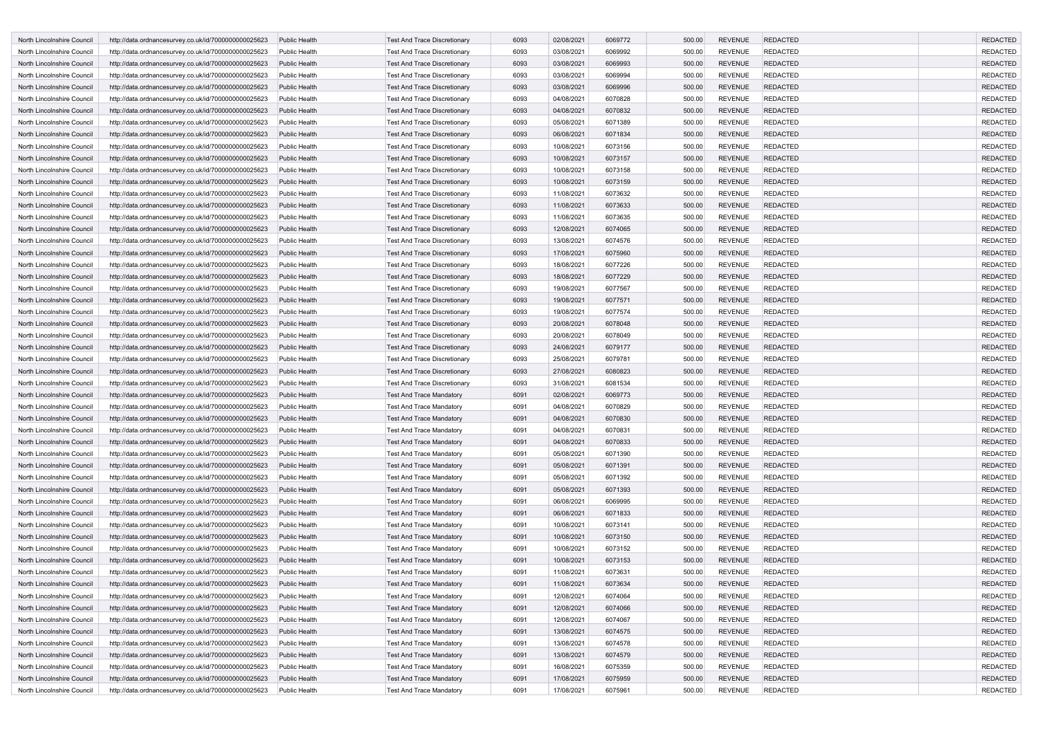| | | | | | | | | | | | |
|---|---|---|---|---|---|---|---|---|---|---|---|
| North Lincolnshire Council | http://data.ordnancesurvey.co.uk/id/7000000000025623 | Public Health | Test And Trace Discretionary | 6093 | 02/08/2021 | 6069772 | 500.00 | REVENUE | REDACTED | | REDACTED |
| North Lincolnshire Council | http://data.ordnancesurvey.co.uk/id/7000000000025623 | Public Health | Test And Trace Discretionary | 6093 | 03/08/2021 | 6069992 | 500.00 | REVENUE | REDACTED | | REDACTED |
| North Lincolnshire Council | http://data.ordnancesurvey.co.uk/id/7000000000025623 | Public Health | Test And Trace Discretionary | 6093 | 03/08/2021 | 6069993 | 500.00 | REVENUE | REDACTED | | REDACTED |
| North Lincolnshire Council | http://data.ordnancesurvey.co.uk/id/7000000000025623 | Public Health | Test And Trace Discretionary | 6093 | 03/08/2021 | 6069994 | 500.00 | REVENUE | REDACTED | | REDACTED |
| North Lincolnshire Council | http://data.ordnancesurvey.co.uk/id/7000000000025623 | Public Health | Test And Trace Discretionary | 6093 | 03/08/2021 | 6069996 | 500.00 | REVENUE | REDACTED | | REDACTED |
| North Lincolnshire Council | http://data.ordnancesurvey.co.uk/id/7000000000025623 | Public Health | Test And Trace Discretionary | 6093 | 04/08/2021 | 6070828 | 500.00 | REVENUE | REDACTED | | REDACTED |
| North Lincolnshire Council | http://data.ordnancesurvey.co.uk/id/7000000000025623 | Public Health | Test And Trace Discretionary | 6093 | 04/08/2021 | 6070832 | 500.00 | REVENUE | REDACTED | | REDACTED |
| North Lincolnshire Council | http://data.ordnancesurvey.co.uk/id/7000000000025623 | Public Health | Test And Trace Discretionary | 6093 | 05/08/2021 | 6071389 | 500.00 | REVENUE | REDACTED | | REDACTED |
| North Lincolnshire Council | http://data.ordnancesurvey.co.uk/id/7000000000025623 | Public Health | Test And Trace Discretionary | 6093 | 06/08/2021 | 6071834 | 500.00 | REVENUE | REDACTED | | REDACTED |
| North Lincolnshire Council | http://data.ordnancesurvey.co.uk/id/7000000000025623 | Public Health | Test And Trace Discretionary | 6093 | 10/08/2021 | 6073156 | 500.00 | REVENUE | REDACTED | | REDACTED |
| North Lincolnshire Council | http://data.ordnancesurvey.co.uk/id/7000000000025623 | Public Health | Test And Trace Discretionary | 6093 | 10/08/2021 | 6073157 | 500.00 | REVENUE | REDACTED | | REDACTED |
| North Lincolnshire Council | http://data.ordnancesurvey.co.uk/id/7000000000025623 | Public Health | Test And Trace Discretionary | 6093 | 10/08/2021 | 6073158 | 500.00 | REVENUE | REDACTED | | REDACTED |
| North Lincolnshire Council | http://data.ordnancesurvey.co.uk/id/7000000000025623 | Public Health | Test And Trace Discretionary | 6093 | 10/08/2021 | 6073159 | 500.00 | REVENUE | REDACTED | | REDACTED |
| North Lincolnshire Council | http://data.ordnancesurvey.co.uk/id/7000000000025623 | Public Health | Test And Trace Discretionary | 6093 | 11/08/2021 | 6073632 | 500.00 | REVENUE | REDACTED | | REDACTED |
| North Lincolnshire Council | http://data.ordnancesurvey.co.uk/id/7000000000025623 | Public Health | Test And Trace Discretionary | 6093 | 11/08/2021 | 6073633 | 500.00 | REVENUE | REDACTED | | REDACTED |
| North Lincolnshire Council | http://data.ordnancesurvey.co.uk/id/7000000000025623 | Public Health | Test And Trace Discretionary | 6093 | 11/08/2021 | 6073635 | 500.00 | REVENUE | REDACTED | | REDACTED |
| North Lincolnshire Council | http://data.ordnancesurvey.co.uk/id/7000000000025623 | Public Health | Test And Trace Discretionary | 6093 | 12/08/2021 | 6074065 | 500.00 | REVENUE | REDACTED | | REDACTED |
| North Lincolnshire Council | http://data.ordnancesurvey.co.uk/id/7000000000025623 | Public Health | Test And Trace Discretionary | 6093 | 13/08/2021 | 6074576 | 500.00 | REVENUE | REDACTED | | REDACTED |
| North Lincolnshire Council | http://data.ordnancesurvey.co.uk/id/7000000000025623 | Public Health | Test And Trace Discretionary | 6093 | 17/08/2021 | 6075960 | 500.00 | REVENUE | REDACTED | | REDACTED |
| North Lincolnshire Council | http://data.ordnancesurvey.co.uk/id/7000000000025623 | Public Health | Test And Trace Discretionary | 6093 | 18/08/2021 | 6077226 | 500.00 | REVENUE | REDACTED | | REDACTED |
| North Lincolnshire Council | http://data.ordnancesurvey.co.uk/id/7000000000025623 | Public Health | Test And Trace Discretionary | 6093 | 18/08/2021 | 6077229 | 500.00 | REVENUE | REDACTED | | REDACTED |
| North Lincolnshire Council | http://data.ordnancesurvey.co.uk/id/7000000000025623 | Public Health | Test And Trace Discretionary | 6093 | 19/08/2021 | 6077567 | 500.00 | REVENUE | REDACTED | | REDACTED |
| North Lincolnshire Council | http://data.ordnancesurvey.co.uk/id/7000000000025623 | Public Health | Test And Trace Discretionary | 6093 | 19/08/2021 | 6077571 | 500.00 | REVENUE | REDACTED | | REDACTED |
| North Lincolnshire Council | http://data.ordnancesurvey.co.uk/id/7000000000025623 | Public Health | Test And Trace Discretionary | 6093 | 19/08/2021 | 6077574 | 500.00 | REVENUE | REDACTED | | REDACTED |
| North Lincolnshire Council | http://data.ordnancesurvey.co.uk/id/7000000000025623 | Public Health | Test And Trace Discretionary | 6093 | 20/08/2021 | 6078048 | 500.00 | REVENUE | REDACTED | | REDACTED |
| North Lincolnshire Council | http://data.ordnancesurvey.co.uk/id/7000000000025623 | Public Health | Test And Trace Discretionary | 6093 | 20/08/2021 | 6078049 | 500.00 | REVENUE | REDACTED | | REDACTED |
| North Lincolnshire Council | http://data.ordnancesurvey.co.uk/id/7000000000025623 | Public Health | Test And Trace Discretionary | 6093 | 24/08/2021 | 6079177 | 500.00 | REVENUE | REDACTED | | REDACTED |
| North Lincolnshire Council | http://data.ordnancesurvey.co.uk/id/7000000000025623 | Public Health | Test And Trace Discretionary | 6093 | 25/08/2021 | 6079781 | 500.00 | REVENUE | REDACTED | | REDACTED |
| North Lincolnshire Council | http://data.ordnancesurvey.co.uk/id/7000000000025623 | Public Health | Test And Trace Discretionary | 6093 | 27/08/2021 | 6080823 | 500.00 | REVENUE | REDACTED | | REDACTED |
| North Lincolnshire Council | http://data.ordnancesurvey.co.uk/id/7000000000025623 | Public Health | Test And Trace Discretionary | 6093 | 31/08/2021 | 6081534 | 500.00 | REVENUE | REDACTED | | REDACTED |
| North Lincolnshire Council | http://data.ordnancesurvey.co.uk/id/7000000000025623 | Public Health | Test And Trace Mandatory | 6091 | 02/08/2021 | 6069773 | 500.00 | REVENUE | REDACTED | | REDACTED |
| North Lincolnshire Council | http://data.ordnancesurvey.co.uk/id/7000000000025623 | Public Health | Test And Trace Mandatory | 6091 | 04/08/2021 | 6070829 | 500.00 | REVENUE | REDACTED | | REDACTED |
| North Lincolnshire Council | http://data.ordnancesurvey.co.uk/id/7000000000025623 | Public Health | Test And Trace Mandatory | 6091 | 04/08/2021 | 6070830 | 500.00 | REVENUE | REDACTED | | REDACTED |
| North Lincolnshire Council | http://data.ordnancesurvey.co.uk/id/7000000000025623 | Public Health | Test And Trace Mandatory | 6091 | 04/08/2021 | 6070831 | 500.00 | REVENUE | REDACTED | | REDACTED |
| North Lincolnshire Council | http://data.ordnancesurvey.co.uk/id/7000000000025623 | Public Health | Test And Trace Mandatory | 6091 | 04/08/2021 | 6070833 | 500.00 | REVENUE | REDACTED | | REDACTED |
| North Lincolnshire Council | http://data.ordnancesurvey.co.uk/id/7000000000025623 | Public Health | Test And Trace Mandatory | 6091 | 05/08/2021 | 6071390 | 500.00 | REVENUE | REDACTED | | REDACTED |
| North Lincolnshire Council | http://data.ordnancesurvey.co.uk/id/7000000000025623 | Public Health | Test And Trace Mandatory | 6091 | 05/08/2021 | 6071391 | 500.00 | REVENUE | REDACTED | | REDACTED |
| North Lincolnshire Council | http://data.ordnancesurvey.co.uk/id/7000000000025623 | Public Health | Test And Trace Mandatory | 6091 | 05/08/2021 | 6071392 | 500.00 | REVENUE | REDACTED | | REDACTED |
| North Lincolnshire Council | http://data.ordnancesurvey.co.uk/id/7000000000025623 | Public Health | Test And Trace Mandatory | 6091 | 05/08/2021 | 6071393 | 500.00 | REVENUE | REDACTED | | REDACTED |
| North Lincolnshire Council | http://data.ordnancesurvey.co.uk/id/7000000000025623 | Public Health | Test And Trace Mandatory | 6091 | 06/08/2021 | 6069995 | 500.00 | REVENUE | REDACTED | | REDACTED |
| North Lincolnshire Council | http://data.ordnancesurvey.co.uk/id/7000000000025623 | Public Health | Test And Trace Mandatory | 6091 | 06/08/2021 | 6071833 | 500.00 | REVENUE | REDACTED | | REDACTED |
| North Lincolnshire Council | http://data.ordnancesurvey.co.uk/id/7000000000025623 | Public Health | Test And Trace Mandatory | 6091 | 10/08/2021 | 6073141 | 500.00 | REVENUE | REDACTED | | REDACTED |
| North Lincolnshire Council | http://data.ordnancesurvey.co.uk/id/7000000000025623 | Public Health | Test And Trace Mandatory | 6091 | 10/08/2021 | 6073150 | 500.00 | REVENUE | REDACTED | | REDACTED |
| North Lincolnshire Council | http://data.ordnancesurvey.co.uk/id/7000000000025623 | Public Health | Test And Trace Mandatory | 6091 | 10/08/2021 | 6073152 | 500.00 | REVENUE | REDACTED | | REDACTED |
| North Lincolnshire Council | http://data.ordnancesurvey.co.uk/id/7000000000025623 | Public Health | Test And Trace Mandatory | 6091 | 10/08/2021 | 6073153 | 500.00 | REVENUE | REDACTED | | REDACTED |
| North Lincolnshire Council | http://data.ordnancesurvey.co.uk/id/7000000000025623 | Public Health | Test And Trace Mandatory | 6091 | 11/08/2021 | 6073631 | 500.00 | REVENUE | REDACTED | | REDACTED |
| North Lincolnshire Council | http://data.ordnancesurvey.co.uk/id/7000000000025623 | Public Health | Test And Trace Mandatory | 6091 | 11/08/2021 | 6073634 | 500.00 | REVENUE | REDACTED | | REDACTED |
| North Lincolnshire Council | http://data.ordnancesurvey.co.uk/id/7000000000025623 | Public Health | Test And Trace Mandatory | 6091 | 12/08/2021 | 6074064 | 500.00 | REVENUE | REDACTED | | REDACTED |
| North Lincolnshire Council | http://data.ordnancesurvey.co.uk/id/7000000000025623 | Public Health | Test And Trace Mandatory | 6091 | 12/08/2021 | 6074066 | 500.00 | REVENUE | REDACTED | | REDACTED |
| North Lincolnshire Council | http://data.ordnancesurvey.co.uk/id/7000000000025623 | Public Health | Test And Trace Mandatory | 6091 | 12/08/2021 | 6074067 | 500.00 | REVENUE | REDACTED | | REDACTED |
| North Lincolnshire Council | http://data.ordnancesurvey.co.uk/id/7000000000025623 | Public Health | Test And Trace Mandatory | 6091 | 13/08/2021 | 6074575 | 500.00 | REVENUE | REDACTED | | REDACTED |
| North Lincolnshire Council | http://data.ordnancesurvey.co.uk/id/7000000000025623 | Public Health | Test And Trace Mandatory | 6091 | 13/08/2021 | 6074578 | 500.00 | REVENUE | REDACTED | | REDACTED |
| North Lincolnshire Council | http://data.ordnancesurvey.co.uk/id/7000000000025623 | Public Health | Test And Trace Mandatory | 6091 | 13/08/2021 | 6074579 | 500.00 | REVENUE | REDACTED | | REDACTED |
| North Lincolnshire Council | http://data.ordnancesurvey.co.uk/id/7000000000025623 | Public Health | Test And Trace Mandatory | 6091 | 16/08/2021 | 6075359 | 500.00 | REVENUE | REDACTED | | REDACTED |
| North Lincolnshire Council | http://data.ordnancesurvey.co.uk/id/7000000000025623 | Public Health | Test And Trace Mandatory | 6091 | 17/08/2021 | 6075959 | 500.00 | REVENUE | REDACTED | | REDACTED |
| North Lincolnshire Council | http://data.ordnancesurvey.co.uk/id/7000000000025623 | Public Health | Test And Trace Mandatory | 6091 | 17/08/2021 | 6075961 | 500.00 | REVENUE | REDACTED | | REDACTED |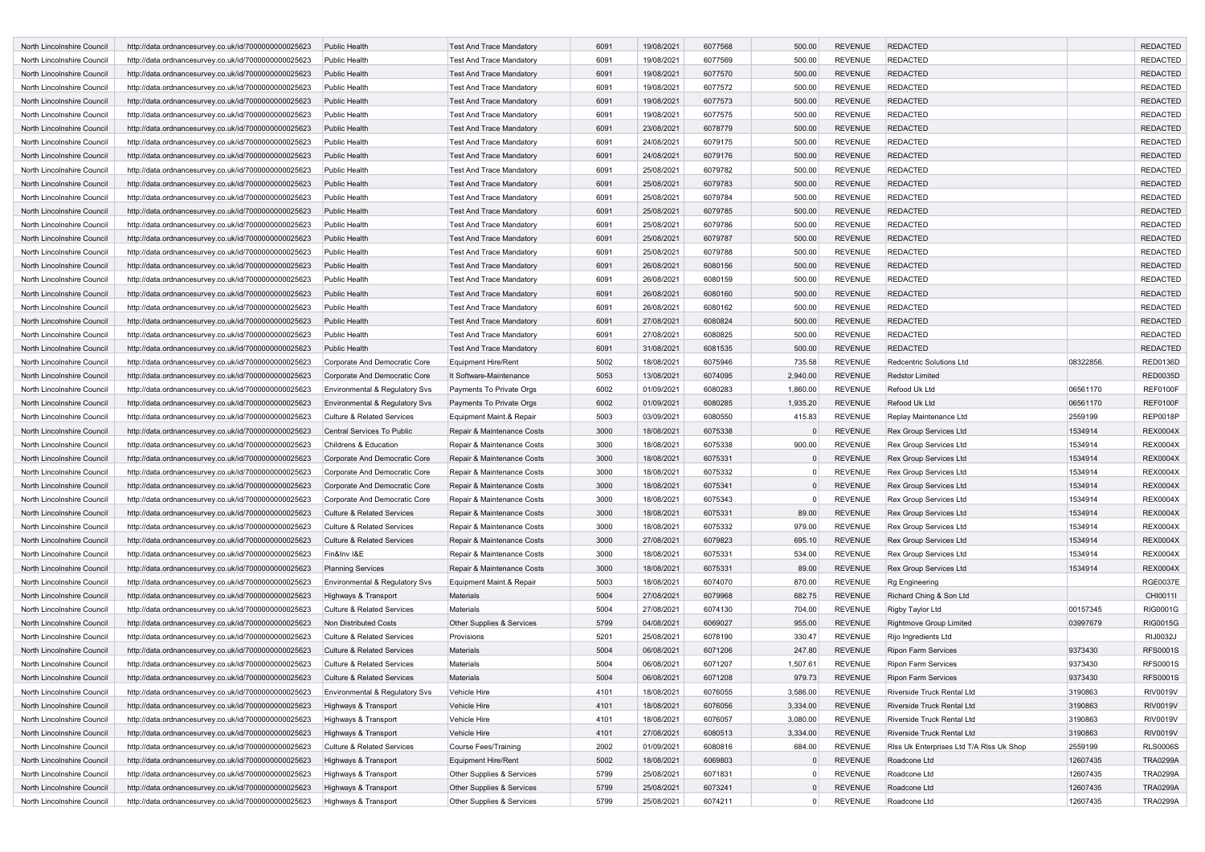| | | | | | | | | | | | |
|---|---|---|---|---|---|---|---|---|---|---|---|
| North Lincolnshire Council | http://data.ordnancesurvey.co.uk/id/7000000000025623 | Public Health | Test And Trace Mandatory | 6091 | 19/08/2021 | 6077568 | 500.00 | REVENUE | REDACTED | | REDACTED |
| North Lincolnshire Council | http://data.ordnancesurvey.co.uk/id/7000000000025623 | Public Health | Test And Trace Mandatory | 6091 | 19/08/2021 | 6077569 | 500.00 | REVENUE | REDACTED | | REDACTED |
| North Lincolnshire Council | http://data.ordnancesurvey.co.uk/id/7000000000025623 | Public Health | Test And Trace Mandatory | 6091 | 19/08/2021 | 6077570 | 500.00 | REVENUE | REDACTED | | REDACTED |
| North Lincolnshire Council | http://data.ordnancesurvey.co.uk/id/7000000000025623 | Public Health | Test And Trace Mandatory | 6091 | 19/08/2021 | 6077572 | 500.00 | REVENUE | REDACTED | | REDACTED |
| North Lincolnshire Council | http://data.ordnancesurvey.co.uk/id/7000000000025623 | Public Health | Test And Trace Mandatory | 6091 | 19/08/2021 | 6077573 | 500.00 | REVENUE | REDACTED | | REDACTED |
| North Lincolnshire Council | http://data.ordnancesurvey.co.uk/id/7000000000025623 | Public Health | Test And Trace Mandatory | 6091 | 19/08/2021 | 6077575 | 500.00 | REVENUE | REDACTED | | REDACTED |
| North Lincolnshire Council | http://data.ordnancesurvey.co.uk/id/7000000000025623 | Public Health | Test And Trace Mandatory | 6091 | 23/08/2021 | 6078779 | 500.00 | REVENUE | REDACTED | | REDACTED |
| North Lincolnshire Council | http://data.ordnancesurvey.co.uk/id/7000000000025623 | Public Health | Test And Trace Mandatory | 6091 | 24/08/2021 | 6079175 | 500.00 | REVENUE | REDACTED | | REDACTED |
| North Lincolnshire Council | http://data.ordnancesurvey.co.uk/id/7000000000025623 | Public Health | Test And Trace Mandatory | 6091 | 24/08/2021 | 6079176 | 500.00 | REVENUE | REDACTED | | REDACTED |
| North Lincolnshire Council | http://data.ordnancesurvey.co.uk/id/7000000000025623 | Public Health | Test And Trace Mandatory | 6091 | 25/08/2021 | 6079782 | 500.00 | REVENUE | REDACTED | | REDACTED |
| North Lincolnshire Council | http://data.ordnancesurvey.co.uk/id/7000000000025623 | Public Health | Test And Trace Mandatory | 6091 | 25/08/2021 | 6079783 | 500.00 | REVENUE | REDACTED | | REDACTED |
| North Lincolnshire Council | http://data.ordnancesurvey.co.uk/id/7000000000025623 | Public Health | Test And Trace Mandatory | 6091 | 25/08/2021 | 6079784 | 500.00 | REVENUE | REDACTED | | REDACTED |
| North Lincolnshire Council | http://data.ordnancesurvey.co.uk/id/7000000000025623 | Public Health | Test And Trace Mandatory | 6091 | 25/08/2021 | 6079785 | 500.00 | REVENUE | REDACTED | | REDACTED |
| North Lincolnshire Council | http://data.ordnancesurvey.co.uk/id/7000000000025623 | Public Health | Test And Trace Mandatory | 6091 | 25/08/2021 | 6079786 | 500.00 | REVENUE | REDACTED | | REDACTED |
| North Lincolnshire Council | http://data.ordnancesurvey.co.uk/id/7000000000025623 | Public Health | Test And Trace Mandatory | 6091 | 25/08/2021 | 6079787 | 500.00 | REVENUE | REDACTED | | REDACTED |
| North Lincolnshire Council | http://data.ordnancesurvey.co.uk/id/7000000000025623 | Public Health | Test And Trace Mandatory | 6091 | 25/08/2021 | 6079788 | 500.00 | REVENUE | REDACTED | | REDACTED |
| North Lincolnshire Council | http://data.ordnancesurvey.co.uk/id/7000000000025623 | Public Health | Test And Trace Mandatory | 6091 | 26/08/2021 | 6080156 | 500.00 | REVENUE | REDACTED | | REDACTED |
| North Lincolnshire Council | http://data.ordnancesurvey.co.uk/id/7000000000025623 | Public Health | Test And Trace Mandatory | 6091 | 26/08/2021 | 6080159 | 500.00 | REVENUE | REDACTED | | REDACTED |
| North Lincolnshire Council | http://data.ordnancesurvey.co.uk/id/7000000000025623 | Public Health | Test And Trace Mandatory | 6091 | 26/08/2021 | 6080160 | 500.00 | REVENUE | REDACTED | | REDACTED |
| North Lincolnshire Council | http://data.ordnancesurvey.co.uk/id/7000000000025623 | Public Health | Test And Trace Mandatory | 6091 | 26/08/2021 | 6080162 | 500.00 | REVENUE | REDACTED | | REDACTED |
| North Lincolnshire Council | http://data.ordnancesurvey.co.uk/id/7000000000025623 | Public Health | Test And Trace Mandatory | 6091 | 27/08/2021 | 6080824 | 500.00 | REVENUE | REDACTED | | REDACTED |
| North Lincolnshire Council | http://data.ordnancesurvey.co.uk/id/7000000000025623 | Public Health | Test And Trace Mandatory | 6091 | 27/08/2021 | 6080825 | 500.00 | REVENUE | REDACTED | | REDACTED |
| North Lincolnshire Council | http://data.ordnancesurvey.co.uk/id/7000000000025623 | Public Health | Test And Trace Mandatory | 6091 | 31/08/2021 | 6081535 | 500.00 | REVENUE | REDACTED | | REDACTED |
| North Lincolnshire Council | http://data.ordnancesurvey.co.uk/id/7000000000025623 | Corporate And Democratic Core | Equipment Hire/Rent | 5002 | 18/08/2021 | 6075946 | 735.58 | REVENUE | Redcentric Solutions Ltd | 08322856. | RED0136D |
| North Lincolnshire Council | http://data.ordnancesurvey.co.uk/id/7000000000025623 | Corporate And Democratic Core | It Software-Maintenance | 5053 | 13/08/2021 | 6074095 | 2,940.00 | REVENUE | Redstor Limited | | RED0035D |
| North Lincolnshire Council | http://data.ordnancesurvey.co.uk/id/7000000000025623 | Environmental & Regulatory Svs | Payments To Private Orgs | 6002 | 01/09/2021 | 6080283 | 1,860.00 | REVENUE | Refood Uk Ltd | 06561170 | REF0100F |
| North Lincolnshire Council | http://data.ordnancesurvey.co.uk/id/7000000000025623 | Environmental & Regulatory Svs | Payments To Private Orgs | 6002 | 01/09/2021 | 6080285 | 1,935.20 | REVENUE | Refood Uk Ltd | 06561170 | REF0100F |
| North Lincolnshire Council | http://data.ordnancesurvey.co.uk/id/7000000000025623 | Culture & Related Services | Equipment Maint.& Repair | 5003 | 03/09/2021 | 6080550 | 415.83 | REVENUE | Replay Maintenance Ltd | 2559199 | REP0018P |
| North Lincolnshire Council | http://data.ordnancesurvey.co.uk/id/7000000000025623 | Central Services To Public | Repair & Maintenance Costs | 3000 | 18/08/2021 | 6075338 | 0 | REVENUE | Rex Group Services Ltd | 1534914 | REX0004X |
| North Lincolnshire Council | http://data.ordnancesurvey.co.uk/id/7000000000025623 | Childrens & Education | Repair & Maintenance Costs | 3000 | 18/08/2021 | 6075338 | 900.00 | REVENUE | Rex Group Services Ltd | 1534914 | REX0004X |
| North Lincolnshire Council | http://data.ordnancesurvey.co.uk/id/7000000000025623 | Corporate And Democratic Core | Repair & Maintenance Costs | 3000 | 18/08/2021 | 6075331 | 0 | REVENUE | Rex Group Services Ltd | 1534914 | REX0004X |
| North Lincolnshire Council | http://data.ordnancesurvey.co.uk/id/7000000000025623 | Corporate And Democratic Core | Repair & Maintenance Costs | 3000 | 18/08/2021 | 6075332 | 0 | REVENUE | Rex Group Services Ltd | 1534914 | REX0004X |
| North Lincolnshire Council | http://data.ordnancesurvey.co.uk/id/7000000000025623 | Corporate And Democratic Core | Repair & Maintenance Costs | 3000 | 18/08/2021 | 6075341 | 0 | REVENUE | Rex Group Services Ltd | 1534914 | REX0004X |
| North Lincolnshire Council | http://data.ordnancesurvey.co.uk/id/7000000000025623 | Corporate And Democratic Core | Repair & Maintenance Costs | 3000 | 18/08/2021 | 6075343 | 0 | REVENUE | Rex Group Services Ltd | 1534914 | REX0004X |
| North Lincolnshire Council | http://data.ordnancesurvey.co.uk/id/7000000000025623 | Culture & Related Services | Repair & Maintenance Costs | 3000 | 18/08/2021 | 6075331 | 89.00 | REVENUE | Rex Group Services Ltd | 1534914 | REX0004X |
| North Lincolnshire Council | http://data.ordnancesurvey.co.uk/id/7000000000025623 | Culture & Related Services | Repair & Maintenance Costs | 3000 | 18/08/2021 | 6075332 | 979.00 | REVENUE | Rex Group Services Ltd | 1534914 | REX0004X |
| North Lincolnshire Council | http://data.ordnancesurvey.co.uk/id/7000000000025623 | Culture & Related Services | Repair & Maintenance Costs | 3000 | 27/08/2021 | 6079823 | 695.10 | REVENUE | Rex Group Services Ltd | 1534914 | REX0004X |
| North Lincolnshire Council | http://data.ordnancesurvey.co.uk/id/7000000000025623 | Fin&Inv I&E | Repair & Maintenance Costs | 3000 | 18/08/2021 | 6075331 | 534.00 | REVENUE | Rex Group Services Ltd | 1534914 | REX0004X |
| North Lincolnshire Council | http://data.ordnancesurvey.co.uk/id/7000000000025623 | Planning Services | Repair & Maintenance Costs | 3000 | 18/08/2021 | 6075331 | 89.00 | REVENUE | Rex Group Services Ltd | 1534914 | REX0004X |
| North Lincolnshire Council | http://data.ordnancesurvey.co.uk/id/7000000000025623 | Environmental & Regulatory Svs | Equipment Maint.& Repair | 5003 | 18/08/2021 | 6074070 | 870.00 | REVENUE | Rg Engineering | | RGE0037E |
| North Lincolnshire Council | http://data.ordnancesurvey.co.uk/id/7000000000025623 | Highways & Transport | Materials | 5004 | 27/08/2021 | 6079968 | 682.75 | REVENUE | Richard Ching & Son Ltd | | CHI0011I |
| North Lincolnshire Council | http://data.ordnancesurvey.co.uk/id/7000000000025623 | Culture & Related Services | Materials | 5004 | 27/08/2021 | 6074130 | 704.00 | REVENUE | Rigby Taylor Ltd | 00157345 | RIG0001G |
| North Lincolnshire Council | http://data.ordnancesurvey.co.uk/id/7000000000025623 | Non Distributed Costs | Other Supplies & Services | 5799 | 04/08/2021 | 6069027 | 955.00 | REVENUE | Rightmove Group Limited | 03997679 | RIG0015G |
| North Lincolnshire Council | http://data.ordnancesurvey.co.uk/id/7000000000025623 | Culture & Related Services | Provisions | 5201 | 25/08/2021 | 6078190 | 330.47 | REVENUE | Rijo Ingredients Ltd | | RIJ0032J |
| North Lincolnshire Council | http://data.ordnancesurvey.co.uk/id/7000000000025623 | Culture & Related Services | Materials | 5004 | 06/08/2021 | 6071206 | 247.80 | REVENUE | Ripon Farm Services | 9373430 | RFS0001S |
| North Lincolnshire Council | http://data.ordnancesurvey.co.uk/id/7000000000025623 | Culture & Related Services | Materials | 5004 | 06/08/2021 | 6071207 | 1,507.61 | REVENUE | Ripon Farm Services | 9373430 | RFS0001S |
| North Lincolnshire Council | http://data.ordnancesurvey.co.uk/id/7000000000025623 | Culture & Related Services | Materials | 5004 | 06/08/2021 | 6071208 | 979.73 | REVENUE | Ripon Farm Services | 9373430 | RFS0001S |
| North Lincolnshire Council | http://data.ordnancesurvey.co.uk/id/7000000000025623 | Environmental & Regulatory Svs | Vehicle Hire | 4101 | 18/08/2021 | 6076055 | 3,586.00 | REVENUE | Riverside Truck Rental Ltd | 3190863 | RIV0019V |
| North Lincolnshire Council | http://data.ordnancesurvey.co.uk/id/7000000000025623 | Highways & Transport | Vehicle Hire | 4101 | 18/08/2021 | 6076056 | 3,334.00 | REVENUE | Riverside Truck Rental Ltd | 3190863 | RIV0019V |
| North Lincolnshire Council | http://data.ordnancesurvey.co.uk/id/7000000000025623 | Highways & Transport | Vehicle Hire | 4101 | 18/08/2021 | 6076057 | 3,080.00 | REVENUE | Riverside Truck Rental Ltd | 3190863 | RIV0019V |
| North Lincolnshire Council | http://data.ordnancesurvey.co.uk/id/7000000000025623 | Highways & Transport | Vehicle Hire | 4101 | 27/08/2021 | 6080513 | 3,334.00 | REVENUE | Riverside Truck Rental Ltd | 3190863 | RIV0019V |
| North Lincolnshire Council | http://data.ordnancesurvey.co.uk/id/7000000000025623 | Culture & Related Services | Course Fees/Training | 2002 | 01/09/2021 | 6080816 | 684.00 | REVENUE | Rlss Uk Enterprises Ltd T/A Rlss Uk Shop | 2559199 | RLS0006S |
| North Lincolnshire Council | http://data.ordnancesurvey.co.uk/id/7000000000025623 | Highways & Transport | Equipment Hire/Rent | 5002 | 18/08/2021 | 6069803 | 0 | REVENUE | Roadcone Ltd | 12607435 | TRA0299A |
| North Lincolnshire Council | http://data.ordnancesurvey.co.uk/id/7000000000025623 | Highways & Transport | Other Supplies & Services | 5799 | 25/08/2021 | 6071831 | 0 | REVENUE | Roadcone Ltd | 12607435 | TRA0299A |
| North Lincolnshire Council | http://data.ordnancesurvey.co.uk/id/7000000000025623 | Highways & Transport | Other Supplies & Services | 5799 | 25/08/2021 | 6073241 | 0 | REVENUE | Roadcone Ltd | 12607435 | TRA0299A |
| North Lincolnshire Council | http://data.ordnancesurvey.co.uk/id/7000000000025623 | Highways & Transport | Other Supplies & Services | 5799 | 25/08/2021 | 6074211 | 0 | REVENUE | Roadcone Ltd | 12607435 | TRA0299A |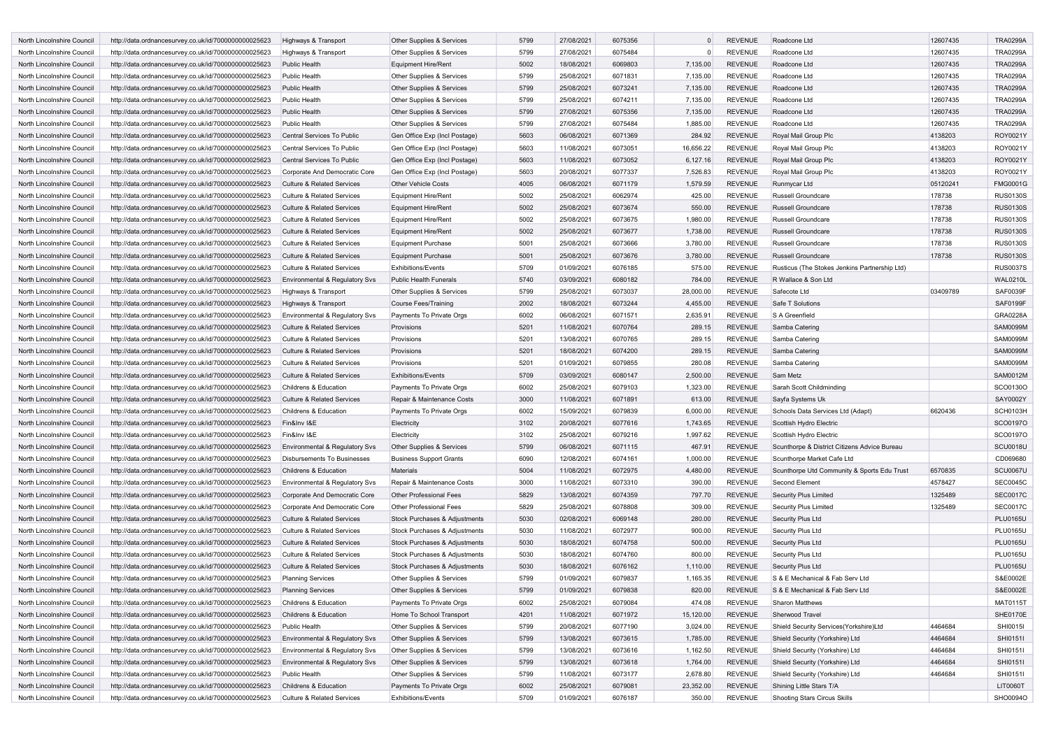| | | | | | | | | | | | |
|---|---|---|---|---|---|---|---|---|---|---|---|
| North Lincolnshire Council | http://data.ordnancesurvey.co.uk/id/7000000000025623 | Highways & Transport | Other Supplies & Services | 5799 | 27/08/2021 | 6075356 | 0 | REVENUE | Roadcone Ltd | 12607435 | TRA0299A |
| North Lincolnshire Council | http://data.ordnancesurvey.co.uk/id/7000000000025623 | Highways & Transport | Other Supplies & Services | 5799 | 27/08/2021 | 6075484 | 0 | REVENUE | Roadcone Ltd | 12607435 | TRA0299A |
| North Lincolnshire Council | http://data.ordnancesurvey.co.uk/id/7000000000025623 | Public Health | Equipment Hire/Rent | 5002 | 18/08/2021 | 6069803 | 7,135.00 | REVENUE | Roadcone Ltd | 12607435 | TRA0299A |
| North Lincolnshire Council | http://data.ordnancesurvey.co.uk/id/7000000000025623 | Public Health | Other Supplies & Services | 5799 | 25/08/2021 | 6071831 | 7,135.00 | REVENUE | Roadcone Ltd | 12607435 | TRA0299A |
| North Lincolnshire Council | http://data.ordnancesurvey.co.uk/id/7000000000025623 | Public Health | Other Supplies & Services | 5799 | 25/08/2021 | 6073241 | 7,135.00 | REVENUE | Roadcone Ltd | 12607435 | TRA0299A |
| North Lincolnshire Council | http://data.ordnancesurvey.co.uk/id/7000000000025623 | Public Health | Other Supplies & Services | 5799 | 25/08/2021 | 6074211 | 7,135.00 | REVENUE | Roadcone Ltd | 12607435 | TRA0299A |
| North Lincolnshire Council | http://data.ordnancesurvey.co.uk/id/7000000000025623 | Public Health | Other Supplies & Services | 5799 | 27/08/2021 | 6075356 | 7,135.00 | REVENUE | Roadcone Ltd | 12607435 | TRA0299A |
| North Lincolnshire Council | http://data.ordnancesurvey.co.uk/id/7000000000025623 | Public Health | Other Supplies & Services | 5799 | 27/08/2021 | 6075484 | 1,885.00 | REVENUE | Roadcone Ltd | 12607435 | TRA0299A |
| North Lincolnshire Council | http://data.ordnancesurvey.co.uk/id/7000000000025623 | Central Services To Public | Gen Office Exp (Incl Postage) | 5603 | 06/08/2021 | 6071369 | 284.92 | REVENUE | Royal Mail Group Plc | 4138203 | ROY0021Y |
| North Lincolnshire Council | http://data.ordnancesurvey.co.uk/id/7000000000025623 | Central Services To Public | Gen Office Exp (Incl Postage) | 5603 | 11/08/2021 | 6073051 | 16,656.22 | REVENUE | Royal Mail Group Plc | 4138203 | ROY0021Y |
| North Lincolnshire Council | http://data.ordnancesurvey.co.uk/id/7000000000025623 | Central Services To Public | Gen Office Exp (Incl Postage) | 5603 | 11/08/2021 | 6073052 | 6,127.16 | REVENUE | Royal Mail Group Plc | 4138203 | ROY0021Y |
| North Lincolnshire Council | http://data.ordnancesurvey.co.uk/id/7000000000025623 | Corporate And Democratic Core | Gen Office Exp (Incl Postage) | 5603 | 20/08/2021 | 6077337 | 7,526.83 | REVENUE | Royal Mail Group Plc | 4138203 | ROY0021Y |
| North Lincolnshire Council | http://data.ordnancesurvey.co.uk/id/7000000000025623 | Culture & Related Services | Other Vehicle Costs | 4005 | 06/08/2021 | 6071179 | 1,579.59 | REVENUE | Runmycar Ltd | 05120241 | FMG0001G |
| North Lincolnshire Council | http://data.ordnancesurvey.co.uk/id/7000000000025623 | Culture & Related Services | Equipment Hire/Rent | 5002 | 25/08/2021 | 6062974 | 425.00 | REVENUE | Russell Groundcare | 178738 | RUS0130S |
| North Lincolnshire Council | http://data.ordnancesurvey.co.uk/id/7000000000025623 | Culture & Related Services | Equipment Hire/Rent | 5002 | 25/08/2021 | 6073674 | 550.00 | REVENUE | Russell Groundcare | 178738 | RUS0130S |
| North Lincolnshire Council | http://data.ordnancesurvey.co.uk/id/7000000000025623 | Culture & Related Services | Equipment Hire/Rent | 5002 | 25/08/2021 | 6073675 | 1,980.00 | REVENUE | Russell Groundcare | 178738 | RUS0130S |
| North Lincolnshire Council | http://data.ordnancesurvey.co.uk/id/7000000000025623 | Culture & Related Services | Equipment Hire/Rent | 5002 | 25/08/2021 | 6073677 | 1,738.00 | REVENUE | Russell Groundcare | 178738 | RUS0130S |
| North Lincolnshire Council | http://data.ordnancesurvey.co.uk/id/7000000000025623 | Culture & Related Services | Equipment Purchase | 5001 | 25/08/2021 | 6073666 | 3,780.00 | REVENUE | Russell Groundcare | 178738 | RUS0130S |
| North Lincolnshire Council | http://data.ordnancesurvey.co.uk/id/7000000000025623 | Culture & Related Services | Equipment Purchase | 5001 | 25/08/2021 | 6073676 | 3,780.00 | REVENUE | Russell Groundcare | 178738 | RUS0130S |
| North Lincolnshire Council | http://data.ordnancesurvey.co.uk/id/7000000000025623 | Culture & Related Services | Exhibitions/Events | 5709 | 01/09/2021 | 6076185 | 575.00 | REVENUE | Rusticus (The Stokes Jenkins Partnership Ltd) | | RUS0037S |
| North Lincolnshire Council | http://data.ordnancesurvey.co.uk/id/7000000000025623 | Environmental & Regulatory Svs | Public Health Funerals | 5740 | 03/09/2021 | 6080182 | 784.00 | REVENUE | R Wallace & Son Ltd | | WAL0210L |
| North Lincolnshire Council | http://data.ordnancesurvey.co.uk/id/7000000000025623 | Highways & Transport | Other Supplies & Services | 5799 | 25/08/2021 | 6073037 | 28,000.00 | REVENUE | Safecote Ltd | 03409789 | SAF0039F |
| North Lincolnshire Council | http://data.ordnancesurvey.co.uk/id/7000000000025623 | Highways & Transport | Course Fees/Training | 2002 | 18/08/2021 | 6073244 | 4,455.00 | REVENUE | Safe T Solutions | | SAF0199F |
| North Lincolnshire Council | http://data.ordnancesurvey.co.uk/id/7000000000025623 | Environmental & Regulatory Svs | Payments To Private Orgs | 6002 | 06/08/2021 | 6071571 | 2,635.91 | REVENUE | S A Greenfield | | GRA0228A |
| North Lincolnshire Council | http://data.ordnancesurvey.co.uk/id/7000000000025623 | Culture & Related Services | Provisions | 5201 | 11/08/2021 | 6070764 | 289.15 | REVENUE | Samba Catering | | SAM0099M |
| North Lincolnshire Council | http://data.ordnancesurvey.co.uk/id/7000000000025623 | Culture & Related Services | Provisions | 5201 | 13/08/2021 | 6070765 | 289.15 | REVENUE | Samba Catering | | SAM0099M |
| North Lincolnshire Council | http://data.ordnancesurvey.co.uk/id/7000000000025623 | Culture & Related Services | Provisions | 5201 | 18/08/2021 | 6074200 | 289.15 | REVENUE | Samba Catering | | SAM0099M |
| North Lincolnshire Council | http://data.ordnancesurvey.co.uk/id/7000000000025623 | Culture & Related Services | Provisions | 5201 | 01/09/2021 | 6079855 | 280.08 | REVENUE | Samba Catering | | SAM0099M |
| North Lincolnshire Council | http://data.ordnancesurvey.co.uk/id/7000000000025623 | Culture & Related Services | Exhibitions/Events | 5709 | 03/09/2021 | 6080147 | 2,500.00 | REVENUE | Sam Metz | | SAM0012M |
| North Lincolnshire Council | http://data.ordnancesurvey.co.uk/id/7000000000025623 | Childrens & Education | Payments To Private Orgs | 6002 | 25/08/2021 | 6079103 | 1,323.00 | REVENUE | Sarah Scott Childminding | | SCO0130O |
| North Lincolnshire Council | http://data.ordnancesurvey.co.uk/id/7000000000025623 | Culture & Related Services | Repair & Maintenance Costs | 3000 | 11/08/2021 | 6071891 | 613.00 | REVENUE | Sayfa Systems Uk | | SAY0002Y |
| North Lincolnshire Council | http://data.ordnancesurvey.co.uk/id/7000000000025623 | Childrens & Education | Payments To Private Orgs | 6002 | 15/09/2021 | 6079839 | 6,000.00 | REVENUE | Schools Data Services Ltd (Adapt) | 6620436 | SCH0103H |
| North Lincolnshire Council | http://data.ordnancesurvey.co.uk/id/7000000000025623 | Fin&Inv I&E | Electricity | 3102 | 20/08/2021 | 6077616 | 1,743.65 | REVENUE | Scottish Hydro Electric | | SCO0197O |
| North Lincolnshire Council | http://data.ordnancesurvey.co.uk/id/7000000000025623 | Fin&Inv I&E | Electricity | 3102 | 25/08/2021 | 6079216 | 1,997.62 | REVENUE | Scottish Hydro Electric | | SCO0197O |
| North Lincolnshire Council | http://data.ordnancesurvey.co.uk/id/7000000000025623 | Environmental & Regulatory Svs | Other Supplies & Services | 5799 | 06/08/2021 | 6071115 | 467.91 | REVENUE | Scunthorpe & District Citizens Advice Bureau | | SCU0018U |
| North Lincolnshire Council | http://data.ordnancesurvey.co.uk/id/7000000000025623 | Disbursements To Businesses | Business Support Grants | 6090 | 12/08/2021 | 6074161 | 1,000.00 | REVENUE | Scunthorpe Market Cafe Ltd | | CD069680 |
| North Lincolnshire Council | http://data.ordnancesurvey.co.uk/id/7000000000025623 | Childrens & Education | Materials | 5004 | 11/08/2021 | 6072975 | 4,480.00 | REVENUE | Scunthorpe Utd Community & Sports Edu Trust | 6570835 | SCU0067U |
| North Lincolnshire Council | http://data.ordnancesurvey.co.uk/id/7000000000025623 | Environmental & Regulatory Svs | Repair & Maintenance Costs | 3000 | 11/08/2021 | 6073310 | 390.00 | REVENUE | Second Element | 4578427 | SEC0045C |
| North Lincolnshire Council | http://data.ordnancesurvey.co.uk/id/7000000000025623 | Corporate And Democratic Core | Other Professional Fees | 5829 | 13/08/2021 | 6074359 | 797.70 | REVENUE | Security Plus Limited | 1325489 | SEC0017C |
| North Lincolnshire Council | http://data.ordnancesurvey.co.uk/id/7000000000025623 | Corporate And Democratic Core | Other Professional Fees | 5829 | 25/08/2021 | 6078808 | 309.00 | REVENUE | Security Plus Limited | 1325489 | SEC0017C |
| North Lincolnshire Council | http://data.ordnancesurvey.co.uk/id/7000000000025623 | Culture & Related Services | Stock Purchases & Adjustments | 5030 | 02/08/2021 | 6069148 | 280.00 | REVENUE | Security Plus Ltd | | PLU0165U |
| North Lincolnshire Council | http://data.ordnancesurvey.co.uk/id/7000000000025623 | Culture & Related Services | Stock Purchases & Adjustments | 5030 | 11/08/2021 | 6072977 | 900.00 | REVENUE | Security Plus Ltd | | PLU0165U |
| North Lincolnshire Council | http://data.ordnancesurvey.co.uk/id/7000000000025623 | Culture & Related Services | Stock Purchases & Adjustments | 5030 | 18/08/2021 | 6074758 | 500.00 | REVENUE | Security Plus Ltd | | PLU0165U |
| North Lincolnshire Council | http://data.ordnancesurvey.co.uk/id/7000000000025623 | Culture & Related Services | Stock Purchases & Adjustments | 5030 | 18/08/2021 | 6074760 | 800.00 | REVENUE | Security Plus Ltd | | PLU0165U |
| North Lincolnshire Council | http://data.ordnancesurvey.co.uk/id/7000000000025623 | Culture & Related Services | Stock Purchases & Adjustments | 5030 | 18/08/2021 | 6076162 | 1,110.00 | REVENUE | Security Plus Ltd | | PLU0165U |
| North Lincolnshire Council | http://data.ordnancesurvey.co.uk/id/7000000000025623 | Planning Services | Other Supplies & Services | 5799 | 01/09/2021 | 6079837 | 1,165.35 | REVENUE | S & E Mechanical & Fab Serv Ltd | | S&E0002E |
| North Lincolnshire Council | http://data.ordnancesurvey.co.uk/id/7000000000025623 | Planning Services | Other Supplies & Services | 5799 | 01/09/2021 | 6079838 | 820.00 | REVENUE | S & E Mechanical & Fab Serv Ltd | | S&E0002E |
| North Lincolnshire Council | http://data.ordnancesurvey.co.uk/id/7000000000025623 | Childrens & Education | Payments To Private Orgs | 6002 | 25/08/2021 | 6079084 | 474.08 | REVENUE | Sharon Matthews | | MAT0115T |
| North Lincolnshire Council | http://data.ordnancesurvey.co.uk/id/7000000000025623 | Childrens & Education | Home To School Transport | 4201 | 11/08/2021 | 6071972 | 15,120.00 | REVENUE | Sherwood Travel | | SHE0170E |
| North Lincolnshire Council | http://data.ordnancesurvey.co.uk/id/7000000000025623 | Public Health | Other Supplies & Services | 5799 | 20/08/2021 | 6077190 | 3,024.00 | REVENUE | Shield Security Services(Yorkshire)Ltd | 4464684 | SHI0015I |
| North Lincolnshire Council | http://data.ordnancesurvey.co.uk/id/7000000000025623 | Environmental & Regulatory Svs | Other Supplies & Services | 5799 | 13/08/2021 | 6073615 | 1,785.00 | REVENUE | Shield Security (Yorkshire) Ltd | 4464684 | SHI0151I |
| North Lincolnshire Council | http://data.ordnancesurvey.co.uk/id/7000000000025623 | Environmental & Regulatory Svs | Other Supplies & Services | 5799 | 13/08/2021 | 6073616 | 1,162.50 | REVENUE | Shield Security (Yorkshire) Ltd | 4464684 | SHI0151I |
| North Lincolnshire Council | http://data.ordnancesurvey.co.uk/id/7000000000025623 | Environmental & Regulatory Svs | Other Supplies & Services | 5799 | 13/08/2021 | 6073618 | 1,764.00 | REVENUE | Shield Security (Yorkshire) Ltd | 4464684 | SHI0151I |
| North Lincolnshire Council | http://data.ordnancesurvey.co.uk/id/7000000000025623 | Public Health | Other Supplies & Services | 5799 | 11/08/2021 | 6073177 | 2,678.80 | REVENUE | Shield Security (Yorkshire) Ltd | 4464684 | SHI0151I |
| North Lincolnshire Council | http://data.ordnancesurvey.co.uk/id/7000000000025623 | Childrens & Education | Payments To Private Orgs | 6002 | 25/08/2021 | 6079081 | 23,352.00 | REVENUE | Shining Little Stars T/A | | LIT0060T |
| North Lincolnshire Council | http://data.ordnancesurvey.co.uk/id/7000000000025623 | Culture & Related Services | Exhibitions/Events | 5709 | 01/09/2021 | 6076187 | 350.00 | REVENUE | Shooting Stars Circus Skills | | SHO0094O |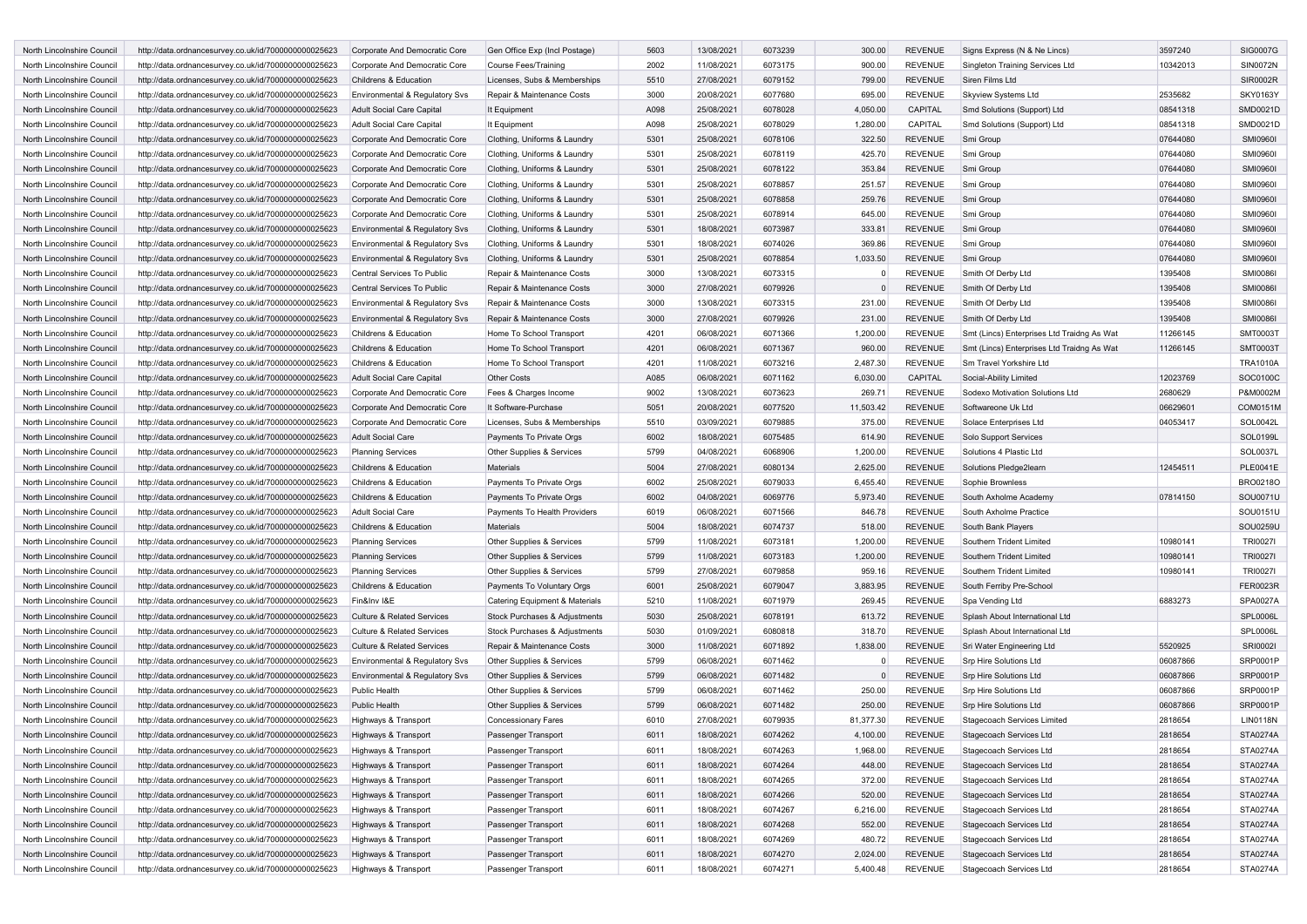| | | | | | | | | | | | |
|---|---|---|---|---|---|---|---|---|---|---|---|
| North Lincolnshire Council | http://data.ordnancesurvey.co.uk/id/7000000000025623 | Corporate And Democratic Core | Gen Office Exp (Incl Postage) | 5603 | 13/08/2021 | 6073239 | 300.00 | REVENUE | Signs Express (N & Ne Lincs) | 3597240 | SIG0007G |
| North Lincolnshire Council | http://data.ordnancesurvey.co.uk/id/7000000000025623 | Corporate And Democratic Core | Course Fees/Training | 2002 | 11/08/2021 | 6073175 | 900.00 | REVENUE | Singleton Training Services Ltd | 10342013 | SIN0072N |
| North Lincolnshire Council | http://data.ordnancesurvey.co.uk/id/7000000000025623 | Childrens & Education | Licenses, Subs & Memberships | 5510 | 27/08/2021 | 6079152 | 799.00 | REVENUE | Siren Films Ltd | | SIR0002R |
| North Lincolnshire Council | http://data.ordnancesurvey.co.uk/id/7000000000025623 | Environmental & Regulatory Svs | Repair & Maintenance Costs | 3000 | 20/08/2021 | 6077680 | 695.00 | REVENUE | Skyview Systems Ltd | 2535682 | SKY0163Y |
| North Lincolnshire Council | http://data.ordnancesurvey.co.uk/id/7000000000025623 | Adult Social Care Capital | It Equipment | A098 | 25/08/2021 | 6078028 | 4,050.00 | CAPITAL | Smd Solutions (Support) Ltd | 08541318 | SMD0021D |
| North Lincolnshire Council | http://data.ordnancesurvey.co.uk/id/7000000000025623 | Adult Social Care Capital | It Equipment | A098 | 25/08/2021 | 6078029 | 1,280.00 | CAPITAL | Smd Solutions (Support) Ltd | 08541318 | SMD0021D |
| North Lincolnshire Council | http://data.ordnancesurvey.co.uk/id/7000000000025623 | Corporate And Democratic Core | Clothing, Uniforms & Laundry | 5301 | 25/08/2021 | 6078106 | 322.50 | REVENUE | Smi Group | 07644080 | SMI0960I |
| North Lincolnshire Council | http://data.ordnancesurvey.co.uk/id/7000000000025623 | Corporate And Democratic Core | Clothing, Uniforms & Laundry | 5301 | 25/08/2021 | 6078119 | 425.70 | REVENUE | Smi Group | 07644080 | SMI0960I |
| North Lincolnshire Council | http://data.ordnancesurvey.co.uk/id/7000000000025623 | Corporate And Democratic Core | Clothing, Uniforms & Laundry | 5301 | 25/08/2021 | 6078122 | 353.84 | REVENUE | Smi Group | 07644080 | SMI0960I |
| North Lincolnshire Council | http://data.ordnancesurvey.co.uk/id/7000000000025623 | Corporate And Democratic Core | Clothing, Uniforms & Laundry | 5301 | 25/08/2021 | 6078857 | 251.57 | REVENUE | Smi Group | 07644080 | SMI0960I |
| North Lincolnshire Council | http://data.ordnancesurvey.co.uk/id/7000000000025623 | Corporate And Democratic Core | Clothing, Uniforms & Laundry | 5301 | 25/08/2021 | 6078858 | 259.76 | REVENUE | Smi Group | 07644080 | SMI0960I |
| North Lincolnshire Council | http://data.ordnancesurvey.co.uk/id/7000000000025623 | Corporate And Democratic Core | Clothing, Uniforms & Laundry | 5301 | 25/08/2021 | 6078914 | 645.00 | REVENUE | Smi Group | 07644080 | SMI0960I |
| North Lincolnshire Council | http://data.ordnancesurvey.co.uk/id/7000000000025623 | Environmental & Regulatory Svs | Clothing, Uniforms & Laundry | 5301 | 18/08/2021 | 6073987 | 333.81 | REVENUE | Smi Group | 07644080 | SMI0960I |
| North Lincolnshire Council | http://data.ordnancesurvey.co.uk/id/7000000000025623 | Environmental & Regulatory Svs | Clothing, Uniforms & Laundry | 5301 | 18/08/2021 | 6074026 | 369.86 | REVENUE | Smi Group | 07644080 | SMI0960I |
| North Lincolnshire Council | http://data.ordnancesurvey.co.uk/id/7000000000025623 | Environmental & Regulatory Svs | Clothing, Uniforms & Laundry | 5301 | 25/08/2021 | 6078854 | 1,033.50 | REVENUE | Smi Group | 07644080 | SMI0960I |
| North Lincolnshire Council | http://data.ordnancesurvey.co.uk/id/7000000000025623 | Central Services To Public | Repair & Maintenance Costs | 3000 | 13/08/2021 | 6073315 | 0 | REVENUE | Smith Of Derby Ltd | 1395408 | SMI0086I |
| North Lincolnshire Council | http://data.ordnancesurvey.co.uk/id/7000000000025623 | Central Services To Public | Repair & Maintenance Costs | 3000 | 27/08/2021 | 6079926 | 0 | REVENUE | Smith Of Derby Ltd | 1395408 | SMI0086I |
| North Lincolnshire Council | http://data.ordnancesurvey.co.uk/id/7000000000025623 | Environmental & Regulatory Svs | Repair & Maintenance Costs | 3000 | 13/08/2021 | 6073315 | 231.00 | REVENUE | Smith Of Derby Ltd | 1395408 | SMI0086I |
| North Lincolnshire Council | http://data.ordnancesurvey.co.uk/id/7000000000025623 | Environmental & Regulatory Svs | Repair & Maintenance Costs | 3000 | 27/08/2021 | 6079926 | 231.00 | REVENUE | Smith Of Derby Ltd | 1395408 | SMI0086I |
| North Lincolnshire Council | http://data.ordnancesurvey.co.uk/id/7000000000025623 | Childrens & Education | Home To School Transport | 4201 | 06/08/2021 | 6071366 | 1,200.00 | REVENUE | Smt (Lincs) Enterprises Ltd Traidng As Wat | 11266145 | SMT0003T |
| North Lincolnshire Council | http://data.ordnancesurvey.co.uk/id/7000000000025623 | Childrens & Education | Home To School Transport | 4201 | 06/08/2021 | 6071367 | 960.00 | REVENUE | Smt (Lincs) Enterprises Ltd Traidng As Wat | 11266145 | SMT0003T |
| North Lincolnshire Council | http://data.ordnancesurvey.co.uk/id/7000000000025623 | Childrens & Education | Home To School Transport | 4201 | 11/08/2021 | 6073216 | 2,487.30 | REVENUE | Sm Travel Yorkshire Ltd | | TRA1010A |
| North Lincolnshire Council | http://data.ordnancesurvey.co.uk/id/7000000000025623 | Adult Social Care Capital | Other Costs | A085 | 06/08/2021 | 6071162 | 6,030.00 | CAPITAL | Social-Ability Limited | 12023769 | SOC0100C |
| North Lincolnshire Council | http://data.ordnancesurvey.co.uk/id/7000000000025623 | Corporate And Democratic Core | Fees & Charges Income | 9002 | 13/08/2021 | 6073623 | 269.71 | REVENUE | Sodexo Motivation Solutions Ltd | 2680629 | P&M0002M |
| North Lincolnshire Council | http://data.ordnancesurvey.co.uk/id/7000000000025623 | Corporate And Democratic Core | It Software-Purchase | 5051 | 20/08/2021 | 6077520 | 11,503.42 | REVENUE | Softwareone Uk Ltd | 06629601 | COM0151M |
| North Lincolnshire Council | http://data.ordnancesurvey.co.uk/id/7000000000025623 | Corporate And Democratic Core | Licenses, Subs & Memberships | 5510 | 03/09/2021 | 6079885 | 375.00 | REVENUE | Solace Enterprises Ltd | 04053417 | SOL0042L |
| North Lincolnshire Council | http://data.ordnancesurvey.co.uk/id/7000000000025623 | Adult Social Care | Payments To Private Orgs | 6002 | 18/08/2021 | 6075485 | 614.90 | REVENUE | Solo Support Services | | SOL0199L |
| North Lincolnshire Council | http://data.ordnancesurvey.co.uk/id/7000000000025623 | Planning Services | Other Supplies & Services | 5799 | 04/08/2021 | 6068906 | 1,200.00 | REVENUE | Solutions 4 Plastic Ltd | | SOL0037L |
| North Lincolnshire Council | http://data.ordnancesurvey.co.uk/id/7000000000025623 | Childrens & Education | Materials | 5004 | 27/08/2021 | 6080134 | 2,625.00 | REVENUE | Solutions Pledge2learn | 12454511 | PLE0041E |
| North Lincolnshire Council | http://data.ordnancesurvey.co.uk/id/7000000000025623 | Childrens & Education | Payments To Private Orgs | 6002 | 25/08/2021 | 6079033 | 6,455.40 | REVENUE | Sophie Brownless | | BRO0218O |
| North Lincolnshire Council | http://data.ordnancesurvey.co.uk/id/7000000000025623 | Childrens & Education | Payments To Private Orgs | 6002 | 04/08/2021 | 6069776 | 5,973.40 | REVENUE | South Axholme Academy | 07814150 | SOU0071U |
| North Lincolnshire Council | http://data.ordnancesurvey.co.uk/id/7000000000025623 | Adult Social Care | Payments To Health Providers | 6019 | 06/08/2021 | 6071566 | 846.78 | REVENUE | South Axholme Practice | | SOU0151U |
| North Lincolnshire Council | http://data.ordnancesurvey.co.uk/id/7000000000025623 | Childrens & Education | Materials | 5004 | 18/08/2021 | 6074737 | 518.00 | REVENUE | South Bank Players | | SOU0259U |
| North Lincolnshire Council | http://data.ordnancesurvey.co.uk/id/7000000000025623 | Planning Services | Other Supplies & Services | 5799 | 11/08/2021 | 6073181 | 1,200.00 | REVENUE | Southern Trident Limited | 10980141 | TRI0027I |
| North Lincolnshire Council | http://data.ordnancesurvey.co.uk/id/7000000000025623 | Planning Services | Other Supplies & Services | 5799 | 11/08/2021 | 6073183 | 1,200.00 | REVENUE | Southern Trident Limited | 10980141 | TRI0027I |
| North Lincolnshire Council | http://data.ordnancesurvey.co.uk/id/7000000000025623 | Planning Services | Other Supplies & Services | 5799 | 27/08/2021 | 6079858 | 959.16 | REVENUE | Southern Trident Limited | 10980141 | TRI0027I |
| North Lincolnshire Council | http://data.ordnancesurvey.co.uk/id/7000000000025623 | Childrens & Education | Payments To Voluntary Orgs | 6001 | 25/08/2021 | 6079047 | 3,883.95 | REVENUE | South Ferriby Pre-School | | FER0023R |
| North Lincolnshire Council | http://data.ordnancesurvey.co.uk/id/7000000000025623 | Fin&Inv I&E | Catering Equipment & Materials | 5210 | 11/08/2021 | 6071979 | 269.45 | REVENUE | Spa Vending Ltd | 6883273 | SPA0027A |
| North Lincolnshire Council | http://data.ordnancesurvey.co.uk/id/7000000000025623 | Culture & Related Services | Stock Purchases & Adjustments | 5030 | 25/08/2021 | 6078191 | 613.72 | REVENUE | Splash About International Ltd | | SPL0006L |
| North Lincolnshire Council | http://data.ordnancesurvey.co.uk/id/7000000000025623 | Culture & Related Services | Stock Purchases & Adjustments | 5030 | 01/09/2021 | 6080818 | 318.70 | REVENUE | Splash About International Ltd | | SPL0006L |
| North Lincolnshire Council | http://data.ordnancesurvey.co.uk/id/7000000000025623 | Culture & Related Services | Repair & Maintenance Costs | 3000 | 11/08/2021 | 6071892 | 1,838.00 | REVENUE | Sri Water Engineering Ltd | 5520925 | SRI0002I |
| North Lincolnshire Council | http://data.ordnancesurvey.co.uk/id/7000000000025623 | Environmental & Regulatory Svs | Other Supplies & Services | 5799 | 06/08/2021 | 6071462 | 0 | REVENUE | Srp Hire Solutions Ltd | 06087866 | SRP0001P |
| North Lincolnshire Council | http://data.ordnancesurvey.co.uk/id/7000000000025623 | Environmental & Regulatory Svs | Other Supplies & Services | 5799 | 06/08/2021 | 6071482 | 0 | REVENUE | Srp Hire Solutions Ltd | 06087866 | SRP0001P |
| North Lincolnshire Council | http://data.ordnancesurvey.co.uk/id/7000000000025623 | Public Health | Other Supplies & Services | 5799 | 06/08/2021 | 6071462 | 250.00 | REVENUE | Srp Hire Solutions Ltd | 06087866 | SRP0001P |
| North Lincolnshire Council | http://data.ordnancesurvey.co.uk/id/7000000000025623 | Public Health | Other Supplies & Services | 5799 | 06/08/2021 | 6071482 | 250.00 | REVENUE | Srp Hire Solutions Ltd | 06087866 | SRP0001P |
| North Lincolnshire Council | http://data.ordnancesurvey.co.uk/id/7000000000025623 | Highways & Transport | Concessionary Fares | 6010 | 27/08/2021 | 6079935 | 81,377.30 | REVENUE | Stagecoach Services Limited | 2818654 | LIN0118N |
| North Lincolnshire Council | http://data.ordnancesurvey.co.uk/id/7000000000025623 | Highways & Transport | Passenger Transport | 6011 | 18/08/2021 | 6074262 | 4,100.00 | REVENUE | Stagecoach Services Ltd | 2818654 | STA0274A |
| North Lincolnshire Council | http://data.ordnancesurvey.co.uk/id/7000000000025623 | Highways & Transport | Passenger Transport | 6011 | 18/08/2021 | 6074263 | 1,968.00 | REVENUE | Stagecoach Services Ltd | 2818654 | STA0274A |
| North Lincolnshire Council | http://data.ordnancesurvey.co.uk/id/7000000000025623 | Highways & Transport | Passenger Transport | 6011 | 18/08/2021 | 6074264 | 448.00 | REVENUE | Stagecoach Services Ltd | 2818654 | STA0274A |
| North Lincolnshire Council | http://data.ordnancesurvey.co.uk/id/7000000000025623 | Highways & Transport | Passenger Transport | 6011 | 18/08/2021 | 6074265 | 372.00 | REVENUE | Stagecoach Services Ltd | 2818654 | STA0274A |
| North Lincolnshire Council | http://data.ordnancesurvey.co.uk/id/7000000000025623 | Highways & Transport | Passenger Transport | 6011 | 18/08/2021 | 6074266 | 520.00 | REVENUE | Stagecoach Services Ltd | 2818654 | STA0274A |
| North Lincolnshire Council | http://data.ordnancesurvey.co.uk/id/7000000000025623 | Highways & Transport | Passenger Transport | 6011 | 18/08/2021 | 6074267 | 6,216.00 | REVENUE | Stagecoach Services Ltd | 2818654 | STA0274A |
| North Lincolnshire Council | http://data.ordnancesurvey.co.uk/id/7000000000025623 | Highways & Transport | Passenger Transport | 6011 | 18/08/2021 | 6074268 | 552.00 | REVENUE | Stagecoach Services Ltd | 2818654 | STA0274A |
| North Lincolnshire Council | http://data.ordnancesurvey.co.uk/id/7000000000025623 | Highways & Transport | Passenger Transport | 6011 | 18/08/2021 | 6074269 | 480.72 | REVENUE | Stagecoach Services Ltd | 2818654 | STA0274A |
| North Lincolnshire Council | http://data.ordnancesurvey.co.uk/id/7000000000025623 | Highways & Transport | Passenger Transport | 6011 | 18/08/2021 | 6074270 | 2,024.00 | REVENUE | Stagecoach Services Ltd | 2818654 | STA0274A |
| North Lincolnshire Council | http://data.ordnancesurvey.co.uk/id/7000000000025623 | Highways & Transport | Passenger Transport | 6011 | 18/08/2021 | 6074271 | 5,400.48 | REVENUE | Stagecoach Services Ltd | 2818654 | STA0274A |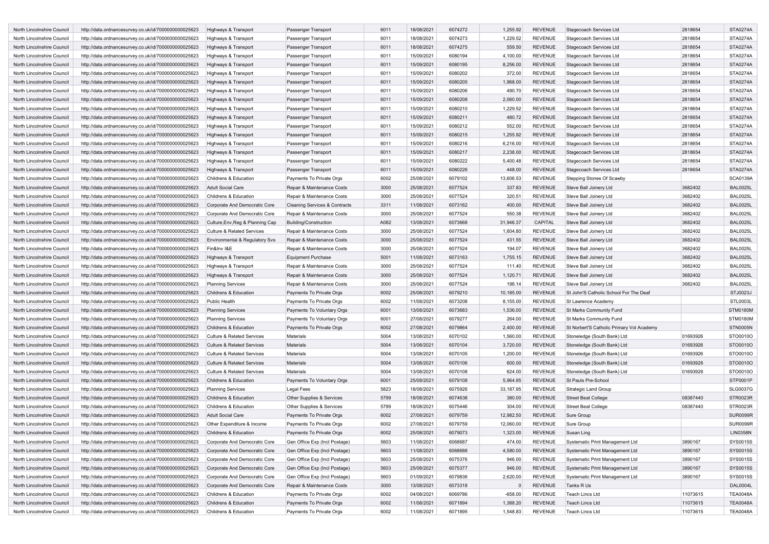| North Lincolnshire Council | http://data.ordnancesurvey.co.uk/id/7000000000025623 | Highways & Transport | Passenger Transport | 6011 | 18/08/2021 | 6074272 | 1,255.92 | REVENUE | Stagecoach Services Ltd | 2818654 | STA0274A |
|---|---|---|---|---|---|---|---|---|---|---|---|
| North Lincolnshire Council | http://data.ordnancesurvey.co.uk/id/7000000000025623 | Highways & Transport | Passenger Transport | 6011 | 18/08/2021 | 6074273 | 1,229.52 | REVENUE | Stagecoach Services Ltd | 2818654 | STA0274A |
| North Lincolnshire Council | http://data.ordnancesurvey.co.uk/id/7000000000025623 | Highways & Transport | Passenger Transport | 6011 | 18/08/2021 | 6074275 | 559.50 | REVENUE | Stagecoach Services Ltd | 2818654 | STA0274A |
| North Lincolnshire Council | http://data.ordnancesurvey.co.uk/id/7000000000025623 | Highways & Transport | Passenger Transport | 6011 | 15/09/2021 | 6080194 | 4,100.00 | REVENUE | Stagecoach Services Ltd | 2818654 | STA0274A |
| North Lincolnshire Council | http://data.ordnancesurvey.co.uk/id/7000000000025623 | Highways & Transport | Passenger Transport | 6011 | 15/09/2021 | 6080195 | 8,256.00 | REVENUE | Stagecoach Services Ltd | 2818654 | STA0274A |
| North Lincolnshire Council | http://data.ordnancesurvey.co.uk/id/7000000000025623 | Highways & Transport | Passenger Transport | 6011 | 15/09/2021 | 6080202 | 372.00 | REVENUE | Stagecoach Services Ltd | 2818654 | STA0274A |
| North Lincolnshire Council | http://data.ordnancesurvey.co.uk/id/7000000000025623 | Highways & Transport | Passenger Transport | 6011 | 15/09/2021 | 6080205 | 1,968.00 | REVENUE | Stagecoach Services Ltd | 2818654 | STA0274A |
| North Lincolnshire Council | http://data.ordnancesurvey.co.uk/id/7000000000025623 | Highways & Transport | Passenger Transport | 6011 | 15/09/2021 | 6080206 | 490.70 | REVENUE | Stagecoach Services Ltd | 2818654 | STA0274A |
| North Lincolnshire Council | http://data.ordnancesurvey.co.uk/id/7000000000025623 | Highways & Transport | Passenger Transport | 6011 | 15/09/2021 | 6080208 | 2,060.00 | REVENUE | Stagecoach Services Ltd | 2818654 | STA0274A |
| North Lincolnshire Council | http://data.ordnancesurvey.co.uk/id/7000000000025623 | Highways & Transport | Passenger Transport | 6011 | 15/09/2021 | 6080210 | 1,229.52 | REVENUE | Stagecoach Services Ltd | 2818654 | STA0274A |
| North Lincolnshire Council | http://data.ordnancesurvey.co.uk/id/7000000000025623 | Highways & Transport | Passenger Transport | 6011 | 15/09/2021 | 6080211 | 480.72 | REVENUE | Stagecoach Services Ltd | 2818654 | STA0274A |
| North Lincolnshire Council | http://data.ordnancesurvey.co.uk/id/7000000000025623 | Highways & Transport | Passenger Transport | 6011 | 15/09/2021 | 6080212 | 552.00 | REVENUE | Stagecoach Services Ltd | 2818654 | STA0274A |
| North Lincolnshire Council | http://data.ordnancesurvey.co.uk/id/7000000000025623 | Highways & Transport | Passenger Transport | 6011 | 15/09/2021 | 6080215 | 1,255.92 | REVENUE | Stagecoach Services Ltd | 2818654 | STA0274A |
| North Lincolnshire Council | http://data.ordnancesurvey.co.uk/id/7000000000025623 | Highways & Transport | Passenger Transport | 6011 | 15/09/2021 | 6080216 | 6,216.00 | REVENUE | Stagecoach Services Ltd | 2818654 | STA0274A |
| North Lincolnshire Council | http://data.ordnancesurvey.co.uk/id/7000000000025623 | Highways & Transport | Passenger Transport | 6011 | 15/09/2021 | 6080217 | 2,238.00 | REVENUE | Stagecoach Services Ltd | 2818654 | STA0274A |
| North Lincolnshire Council | http://data.ordnancesurvey.co.uk/id/7000000000025623 | Highways & Transport | Passenger Transport | 6011 | 15/09/2021 | 6080222 | 5,400.48 | REVENUE | Stagecoach Services Ltd | 2818654 | STA0274A |
| North Lincolnshire Council | http://data.ordnancesurvey.co.uk/id/7000000000025623 | Highways & Transport | Passenger Transport | 6011 | 15/09/2021 | 6080226 | 448.00 | REVENUE | Stagecoach Services Ltd | 2818654 | STA0274A |
| North Lincolnshire Council | http://data.ordnancesurvey.co.uk/id/7000000000025623 | Childrens & Education | Payments To Private Orgs | 6002 | 25/08/2021 | 6079102 | 13,606.53 | REVENUE | Stepping Stones Of Scawby | | SCA0139A |
| North Lincolnshire Council | http://data.ordnancesurvey.co.uk/id/7000000000025623 | Adult Social Care | Repair & Maintenance Costs | 3000 | 25/08/2021 | 6077524 | 337.83 | REVENUE | Steve Ball Joinery Ltd | 3682402 | BAL0025L |
| North Lincolnshire Council | http://data.ordnancesurvey.co.uk/id/7000000000025623 | Childrens & Education | Repair & Maintenance Costs | 3000 | 25/08/2021 | 6077524 | 320.51 | REVENUE | Steve Ball Joinery Ltd | 3682402 | BAL0025L |
| North Lincolnshire Council | http://data.ordnancesurvey.co.uk/id/7000000000025623 | Corporate And Democratic Core | Cleaning Services & Contracts | 3311 | 11/08/2021 | 6073162 | 400.00 | REVENUE | Steve Ball Joinery Ltd | 3682402 | BAL0025L |
| North Lincolnshire Council | http://data.ordnancesurvey.co.uk/id/7000000000025623 | Corporate And Democratic Core | Repair & Maintenance Costs | 3000 | 25/08/2021 | 6077524 | 550.38 | REVENUE | Steve Ball Joinery Ltd | 3682402 | BAL0025L |
| North Lincolnshire Council | http://data.ordnancesurvey.co.uk/id/7000000000025623 | Culture,Env,Reg & Planning Cap | Building/Construction | A082 | 13/08/2021 | 6073668 | 31,946.37 | CAPITAL | Steve Ball Joinery Ltd | 3682402 | BAL0025L |
| North Lincolnshire Council | http://data.ordnancesurvey.co.uk/id/7000000000025623 | Culture & Related Services | Repair & Maintenance Costs | 3000 | 25/08/2021 | 6077524 | 1,604.80 | REVENUE | Steve Ball Joinery Ltd | 3682402 | BAL0025L |
| North Lincolnshire Council | http://data.ordnancesurvey.co.uk/id/7000000000025623 | Environmental & Regulatory Svs | Repair & Maintenance Costs | 3000 | 25/08/2021 | 6077524 | 431.55 | REVENUE | Steve Ball Joinery Ltd | 3682402 | BAL0025L |
| North Lincolnshire Council | http://data.ordnancesurvey.co.uk/id/7000000000025623 | Fin&Inv I&E | Repair & Maintenance Costs | 3000 | 25/08/2021 | 6077524 | 194.07 | REVENUE | Steve Ball Joinery Ltd | 3682402 | BAL0025L |
| North Lincolnshire Council | http://data.ordnancesurvey.co.uk/id/7000000000025623 | Highways & Transport | Equipment Purchase | 5001 | 11/08/2021 | 6073163 | 1,755.15 | REVENUE | Steve Ball Joinery Ltd | 3682402 | BAL0025L |
| North Lincolnshire Council | http://data.ordnancesurvey.co.uk/id/7000000000025623 | Highways & Transport | Repair & Maintenance Costs | 3000 | 25/08/2021 | 6077524 | 111.40 | REVENUE | Steve Ball Joinery Ltd | 3682402 | BAL0025L |
| North Lincolnshire Council | http://data.ordnancesurvey.co.uk/id/7000000000025623 | Highways & Transport | Repair & Maintenance Costs | 3000 | 25/08/2021 | 6077524 | 1,120.71 | REVENUE | Steve Ball Joinery Ltd | 3682402 | BAL0025L |
| North Lincolnshire Council | http://data.ordnancesurvey.co.uk/id/7000000000025623 | Planning Services | Repair & Maintenance Costs | 3000 | 25/08/2021 | 6077524 | 196.14 | REVENUE | Steve Ball Joinery Ltd | 3682402 | BAL0025L |
| North Lincolnshire Council | http://data.ordnancesurvey.co.uk/id/7000000000025623 | Childrens & Education | Payments To Private Orgs | 6002 | 25/08/2021 | 6079210 | 10,185.00 | REVENUE | St John'S Catholic School For The Deaf | | STJ0023J |
| North Lincolnshire Council | http://data.ordnancesurvey.co.uk/id/7000000000025623 | Public Health | Payments To Private Orgs | 6002 | 11/08/2021 | 6073208 | 8,155.00 | REVENUE | St Lawrence Academy | | STL0003L |
| North Lincolnshire Council | http://data.ordnancesurvey.co.uk/id/7000000000025623 | Planning Services | Payments To Voluntary Orgs | 6001 | 13/08/2021 | 6073683 | 1,536.00 | REVENUE | St Marks Community Fund | | STM0180M |
| North Lincolnshire Council | http://data.ordnancesurvey.co.uk/id/7000000000025623 | Planning Services | Payments To Voluntary Orgs | 6001 | 27/08/2021 | 6079277 | 264.00 | REVENUE | St Marks Community Fund | | STM0180M |
| North Lincolnshire Council | http://data.ordnancesurvey.co.uk/id/7000000000025623 | Childrens & Education | Payments To Private Orgs | 6002 | 27/08/2021 | 6079864 | 2,400.00 | REVENUE | St Norbert'S Catholic Primary Vol Academy | | STN0005N |
| North Lincolnshire Council | http://data.ordnancesurvey.co.uk/id/7000000000025623 | Culture & Related Services | Materials | 5004 | 13/08/2021 | 6070102 | 1,560.00 | REVENUE | Stoneledge (South Bank) Ltd | 01693926 | STO0010O |
| North Lincolnshire Council | http://data.ordnancesurvey.co.uk/id/7000000000025623 | Culture & Related Services | Materials | 5004 | 13/08/2021 | 6070104 | 3,720.00 | REVENUE | Stoneledge (South Bank) Ltd | 01693926 | STO0010O |
| North Lincolnshire Council | http://data.ordnancesurvey.co.uk/id/7000000000025623 | Culture & Related Services | Materials | 5004 | 13/08/2021 | 6070105 | 1,200.00 | REVENUE | Stoneledge (South Bank) Ltd | 01693926 | STO0010O |
| North Lincolnshire Council | http://data.ordnancesurvey.co.uk/id/7000000000025623 | Culture & Related Services | Materials | 5004 | 13/08/2021 | 6070106 | 600.00 | REVENUE | Stoneledge (South Bank) Ltd | 01693926 | STO0010O |
| North Lincolnshire Council | http://data.ordnancesurvey.co.uk/id/7000000000025623 | Culture & Related Services | Materials | 5004 | 13/08/2021 | 6070108 | 624.00 | REVENUE | Stoneledge (South Bank) Ltd | 01693926 | STO0010O |
| North Lincolnshire Council | http://data.ordnancesurvey.co.uk/id/7000000000025623 | Childrens & Education | Payments To Voluntary Orgs | 6001 | 25/08/2021 | 6079108 | 5,964.95 | REVENUE | St Pauls Pre-School | | STP0001P |
| North Lincolnshire Council | http://data.ordnancesurvey.co.uk/id/7000000000025623 | Planning Services | Legal Fees | 5823 | 18/08/2021 | 6075926 | 33,187.95 | REVENUE | Strategic Land Group | | SLG0037G |
| North Lincolnshire Council | http://data.ordnancesurvey.co.uk/id/7000000000025623 | Childrens & Education | Other Supplies & Services | 5799 | 18/08/2021 | 6074638 | 380.00 | REVENUE | Street Beat College | 08387440 | STR0023R |
| North Lincolnshire Council | http://data.ordnancesurvey.co.uk/id/7000000000025623 | Childrens & Education | Other Supplies & Services | 5799 | 18/08/2021 | 6075446 | 304.00 | REVENUE | Street Beat College | 08387440 | STR0023R |
| North Lincolnshire Council | http://data.ordnancesurvey.co.uk/id/7000000000025623 | Adult Social Care | Payments To Private Orgs | 6002 | 27/08/2021 | 6079759 | 12,982.50 | REVENUE | Sure Group | | SUR0099R |
| North Lincolnshire Council | http://data.ordnancesurvey.co.uk/id/7000000000025623 | Other Expenditure & Income | Payments To Private Orgs | 6002 | 27/08/2021 | 6079759 | 12,060.00 | REVENUE | Sure Group | | SUR0099R |
| North Lincolnshire Council | http://data.ordnancesurvey.co.uk/id/7000000000025623 | Childrens & Education | Payments To Private Orgs | 6002 | 25/08/2021 | 6079073 | 1,323.00 | REVENUE | Susan Ling | | LIN0358N |
| North Lincolnshire Council | http://data.ordnancesurvey.co.uk/id/7000000000025623 | Corporate And Democratic Core | Gen Office Exp (Incl Postage) | 5603 | 11/08/2021 | 6068687 | 474.00 | REVENUE | Systematic Print Management Ltd | 3890167 | SYS0015S |
| North Lincolnshire Council | http://data.ordnancesurvey.co.uk/id/7000000000025623 | Corporate And Democratic Core | Gen Office Exp (Incl Postage) | 5603 | 11/08/2021 | 6068688 | 4,580.00 | REVENUE | Systematic Print Management Ltd | 3890167 | SYS0015S |
| North Lincolnshire Council | http://data.ordnancesurvey.co.uk/id/7000000000025623 | Corporate And Democratic Core | Gen Office Exp (Incl Postage) | 5603 | 25/08/2021 | 6075376 | 946.00 | REVENUE | Systematic Print Management Ltd | 3890167 | SYS0015S |
| North Lincolnshire Council | http://data.ordnancesurvey.co.uk/id/7000000000025623 | Corporate And Democratic Core | Gen Office Exp (Incl Postage) | 5603 | 25/08/2021 | 6075377 | 946.00 | REVENUE | Systematic Print Management Ltd | 3890167 | SYS0015S |
| North Lincolnshire Council | http://data.ordnancesurvey.co.uk/id/7000000000025623 | Corporate And Democratic Core | Gen Office Exp (Incl Postage) | 5603 | 01/09/2021 | 6079836 | 2,620.00 | REVENUE | Systematic Print Management Ltd | 3890167 | SYS0015S |
| North Lincolnshire Council | http://data.ordnancesurvey.co.uk/id/7000000000025623 | Corporate And Democratic Core | Repair & Maintenance Costs | 3000 | 13/08/2021 | 6073318 | 0 | REVENUE | Tanks R Us | | DAL0004L |
| North Lincolnshire Council | http://data.ordnancesurvey.co.uk/id/7000000000025623 | Childrens & Education | Payments To Private Orgs | 6002 | 04/08/2021 | 6069786 | -658.00 | REVENUE | Teach Lincs Ltd | 11073615 | TEA0048A |
| North Lincolnshire Council | http://data.ordnancesurvey.co.uk/id/7000000000025623 | Childrens & Education | Payments To Private Orgs | 6002 | 11/08/2021 | 6071894 | 1,388.20 | REVENUE | Teach Lincs Ltd | 11073615 | TEA0048A |
| North Lincolnshire Council | http://data.ordnancesurvey.co.uk/id/7000000000025623 | Childrens & Education | Payments To Private Orgs | 6002 | 11/08/2021 | 6071895 | 1,548.83 | REVENUE | Teach Lincs Ltd | 11073615 | TEA0048A |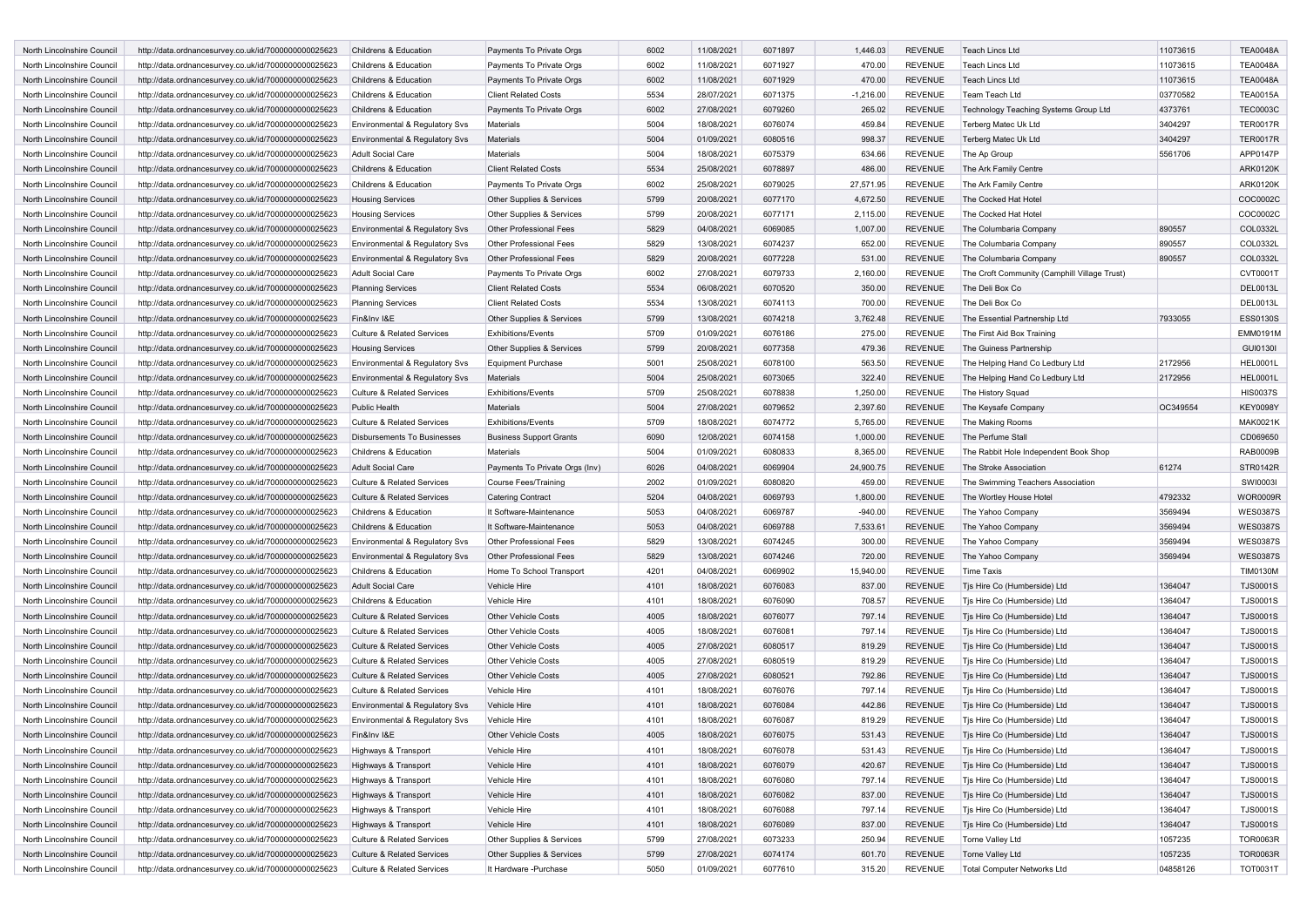| | | | | | | | | | | | |
|---|---|---|---|---|---|---|---|---|---|---|---|
| North Lincolnshire Council | http://data.ordnancesurvey.co.uk/id/7000000000025623 | Childrens & Education | Payments To Private Orgs | 6002 | 11/08/2021 | 6071897 | 1,446.03 | REVENUE | Teach Lincs Ltd | 11073615 | TEA0048A |
| North Lincolnshire Council | http://data.ordnancesurvey.co.uk/id/7000000000025623 | Childrens & Education | Payments To Private Orgs | 6002 | 11/08/2021 | 6071927 | 470.00 | REVENUE | Teach Lincs Ltd | 11073615 | TEA0048A |
| North Lincolnshire Council | http://data.ordnancesurvey.co.uk/id/7000000000025623 | Childrens & Education | Payments To Private Orgs | 6002 | 11/08/2021 | 6071929 | 470.00 | REVENUE | Teach Lincs Ltd | 11073615 | TEA0048A |
| North Lincolnshire Council | http://data.ordnancesurvey.co.uk/id/7000000000025623 | Childrens & Education | Client Related Costs | 5534 | 28/07/2021 | 6071375 | -1,216.00 | REVENUE | Team Teach Ltd | 03770582 | TEA0015A |
| North Lincolnshire Council | http://data.ordnancesurvey.co.uk/id/7000000000025623 | Childrens & Education | Payments To Private Orgs | 6002 | 27/08/2021 | 6079260 | 265.02 | REVENUE | Technology Teaching Systems Group Ltd | 4373761 | TEC0003C |
| North Lincolnshire Council | http://data.ordnancesurvey.co.uk/id/7000000000025623 | Environmental & Regulatory Svs | Materials | 5004 | 18/08/2021 | 6076074 | 459.84 | REVENUE | Terberg Matec Uk Ltd | 3404297 | TER0017R |
| North Lincolnshire Council | http://data.ordnancesurvey.co.uk/id/7000000000025623 | Environmental & Regulatory Svs | Materials | 5004 | 01/09/2021 | 6080516 | 998.37 | REVENUE | Terberg Matec Uk Ltd | 3404297 | TER0017R |
| North Lincolnshire Council | http://data.ordnancesurvey.co.uk/id/7000000000025623 | Adult Social Care | Materials | 5004 | 18/08/2021 | 6075379 | 634.66 | REVENUE | The Ap Group | 5561706 | APP0147P |
| North Lincolnshire Council | http://data.ordnancesurvey.co.uk/id/7000000000025623 | Childrens & Education | Client Related Costs | 5534 | 25/08/2021 | 6078897 | 486.00 | REVENUE | The Ark Family Centre | | ARK0120K |
| North Lincolnshire Council | http://data.ordnancesurvey.co.uk/id/7000000000025623 | Childrens & Education | Payments To Private Orgs | 6002 | 25/08/2021 | 6079025 | 27,571.95 | REVENUE | The Ark Family Centre | | ARK0120K |
| North Lincolnshire Council | http://data.ordnancesurvey.co.uk/id/7000000000025623 | Housing Services | Other Supplies & Services | 5799 | 20/08/2021 | 6077170 | 4,672.50 | REVENUE | The Cocked Hat Hotel | | COC0002C |
| North Lincolnshire Council | http://data.ordnancesurvey.co.uk/id/7000000000025623 | Housing Services | Other Supplies & Services | 5799 | 20/08/2021 | 6077171 | 2,115.00 | REVENUE | The Cocked Hat Hotel | | COC0002C |
| North Lincolnshire Council | http://data.ordnancesurvey.co.uk/id/7000000000025623 | Environmental & Regulatory Svs | Other Professional Fees | 5829 | 04/08/2021 | 6069085 | 1,007.00 | REVENUE | The Columbaria Company | 890557 | COL0332L |
| North Lincolnshire Council | http://data.ordnancesurvey.co.uk/id/7000000000025623 | Environmental & Regulatory Svs | Other Professional Fees | 5829 | 13/08/2021 | 6074237 | 652.00 | REVENUE | The Columbaria Company | 890557 | COL0332L |
| North Lincolnshire Council | http://data.ordnancesurvey.co.uk/id/7000000000025623 | Environmental & Regulatory Svs | Other Professional Fees | 5829 | 20/08/2021 | 6077228 | 531.00 | REVENUE | The Columbaria Company | 890557 | COL0332L |
| North Lincolnshire Council | http://data.ordnancesurvey.co.uk/id/7000000000025623 | Adult Social Care | Payments To Private Orgs | 6002 | 27/08/2021 | 6079733 | 2,160.00 | REVENUE | The Croft Community (Camphill Village Trust) | | CVT0001T |
| North Lincolnshire Council | http://data.ordnancesurvey.co.uk/id/7000000000025623 | Planning Services | Client Related Costs | 5534 | 06/08/2021 | 6070520 | 350.00 | REVENUE | The Deli Box Co | | DEL0013L |
| North Lincolnshire Council | http://data.ordnancesurvey.co.uk/id/7000000000025623 | Planning Services | Client Related Costs | 5534 | 13/08/2021 | 6074113 | 700.00 | REVENUE | The Deli Box Co | | DEL0013L |
| North Lincolnshire Council | http://data.ordnancesurvey.co.uk/id/7000000000025623 | Fin&Inv I&E | Other Supplies & Services | 5799 | 13/08/2021 | 6074218 | 3,762.48 | REVENUE | The Essential Partnership Ltd | 7933055 | ESS0130S |
| North Lincolnshire Council | http://data.ordnancesurvey.co.uk/id/7000000000025623 | Culture & Related Services | Exhibitions/Events | 5709 | 01/09/2021 | 6076186 | 275.00 | REVENUE | The First Aid Box Training | | EMM0191M |
| North Lincolnshire Council | http://data.ordnancesurvey.co.uk/id/7000000000025623 | Housing Services | Other Supplies & Services | 5799 | 20/08/2021 | 6077358 | 479.36 | REVENUE | The Guiness Partnership | | GUI0130I |
| North Lincolnshire Council | http://data.ordnancesurvey.co.uk/id/7000000000025623 | Environmental & Regulatory Svs | Equipment Purchase | 5001 | 25/08/2021 | 6078100 | 563.50 | REVENUE | The Helping Hand Co Ledbury Ltd | 2172956 | HEL0001L |
| North Lincolnshire Council | http://data.ordnancesurvey.co.uk/id/7000000000025623 | Environmental & Regulatory Svs | Materials | 5004 | 25/08/2021 | 6073065 | 322.40 | REVENUE | The Helping Hand Co Ledbury Ltd | 2172956 | HEL0001L |
| North Lincolnshire Council | http://data.ordnancesurvey.co.uk/id/7000000000025623 | Culture & Related Services | Exhibitions/Events | 5709 | 25/08/2021 | 6078838 | 1,250.00 | REVENUE | The History Squad | | HIS0037S |
| North Lincolnshire Council | http://data.ordnancesurvey.co.uk/id/7000000000025623 | Public Health | Materials | 5004 | 27/08/2021 | 6079652 | 2,397.60 | REVENUE | The Keysafe Company | OC349554 | KEY0098Y |
| North Lincolnshire Council | http://data.ordnancesurvey.co.uk/id/7000000000025623 | Culture & Related Services | Exhibitions/Events | 5709 | 18/08/2021 | 6074772 | 5,765.00 | REVENUE | The Making Rooms | | MAK0021K |
| North Lincolnshire Council | http://data.ordnancesurvey.co.uk/id/7000000000025623 | Disbursements To Businesses | Business Support Grants | 6090 | 12/08/2021 | 6074158 | 1,000.00 | REVENUE | The Perfume Stall | | CD069650 |
| North Lincolnshire Council | http://data.ordnancesurvey.co.uk/id/7000000000025623 | Childrens & Education | Materials | 5004 | 01/09/2021 | 6080833 | 8,365.00 | REVENUE | The Rabbit Hole Independent Book Shop | | RAB0009B |
| North Lincolnshire Council | http://data.ordnancesurvey.co.uk/id/7000000000025623 | Adult Social Care | Payments To Private Orgs (Inv) | 6026 | 04/08/2021 | 6069904 | 24,900.75 | REVENUE | The Stroke Association | 61274 | STR0142R |
| North Lincolnshire Council | http://data.ordnancesurvey.co.uk/id/7000000000025623 | Culture & Related Services | Course Fees/Training | 2002 | 01/09/2021 | 6080820 | 459.00 | REVENUE | The Swimming Teachers Association | | SWI0003I |
| North Lincolnshire Council | http://data.ordnancesurvey.co.uk/id/7000000000025623 | Culture & Related Services | Catering Contract | 5204 | 04/08/2021 | 6069793 | 1,800.00 | REVENUE | The Wortley House Hotel | 4792332 | WOR0009R |
| North Lincolnshire Council | http://data.ordnancesurvey.co.uk/id/7000000000025623 | Childrens & Education | It Software-Maintenance | 5053 | 04/08/2021 | 6069787 | -940.00 | REVENUE | The Yahoo Company | 3569494 | WES0387S |
| North Lincolnshire Council | http://data.ordnancesurvey.co.uk/id/7000000000025623 | Childrens & Education | It Software-Maintenance | 5053 | 04/08/2021 | 6069788 | 7,533.61 | REVENUE | The Yahoo Company | 3569494 | WES0387S |
| North Lincolnshire Council | http://data.ordnancesurvey.co.uk/id/7000000000025623 | Environmental & Regulatory Svs | Other Professional Fees | 5829 | 13/08/2021 | 6074245 | 300.00 | REVENUE | The Yahoo Company | 3569494 | WES0387S |
| North Lincolnshire Council | http://data.ordnancesurvey.co.uk/id/7000000000025623 | Environmental & Regulatory Svs | Other Professional Fees | 5829 | 13/08/2021 | 6074246 | 720.00 | REVENUE | The Yahoo Company | 3569494 | WES0387S |
| North Lincolnshire Council | http://data.ordnancesurvey.co.uk/id/7000000000025623 | Childrens & Education | Home To School Transport | 4201 | 04/08/2021 | 6069902 | 15,940.00 | REVENUE | Time Taxis | | TIM0130M |
| North Lincolnshire Council | http://data.ordnancesurvey.co.uk/id/7000000000025623 | Adult Social Care | Vehicle Hire | 4101 | 18/08/2021 | 6076083 | 837.00 | REVENUE | Tjs Hire Co (Humberside) Ltd | 1364047 | TJS0001S |
| North Lincolnshire Council | http://data.ordnancesurvey.co.uk/id/7000000000025623 | Childrens & Education | Vehicle Hire | 4101 | 18/08/2021 | 6076090 | 708.57 | REVENUE | Tjs Hire Co (Humberside) Ltd | 1364047 | TJS0001S |
| North Lincolnshire Council | http://data.ordnancesurvey.co.uk/id/7000000000025623 | Culture & Related Services | Other Vehicle Costs | 4005 | 18/08/2021 | 6076077 | 797.14 | REVENUE | Tjs Hire Co (Humberside) Ltd | 1364047 | TJS0001S |
| North Lincolnshire Council | http://data.ordnancesurvey.co.uk/id/7000000000025623 | Culture & Related Services | Other Vehicle Costs | 4005 | 18/08/2021 | 6076081 | 797.14 | REVENUE | Tjs Hire Co (Humberside) Ltd | 1364047 | TJS0001S |
| North Lincolnshire Council | http://data.ordnancesurvey.co.uk/id/7000000000025623 | Culture & Related Services | Other Vehicle Costs | 4005 | 27/08/2021 | 6080517 | 819.29 | REVENUE | Tjs Hire Co (Humberside) Ltd | 1364047 | TJS0001S |
| North Lincolnshire Council | http://data.ordnancesurvey.co.uk/id/7000000000025623 | Culture & Related Services | Other Vehicle Costs | 4005 | 27/08/2021 | 6080519 | 819.29 | REVENUE | Tjs Hire Co (Humberside) Ltd | 1364047 | TJS0001S |
| North Lincolnshire Council | http://data.ordnancesurvey.co.uk/id/7000000000025623 | Culture & Related Services | Other Vehicle Costs | 4005 | 27/08/2021 | 6080521 | 792.86 | REVENUE | Tjs Hire Co (Humberside) Ltd | 1364047 | TJS0001S |
| North Lincolnshire Council | http://data.ordnancesurvey.co.uk/id/7000000000025623 | Culture & Related Services | Vehicle Hire | 4101 | 18/08/2021 | 6076076 | 797.14 | REVENUE | Tjs Hire Co (Humberside) Ltd | 1364047 | TJS0001S |
| North Lincolnshire Council | http://data.ordnancesurvey.co.uk/id/7000000000025623 | Environmental & Regulatory Svs | Vehicle Hire | 4101 | 18/08/2021 | 6076084 | 442.86 | REVENUE | Tjs Hire Co (Humberside) Ltd | 1364047 | TJS0001S |
| North Lincolnshire Council | http://data.ordnancesurvey.co.uk/id/7000000000025623 | Environmental & Regulatory Svs | Vehicle Hire | 4101 | 18/08/2021 | 6076087 | 819.29 | REVENUE | Tjs Hire Co (Humberside) Ltd | 1364047 | TJS0001S |
| North Lincolnshire Council | http://data.ordnancesurvey.co.uk/id/7000000000025623 | Fin&Inv I&E | Other Vehicle Costs | 4005 | 18/08/2021 | 6076075 | 531.43 | REVENUE | Tjs Hire Co (Humberside) Ltd | 1364047 | TJS0001S |
| North Lincolnshire Council | http://data.ordnancesurvey.co.uk/id/7000000000025623 | Highways & Transport | Vehicle Hire | 4101 | 18/08/2021 | 6076078 | 531.43 | REVENUE | Tjs Hire Co (Humberside) Ltd | 1364047 | TJS0001S |
| North Lincolnshire Council | http://data.ordnancesurvey.co.uk/id/7000000000025623 | Highways & Transport | Vehicle Hire | 4101 | 18/08/2021 | 6076079 | 420.67 | REVENUE | Tjs Hire Co (Humberside) Ltd | 1364047 | TJS0001S |
| North Lincolnshire Council | http://data.ordnancesurvey.co.uk/id/7000000000025623 | Highways & Transport | Vehicle Hire | 4101 | 18/08/2021 | 6076080 | 797.14 | REVENUE | Tjs Hire Co (Humberside) Ltd | 1364047 | TJS0001S |
| North Lincolnshire Council | http://data.ordnancesurvey.co.uk/id/7000000000025623 | Highways & Transport | Vehicle Hire | 4101 | 18/08/2021 | 6076082 | 837.00 | REVENUE | Tjs Hire Co (Humberside) Ltd | 1364047 | TJS0001S |
| North Lincolnshire Council | http://data.ordnancesurvey.co.uk/id/7000000000025623 | Highways & Transport | Vehicle Hire | 4101 | 18/08/2021 | 6076088 | 797.14 | REVENUE | Tjs Hire Co (Humberside) Ltd | 1364047 | TJS0001S |
| North Lincolnshire Council | http://data.ordnancesurvey.co.uk/id/7000000000025623 | Highways & Transport | Vehicle Hire | 4101 | 18/08/2021 | 6076089 | 837.00 | REVENUE | Tjs Hire Co (Humberside) Ltd | 1364047 | TJS0001S |
| North Lincolnshire Council | http://data.ordnancesurvey.co.uk/id/7000000000025623 | Culture & Related Services | Other Supplies & Services | 5799 | 27/08/2021 | 6073233 | 250.94 | REVENUE | Torne Valley Ltd | 1057235 | TOR0063R |
| North Lincolnshire Council | http://data.ordnancesurvey.co.uk/id/7000000000025623 | Culture & Related Services | Other Supplies & Services | 5799 | 27/08/2021 | 6074174 | 601.70 | REVENUE | Torne Valley Ltd | 1057235 | TOR0063R |
| North Lincolnshire Council | http://data.ordnancesurvey.co.uk/id/7000000000025623 | Culture & Related Services | It Hardware -Purchase | 5050 | 01/09/2021 | 6077610 | 315.20 | REVENUE | Total Computer Networks Ltd | 04858126 | TOT0031T |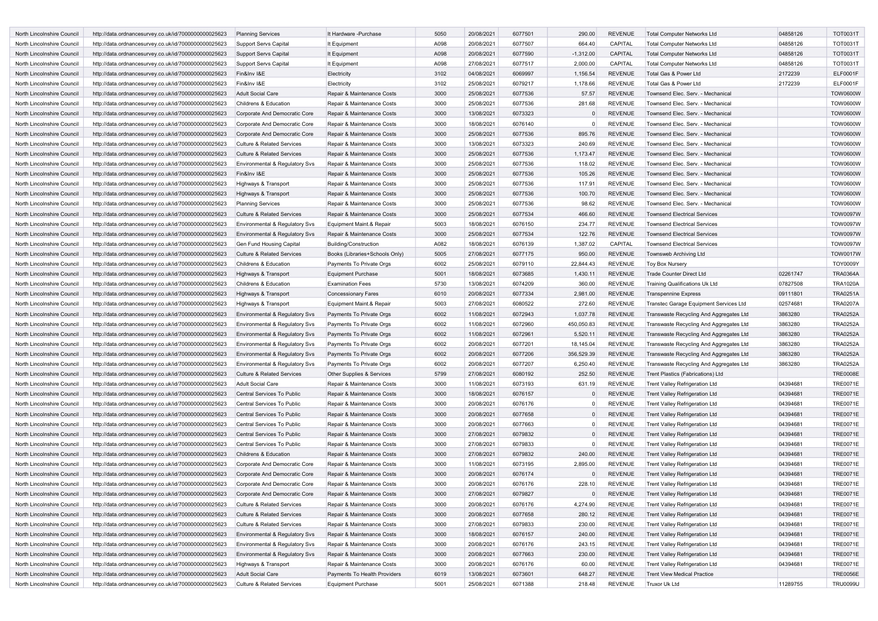| North Lincolnshire Council | http://data.ordnancesurvey.co.uk/id/7000000000025623 | Planning Services | It Hardware -Purchase | 5050 | 20/08/2021 | 6077501 | 290.00 | REVENUE | Total Computer Networks Ltd | 04858126 | TOT0031T |
|---|---|---|---|---|---|---|---|---|---|---|---|
| North Lincolnshire Council | http://data.ordnancesurvey.co.uk/id/7000000000025623 | Support Servs Capital | It Equipment | A098 | 20/08/2021 | 6077507 | 664.40 | CAPITAL | Total Computer Networks Ltd | 04858126 | TOT0031T |
| North Lincolnshire Council | http://data.ordnancesurvey.co.uk/id/7000000000025623 | Support Servs Capital | It Equipment | A098 | 20/08/2021 | 6077590 | -1,312.00 | CAPITAL | Total Computer Networks Ltd | 04858126 | TOT0031T |
| North Lincolnshire Council | http://data.ordnancesurvey.co.uk/id/7000000000025623 | Support Servs Capital | It Equipment | A098 | 27/08/2021 | 6077517 | 2,000.00 | CAPITAL | Total Computer Networks Ltd | 04858126 | TOT0031T |
| North Lincolnshire Council | http://data.ordnancesurvey.co.uk/id/7000000000025623 | Fin&Inv I&E | Electricity | 3102 | 04/08/2021 | 6069997 | 1,156.54 | REVENUE | Total Gas & Power Ltd | 2172239 | ELF0001F |
| North Lincolnshire Council | http://data.ordnancesurvey.co.uk/id/7000000000025623 | Fin&Inv I&E | Electricity | 3102 | 25/08/2021 | 6079217 | 1,178.66 | REVENUE | Total Gas & Power Ltd | 2172239 | ELF0001F |
| North Lincolnshire Council | http://data.ordnancesurvey.co.uk/id/7000000000025623 | Adult Social Care | Repair & Maintenance Costs | 3000 | 25/08/2021 | 6077536 | 57.57 | REVENUE | Townsend Elec. Serv. - Mechanical | | TOW0600W |
| North Lincolnshire Council | http://data.ordnancesurvey.co.uk/id/7000000000025623 | Childrens & Education | Repair & Maintenance Costs | 3000 | 25/08/2021 | 6077536 | 281.68 | REVENUE | Townsend Elec. Serv. - Mechanical | | TOW0600W |
| North Lincolnshire Council | http://data.ordnancesurvey.co.uk/id/7000000000025623 | Corporate And Democratic Core | Repair & Maintenance Costs | 3000 | 13/08/2021 | 6073323 | 0 | REVENUE | Townsend Elec. Serv. - Mechanical | | TOW0600W |
| North Lincolnshire Council | http://data.ordnancesurvey.co.uk/id/7000000000025623 | Corporate And Democratic Core | Repair & Maintenance Costs | 3000 | 18/08/2021 | 6076140 | 0 | REVENUE | Townsend Elec. Serv. - Mechanical | | TOW0600W |
| North Lincolnshire Council | http://data.ordnancesurvey.co.uk/id/7000000000025623 | Corporate And Democratic Core | Repair & Maintenance Costs | 3000 | 25/08/2021 | 6077536 | 895.76 | REVENUE | Townsend Elec. Serv. - Mechanical | | TOW0600W |
| North Lincolnshire Council | http://data.ordnancesurvey.co.uk/id/7000000000025623 | Culture & Related Services | Repair & Maintenance Costs | 3000 | 13/08/2021 | 6073323 | 240.69 | REVENUE | Townsend Elec. Serv. - Mechanical | | TOW0600W |
| North Lincolnshire Council | http://data.ordnancesurvey.co.uk/id/7000000000025623 | Culture & Related Services | Repair & Maintenance Costs | 3000 | 25/08/2021 | 6077536 | 1,173.47 | REVENUE | Townsend Elec. Serv. - Mechanical | | TOW0600W |
| North Lincolnshire Council | http://data.ordnancesurvey.co.uk/id/7000000000025623 | Environmental & Regulatory Svs | Repair & Maintenance Costs | 3000 | 25/08/2021 | 6077536 | 118.02 | REVENUE | Townsend Elec. Serv. - Mechanical | | TOW0600W |
| North Lincolnshire Council | http://data.ordnancesurvey.co.uk/id/7000000000025623 | Fin&Inv I&E | Repair & Maintenance Costs | 3000 | 25/08/2021 | 6077536 | 105.26 | REVENUE | Townsend Elec. Serv. - Mechanical | | TOW0600W |
| North Lincolnshire Council | http://data.ordnancesurvey.co.uk/id/7000000000025623 | Highways & Transport | Repair & Maintenance Costs | 3000 | 25/08/2021 | 6077536 | 117.91 | REVENUE | Townsend Elec. Serv. - Mechanical | | TOW0600W |
| North Lincolnshire Council | http://data.ordnancesurvey.co.uk/id/7000000000025623 | Highways & Transport | Repair & Maintenance Costs | 3000 | 25/08/2021 | 6077536 | 100.70 | REVENUE | Townsend Elec. Serv. - Mechanical | | TOW0600W |
| North Lincolnshire Council | http://data.ordnancesurvey.co.uk/id/7000000000025623 | Planning Services | Repair & Maintenance Costs | 3000 | 25/08/2021 | 6077536 | 98.62 | REVENUE | Townsend Elec. Serv. - Mechanical | | TOW0600W |
| North Lincolnshire Council | http://data.ordnancesurvey.co.uk/id/7000000000025623 | Culture & Related Services | Repair & Maintenance Costs | 3000 | 25/08/2021 | 6077534 | 466.60 | REVENUE | Townsend Electrical Services | | TOW0097W |
| North Lincolnshire Council | http://data.ordnancesurvey.co.uk/id/7000000000025623 | Environmental & Regulatory Svs | Equipment Maint.& Repair | 5003 | 18/08/2021 | 6076150 | 234.77 | REVENUE | Townsend Electrical Services | | TOW0097W |
| North Lincolnshire Council | http://data.ordnancesurvey.co.uk/id/7000000000025623 | Environmental & Regulatory Svs | Repair & Maintenance Costs | 3000 | 25/08/2021 | 6077534 | 122.76 | REVENUE | Townsend Electrical Services | | TOW0097W |
| North Lincolnshire Council | http://data.ordnancesurvey.co.uk/id/7000000000025623 | Gen Fund Housing Capital | Building/Construction | A082 | 18/08/2021 | 6076139 | 1,387.02 | CAPITAL | Townsend Electrical Services | | TOW0097W |
| North Lincolnshire Council | http://data.ordnancesurvey.co.uk/id/7000000000025623 | Culture & Related Services | Books (Libraries+Schools Only) | 5005 | 27/08/2021 | 6077175 | 950.00 | REVENUE | Townsweb Archiving Ltd | | TOW0017W |
| North Lincolnshire Council | http://data.ordnancesurvey.co.uk/id/7000000000025623 | Childrens & Education | Payments To Private Orgs | 6002 | 25/08/2021 | 6079110 | 22,844.43 | REVENUE | Toy Box Nursery | | TOY0009Y |
| North Lincolnshire Council | http://data.ordnancesurvey.co.uk/id/7000000000025623 | Highways & Transport | Equipment Purchase | 5001 | 18/08/2021 | 6073685 | 1,430.11 | REVENUE | Trade Counter Direct Ltd | 02261747 | TRA0364A |
| North Lincolnshire Council | http://data.ordnancesurvey.co.uk/id/7000000000025623 | Childrens & Education | Examination Fees | 5730 | 13/08/2021 | 6074209 | 360.00 | REVENUE | Training Qualifications Uk Ltd | 07827508 | TRA1020A |
| North Lincolnshire Council | http://data.ordnancesurvey.co.uk/id/7000000000025623 | Highways & Transport | Concessionary Fares | 6010 | 20/08/2021 | 6077334 | 2,981.00 | REVENUE | Transpennine Express | 09111801 | TRA0251A |
| North Lincolnshire Council | http://data.ordnancesurvey.co.uk/id/7000000000025623 | Highways & Transport | Equipment Maint.& Repair | 5003 | 27/08/2021 | 6080522 | 272.60 | REVENUE | Transtec Garage Equipment Services Ltd | 02574681 | TRA0207A |
| North Lincolnshire Council | http://data.ordnancesurvey.co.uk/id/7000000000025623 | Environmental & Regulatory Svs | Payments To Private Orgs | 6002 | 11/08/2021 | 6072943 | 1,037.78 | REVENUE | Transwaste Recycling And Aggregates Ltd | 3863280 | TRA0252A |
| North Lincolnshire Council | http://data.ordnancesurvey.co.uk/id/7000000000025623 | Environmental & Regulatory Svs | Payments To Private Orgs | 6002 | 11/08/2021 | 6072960 | 450,050.83 | REVENUE | Transwaste Recycling And Aggregates Ltd | 3863280 | TRA0252A |
| North Lincolnshire Council | http://data.ordnancesurvey.co.uk/id/7000000000025623 | Environmental & Regulatory Svs | Payments To Private Orgs | 6002 | 11/08/2021 | 6072961 | 5,520.11 | REVENUE | Transwaste Recycling And Aggregates Ltd | 3863280 | TRA0252A |
| North Lincolnshire Council | http://data.ordnancesurvey.co.uk/id/7000000000025623 | Environmental & Regulatory Svs | Payments To Private Orgs | 6002 | 20/08/2021 | 6077201 | 18,145.04 | REVENUE | Transwaste Recycling And Aggregates Ltd | 3863280 | TRA0252A |
| North Lincolnshire Council | http://data.ordnancesurvey.co.uk/id/7000000000025623 | Environmental & Regulatory Svs | Payments To Private Orgs | 6002 | 20/08/2021 | 6077206 | 356,529.39 | REVENUE | Transwaste Recycling And Aggregates Ltd | 3863280 | TRA0252A |
| North Lincolnshire Council | http://data.ordnancesurvey.co.uk/id/7000000000025623 | Environmental & Regulatory Svs | Payments To Private Orgs | 6002 | 20/08/2021 | 6077207 | 6,250.40 | REVENUE | Transwaste Recycling And Aggregates Ltd | 3863280 | TRA0252A |
| North Lincolnshire Council | http://data.ordnancesurvey.co.uk/id/7000000000025623 | Culture & Related Services | Other Supplies & Services | 5799 | 27/08/2021 | 6080192 | 252.50 | REVENUE | Trent Plastics (Fabrications) Ltd | | TRE0008E |
| North Lincolnshire Council | http://data.ordnancesurvey.co.uk/id/7000000000025623 | Adult Social Care | Repair & Maintenance Costs | 3000 | 11/08/2021 | 6073193 | 631.19 | REVENUE | Trent Valley Refrigeration Ltd | 04394681 | TRE0071E |
| North Lincolnshire Council | http://data.ordnancesurvey.co.uk/id/7000000000025623 | Central Services To Public | Repair & Maintenance Costs | 3000 | 18/08/2021 | 6076157 | 0 | REVENUE | Trent Valley Refrigeration Ltd | 04394681 | TRE0071E |
| North Lincolnshire Council | http://data.ordnancesurvey.co.uk/id/7000000000025623 | Central Services To Public | Repair & Maintenance Costs | 3000 | 20/08/2021 | 6076176 | 0 | REVENUE | Trent Valley Refrigeration Ltd | 04394681 | TRE0071E |
| North Lincolnshire Council | http://data.ordnancesurvey.co.uk/id/7000000000025623 | Central Services To Public | Repair & Maintenance Costs | 3000 | 20/08/2021 | 6077658 | 0 | REVENUE | Trent Valley Refrigeration Ltd | 04394681 | TRE0071E |
| North Lincolnshire Council | http://data.ordnancesurvey.co.uk/id/7000000000025623 | Central Services To Public | Repair & Maintenance Costs | 3000 | 20/08/2021 | 6077663 | 0 | REVENUE | Trent Valley Refrigeration Ltd | 04394681 | TRE0071E |
| North Lincolnshire Council | http://data.ordnancesurvey.co.uk/id/7000000000025623 | Central Services To Public | Repair & Maintenance Costs | 3000 | 27/08/2021 | 6079832 | 0 | REVENUE | Trent Valley Refrigeration Ltd | 04394681 | TRE0071E |
| North Lincolnshire Council | http://data.ordnancesurvey.co.uk/id/7000000000025623 | Central Services To Public | Repair & Maintenance Costs | 3000 | 27/08/2021 | 6079833 | 0 | REVENUE | Trent Valley Refrigeration Ltd | 04394681 | TRE0071E |
| North Lincolnshire Council | http://data.ordnancesurvey.co.uk/id/7000000000025623 | Childrens & Education | Repair & Maintenance Costs | 3000 | 27/08/2021 | 6079832 | 240.00 | REVENUE | Trent Valley Refrigeration Ltd | 04394681 | TRE0071E |
| North Lincolnshire Council | http://data.ordnancesurvey.co.uk/id/7000000000025623 | Corporate And Democratic Core | Repair & Maintenance Costs | 3000 | 11/08/2021 | 6073195 | 2,895.00 | REVENUE | Trent Valley Refrigeration Ltd | 04394681 | TRE0071E |
| North Lincolnshire Council | http://data.ordnancesurvey.co.uk/id/7000000000025623 | Corporate And Democratic Core | Repair & Maintenance Costs | 3000 | 20/08/2021 | 6076174 | 0 | REVENUE | Trent Valley Refrigeration Ltd | 04394681 | TRE0071E |
| North Lincolnshire Council | http://data.ordnancesurvey.co.uk/id/7000000000025623 | Corporate And Democratic Core | Repair & Maintenance Costs | 3000 | 20/08/2021 | 6076176 | 228.10 | REVENUE | Trent Valley Refrigeration Ltd | 04394681 | TRE0071E |
| North Lincolnshire Council | http://data.ordnancesurvey.co.uk/id/7000000000025623 | Corporate And Democratic Core | Repair & Maintenance Costs | 3000 | 27/08/2021 | 6079827 | 0 | REVENUE | Trent Valley Refrigeration Ltd | 04394681 | TRE0071E |
| North Lincolnshire Council | http://data.ordnancesurvey.co.uk/id/7000000000025623 | Culture & Related Services | Repair & Maintenance Costs | 3000 | 20/08/2021 | 6076176 | 4,274.90 | REVENUE | Trent Valley Refrigeration Ltd | 04394681 | TRE0071E |
| North Lincolnshire Council | http://data.ordnancesurvey.co.uk/id/7000000000025623 | Culture & Related Services | Repair & Maintenance Costs | 3000 | 20/08/2021 | 6077658 | 280.12 | REVENUE | Trent Valley Refrigeration Ltd | 04394681 | TRE0071E |
| North Lincolnshire Council | http://data.ordnancesurvey.co.uk/id/7000000000025623 | Culture & Related Services | Repair & Maintenance Costs | 3000 | 27/08/2021 | 6079833 | 230.00 | REVENUE | Trent Valley Refrigeration Ltd | 04394681 | TRE0071E |
| North Lincolnshire Council | http://data.ordnancesurvey.co.uk/id/7000000000025623 | Environmental & Regulatory Svs | Repair & Maintenance Costs | 3000 | 18/08/2021 | 6076157 | 240.00 | REVENUE | Trent Valley Refrigeration Ltd | 04394681 | TRE0071E |
| North Lincolnshire Council | http://data.ordnancesurvey.co.uk/id/7000000000025623 | Environmental & Regulatory Svs | Repair & Maintenance Costs | 3000 | 20/08/2021 | 6076176 | 243.15 | REVENUE | Trent Valley Refrigeration Ltd | 04394681 | TRE0071E |
| North Lincolnshire Council | http://data.ordnancesurvey.co.uk/id/7000000000025623 | Environmental & Regulatory Svs | Repair & Maintenance Costs | 3000 | 20/08/2021 | 6077663 | 230.00 | REVENUE | Trent Valley Refrigeration Ltd | 04394681 | TRE0071E |
| North Lincolnshire Council | http://data.ordnancesurvey.co.uk/id/7000000000025623 | Highways & Transport | Repair & Maintenance Costs | 3000 | 20/08/2021 | 6076176 | 60.00 | REVENUE | Trent Valley Refrigeration Ltd | 04394681 | TRE0071E |
| North Lincolnshire Council | http://data.ordnancesurvey.co.uk/id/7000000000025623 | Adult Social Care | Payments To Health Providers | 6019 | 13/08/2021 | 6073601 | 648.27 | REVENUE | Trent View Medical Practice | | TRE0056E |
| North Lincolnshire Council | http://data.ordnancesurvey.co.uk/id/7000000000025623 | Culture & Related Services | Equipment Purchase | 5001 | 25/08/2021 | 6071388 | 218.48 | REVENUE | Truxor Uk Ltd | 11289755 | TRU0099U |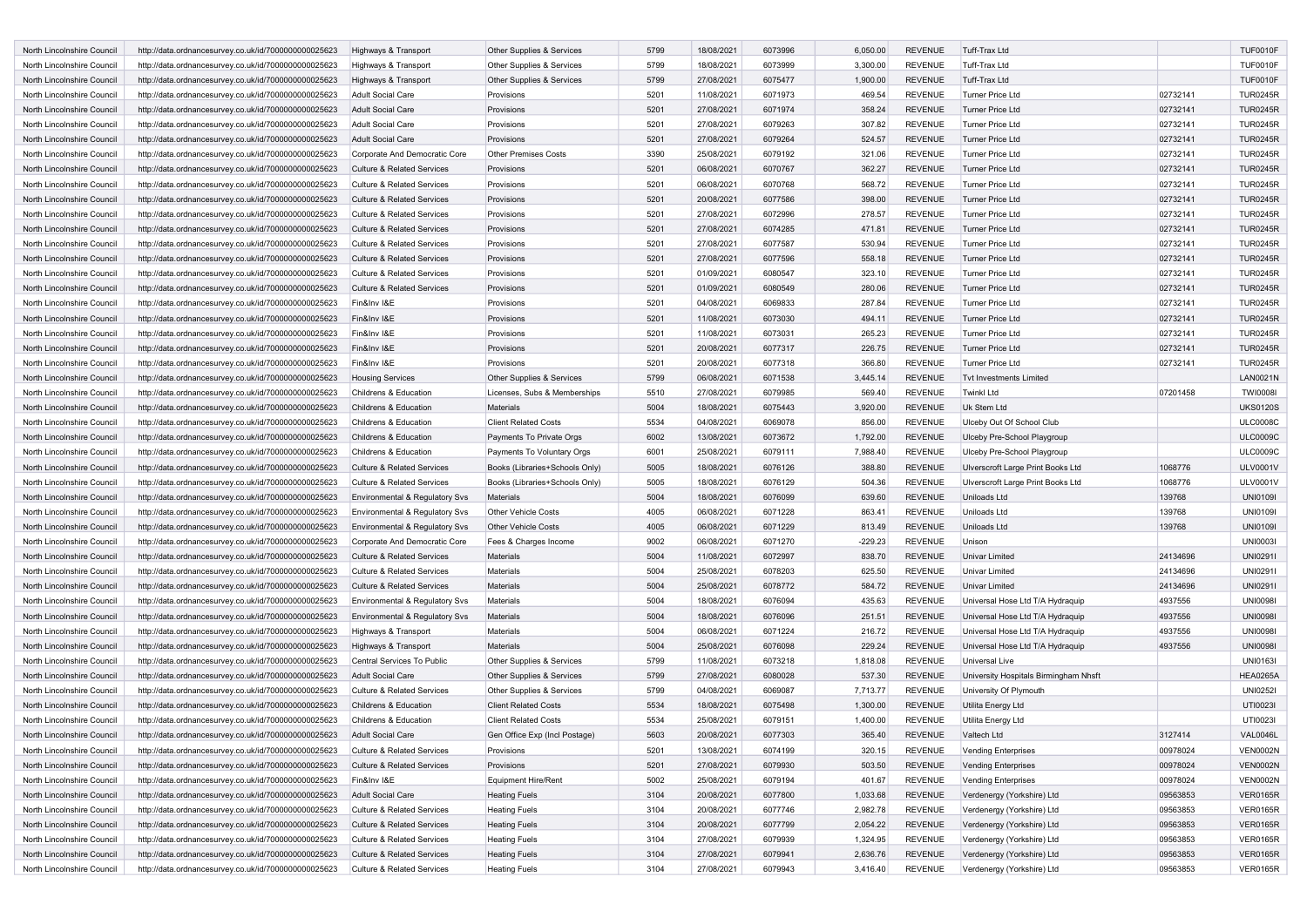| | | | | | | | | | | | |
|---|---|---|---|---|---|---|---|---|---|---|---|
| North Lincolnshire Council | http://data.ordnancesurvey.co.uk/id/7000000000025623 | Highways & Transport | Other Supplies & Services | 5799 | 18/08/2021 | 6073996 | 6,050.00 | REVENUE | Tuff-Trax Ltd | | TUF0010F |
| North Lincolnshire Council | http://data.ordnancesurvey.co.uk/id/7000000000025623 | Highways & Transport | Other Supplies & Services | 5799 | 18/08/2021 | 6073999 | 3,300.00 | REVENUE | Tuff-Trax Ltd | | TUF0010F |
| North Lincolnshire Council | http://data.ordnancesurvey.co.uk/id/7000000000025623 | Highways & Transport | Other Supplies & Services | 5799 | 27/08/2021 | 6075477 | 1,900.00 | REVENUE | Tuff-Trax Ltd | | TUF0010F |
| North Lincolnshire Council | http://data.ordnancesurvey.co.uk/id/7000000000025623 | Adult Social Care | Provisions | 5201 | 11/08/2021 | 6071973 | 469.54 | REVENUE | Turner Price Ltd | 02732141 | TUR0245R |
| North Lincolnshire Council | http://data.ordnancesurvey.co.uk/id/7000000000025623 | Adult Social Care | Provisions | 5201 | 27/08/2021 | 6071974 | 358.24 | REVENUE | Turner Price Ltd | 02732141 | TUR0245R |
| North Lincolnshire Council | http://data.ordnancesurvey.co.uk/id/7000000000025623 | Adult Social Care | Provisions | 5201 | 27/08/2021 | 6079263 | 307.82 | REVENUE | Turner Price Ltd | 02732141 | TUR0245R |
| North Lincolnshire Council | http://data.ordnancesurvey.co.uk/id/7000000000025623 | Adult Social Care | Provisions | 5201 | 27/08/2021 | 6079264 | 524.57 | REVENUE | Turner Price Ltd | 02732141 | TUR0245R |
| North Lincolnshire Council | http://data.ordnancesurvey.co.uk/id/7000000000025623 | Corporate And Democratic Core | Other Premises Costs | 3390 | 25/08/2021 | 6079192 | 321.06 | REVENUE | Turner Price Ltd | 02732141 | TUR0245R |
| North Lincolnshire Council | http://data.ordnancesurvey.co.uk/id/7000000000025623 | Culture & Related Services | Provisions | 5201 | 06/08/2021 | 6070767 | 362.27 | REVENUE | Turner Price Ltd | 02732141 | TUR0245R |
| North Lincolnshire Council | http://data.ordnancesurvey.co.uk/id/7000000000025623 | Culture & Related Services | Provisions | 5201 | 06/08/2021 | 6070768 | 568.72 | REVENUE | Turner Price Ltd | 02732141 | TUR0245R |
| North Lincolnshire Council | http://data.ordnancesurvey.co.uk/id/7000000000025623 | Culture & Related Services | Provisions | 5201 | 20/08/2021 | 6077586 | 398.00 | REVENUE | Turner Price Ltd | 02732141 | TUR0245R |
| North Lincolnshire Council | http://data.ordnancesurvey.co.uk/id/7000000000025623 | Culture & Related Services | Provisions | 5201 | 27/08/2021 | 6072996 | 278.57 | REVENUE | Turner Price Ltd | 02732141 | TUR0245R |
| North Lincolnshire Council | http://data.ordnancesurvey.co.uk/id/7000000000025623 | Culture & Related Services | Provisions | 5201 | 27/08/2021 | 6074285 | 471.81 | REVENUE | Turner Price Ltd | 02732141 | TUR0245R |
| North Lincolnshire Council | http://data.ordnancesurvey.co.uk/id/7000000000025623 | Culture & Related Services | Provisions | 5201 | 27/08/2021 | 6077587 | 530.94 | REVENUE | Turner Price Ltd | 02732141 | TUR0245R |
| North Lincolnshire Council | http://data.ordnancesurvey.co.uk/id/7000000000025623 | Culture & Related Services | Provisions | 5201 | 27/08/2021 | 6077596 | 558.18 | REVENUE | Turner Price Ltd | 02732141 | TUR0245R |
| North Lincolnshire Council | http://data.ordnancesurvey.co.uk/id/7000000000025623 | Culture & Related Services | Provisions | 5201 | 01/09/2021 | 6080547 | 323.10 | REVENUE | Turner Price Ltd | 02732141 | TUR0245R |
| North Lincolnshire Council | http://data.ordnancesurvey.co.uk/id/7000000000025623 | Culture & Related Services | Provisions | 5201 | 01/09/2021 | 6080549 | 280.06 | REVENUE | Turner Price Ltd | 02732141 | TUR0245R |
| North Lincolnshire Council | http://data.ordnancesurvey.co.uk/id/7000000000025623 | Fin&Inv I&E | Provisions | 5201 | 04/08/2021 | 6069833 | 287.84 | REVENUE | Turner Price Ltd | 02732141 | TUR0245R |
| North Lincolnshire Council | http://data.ordnancesurvey.co.uk/id/7000000000025623 | Fin&Inv I&E | Provisions | 5201 | 11/08/2021 | 6073030 | 494.11 | REVENUE | Turner Price Ltd | 02732141 | TUR0245R |
| North Lincolnshire Council | http://data.ordnancesurvey.co.uk/id/7000000000025623 | Fin&Inv I&E | Provisions | 5201 | 11/08/2021 | 6073031 | 265.23 | REVENUE | Turner Price Ltd | 02732141 | TUR0245R |
| North Lincolnshire Council | http://data.ordnancesurvey.co.uk/id/7000000000025623 | Fin&Inv I&E | Provisions | 5201 | 20/08/2021 | 6077317 | 226.75 | REVENUE | Turner Price Ltd | 02732141 | TUR0245R |
| North Lincolnshire Council | http://data.ordnancesurvey.co.uk/id/7000000000025623 | Fin&Inv I&E | Provisions | 5201 | 20/08/2021 | 6077318 | 366.80 | REVENUE | Turner Price Ltd | 02732141 | TUR0245R |
| North Lincolnshire Council | http://data.ordnancesurvey.co.uk/id/7000000000025623 | Housing Services | Other Supplies & Services | 5799 | 06/08/2021 | 6071538 | 3,445.14 | REVENUE | Tvt Investments Limited | | LAN0021N |
| North Lincolnshire Council | http://data.ordnancesurvey.co.uk/id/7000000000025623 | Childrens & Education | Licenses, Subs & Memberships | 5510 | 27/08/2021 | 6079985 | 569.40 | REVENUE | Twinkl Ltd | 07201458 | TWI0008I |
| North Lincolnshire Council | http://data.ordnancesurvey.co.uk/id/7000000000025623 | Childrens & Education | Materials | 5004 | 18/08/2021 | 6075443 | 3,920.00 | REVENUE | Uk Stem Ltd | | UKS0120S |
| North Lincolnshire Council | http://data.ordnancesurvey.co.uk/id/7000000000025623 | Childrens & Education | Client Related Costs | 5534 | 04/08/2021 | 6069078 | 856.00 | REVENUE | Ulceby Out Of School Club | | ULC0008C |
| North Lincolnshire Council | http://data.ordnancesurvey.co.uk/id/7000000000025623 | Childrens & Education | Payments To Private Orgs | 6002 | 13/08/2021 | 6073672 | 1,792.00 | REVENUE | Ulceby Pre-School Playgroup | | ULC0009C |
| North Lincolnshire Council | http://data.ordnancesurvey.co.uk/id/7000000000025623 | Childrens & Education | Payments To Voluntary Orgs | 6001 | 25/08/2021 | 6079111 | 7,988.40 | REVENUE | Ulceby Pre-School Playgroup | | ULC0009C |
| North Lincolnshire Council | http://data.ordnancesurvey.co.uk/id/7000000000025623 | Culture & Related Services | Books (Libraries+Schools Only) | 5005 | 18/08/2021 | 6076126 | 388.80 | REVENUE | Ulverscroft Large Print Books Ltd | 1068776 | ULV0001V |
| North Lincolnshire Council | http://data.ordnancesurvey.co.uk/id/7000000000025623 | Culture & Related Services | Books (Libraries+Schools Only) | 5005 | 18/08/2021 | 6076129 | 504.36 | REVENUE | Ulverscroft Large Print Books Ltd | 1068776 | ULV0001V |
| North Lincolnshire Council | http://data.ordnancesurvey.co.uk/id/7000000000025623 | Environmental & Regulatory Svs | Materials | 5004 | 18/08/2021 | 6076099 | 639.60 | REVENUE | Uniloads Ltd | 139768 | UNI0109I |
| North Lincolnshire Council | http://data.ordnancesurvey.co.uk/id/7000000000025623 | Environmental & Regulatory Svs | Other Vehicle Costs | 4005 | 06/08/2021 | 6071228 | 863.41 | REVENUE | Uniloads Ltd | 139768 | UNI0109I |
| North Lincolnshire Council | http://data.ordnancesurvey.co.uk/id/7000000000025623 | Environmental & Regulatory Svs | Other Vehicle Costs | 4005 | 06/08/2021 | 6071229 | 813.49 | REVENUE | Uniloads Ltd | 139768 | UNI0109I |
| North Lincolnshire Council | http://data.ordnancesurvey.co.uk/id/7000000000025623 | Corporate And Democratic Core | Fees & Charges Income | 9002 | 06/08/2021 | 6071270 | -229.23 | REVENUE | Unison | | UNI0003I |
| North Lincolnshire Council | http://data.ordnancesurvey.co.uk/id/7000000000025623 | Culture & Related Services | Materials | 5004 | 11/08/2021 | 6072997 | 838.70 | REVENUE | Univar Limited | 24134696 | UNI0291I |
| North Lincolnshire Council | http://data.ordnancesurvey.co.uk/id/7000000000025623 | Culture & Related Services | Materials | 5004 | 25/08/2021 | 6078203 | 625.50 | REVENUE | Univar Limited | 24134696 | UNI0291I |
| North Lincolnshire Council | http://data.ordnancesurvey.co.uk/id/7000000000025623 | Culture & Related Services | Materials | 5004 | 25/08/2021 | 6078772 | 584.72 | REVENUE | Univar Limited | 24134696 | UNI0291I |
| North Lincolnshire Council | http://data.ordnancesurvey.co.uk/id/7000000000025623 | Environmental & Regulatory Svs | Materials | 5004 | 18/08/2021 | 6076094 | 435.63 | REVENUE | Universal Hose Ltd T/A Hydraquip | 4937556 | UNI0098I |
| North Lincolnshire Council | http://data.ordnancesurvey.co.uk/id/7000000000025623 | Environmental & Regulatory Svs | Materials | 5004 | 18/08/2021 | 6076096 | 251.51 | REVENUE | Universal Hose Ltd T/A Hydraquip | 4937556 | UNI0098I |
| North Lincolnshire Council | http://data.ordnancesurvey.co.uk/id/7000000000025623 | Highways & Transport | Materials | 5004 | 06/08/2021 | 6071224 | 216.72 | REVENUE | Universal Hose Ltd T/A Hydraquip | 4937556 | UNI0098I |
| North Lincolnshire Council | http://data.ordnancesurvey.co.uk/id/7000000000025623 | Highways & Transport | Materials | 5004 | 25/08/2021 | 6076098 | 229.24 | REVENUE | Universal Hose Ltd T/A Hydraquip | 4937556 | UNI0098I |
| North Lincolnshire Council | http://data.ordnancesurvey.co.uk/id/7000000000025623 | Central Services To Public | Other Supplies & Services | 5799 | 11/08/2021 | 6073218 | 1,818.08 | REVENUE | Universal Live | | UNI0163I |
| North Lincolnshire Council | http://data.ordnancesurvey.co.uk/id/7000000000025623 | Adult Social Care | Other Supplies & Services | 5799 | 27/08/2021 | 6080028 | 537.30 | REVENUE | University Hospitals Birmingham Nhsft | | HEA0265A |
| North Lincolnshire Council | http://data.ordnancesurvey.co.uk/id/7000000000025623 | Culture & Related Services | Other Supplies & Services | 5799 | 04/08/2021 | 6069087 | 7,713.77 | REVENUE | University Of Plymouth | | UNI0252I |
| North Lincolnshire Council | http://data.ordnancesurvey.co.uk/id/7000000000025623 | Childrens & Education | Client Related Costs | 5534 | 18/08/2021 | 6075498 | 1,300.00 | REVENUE | Utilita Energy Ltd | | UTI0023I |
| North Lincolnshire Council | http://data.ordnancesurvey.co.uk/id/7000000000025623 | Childrens & Education | Client Related Costs | 5534 | 25/08/2021 | 6079151 | 1,400.00 | REVENUE | Utilita Energy Ltd | | UTI0023I |
| North Lincolnshire Council | http://data.ordnancesurvey.co.uk/id/7000000000025623 | Adult Social Care | Gen Office Exp (Incl Postage) | 5603 | 20/08/2021 | 6077303 | 365.40 | REVENUE | Valtech Ltd | 3127414 | VAL0046L |
| North Lincolnshire Council | http://data.ordnancesurvey.co.uk/id/7000000000025623 | Culture & Related Services | Provisions | 5201 | 13/08/2021 | 6074199 | 320.15 | REVENUE | Vending Enterprises | 00978024 | VEN0002N |
| North Lincolnshire Council | http://data.ordnancesurvey.co.uk/id/7000000000025623 | Culture & Related Services | Provisions | 5201 | 27/08/2021 | 6079930 | 503.50 | REVENUE | Vending Enterprises | 00978024 | VEN0002N |
| North Lincolnshire Council | http://data.ordnancesurvey.co.uk/id/7000000000025623 | Fin&Inv I&E | Equipment Hire/Rent | 5002 | 25/08/2021 | 6079194 | 401.67 | REVENUE | Vending Enterprises | 00978024 | VEN0002N |
| North Lincolnshire Council | http://data.ordnancesurvey.co.uk/id/7000000000025623 | Adult Social Care | Heating Fuels | 3104 | 20/08/2021 | 6077800 | 1,033.68 | REVENUE | Verdenergy (Yorkshire) Ltd | 09563853 | VER0165R |
| North Lincolnshire Council | http://data.ordnancesurvey.co.uk/id/7000000000025623 | Culture & Related Services | Heating Fuels | 3104 | 20/08/2021 | 6077746 | 2,982.78 | REVENUE | Verdenergy (Yorkshire) Ltd | 09563853 | VER0165R |
| North Lincolnshire Council | http://data.ordnancesurvey.co.uk/id/7000000000025623 | Culture & Related Services | Heating Fuels | 3104 | 20/08/2021 | 6077799 | 2,054.22 | REVENUE | Verdenergy (Yorkshire) Ltd | 09563853 | VER0165R |
| North Lincolnshire Council | http://data.ordnancesurvey.co.uk/id/7000000000025623 | Culture & Related Services | Heating Fuels | 3104 | 27/08/2021 | 6079939 | 1,324.95 | REVENUE | Verdenergy (Yorkshire) Ltd | 09563853 | VER0165R |
| North Lincolnshire Council | http://data.ordnancesurvey.co.uk/id/7000000000025623 | Culture & Related Services | Heating Fuels | 3104 | 27/08/2021 | 6079941 | 2,636.76 | REVENUE | Verdenergy (Yorkshire) Ltd | 09563853 | VER0165R |
| North Lincolnshire Council | http://data.ordnancesurvey.co.uk/id/7000000000025623 | Culture & Related Services | Heating Fuels | 3104 | 27/08/2021 | 6079943 | 3,416.40 | REVENUE | Verdenergy (Yorkshire) Ltd | 09563853 | VER0165R |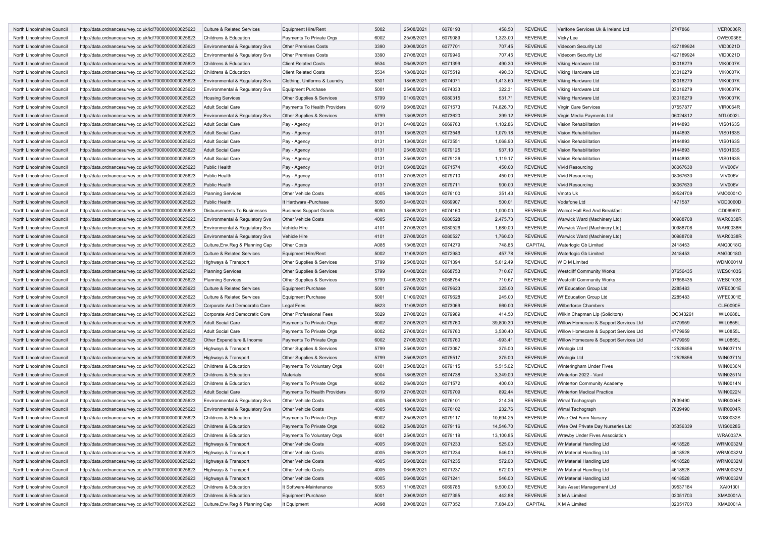| | | | | | | | | | | | |
|---|---|---|---|---|---|---|---|---|---|---|---|
| North Lincolnshire Council | http://data.ordnancesurvey.co.uk/id/7000000000025623 | Culture & Related Services | Equipment Hire/Rent | 5002 | 25/08/2021 | 6078193 | 458.50 | REVENUE | Verifone Services Uk & Ireland Ltd | 2747866 | VER0006R |
| North Lincolnshire Council | http://data.ordnancesurvey.co.uk/id/7000000000025623 | Childrens & Education | Payments To Private Orgs | 6002 | 25/08/2021 | 6079089 | 1,323.00 | REVENUE | Vicky Lee | | OWE0036E |
| North Lincolnshire Council | http://data.ordnancesurvey.co.uk/id/7000000000025623 | Environmental & Regulatory Svs | Other Premises Costs | 3390 | 20/08/2021 | 6077701 | 707.45 | REVENUE | Videcom Security Ltd | 427189924 | VID0021D |
| North Lincolnshire Council | http://data.ordnancesurvey.co.uk/id/7000000000025623 | Environmental & Regulatory Svs | Other Premises Costs | 3390 | 27/08/2021 | 6079946 | 707.45 | REVENUE | Videcom Security Ltd | 427189924 | VID0021D |
| North Lincolnshire Council | http://data.ordnancesurvey.co.uk/id/7000000000025623 | Childrens & Education | Client Related Costs | 5534 | 06/08/2021 | 6071399 | 490.30 | REVENUE | Viking Hardware Ltd | 03016279 | VIK0007K |
| North Lincolnshire Council | http://data.ordnancesurvey.co.uk/id/7000000000025623 | Childrens & Education | Client Related Costs | 5534 | 18/08/2021 | 6075519 | 490.30 | REVENUE | Viking Hardware Ltd | 03016279 | VIK0007K |
| North Lincolnshire Council | http://data.ordnancesurvey.co.uk/id/7000000000025623 | Environmental & Regulatory Svs | Clothing, Uniforms & Laundry | 5301 | 18/08/2021 | 6074071 | 1,413.60 | REVENUE | Viking Hardware Ltd | 03016279 | VIK0007K |
| North Lincolnshire Council | http://data.ordnancesurvey.co.uk/id/7000000000025623 | Environmental & Regulatory Svs | Equipment Purchase | 5001 | 25/08/2021 | 6074333 | 322.31 | REVENUE | Viking Hardware Ltd | 03016279 | VIK0007K |
| North Lincolnshire Council | http://data.ordnancesurvey.co.uk/id/7000000000025623 | Housing Services | Other Supplies & Services | 5799 | 01/09/2021 | 6080315 | 531.71 | REVENUE | Viking Hardware Ltd | 03016279 | VIK0007K |
| North Lincolnshire Council | http://data.ordnancesurvey.co.uk/id/7000000000025623 | Adult Social Care | Payments To Health Providers | 6019 | 06/08/2021 | 6071573 | 74,826.70 | REVENUE | Virgin Care Services | 07557877 | VIR0064R |
| North Lincolnshire Council | http://data.ordnancesurvey.co.uk/id/7000000000025623 | Environmental & Regulatory Svs | Other Supplies & Services | 5799 | 13/08/2021 | 6073620 | 399.12 | REVENUE | Virgin Media Payments Ltd | 06024812 | NTL0002L |
| North Lincolnshire Council | http://data.ordnancesurvey.co.uk/id/7000000000025623 | Adult Social Care | Pay - Agency | 0131 | 04/08/2021 | 6069763 | 1,102.86 | REVENUE | Vision Rehabilitation | 9144893 | VIS0163S |
| North Lincolnshire Council | http://data.ordnancesurvey.co.uk/id/7000000000025623 | Adult Social Care | Pay - Agency | 0131 | 13/08/2021 | 6073546 | 1,079.18 | REVENUE | Vision Rehabilitation | 9144893 | VIS0163S |
| North Lincolnshire Council | http://data.ordnancesurvey.co.uk/id/7000000000025623 | Adult Social Care | Pay - Agency | 0131 | 13/08/2021 | 6073551 | 1,068.90 | REVENUE | Vision Rehabilitation | 9144893 | VIS0163S |
| North Lincolnshire Council | http://data.ordnancesurvey.co.uk/id/7000000000025623 | Adult Social Care | Pay - Agency | 0131 | 25/08/2021 | 6079125 | 937.10 | REVENUE | Vision Rehabilitation | 9144893 | VIS0163S |
| North Lincolnshire Council | http://data.ordnancesurvey.co.uk/id/7000000000025623 | Adult Social Care | Pay - Agency | 0131 | 25/08/2021 | 6079126 | 1,119.17 | REVENUE | Vision Rehabilitation | 9144893 | VIS0163S |
| North Lincolnshire Council | http://data.ordnancesurvey.co.uk/id/7000000000025623 | Public Health | Pay - Agency | 0131 | 06/08/2021 | 6071574 | 450.00 | REVENUE | Vivid Resourcing | 08067630 | VIV006V |
| North Lincolnshire Council | http://data.ordnancesurvey.co.uk/id/7000000000025623 | Public Health | Pay - Agency | 0131 | 27/08/2021 | 6079710 | 450.00 | REVENUE | Vivid Resourcing | 08067630 | VIV006V |
| North Lincolnshire Council | http://data.ordnancesurvey.co.uk/id/7000000000025623 | Public Health | Pay - Agency | 0131 | 27/08/2021 | 6079711 | 900.00 | REVENUE | Vivid Resourcing | 08067630 | VIV006V |
| North Lincolnshire Council | http://data.ordnancesurvey.co.uk/id/7000000000025623 | Planning Services | Other Vehicle Costs | 4005 | 18/08/2021 | 6076100 | 351.43 | REVENUE | Vmoto Uk | 09524709 | VMO0001O |
| North Lincolnshire Council | http://data.ordnancesurvey.co.uk/id/7000000000025623 | Public Health | It Hardware -Purchase | 5050 | 04/08/2021 | 6069907 | 500.01 | REVENUE | Vodafone Ltd | 1471587 | VOD0060D |
| North Lincolnshire Council | http://data.ordnancesurvey.co.uk/id/7000000000025623 | Disbursements To Businesses | Business Support Grants | 6090 | 18/08/2021 | 6074160 | 1,000.00 | REVENUE | Walcot Hall Bed And Breakfast | | CD069670 |
| North Lincolnshire Council | http://data.ordnancesurvey.co.uk/id/7000000000025623 | Environmental & Regulatory Svs | Other Vehicle Costs | 4005 | 27/08/2021 | 6080528 | 2,475.73 | REVENUE | Warwick Ward (Machinery Ltd) | 00988708 | WAR0038R |
| North Lincolnshire Council | http://data.ordnancesurvey.co.uk/id/7000000000025623 | Environmental & Regulatory Svs | Vehicle Hire | 4101 | 27/08/2021 | 6080526 | 1,680.00 | REVENUE | Warwick Ward (Machinery Ltd) | 00988708 | WAR0038R |
| North Lincolnshire Council | http://data.ordnancesurvey.co.uk/id/7000000000025623 | Environmental & Regulatory Svs | Vehicle Hire | 4101 | 27/08/2021 | 6080527 | 1,760.00 | REVENUE | Warwick Ward (Machinery Ltd) | 00988708 | WAR0038R |
| North Lincolnshire Council | http://data.ordnancesurvey.co.uk/id/7000000000025623 | Culture,Env,Reg & Planning Cap | Other Costs | A085 | 13/08/2021 | 6074279 | 748.85 | CAPITAL | Waterlogic Gb Limited | 2418453 | ANG0018G |
| North Lincolnshire Council | http://data.ordnancesurvey.co.uk/id/7000000000025623 | Culture & Related Services | Equipment Hire/Rent | 5002 | 11/08/2021 | 6072980 | 457.78 | REVENUE | Waterlogic Gb Limited | 2418453 | ANG0018G |
| North Lincolnshire Council | http://data.ordnancesurvey.co.uk/id/7000000000025623 | Highways & Transport | Other Supplies & Services | 5799 | 25/08/2021 | 6071394 | 5,612.49 | REVENUE | W D M Limited | | WDM0001M |
| North Lincolnshire Council | http://data.ordnancesurvey.co.uk/id/7000000000025623 | Planning Services | Other Supplies & Services | 5799 | 04/08/2021 | 6068753 | 710.67 | REVENUE | Westcliff Community Works | 07656435 | WES0103S |
| North Lincolnshire Council | http://data.ordnancesurvey.co.uk/id/7000000000025623 | Planning Services | Other Supplies & Services | 5799 | 04/08/2021 | 6068754 | 710.67 | REVENUE | Westcliff Community Works | 07656435 | WES0103S |
| North Lincolnshire Council | http://data.ordnancesurvey.co.uk/id/7000000000025623 | Culture & Related Services | Equipment Purchase | 5001 | 27/08/2021 | 6079623 | 325.00 | REVENUE | Wf Education Group Ltd | 2285483 | WFE0001E |
| North Lincolnshire Council | http://data.ordnancesurvey.co.uk/id/7000000000025623 | Culture & Related Services | Equipment Purchase | 5001 | 01/09/2021 | 6079628 | 245.00 | REVENUE | Wf Education Group Ltd | 2285483 | WFE0001E |
| North Lincolnshire Council | http://data.ordnancesurvey.co.uk/id/7000000000025623 | Corporate And Democratic Core | Legal Fees | 5823 | 11/08/2021 | 6073069 | 560.00 | REVENUE | Wilberforce Chambers | | CLE0090E |
| North Lincolnshire Council | http://data.ordnancesurvey.co.uk/id/7000000000025623 | Corporate And Democratic Core | Other Professional Fees | 5829 | 27/08/2021 | 6079989 | 414.50 | REVENUE | Wilkin Chapman Llp (Solicitors) | OC343261 | WIL0688L |
| North Lincolnshire Council | http://data.ordnancesurvey.co.uk/id/7000000000025623 | Adult Social Care | Payments To Private Orgs | 6002 | 27/08/2021 | 6079760 | 39,800.30 | REVENUE | Willow Homecare & Support Services Ltd | 4779959 | WIL0855L |
| North Lincolnshire Council | http://data.ordnancesurvey.co.uk/id/7000000000025623 | Adult Social Care | Payments To Private Orgs | 6002 | 27/08/2021 | 6079760 | 3,530.40 | REVENUE | Willow Homecare & Support Services Ltd | 4779959 | WIL0855L |
| North Lincolnshire Council | http://data.ordnancesurvey.co.uk/id/7000000000025623 | Other Expenditure & Income | Payments To Private Orgs | 6002 | 27/08/2021 | 6079760 | -993.41 | REVENUE | Willow Homecare & Support Services Ltd | 4779959 | WIL0855L |
| North Lincolnshire Council | http://data.ordnancesurvey.co.uk/id/7000000000025623 | Highways & Transport | Other Supplies & Services | 5799 | 25/08/2021 | 6073087 | 375.00 | REVENUE | Winlogix Ltd | 12526856 | WIN0371N |
| North Lincolnshire Council | http://data.ordnancesurvey.co.uk/id/7000000000025623 | Highways & Transport | Other Supplies & Services | 5799 | 25/08/2021 | 6075517 | 375.00 | REVENUE | Winlogix Ltd | 12526856 | WIN0371N |
| North Lincolnshire Council | http://data.ordnancesurvey.co.uk/id/7000000000025623 | Childrens & Education | Payments To Voluntary Orgs | 6001 | 25/08/2021 | 6079115 | 5,515.02 | REVENUE | Winteringham Under Fives | | WIN0036N |
| North Lincolnshire Council | http://data.ordnancesurvey.co.uk/id/7000000000025623 | Childrens & Education | Materials | 5004 | 18/08/2021 | 6074738 | 3,349.00 | REVENUE | Winterton 2022 - Vanl | | WIN0251N |
| North Lincolnshire Council | http://data.ordnancesurvey.co.uk/id/7000000000025623 | Childrens & Education | Payments To Private Orgs | 6002 | 06/08/2021 | 6071572 | 400.00 | REVENUE | Winterton Community Academy | | WIN0014N |
| North Lincolnshire Council | http://data.ordnancesurvey.co.uk/id/7000000000025623 | Adult Social Care | Payments To Health Providers | 6019 | 27/08/2021 | 6079709 | 892.44 | REVENUE | Winterton Medical Practice | | WIN0022N |
| North Lincolnshire Council | http://data.ordnancesurvey.co.uk/id/7000000000025623 | Environmental & Regulatory Svs | Other Vehicle Costs | 4005 | 18/08/2021 | 6076101 | 214.36 | REVENUE | Wirral Tachograph | 7639490 | WIR0004R |
| North Lincolnshire Council | http://data.ordnancesurvey.co.uk/id/7000000000025623 | Environmental & Regulatory Svs | Other Vehicle Costs | 4005 | 18/08/2021 | 6076102 | 232.76 | REVENUE | Wirral Tachograph | 7639490 | WIR0004R |
| North Lincolnshire Council | http://data.ordnancesurvey.co.uk/id/7000000000025623 | Childrens & Education | Payments To Private Orgs | 6002 | 25/08/2021 | 6079117 | 10,694.25 | REVENUE | Wise Owl Farm Nursery | | WIS0032S |
| North Lincolnshire Council | http://data.ordnancesurvey.co.uk/id/7000000000025623 | Childrens & Education | Payments To Private Orgs | 6002 | 25/08/2021 | 6079116 | 14,546.70 | REVENUE | Wise Owl Private Day Nurseries Ltd | 05356339 | WIS0028S |
| North Lincolnshire Council | http://data.ordnancesurvey.co.uk/id/7000000000025623 | Childrens & Education | Payments To Voluntary Orgs | 6001 | 25/08/2021 | 6079119 | 13,100.85 | REVENUE | Wrawby Under Fives Association | | WRA0037A |
| North Lincolnshire Council | http://data.ordnancesurvey.co.uk/id/7000000000025623 | Highways & Transport | Other Vehicle Costs | 4005 | 06/08/2021 | 6071233 | 525.00 | REVENUE | Wr Material Handling Ltd | 4618528 | WRM0032M |
| North Lincolnshire Council | http://data.ordnancesurvey.co.uk/id/7000000000025623 | Highways & Transport | Other Vehicle Costs | 4005 | 06/08/2021 | 6071234 | 546.00 | REVENUE | Wr Material Handling Ltd | 4618528 | WRM0032M |
| North Lincolnshire Council | http://data.ordnancesurvey.co.uk/id/7000000000025623 | Highways & Transport | Other Vehicle Costs | 4005 | 06/08/2021 | 6071235 | 572.00 | REVENUE | Wr Material Handling Ltd | 4618528 | WRM0032M |
| North Lincolnshire Council | http://data.ordnancesurvey.co.uk/id/7000000000025623 | Highways & Transport | Other Vehicle Costs | 4005 | 06/08/2021 | 6071237 | 572.00 | REVENUE | Wr Material Handling Ltd | 4618528 | WRM0032M |
| North Lincolnshire Council | http://data.ordnancesurvey.co.uk/id/7000000000025623 | Highways & Transport | Other Vehicle Costs | 4005 | 06/08/2021 | 6071241 | 546.00 | REVENUE | Wr Material Handling Ltd | 4618528 | WRM0032M |
| North Lincolnshire Council | http://data.ordnancesurvey.co.uk/id/7000000000025623 | Childrens & Education | It Software-Maintenance | 5053 | 11/08/2021 | 6069785 | 9,500.00 | REVENUE | Xais Asset Management Ltd | 09537184 | XAI0130I |
| North Lincolnshire Council | http://data.ordnancesurvey.co.uk/id/7000000000025623 | Childrens & Education | Equipment Purchase | 5001 | 20/08/2021 | 6077355 | 442.88 | REVENUE | X M A Limited | 02051703 | XMA0001A |
| North Lincolnshire Council | http://data.ordnancesurvey.co.uk/id/7000000000025623 | Culture,Env,Reg & Planning Cap | It Equipment | A098 | 20/08/2021 | 6077352 | 7,084.00 | CAPITAL | X M A Limited | 02051703 | XMA0001A |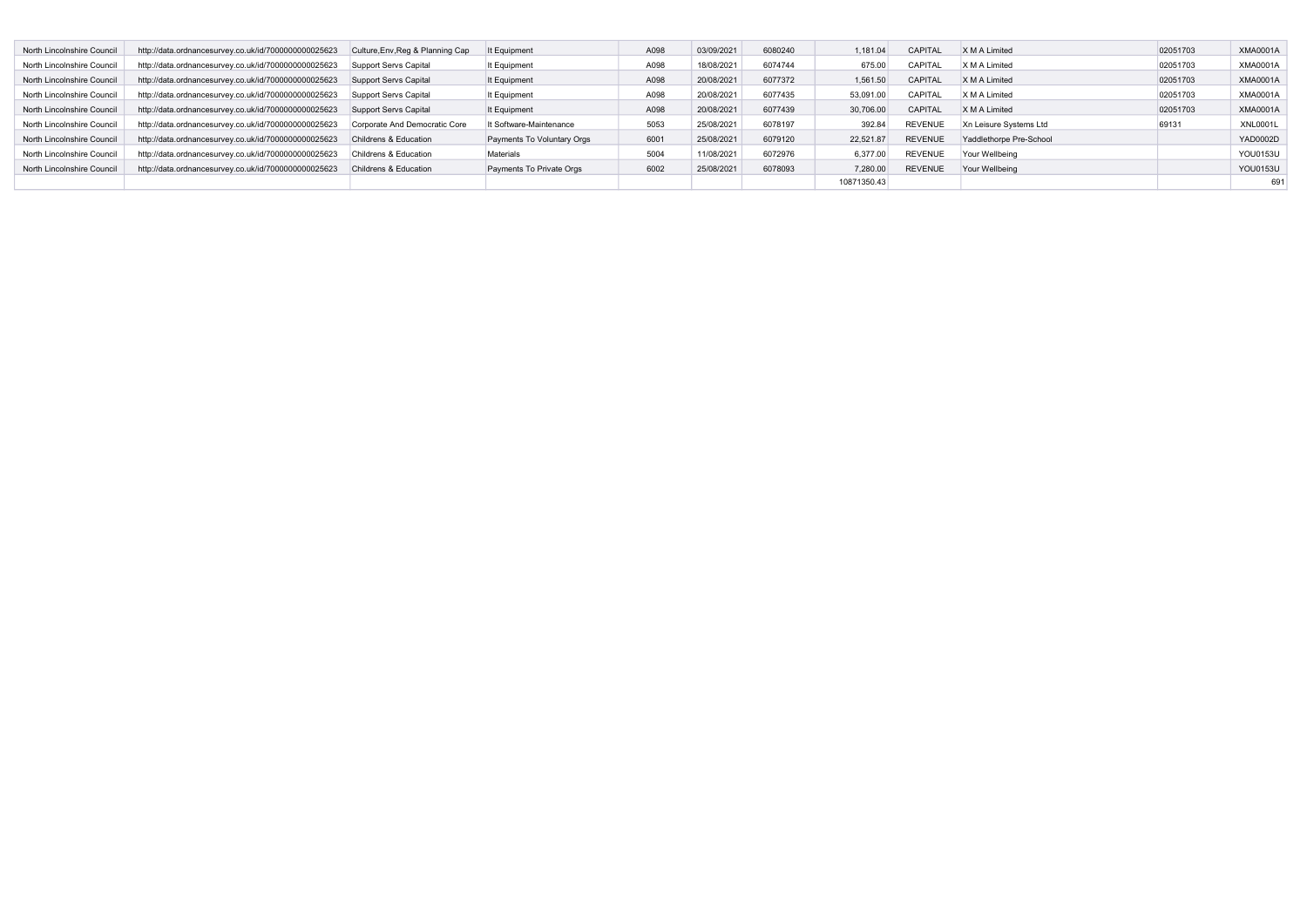| | | | | | | | | | | | |
|---|---|---|---|---|---|---|---|---|---|---|---|
| North Lincolnshire Council | http://data.ordnancesurvey.co.uk/id/7000000000025623 | Culture,Env,Reg & Planning Cap | It Equipment | A098 | 03/09/2021 | 6080240 | 1,181.04 | CAPITAL | X M A Limited | 02051703 | XMA0001A |
| North Lincolnshire Council | http://data.ordnancesurvey.co.uk/id/7000000000025623 | Support Servs Capital | It Equipment | A098 | 18/08/2021 | 6074744 | 675.00 | CAPITAL | X M A Limited | 02051703 | XMA0001A |
| North Lincolnshire Council | http://data.ordnancesurvey.co.uk/id/7000000000025623 | Support Servs Capital | It Equipment | A098 | 20/08/2021 | 6077372 | 1,561.50 | CAPITAL | X M A Limited | 02051703 | XMA0001A |
| North Lincolnshire Council | http://data.ordnancesurvey.co.uk/id/7000000000025623 | Support Servs Capital | It Equipment | A098 | 20/08/2021 | 6077435 | 53,091.00 | CAPITAL | X M A Limited | 02051703 | XMA0001A |
| North Lincolnshire Council | http://data.ordnancesurvey.co.uk/id/7000000000025623 | Support Servs Capital | It Equipment | A098 | 20/08/2021 | 6077439 | 30,706.00 | CAPITAL | X M A Limited | 02051703 | XMA0001A |
| North Lincolnshire Council | http://data.ordnancesurvey.co.uk/id/7000000000025623 | Corporate And Democratic Core | It Software-Maintenance | 5053 | 25/08/2021 | 6078197 | 392.84 | REVENUE | Xn Leisure Systems Ltd | 69131 | XNL0001L |
| North Lincolnshire Council | http://data.ordnancesurvey.co.uk/id/7000000000025623 | Childrens & Education | Payments To Voluntary Orgs | 6001 | 25/08/2021 | 6079120 | 22,521.87 | REVENUE | Yaddlethorpe Pre-School | | YAD0002D |
| North Lincolnshire Council | http://data.ordnancesurvey.co.uk/id/7000000000025623 | Childrens & Education | Materials | 5004 | 11/08/2021 | 6072976 | 6,377.00 | REVENUE | Your Wellbeing | | YOU0153U |
| North Lincolnshire Council | http://data.ordnancesurvey.co.uk/id/7000000000025623 | Childrens & Education | Payments To Private Orgs | 6002 | 25/08/2021 | 6078093 | 7,280.00 | REVENUE | Your Wellbeing | | YOU0153U |
| | | | | | | | 10871350.43 | | | | 691 |